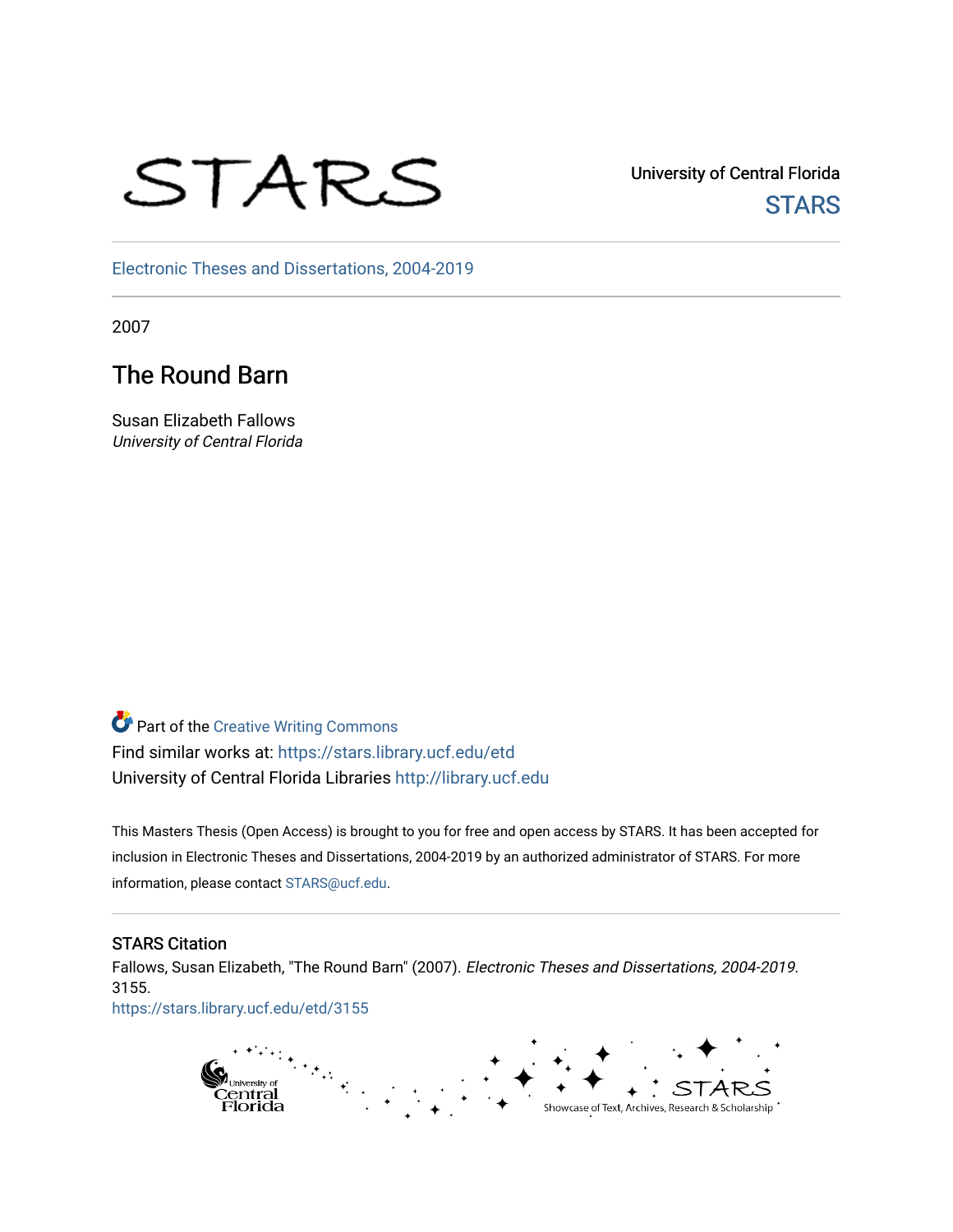STARS

University of Central Florida
STARS

Electronic Theses and Dissertations, 2004-2019

2007

# The Round Barn

Susan Elizabeth Fallows
*University of Central Florida*

Part of the Creative Writing Commons
Find similar works at: https://stars.library.ucf.edu/etd
University of Central Florida Libraries http://library.ucf.edu

This Masters Thesis (Open Access) is brought to you for free and open access by STARS. It has been accepted for inclusion in Electronic Theses and Dissertations, 2004-2019 by an authorized administrator of STARS. For more information, please contact STARS@ucf.edu.

## STARS Citation

Fallows, Susan Elizabeth, "The Round Barn" (2007). *Electronic Theses and Dissertations, 2004-2019*. 3155.
https://stars.library.ucf.edu/etd/3155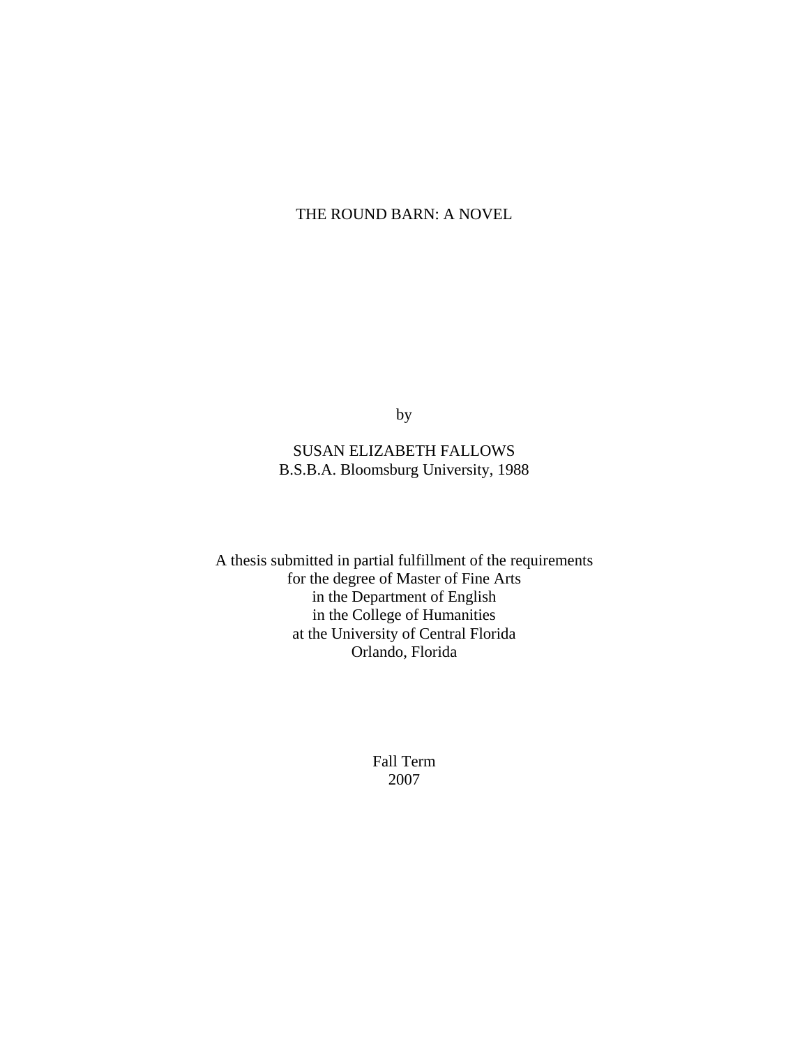# THE ROUND BARN: A NOVEL

by

SUSAN ELIZABETH FALLOWS
B.S.B.A. Bloomsburg University, 1988

A thesis submitted in partial fulfillment of the requirements
for the degree of Master of Fine Arts
in the Department of English
in the College of Humanities
at the University of Central Florida
Orlando, Florida

Fall Term
2007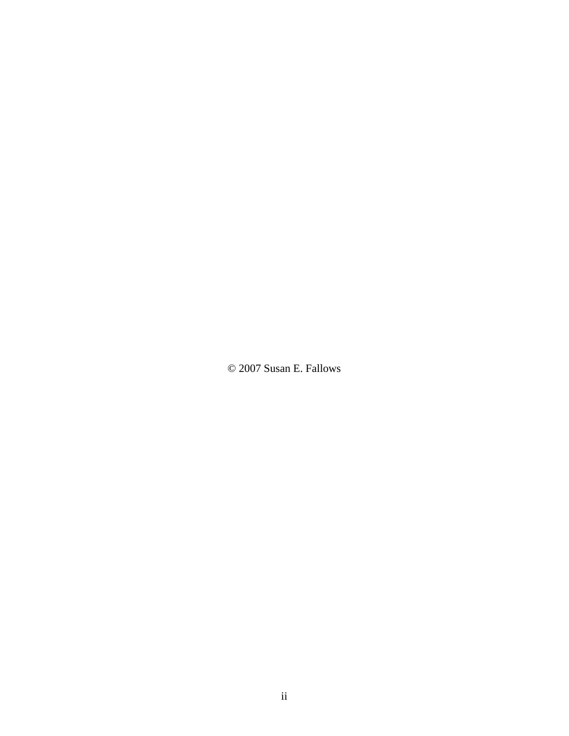© 2007 Susan E. Fallows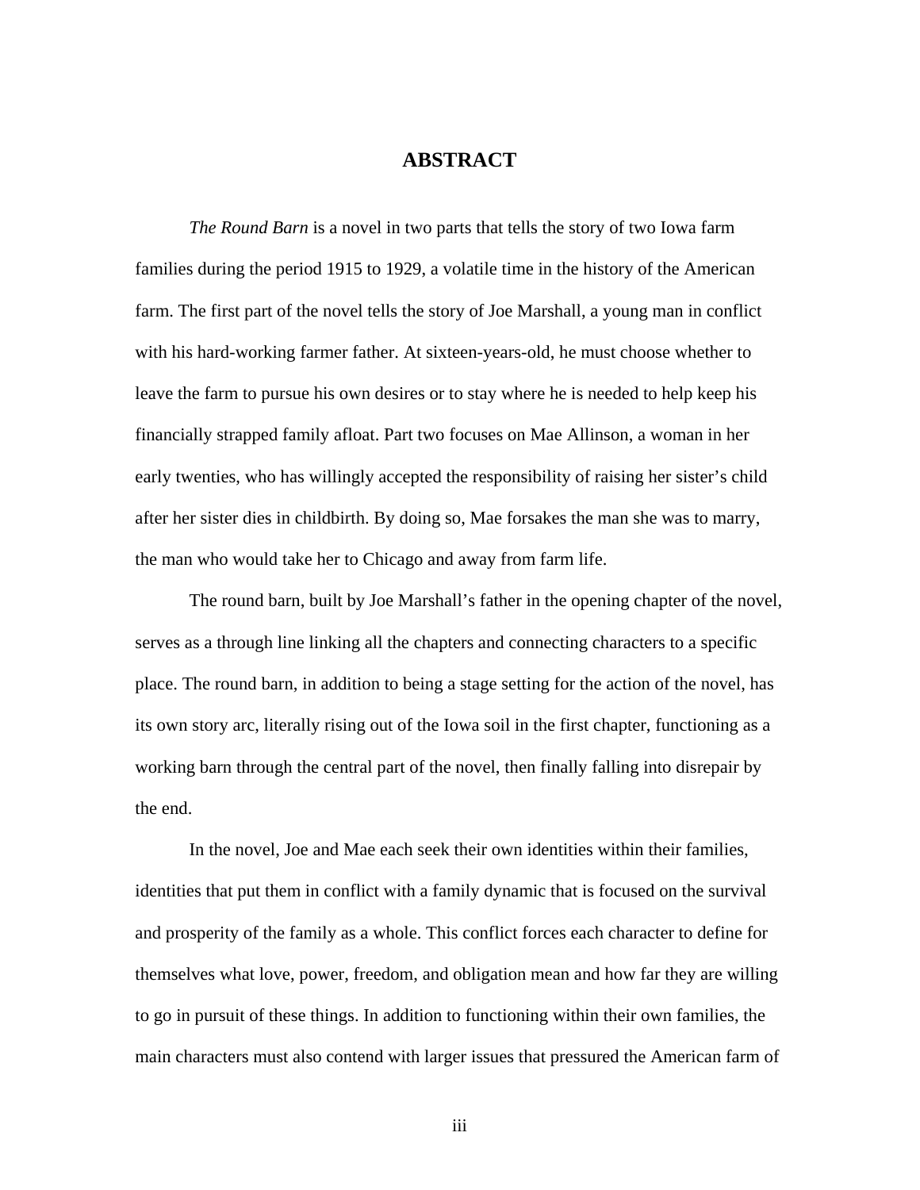# ABSTRACT

*The Round Barn* is a novel in two parts that tells the story of two Iowa farm families during the period 1915 to 1929, a volatile time in the history of the American farm. The first part of the novel tells the story of Joe Marshall, a young man in conflict with his hard-working farmer father. At sixteen-years-old, he must choose whether to leave the farm to pursue his own desires or to stay where he is needed to help keep his financially strapped family afloat. Part two focuses on Mae Allinson, a woman in her early twenties, who has willingly accepted the responsibility of raising her sister's child after her sister dies in childbirth. By doing so, Mae forsakes the man she was to marry, the man who would take her to Chicago and away from farm life.

The round barn, built by Joe Marshall's father in the opening chapter of the novel, serves as a through line linking all the chapters and connecting characters to a specific place. The round barn, in addition to being a stage setting for the action of the novel, has its own story arc, literally rising out of the Iowa soil in the first chapter, functioning as a working barn through the central part of the novel, then finally falling into disrepair by the end.

In the novel, Joe and Mae each seek their own identities within their families, identities that put them in conflict with a family dynamic that is focused on the survival and prosperity of the family as a whole. This conflict forces each character to define for themselves what love, power, freedom, and obligation mean and how far they are willing to go in pursuit of these things. In addition to functioning within their own families, the main characters must also contend with larger issues that pressured the American farm of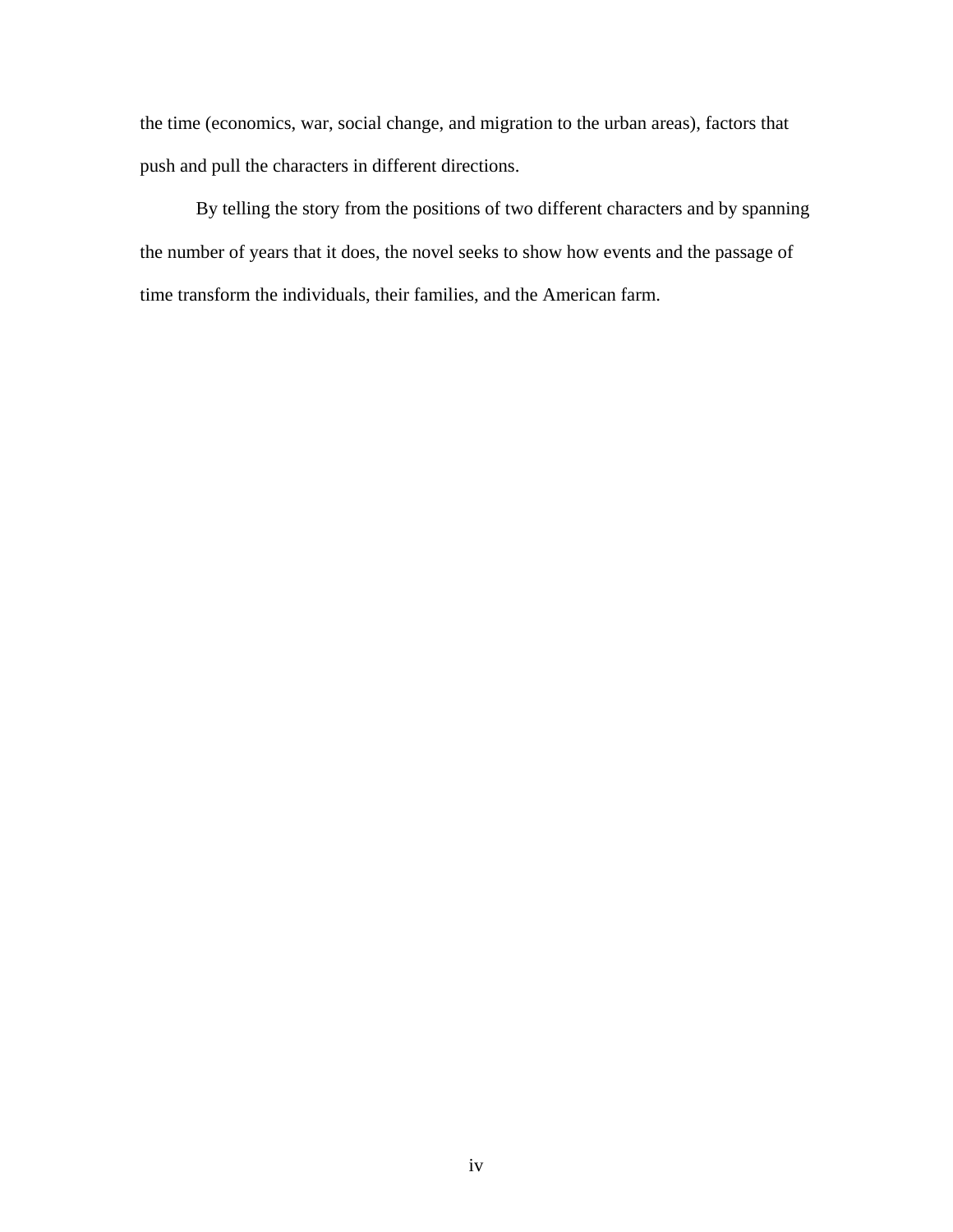the time (economics, war, social change, and migration to the urban areas), factors that push and pull the characters in different directions.

By telling the story from the positions of two different characters and by spanning the number of years that it does, the novel seeks to show how events and the passage of time transform the individuals, their families, and the American farm.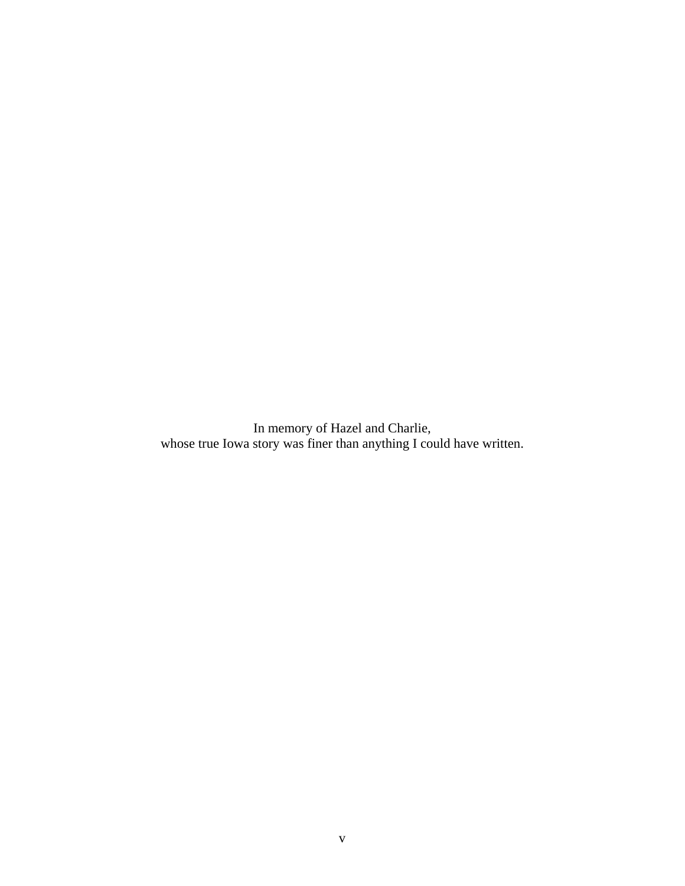In memory of Hazel and Charlie,
whose true Iowa story was finer than anything I could have written.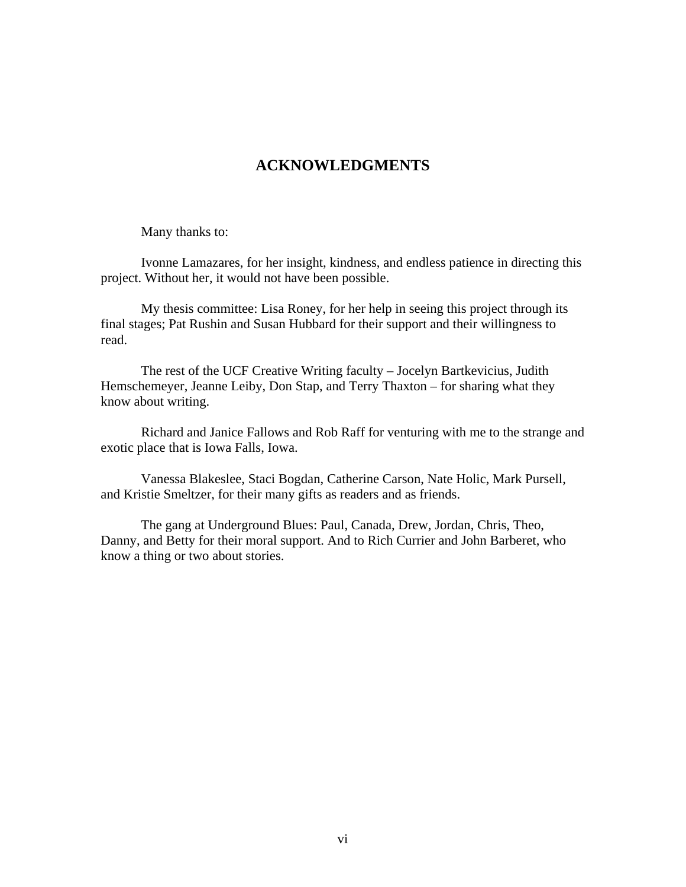# ACKNOWLEDGMENTS

Many thanks to:

Ivonne Lamazares, for her insight, kindness, and endless patience in directing this project. Without her, it would not have been possible.

My thesis committee: Lisa Roney, for her help in seeing this project through its final stages; Pat Rushin and Susan Hubbard for their support and their willingness to read.

The rest of the UCF Creative Writing faculty – Jocelyn Bartkevicius, Judith Hemschemeyer, Jeanne Leiby, Don Stap, and Terry Thaxton – for sharing what they know about writing.

Richard and Janice Fallows and Rob Raff for venturing with me to the strange and exotic place that is Iowa Falls, Iowa.

Vanessa Blakeslee, Staci Bogdan, Catherine Carson, Nate Holic, Mark Pursell, and Kristie Smeltzer, for their many gifts as readers and as friends.

The gang at Underground Blues: Paul, Canada, Drew, Jordan, Chris, Theo, Danny, and Betty for their moral support. And to Rich Currier and John Barberet, who know a thing or two about stories.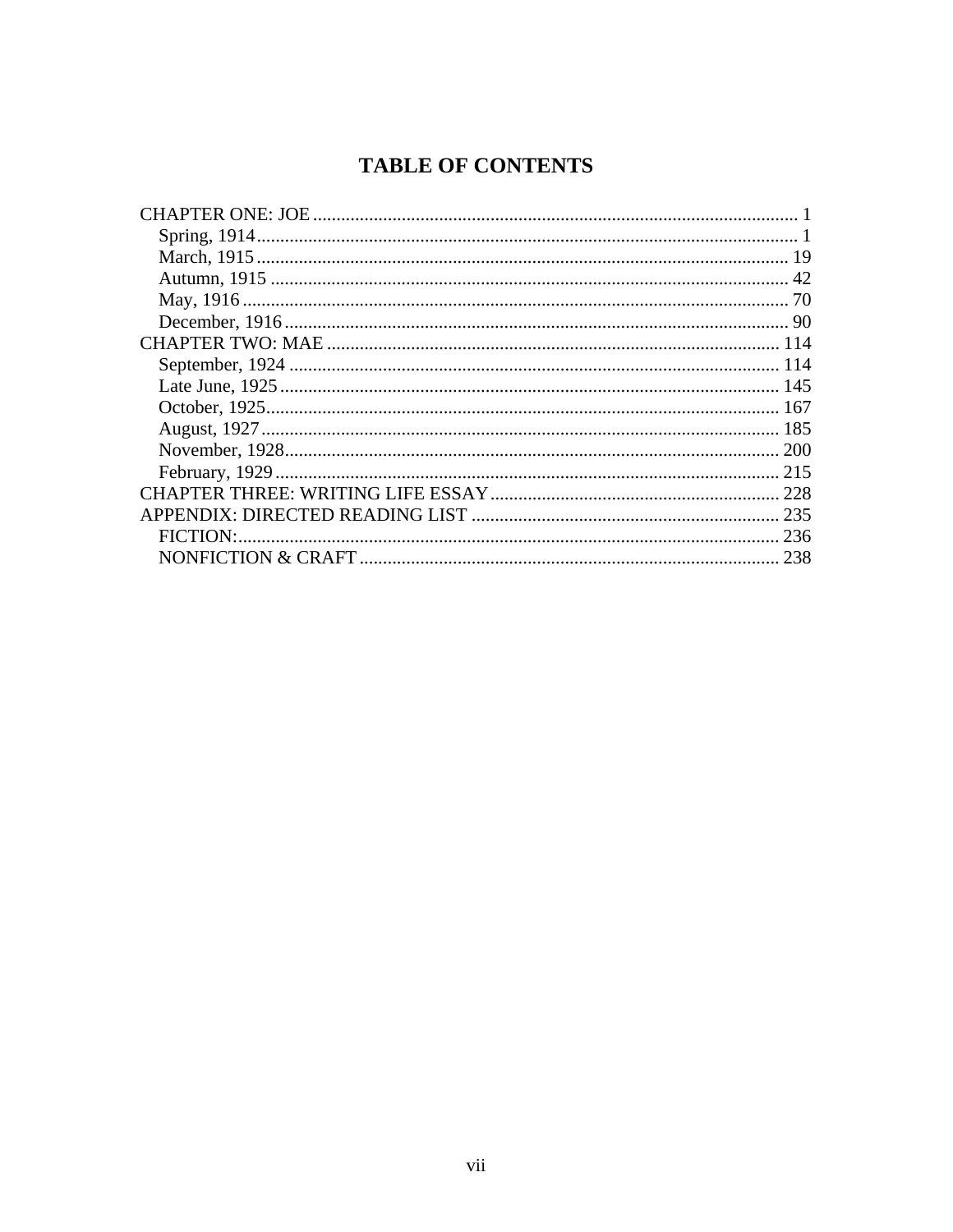# TABLE OF CONTENTS

CHAPTER ONE: JOE ........................................................................................................ 1
- Spring, 1914 ................................................................................................................ 1
- March, 1915 ................................................................................................................ 19
- Autumn, 1915 ............................................................................................................. 42
- May, 1916 ................................................................................................................... 70
- December, 1916 .......................................................................................................... 90

CHAPTER TWO: MAE ................................................................................................. 114
- September, 1924 ........................................................................................................ 114
- Late June, 1925 .......................................................................................................... 145
- October, 1925 ............................................................................................................. 167
- August, 1927 .............................................................................................................. 185
- November, 1928 .......................................................................................................... 200
- February, 1929 ........................................................................................................... 215

CHAPTER THREE: WRITING LIFE ESSAY ............................................................. 228

APPENDIX: DIRECTED READING LIST ................................................................. 235
- FICTION: .................................................................................................................... 236
- NONFICTION & CRAFT ........................................................................................... 238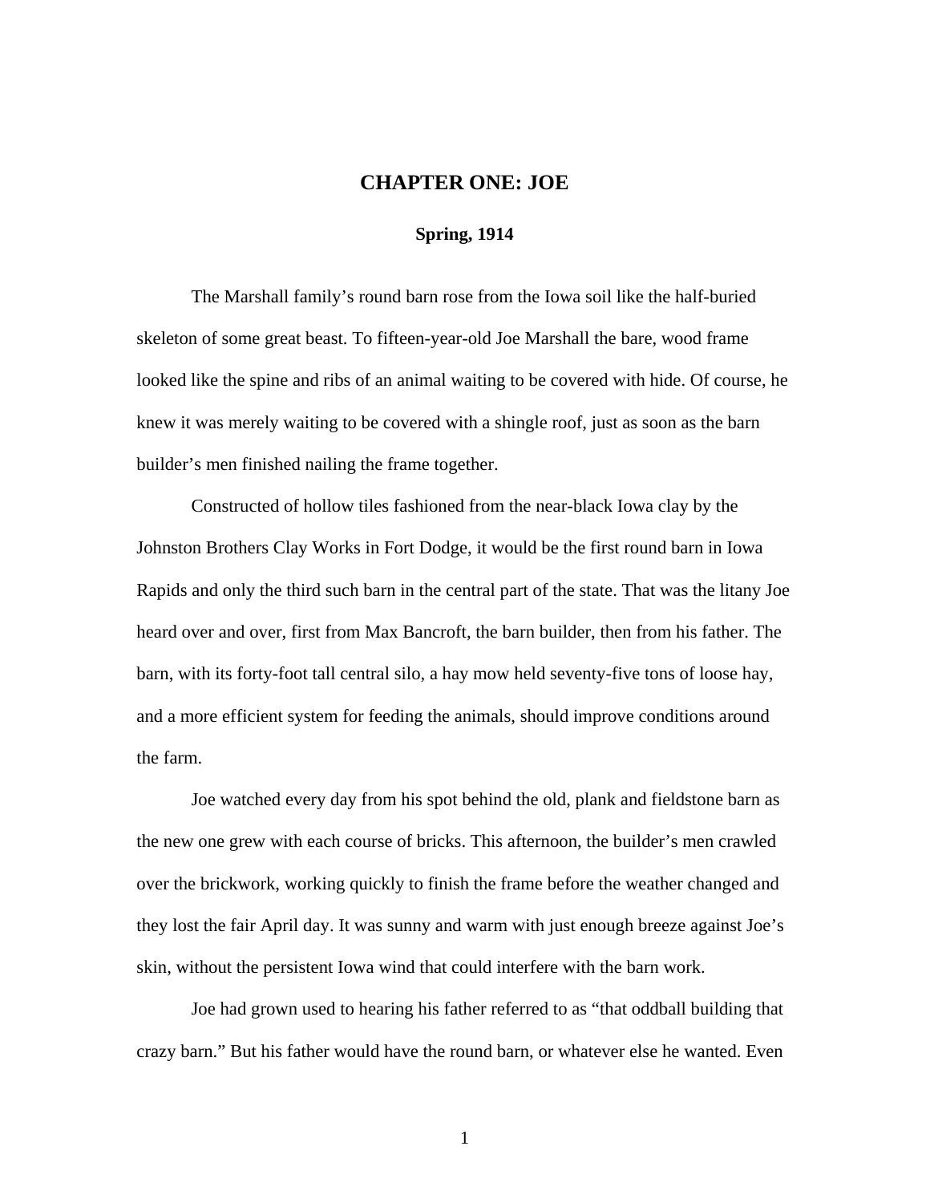# CHAPTER ONE: JOE

## Spring, 1914

The Marshall family's round barn rose from the Iowa soil like the half-buried skeleton of some great beast. To fifteen-year-old Joe Marshall the bare, wood frame looked like the spine and ribs of an animal waiting to be covered with hide. Of course, he knew it was merely waiting to be covered with a shingle roof, just as soon as the barn builder's men finished nailing the frame together.

Constructed of hollow tiles fashioned from the near-black Iowa clay by the Johnston Brothers Clay Works in Fort Dodge, it would be the first round barn in Iowa Rapids and only the third such barn in the central part of the state. That was the litany Joe heard over and over, first from Max Bancroft, the barn builder, then from his father. The barn, with its forty-foot tall central silo, a hay mow held seventy-five tons of loose hay, and a more efficient system for feeding the animals, should improve conditions around the farm.

Joe watched every day from his spot behind the old, plank and fieldstone barn as the new one grew with each course of bricks. This afternoon, the builder's men crawled over the brickwork, working quickly to finish the frame before the weather changed and they lost the fair April day. It was sunny and warm with just enough breeze against Joe's skin, without the persistent Iowa wind that could interfere with the barn work.

Joe had grown used to hearing his father referred to as "that oddball building that crazy barn." But his father would have the round barn, or whatever else he wanted. Even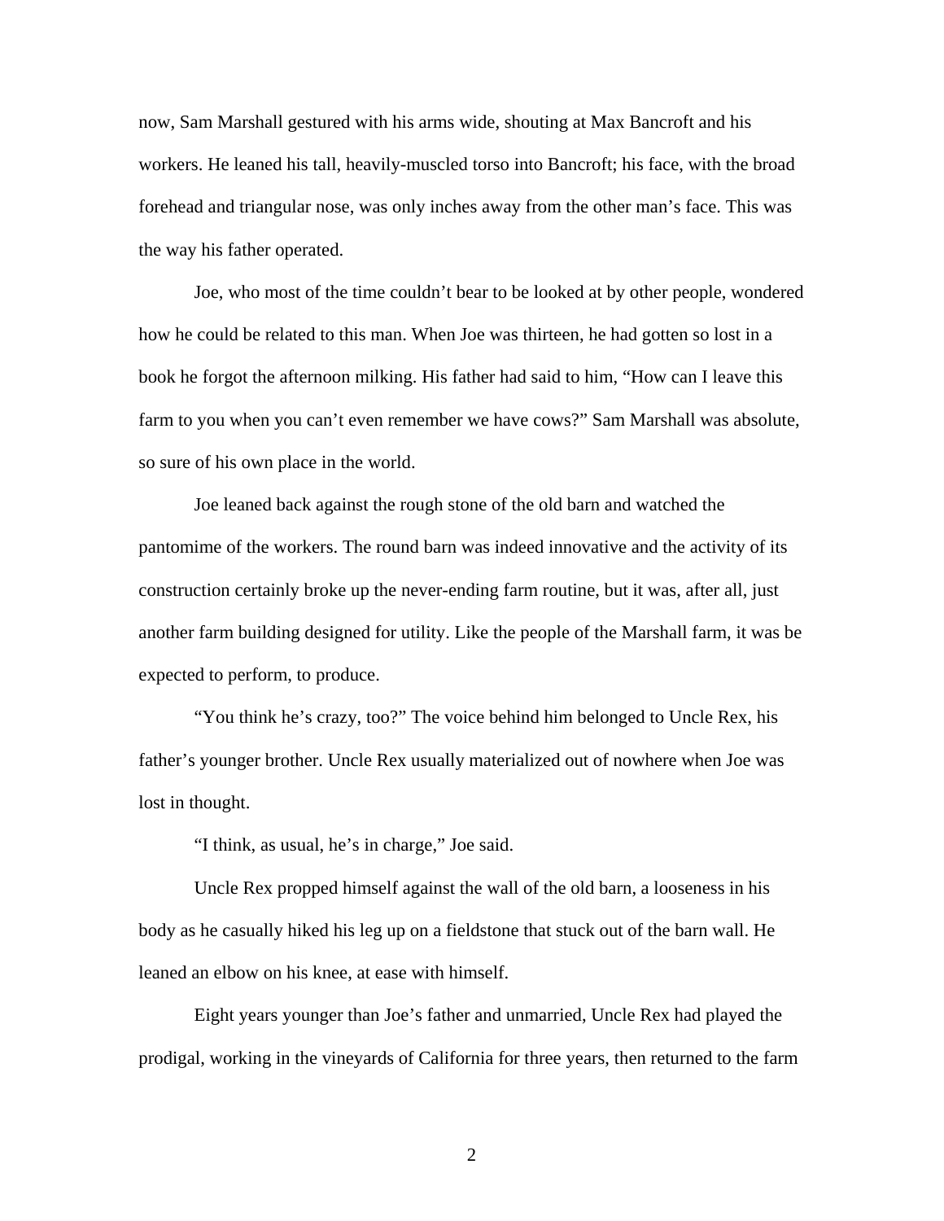now, Sam Marshall gestured with his arms wide, shouting at Max Bancroft and his workers. He leaned his tall, heavily-muscled torso into Bancroft; his face, with the broad forehead and triangular nose, was only inches away from the other man's face. This was the way his father operated.

Joe, who most of the time couldn't bear to be looked at by other people, wondered how he could be related to this man. When Joe was thirteen, he had gotten so lost in a book he forgot the afternoon milking. His father had said to him, "How can I leave this farm to you when you can't even remember we have cows?" Sam Marshall was absolute, so sure of his own place in the world.

Joe leaned back against the rough stone of the old barn and watched the pantomime of the workers. The round barn was indeed innovative and the activity of its construction certainly broke up the never-ending farm routine, but it was, after all, just another farm building designed for utility. Like the people of the Marshall farm, it was be expected to perform, to produce.

"You think he's crazy, too?" The voice behind him belonged to Uncle Rex, his father's younger brother. Uncle Rex usually materialized out of nowhere when Joe was lost in thought.

"I think, as usual, he's in charge," Joe said.

Uncle Rex propped himself against the wall of the old barn, a looseness in his body as he casually hiked his leg up on a fieldstone that stuck out of the barn wall. He leaned an elbow on his knee, at ease with himself.

Eight years younger than Joe's father and unmarried, Uncle Rex had played the prodigal, working in the vineyards of California for three years, then returned to the farm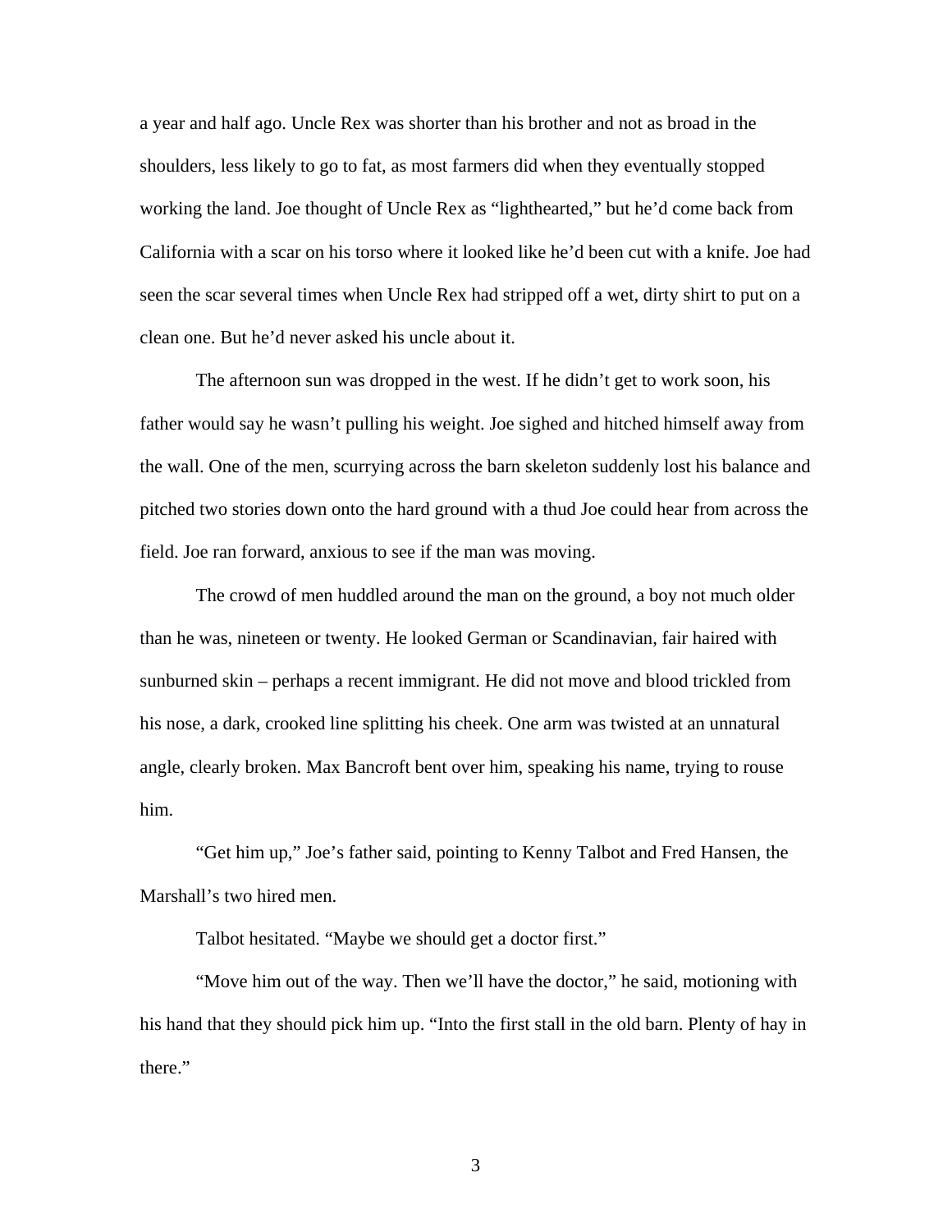a year and half ago. Uncle Rex was shorter than his brother and not as broad in the shoulders, less likely to go to fat, as most farmers did when they eventually stopped working the land. Joe thought of Uncle Rex as "lighthearted," but he'd come back from California with a scar on his torso where it looked like he'd been cut with a knife. Joe had seen the scar several times when Uncle Rex had stripped off a wet, dirty shirt to put on a clean one. But he'd never asked his uncle about it.

The afternoon sun was dropped in the west. If he didn't get to work soon, his father would say he wasn't pulling his weight. Joe sighed and hitched himself away from the wall. One of the men, scurrying across the barn skeleton suddenly lost his balance and pitched two stories down onto the hard ground with a thud Joe could hear from across the field. Joe ran forward, anxious to see if the man was moving.

The crowd of men huddled around the man on the ground, a boy not much older than he was, nineteen or twenty. He looked German or Scandinavian, fair haired with sunburned skin – perhaps a recent immigrant. He did not move and blood trickled from his nose, a dark, crooked line splitting his cheek. One arm was twisted at an unnatural angle, clearly broken. Max Bancroft bent over him, speaking his name, trying to rouse him.

"Get him up," Joe's father said, pointing to Kenny Talbot and Fred Hansen, the Marshall's two hired men.

Talbot hesitated. "Maybe we should get a doctor first."

"Move him out of the way. Then we'll have the doctor," he said, motioning with his hand that they should pick him up. "Into the first stall in the old barn. Plenty of hay in there."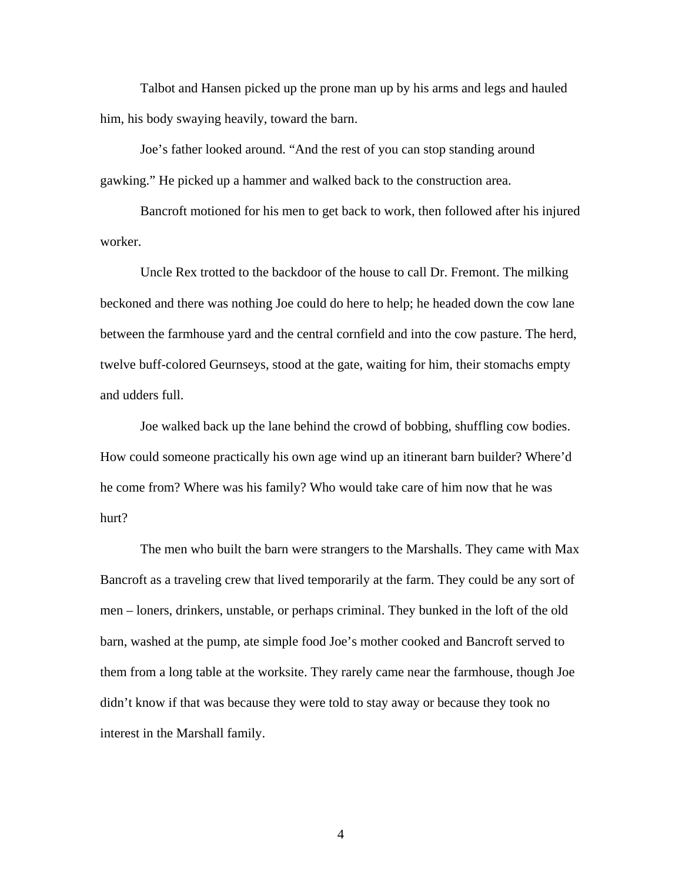Talbot and Hansen picked up the prone man up by his arms and legs and hauled him, his body swaying heavily, toward the barn.

Joe's father looked around. "And the rest of you can stop standing around gawking." He picked up a hammer and walked back to the construction area.

Bancroft motioned for his men to get back to work, then followed after his injured worker.

Uncle Rex trotted to the backdoor of the house to call Dr. Fremont. The milking beckoned and there was nothing Joe could do here to help; he headed down the cow lane between the farmhouse yard and the central cornfield and into the cow pasture. The herd, twelve buff-colored Geurnseys, stood at the gate, waiting for him, their stomachs empty and udders full.

Joe walked back up the lane behind the crowd of bobbing, shuffling cow bodies. How could someone practically his own age wind up an itinerant barn builder? Where'd he come from? Where was his family? Who would take care of him now that he was hurt?

The men who built the barn were strangers to the Marshalls. They came with Max Bancroft as a traveling crew that lived temporarily at the farm. They could be any sort of men – loners, drinkers, unstable, or perhaps criminal. They bunked in the loft of the old barn, washed at the pump, ate simple food Joe's mother cooked and Bancroft served to them from a long table at the worksite. They rarely came near the farmhouse, though Joe didn't know if that was because they were told to stay away or because they took no interest in the Marshall family.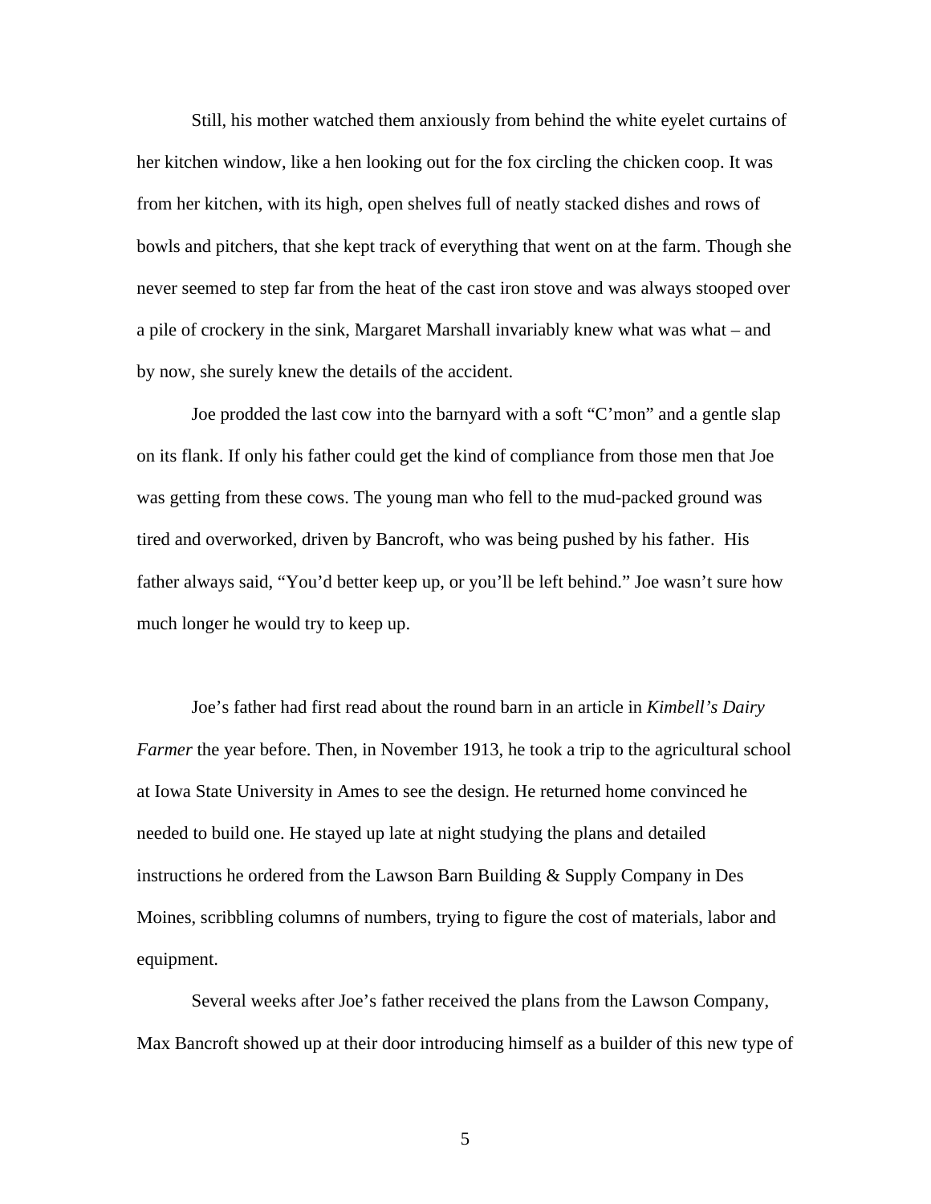Still, his mother watched them anxiously from behind the white eyelet curtains of her kitchen window, like a hen looking out for the fox circling the chicken coop. It was from her kitchen, with its high, open shelves full of neatly stacked dishes and rows of bowls and pitchers, that she kept track of everything that went on at the farm. Though she never seemed to step far from the heat of the cast iron stove and was always stooped over a pile of crockery in the sink, Margaret Marshall invariably knew what was what – and by now, she surely knew the details of the accident.

Joe prodded the last cow into the barnyard with a soft "C'mon" and a gentle slap on its flank. If only his father could get the kind of compliance from those men that Joe was getting from these cows. The young man who fell to the mud-packed ground was tired and overworked, driven by Bancroft, who was being pushed by his father. His father always said, "You'd better keep up, or you'll be left behind." Joe wasn't sure how much longer he would try to keep up.

Joe's father had first read about the round barn in an article in *Kimbell's Dairy Farmer* the year before. Then, in November 1913, he took a trip to the agricultural school at Iowa State University in Ames to see the design. He returned home convinced he needed to build one. He stayed up late at night studying the plans and detailed instructions he ordered from the Lawson Barn Building & Supply Company in Des Moines, scribbling columns of numbers, trying to figure the cost of materials, labor and equipment.

Several weeks after Joe's father received the plans from the Lawson Company, Max Bancroft showed up at their door introducing himself as a builder of this new type of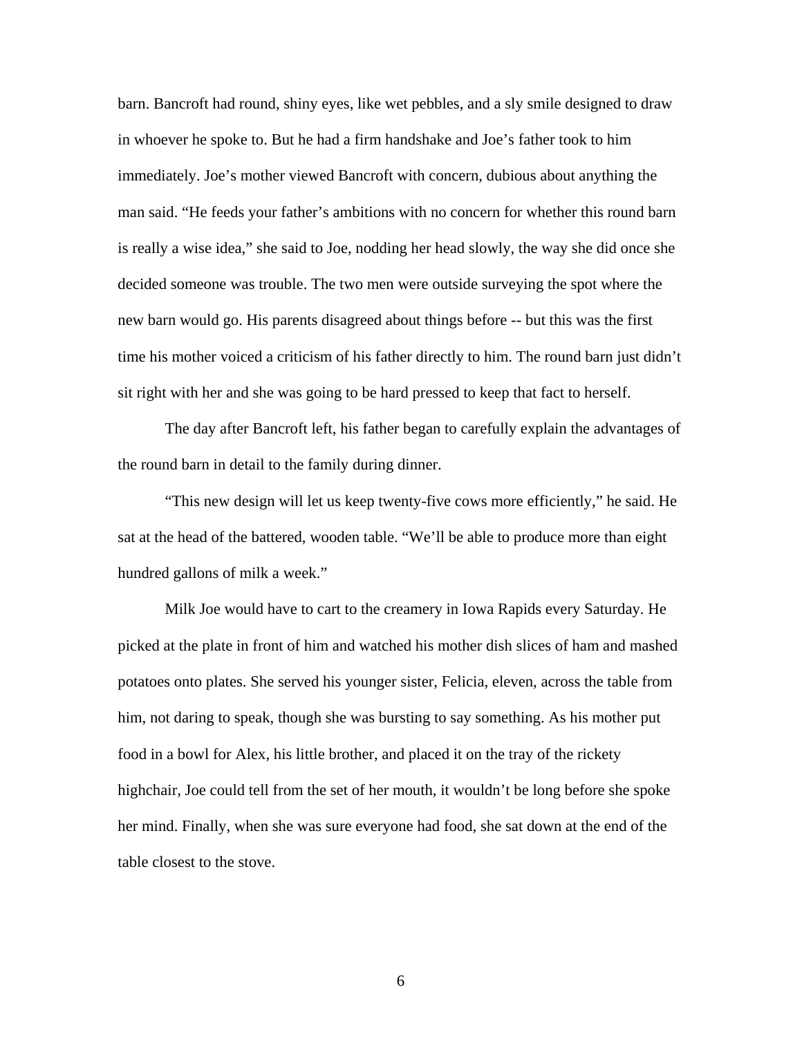barn. Bancroft had round, shiny eyes, like wet pebbles, and a sly smile designed to draw in whoever he spoke to. But he had a firm handshake and Joe's father took to him immediately. Joe's mother viewed Bancroft with concern, dubious about anything the man said. "He feeds your father's ambitions with no concern for whether this round barn is really a wise idea," she said to Joe, nodding her head slowly, the way she did once she decided someone was trouble. The two men were outside surveying the spot where the new barn would go. His parents disagreed about things before -- but this was the first time his mother voiced a criticism of his father directly to him. The round barn just didn't sit right with her and she was going to be hard pressed to keep that fact to herself.

The day after Bancroft left, his father began to carefully explain the advantages of the round barn in detail to the family during dinner.

"This new design will let us keep twenty-five cows more efficiently," he said. He sat at the head of the battered, wooden table. "We'll be able to produce more than eight hundred gallons of milk a week."

Milk Joe would have to cart to the creamery in Iowa Rapids every Saturday. He picked at the plate in front of him and watched his mother dish slices of ham and mashed potatoes onto plates. She served his younger sister, Felicia, eleven, across the table from him, not daring to speak, though she was bursting to say something. As his mother put food in a bowl for Alex, his little brother, and placed it on the tray of the rickety highchair, Joe could tell from the set of her mouth, it wouldn't be long before she spoke her mind. Finally, when she was sure everyone had food, she sat down at the end of the table closest to the stove.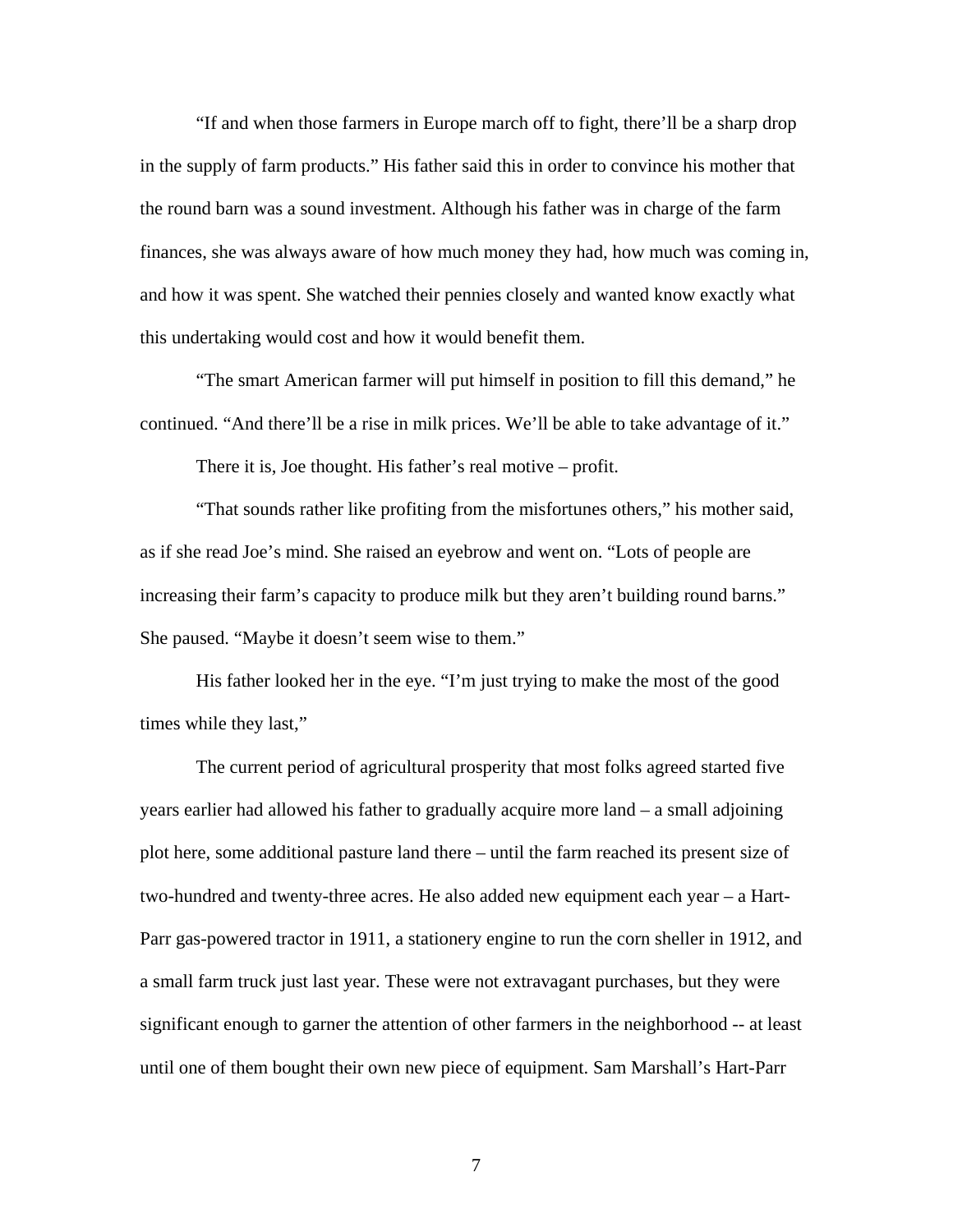"If and when those farmers in Europe march off to fight, there'll be a sharp drop in the supply of farm products." His father said this in order to convince his mother that the round barn was a sound investment. Although his father was in charge of the farm finances, she was always aware of how much money they had, how much was coming in, and how it was spent. She watched their pennies closely and wanted know exactly what this undertaking would cost and how it would benefit them.

"The smart American farmer will put himself in position to fill this demand," he continued. "And there'll be a rise in milk prices. We'll be able to take advantage of it."

There it is, Joe thought. His father's real motive – profit.

"That sounds rather like profiting from the misfortunes others," his mother said, as if she read Joe's mind. She raised an eyebrow and went on. "Lots of people are increasing their farm's capacity to produce milk but they aren't building round barns." She paused. "Maybe it doesn't seem wise to them."

His father looked her in the eye. "I'm just trying to make the most of the good times while they last,"

The current period of agricultural prosperity that most folks agreed started five years earlier had allowed his father to gradually acquire more land – a small adjoining plot here, some additional pasture land there – until the farm reached its present size of two-hundred and twenty-three acres. He also added new equipment each year – a Hart-Parr gas-powered tractor in 1911, a stationery engine to run the corn sheller in 1912, and a small farm truck just last year. These were not extravagant purchases, but they were significant enough to garner the attention of other farmers in the neighborhood -- at least until one of them bought their own new piece of equipment. Sam Marshall's Hart-Parr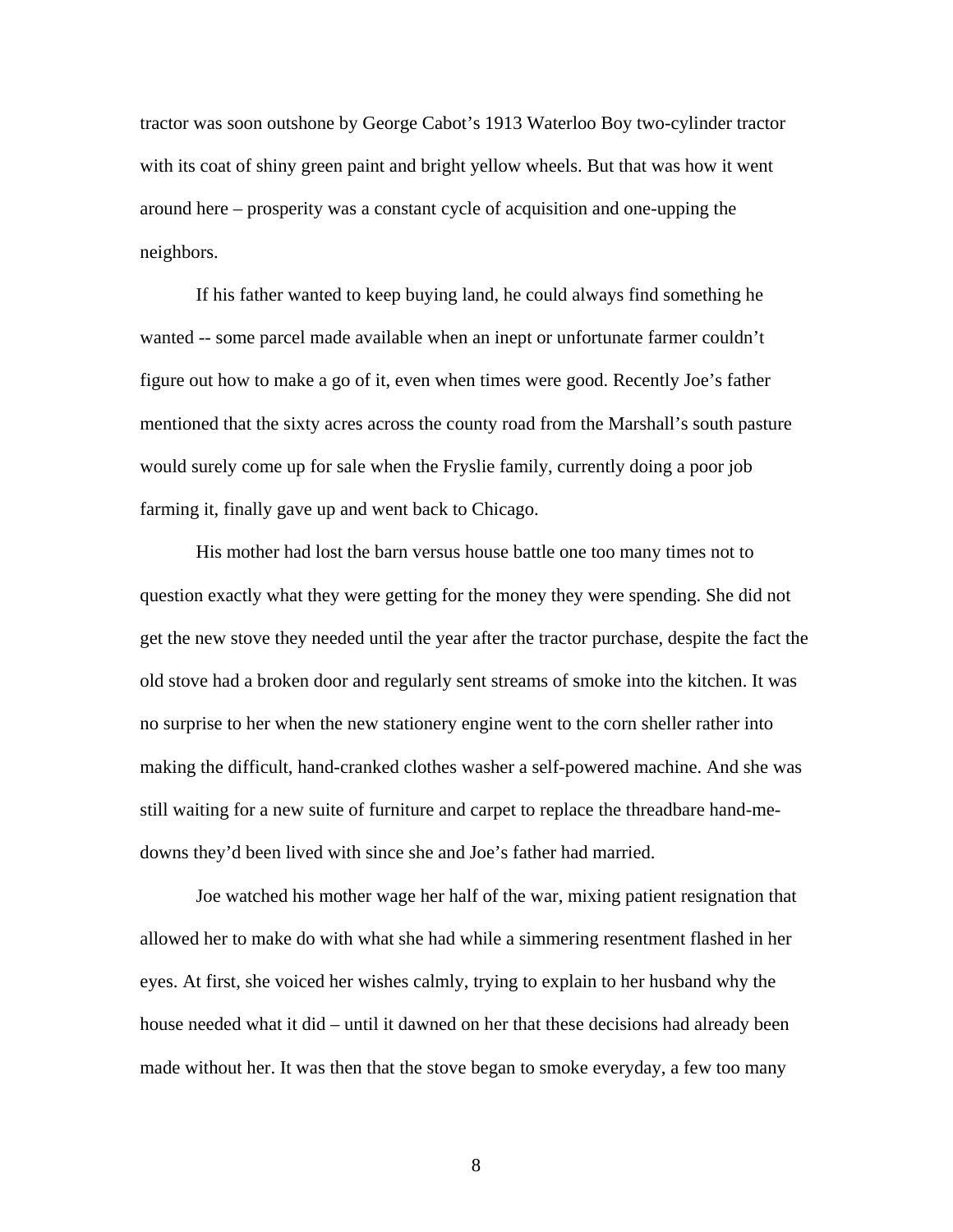tractor was soon outshone by George Cabot's 1913 Waterloo Boy two-cylinder tractor with its coat of shiny green paint and bright yellow wheels. But that was how it went around here – prosperity was a constant cycle of acquisition and one-upping the neighbors.

If his father wanted to keep buying land, he could always find something he wanted -- some parcel made available when an inept or unfortunate farmer couldn't figure out how to make a go of it, even when times were good. Recently Joe's father mentioned that the sixty acres across the county road from the Marshall's south pasture would surely come up for sale when the Fryslie family, currently doing a poor job farming it, finally gave up and went back to Chicago.

His mother had lost the barn versus house battle one too many times not to question exactly what they were getting for the money they were spending. She did not get the new stove they needed until the year after the tractor purchase, despite the fact the old stove had a broken door and regularly sent streams of smoke into the kitchen. It was no surprise to her when the new stationery engine went to the corn sheller rather into making the difficult, hand-cranked clothes washer a self-powered machine. And she was still waiting for a new suite of furniture and carpet to replace the threadbare hand-me-downs they'd been lived with since she and Joe's father had married.

Joe watched his mother wage her half of the war, mixing patient resignation that allowed her to make do with what she had while a simmering resentment flashed in her eyes. At first, she voiced her wishes calmly, trying to explain to her husband why the house needed what it did – until it dawned on her that these decisions had already been made without her. It was then that the stove began to smoke everyday, a few too many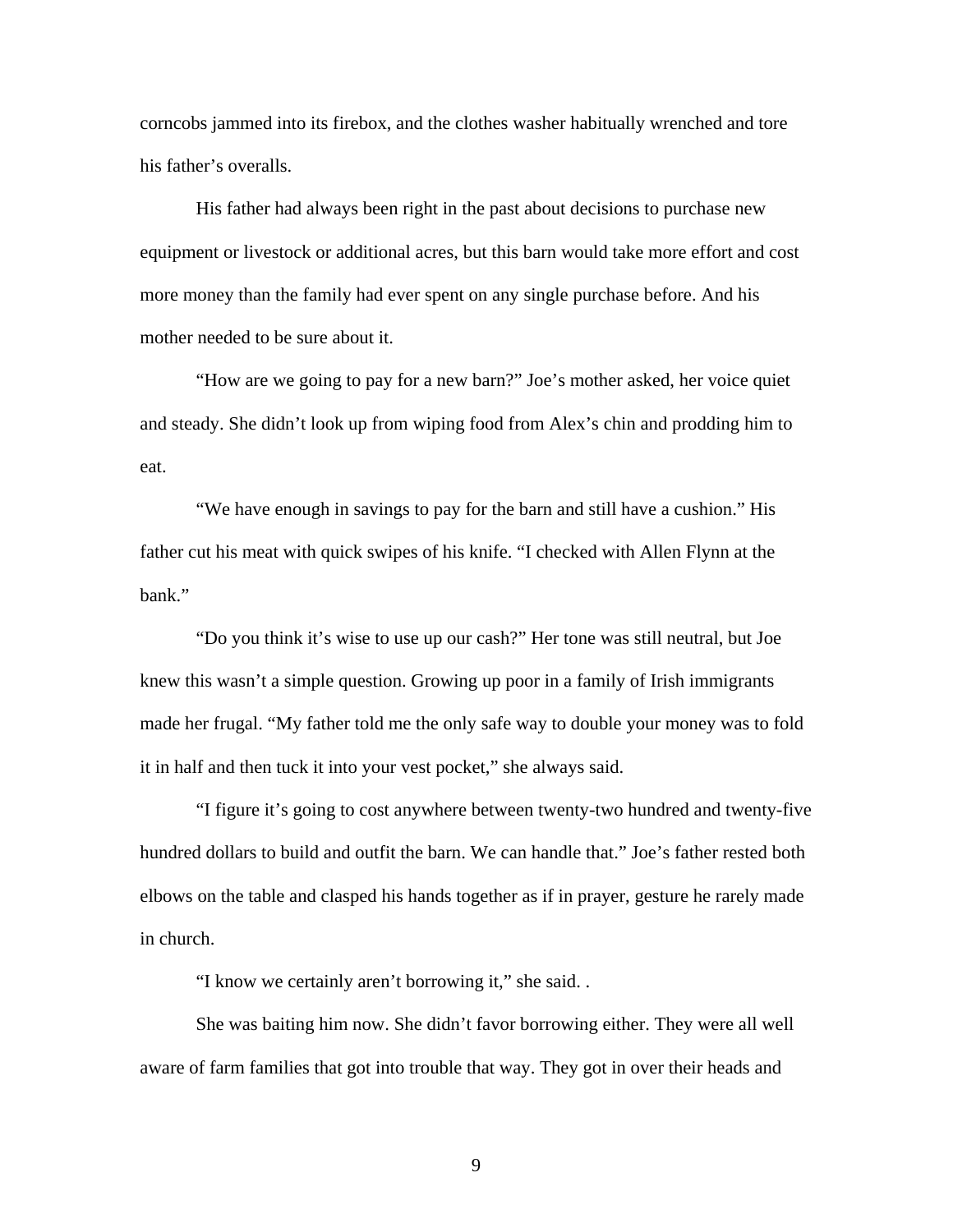corncobs jammed into its firebox, and the clothes washer habitually wrenched and tore his father's overalls.

His father had always been right in the past about decisions to purchase new equipment or livestock or additional acres, but this barn would take more effort and cost more money than the family had ever spent on any single purchase before. And his mother needed to be sure about it.

"How are we going to pay for a new barn?" Joe's mother asked, her voice quiet and steady. She didn't look up from wiping food from Alex's chin and prodding him to eat.

"We have enough in savings to pay for the barn and still have a cushion." His father cut his meat with quick swipes of his knife. "I checked with Allen Flynn at the bank."

"Do you think it's wise to use up our cash?" Her tone was still neutral, but Joe knew this wasn't a simple question. Growing up poor in a family of Irish immigrants made her frugal. "My father told me the only safe way to double your money was to fold it in half and then tuck it into your vest pocket," she always said.

"I figure it's going to cost anywhere between twenty-two hundred and twenty-five hundred dollars to build and outfit the barn. We can handle that." Joe's father rested both elbows on the table and clasped his hands together as if in prayer, gesture he rarely made in church.

"I know we certainly aren't borrowing it," she said. .

She was baiting him now. She didn't favor borrowing either. They were all well aware of farm families that got into trouble that way. They got in over their heads and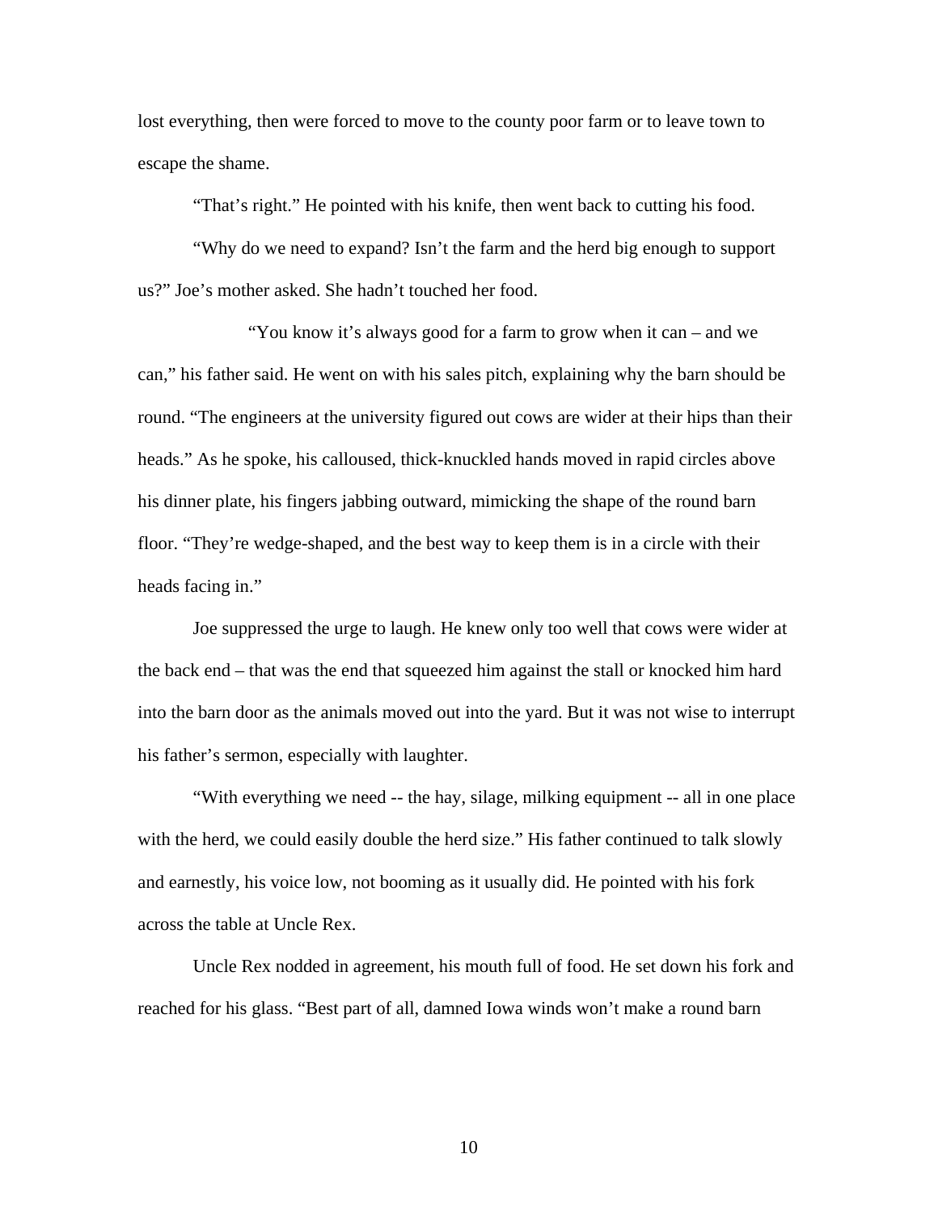lost everything, then were forced to move to the county poor farm or to leave town to escape the shame.

"That's right." He pointed with his knife, then went back to cutting his food.

"Why do we need to expand? Isn't the farm and the herd big enough to support us?" Joe's mother asked. She hadn't touched her food.

"You know it's always good for a farm to grow when it can – and we can," his father said. He went on with his sales pitch, explaining why the barn should be round. "The engineers at the university figured out cows are wider at their hips than their heads." As he spoke, his calloused, thick-knuckled hands moved in rapid circles above his dinner plate, his fingers jabbing outward, mimicking the shape of the round barn floor. "They're wedge-shaped, and the best way to keep them is in a circle with their heads facing in."

Joe suppressed the urge to laugh. He knew only too well that cows were wider at the back end – that was the end that squeezed him against the stall or knocked him hard into the barn door as the animals moved out into the yard. But it was not wise to interrupt his father's sermon, especially with laughter.

"With everything we need -- the hay, silage, milking equipment -- all in one place with the herd, we could easily double the herd size." His father continued to talk slowly and earnestly, his voice low, not booming as it usually did. He pointed with his fork across the table at Uncle Rex.

Uncle Rex nodded in agreement, his mouth full of food. He set down his fork and reached for his glass. "Best part of all, damned Iowa winds won't make a round barn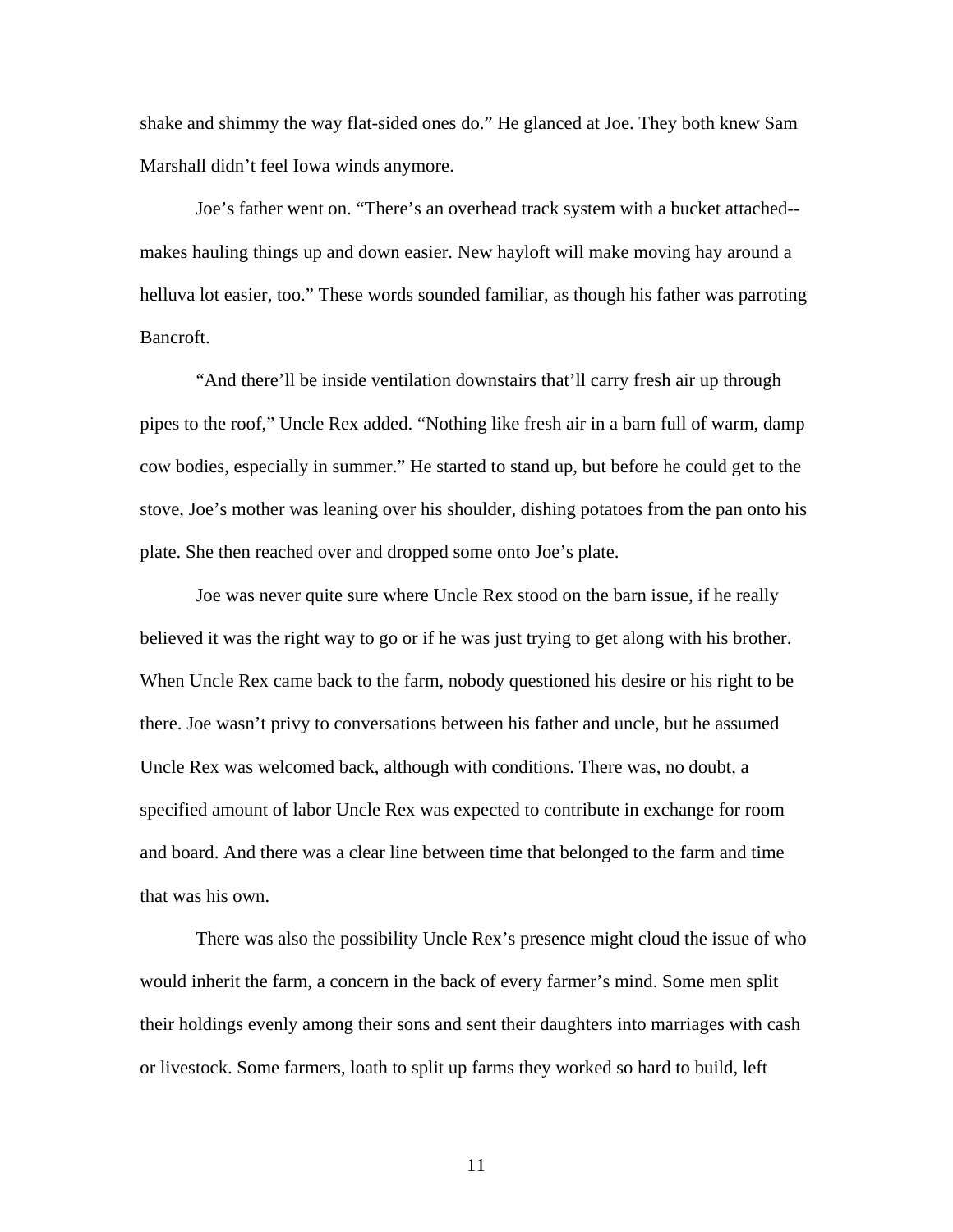shake and shimmy the way flat-sided ones do." He glanced at Joe. They both knew Sam Marshall didn't feel Iowa winds anymore.

Joe's father went on. "There's an overhead track system with a bucket attached--makes hauling things up and down easier. New hayloft will make moving hay around a helluva lot easier, too." These words sounded familiar, as though his father was parroting Bancroft.

"And there'll be inside ventilation downstairs that'll carry fresh air up through pipes to the roof," Uncle Rex added. "Nothing like fresh air in a barn full of warm, damp cow bodies, especially in summer." He started to stand up, but before he could get to the stove, Joe's mother was leaning over his shoulder, dishing potatoes from the pan onto his plate. She then reached over and dropped some onto Joe's plate.

Joe was never quite sure where Uncle Rex stood on the barn issue, if he really believed it was the right way to go or if he was just trying to get along with his brother. When Uncle Rex came back to the farm, nobody questioned his desire or his right to be there. Joe wasn't privy to conversations between his father and uncle, but he assumed Uncle Rex was welcomed back, although with conditions. There was, no doubt, a specified amount of labor Uncle Rex was expected to contribute in exchange for room and board. And there was a clear line between time that belonged to the farm and time that was his own.

There was also the possibility Uncle Rex's presence might cloud the issue of who would inherit the farm, a concern in the back of every farmer's mind. Some men split their holdings evenly among their sons and sent their daughters into marriages with cash or livestock. Some farmers, loath to split up farms they worked so hard to build, left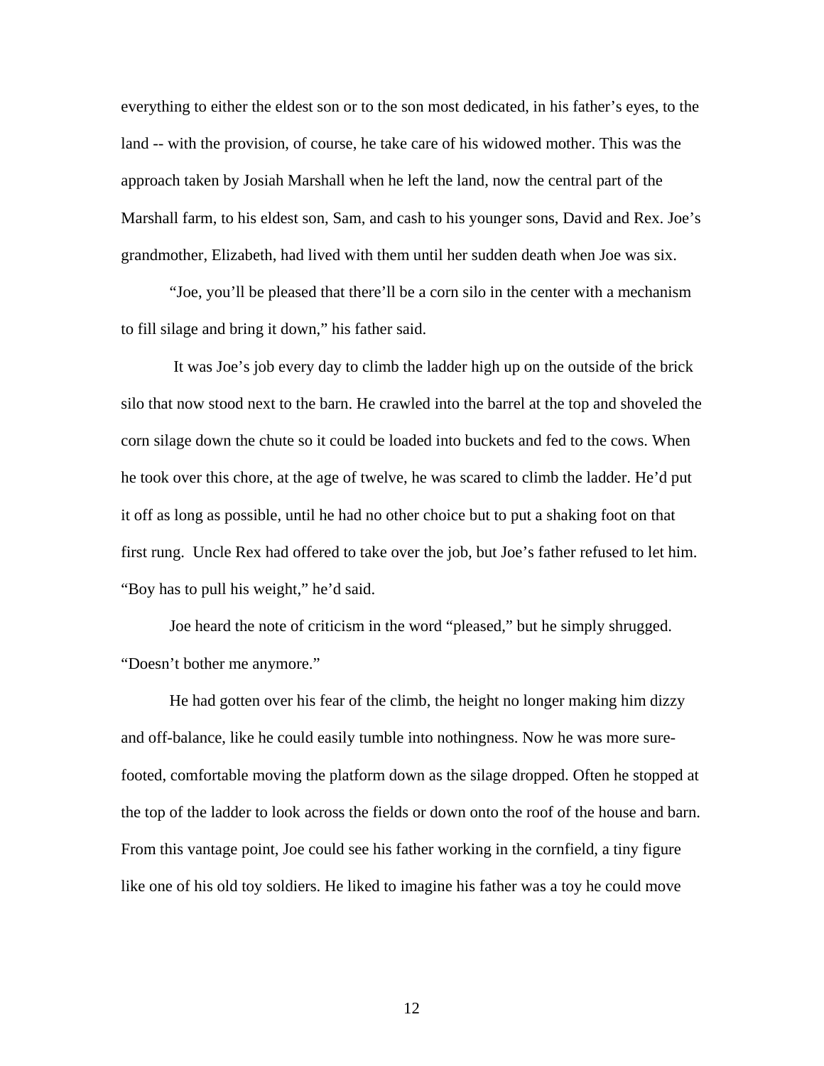everything to either the eldest son or to the son most dedicated, in his father's eyes, to the land -- with the provision, of course, he take care of his widowed mother. This was the approach taken by Josiah Marshall when he left the land, now the central part of the Marshall farm, to his eldest son, Sam, and cash to his younger sons, David and Rex. Joe's grandmother, Elizabeth, had lived with them until her sudden death when Joe was six.

"Joe, you'll be pleased that there'll be a corn silo in the center with a mechanism to fill silage and bring it down," his father said.

It was Joe's job every day to climb the ladder high up on the outside of the brick silo that now stood next to the barn. He crawled into the barrel at the top and shoveled the corn silage down the chute so it could be loaded into buckets and fed to the cows. When he took over this chore, at the age of twelve, he was scared to climb the ladder. He'd put it off as long as possible, until he had no other choice but to put a shaking foot on that first rung. Uncle Rex had offered to take over the job, but Joe's father refused to let him. "Boy has to pull his weight," he'd said.

Joe heard the note of criticism in the word "pleased," but he simply shrugged. "Doesn't bother me anymore."

He had gotten over his fear of the climb, the height no longer making him dizzy and off-balance, like he could easily tumble into nothingness. Now he was more sure-footed, comfortable moving the platform down as the silage dropped. Often he stopped at the top of the ladder to look across the fields or down onto the roof of the house and barn. From this vantage point, Joe could see his father working in the cornfield, a tiny figure like one of his old toy soldiers. He liked to imagine his father was a toy he could move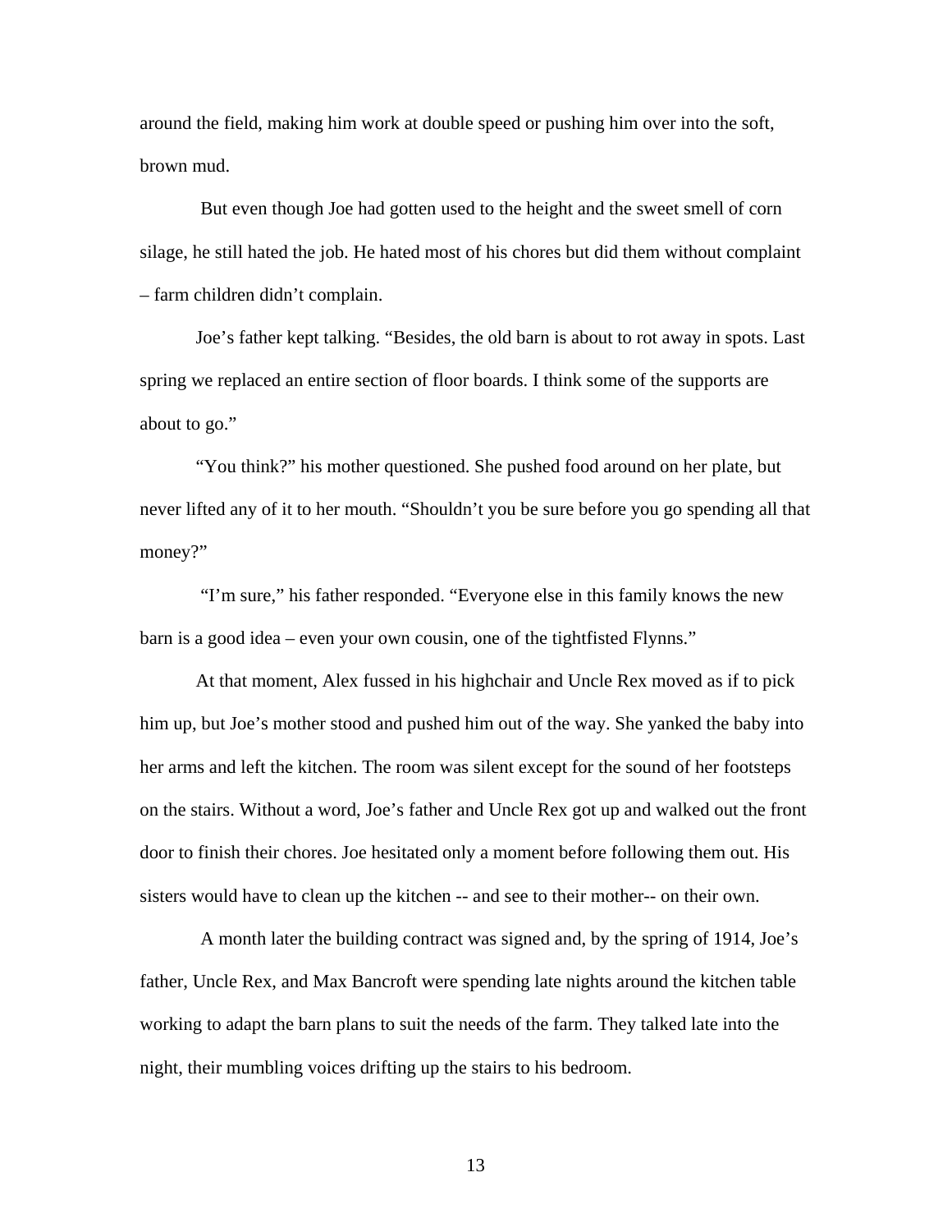around the field, making him work at double speed or pushing him over into the soft, brown mud.

But even though Joe had gotten used to the height and the sweet smell of corn silage, he still hated the job. He hated most of his chores but did them without complaint – farm children didn't complain.

Joe's father kept talking. "Besides, the old barn is about to rot away in spots. Last spring we replaced an entire section of floor boards. I think some of the supports are about to go."

"You think?" his mother questioned. She pushed food around on her plate, but never lifted any of it to her mouth. "Shouldn't you be sure before you go spending all that money?"

"I'm sure," his father responded. "Everyone else in this family knows the new barn is a good idea – even your own cousin, one of the tightfisted Flynns."

At that moment, Alex fussed in his highchair and Uncle Rex moved as if to pick him up, but Joe's mother stood and pushed him out of the way. She yanked the baby into her arms and left the kitchen. The room was silent except for the sound of her footsteps on the stairs. Without a word, Joe's father and Uncle Rex got up and walked out the front door to finish their chores. Joe hesitated only a moment before following them out. His sisters would have to clean up the kitchen -- and see to their mother-- on their own.

A month later the building contract was signed and, by the spring of 1914, Joe's father, Uncle Rex, and Max Bancroft were spending late nights around the kitchen table working to adapt the barn plans to suit the needs of the farm. They talked late into the night, their mumbling voices drifting up the stairs to his bedroom.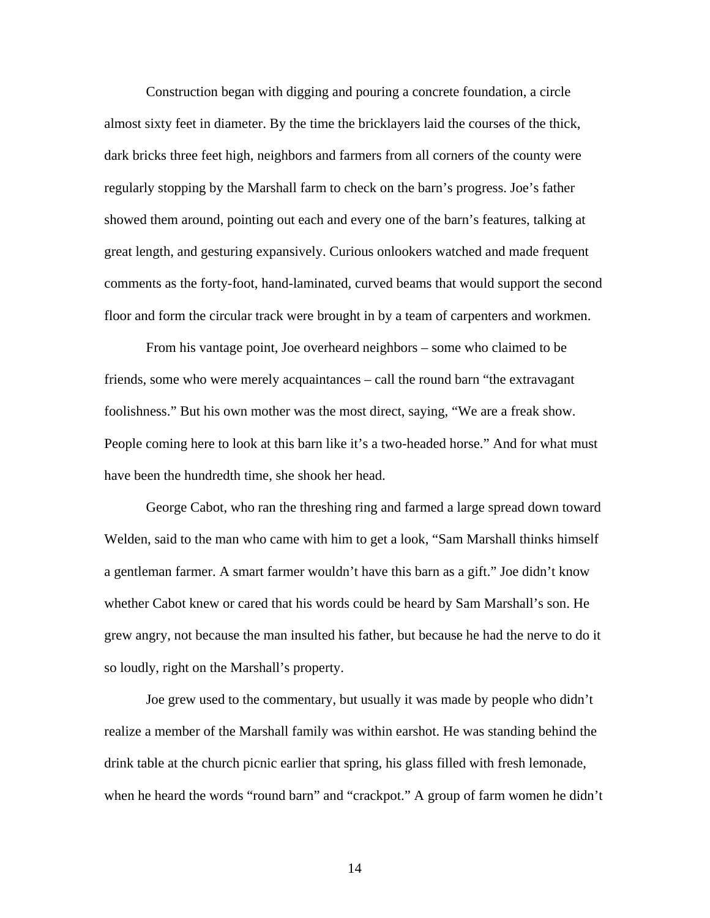Construction began with digging and pouring a concrete foundation, a circle almost sixty feet in diameter. By the time the bricklayers laid the courses of the thick, dark bricks three feet high, neighbors and farmers from all corners of the county were regularly stopping by the Marshall farm to check on the barn's progress. Joe's father showed them around, pointing out each and every one of the barn's features, talking at great length, and gesturing expansively. Curious onlookers watched and made frequent comments as the forty-foot, hand-laminated, curved beams that would support the second floor and form the circular track were brought in by a team of carpenters and workmen.

From his vantage point, Joe overheard neighbors – some who claimed to be friends, some who were merely acquaintances – call the round barn "the extravagant foolishness." But his own mother was the most direct, saying, "We are a freak show. People coming here to look at this barn like it's a two-headed horse." And for what must have been the hundredth time, she shook her head.

George Cabot, who ran the threshing ring and farmed a large spread down toward Welden, said to the man who came with him to get a look, "Sam Marshall thinks himself a gentleman farmer. A smart farmer wouldn't have this barn as a gift." Joe didn't know whether Cabot knew or cared that his words could be heard by Sam Marshall's son. He grew angry, not because the man insulted his father, but because he had the nerve to do it so loudly, right on the Marshall's property.

Joe grew used to the commentary, but usually it was made by people who didn't realize a member of the Marshall family was within earshot. He was standing behind the drink table at the church picnic earlier that spring, his glass filled with fresh lemonade, when he heard the words "round barn" and "crackpot." A group of farm women he didn't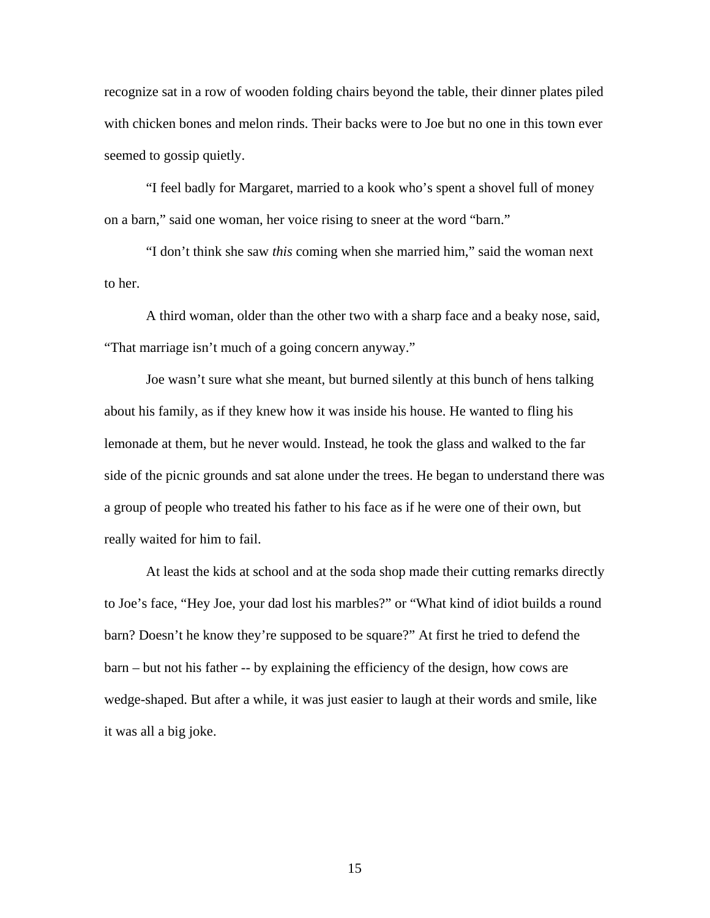recognize sat in a row of wooden folding chairs beyond the table, their dinner plates piled with chicken bones and melon rinds. Their backs were to Joe but no one in this town ever seemed to gossip quietly.

“I feel badly for Margaret, married to a kook who’s spent a shovel full of money on a barn,” said one woman, her voice rising to sneer at the word “barn.”

“I don’t think she saw *this* coming when she married him,” said the woman next to her.

A third woman, older than the other two with a sharp face and a beaky nose, said, “That marriage isn’t much of a going concern anyway.”

Joe wasn’t sure what she meant, but burned silently at this bunch of hens talking about his family, as if they knew how it was inside his house. He wanted to fling his lemonade at them, but he never would. Instead, he took the glass and walked to the far side of the picnic grounds and sat alone under the trees. He began to understand there was a group of people who treated his father to his face as if he were one of their own, but really waited for him to fail.

At least the kids at school and at the soda shop made their cutting remarks directly to Joe’s face, “Hey Joe, your dad lost his marbles?” or “What kind of idiot builds a round barn? Doesn’t he know they’re supposed to be square?” At first he tried to defend the barn – but not his father -- by explaining the efficiency of the design, how cows are wedge-shaped. But after a while, it was just easier to laugh at their words and smile, like it was all a big joke.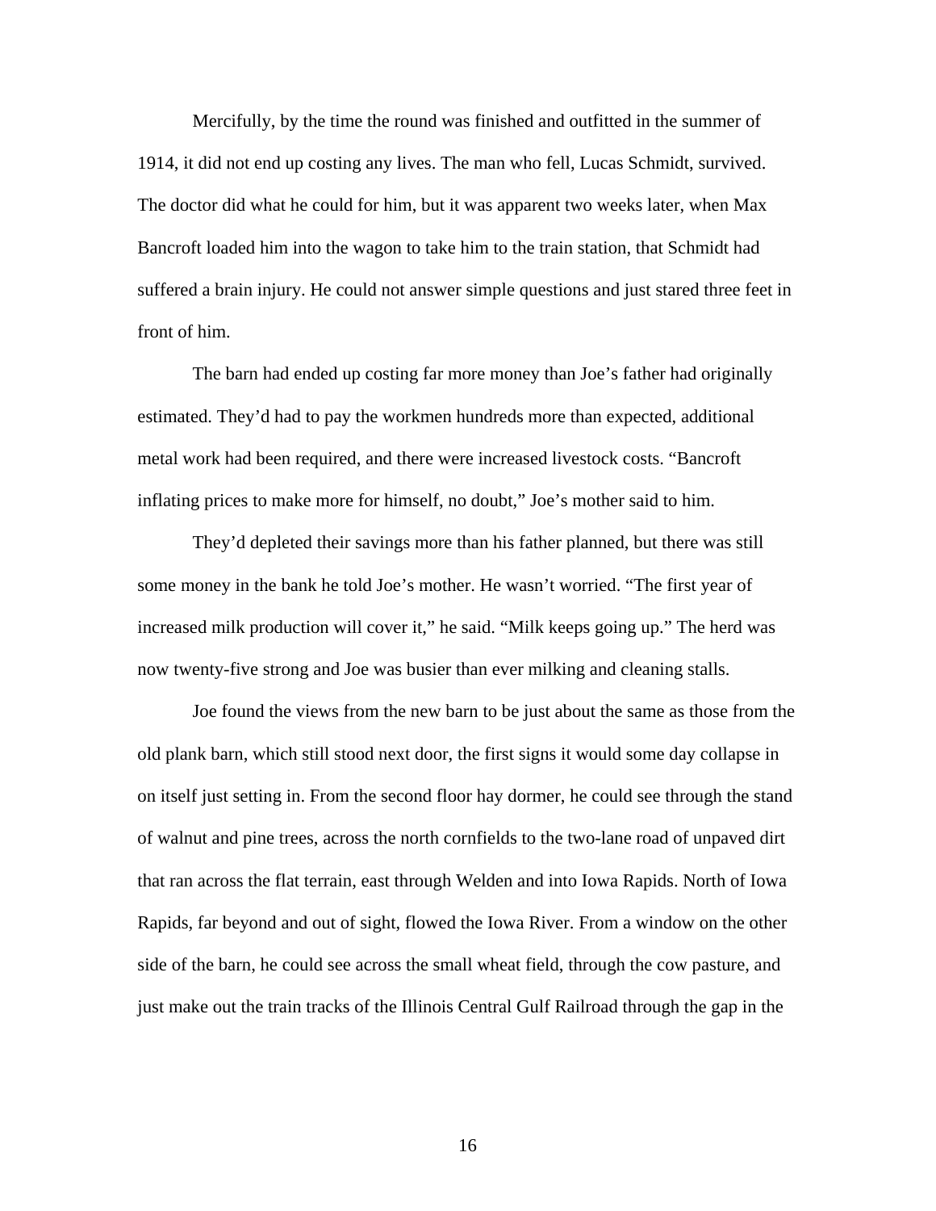Mercifully, by the time the round was finished and outfitted in the summer of 1914, it did not end up costing any lives. The man who fell, Lucas Schmidt, survived. The doctor did what he could for him, but it was apparent two weeks later, when Max Bancroft loaded him into the wagon to take him to the train station, that Schmidt had suffered a brain injury. He could not answer simple questions and just stared three feet in front of him.

The barn had ended up costing far more money than Joe's father had originally estimated. They'd had to pay the workmen hundreds more than expected, additional metal work had been required, and there were increased livestock costs. "Bancroft inflating prices to make more for himself, no doubt," Joe's mother said to him.

They'd depleted their savings more than his father planned, but there was still some money in the bank he told Joe's mother. He wasn't worried. "The first year of increased milk production will cover it," he said. "Milk keeps going up." The herd was now twenty-five strong and Joe was busier than ever milking and cleaning stalls.

Joe found the views from the new barn to be just about the same as those from the old plank barn, which still stood next door, the first signs it would some day collapse in on itself just setting in. From the second floor hay dormer, he could see through the stand of walnut and pine trees, across the north cornfields to the two-lane road of unpaved dirt that ran across the flat terrain, east through Welden and into Iowa Rapids. North of Iowa Rapids, far beyond and out of sight, flowed the Iowa River. From a window on the other side of the barn, he could see across the small wheat field, through the cow pasture, and just make out the train tracks of the Illinois Central Gulf Railroad through the gap in the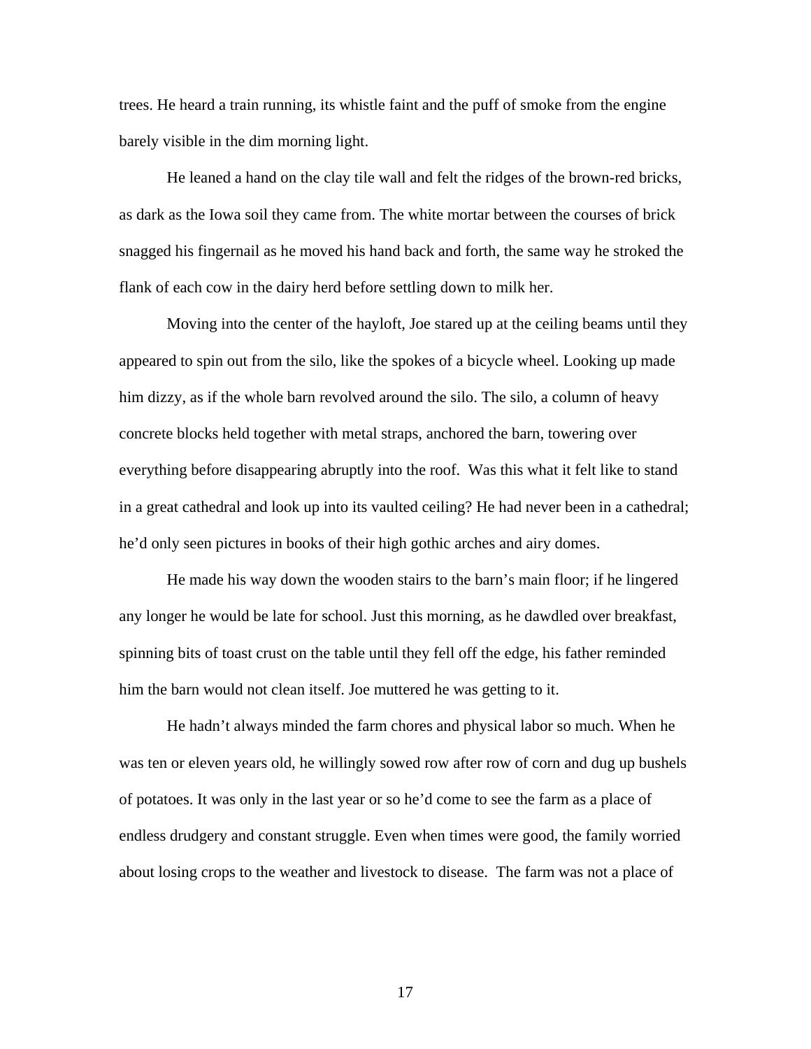trees. He heard a train running, its whistle faint and the puff of smoke from the engine barely visible in the dim morning light.

He leaned a hand on the clay tile wall and felt the ridges of the brown-red bricks, as dark as the Iowa soil they came from. The white mortar between the courses of brick snagged his fingernail as he moved his hand back and forth, the same way he stroked the flank of each cow in the dairy herd before settling down to milk her.

Moving into the center of the hayloft, Joe stared up at the ceiling beams until they appeared to spin out from the silo, like the spokes of a bicycle wheel. Looking up made him dizzy, as if the whole barn revolved around the silo. The silo, a column of heavy concrete blocks held together with metal straps, anchored the barn, towering over everything before disappearing abruptly into the roof. Was this what it felt like to stand in a great cathedral and look up into its vaulted ceiling? He had never been in a cathedral; he'd only seen pictures in books of their high gothic arches and airy domes.

He made his way down the wooden stairs to the barn's main floor; if he lingered any longer he would be late for school. Just this morning, as he dawdled over breakfast, spinning bits of toast crust on the table until they fell off the edge, his father reminded him the barn would not clean itself. Joe muttered he was getting to it.

He hadn't always minded the farm chores and physical labor so much. When he was ten or eleven years old, he willingly sowed row after row of corn and dug up bushels of potatoes. It was only in the last year or so he'd come to see the farm as a place of endless drudgery and constant struggle. Even when times were good, the family worried about losing crops to the weather and livestock to disease. The farm was not a place of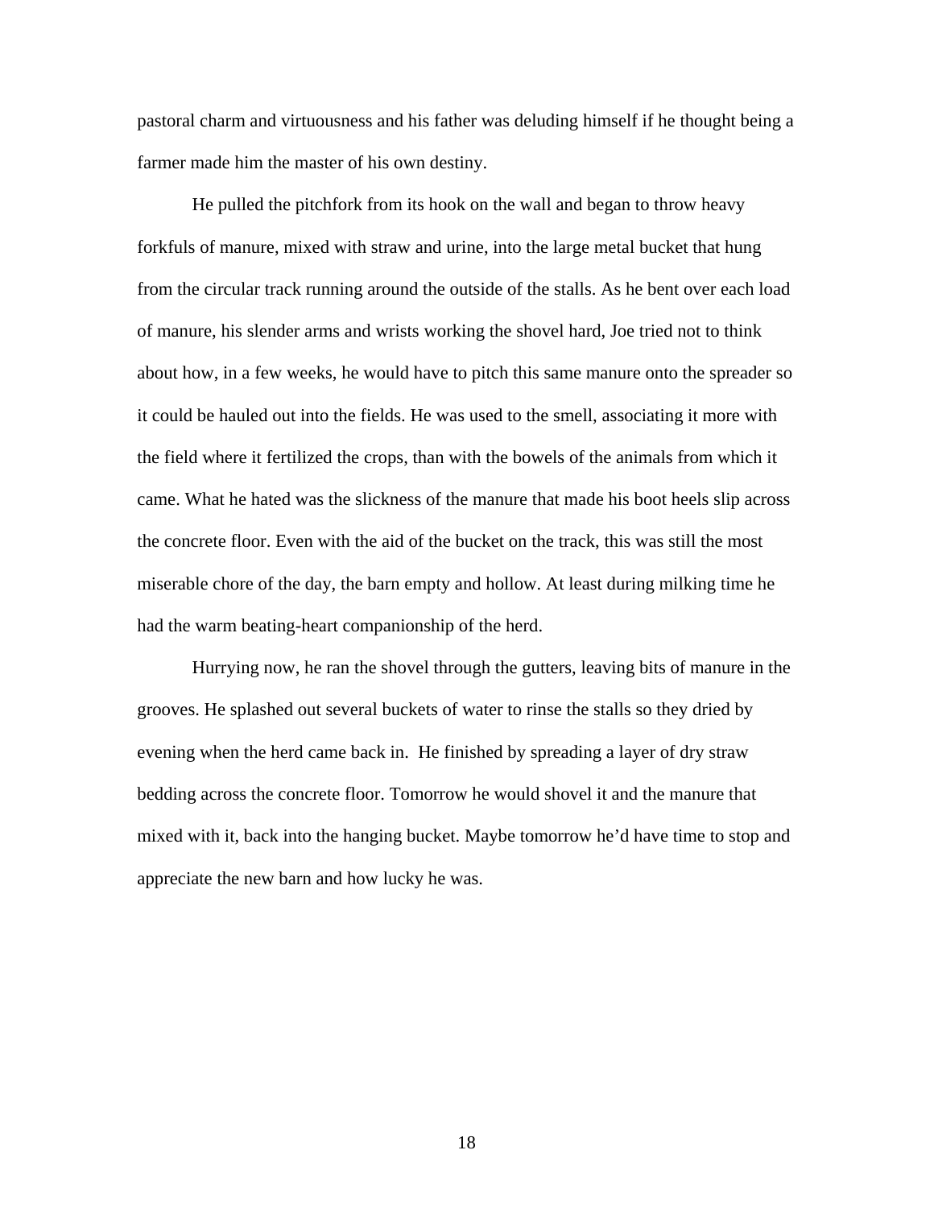pastoral charm and virtuousness and his father was deluding himself if he thought being a farmer made him the master of his own destiny.

He pulled the pitchfork from its hook on the wall and began to throw heavy forkfuls of manure, mixed with straw and urine, into the large metal bucket that hung from the circular track running around the outside of the stalls. As he bent over each load of manure, his slender arms and wrists working the shovel hard, Joe tried not to think about how, in a few weeks, he would have to pitch this same manure onto the spreader so it could be hauled out into the fields. He was used to the smell, associating it more with the field where it fertilized the crops, than with the bowels of the animals from which it came. What he hated was the slickness of the manure that made his boot heels slip across the concrete floor. Even with the aid of the bucket on the track, this was still the most miserable chore of the day, the barn empty and hollow. At least during milking time he had the warm beating-heart companionship of the herd.

Hurrying now, he ran the shovel through the gutters, leaving bits of manure in the grooves. He splashed out several buckets of water to rinse the stalls so they dried by evening when the herd came back in. He finished by spreading a layer of dry straw bedding across the concrete floor. Tomorrow he would shovel it and the manure that mixed with it, back into the hanging bucket. Maybe tomorrow he'd have time to stop and appreciate the new barn and how lucky he was.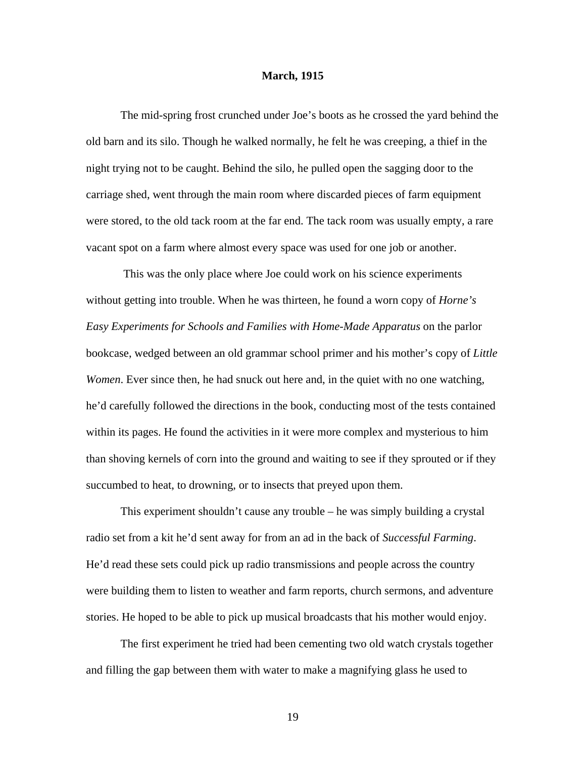**March, 1915**

The mid-spring frost crunched under Joe's boots as he crossed the yard behind the old barn and its silo. Though he walked normally, he felt he was creeping, a thief in the night trying not to be caught. Behind the silo, he pulled open the sagging door to the carriage shed, went through the main room where discarded pieces of farm equipment were stored, to the old tack room at the far end. The tack room was usually empty, a rare vacant spot on a farm where almost every space was used for one job or another.

This was the only place where Joe could work on his science experiments without getting into trouble. When he was thirteen, he found a worn copy of *Horne's Easy Experiments for Schools and Families with Home-Made Apparatus* on the parlor bookcase, wedged between an old grammar school primer and his mother's copy of *Little Women*. Ever since then, he had snuck out here and, in the quiet with no one watching, he'd carefully followed the directions in the book, conducting most of the tests contained within its pages. He found the activities in it were more complex and mysterious to him than shoving kernels of corn into the ground and waiting to see if they sprouted or if they succumbed to heat, to drowning, or to insects that preyed upon them.

This experiment shouldn't cause any trouble – he was simply building a crystal radio set from a kit he'd sent away for from an ad in the back of *Successful Farming*. He'd read these sets could pick up radio transmissions and people across the country were building them to listen to weather and farm reports, church sermons, and adventure stories. He hoped to be able to pick up musical broadcasts that his mother would enjoy.

The first experiment he tried had been cementing two old watch crystals together and filling the gap between them with water to make a magnifying glass he used to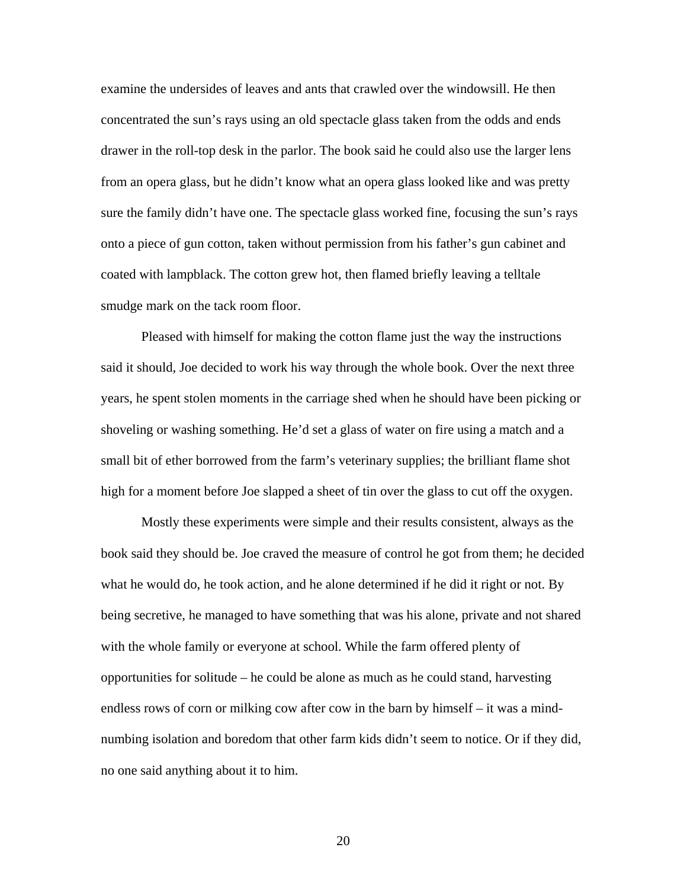examine the undersides of leaves and ants that crawled over the windowsill. He then concentrated the sun's rays using an old spectacle glass taken from the odds and ends drawer in the roll-top desk in the parlor. The book said he could also use the larger lens from an opera glass, but he didn't know what an opera glass looked like and was pretty sure the family didn't have one. The spectacle glass worked fine, focusing the sun's rays onto a piece of gun cotton, taken without permission from his father's gun cabinet and coated with lampblack. The cotton grew hot, then flamed briefly leaving a telltale smudge mark on the tack room floor.

Pleased with himself for making the cotton flame just the way the instructions said it should, Joe decided to work his way through the whole book. Over the next three years, he spent stolen moments in the carriage shed when he should have been picking or shoveling or washing something. He'd set a glass of water on fire using a match and a small bit of ether borrowed from the farm's veterinary supplies; the brilliant flame shot high for a moment before Joe slapped a sheet of tin over the glass to cut off the oxygen.

Mostly these experiments were simple and their results consistent, always as the book said they should be. Joe craved the measure of control he got from them; he decided what he would do, he took action, and he alone determined if he did it right or not. By being secretive, he managed to have something that was his alone, private and not shared with the whole family or everyone at school. While the farm offered plenty of opportunities for solitude – he could be alone as much as he could stand, harvesting endless rows of corn or milking cow after cow in the barn by himself – it was a mind-numbing isolation and boredom that other farm kids didn't seem to notice. Or if they did, no one said anything about it to him.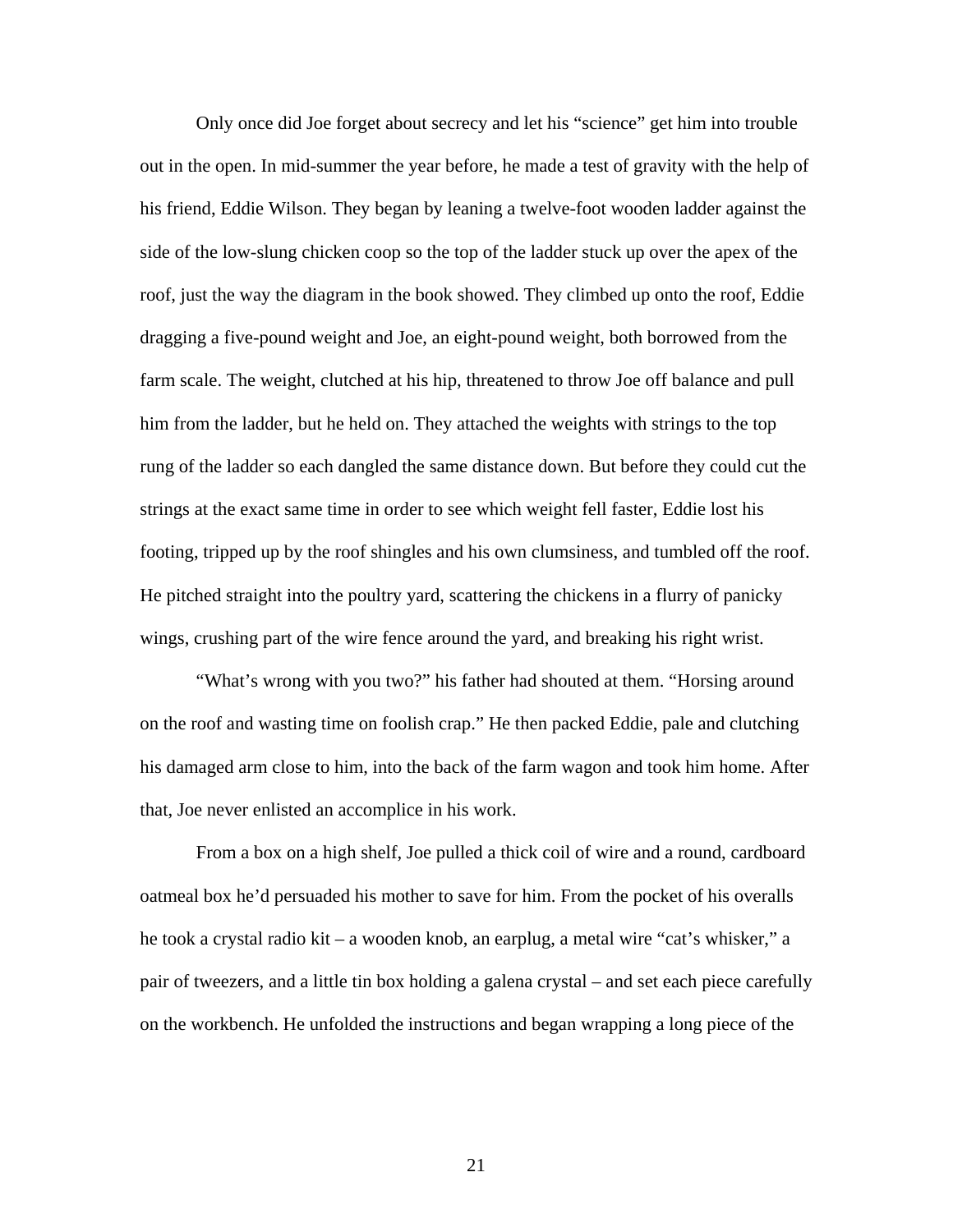Only once did Joe forget about secrecy and let his "science" get him into trouble out in the open. In mid-summer the year before, he made a test of gravity with the help of his friend, Eddie Wilson. They began by leaning a twelve-foot wooden ladder against the side of the low-slung chicken coop so the top of the ladder stuck up over the apex of the roof, just the way the diagram in the book showed. They climbed up onto the roof, Eddie dragging a five-pound weight and Joe, an eight-pound weight, both borrowed from the farm scale. The weight, clutched at his hip, threatened to throw Joe off balance and pull him from the ladder, but he held on. They attached the weights with strings to the top rung of the ladder so each dangled the same distance down. But before they could cut the strings at the exact same time in order to see which weight fell faster, Eddie lost his footing, tripped up by the roof shingles and his own clumsiness, and tumbled off the roof. He pitched straight into the poultry yard, scattering the chickens in a flurry of panicky wings, crushing part of the wire fence around the yard, and breaking his right wrist.

"What's wrong with you two?" his father had shouted at them. "Horsing around on the roof and wasting time on foolish crap." He then packed Eddie, pale and clutching his damaged arm close to him, into the back of the farm wagon and took him home. After that, Joe never enlisted an accomplice in his work.

From a box on a high shelf, Joe pulled a thick coil of wire and a round, cardboard oatmeal box he'd persuaded his mother to save for him. From the pocket of his overalls he took a crystal radio kit – a wooden knob, an earplug, a metal wire "cat's whisker," a pair of tweezers, and a little tin box holding a galena crystal – and set each piece carefully on the workbench. He unfolded the instructions and began wrapping a long piece of the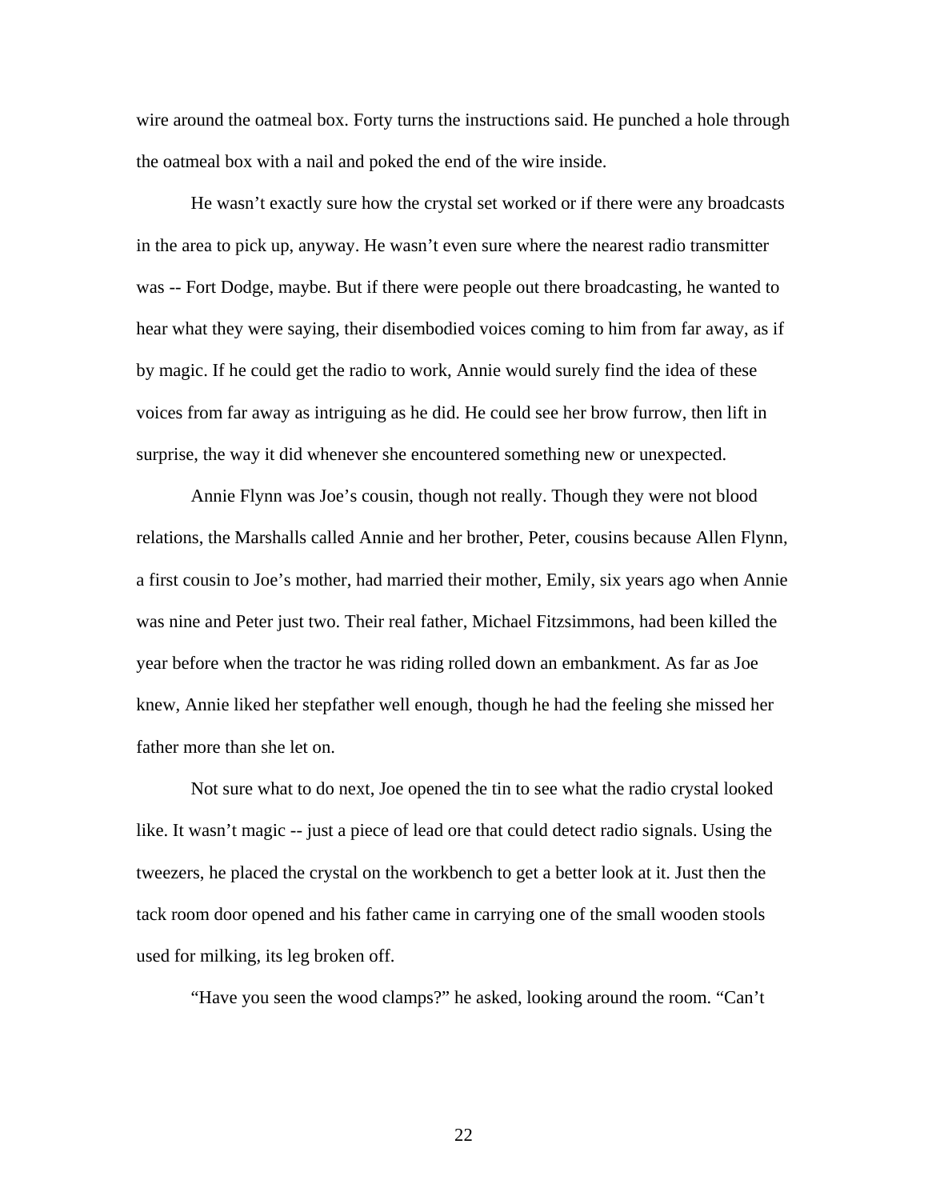wire around the oatmeal box. Forty turns the instructions said. He punched a hole through the oatmeal box with a nail and poked the end of the wire inside.

He wasn't exactly sure how the crystal set worked or if there were any broadcasts in the area to pick up, anyway. He wasn't even sure where the nearest radio transmitter was -- Fort Dodge, maybe. But if there were people out there broadcasting, he wanted to hear what they were saying, their disembodied voices coming to him from far away, as if by magic. If he could get the radio to work, Annie would surely find the idea of these voices from far away as intriguing as he did. He could see her brow furrow, then lift in surprise, the way it did whenever she encountered something new or unexpected.

Annie Flynn was Joe's cousin, though not really. Though they were not blood relations, the Marshalls called Annie and her brother, Peter, cousins because Allen Flynn, a first cousin to Joe's mother, had married their mother, Emily, six years ago when Annie was nine and Peter just two. Their real father, Michael Fitzsimmons, had been killed the year before when the tractor he was riding rolled down an embankment. As far as Joe knew, Annie liked her stepfather well enough, though he had the feeling she missed her father more than she let on.

Not sure what to do next, Joe opened the tin to see what the radio crystal looked like. It wasn't magic -- just a piece of lead ore that could detect radio signals. Using the tweezers, he placed the crystal on the workbench to get a better look at it. Just then the tack room door opened and his father came in carrying one of the small wooden stools used for milking, its leg broken off.

"Have you seen the wood clamps?" he asked, looking around the room. "Can't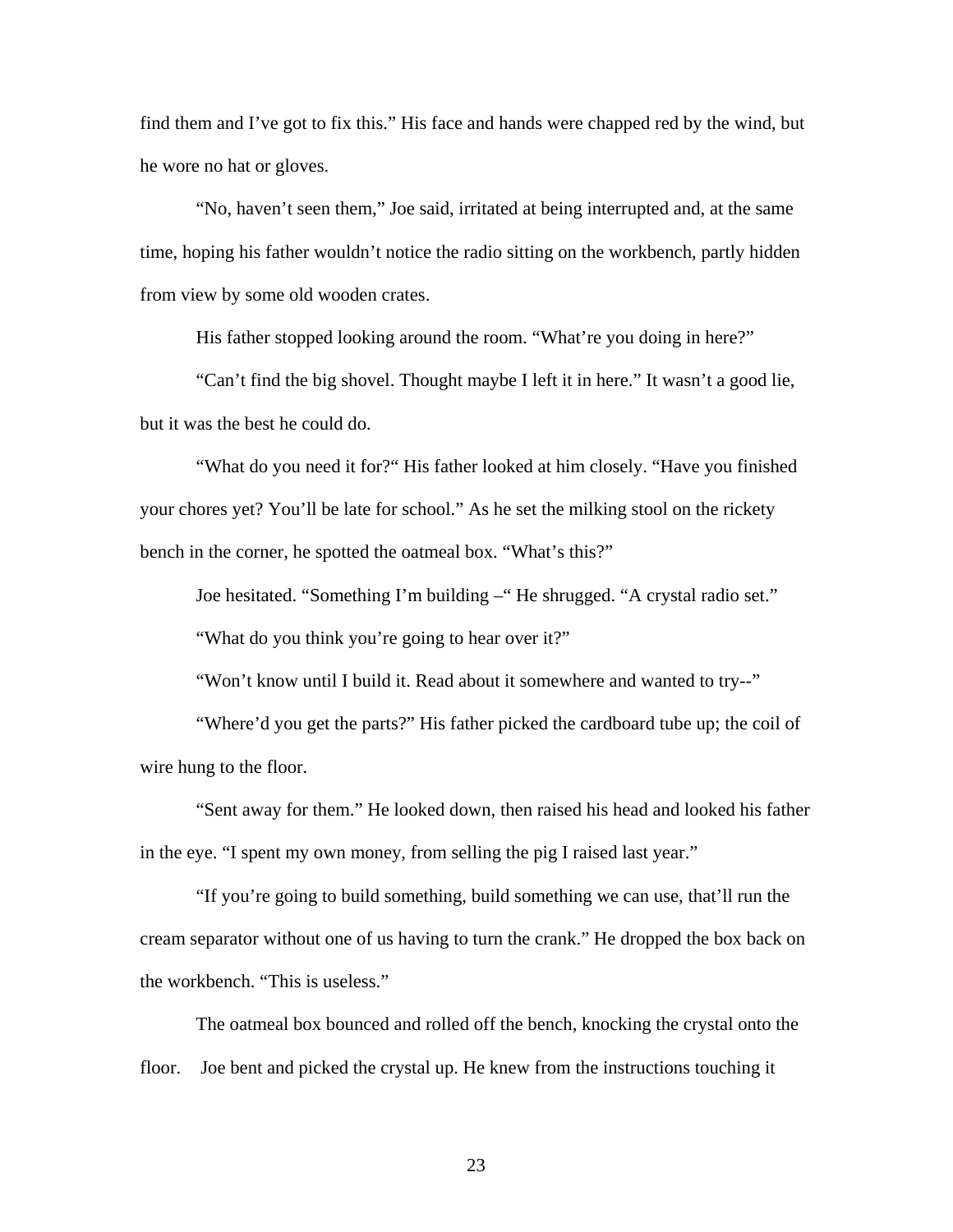find them and I've got to fix this." His face and hands were chapped red by the wind, but he wore no hat or gloves.

"No, haven't seen them," Joe said, irritated at being interrupted and, at the same time, hoping his father wouldn't notice the radio sitting on the workbench, partly hidden from view by some old wooden crates.

His father stopped looking around the room. "What're you doing in here?"

"Can't find the big shovel. Thought maybe I left it in here." It wasn't a good lie, but it was the best he could do.

"What do you need it for?" His father looked at him closely. "Have you finished your chores yet? You'll be late for school." As he set the milking stool on the rickety bench in the corner, he spotted the oatmeal box. "What's this?"

Joe hesitated. "Something I'm building –" He shrugged. "A crystal radio set."

"What do you think you're going to hear over it?"

"Won't know until I build it. Read about it somewhere and wanted to try--"

"Where'd you get the parts?" His father picked the cardboard tube up; the coil of wire hung to the floor.

"Sent away for them." He looked down, then raised his head and looked his father in the eye. "I spent my own money, from selling the pig I raised last year."

"If you're going to build something, build something we can use, that'll run the cream separator without one of us having to turn the crank." He dropped the box back on the workbench. "This is useless."

The oatmeal box bounced and rolled off the bench, knocking the crystal onto the floor. Joe bent and picked the crystal up. He knew from the instructions touching it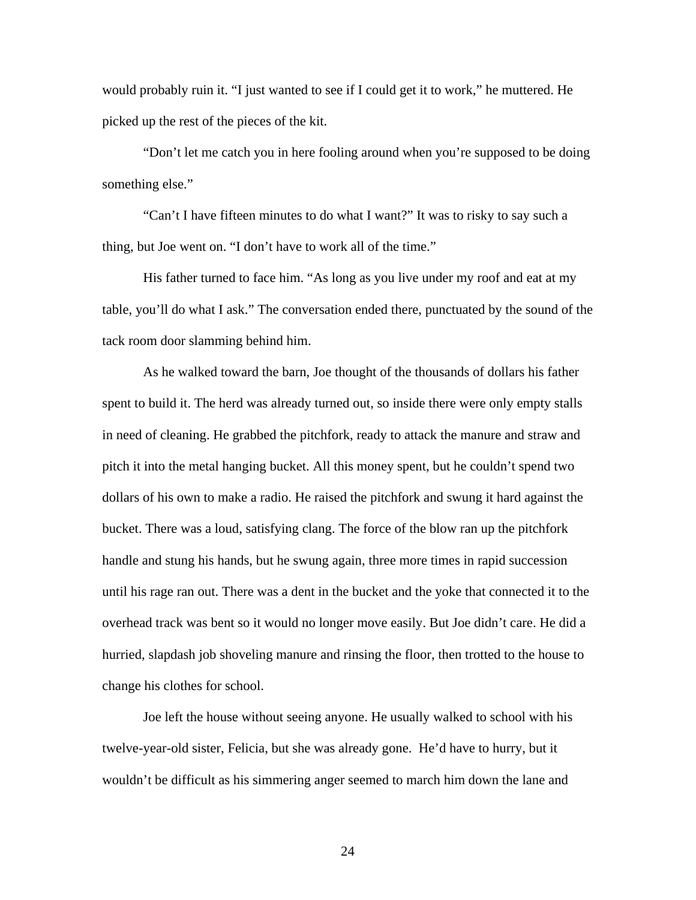would probably ruin it. “I just wanted to see if I could get it to work,” he muttered. He picked up the rest of the pieces of the kit.

“Don’t let me catch you in here fooling around when you’re supposed to be doing something else.”

“Can’t I have fifteen minutes to do what I want?” It was to risky to say such a thing, but Joe went on. “I don’t have to work all of the time.”

His father turned to face him. “As long as you live under my roof and eat at my table, you’ll do what I ask.” The conversation ended there, punctuated by the sound of the tack room door slamming behind him.

As he walked toward the barn, Joe thought of the thousands of dollars his father spent to build it. The herd was already turned out, so inside there were only empty stalls in need of cleaning. He grabbed the pitchfork, ready to attack the manure and straw and pitch it into the metal hanging bucket. All this money spent, but he couldn’t spend two dollars of his own to make a radio. He raised the pitchfork and swung it hard against the bucket. There was a loud, satisfying clang. The force of the blow ran up the pitchfork handle and stung his hands, but he swung again, three more times in rapid succession until his rage ran out. There was a dent in the bucket and the yoke that connected it to the overhead track was bent so it would no longer move easily. But Joe didn’t care. He did a hurried, slapdash job shoveling manure and rinsing the floor, then trotted to the house to change his clothes for school.

Joe left the house without seeing anyone. He usually walked to school with his twelve-year-old sister, Felicia, but she was already gone. He’d have to hurry, but it wouldn’t be difficult as his simmering anger seemed to march him down the lane and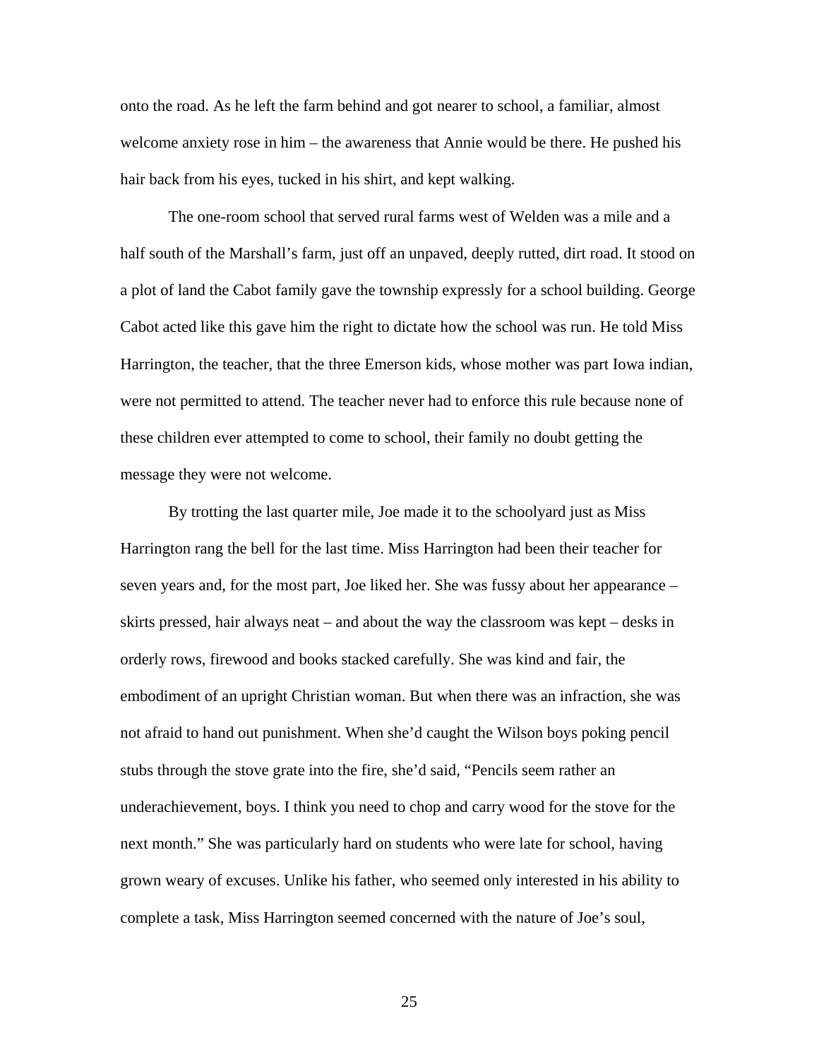onto the road. As he left the farm behind and got nearer to school, a familiar, almost welcome anxiety rose in him – the awareness that Annie would be there. He pushed his hair back from his eyes, tucked in his shirt, and kept walking.

The one-room school that served rural farms west of Welden was a mile and a half south of the Marshall's farm, just off an unpaved, deeply rutted, dirt road. It stood on a plot of land the Cabot family gave the township expressly for a school building. George Cabot acted like this gave him the right to dictate how the school was run. He told Miss Harrington, the teacher, that the three Emerson kids, whose mother was part Iowa indian, were not permitted to attend. The teacher never had to enforce this rule because none of these children ever attempted to come to school, their family no doubt getting the message they were not welcome.

By trotting the last quarter mile, Joe made it to the schoolyard just as Miss Harrington rang the bell for the last time. Miss Harrington had been their teacher for seven years and, for the most part, Joe liked her. She was fussy about her appearance – skirts pressed, hair always neat – and about the way the classroom was kept – desks in orderly rows, firewood and books stacked carefully. She was kind and fair, the embodiment of an upright Christian woman. But when there was an infraction, she was not afraid to hand out punishment. When she'd caught the Wilson boys poking pencil stubs through the stove grate into the fire, she'd said, "Pencils seem rather an underachievement, boys. I think you need to chop and carry wood for the stove for the next month." She was particularly hard on students who were late for school, having grown weary of excuses. Unlike his father, who seemed only interested in his ability to complete a task, Miss Harrington seemed concerned with the nature of Joe's soul,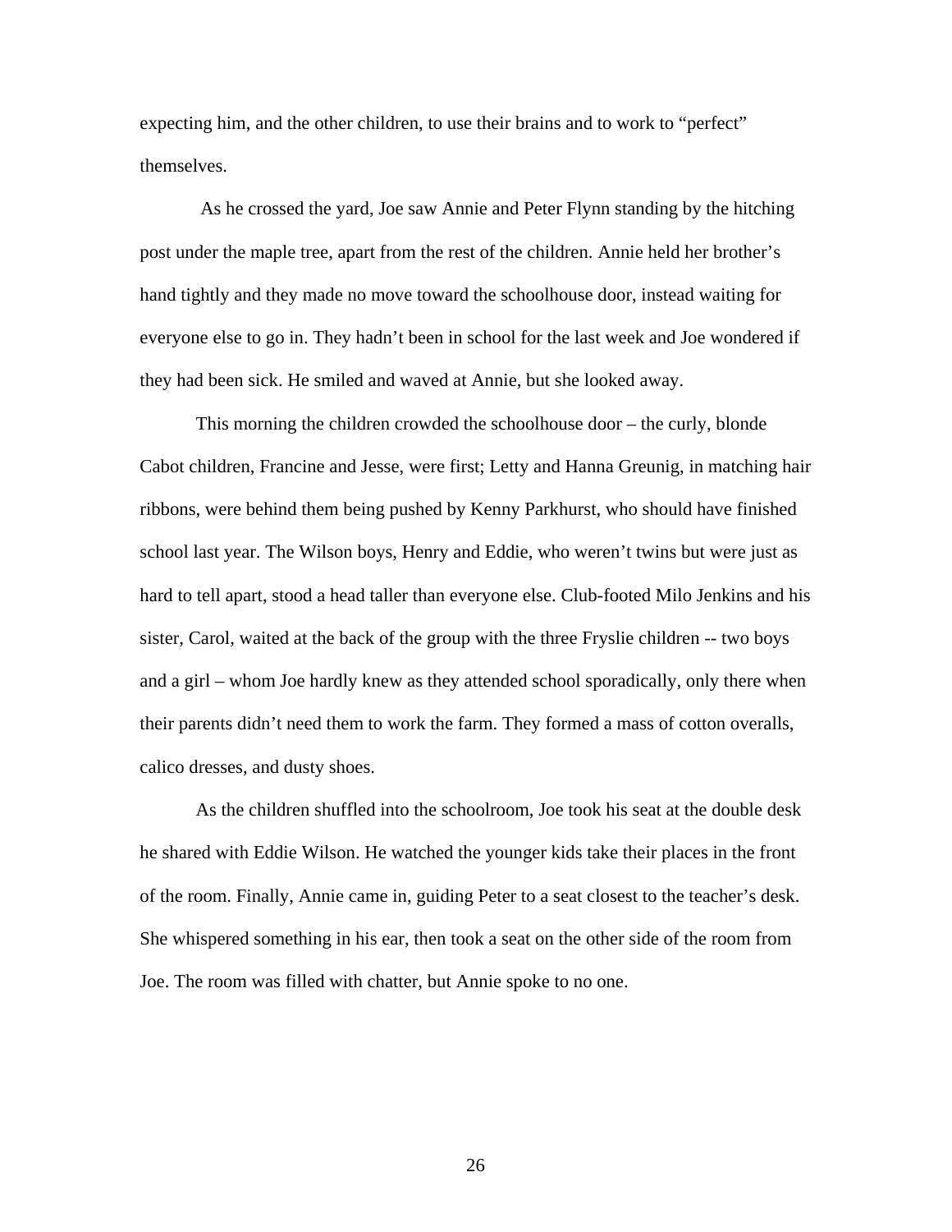expecting him, and the other children, to use their brains and to work to "perfect" themselves.

As he crossed the yard, Joe saw Annie and Peter Flynn standing by the hitching post under the maple tree, apart from the rest of the children. Annie held her brother's hand tightly and they made no move toward the schoolhouse door, instead waiting for everyone else to go in. They hadn't been in school for the last week and Joe wondered if they had been sick. He smiled and waved at Annie, but she looked away.

This morning the children crowded the schoolhouse door – the curly, blonde Cabot children, Francine and Jesse, were first; Letty and Hanna Greunig, in matching hair ribbons, were behind them being pushed by Kenny Parkhurst, who should have finished school last year. The Wilson boys, Henry and Eddie, who weren't twins but were just as hard to tell apart, stood a head taller than everyone else. Club-footed Milo Jenkins and his sister, Carol, waited at the back of the group with the three Fryslie children -- two boys and a girl – whom Joe hardly knew as they attended school sporadically, only there when their parents didn't need them to work the farm. They formed a mass of cotton overalls, calico dresses, and dusty shoes.

As the children shuffled into the schoolroom, Joe took his seat at the double desk he shared with Eddie Wilson. He watched the younger kids take their places in the front of the room. Finally, Annie came in, guiding Peter to a seat closest to the teacher's desk. She whispered something in his ear, then took a seat on the other side of the room from Joe. The room was filled with chatter, but Annie spoke to no one.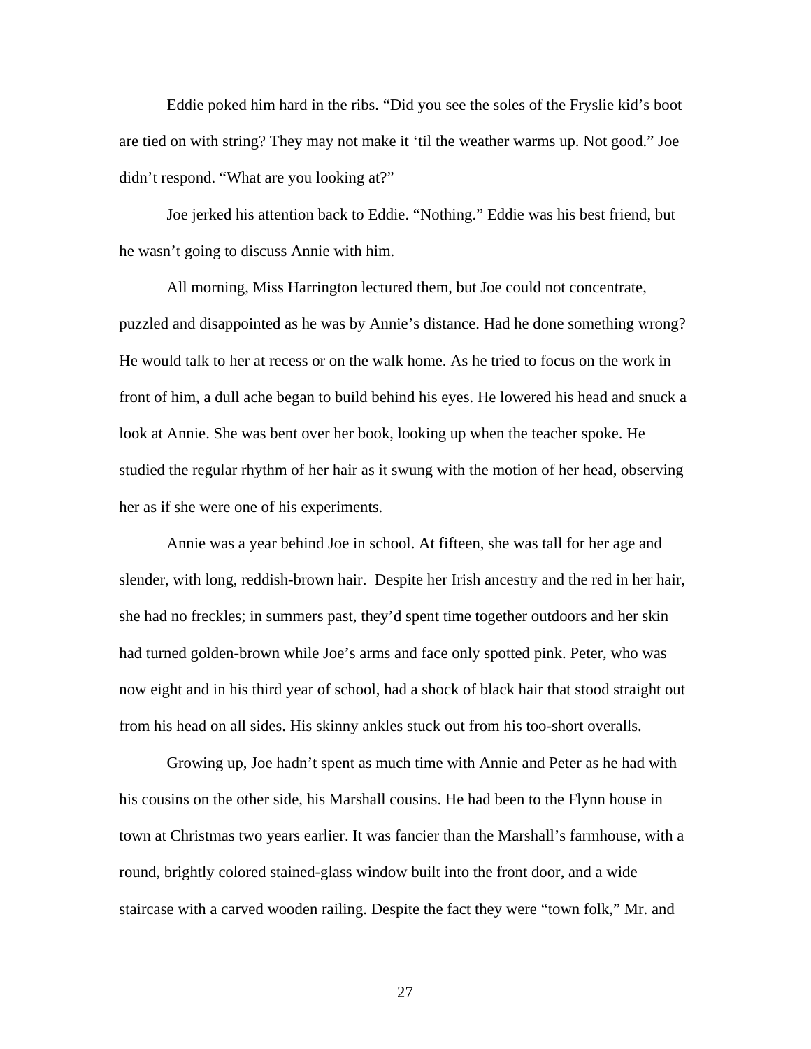Eddie poked him hard in the ribs. "Did you see the soles of the Fryslie kid's boot are tied on with string? They may not make it 'til the weather warms up. Not good." Joe didn't respond. "What are you looking at?"

Joe jerked his attention back to Eddie. "Nothing." Eddie was his best friend, but he wasn't going to discuss Annie with him.

All morning, Miss Harrington lectured them, but Joe could not concentrate, puzzled and disappointed as he was by Annie's distance. Had he done something wrong? He would talk to her at recess or on the walk home. As he tried to focus on the work in front of him, a dull ache began to build behind his eyes. He lowered his head and snuck a look at Annie. She was bent over her book, looking up when the teacher spoke. He studied the regular rhythm of her hair as it swung with the motion of her head, observing her as if she were one of his experiments.

Annie was a year behind Joe in school. At fifteen, she was tall for her age and slender, with long, reddish-brown hair. Despite her Irish ancestry and the red in her hair, she had no freckles; in summers past, they'd spent time together outdoors and her skin had turned golden-brown while Joe's arms and face only spotted pink. Peter, who was now eight and in his third year of school, had a shock of black hair that stood straight out from his head on all sides. His skinny ankles stuck out from his too-short overalls.

Growing up, Joe hadn't spent as much time with Annie and Peter as he had with his cousins on the other side, his Marshall cousins. He had been to the Flynn house in town at Christmas two years earlier. It was fancier than the Marshall's farmhouse, with a round, brightly colored stained-glass window built into the front door, and a wide staircase with a carved wooden railing. Despite the fact they were "town folk," Mr. and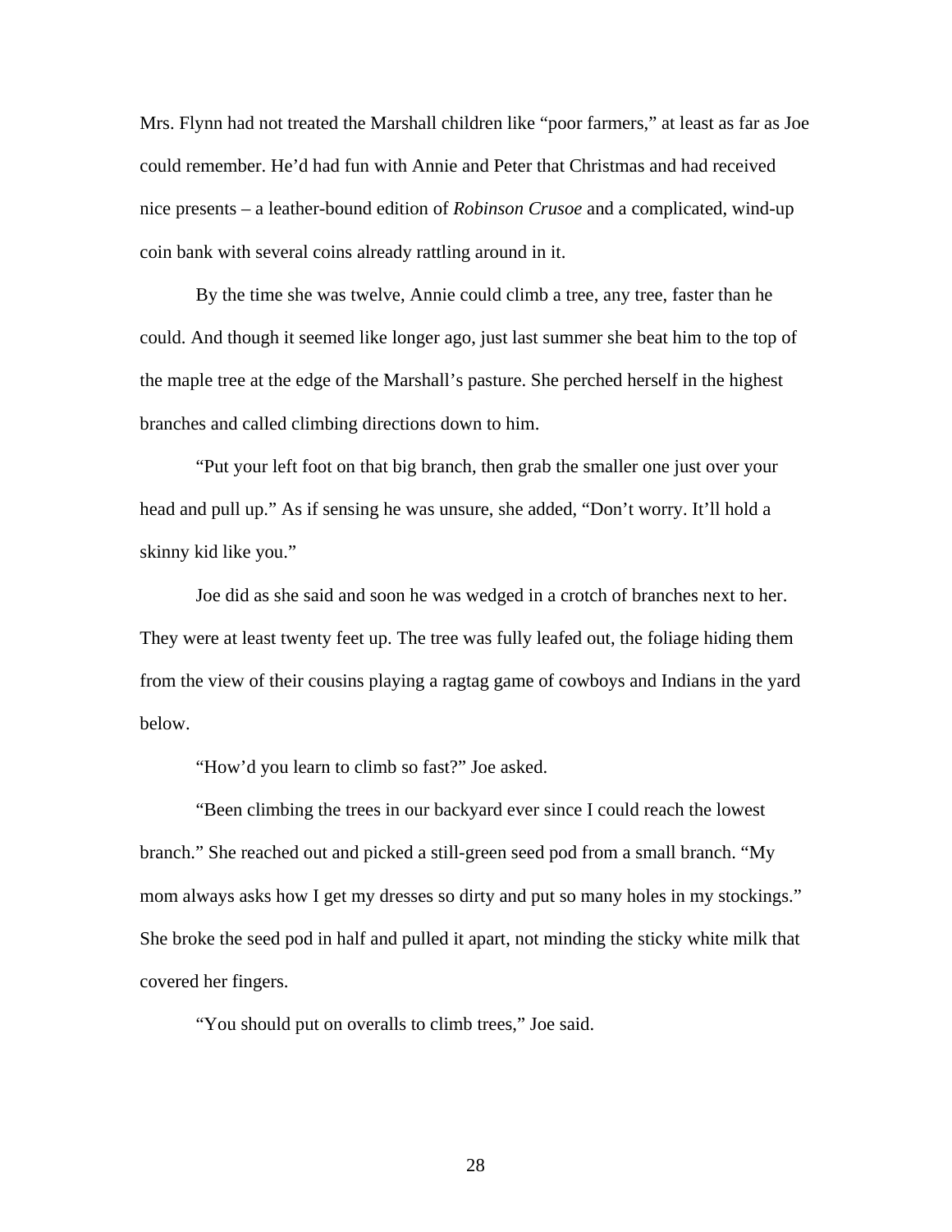Mrs. Flynn had not treated the Marshall children like "poor farmers," at least as far as Joe could remember. He'd had fun with Annie and Peter that Christmas and had received nice presents – a leather-bound edition of *Robinson Crusoe* and a complicated, wind-up coin bank with several coins already rattling around in it.

By the time she was twelve, Annie could climb a tree, any tree, faster than he could. And though it seemed like longer ago, just last summer she beat him to the top of the maple tree at the edge of the Marshall's pasture. She perched herself in the highest branches and called climbing directions down to him.

"Put your left foot on that big branch, then grab the smaller one just over your head and pull up." As if sensing he was unsure, she added, "Don't worry. It'll hold a skinny kid like you."

Joe did as she said and soon he was wedged in a crotch of branches next to her. They were at least twenty feet up. The tree was fully leafed out, the foliage hiding them from the view of their cousins playing a ragtag game of cowboys and Indians in the yard below.

"How'd you learn to climb so fast?" Joe asked.

"Been climbing the trees in our backyard ever since I could reach the lowest branch." She reached out and picked a still-green seed pod from a small branch. "My mom always asks how I get my dresses so dirty and put so many holes in my stockings." She broke the seed pod in half and pulled it apart, not minding the sticky white milk that covered her fingers.

"You should put on overalls to climb trees," Joe said.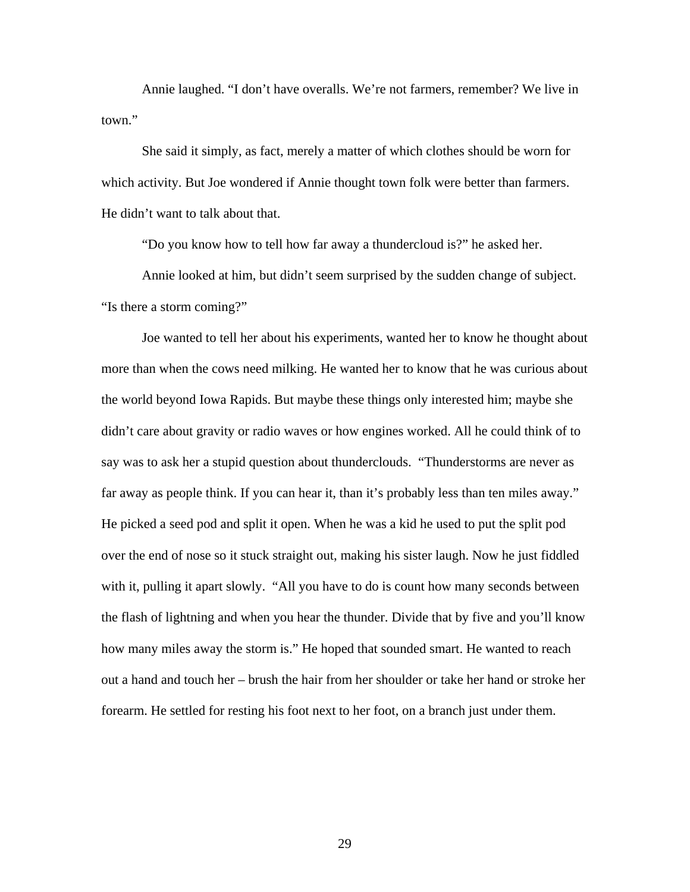Annie laughed. "I don't have overalls. We're not farmers, remember? We live in town."

She said it simply, as fact, merely a matter of which clothes should be worn for which activity. But Joe wondered if Annie thought town folk were better than farmers. He didn't want to talk about that.

"Do you know how to tell how far away a thundercloud is?" he asked her.

Annie looked at him, but didn't seem surprised by the sudden change of subject. "Is there a storm coming?"

Joe wanted to tell her about his experiments, wanted her to know he thought about more than when the cows need milking. He wanted her to know that he was curious about the world beyond Iowa Rapids. But maybe these things only interested him; maybe she didn't care about gravity or radio waves or how engines worked. All he could think of to say was to ask her a stupid question about thunderclouds. "Thunderstorms are never as far away as people think. If you can hear it, than it's probably less than ten miles away." He picked a seed pod and split it open. When he was a kid he used to put the split pod over the end of nose so it stuck straight out, making his sister laugh. Now he just fiddled with it, pulling it apart slowly. "All you have to do is count how many seconds between the flash of lightning and when you hear the thunder. Divide that by five and you'll know how many miles away the storm is." He hoped that sounded smart. He wanted to reach out a hand and touch her – brush the hair from her shoulder or take her hand or stroke her forearm. He settled for resting his foot next to her foot, on a branch just under them.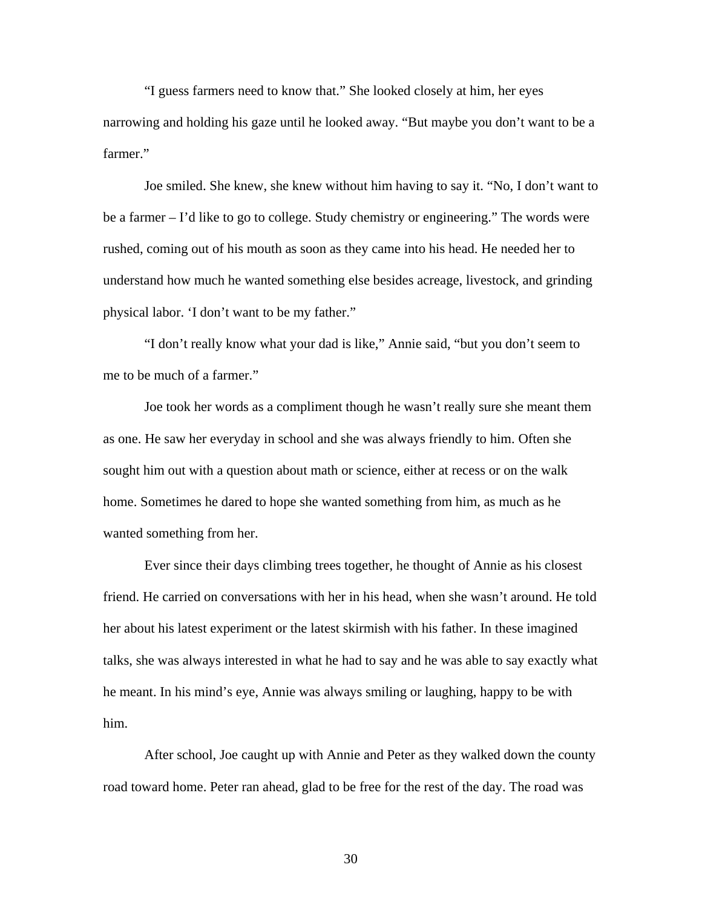"I guess farmers need to know that." She looked closely at him, her eyes narrowing and holding his gaze until he looked away. "But maybe you don't want to be a farmer."

Joe smiled. She knew, she knew without him having to say it. "No, I don't want to be a farmer – I'd like to go to college. Study chemistry or engineering." The words were rushed, coming out of his mouth as soon as they came into his head. He needed her to understand how much he wanted something else besides acreage, livestock, and grinding physical labor. 'I don't want to be my father."

"I don't really know what your dad is like," Annie said, "but you don't seem to me to be much of a farmer."

Joe took her words as a compliment though he wasn't really sure she meant them as one. He saw her everyday in school and she was always friendly to him. Often she sought him out with a question about math or science, either at recess or on the walk home. Sometimes he dared to hope she wanted something from him, as much as he wanted something from her.

Ever since their days climbing trees together, he thought of Annie as his closest friend. He carried on conversations with her in his head, when she wasn't around. He told her about his latest experiment or the latest skirmish with his father. In these imagined talks, she was always interested in what he had to say and he was able to say exactly what he meant. In his mind's eye, Annie was always smiling or laughing, happy to be with him.

After school, Joe caught up with Annie and Peter as they walked down the county road toward home. Peter ran ahead, glad to be free for the rest of the day. The road was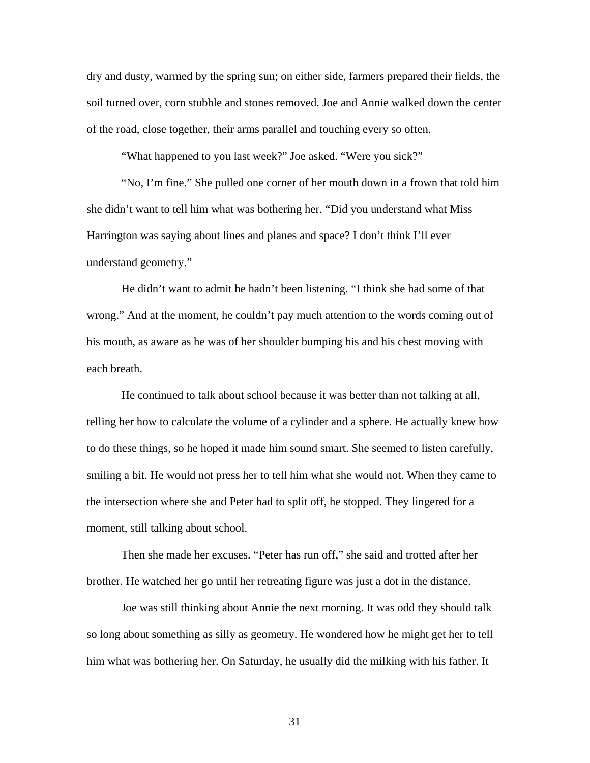dry and dusty, warmed by the spring sun; on either side, farmers prepared their fields, the soil turned over, corn stubble and stones removed. Joe and Annie walked down the center of the road, close together, their arms parallel and touching every so often.

"What happened to you last week?" Joe asked. "Were you sick?"

"No, I'm fine." She pulled one corner of her mouth down in a frown that told him she didn't want to tell him what was bothering her. "Did you understand what Miss Harrington was saying about lines and planes and space? I don't think I'll ever understand geometry."

He didn't want to admit he hadn't been listening. "I think she had some of that wrong." And at the moment, he couldn't pay much attention to the words coming out of his mouth, as aware as he was of her shoulder bumping his and his chest moving with each breath.

He continued to talk about school because it was better than not talking at all, telling her how to calculate the volume of a cylinder and a sphere. He actually knew how to do these things, so he hoped it made him sound smart. She seemed to listen carefully, smiling a bit. He would not press her to tell him what she would not. When they came to the intersection where she and Peter had to split off, he stopped. They lingered for a moment, still talking about school.

Then she made her excuses. "Peter has run off," she said and trotted after her brother. He watched her go until her retreating figure was just a dot in the distance.

Joe was still thinking about Annie the next morning. It was odd they should talk so long about something as silly as geometry. He wondered how he might get her to tell him what was bothering her. On Saturday, he usually did the milking with his father. It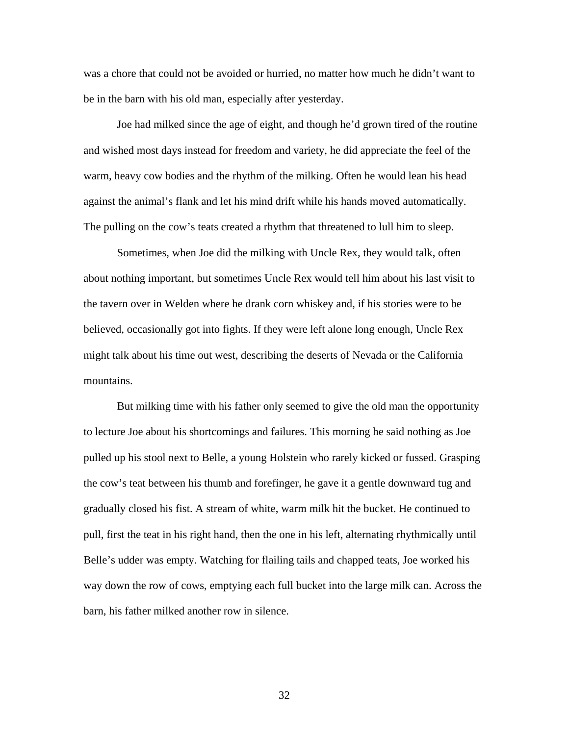was a chore that could not be avoided or hurried, no matter how much he didn't want to be in the barn with his old man, especially after yesterday.

Joe had milked since the age of eight, and though he'd grown tired of the routine and wished most days instead for freedom and variety, he did appreciate the feel of the warm, heavy cow bodies and the rhythm of the milking. Often he would lean his head against the animal's flank and let his mind drift while his hands moved automatically. The pulling on the cow's teats created a rhythm that threatened to lull him to sleep.

Sometimes, when Joe did the milking with Uncle Rex, they would talk, often about nothing important, but sometimes Uncle Rex would tell him about his last visit to the tavern over in Welden where he drank corn whiskey and, if his stories were to be believed, occasionally got into fights. If they were left alone long enough, Uncle Rex might talk about his time out west, describing the deserts of Nevada or the California mountains.

But milking time with his father only seemed to give the old man the opportunity to lecture Joe about his shortcomings and failures. This morning he said nothing as Joe pulled up his stool next to Belle, a young Holstein who rarely kicked or fussed. Grasping the cow's teat between his thumb and forefinger, he gave it a gentle downward tug and gradually closed his fist. A stream of white, warm milk hit the bucket. He continued to pull, first the teat in his right hand, then the one in his left, alternating rhythmically until Belle's udder was empty. Watching for flailing tails and chapped teats, Joe worked his way down the row of cows, emptying each full bucket into the large milk can. Across the barn, his father milked another row in silence.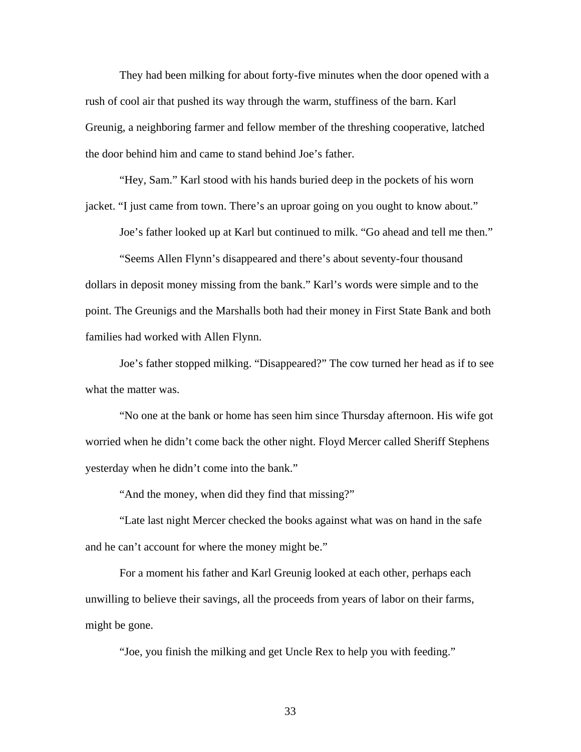They had been milking for about forty-five minutes when the door opened with a rush of cool air that pushed its way through the warm, stuffiness of the barn. Karl Greunig, a neighboring farmer and fellow member of the threshing cooperative, latched the door behind him and came to stand behind Joe's father.

"Hey, Sam." Karl stood with his hands buried deep in the pockets of his worn jacket. "I just came from town. There's an uproar going on you ought to know about."

Joe's father looked up at Karl but continued to milk. "Go ahead and tell me then."

"Seems Allen Flynn's disappeared and there's about seventy-four thousand dollars in deposit money missing from the bank." Karl's words were simple and to the point. The Greunigs and the Marshalls both had their money in First State Bank and both families had worked with Allen Flynn.

Joe's father stopped milking. "Disappeared?" The cow turned her head as if to see what the matter was.

"No one at the bank or home has seen him since Thursday afternoon. His wife got worried when he didn't come back the other night. Floyd Mercer called Sheriff Stephens yesterday when he didn't come into the bank."

"And the money, when did they find that missing?"

"Late last night Mercer checked the books against what was on hand in the safe and he can't account for where the money might be."

For a moment his father and Karl Greunig looked at each other, perhaps each unwilling to believe their savings, all the proceeds from years of labor on their farms, might be gone.

"Joe, you finish the milking and get Uncle Rex to help you with feeding."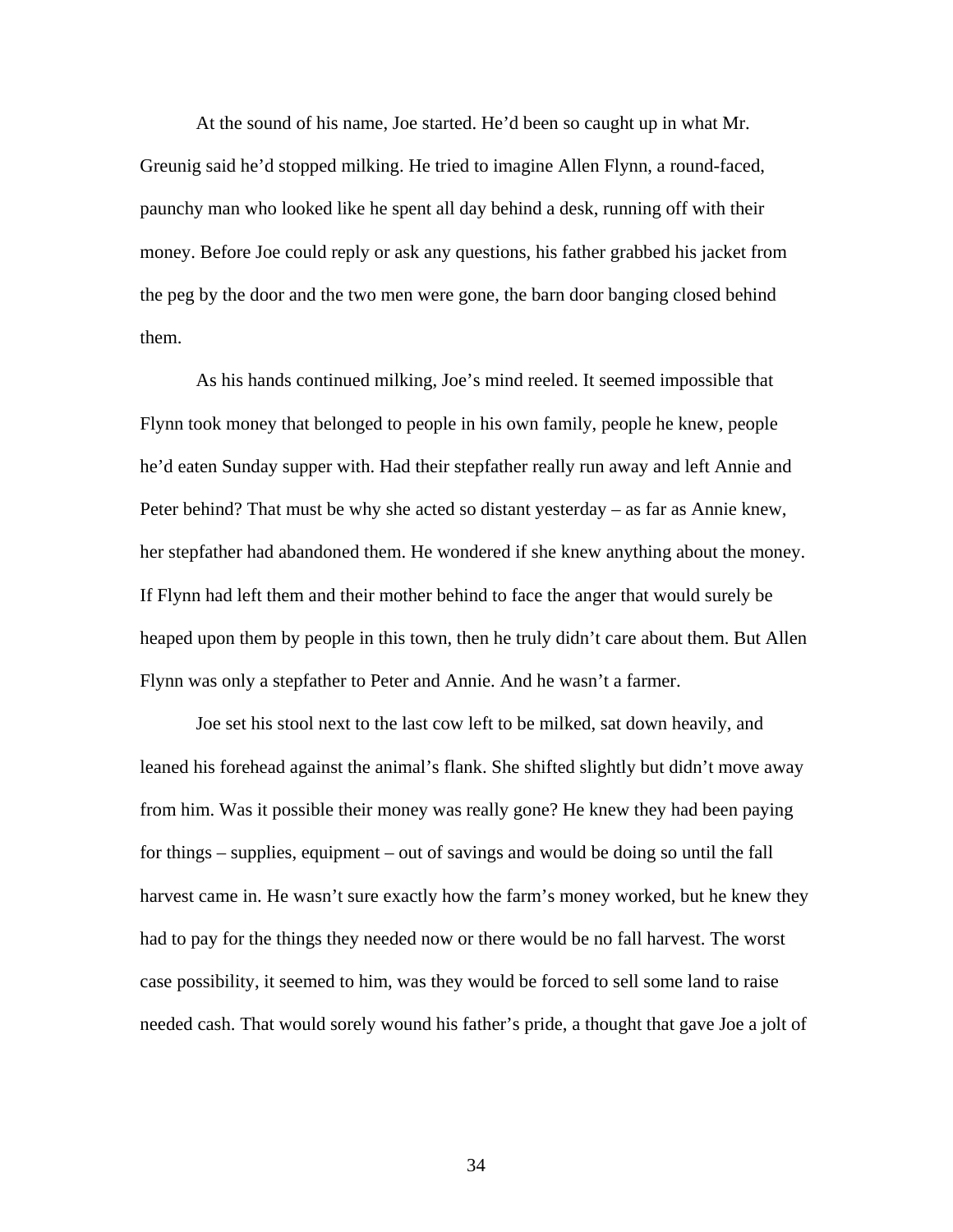At the sound of his name, Joe started. He'd been so caught up in what Mr. Greunig said he'd stopped milking. He tried to imagine Allen Flynn, a round-faced, paunchy man who looked like he spent all day behind a desk, running off with their money. Before Joe could reply or ask any questions, his father grabbed his jacket from the peg by the door and the two men were gone, the barn door banging closed behind them.

As his hands continued milking, Joe's mind reeled. It seemed impossible that Flynn took money that belonged to people in his own family, people he knew, people he'd eaten Sunday supper with. Had their stepfather really run away and left Annie and Peter behind? That must be why she acted so distant yesterday – as far as Annie knew, her stepfather had abandoned them. He wondered if she knew anything about the money. If Flynn had left them and their mother behind to face the anger that would surely be heaped upon them by people in this town, then he truly didn't care about them. But Allen Flynn was only a stepfather to Peter and Annie. And he wasn't a farmer.

Joe set his stool next to the last cow left to be milked, sat down heavily, and leaned his forehead against the animal's flank. She shifted slightly but didn't move away from him. Was it possible their money was really gone? He knew they had been paying for things – supplies, equipment – out of savings and would be doing so until the fall harvest came in. He wasn't sure exactly how the farm's money worked, but he knew they had to pay for the things they needed now or there would be no fall harvest. The worst case possibility, it seemed to him, was they would be forced to sell some land to raise needed cash. That would sorely wound his father's pride, a thought that gave Joe a jolt of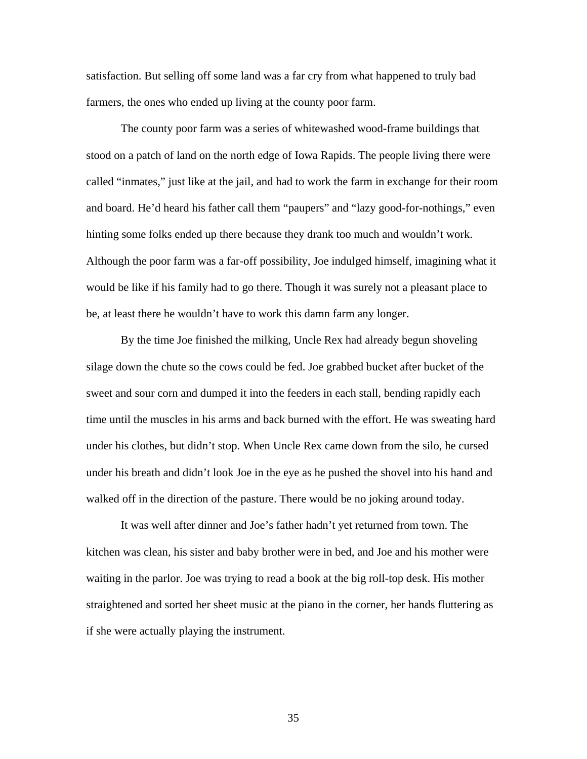satisfaction. But selling off some land was a far cry from what happened to truly bad farmers, the ones who ended up living at the county poor farm.

The county poor farm was a series of whitewashed wood-frame buildings that stood on a patch of land on the north edge of Iowa Rapids. The people living there were called "inmates," just like at the jail, and had to work the farm in exchange for their room and board. He'd heard his father call them "paupers" and "lazy good-for-nothings," even hinting some folks ended up there because they drank too much and wouldn't work. Although the poor farm was a far-off possibility, Joe indulged himself, imagining what it would be like if his family had to go there. Though it was surely not a pleasant place to be, at least there he wouldn't have to work this damn farm any longer.

By the time Joe finished the milking, Uncle Rex had already begun shoveling silage down the chute so the cows could be fed. Joe grabbed bucket after bucket of the sweet and sour corn and dumped it into the feeders in each stall, bending rapidly each time until the muscles in his arms and back burned with the effort. He was sweating hard under his clothes, but didn't stop. When Uncle Rex came down from the silo, he cursed under his breath and didn't look Joe in the eye as he pushed the shovel into his hand and walked off in the direction of the pasture. There would be no joking around today.

It was well after dinner and Joe's father hadn't yet returned from town. The kitchen was clean, his sister and baby brother were in bed, and Joe and his mother were waiting in the parlor. Joe was trying to read a book at the big roll-top desk. His mother straightened and sorted her sheet music at the piano in the corner, her hands fluttering as if she were actually playing the instrument.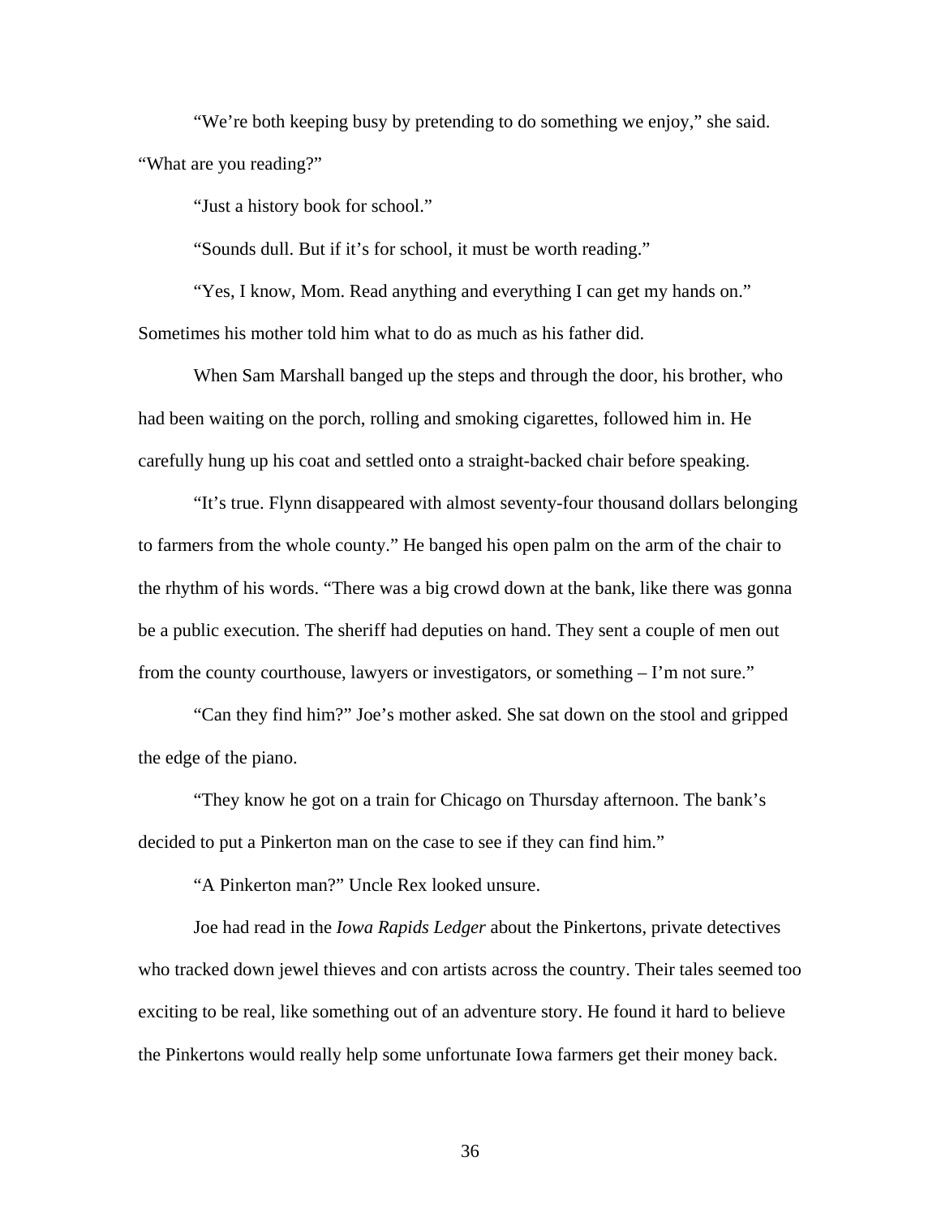"We're both keeping busy by pretending to do something we enjoy," she said. "What are you reading?"

"Just a history book for school."

"Sounds dull. But if it's for school, it must be worth reading."

"Yes, I know, Mom. Read anything and everything I can get my hands on." Sometimes his mother told him what to do as much as his father did.

When Sam Marshall banged up the steps and through the door, his brother, who had been waiting on the porch, rolling and smoking cigarettes, followed him in. He carefully hung up his coat and settled onto a straight-backed chair before speaking.

"It's true. Flynn disappeared with almost seventy-four thousand dollars belonging to farmers from the whole county." He banged his open palm on the arm of the chair to the rhythm of his words. "There was a big crowd down at the bank, like there was gonna be a public execution. The sheriff had deputies on hand. They sent a couple of men out from the county courthouse, lawyers or investigators, or something – I'm not sure."

"Can they find him?" Joe's mother asked. She sat down on the stool and gripped the edge of the piano.

"They know he got on a train for Chicago on Thursday afternoon. The bank's decided to put a Pinkerton man on the case to see if they can find him."

"A Pinkerton man?" Uncle Rex looked unsure.

Joe had read in the *Iowa Rapids Ledger* about the Pinkertons, private detectives who tracked down jewel thieves and con artists across the country. Their tales seemed too exciting to be real, like something out of an adventure story. He found it hard to believe the Pinkertons would really help some unfortunate Iowa farmers get their money back.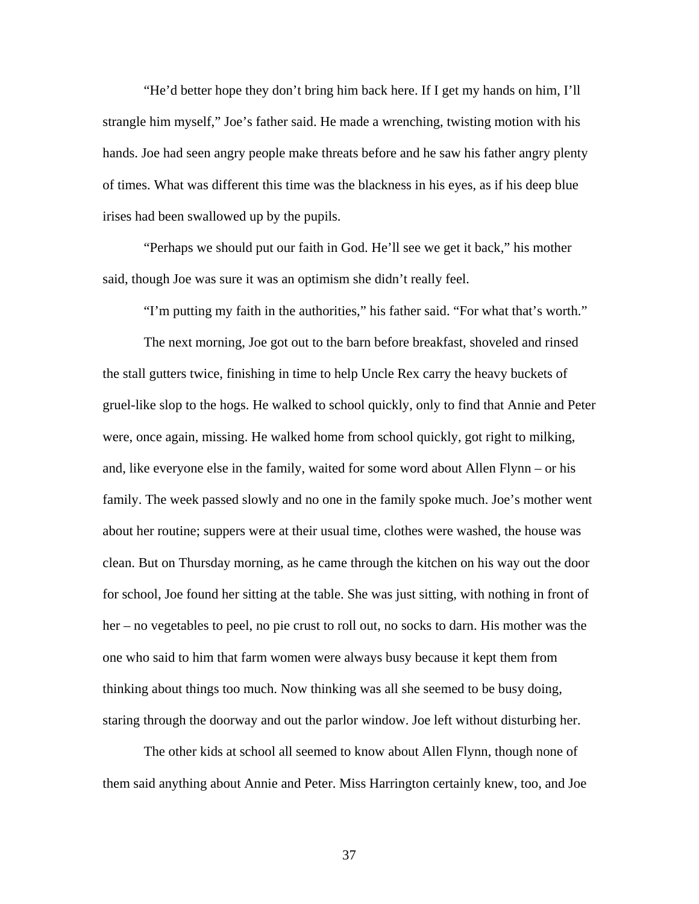"He'd better hope they don't bring him back here. If I get my hands on him, I'll strangle him myself," Joe's father said. He made a wrenching, twisting motion with his hands. Joe had seen angry people make threats before and he saw his father angry plenty of times. What was different this time was the blackness in his eyes, as if his deep blue irises had been swallowed up by the pupils.

"Perhaps we should put our faith in God. He'll see we get it back," his mother said, though Joe was sure it was an optimism she didn't really feel.

"I'm putting my faith in the authorities," his father said. "For what that's worth."

The next morning, Joe got out to the barn before breakfast, shoveled and rinsed the stall gutters twice, finishing in time to help Uncle Rex carry the heavy buckets of gruel-like slop to the hogs. He walked to school quickly, only to find that Annie and Peter were, once again, missing. He walked home from school quickly, got right to milking, and, like everyone else in the family, waited for some word about Allen Flynn – or his family. The week passed slowly and no one in the family spoke much. Joe's mother went about her routine; suppers were at their usual time, clothes were washed, the house was clean. But on Thursday morning, as he came through the kitchen on his way out the door for school, Joe found her sitting at the table. She was just sitting, with nothing in front of her – no vegetables to peel, no pie crust to roll out, no socks to darn. His mother was the one who said to him that farm women were always busy because it kept them from thinking about things too much. Now thinking was all she seemed to be busy doing, staring through the doorway and out the parlor window. Joe left without disturbing her.

The other kids at school all seemed to know about Allen Flynn, though none of them said anything about Annie and Peter. Miss Harrington certainly knew, too, and Joe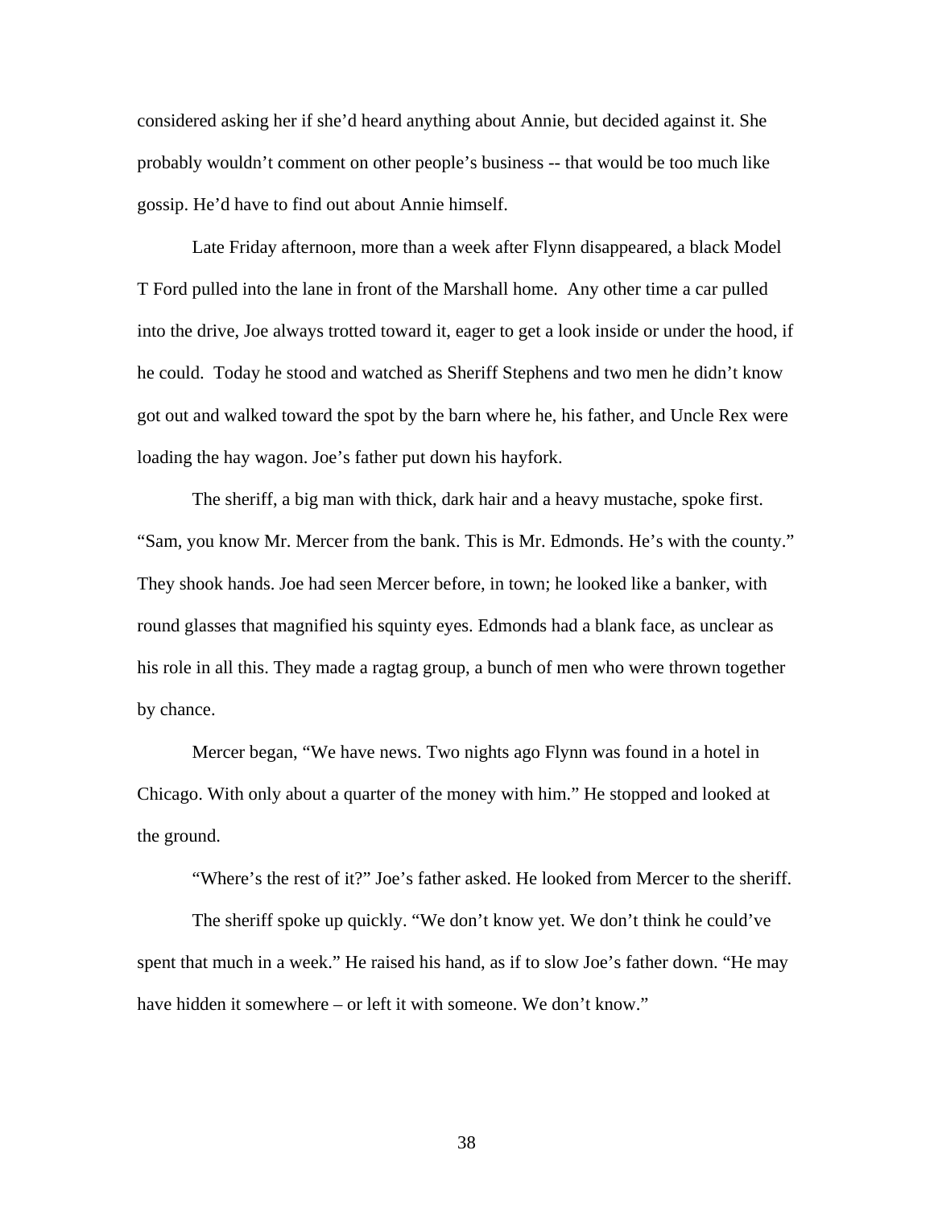considered asking her if she'd heard anything about Annie, but decided against it. She probably wouldn't comment on other people's business -- that would be too much like gossip. He'd have to find out about Annie himself.

Late Friday afternoon, more than a week after Flynn disappeared, a black Model T Ford pulled into the lane in front of the Marshall home. Any other time a car pulled into the drive, Joe always trotted toward it, eager to get a look inside or under the hood, if he could. Today he stood and watched as Sheriff Stephens and two men he didn't know got out and walked toward the spot by the barn where he, his father, and Uncle Rex were loading the hay wagon. Joe's father put down his hayfork.

The sheriff, a big man with thick, dark hair and a heavy mustache, spoke first. "Sam, you know Mr. Mercer from the bank. This is Mr. Edmonds. He's with the county." They shook hands. Joe had seen Mercer before, in town; he looked like a banker, with round glasses that magnified his squinty eyes. Edmonds had a blank face, as unclear as his role in all this. They made a ragtag group, a bunch of men who were thrown together by chance.

Mercer began, "We have news. Two nights ago Flynn was found in a hotel in Chicago. With only about a quarter of the money with him." He stopped and looked at the ground.

"Where's the rest of it?" Joe's father asked. He looked from Mercer to the sheriff.

The sheriff spoke up quickly. "We don't know yet. We don't think he could've spent that much in a week." He raised his hand, as if to slow Joe's father down. "He may have hidden it somewhere – or left it with someone. We don't know."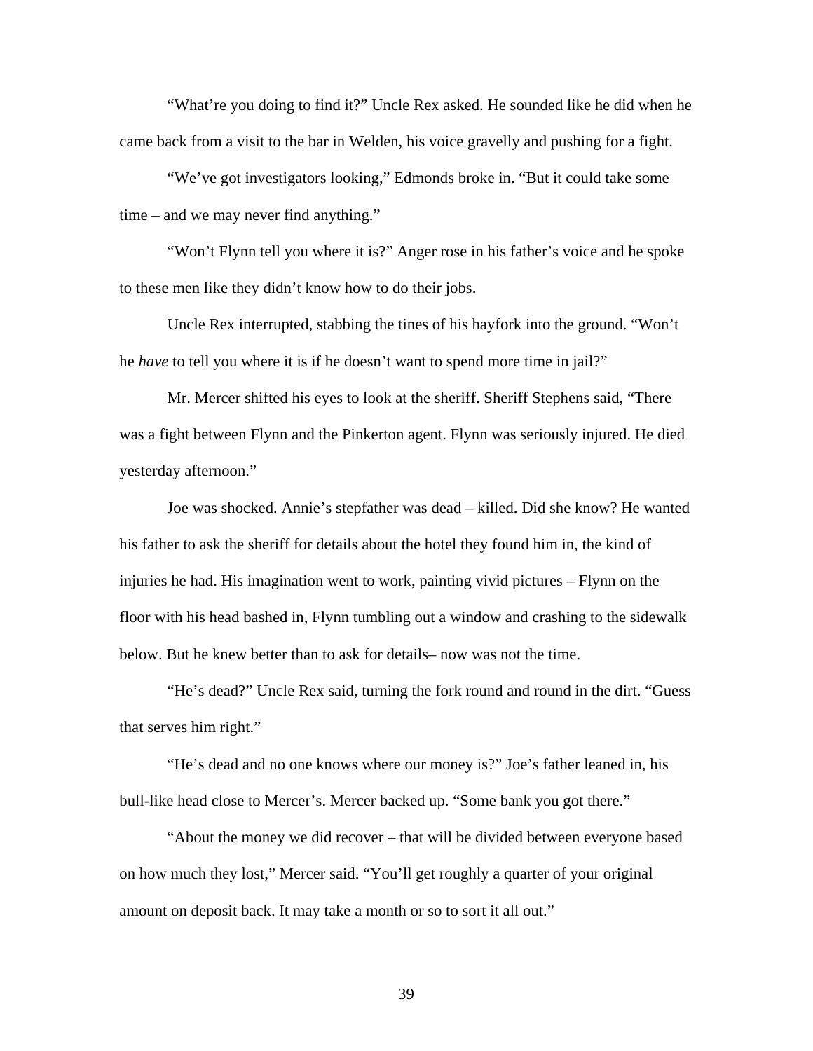"What're you doing to find it?" Uncle Rex asked. He sounded like he did when he came back from a visit to the bar in Welden, his voice gravelly and pushing for a fight.

"We've got investigators looking," Edmonds broke in. "But it could take some time – and we may never find anything."

"Won't Flynn tell you where it is?" Anger rose in his father's voice and he spoke to these men like they didn't know how to do their jobs.

Uncle Rex interrupted, stabbing the tines of his hayfork into the ground. "Won't he *have* to tell you where it is if he doesn't want to spend more time in jail?"

Mr. Mercer shifted his eyes to look at the sheriff. Sheriff Stephens said, "There was a fight between Flynn and the Pinkerton agent. Flynn was seriously injured. He died yesterday afternoon."

Joe was shocked. Annie's stepfather was dead – killed. Did she know? He wanted his father to ask the sheriff for details about the hotel they found him in, the kind of injuries he had. His imagination went to work, painting vivid pictures – Flynn on the floor with his head bashed in, Flynn tumbling out a window and crashing to the sidewalk below. But he knew better than to ask for details– now was not the time.

"He's dead?" Uncle Rex said, turning the fork round and round in the dirt. "Guess that serves him right."

"He's dead and no one knows where our money is?" Joe's father leaned in, his bull-like head close to Mercer's. Mercer backed up. "Some bank you got there."

"About the money we did recover – that will be divided between everyone based on how much they lost," Mercer said. "You'll get roughly a quarter of your original amount on deposit back. It may take a month or so to sort it all out."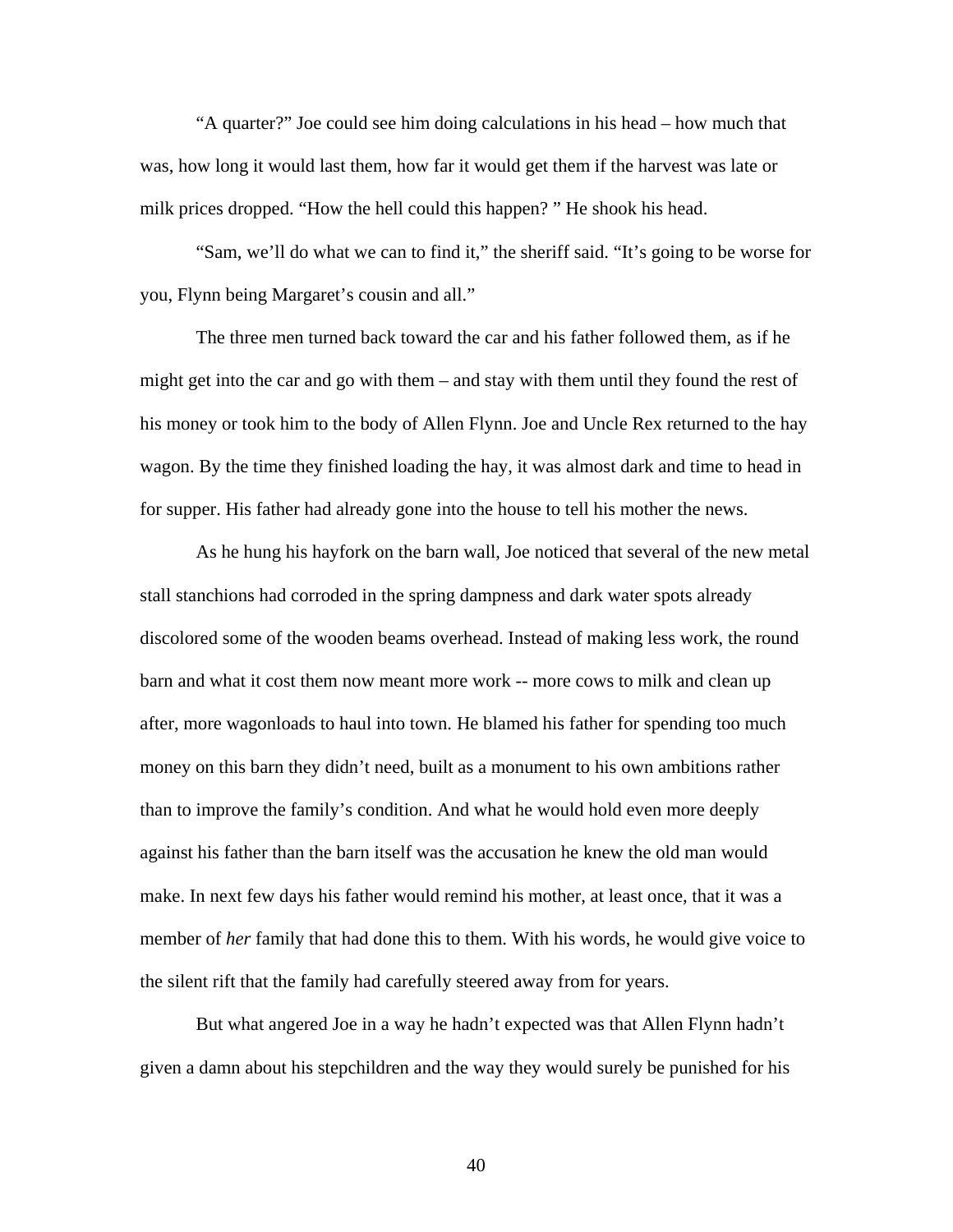"A quarter?" Joe could see him doing calculations in his head – how much that was, how long it would last them, how far it would get them if the harvest was late or milk prices dropped. "How the hell could this happen? " He shook his head.

"Sam, we'll do what we can to find it," the sheriff said. "It's going to be worse for you, Flynn being Margaret's cousin and all."

The three men turned back toward the car and his father followed them, as if he might get into the car and go with them – and stay with them until they found the rest of his money or took him to the body of Allen Flynn. Joe and Uncle Rex returned to the hay wagon. By the time they finished loading the hay, it was almost dark and time to head in for supper. His father had already gone into the house to tell his mother the news.

As he hung his hayfork on the barn wall, Joe noticed that several of the new metal stall stanchions had corroded in the spring dampness and dark water spots already discolored some of the wooden beams overhead. Instead of making less work, the round barn and what it cost them now meant more work -- more cows to milk and clean up after, more wagonloads to haul into town. He blamed his father for spending too much money on this barn they didn't need, built as a monument to his own ambitions rather than to improve the family's condition. And what he would hold even more deeply against his father than the barn itself was the accusation he knew the old man would make. In next few days his father would remind his mother, at least once, that it was a member of *her* family that had done this to them. With his words, he would give voice to the silent rift that the family had carefully steered away from for years.

But what angered Joe in a way he hadn't expected was that Allen Flynn hadn't given a damn about his stepchildren and the way they would surely be punished for his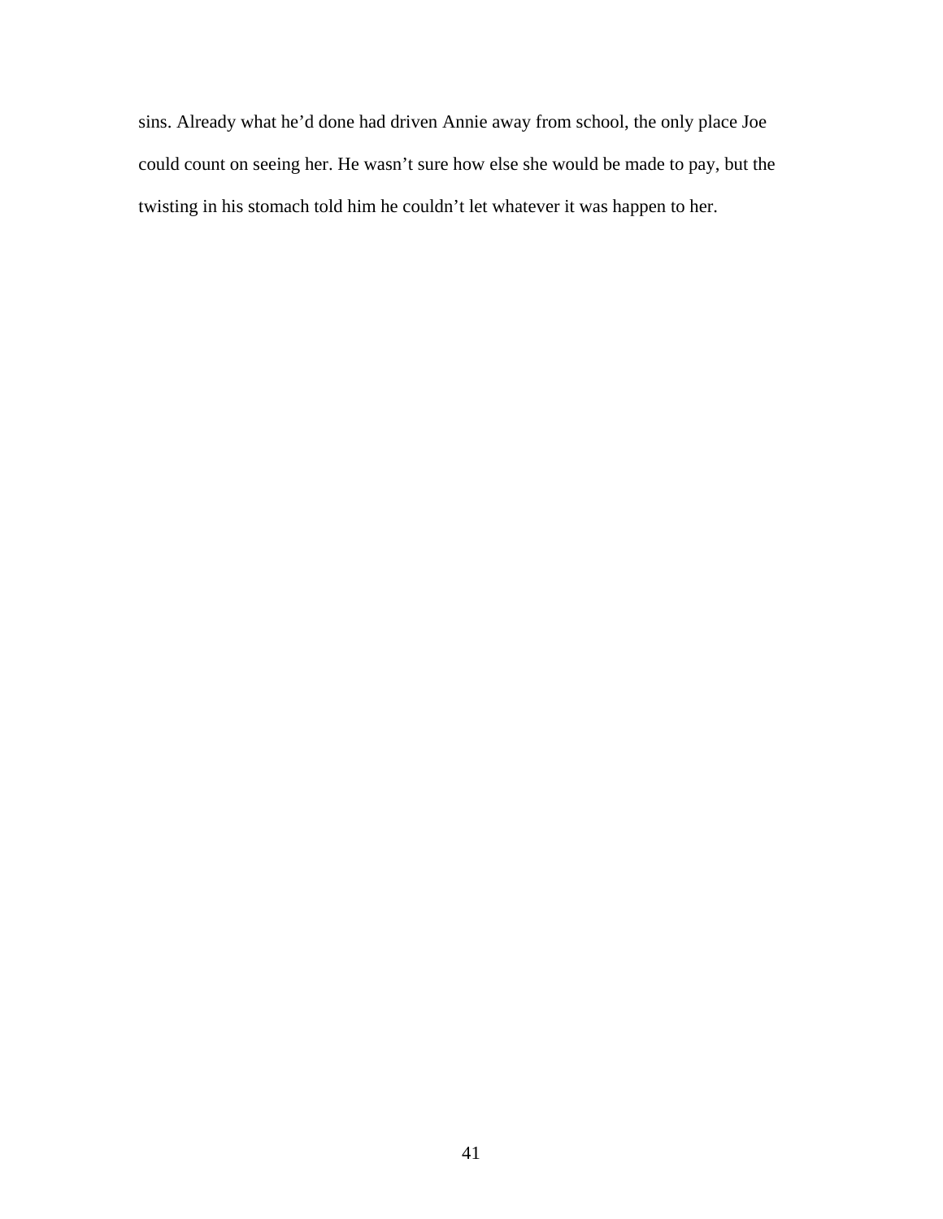sins. Already what he'd done had driven Annie away from school, the only place Joe could count on seeing her. He wasn't sure how else she would be made to pay, but the twisting in his stomach told him he couldn't let whatever it was happen to her.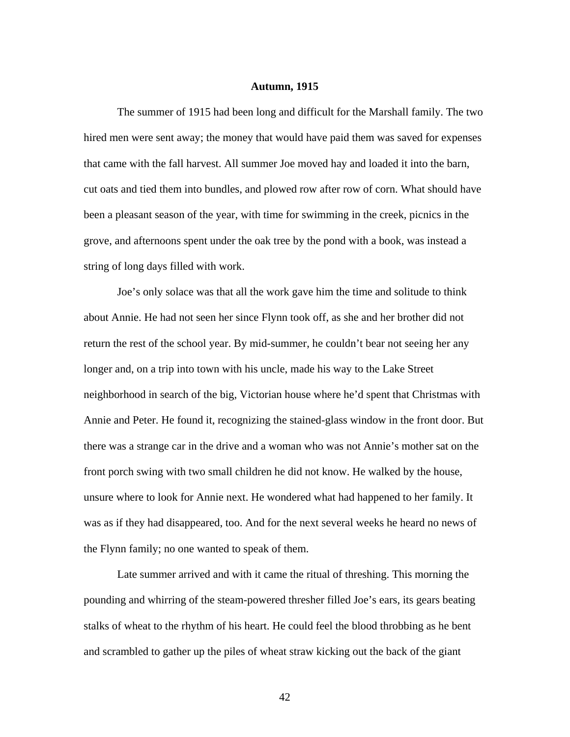**Autumn, 1915**

The summer of 1915 had been long and difficult for the Marshall family. The two hired men were sent away; the money that would have paid them was saved for expenses that came with the fall harvest. All summer Joe moved hay and loaded it into the barn, cut oats and tied them into bundles, and plowed row after row of corn. What should have been a pleasant season of the year, with time for swimming in the creek, picnics in the grove, and afternoons spent under the oak tree by the pond with a book, was instead a string of long days filled with work.

Joe's only solace was that all the work gave him the time and solitude to think about Annie. He had not seen her since Flynn took off, as she and her brother did not return the rest of the school year. By mid-summer, he couldn't bear not seeing her any longer and, on a trip into town with his uncle, made his way to the Lake Street neighborhood in search of the big, Victorian house where he'd spent that Christmas with Annie and Peter. He found it, recognizing the stained-glass window in the front door. But there was a strange car in the drive and a woman who was not Annie's mother sat on the front porch swing with two small children he did not know. He walked by the house, unsure where to look for Annie next. He wondered what had happened to her family. It was as if they had disappeared, too. And for the next several weeks he heard no news of the Flynn family; no one wanted to speak of them.

Late summer arrived and with it came the ritual of threshing. This morning the pounding and whirring of the steam-powered thresher filled Joe's ears, its gears beating stalks of wheat to the rhythm of his heart. He could feel the blood throbbing as he bent and scrambled to gather up the piles of wheat straw kicking out the back of the giant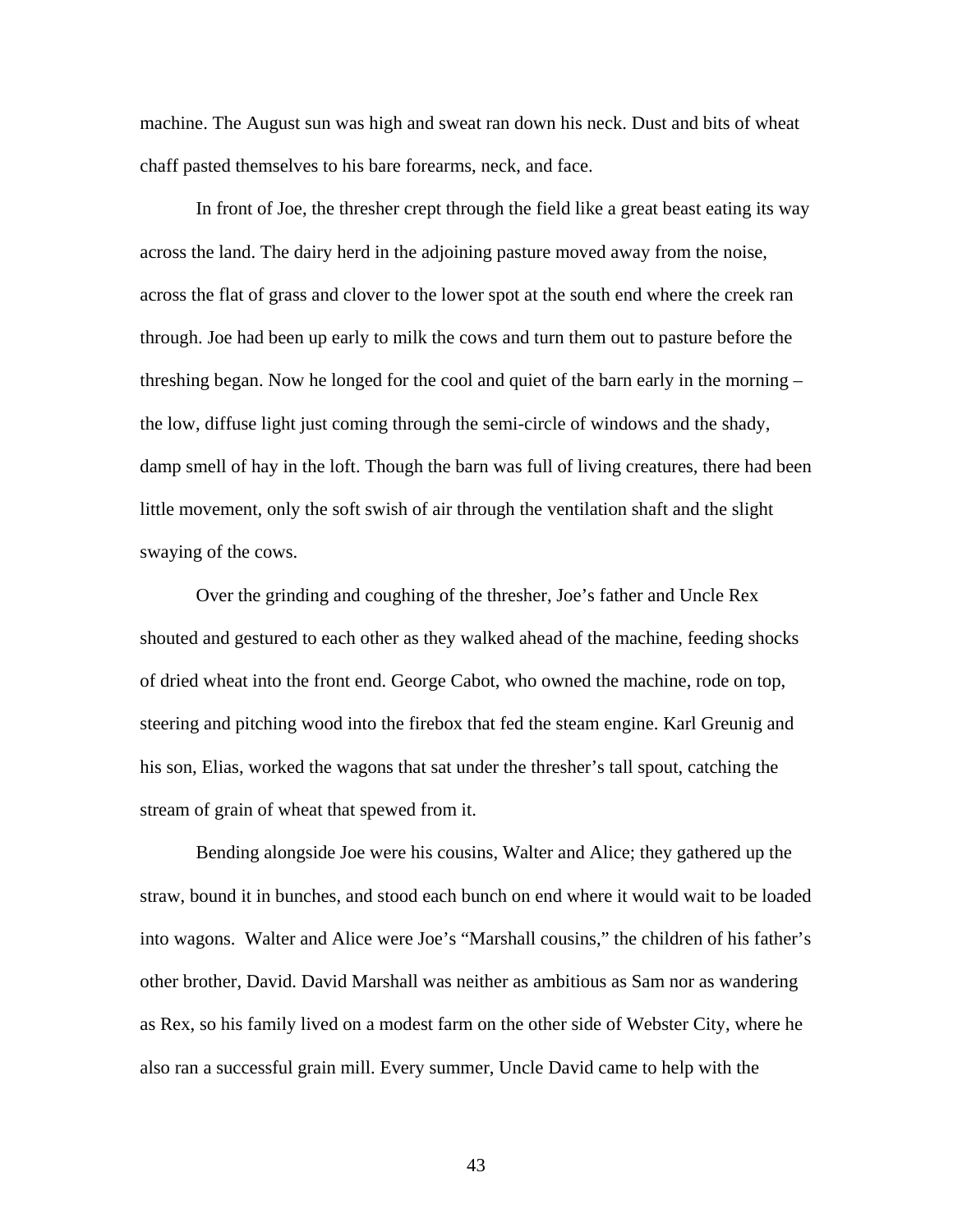machine. The August sun was high and sweat ran down his neck. Dust and bits of wheat chaff pasted themselves to his bare forearms, neck, and face.

In front of Joe, the thresher crept through the field like a great beast eating its way across the land. The dairy herd in the adjoining pasture moved away from the noise, across the flat of grass and clover to the lower spot at the south end where the creek ran through. Joe had been up early to milk the cows and turn them out to pasture before the threshing began. Now he longed for the cool and quiet of the barn early in the morning – the low, diffuse light just coming through the semi-circle of windows and the shady, damp smell of hay in the loft. Though the barn was full of living creatures, there had been little movement, only the soft swish of air through the ventilation shaft and the slight swaying of the cows.

Over the grinding and coughing of the thresher, Joe's father and Uncle Rex shouted and gestured to each other as they walked ahead of the machine, feeding shocks of dried wheat into the front end. George Cabot, who owned the machine, rode on top, steering and pitching wood into the firebox that fed the steam engine. Karl Greunig and his son, Elias, worked the wagons that sat under the thresher's tall spout, catching the stream of grain of wheat that spewed from it.

Bending alongside Joe were his cousins, Walter and Alice; they gathered up the straw, bound it in bunches, and stood each bunch on end where it would wait to be loaded into wagons. Walter and Alice were Joe's "Marshall cousins," the children of his father's other brother, David. David Marshall was neither as ambitious as Sam nor as wandering as Rex, so his family lived on a modest farm on the other side of Webster City, where he also ran a successful grain mill. Every summer, Uncle David came to help with the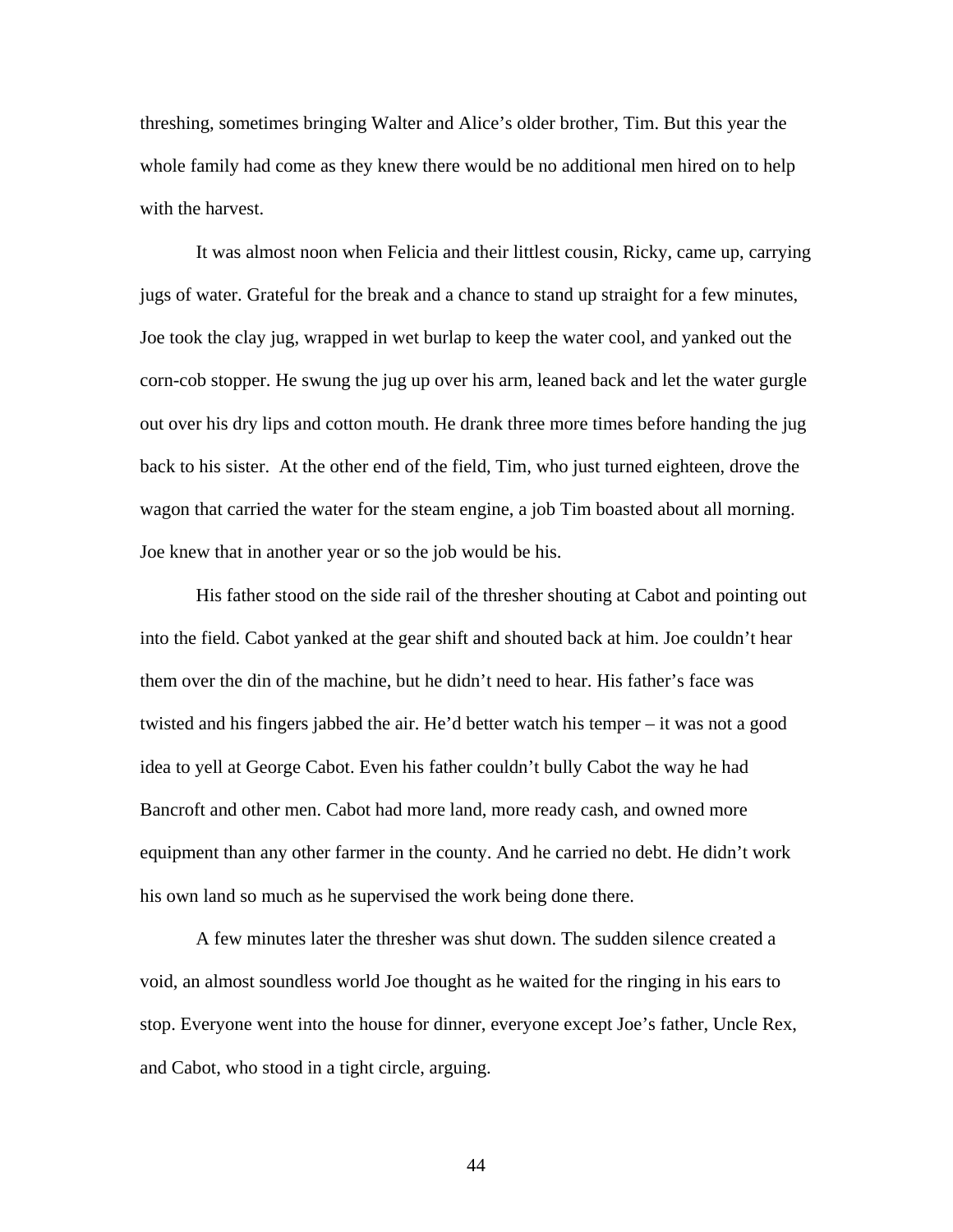threshing, sometimes bringing Walter and Alice's older brother, Tim. But this year the whole family had come as they knew there would be no additional men hired on to help with the harvest.

It was almost noon when Felicia and their littlest cousin, Ricky, came up, carrying jugs of water. Grateful for the break and a chance to stand up straight for a few minutes, Joe took the clay jug, wrapped in wet burlap to keep the water cool, and yanked out the corn-cob stopper. He swung the jug up over his arm, leaned back and let the water gurgle out over his dry lips and cotton mouth. He drank three more times before handing the jug back to his sister.  At the other end of the field, Tim, who just turned eighteen, drove the wagon that carried the water for the steam engine, a job Tim boasted about all morning. Joe knew that in another year or so the job would be his.

His father stood on the side rail of the thresher shouting at Cabot and pointing out into the field. Cabot yanked at the gear shift and shouted back at him. Joe couldn't hear them over the din of the machine, but he didn't need to hear. His father's face was twisted and his fingers jabbed the air. He'd better watch his temper – it was not a good idea to yell at George Cabot. Even his father couldn't bully Cabot the way he had Bancroft and other men. Cabot had more land, more ready cash, and owned more equipment than any other farmer in the county. And he carried no debt. He didn't work his own land so much as he supervised the work being done there.

A few minutes later the thresher was shut down. The sudden silence created a void, an almost soundless world Joe thought as he waited for the ringing in his ears to stop. Everyone went into the house for dinner, everyone except Joe's father, Uncle Rex, and Cabot, who stood in a tight circle, arguing.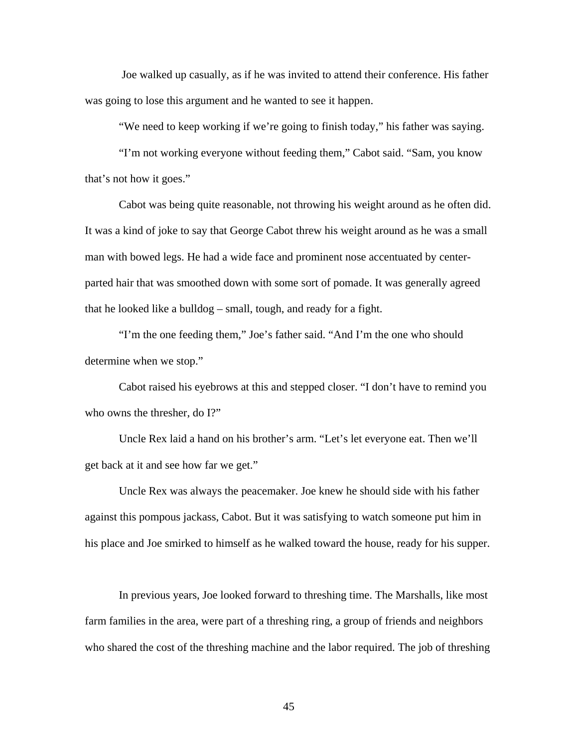Joe walked up casually, as if he was invited to attend their conference. His father was going to lose this argument and he wanted to see it happen.

"We need to keep working if we're going to finish today," his father was saying.

"I'm not working everyone without feeding them," Cabot said. "Sam, you know that's not how it goes."

Cabot was being quite reasonable, not throwing his weight around as he often did. It was a kind of joke to say that George Cabot threw his weight around as he was a small man with bowed legs. He had a wide face and prominent nose accentuated by center-parted hair that was smoothed down with some sort of pomade. It was generally agreed that he looked like a bulldog – small, tough, and ready for a fight.

"I'm the one feeding them," Joe's father said. "And I'm the one who should determine when we stop."

Cabot raised his eyebrows at this and stepped closer. "I don't have to remind you who owns the thresher, do I?"

Uncle Rex laid a hand on his brother's arm. "Let's let everyone eat. Then we'll get back at it and see how far we get."

Uncle Rex was always the peacemaker. Joe knew he should side with his father against this pompous jackass, Cabot. But it was satisfying to watch someone put him in his place and Joe smirked to himself as he walked toward the house, ready for his supper.

In previous years, Joe looked forward to threshing time. The Marshalls, like most farm families in the area, were part of a threshing ring, a group of friends and neighbors who shared the cost of the threshing machine and the labor required. The job of threshing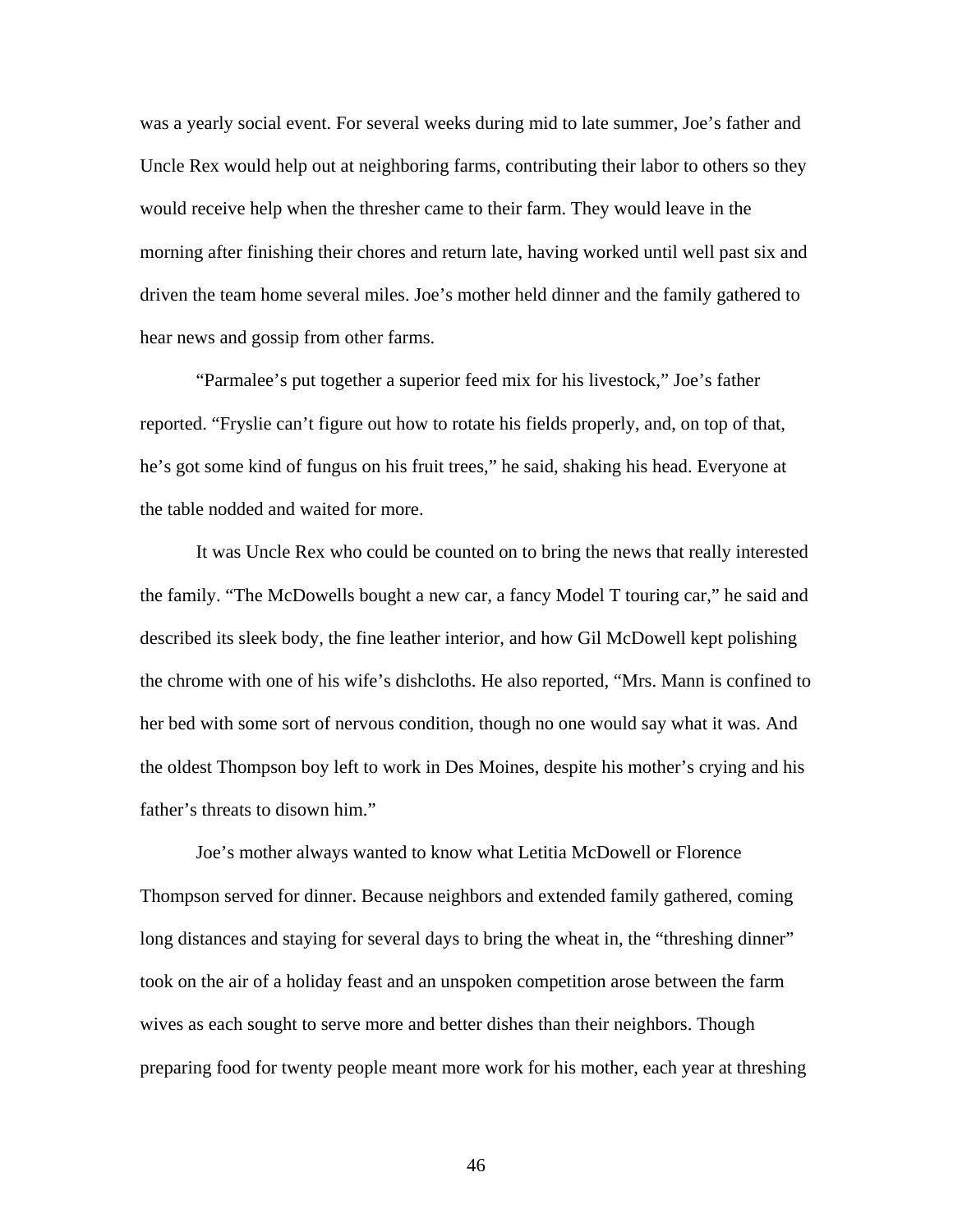was a yearly social event. For several weeks during mid to late summer, Joe's father and Uncle Rex would help out at neighboring farms, contributing their labor to others so they would receive help when the thresher came to their farm. They would leave in the morning after finishing their chores and return late, having worked until well past six and driven the team home several miles. Joe's mother held dinner and the family gathered to hear news and gossip from other farms.

"Parmalee's put together a superior feed mix for his livestock," Joe's father reported. "Fryslie can't figure out how to rotate his fields properly, and, on top of that, he's got some kind of fungus on his fruit trees," he said, shaking his head. Everyone at the table nodded and waited for more.

It was Uncle Rex who could be counted on to bring the news that really interested the family. "The McDowells bought a new car, a fancy Model T touring car," he said and described its sleek body, the fine leather interior, and how Gil McDowell kept polishing the chrome with one of his wife's dishcloths. He also reported, "Mrs. Mann is confined to her bed with some sort of nervous condition, though no one would say what it was. And the oldest Thompson boy left to work in Des Moines, despite his mother's crying and his father's threats to disown him."

Joe's mother always wanted to know what Letitia McDowell or Florence Thompson served for dinner. Because neighbors and extended family gathered, coming long distances and staying for several days to bring the wheat in, the "threshing dinner" took on the air of a holiday feast and an unspoken competition arose between the farm wives as each sought to serve more and better dishes than their neighbors. Though preparing food for twenty people meant more work for his mother, each year at threshing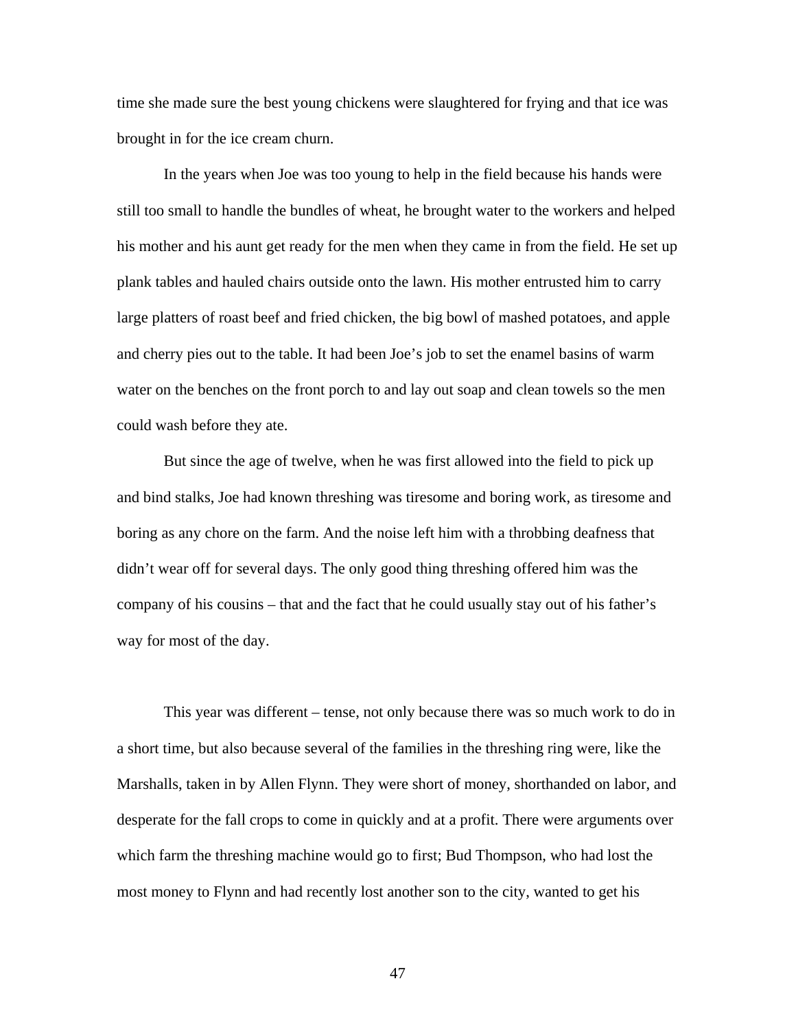time she made sure the best young chickens were slaughtered for frying and that ice was brought in for the ice cream churn.

In the years when Joe was too young to help in the field because his hands were still too small to handle the bundles of wheat, he brought water to the workers and helped his mother and his aunt get ready for the men when they came in from the field. He set up plank tables and hauled chairs outside onto the lawn. His mother entrusted him to carry large platters of roast beef and fried chicken, the big bowl of mashed potatoes, and apple and cherry pies out to the table. It had been Joe's job to set the enamel basins of warm water on the benches on the front porch to and lay out soap and clean towels so the men could wash before they ate.

But since the age of twelve, when he was first allowed into the field to pick up and bind stalks, Joe had known threshing was tiresome and boring work, as tiresome and boring as any chore on the farm. And the noise left him with a throbbing deafness that didn't wear off for several days. The only good thing threshing offered him was the company of his cousins – that and the fact that he could usually stay out of his father's way for most of the day.

This year was different – tense, not only because there was so much work to do in a short time, but also because several of the families in the threshing ring were, like the Marshalls, taken in by Allen Flynn. They were short of money, shorthanded on labor, and desperate for the fall crops to come in quickly and at a profit. There were arguments over which farm the threshing machine would go to first; Bud Thompson, who had lost the most money to Flynn and had recently lost another son to the city, wanted to get his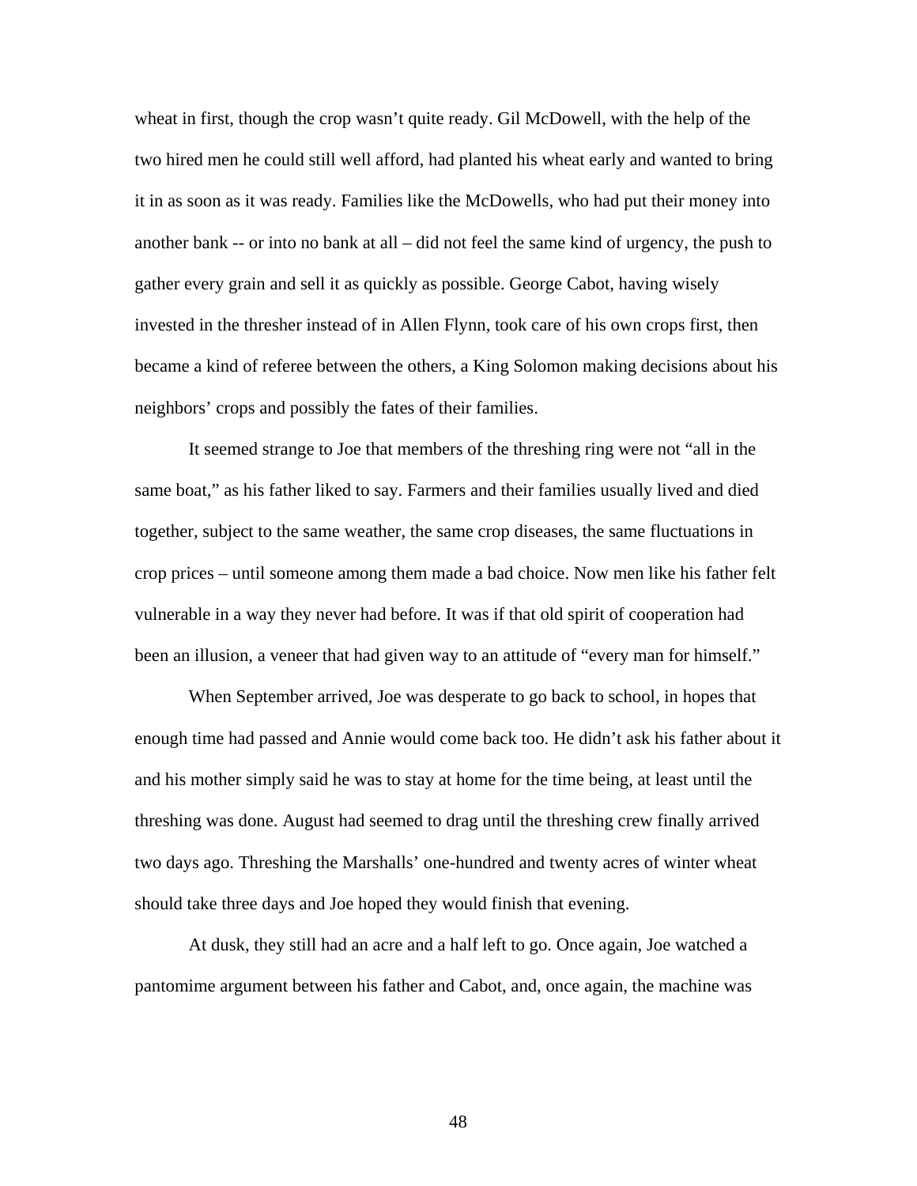wheat in first, though the crop wasn't quite ready. Gil McDowell, with the help of the two hired men he could still well afford, had planted his wheat early and wanted to bring it in as soon as it was ready. Families like the McDowells, who had put their money into another bank -- or into no bank at all – did not feel the same kind of urgency, the push to gather every grain and sell it as quickly as possible. George Cabot, having wisely invested in the thresher instead of in Allen Flynn, took care of his own crops first, then became a kind of referee between the others, a King Solomon making decisions about his neighbors' crops and possibly the fates of their families.

It seemed strange to Joe that members of the threshing ring were not "all in the same boat," as his father liked to say. Farmers and their families usually lived and died together, subject to the same weather, the same crop diseases, the same fluctuations in crop prices – until someone among them made a bad choice. Now men like his father felt vulnerable in a way they never had before. It was if that old spirit of cooperation had been an illusion, a veneer that had given way to an attitude of "every man for himself."

When September arrived, Joe was desperate to go back to school, in hopes that enough time had passed and Annie would come back too. He didn't ask his father about it and his mother simply said he was to stay at home for the time being, at least until the threshing was done. August had seemed to drag until the threshing crew finally arrived two days ago. Threshing the Marshalls' one-hundred and twenty acres of winter wheat should take three days and Joe hoped they would finish that evening.

At dusk, they still had an acre and a half left to go. Once again, Joe watched a pantomime argument between his father and Cabot, and, once again, the machine was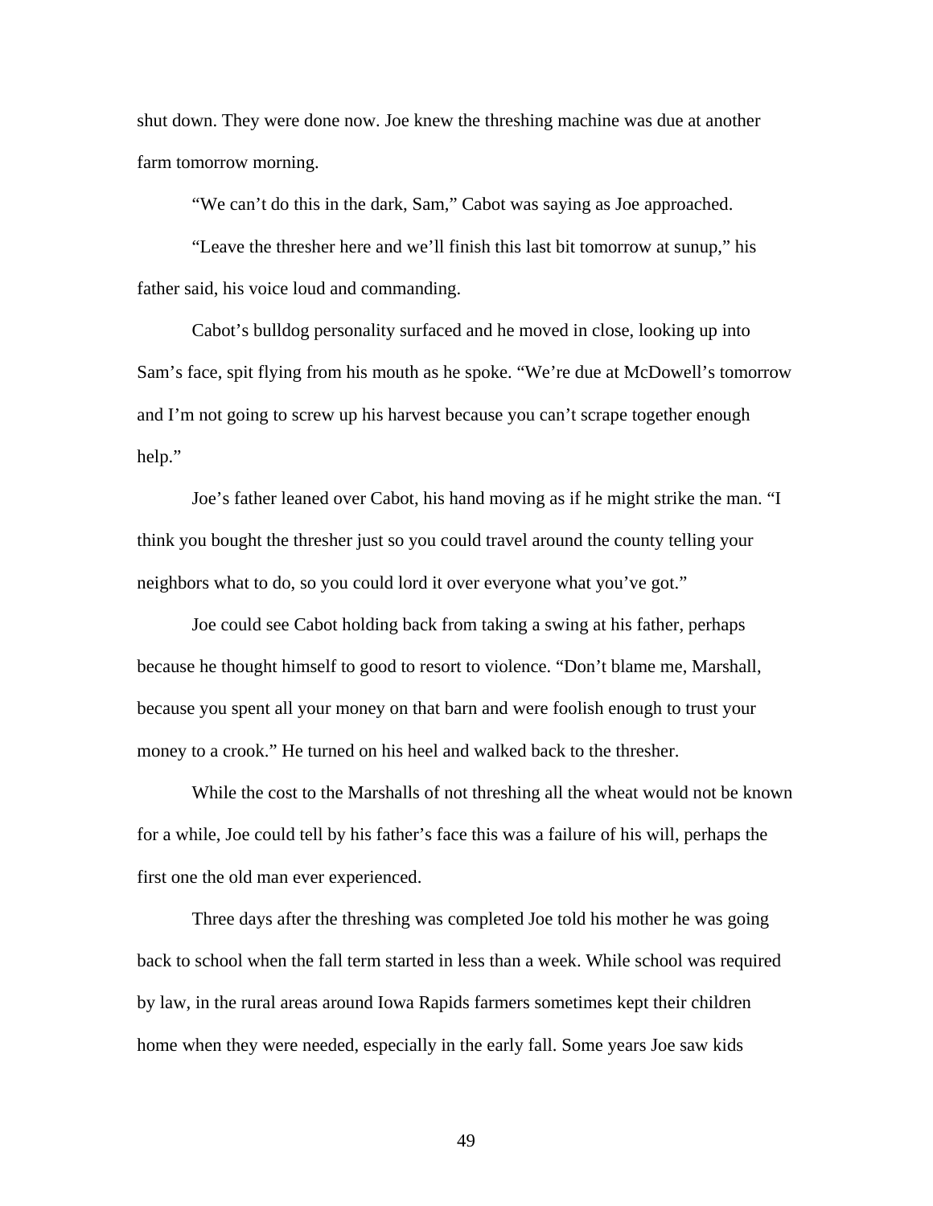shut down. They were done now. Joe knew the threshing machine was due at another farm tomorrow morning.

"We can't do this in the dark, Sam," Cabot was saying as Joe approached.

"Leave the thresher here and we'll finish this last bit tomorrow at sunup," his father said, his voice loud and commanding.

Cabot's bulldog personality surfaced and he moved in close, looking up into Sam's face, spit flying from his mouth as he spoke. "We're due at McDowell's tomorrow and I'm not going to screw up his harvest because you can't scrape together enough help."

Joe's father leaned over Cabot, his hand moving as if he might strike the man. "I think you bought the thresher just so you could travel around the county telling your neighbors what to do, so you could lord it over everyone what you've got."

Joe could see Cabot holding back from taking a swing at his father, perhaps because he thought himself to good to resort to violence. "Don't blame me, Marshall, because you spent all your money on that barn and were foolish enough to trust your money to a crook." He turned on his heel and walked back to the thresher.

While the cost to the Marshalls of not threshing all the wheat would not be known for a while, Joe could tell by his father's face this was a failure of his will, perhaps the first one the old man ever experienced.

Three days after the threshing was completed Joe told his mother he was going back to school when the fall term started in less than a week. While school was required by law, in the rural areas around Iowa Rapids farmers sometimes kept their children home when they were needed, especially in the early fall. Some years Joe saw kids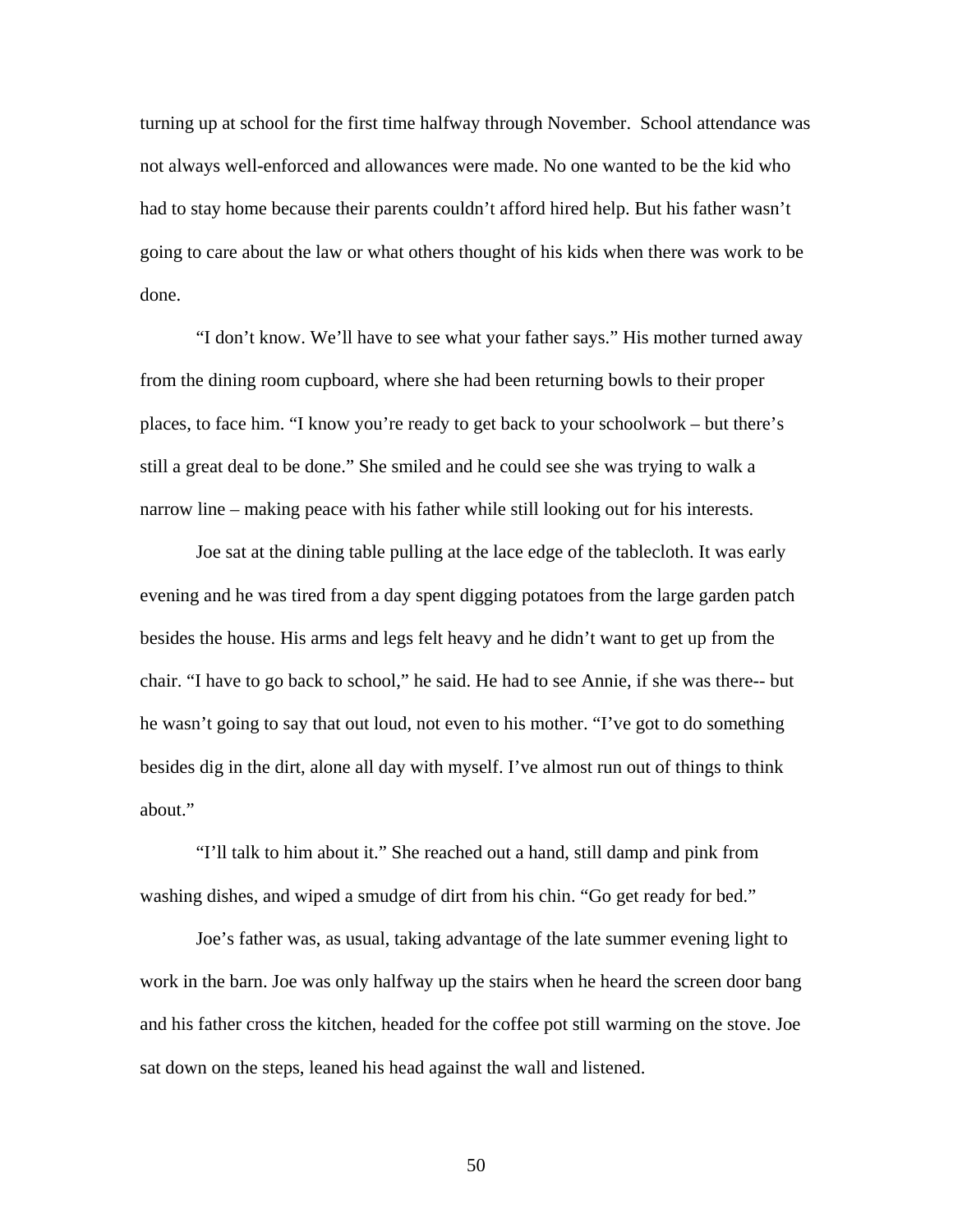turning up at school for the first time halfway through November. School attendance was not always well-enforced and allowances were made. No one wanted to be the kid who had to stay home because their parents couldn't afford hired help. But his father wasn't going to care about the law or what others thought of his kids when there was work to be done.

"I don't know. We'll have to see what your father says." His mother turned away from the dining room cupboard, where she had been returning bowls to their proper places, to face him. "I know you're ready to get back to your schoolwork – but there's still a great deal to be done." She smiled and he could see she was trying to walk a narrow line – making peace with his father while still looking out for his interests.

Joe sat at the dining table pulling at the lace edge of the tablecloth. It was early evening and he was tired from a day spent digging potatoes from the large garden patch besides the house. His arms and legs felt heavy and he didn't want to get up from the chair. "I have to go back to school," he said. He had to see Annie, if she was there-- but he wasn't going to say that out loud, not even to his mother. "I've got to do something besides dig in the dirt, alone all day with myself. I've almost run out of things to think about."

"I'll talk to him about it." She reached out a hand, still damp and pink from washing dishes, and wiped a smudge of dirt from his chin. "Go get ready for bed."

Joe's father was, as usual, taking advantage of the late summer evening light to work in the barn. Joe was only halfway up the stairs when he heard the screen door bang and his father cross the kitchen, headed for the coffee pot still warming on the stove. Joe sat down on the steps, leaned his head against the wall and listened.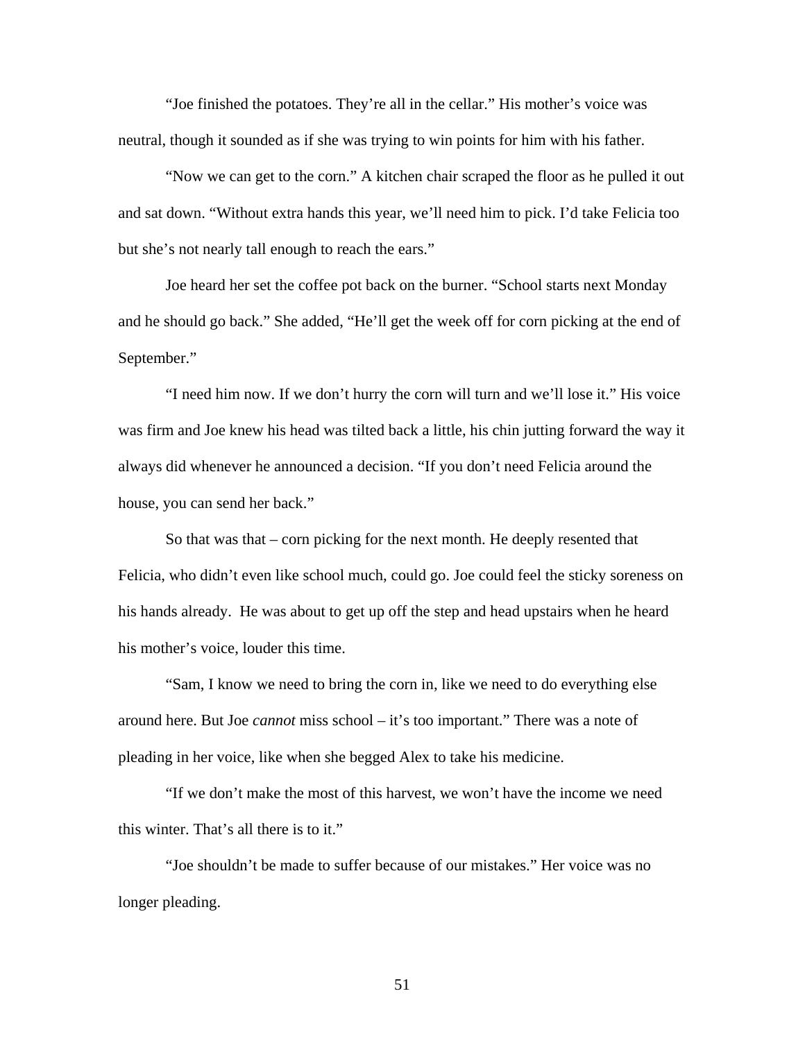"Joe finished the potatoes. They're all in the cellar." His mother's voice was neutral, though it sounded as if she was trying to win points for him with his father.

"Now we can get to the corn." A kitchen chair scraped the floor as he pulled it out and sat down. "Without extra hands this year, we'll need him to pick. I'd take Felicia too but she's not nearly tall enough to reach the ears."

Joe heard her set the coffee pot back on the burner. "School starts next Monday and he should go back." She added, "He'll get the week off for corn picking at the end of September."

"I need him now. If we don't hurry the corn will turn and we'll lose it." His voice was firm and Joe knew his head was tilted back a little, his chin jutting forward the way it always did whenever he announced a decision. "If you don't need Felicia around the house, you can send her back."

So that was that – corn picking for the next month. He deeply resented that Felicia, who didn't even like school much, could go. Joe could feel the sticky soreness on his hands already. He was about to get up off the step and head upstairs when he heard his mother's voice, louder this time.

"Sam, I know we need to bring the corn in, like we need to do everything else around here. But Joe *cannot* miss school – it's too important." There was a note of pleading in her voice, like when she begged Alex to take his medicine.

"If we don't make the most of this harvest, we won't have the income we need this winter. That's all there is to it."

"Joe shouldn't be made to suffer because of our mistakes." Her voice was no longer pleading.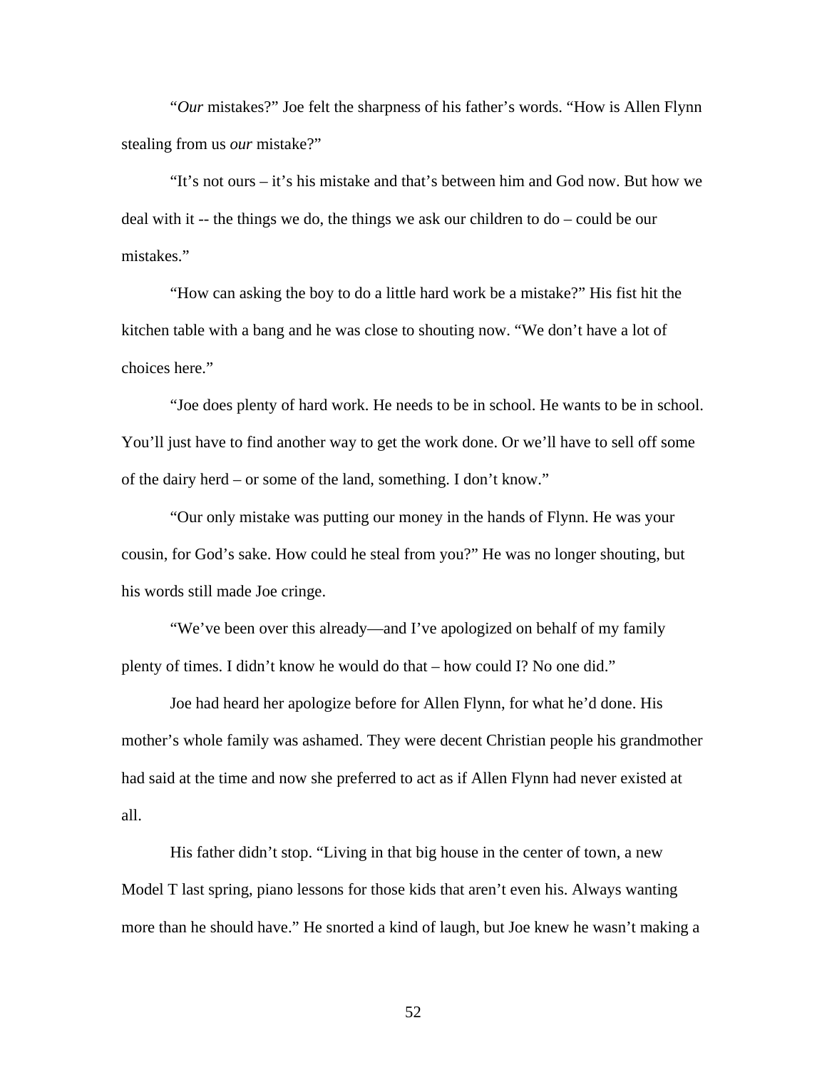“*Our* mistakes?” Joe felt the sharpness of his father’s words. “How is Allen Flynn stealing from us *our* mistake?”

“It’s not ours – it’s his mistake and that’s between him and God now. But how we deal with it -- the things we do, the things we ask our children to do – could be our mistakes.”

“How can asking the boy to do a little hard work be a mistake?” His fist hit the kitchen table with a bang and he was close to shouting now. “We don’t have a lot of choices here.”

“Joe does plenty of hard work. He needs to be in school. He wants to be in school. You’ll just have to find another way to get the work done. Or we’ll have to sell off some of the dairy herd – or some of the land, something. I don’t know.”

“Our only mistake was putting our money in the hands of Flynn. He was your cousin, for God’s sake. How could he steal from you?” He was no longer shouting, but his words still made Joe cringe.

“We’ve been over this already—and I’ve apologized on behalf of my family plenty of times. I didn’t know he would do that – how could I? No one did.”

Joe had heard her apologize before for Allen Flynn, for what he’d done. His mother’s whole family was ashamed. They were decent Christian people his grandmother had said at the time and now she preferred to act as if Allen Flynn had never existed at all.

His father didn’t stop. “Living in that big house in the center of town, a new Model T last spring, piano lessons for those kids that aren’t even his. Always wanting more than he should have.” He snorted a kind of laugh, but Joe knew he wasn’t making a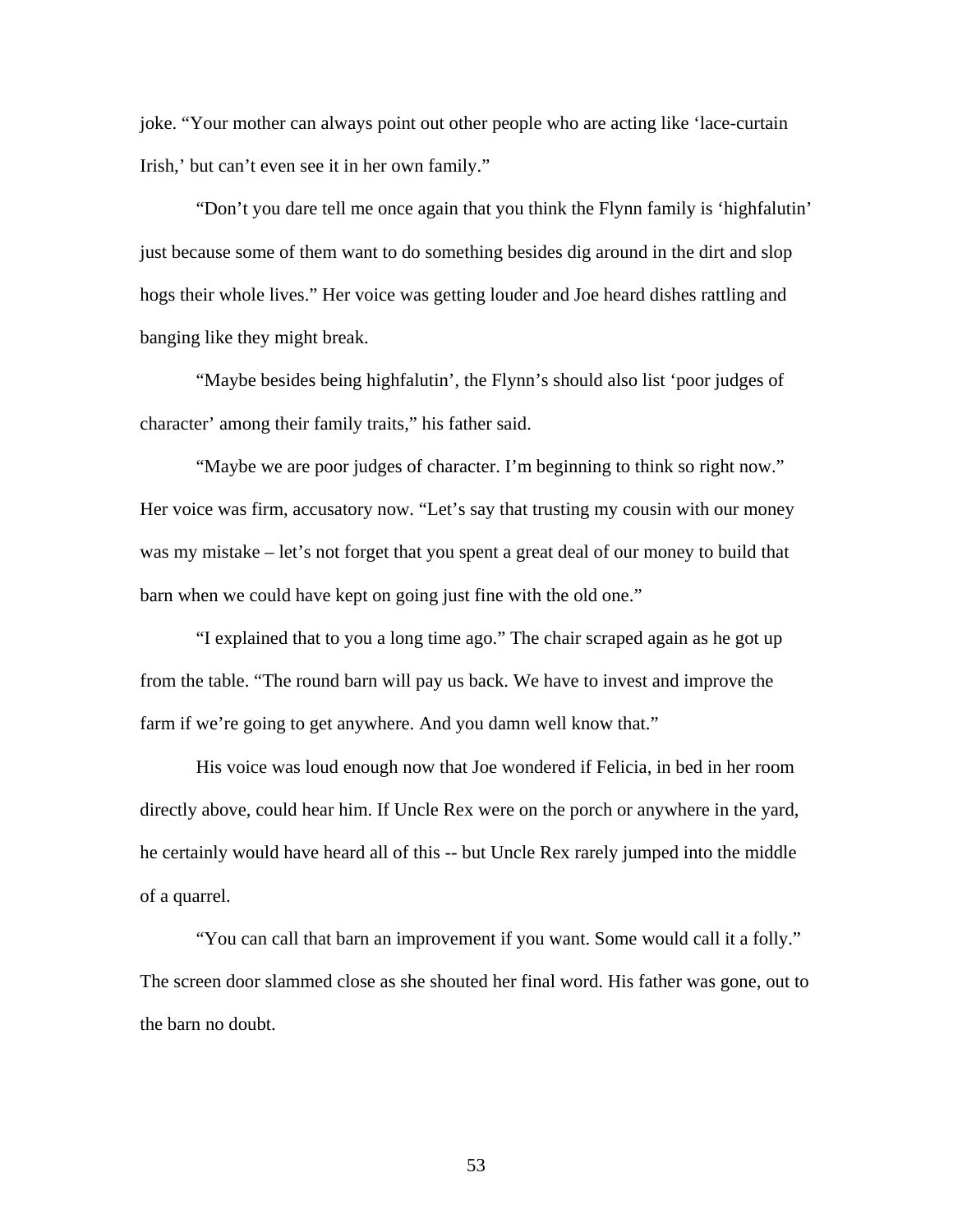joke. "Your mother can always point out other people who are acting like 'lace-curtain Irish,' but can't even see it in her own family."

"Don't you dare tell me once again that you think the Flynn family is 'highfalutin' just because some of them want to do something besides dig around in the dirt and slop hogs their whole lives." Her voice was getting louder and Joe heard dishes rattling and banging like they might break.

"Maybe besides being highfalutin', the Flynn's should also list 'poor judges of character' among their family traits," his father said.

"Maybe we are poor judges of character. I'm beginning to think so right now." Her voice was firm, accusatory now. "Let's say that trusting my cousin with our money was my mistake – let's not forget that you spent a great deal of our money to build that barn when we could have kept on going just fine with the old one."

"I explained that to you a long time ago." The chair scraped again as he got up from the table. "The round barn will pay us back. We have to invest and improve the farm if we're going to get anywhere. And you damn well know that."

His voice was loud enough now that Joe wondered if Felicia, in bed in her room directly above, could hear him. If Uncle Rex were on the porch or anywhere in the yard, he certainly would have heard all of this -- but Uncle Rex rarely jumped into the middle of a quarrel.

"You can call that barn an improvement if you want. Some would call it a folly." The screen door slammed close as she shouted her final word. His father was gone, out to the barn no doubt.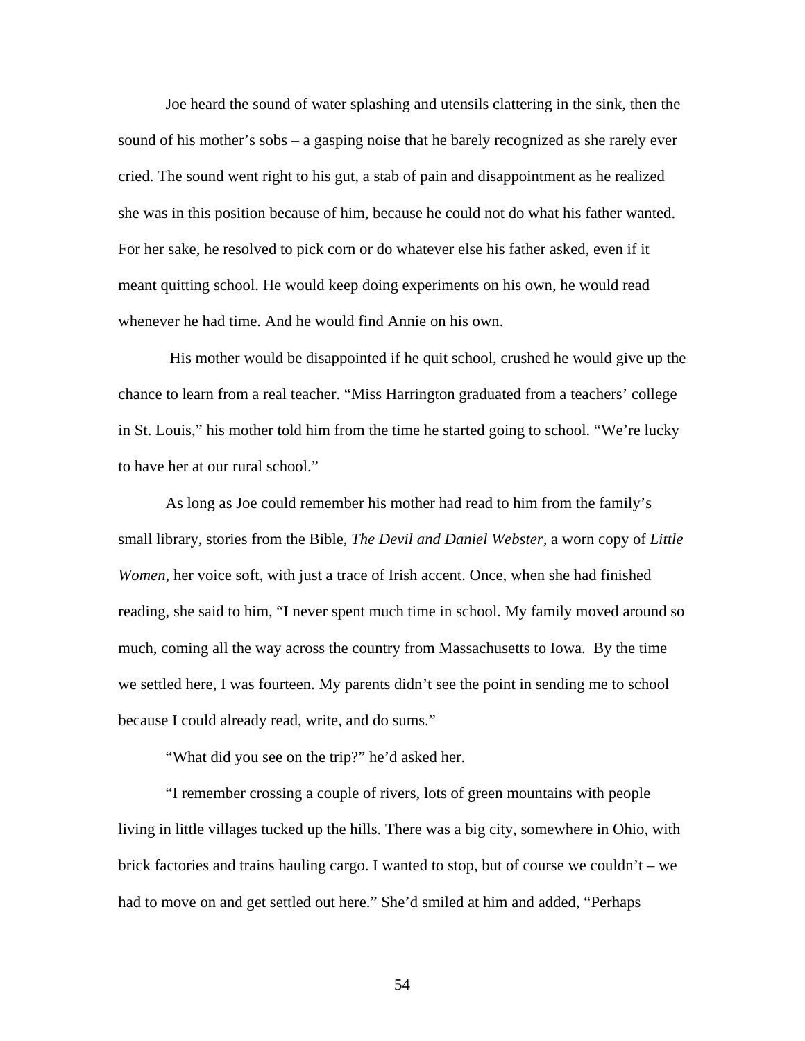Joe heard the sound of water splashing and utensils clattering in the sink, then the sound of his mother's sobs – a gasping noise that he barely recognized as she rarely ever cried. The sound went right to his gut, a stab of pain and disappointment as he realized she was in this position because of him, because he could not do what his father wanted. For her sake, he resolved to pick corn or do whatever else his father asked, even if it meant quitting school. He would keep doing experiments on his own, he would read whenever he had time. And he would find Annie on his own.

His mother would be disappointed if he quit school, crushed he would give up the chance to learn from a real teacher. "Miss Harrington graduated from a teachers' college in St. Louis," his mother told him from the time he started going to school. "We're lucky to have her at our rural school."

As long as Joe could remember his mother had read to him from the family's small library, stories from the Bible, *The Devil and Daniel Webster,* a worn copy of *Little Women,* her voice soft, with just a trace of Irish accent. Once, when she had finished reading, she said to him, "I never spent much time in school. My family moved around so much, coming all the way across the country from Massachusetts to Iowa. By the time we settled here, I was fourteen. My parents didn't see the point in sending me to school because I could already read, write, and do sums."

"What did you see on the trip?" he'd asked her.

"I remember crossing a couple of rivers, lots of green mountains with people living in little villages tucked up the hills. There was a big city, somewhere in Ohio, with brick factories and trains hauling cargo. I wanted to stop, but of course we couldn't – we had to move on and get settled out here." She'd smiled at him and added, "Perhaps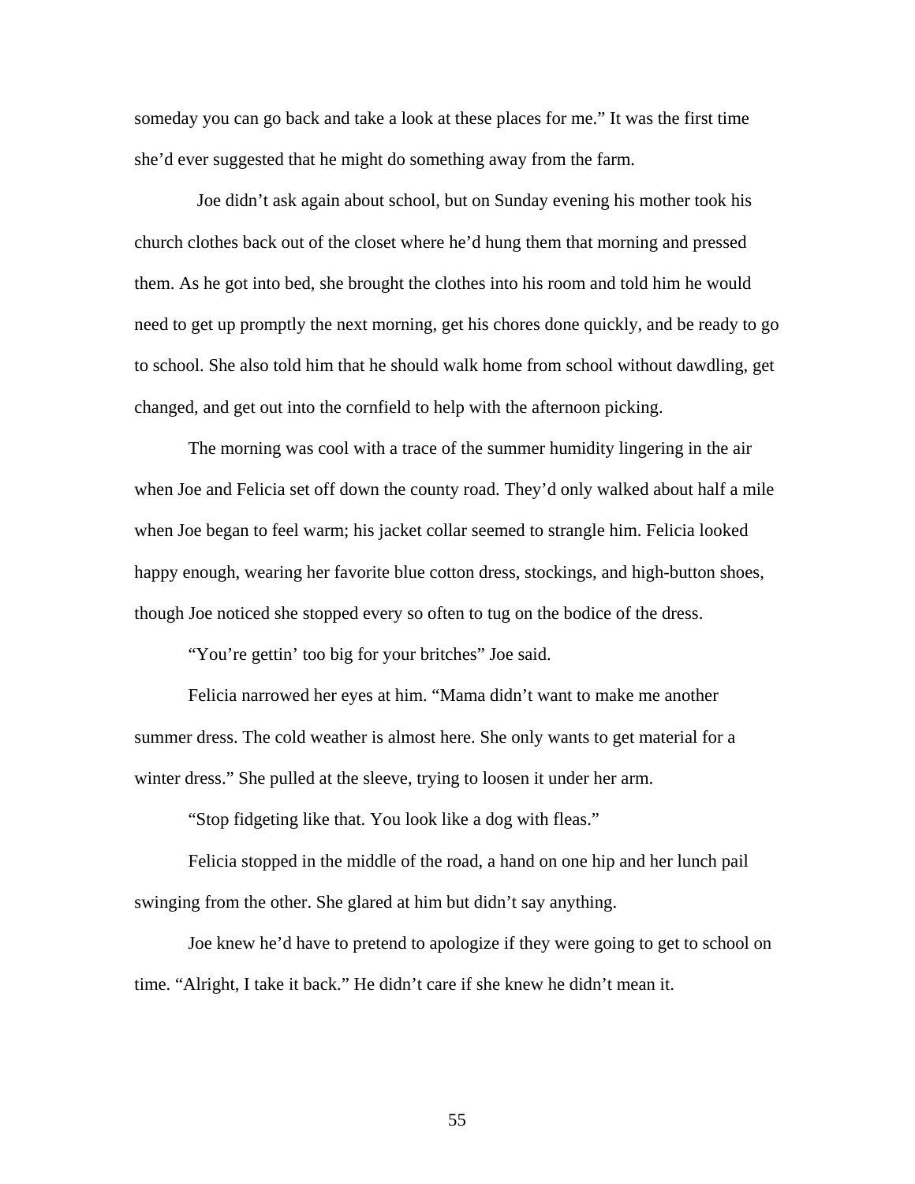someday you can go back and take a look at these places for me." It was the first time she'd ever suggested that he might do something away from the farm.

Joe didn't ask again about school, but on Sunday evening his mother took his church clothes back out of the closet where he'd hung them that morning and pressed them. As he got into bed, she brought the clothes into his room and told him he would need to get up promptly the next morning, get his chores done quickly, and be ready to go to school. She also told him that he should walk home from school without dawdling, get changed, and get out into the cornfield to help with the afternoon picking.

The morning was cool with a trace of the summer humidity lingering in the air when Joe and Felicia set off down the county road. They'd only walked about half a mile when Joe began to feel warm; his jacket collar seemed to strangle him. Felicia looked happy enough, wearing her favorite blue cotton dress, stockings, and high-button shoes, though Joe noticed she stopped every so often to tug on the bodice of the dress.

"You're gettin' too big for your britches" Joe said.

Felicia narrowed her eyes at him. "Mama didn't want to make me another summer dress. The cold weather is almost here. She only wants to get material for a winter dress." She pulled at the sleeve, trying to loosen it under her arm.

"Stop fidgeting like that. You look like a dog with fleas."

Felicia stopped in the middle of the road, a hand on one hip and her lunch pail swinging from the other. She glared at him but didn't say anything.

Joe knew he'd have to pretend to apologize if they were going to get to school on time. "Alright, I take it back." He didn't care if she knew he didn't mean it.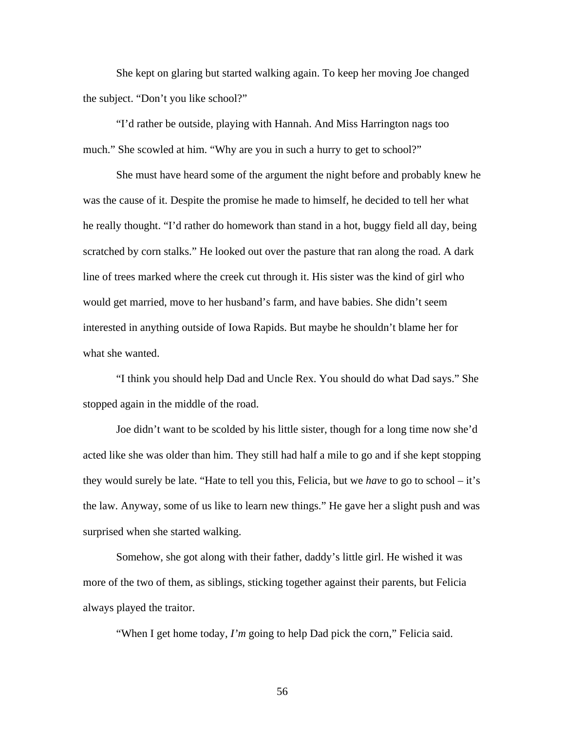She kept on glaring but started walking again. To keep her moving Joe changed the subject. "Don't you like school?"

"I'd rather be outside, playing with Hannah. And Miss Harrington nags too much." She scowled at him. "Why are you in such a hurry to get to school?"

She must have heard some of the argument the night before and probably knew he was the cause of it. Despite the promise he made to himself, he decided to tell her what he really thought. "I'd rather do homework than stand in a hot, buggy field all day, being scratched by corn stalks." He looked out over the pasture that ran along the road. A dark line of trees marked where the creek cut through it. His sister was the kind of girl who would get married, move to her husband's farm, and have babies. She didn't seem interested in anything outside of Iowa Rapids. But maybe he shouldn't blame her for what she wanted.

"I think you should help Dad and Uncle Rex. You should do what Dad says." She stopped again in the middle of the road.

Joe didn't want to be scolded by his little sister, though for a long time now she'd acted like she was older than him. They still had half a mile to go and if she kept stopping they would surely be late. "Hate to tell you this, Felicia, but we *have* to go to school – it's the law. Anyway, some of us like to learn new things." He gave her a slight push and was surprised when she started walking.

Somehow, she got along with their father, daddy's little girl. He wished it was more of the two of them, as siblings, sticking together against their parents, but Felicia always played the traitor.

"When I get home today, *I'm* going to help Dad pick the corn," Felicia said.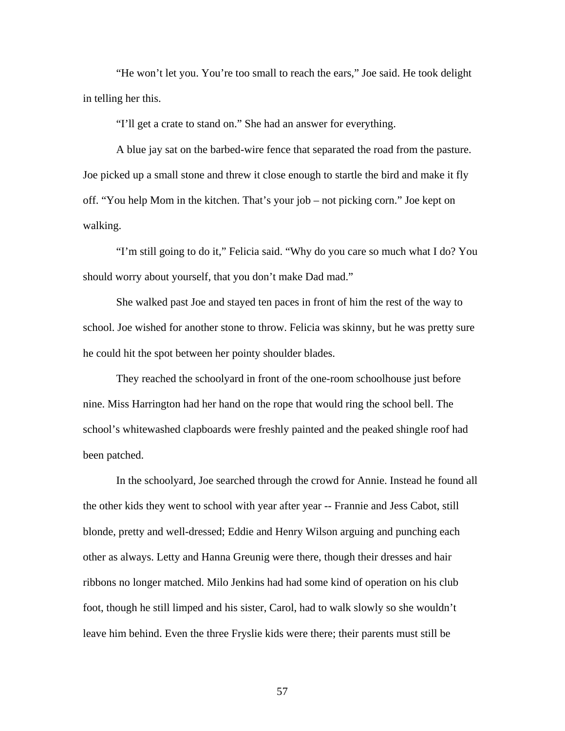"He won't let you. You're too small to reach the ears," Joe said. He took delight in telling her this.

"I'll get a crate to stand on." She had an answer for everything.

A blue jay sat on the barbed-wire fence that separated the road from the pasture. Joe picked up a small stone and threw it close enough to startle the bird and make it fly off. "You help Mom in the kitchen. That's your job – not picking corn." Joe kept on walking.

"I'm still going to do it," Felicia said. "Why do you care so much what I do? You should worry about yourself, that you don't make Dad mad."

She walked past Joe and stayed ten paces in front of him the rest of the way to school. Joe wished for another stone to throw. Felicia was skinny, but he was pretty sure he could hit the spot between her pointy shoulder blades.

They reached the schoolyard in front of the one-room schoolhouse just before nine. Miss Harrington had her hand on the rope that would ring the school bell. The school's whitewashed clapboards were freshly painted and the peaked shingle roof had been patched.

In the schoolyard, Joe searched through the crowd for Annie. Instead he found all the other kids they went to school with year after year -- Frannie and Jess Cabot, still blonde, pretty and well-dressed; Eddie and Henry Wilson arguing and punching each other as always. Letty and Hanna Greunig were there, though their dresses and hair ribbons no longer matched. Milo Jenkins had had some kind of operation on his club foot, though he still limped and his sister, Carol, had to walk slowly so she wouldn't leave him behind. Even the three Fryslie kids were there; their parents must still be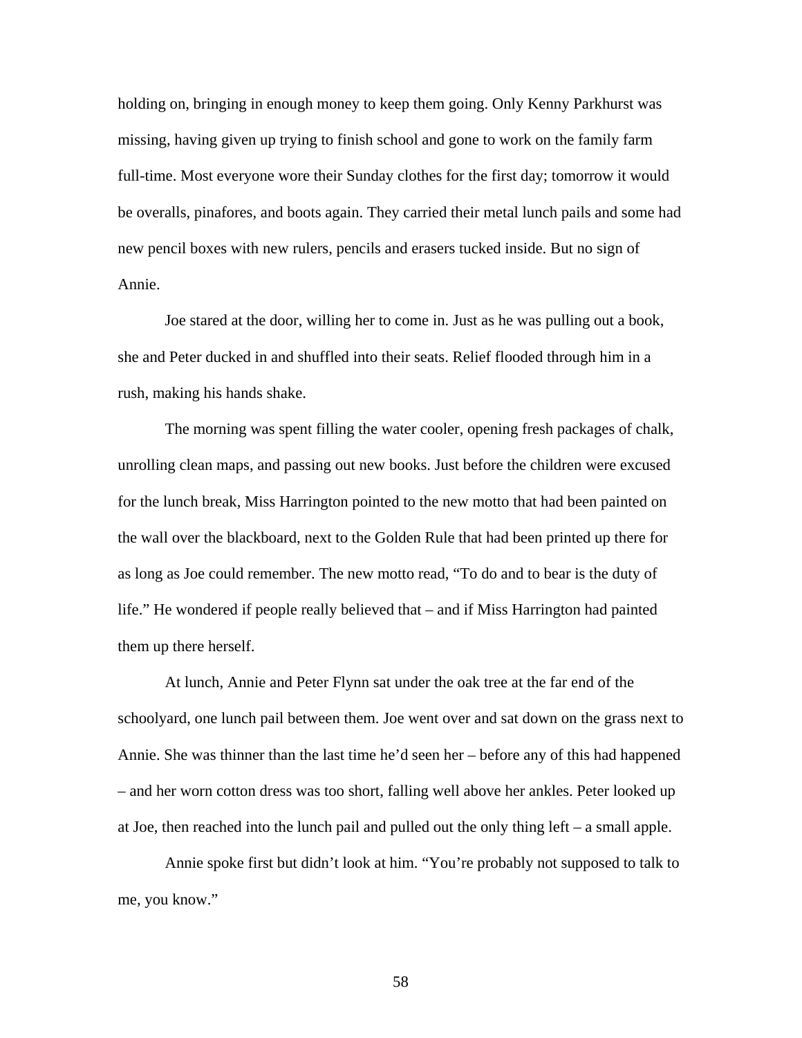holding on, bringing in enough money to keep them going. Only Kenny Parkhurst was missing, having given up trying to finish school and gone to work on the family farm full-time. Most everyone wore their Sunday clothes for the first day; tomorrow it would be overalls, pinafores, and boots again. They carried their metal lunch pails and some had new pencil boxes with new rulers, pencils and erasers tucked inside. But no sign of Annie.

Joe stared at the door, willing her to come in. Just as he was pulling out a book, she and Peter ducked in and shuffled into their seats. Relief flooded through him in a rush, making his hands shake.

The morning was spent filling the water cooler, opening fresh packages of chalk, unrolling clean maps, and passing out new books. Just before the children were excused for the lunch break, Miss Harrington pointed to the new motto that had been painted on the wall over the blackboard, next to the Golden Rule that had been printed up there for as long as Joe could remember. The new motto read, "To do and to bear is the duty of life." He wondered if people really believed that – and if Miss Harrington had painted them up there herself.

At lunch, Annie and Peter Flynn sat under the oak tree at the far end of the schoolyard, one lunch pail between them. Joe went over and sat down on the grass next to Annie. She was thinner than the last time he'd seen her – before any of this had happened – and her worn cotton dress was too short, falling well above her ankles. Peter looked up at Joe, then reached into the lunch pail and pulled out the only thing left – a small apple.

Annie spoke first but didn't look at him. "You're probably not supposed to talk to me, you know."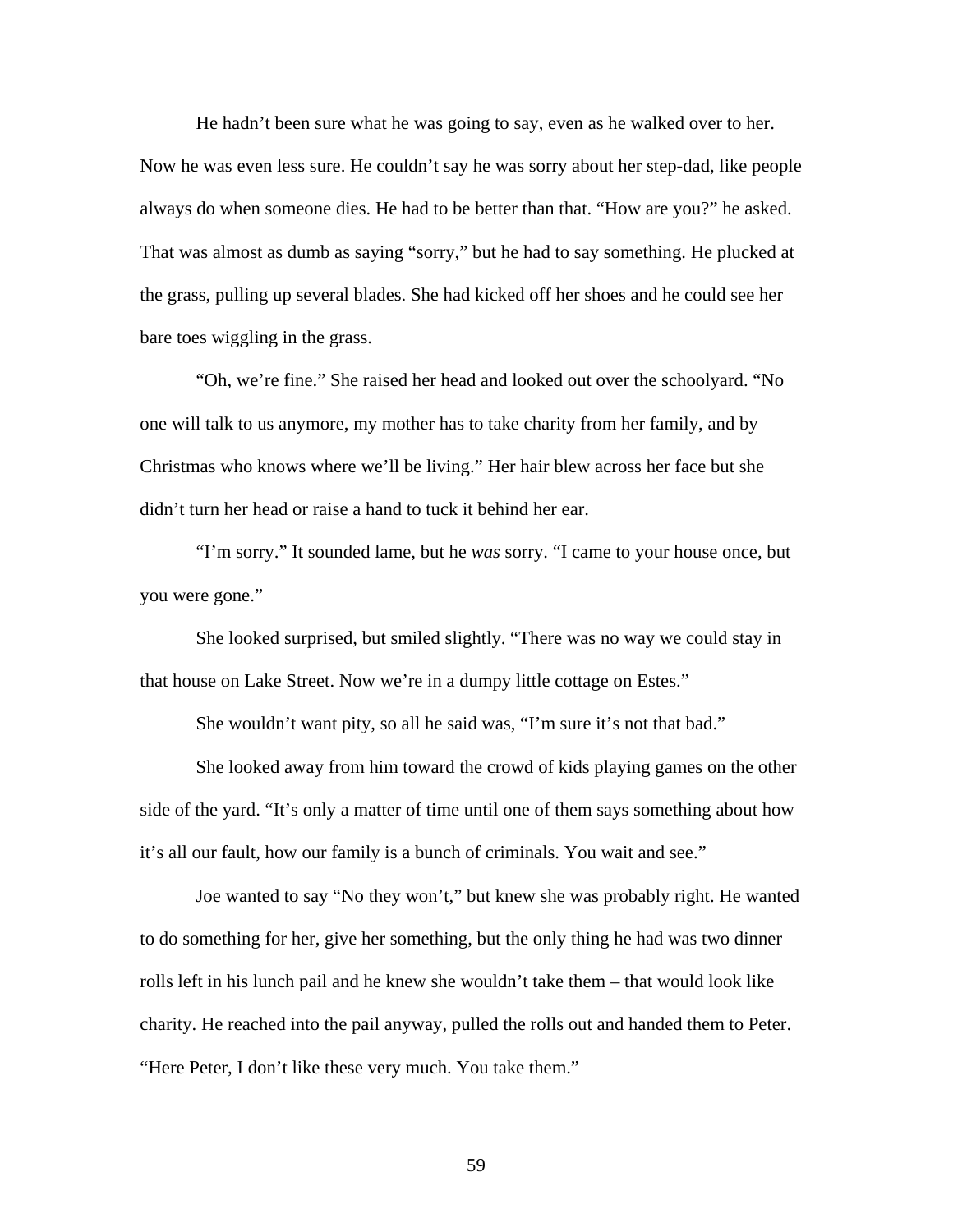He hadn't been sure what he was going to say, even as he walked over to her. Now he was even less sure. He couldn't say he was sorry about her step-dad, like people always do when someone dies. He had to be better than that. "How are you?" he asked. That was almost as dumb as saying "sorry," but he had to say something. He plucked at the grass, pulling up several blades. She had kicked off her shoes and he could see her bare toes wiggling in the grass.

"Oh, we're fine." She raised her head and looked out over the schoolyard. "No one will talk to us anymore, my mother has to take charity from her family, and by Christmas who knows where we'll be living." Her hair blew across her face but she didn't turn her head or raise a hand to tuck it behind her ear.

"I'm sorry." It sounded lame, but he *was* sorry. "I came to your house once, but you were gone."

She looked surprised, but smiled slightly. "There was no way we could stay in that house on Lake Street. Now we're in a dumpy little cottage on Estes."

She wouldn't want pity, so all he said was, "I'm sure it's not that bad."

She looked away from him toward the crowd of kids playing games on the other side of the yard. "It's only a matter of time until one of them says something about how it's all our fault, how our family is a bunch of criminals. You wait and see."

Joe wanted to say "No they won't," but knew she was probably right. He wanted to do something for her, give her something, but the only thing he had was two dinner rolls left in his lunch pail and he knew she wouldn't take them – that would look like charity. He reached into the pail anyway, pulled the rolls out and handed them to Peter. "Here Peter, I don't like these very much. You take them."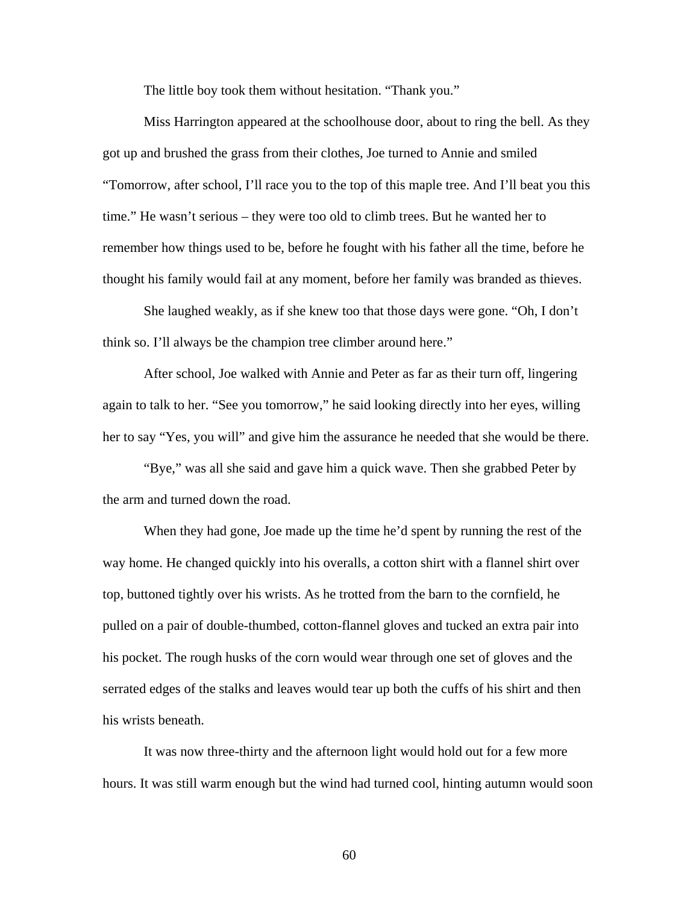The little boy took them without hesitation. "Thank you."

Miss Harrington appeared at the schoolhouse door, about to ring the bell. As they got up and brushed the grass from their clothes, Joe turned to Annie and smiled "Tomorrow, after school, I'll race you to the top of this maple tree. And I'll beat you this time." He wasn't serious – they were too old to climb trees. But he wanted her to remember how things used to be, before he fought with his father all the time, before he thought his family would fail at any moment, before her family was branded as thieves.

She laughed weakly, as if she knew too that those days were gone. "Oh, I don't think so. I'll always be the champion tree climber around here."

After school, Joe walked with Annie and Peter as far as their turn off, lingering again to talk to her. "See you tomorrow," he said looking directly into her eyes, willing her to say "Yes, you will" and give him the assurance he needed that she would be there.

"Bye," was all she said and gave him a quick wave. Then she grabbed Peter by the arm and turned down the road.

When they had gone, Joe made up the time he'd spent by running the rest of the way home. He changed quickly into his overalls, a cotton shirt with a flannel shirt over top, buttoned tightly over his wrists. As he trotted from the barn to the cornfield, he pulled on a pair of double-thumbed, cotton-flannel gloves and tucked an extra pair into his pocket. The rough husks of the corn would wear through one set of gloves and the serrated edges of the stalks and leaves would tear up both the cuffs of his shirt and then his wrists beneath.

It was now three-thirty and the afternoon light would hold out for a few more hours. It was still warm enough but the wind had turned cool, hinting autumn would soon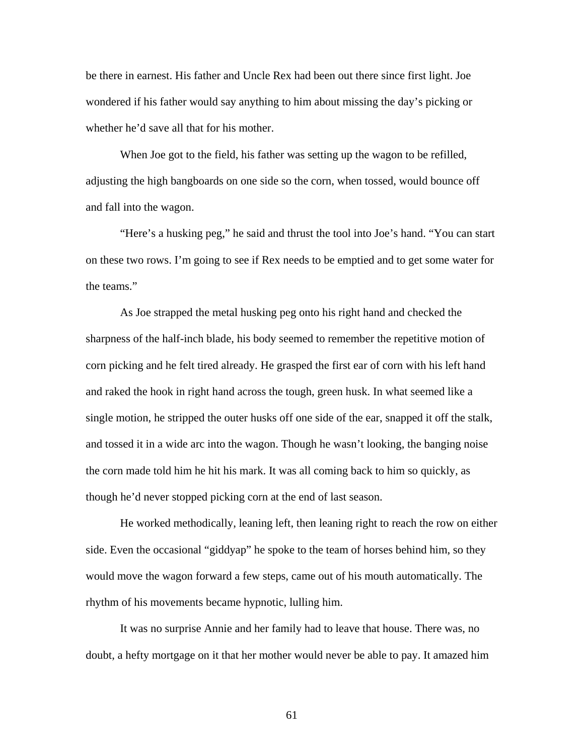be there in earnest. His father and Uncle Rex had been out there since first light. Joe wondered if his father would say anything to him about missing the day's picking or whether he'd save all that for his mother.

When Joe got to the field, his father was setting up the wagon to be refilled, adjusting the high bangboards on one side so the corn, when tossed, would bounce off and fall into the wagon.

"Here's a husking peg," he said and thrust the tool into Joe's hand. "You can start on these two rows. I'm going to see if Rex needs to be emptied and to get some water for the teams."

As Joe strapped the metal husking peg onto his right hand and checked the sharpness of the half-inch blade, his body seemed to remember the repetitive motion of corn picking and he felt tired already. He grasped the first ear of corn with his left hand and raked the hook in right hand across the tough, green husk. In what seemed like a single motion, he stripped the outer husks off one side of the ear, snapped it off the stalk, and tossed it in a wide arc into the wagon. Though he wasn't looking, the banging noise the corn made told him he hit his mark. It was all coming back to him so quickly, as though he'd never stopped picking corn at the end of last season.

He worked methodically, leaning left, then leaning right to reach the row on either side. Even the occasional "giddyap" he spoke to the team of horses behind him, so they would move the wagon forward a few steps, came out of his mouth automatically. The rhythm of his movements became hypnotic, lulling him.

It was no surprise Annie and her family had to leave that house. There was, no doubt, a hefty mortgage on it that her mother would never be able to pay. It amazed him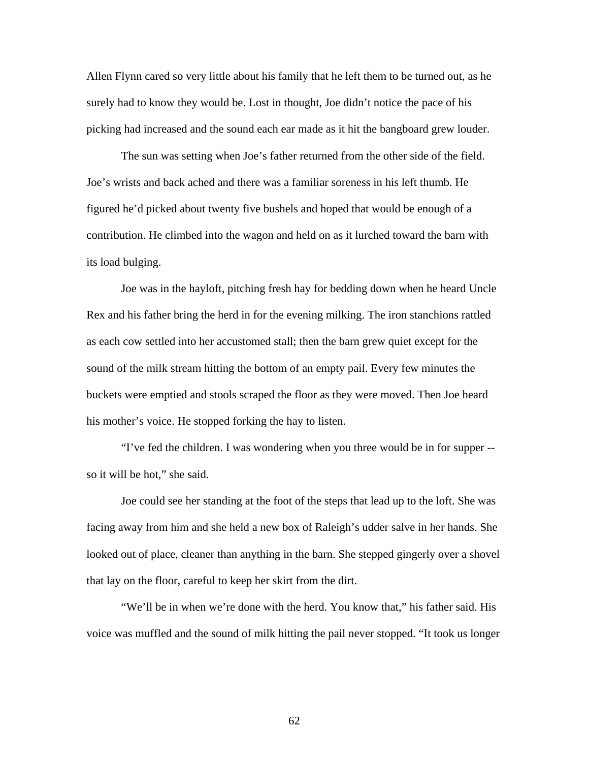Allen Flynn cared so very little about his family that he left them to be turned out, as he surely had to know they would be. Lost in thought, Joe didn't notice the pace of his picking had increased and the sound each ear made as it hit the bangboard grew louder.

The sun was setting when Joe's father returned from the other side of the field. Joe's wrists and back ached and there was a familiar soreness in his left thumb. He figured he'd picked about twenty five bushels and hoped that would be enough of a contribution. He climbed into the wagon and held on as it lurched toward the barn with its load bulging.

Joe was in the hayloft, pitching fresh hay for bedding down when he heard Uncle Rex and his father bring the herd in for the evening milking. The iron stanchions rattled as each cow settled into her accustomed stall; then the barn grew quiet except for the sound of the milk stream hitting the bottom of an empty pail. Every few minutes the buckets were emptied and stools scraped the floor as they were moved. Then Joe heard his mother's voice. He stopped forking the hay to listen.

"I've fed the children. I was wondering when you three would be in for supper -- so it will be hot," she said.

Joe could see her standing at the foot of the steps that lead up to the loft. She was facing away from him and she held a new box of Raleigh's udder salve in her hands. She looked out of place, cleaner than anything in the barn. She stepped gingerly over a shovel that lay on the floor, careful to keep her skirt from the dirt.

"We'll be in when we're done with the herd. You know that," his father said. His voice was muffled and the sound of milk hitting the pail never stopped. "It took us longer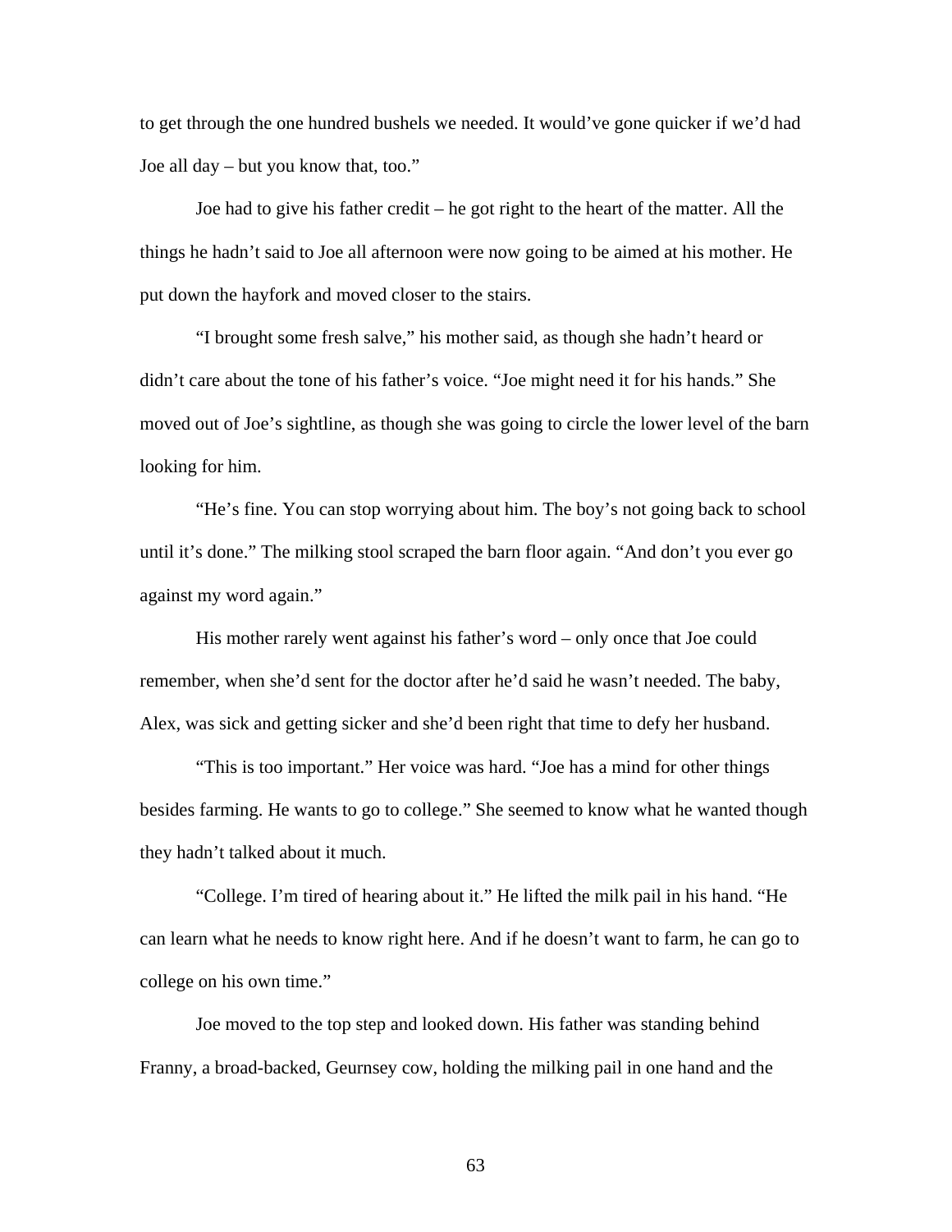to get through the one hundred bushels we needed. It would've gone quicker if we'd had Joe all day – but you know that, too."

Joe had to give his father credit – he got right to the heart of the matter. All the things he hadn't said to Joe all afternoon were now going to be aimed at his mother. He put down the hayfork and moved closer to the stairs.

"I brought some fresh salve," his mother said, as though she hadn't heard or didn't care about the tone of his father's voice. "Joe might need it for his hands." She moved out of Joe's sightline, as though she was going to circle the lower level of the barn looking for him.

"He's fine. You can stop worrying about him. The boy's not going back to school until it's done." The milking stool scraped the barn floor again. "And don't you ever go against my word again."

His mother rarely went against his father's word – only once that Joe could remember, when she'd sent for the doctor after he'd said he wasn't needed. The baby, Alex, was sick and getting sicker and she'd been right that time to defy her husband.

"This is too important." Her voice was hard. "Joe has a mind for other things besides farming. He wants to go to college." She seemed to know what he wanted though they hadn't talked about it much.

"College. I'm tired of hearing about it." He lifted the milk pail in his hand. "He can learn what he needs to know right here. And if he doesn't want to farm, he can go to college on his own time."

Joe moved to the top step and looked down. His father was standing behind Franny, a broad-backed, Geurnsey cow, holding the milking pail in one hand and the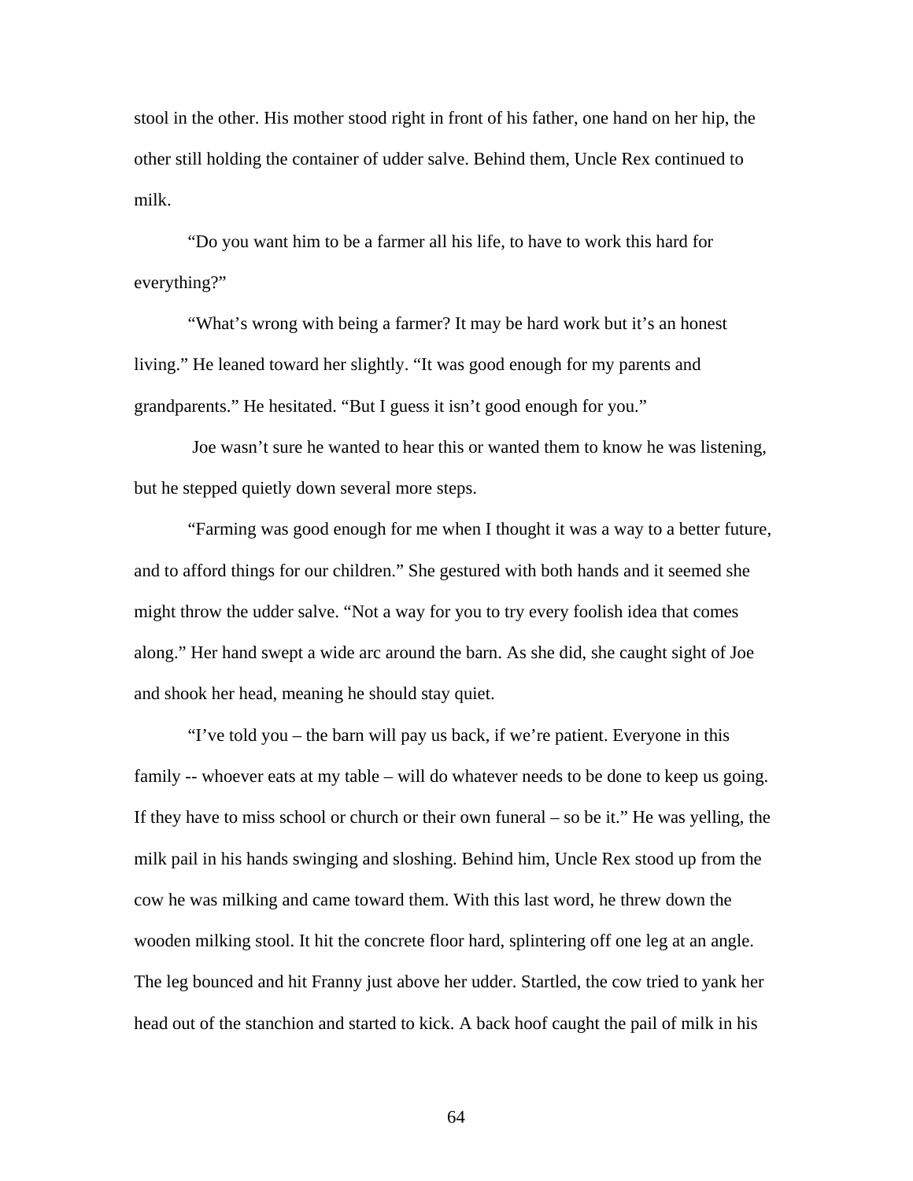stool in the other. His mother stood right in front of his father, one hand on her hip, the other still holding the container of udder salve. Behind them, Uncle Rex continued to milk.

"Do you want him to be a farmer all his life, to have to work this hard for everything?"

"What's wrong with being a farmer? It may be hard work but it's an honest living." He leaned toward her slightly. "It was good enough for my parents and grandparents." He hesitated. "But I guess it isn't good enough for you."

Joe wasn't sure he wanted to hear this or wanted them to know he was listening, but he stepped quietly down several more steps.

"Farming was good enough for me when I thought it was a way to a better future, and to afford things for our children." She gestured with both hands and it seemed she might throw the udder salve. "Not a way for you to try every foolish idea that comes along." Her hand swept a wide arc around the barn. As she did, she caught sight of Joe and shook her head, meaning he should stay quiet.

"I've told you – the barn will pay us back, if we're patient. Everyone in this family -- whoever eats at my table – will do whatever needs to be done to keep us going. If they have to miss school or church or their own funeral – so be it." He was yelling, the milk pail in his hands swinging and sloshing. Behind him, Uncle Rex stood up from the cow he was milking and came toward them. With this last word, he threw down the wooden milking stool. It hit the concrete floor hard, splintering off one leg at an angle. The leg bounced and hit Franny just above her udder. Startled, the cow tried to yank her head out of the stanchion and started to kick. A back hoof caught the pail of milk in his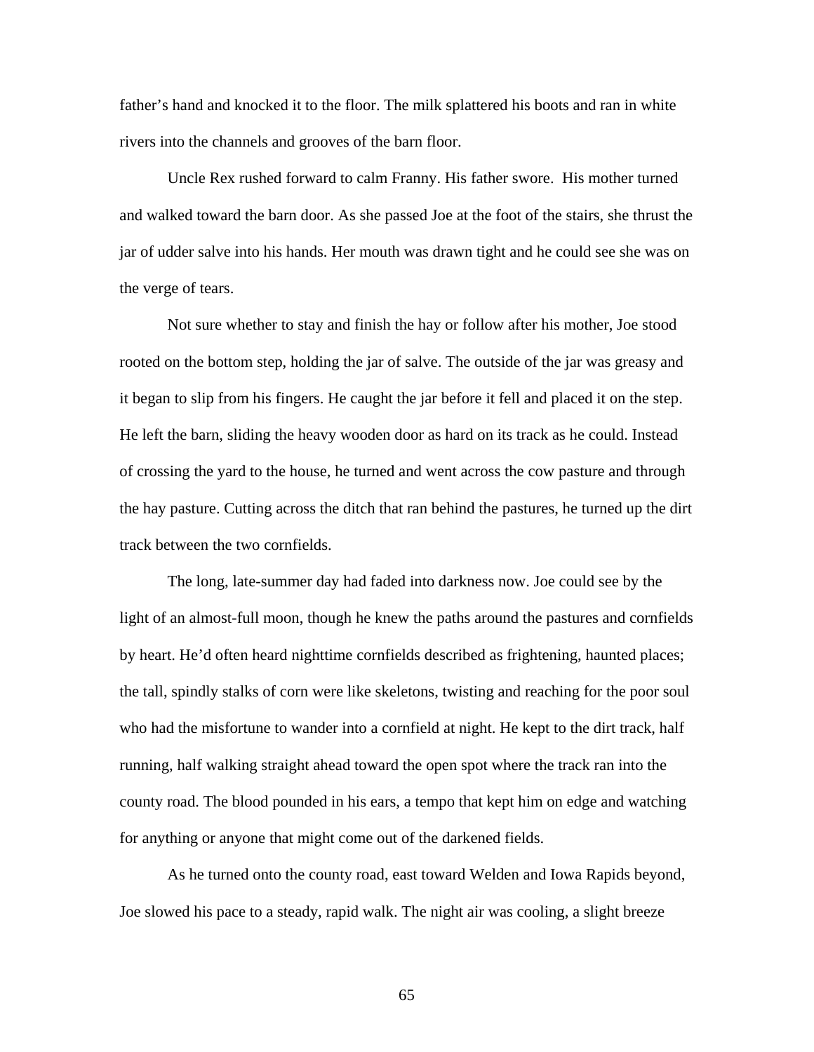father's hand and knocked it to the floor. The milk splattered his boots and ran in white rivers into the channels and grooves of the barn floor.

Uncle Rex rushed forward to calm Franny. His father swore.  His mother turned and walked toward the barn door. As she passed Joe at the foot of the stairs, she thrust the jar of udder salve into his hands. Her mouth was drawn tight and he could see she was on the verge of tears.

Not sure whether to stay and finish the hay or follow after his mother, Joe stood rooted on the bottom step, holding the jar of salve. The outside of the jar was greasy and it began to slip from his fingers. He caught the jar before it fell and placed it on the step. He left the barn, sliding the heavy wooden door as hard on its track as he could. Instead of crossing the yard to the house, he turned and went across the cow pasture and through the hay pasture. Cutting across the ditch that ran behind the pastures, he turned up the dirt track between the two cornfields.

The long, late-summer day had faded into darkness now. Joe could see by the light of an almost-full moon, though he knew the paths around the pastures and cornfields by heart. He'd often heard nighttime cornfields described as frightening, haunted places; the tall, spindly stalks of corn were like skeletons, twisting and reaching for the poor soul who had the misfortune to wander into a cornfield at night. He kept to the dirt track, half running, half walking straight ahead toward the open spot where the track ran into the county road. The blood pounded in his ears, a tempo that kept him on edge and watching for anything or anyone that might come out of the darkened fields.

As he turned onto the county road, east toward Welden and Iowa Rapids beyond, Joe slowed his pace to a steady, rapid walk. The night air was cooling, a slight breeze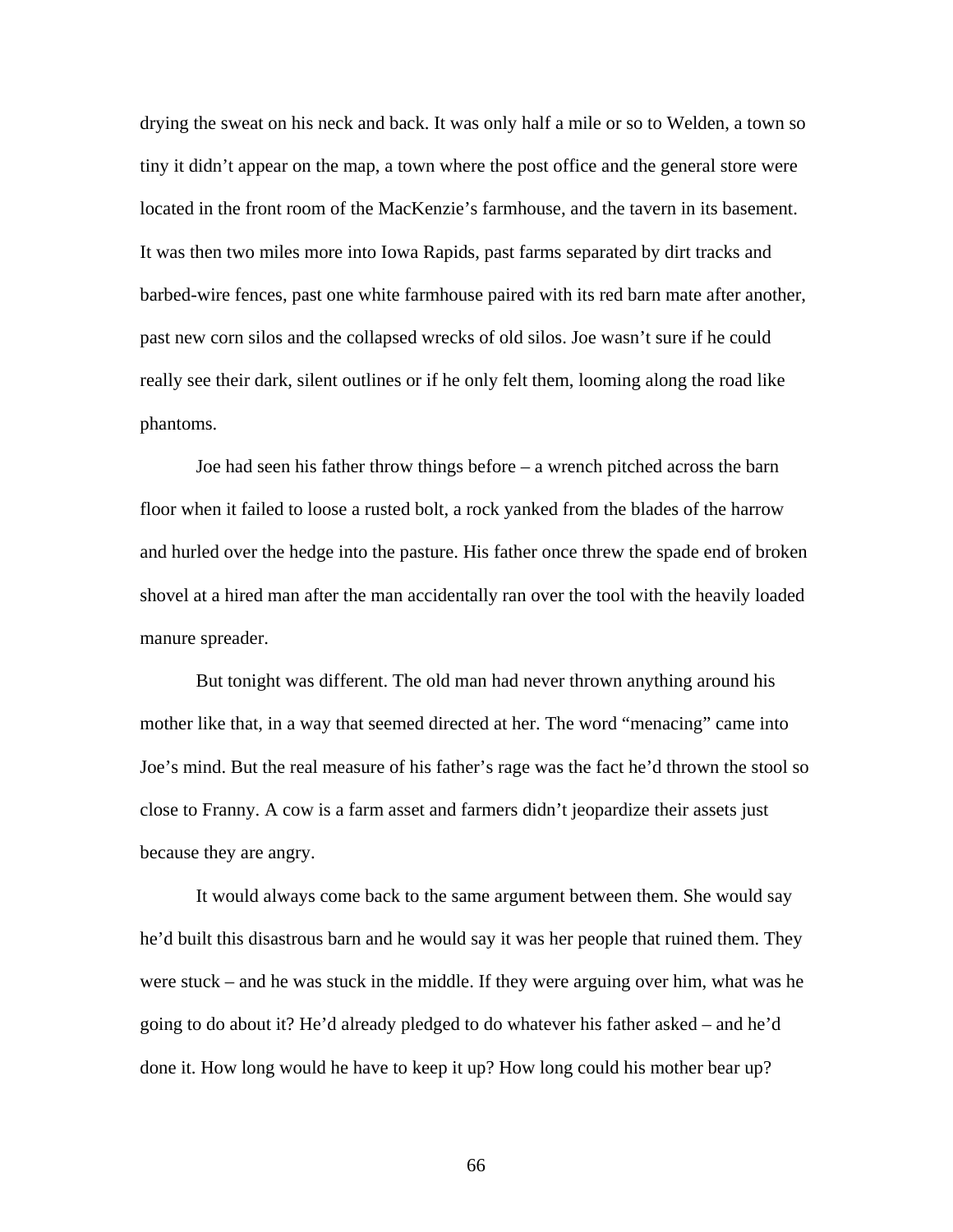drying the sweat on his neck and back. It was only half a mile or so to Welden, a town so tiny it didn't appear on the map, a town where the post office and the general store were located in the front room of the MacKenzie's farmhouse, and the tavern in its basement. It was then two miles more into Iowa Rapids, past farms separated by dirt tracks and barbed-wire fences, past one white farmhouse paired with its red barn mate after another, past new corn silos and the collapsed wrecks of old silos. Joe wasn't sure if he could really see their dark, silent outlines or if he only felt them, looming along the road like phantoms.

Joe had seen his father throw things before – a wrench pitched across the barn floor when it failed to loose a rusted bolt, a rock yanked from the blades of the harrow and hurled over the hedge into the pasture. His father once threw the spade end of broken shovel at a hired man after the man accidentally ran over the tool with the heavily loaded manure spreader.

But tonight was different. The old man had never thrown anything around his mother like that, in a way that seemed directed at her. The word "menacing" came into Joe's mind. But the real measure of his father's rage was the fact he'd thrown the stool so close to Franny. A cow is a farm asset and farmers didn't jeopardize their assets just because they are angry.

It would always come back to the same argument between them. She would say he'd built this disastrous barn and he would say it was her people that ruined them. They were stuck – and he was stuck in the middle. If they were arguing over him, what was he going to do about it? He'd already pledged to do whatever his father asked – and he'd done it. How long would he have to keep it up? How long could his mother bear up?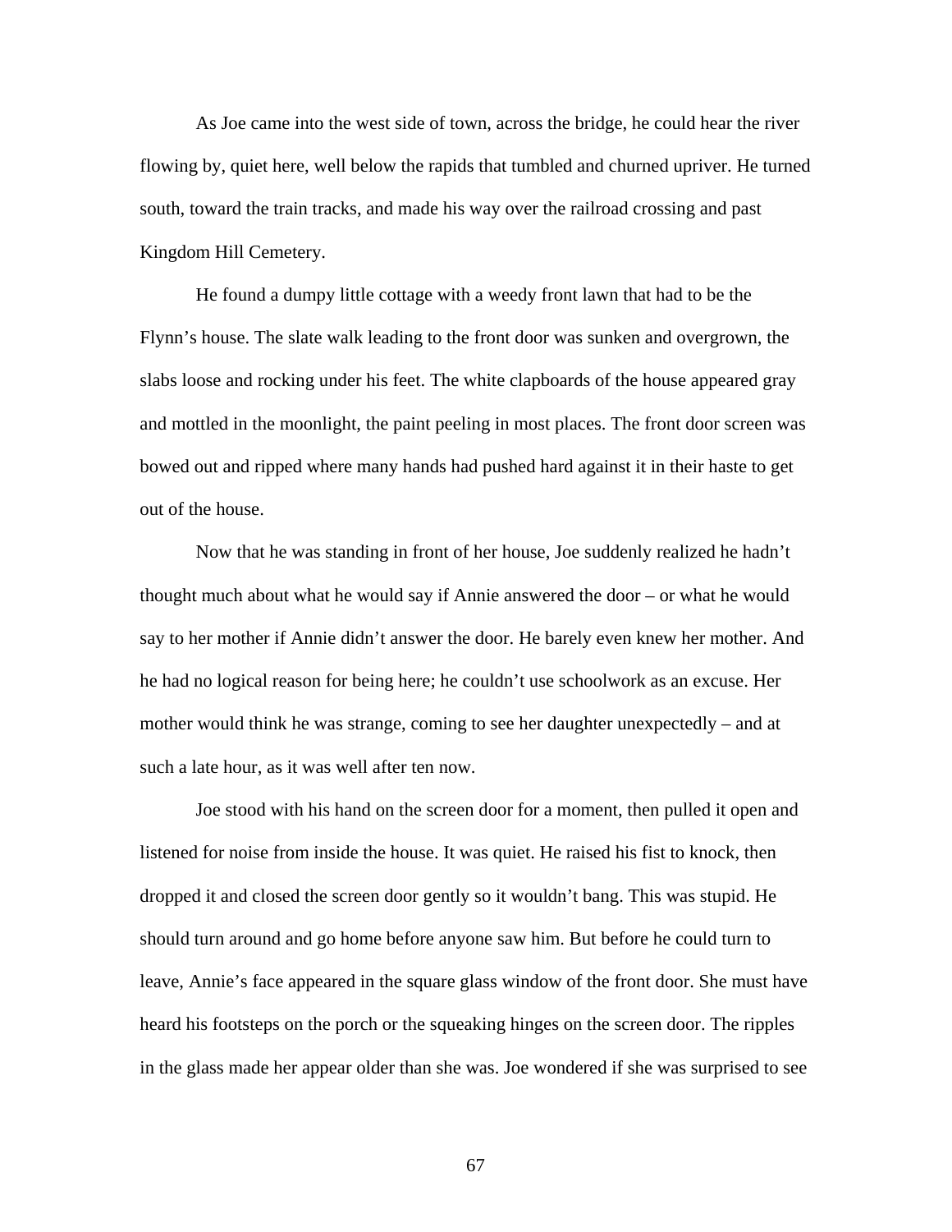As Joe came into the west side of town, across the bridge, he could hear the river flowing by, quiet here, well below the rapids that tumbled and churned upriver. He turned south, toward the train tracks, and made his way over the railroad crossing and past Kingdom Hill Cemetery.

He found a dumpy little cottage with a weedy front lawn that had to be the Flynn's house. The slate walk leading to the front door was sunken and overgrown, the slabs loose and rocking under his feet. The white clapboards of the house appeared gray and mottled in the moonlight, the paint peeling in most places. The front door screen was bowed out and ripped where many hands had pushed hard against it in their haste to get out of the house.

Now that he was standing in front of her house, Joe suddenly realized he hadn't thought much about what he would say if Annie answered the door – or what he would say to her mother if Annie didn't answer the door. He barely even knew her mother. And he had no logical reason for being here; he couldn't use schoolwork as an excuse. Her mother would think he was strange, coming to see her daughter unexpectedly – and at such a late hour, as it was well after ten now.

Joe stood with his hand on the screen door for a moment, then pulled it open and listened for noise from inside the house. It was quiet. He raised his fist to knock, then dropped it and closed the screen door gently so it wouldn't bang. This was stupid. He should turn around and go home before anyone saw him. But before he could turn to leave, Annie's face appeared in the square glass window of the front door. She must have heard his footsteps on the porch or the squeaking hinges on the screen door. The ripples in the glass made her appear older than she was. Joe wondered if she was surprised to see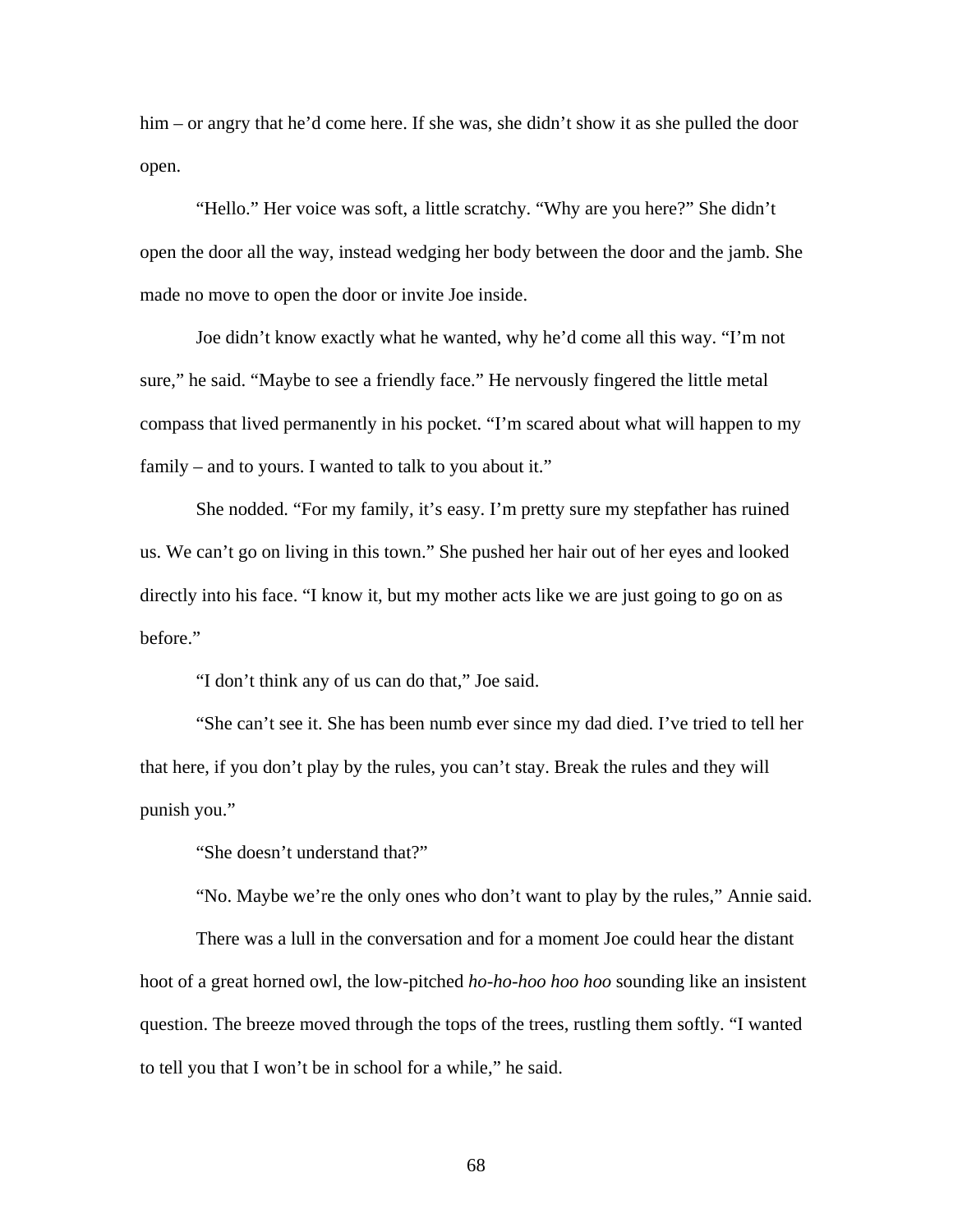him – or angry that he'd come here. If she was, she didn't show it as she pulled the door open.

"Hello." Her voice was soft, a little scratchy. "Why are you here?" She didn't open the door all the way, instead wedging her body between the door and the jamb. She made no move to open the door or invite Joe inside.

Joe didn't know exactly what he wanted, why he'd come all this way. "I'm not sure," he said. "Maybe to see a friendly face." He nervously fingered the little metal compass that lived permanently in his pocket. "I'm scared about what will happen to my family – and to yours. I wanted to talk to you about it."

She nodded. "For my family, it's easy. I'm pretty sure my stepfather has ruined us. We can't go on living in this town." She pushed her hair out of her eyes and looked directly into his face. "I know it, but my mother acts like we are just going to go on as before."

"I don't think any of us can do that," Joe said.

"She can't see it. She has been numb ever since my dad died. I've tried to tell her that here, if you don't play by the rules, you can't stay. Break the rules and they will punish you."

"She doesn't understand that?"

"No. Maybe we're the only ones who don't want to play by the rules," Annie said.

There was a lull in the conversation and for a moment Joe could hear the distant hoot of a great horned owl, the low-pitched *ho-ho-hoo hoo hoo* sounding like an insistent question. The breeze moved through the tops of the trees, rustling them softly. "I wanted to tell you that I won't be in school for a while," he said.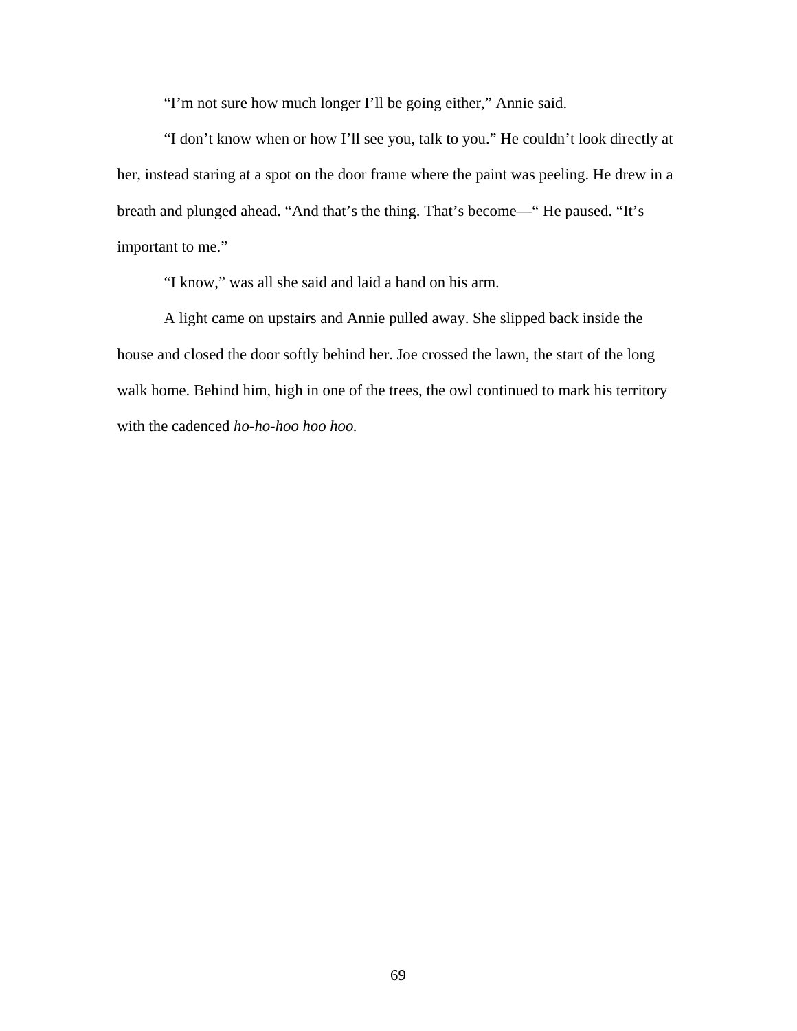"I'm not sure how much longer I'll be going either," Annie said.

"I don't know when or how I'll see you, talk to you." He couldn't look directly at her, instead staring at a spot on the door frame where the paint was peeling. He drew in a breath and plunged ahead. "And that's the thing. That's become—" He paused. "It's important to me."

"I know," was all she said and laid a hand on his arm.

A light came on upstairs and Annie pulled away. She slipped back inside the house and closed the door softly behind her. Joe crossed the lawn, the start of the long walk home. Behind him, high in one of the trees, the owl continued to mark his territory with the cadenced *ho-ho-hoo hoo hoo.*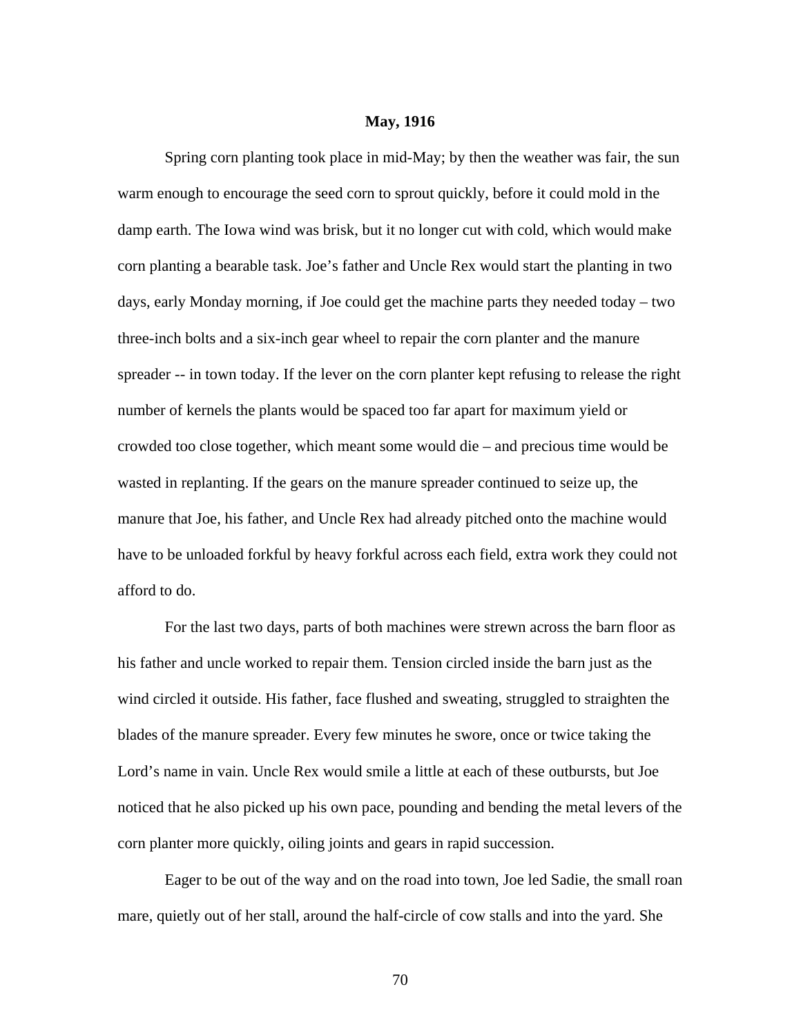**May, 1916**

Spring corn planting took place in mid-May; by then the weather was fair, the sun warm enough to encourage the seed corn to sprout quickly, before it could mold in the damp earth. The Iowa wind was brisk, but it no longer cut with cold, which would make corn planting a bearable task. Joe's father and Uncle Rex would start the planting in two days, early Monday morning, if Joe could get the machine parts they needed today – two three-inch bolts and a six-inch gear wheel to repair the corn planter and the manure spreader -- in town today. If the lever on the corn planter kept refusing to release the right number of kernels the plants would be spaced too far apart for maximum yield or crowded too close together, which meant some would die – and precious time would be wasted in replanting. If the gears on the manure spreader continued to seize up, the manure that Joe, his father, and Uncle Rex had already pitched onto the machine would have to be unloaded forkful by heavy forkful across each field, extra work they could not afford to do.

For the last two days, parts of both machines were strewn across the barn floor as his father and uncle worked to repair them. Tension circled inside the barn just as the wind circled it outside. His father, face flushed and sweating, struggled to straighten the blades of the manure spreader. Every few minutes he swore, once or twice taking the Lord's name in vain. Uncle Rex would smile a little at each of these outbursts, but Joe noticed that he also picked up his own pace, pounding and bending the metal levers of the corn planter more quickly, oiling joints and gears in rapid succession.

Eager to be out of the way and on the road into town, Joe led Sadie, the small roan mare, quietly out of her stall, around the half-circle of cow stalls and into the yard. She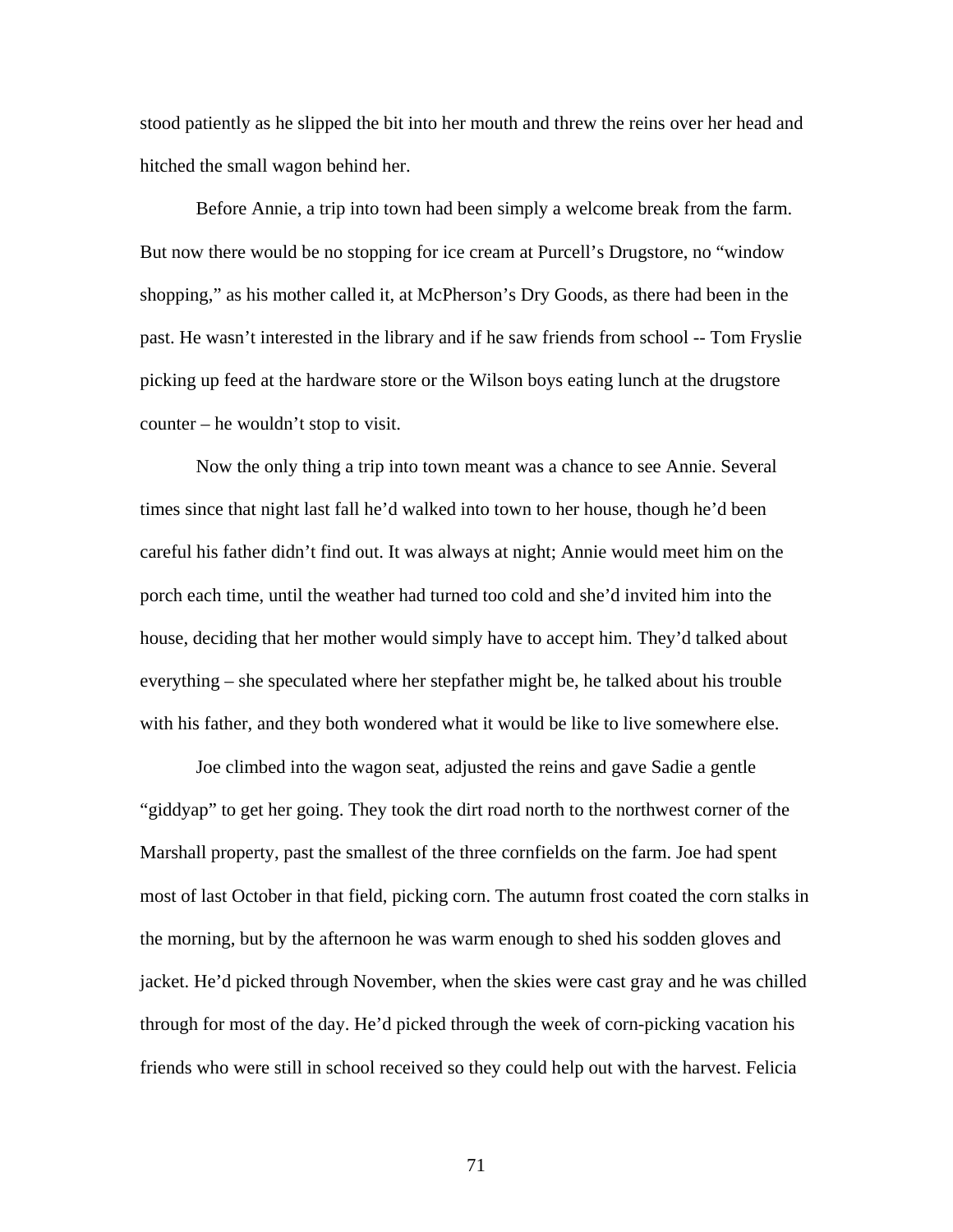stood patiently as he slipped the bit into her mouth and threw the reins over her head and hitched the small wagon behind her.

Before Annie, a trip into town had been simply a welcome break from the farm. But now there would be no stopping for ice cream at Purcell's Drugstore, no "window shopping," as his mother called it, at McPherson's Dry Goods, as there had been in the past. He wasn't interested in the library and if he saw friends from school -- Tom Fryslie picking up feed at the hardware store or the Wilson boys eating lunch at the drugstore counter – he wouldn't stop to visit.

Now the only thing a trip into town meant was a chance to see Annie. Several times since that night last fall he'd walked into town to her house, though he'd been careful his father didn't find out. It was always at night; Annie would meet him on the porch each time, until the weather had turned too cold and she'd invited him into the house, deciding that her mother would simply have to accept him. They'd talked about everything – she speculated where her stepfather might be, he talked about his trouble with his father, and they both wondered what it would be like to live somewhere else.

Joe climbed into the wagon seat, adjusted the reins and gave Sadie a gentle "giddyap" to get her going. They took the dirt road north to the northwest corner of the Marshall property, past the smallest of the three cornfields on the farm. Joe had spent most of last October in that field, picking corn. The autumn frost coated the corn stalks in the morning, but by the afternoon he was warm enough to shed his sodden gloves and jacket. He'd picked through November, when the skies were cast gray and he was chilled through for most of the day. He'd picked through the week of corn-picking vacation his friends who were still in school received so they could help out with the harvest. Felicia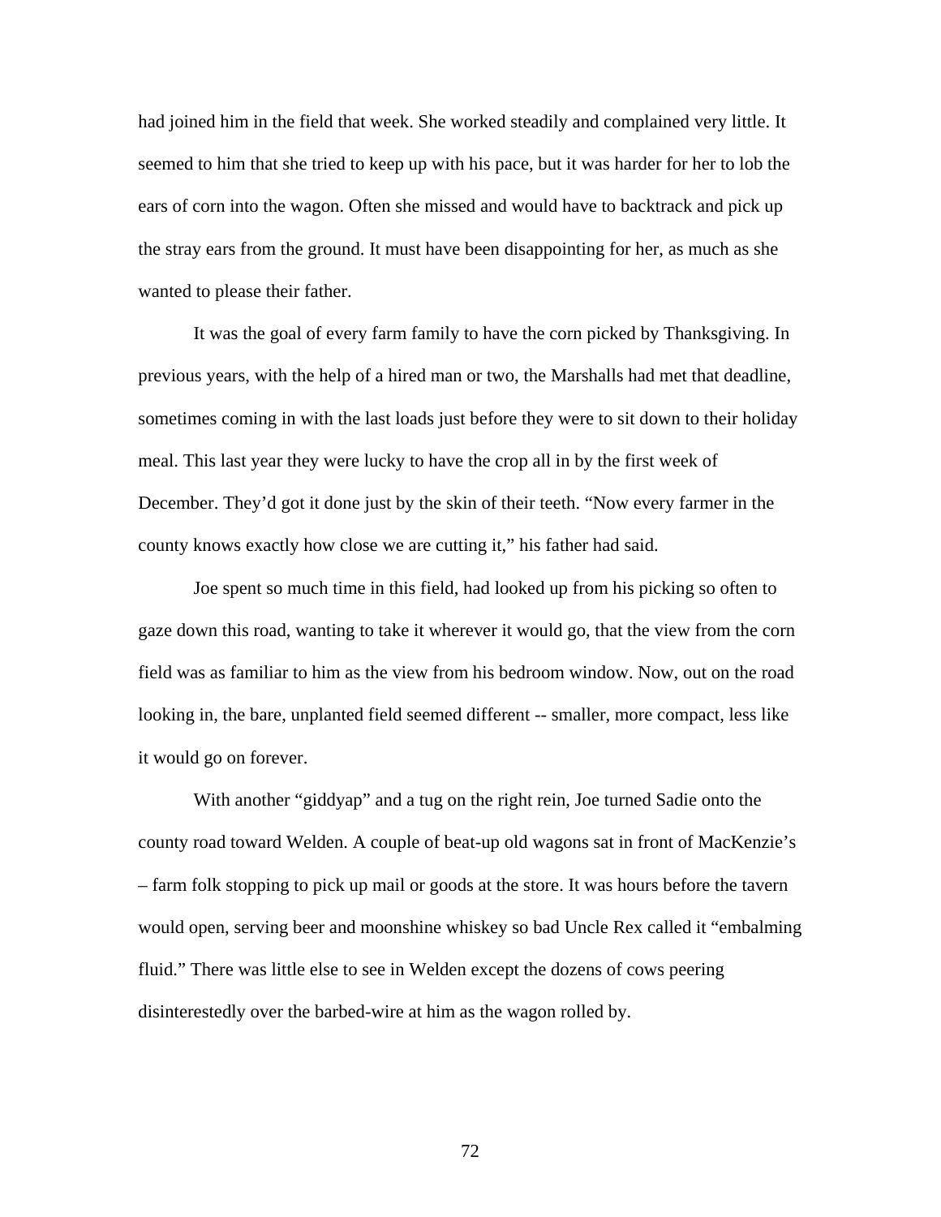had joined him in the field that week. She worked steadily and complained very little. It seemed to him that she tried to keep up with his pace, but it was harder for her to lob the ears of corn into the wagon. Often she missed and would have to backtrack and pick up the stray ears from the ground. It must have been disappointing for her, as much as she wanted to please their father.

It was the goal of every farm family to have the corn picked by Thanksgiving. In previous years, with the help of a hired man or two, the Marshalls had met that deadline, sometimes coming in with the last loads just before they were to sit down to their holiday meal. This last year they were lucky to have the crop all in by the first week of December. They'd got it done just by the skin of their teeth. "Now every farmer in the county knows exactly how close we are cutting it," his father had said.

Joe spent so much time in this field, had looked up from his picking so often to gaze down this road, wanting to take it wherever it would go, that the view from the corn field was as familiar to him as the view from his bedroom window. Now, out on the road looking in, the bare, unplanted field seemed different -- smaller, more compact, less like it would go on forever.

With another "giddyap" and a tug on the right rein, Joe turned Sadie onto the county road toward Welden. A couple of beat-up old wagons sat in front of MacKenzie's – farm folk stopping to pick up mail or goods at the store. It was hours before the tavern would open, serving beer and moonshine whiskey so bad Uncle Rex called it "embalming fluid." There was little else to see in Welden except the dozens of cows peering disinterestedly over the barbed-wire at him as the wagon rolled by.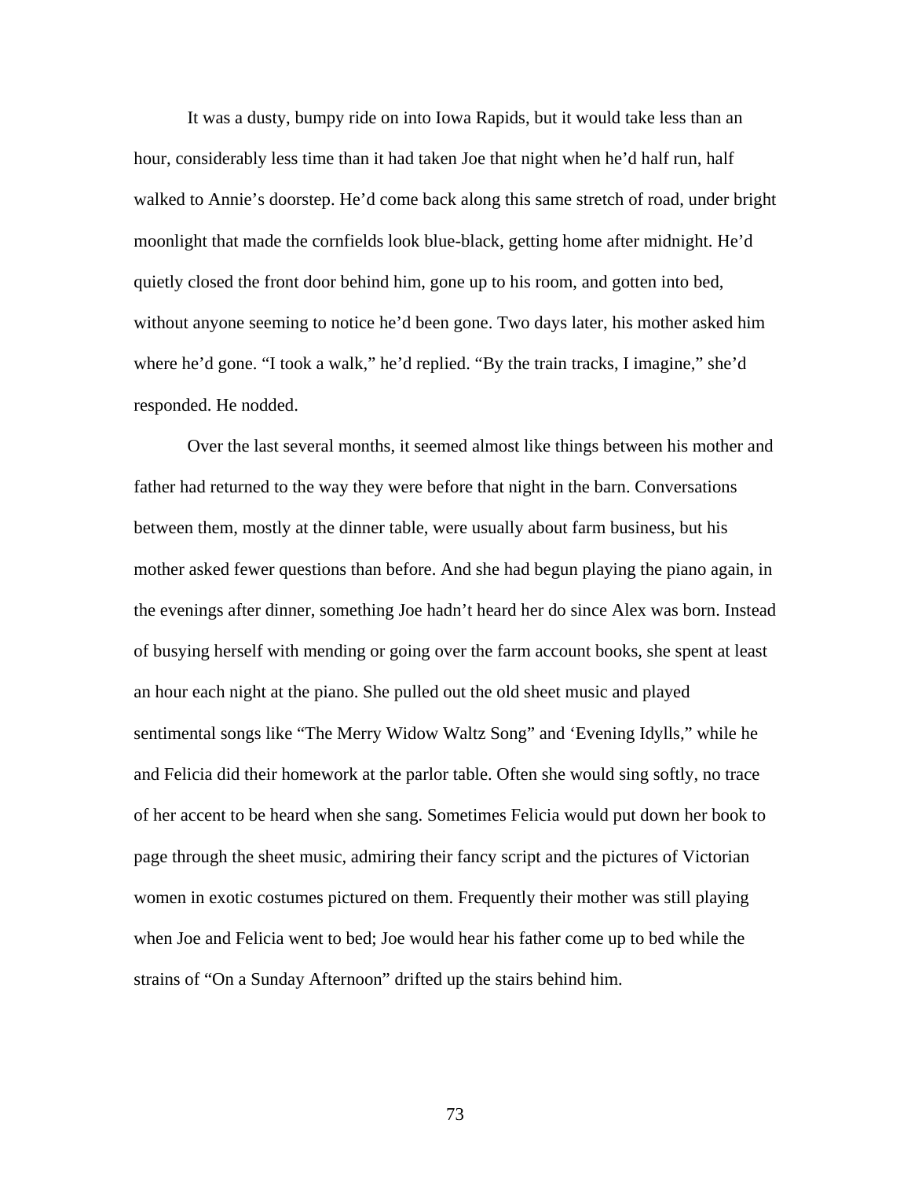It was a dusty, bumpy ride on into Iowa Rapids, but it would take less than an hour, considerably less time than it had taken Joe that night when he'd half run, half walked to Annie's doorstep. He'd come back along this same stretch of road, under bright moonlight that made the cornfields look blue-black, getting home after midnight. He'd quietly closed the front door behind him, gone up to his room, and gotten into bed, without anyone seeming to notice he'd been gone. Two days later, his mother asked him where he'd gone. "I took a walk," he'd replied. "By the train tracks, I imagine," she'd responded. He nodded.

Over the last several months, it seemed almost like things between his mother and father had returned to the way they were before that night in the barn. Conversations between them, mostly at the dinner table, were usually about farm business, but his mother asked fewer questions than before. And she had begun playing the piano again, in the evenings after dinner, something Joe hadn't heard her do since Alex was born. Instead of busying herself with mending or going over the farm account books, she spent at least an hour each night at the piano. She pulled out the old sheet music and played sentimental songs like "The Merry Widow Waltz Song" and 'Evening Idylls," while he and Felicia did their homework at the parlor table. Often she would sing softly, no trace of her accent to be heard when she sang. Sometimes Felicia would put down her book to page through the sheet music, admiring their fancy script and the pictures of Victorian women in exotic costumes pictured on them. Frequently their mother was still playing when Joe and Felicia went to bed; Joe would hear his father come up to bed while the strains of "On a Sunday Afternoon" drifted up the stairs behind him.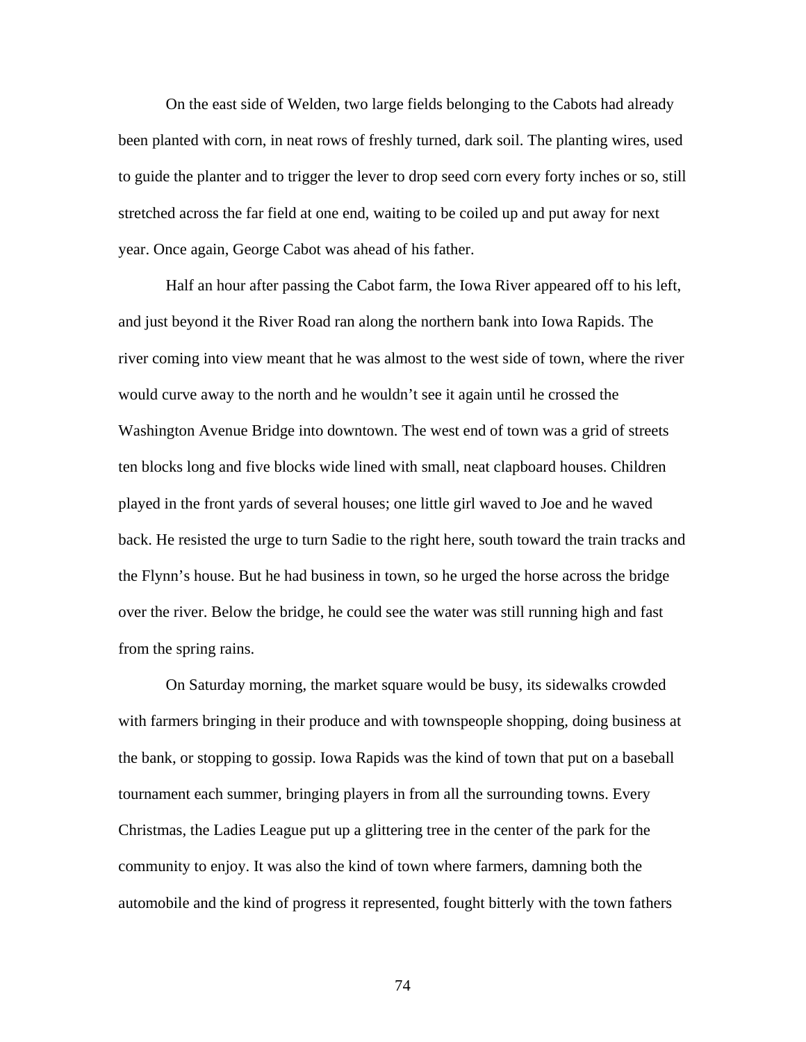On the east side of Welden, two large fields belonging to the Cabots had already been planted with corn, in neat rows of freshly turned, dark soil. The planting wires, used to guide the planter and to trigger the lever to drop seed corn every forty inches or so, still stretched across the far field at one end, waiting to be coiled up and put away for next year. Once again, George Cabot was ahead of his father.

Half an hour after passing the Cabot farm, the Iowa River appeared off to his left, and just beyond it the River Road ran along the northern bank into Iowa Rapids. The river coming into view meant that he was almost to the west side of town, where the river would curve away to the north and he wouldn't see it again until he crossed the Washington Avenue Bridge into downtown. The west end of town was a grid of streets ten blocks long and five blocks wide lined with small, neat clapboard houses. Children played in the front yards of several houses; one little girl waved to Joe and he waved back. He resisted the urge to turn Sadie to the right here, south toward the train tracks and the Flynn's house. But he had business in town, so he urged the horse across the bridge over the river. Below the bridge, he could see the water was still running high and fast from the spring rains.

On Saturday morning, the market square would be busy, its sidewalks crowded with farmers bringing in their produce and with townspeople shopping, doing business at the bank, or stopping to gossip. Iowa Rapids was the kind of town that put on a baseball tournament each summer, bringing players in from all the surrounding towns. Every Christmas, the Ladies League put up a glittering tree in the center of the park for the community to enjoy. It was also the kind of town where farmers, damning both the automobile and the kind of progress it represented, fought bitterly with the town fathers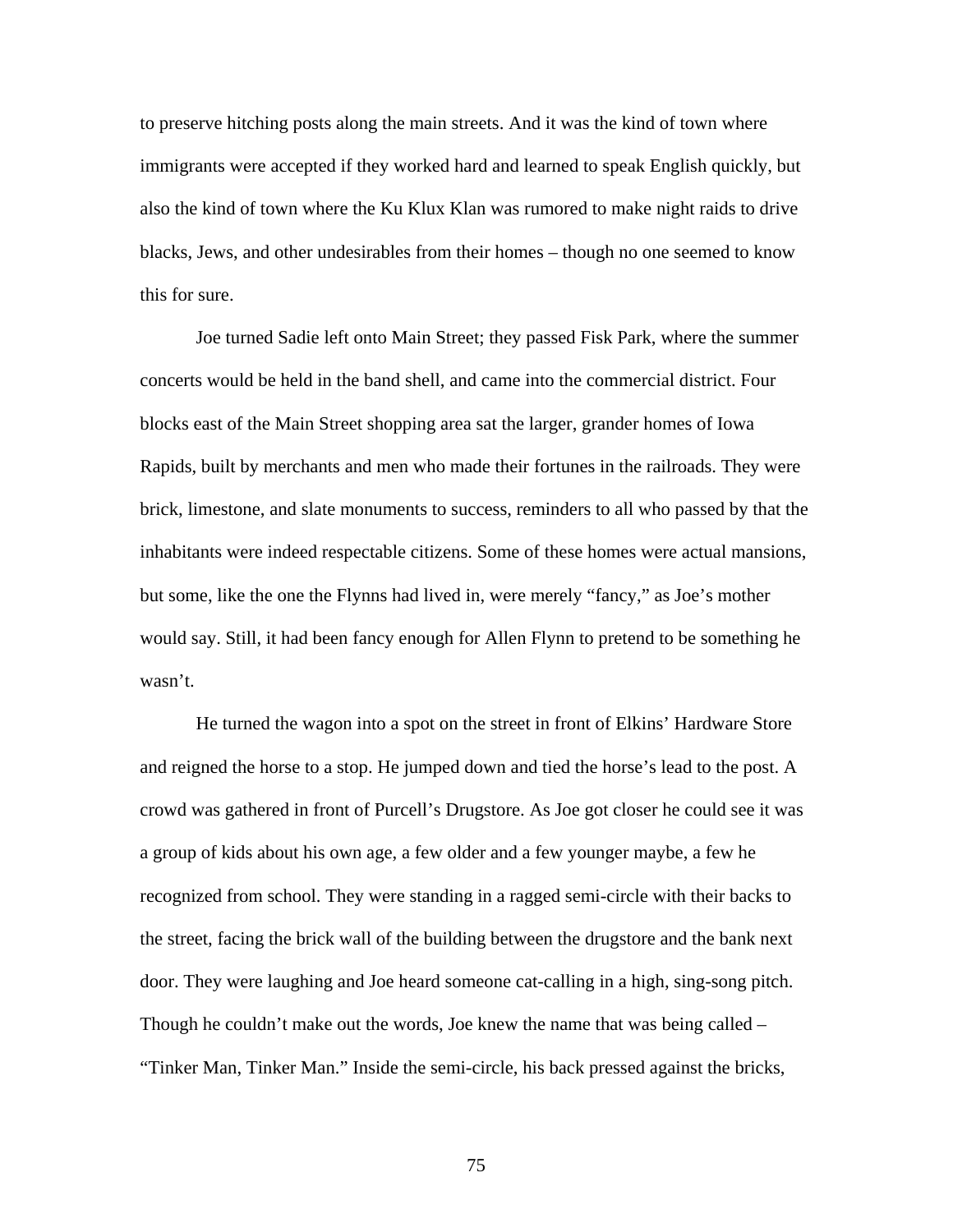to preserve hitching posts along the main streets. And it was the kind of town where immigrants were accepted if they worked hard and learned to speak English quickly, but also the kind of town where the Ku Klux Klan was rumored to make night raids to drive blacks, Jews, and other undesirables from their homes – though no one seemed to know this for sure.

Joe turned Sadie left onto Main Street; they passed Fisk Park, where the summer concerts would be held in the band shell, and came into the commercial district. Four blocks east of the Main Street shopping area sat the larger, grander homes of Iowa Rapids, built by merchants and men who made their fortunes in the railroads. They were brick, limestone, and slate monuments to success, reminders to all who passed by that the inhabitants were indeed respectable citizens. Some of these homes were actual mansions, but some, like the one the Flynns had lived in, were merely "fancy," as Joe's mother would say. Still, it had been fancy enough for Allen Flynn to pretend to be something he wasn't.

He turned the wagon into a spot on the street in front of Elkins' Hardware Store and reigned the horse to a stop. He jumped down and tied the horse's lead to the post. A crowd was gathered in front of Purcell's Drugstore. As Joe got closer he could see it was a group of kids about his own age, a few older and a few younger maybe, a few he recognized from school. They were standing in a ragged semi-circle with their backs to the street, facing the brick wall of the building between the drugstore and the bank next door. They were laughing and Joe heard someone cat-calling in a high, sing-song pitch. Though he couldn't make out the words, Joe knew the name that was being called – "Tinker Man, Tinker Man." Inside the semi-circle, his back pressed against the bricks,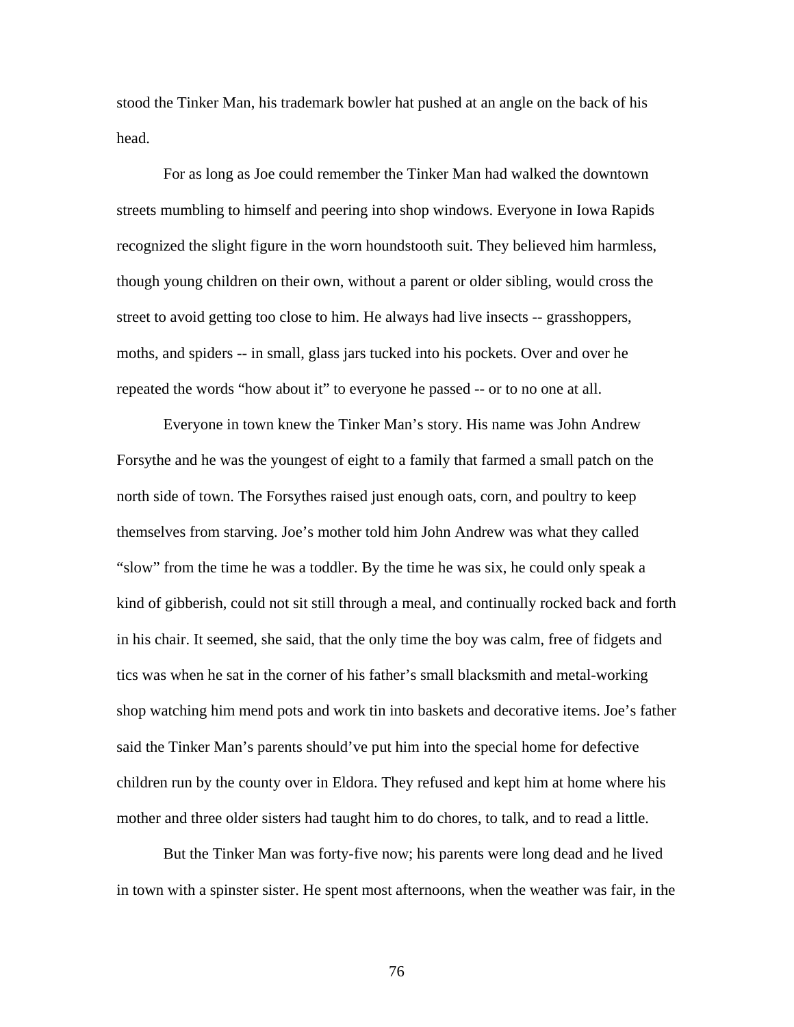stood the Tinker Man, his trademark bowler hat pushed at an angle on the back of his head.

For as long as Joe could remember the Tinker Man had walked the downtown streets mumbling to himself and peering into shop windows. Everyone in Iowa Rapids recognized the slight figure in the worn houndstooth suit. They believed him harmless, though young children on their own, without a parent or older sibling, would cross the street to avoid getting too close to him. He always had live insects -- grasshoppers, moths, and spiders -- in small, glass jars tucked into his pockets. Over and over he repeated the words "how about it" to everyone he passed -- or to no one at all.

Everyone in town knew the Tinker Man's story. His name was John Andrew Forsythe and he was the youngest of eight to a family that farmed a small patch on the north side of town. The Forsythes raised just enough oats, corn, and poultry to keep themselves from starving. Joe's mother told him John Andrew was what they called "slow" from the time he was a toddler. By the time he was six, he could only speak a kind of gibberish, could not sit still through a meal, and continually rocked back and forth in his chair. It seemed, she said, that the only time the boy was calm, free of fidgets and tics was when he sat in the corner of his father's small blacksmith and metal-working shop watching him mend pots and work tin into baskets and decorative items. Joe's father said the Tinker Man's parents should've put him into the special home for defective children run by the county over in Eldora. They refused and kept him at home where his mother and three older sisters had taught him to do chores, to talk, and to read a little.

But the Tinker Man was forty-five now; his parents were long dead and he lived in town with a spinster sister. He spent most afternoons, when the weather was fair, in the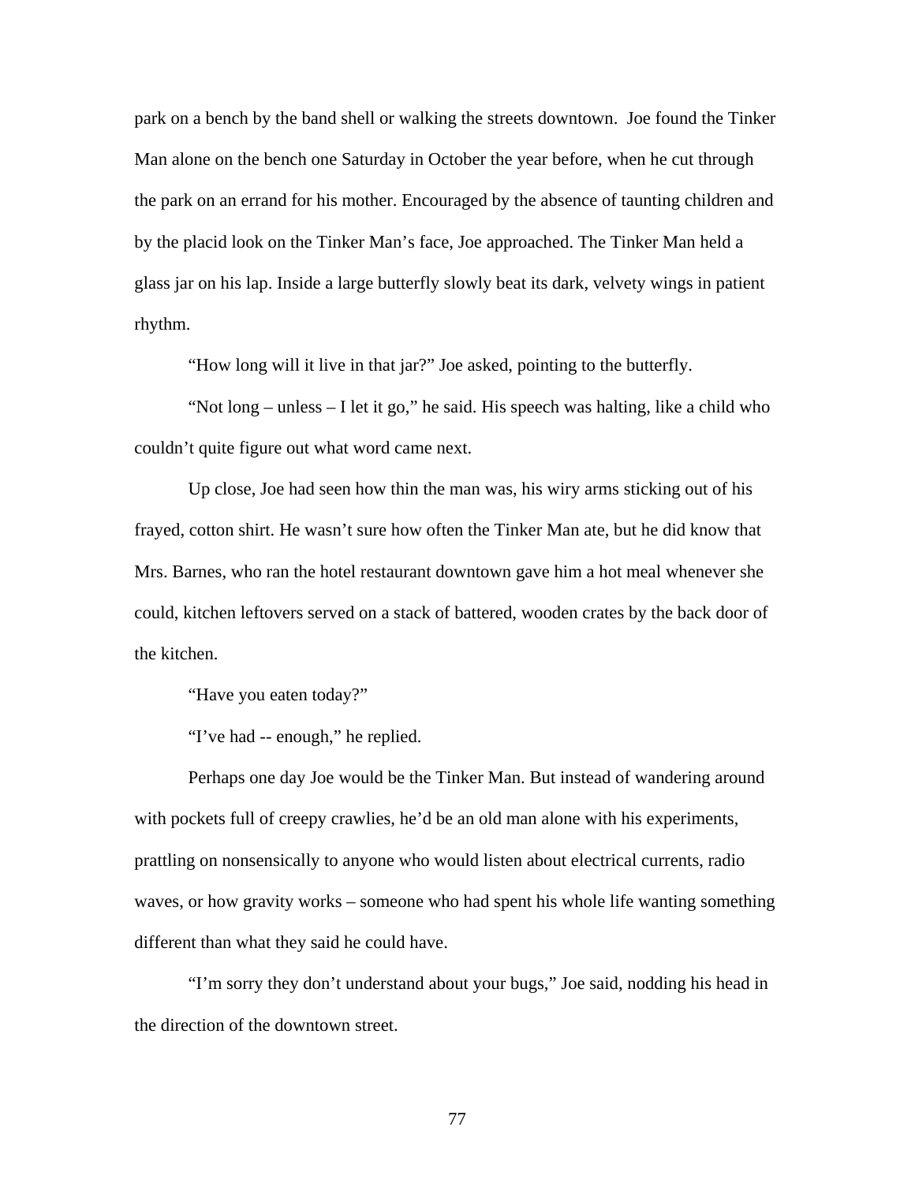park on a bench by the band shell or walking the streets downtown.  Joe found the Tinker Man alone on the bench one Saturday in October the year before, when he cut through the park on an errand for his mother. Encouraged by the absence of taunting children and by the placid look on the Tinker Man's face, Joe approached. The Tinker Man held a glass jar on his lap. Inside a large butterfly slowly beat its dark, velvety wings in patient rhythm.

"How long will it live in that jar?" Joe asked, pointing to the butterfly.

"Not long – unless – I let it go," he said. His speech was halting, like a child who couldn't quite figure out what word came next.

Up close, Joe had seen how thin the man was, his wiry arms sticking out of his frayed, cotton shirt. He wasn't sure how often the Tinker Man ate, but he did know that Mrs. Barnes, who ran the hotel restaurant downtown gave him a hot meal whenever she could, kitchen leftovers served on a stack of battered, wooden crates by the back door of the kitchen.

"Have you eaten today?"

"I've had -- enough," he replied.

Perhaps one day Joe would be the Tinker Man. But instead of wandering around with pockets full of creepy crawlies, he'd be an old man alone with his experiments, prattling on nonsensically to anyone who would listen about electrical currents, radio waves, or how gravity works – someone who had spent his whole life wanting something different than what they said he could have.

"I'm sorry they don't understand about your bugs," Joe said, nodding his head in the direction of the downtown street.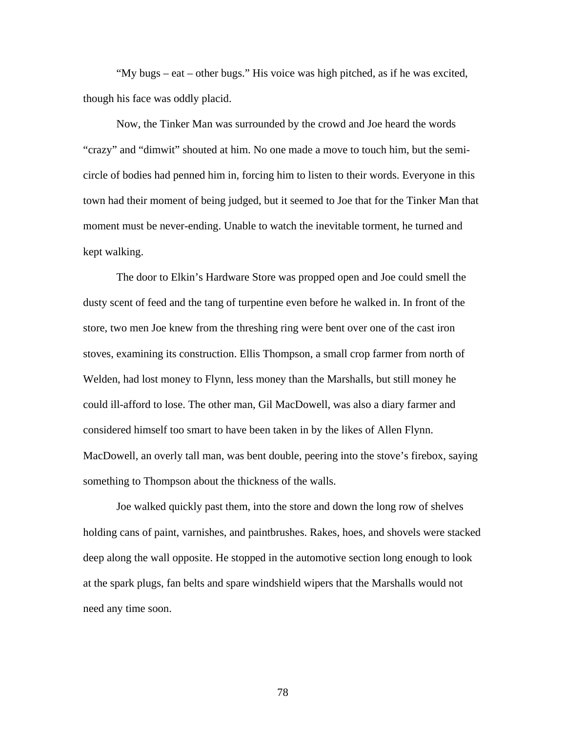"My bugs – eat – other bugs." His voice was high pitched, as if he was excited, though his face was oddly placid.

Now, the Tinker Man was surrounded by the crowd and Joe heard the words "crazy" and "dimwit" shouted at him. No one made a move to touch him, but the semi-circle of bodies had penned him in, forcing him to listen to their words. Everyone in this town had their moment of being judged, but it seemed to Joe that for the Tinker Man that moment must be never-ending. Unable to watch the inevitable torment, he turned and kept walking.

The door to Elkin's Hardware Store was propped open and Joe could smell the dusty scent of feed and the tang of turpentine even before he walked in. In front of the store, two men Joe knew from the threshing ring were bent over one of the cast iron stoves, examining its construction. Ellis Thompson, a small crop farmer from north of Welden, had lost money to Flynn, less money than the Marshalls, but still money he could ill-afford to lose. The other man, Gil MacDowell, was also a diary farmer and considered himself too smart to have been taken in by the likes of Allen Flynn. MacDowell, an overly tall man, was bent double, peering into the stove's firebox, saying something to Thompson about the thickness of the walls.

Joe walked quickly past them, into the store and down the long row of shelves holding cans of paint, varnishes, and paintbrushes. Rakes, hoes, and shovels were stacked deep along the wall opposite. He stopped in the automotive section long enough to look at the spark plugs, fan belts and spare windshield wipers that the Marshalls would not need any time soon.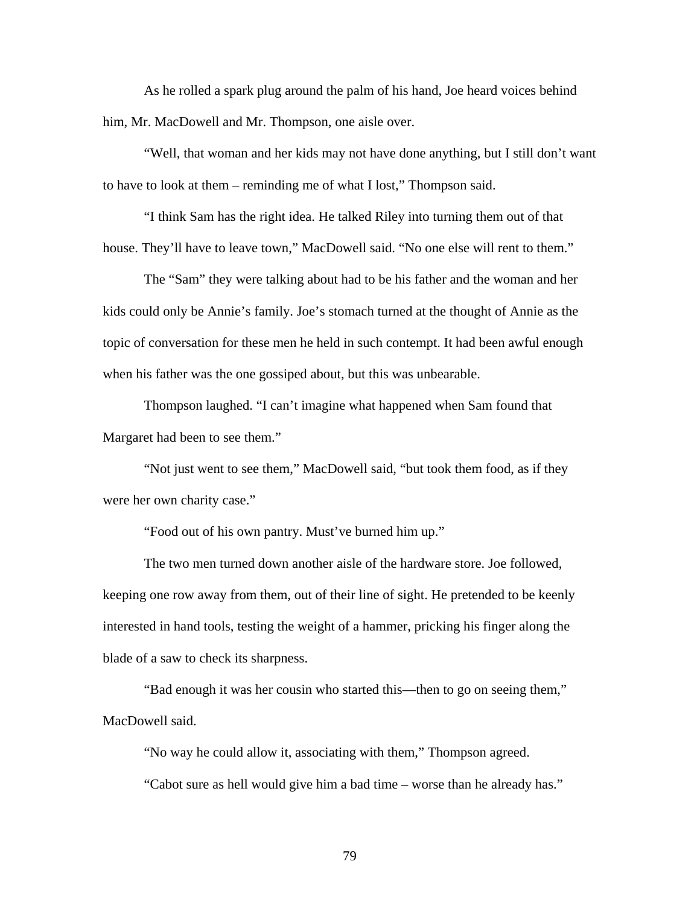As he rolled a spark plug around the palm of his hand, Joe heard voices behind him, Mr. MacDowell and Mr. Thompson, one aisle over.

"Well, that woman and her kids may not have done anything, but I still don't want to have to look at them – reminding me of what I lost," Thompson said.

"I think Sam has the right idea. He talked Riley into turning them out of that house. They'll have to leave town," MacDowell said. "No one else will rent to them."

The "Sam" they were talking about had to be his father and the woman and her kids could only be Annie's family. Joe's stomach turned at the thought of Annie as the topic of conversation for these men he held in such contempt. It had been awful enough when his father was the one gossiped about, but this was unbearable.

Thompson laughed. "I can't imagine what happened when Sam found that Margaret had been to see them."

"Not just went to see them," MacDowell said, "but took them food, as if they were her own charity case."

"Food out of his own pantry. Must've burned him up."

The two men turned down another aisle of the hardware store. Joe followed, keeping one row away from them, out of their line of sight. He pretended to be keenly interested in hand tools, testing the weight of a hammer, pricking his finger along the blade of a saw to check its sharpness.

"Bad enough it was her cousin who started this—then to go on seeing them," MacDowell said.

"No way he could allow it, associating with them," Thompson agreed.

"Cabot sure as hell would give him a bad time – worse than he already has."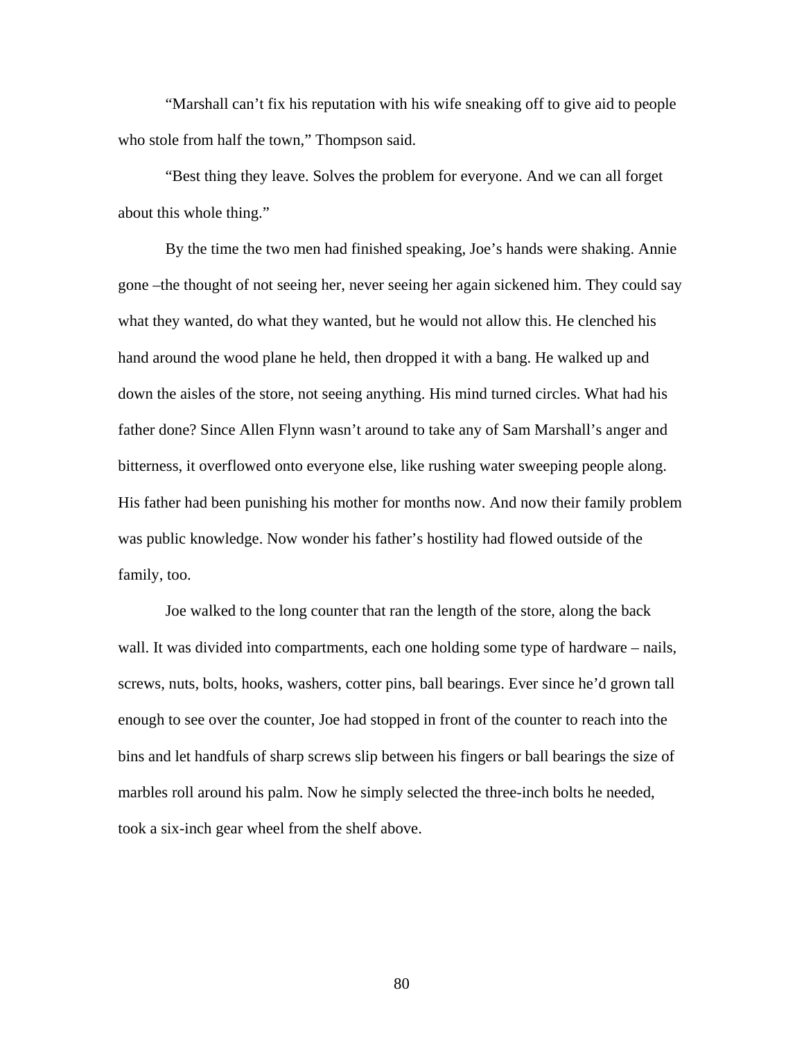"Marshall can't fix his reputation with his wife sneaking off to give aid to people who stole from half the town," Thompson said.

"Best thing they leave. Solves the problem for everyone. And we can all forget about this whole thing."

By the time the two men had finished speaking, Joe's hands were shaking. Annie gone –the thought of not seeing her, never seeing her again sickened him. They could say what they wanted, do what they wanted, but he would not allow this. He clenched his hand around the wood plane he held, then dropped it with a bang. He walked up and down the aisles of the store, not seeing anything. His mind turned circles. What had his father done? Since Allen Flynn wasn't around to take any of Sam Marshall's anger and bitterness, it overflowed onto everyone else, like rushing water sweeping people along. His father had been punishing his mother for months now. And now their family problem was public knowledge. Now wonder his father's hostility had flowed outside of the family, too.

Joe walked to the long counter that ran the length of the store, along the back wall. It was divided into compartments, each one holding some type of hardware – nails, screws, nuts, bolts, hooks, washers, cotter pins, ball bearings. Ever since he'd grown tall enough to see over the counter, Joe had stopped in front of the counter to reach into the bins and let handfuls of sharp screws slip between his fingers or ball bearings the size of marbles roll around his palm. Now he simply selected the three-inch bolts he needed, took a six-inch gear wheel from the shelf above.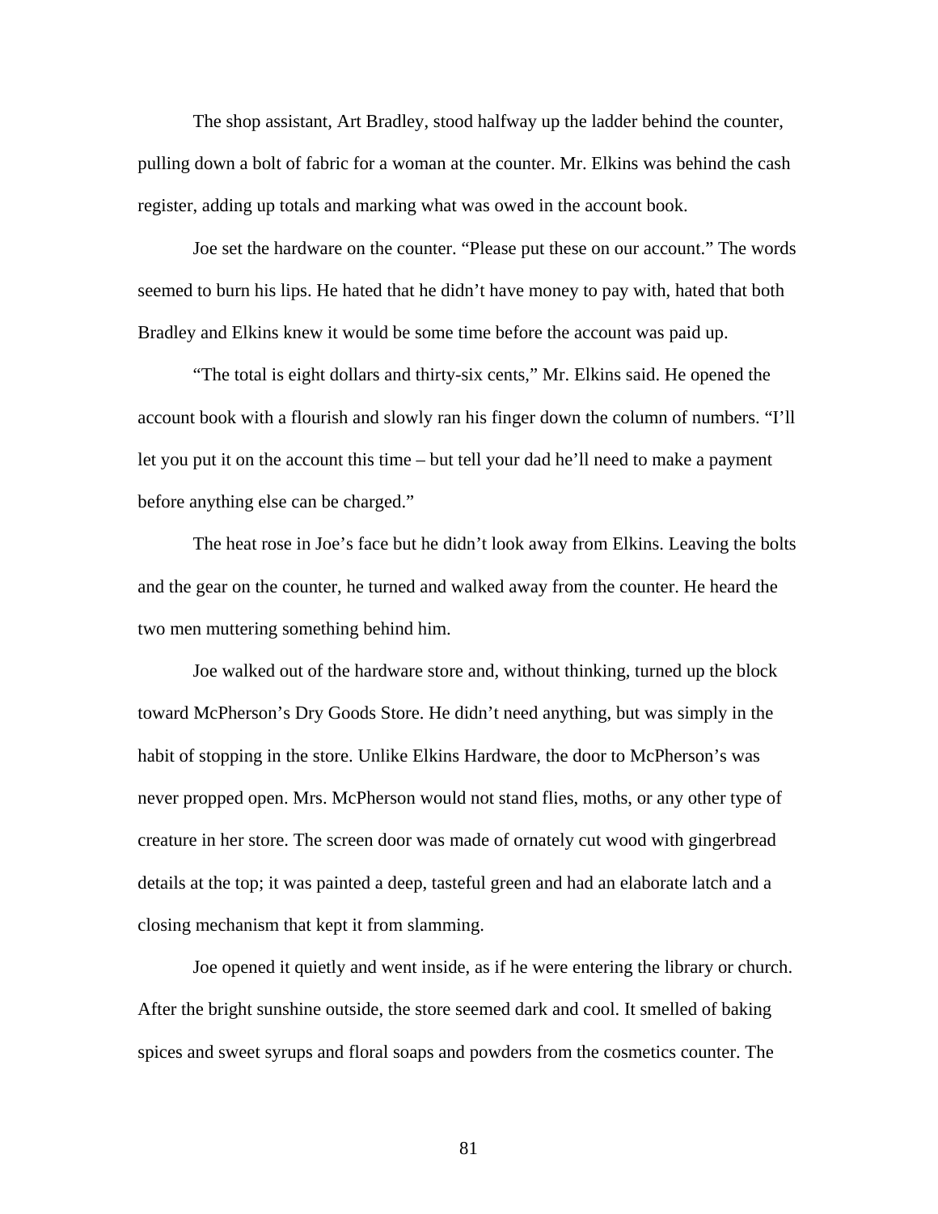The shop assistant, Art Bradley, stood halfway up the ladder behind the counter, pulling down a bolt of fabric for a woman at the counter. Mr. Elkins was behind the cash register, adding up totals and marking what was owed in the account book.

Joe set the hardware on the counter. "Please put these on our account." The words seemed to burn his lips. He hated that he didn't have money to pay with, hated that both Bradley and Elkins knew it would be some time before the account was paid up.

"The total is eight dollars and thirty-six cents," Mr. Elkins said. He opened the account book with a flourish and slowly ran his finger down the column of numbers. "I'll let you put it on the account this time – but tell your dad he'll need to make a payment before anything else can be charged."

The heat rose in Joe's face but he didn't look away from Elkins. Leaving the bolts and the gear on the counter, he turned and walked away from the counter. He heard the two men muttering something behind him.

Joe walked out of the hardware store and, without thinking, turned up the block toward McPherson's Dry Goods Store. He didn't need anything, but was simply in the habit of stopping in the store. Unlike Elkins Hardware, the door to McPherson's was never propped open. Mrs. McPherson would not stand flies, moths, or any other type of creature in her store. The screen door was made of ornately cut wood with gingerbread details at the top; it was painted a deep, tasteful green and had an elaborate latch and a closing mechanism that kept it from slamming.

Joe opened it quietly and went inside, as if he were entering the library or church. After the bright sunshine outside, the store seemed dark and cool. It smelled of baking spices and sweet syrups and floral soaps and powders from the cosmetics counter. The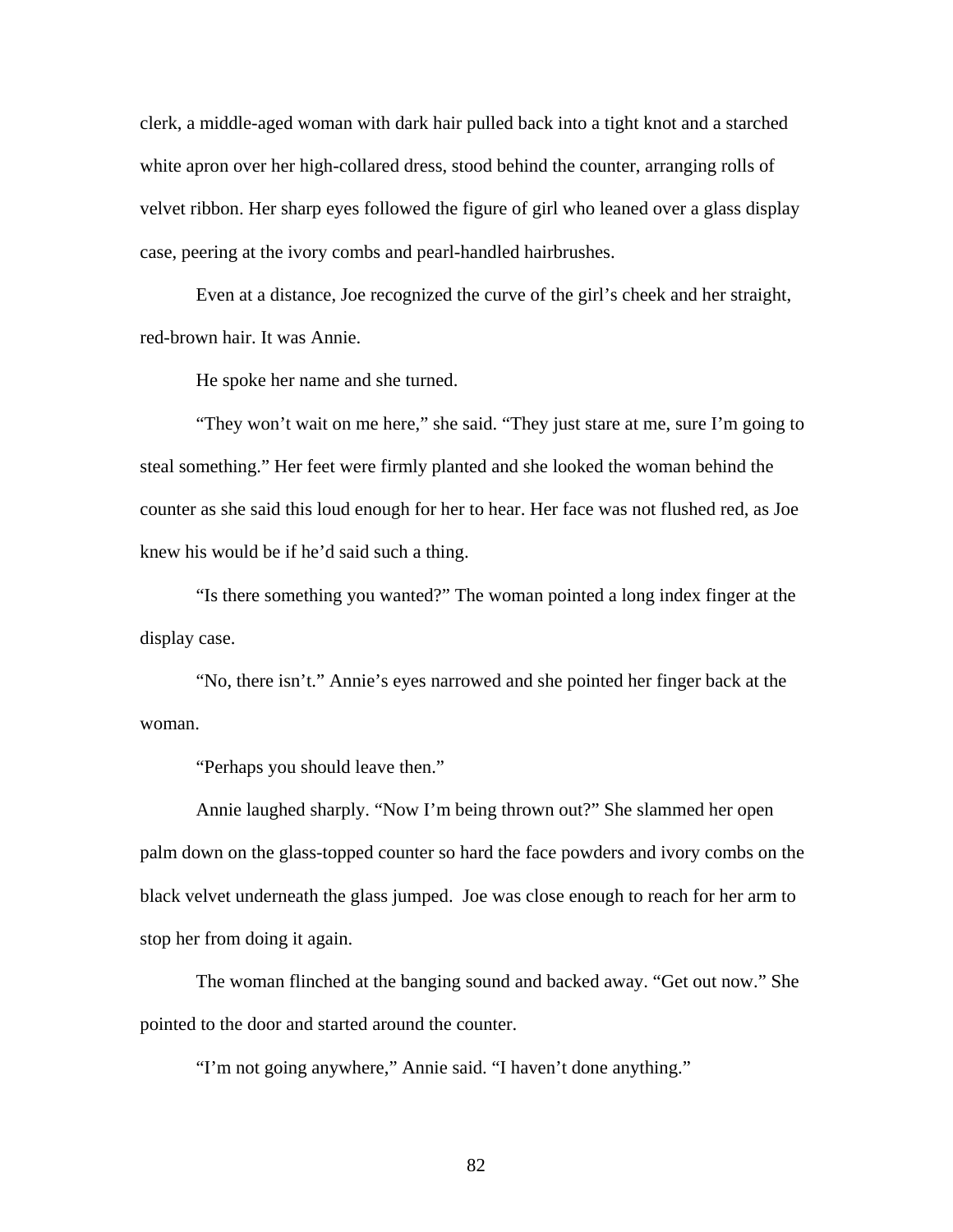clerk, a middle-aged woman with dark hair pulled back into a tight knot and a starched white apron over her high-collared dress, stood behind the counter, arranging rolls of velvet ribbon. Her sharp eyes followed the figure of girl who leaned over a glass display case, peering at the ivory combs and pearl-handled hairbrushes.

Even at a distance, Joe recognized the curve of the girl's cheek and her straight, red-brown hair. It was Annie.

He spoke her name and she turned.

"They won't wait on me here," she said. "They just stare at me, sure I'm going to steal something." Her feet were firmly planted and she looked the woman behind the counter as she said this loud enough for her to hear. Her face was not flushed red, as Joe knew his would be if he'd said such a thing.

"Is there something you wanted?" The woman pointed a long index finger at the display case.

"No, there isn't." Annie's eyes narrowed and she pointed her finger back at the woman.

"Perhaps you should leave then."

Annie laughed sharply. "Now I'm being thrown out?" She slammed her open palm down on the glass-topped counter so hard the face powders and ivory combs on the black velvet underneath the glass jumped. Joe was close enough to reach for her arm to stop her from doing it again.

The woman flinched at the banging sound and backed away. "Get out now." She pointed to the door and started around the counter.

"I'm not going anywhere," Annie said. "I haven't done anything."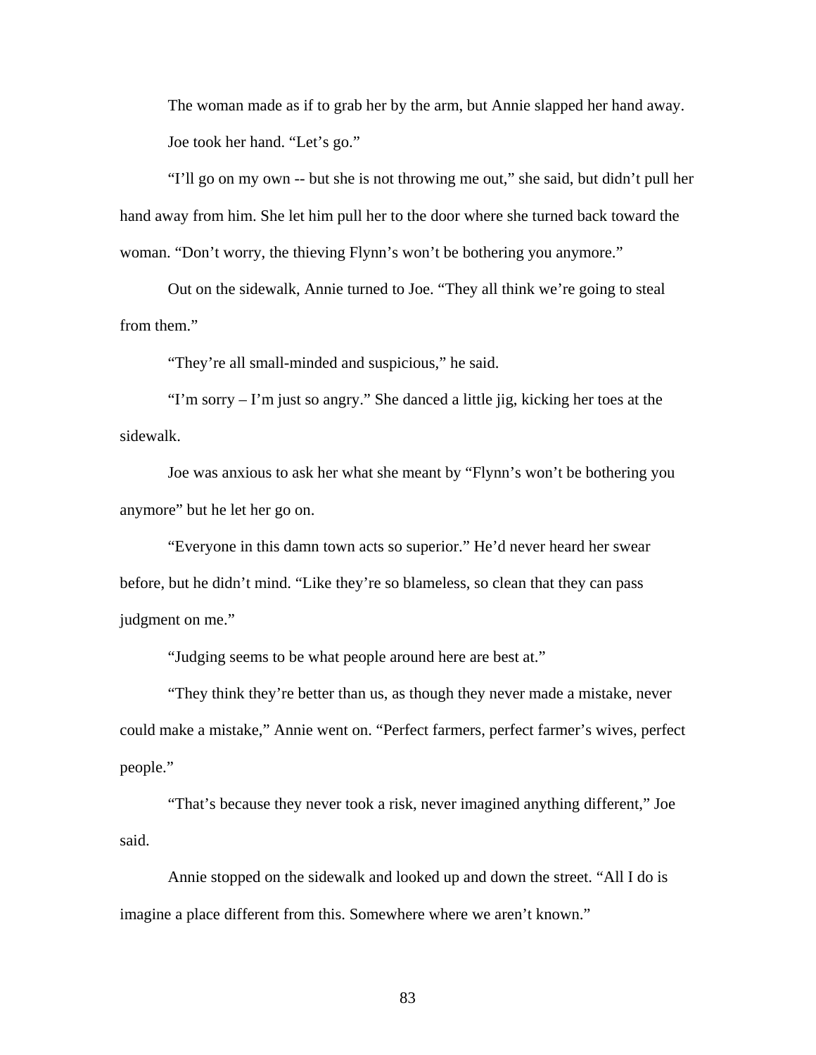The woman made as if to grab her by the arm, but Annie slapped her hand away.

Joe took her hand. “Let’s go.”

“I’ll go on my own -- but she is not throwing me out,” she said, but didn’t pull her hand away from him. She let him pull her to the door where she turned back toward the woman. “Don’t worry, the thieving Flynn’s won’t be bothering you anymore.”

Out on the sidewalk, Annie turned to Joe. “They all think we’re going to steal from them.”

“They’re all small-minded and suspicious,” he said.

“I’m sorry – I’m just so angry.” She danced a little jig, kicking her toes at the sidewalk.

Joe was anxious to ask her what she meant by “Flynn’s won’t be bothering you anymore” but he let her go on.

“Everyone in this damn town acts so superior.” He’d never heard her swear before, but he didn’t mind. “Like they’re so blameless, so clean that they can pass judgment on me.”

“Judging seems to be what people around here are best at.”

“They think they’re better than us, as though they never made a mistake, never could make a mistake,” Annie went on. “Perfect farmers, perfect farmer’s wives, perfect people.”

“That’s because they never took a risk, never imagined anything different,” Joe said.

Annie stopped on the sidewalk and looked up and down the street. “All I do is imagine a place different from this. Somewhere where we aren’t known.”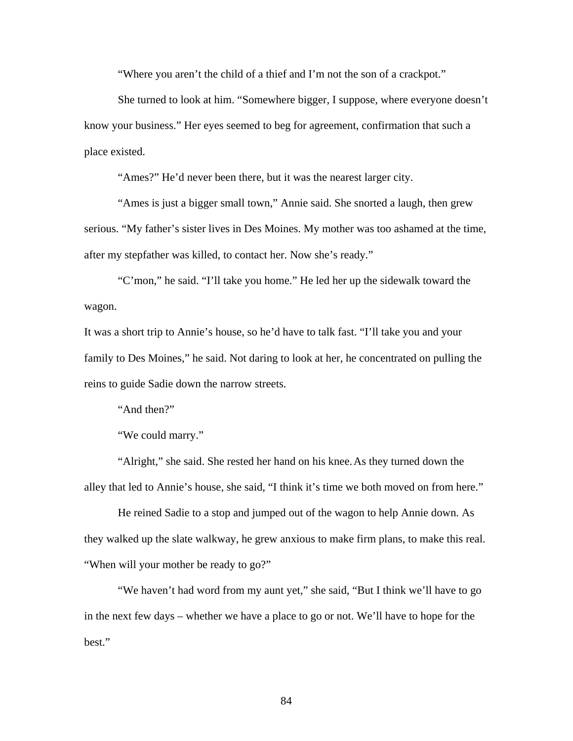"Where you aren't the child of a thief and I'm not the son of a crackpot."

She turned to look at him. "Somewhere bigger, I suppose, where everyone doesn't know your business." Her eyes seemed to beg for agreement, confirmation that such a place existed.

"Ames?" He'd never been there, but it was the nearest larger city.

"Ames is just a bigger small town," Annie said. She snorted a laugh, then grew serious. "My father's sister lives in Des Moines. My mother was too ashamed at the time, after my stepfather was killed, to contact her. Now she's ready."

"C'mon," he said. "I'll take you home." He led her up the sidewalk toward the wagon.

It was a short trip to Annie's house, so he'd have to talk fast. "I'll take you and your family to Des Moines," he said. Not daring to look at her, he concentrated on pulling the reins to guide Sadie down the narrow streets.

"And then?"

"We could marry."

"Alright," she said. She rested her hand on his knee. As they turned down the alley that led to Annie's house, she said, "I think it's time we both moved on from here."

He reined Sadie to a stop and jumped out of the wagon to help Annie down. As they walked up the slate walkway, he grew anxious to make firm plans, to make this real. "When will your mother be ready to go?"

"We haven't had word from my aunt yet," she said, "But I think we'll have to go in the next few days – whether we have a place to go or not. We'll have to hope for the best."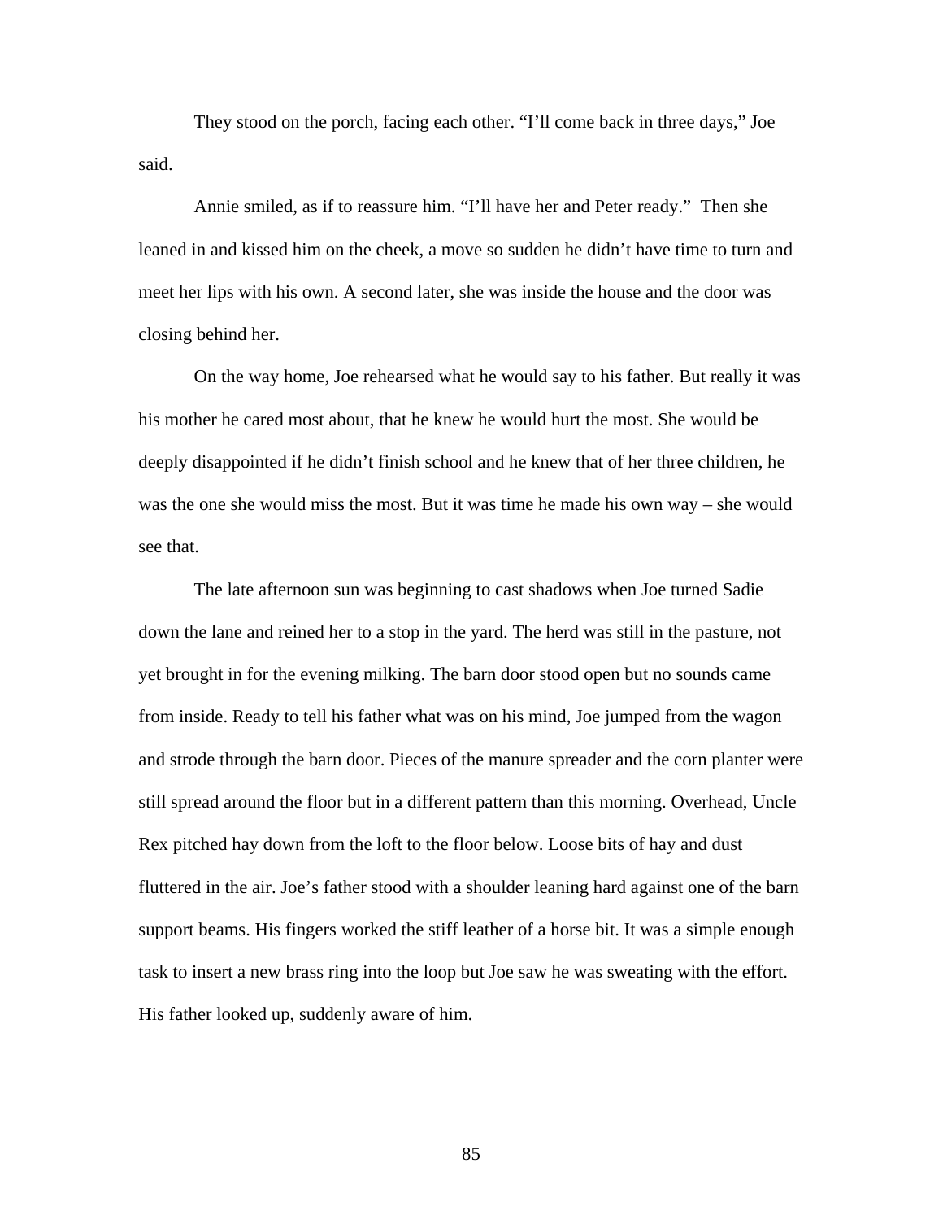They stood on the porch, facing each other. “I’ll come back in three days,” Joe said.

Annie smiled, as if to reassure him. “I’ll have her and Peter ready.” Then she leaned in and kissed him on the cheek, a move so sudden he didn’t have time to turn and meet her lips with his own. A second later, she was inside the house and the door was closing behind her.

On the way home, Joe rehearsed what he would say to his father. But really it was his mother he cared most about, that he knew he would hurt the most. She would be deeply disappointed if he didn’t finish school and he knew that of her three children, he was the one she would miss the most. But it was time he made his own way – she would see that.

The late afternoon sun was beginning to cast shadows when Joe turned Sadie down the lane and reined her to a stop in the yard. The herd was still in the pasture, not yet brought in for the evening milking. The barn door stood open but no sounds came from inside. Ready to tell his father what was on his mind, Joe jumped from the wagon and strode through the barn door. Pieces of the manure spreader and the corn planter were still spread around the floor but in a different pattern than this morning. Overhead, Uncle Rex pitched hay down from the loft to the floor below. Loose bits of hay and dust fluttered in the air. Joe’s father stood with a shoulder leaning hard against one of the barn support beams. His fingers worked the stiff leather of a horse bit. It was a simple enough task to insert a new brass ring into the loop but Joe saw he was sweating with the effort. His father looked up, suddenly aware of him.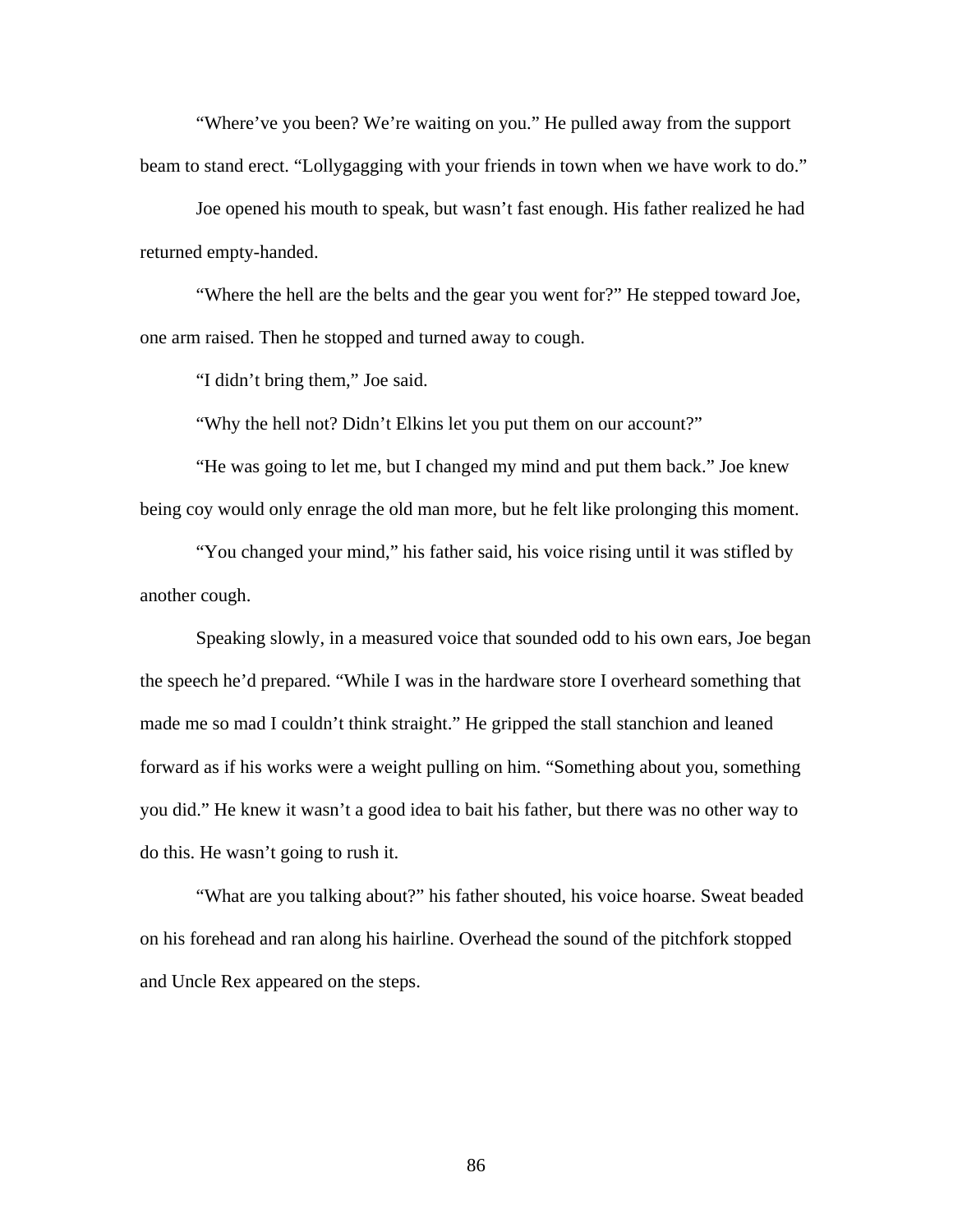“Where’ve you been? We’re waiting on you.” He pulled away from the support beam to stand erect. “Lollygagging with your friends in town when we have work to do.”

Joe opened his mouth to speak, but wasn’t fast enough. His father realized he had returned empty-handed.

“Where the hell are the belts and the gear you went for?” He stepped toward Joe, one arm raised. Then he stopped and turned away to cough.

“I didn’t bring them,” Joe said.

“Why the hell not? Didn’t Elkins let you put them on our account?”

“He was going to let me, but I changed my mind and put them back.” Joe knew being coy would only enrage the old man more, but he felt like prolonging this moment.

“You changed your mind,” his father said, his voice rising until it was stifled by another cough.

Speaking slowly, in a measured voice that sounded odd to his own ears, Joe began the speech he’d prepared. “While I was in the hardware store I overheard something that made me so mad I couldn’t think straight.” He gripped the stall stanchion and leaned forward as if his works were a weight pulling on him. “Something about you, something you did.” He knew it wasn’t a good idea to bait his father, but there was no other way to do this. He wasn’t going to rush it.

“What are you talking about?” his father shouted, his voice hoarse. Sweat beaded on his forehead and ran along his hairline. Overhead the sound of the pitchfork stopped and Uncle Rex appeared on the steps.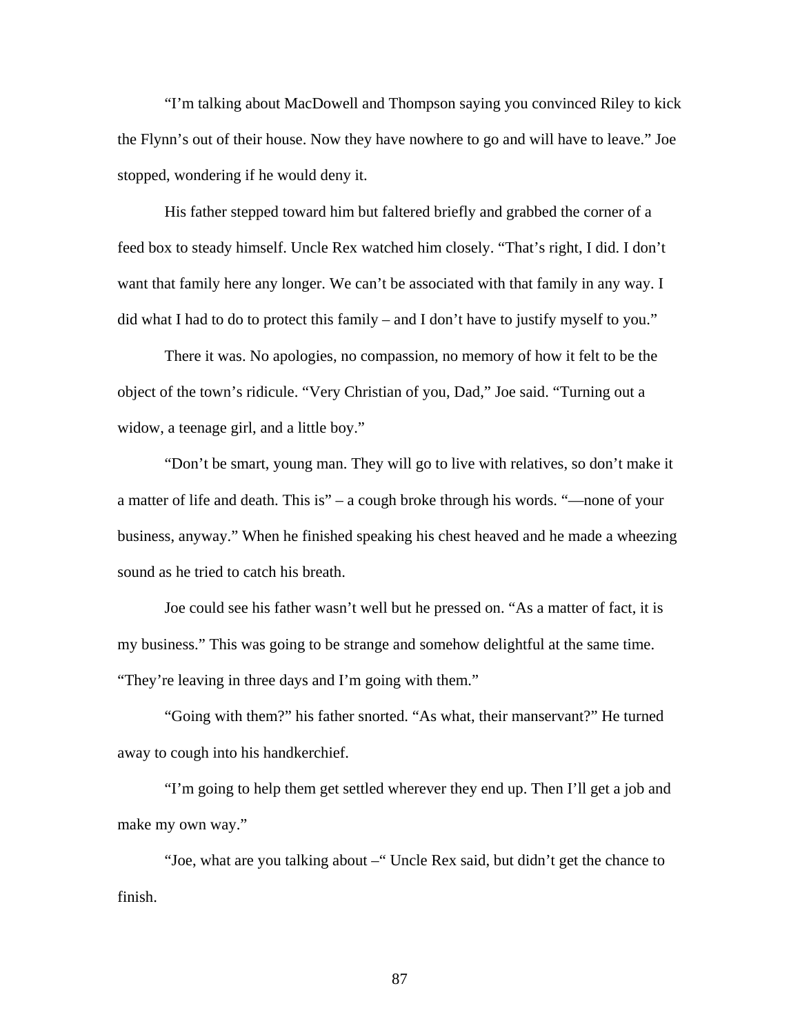"I'm talking about MacDowell and Thompson saying you convinced Riley to kick the Flynn's out of their house. Now they have nowhere to go and will have to leave." Joe stopped, wondering if he would deny it.

His father stepped toward him but faltered briefly and grabbed the corner of a feed box to steady himself. Uncle Rex watched him closely. "That's right, I did. I don't want that family here any longer. We can't be associated with that family in any way. I did what I had to do to protect this family – and I don't have to justify myself to you."

There it was. No apologies, no compassion, no memory of how it felt to be the object of the town's ridicule. "Very Christian of you, Dad," Joe said. "Turning out a widow, a teenage girl, and a little boy."

"Don't be smart, young man. They will go to live with relatives, so don't make it a matter of life and death. This is" – a cough broke through his words. "—none of your business, anyway." When he finished speaking his chest heaved and he made a wheezing sound as he tried to catch his breath.

Joe could see his father wasn't well but he pressed on. "As a matter of fact, it is my business." This was going to be strange and somehow delightful at the same time. "They're leaving in three days and I'm going with them."

"Going with them?" his father snorted. "As what, their manservant?" He turned away to cough into his handkerchief.

"I'm going to help them get settled wherever they end up. Then I'll get a job and make my own way."

"Joe, what are you talking about –" Uncle Rex said, but didn't get the chance to finish.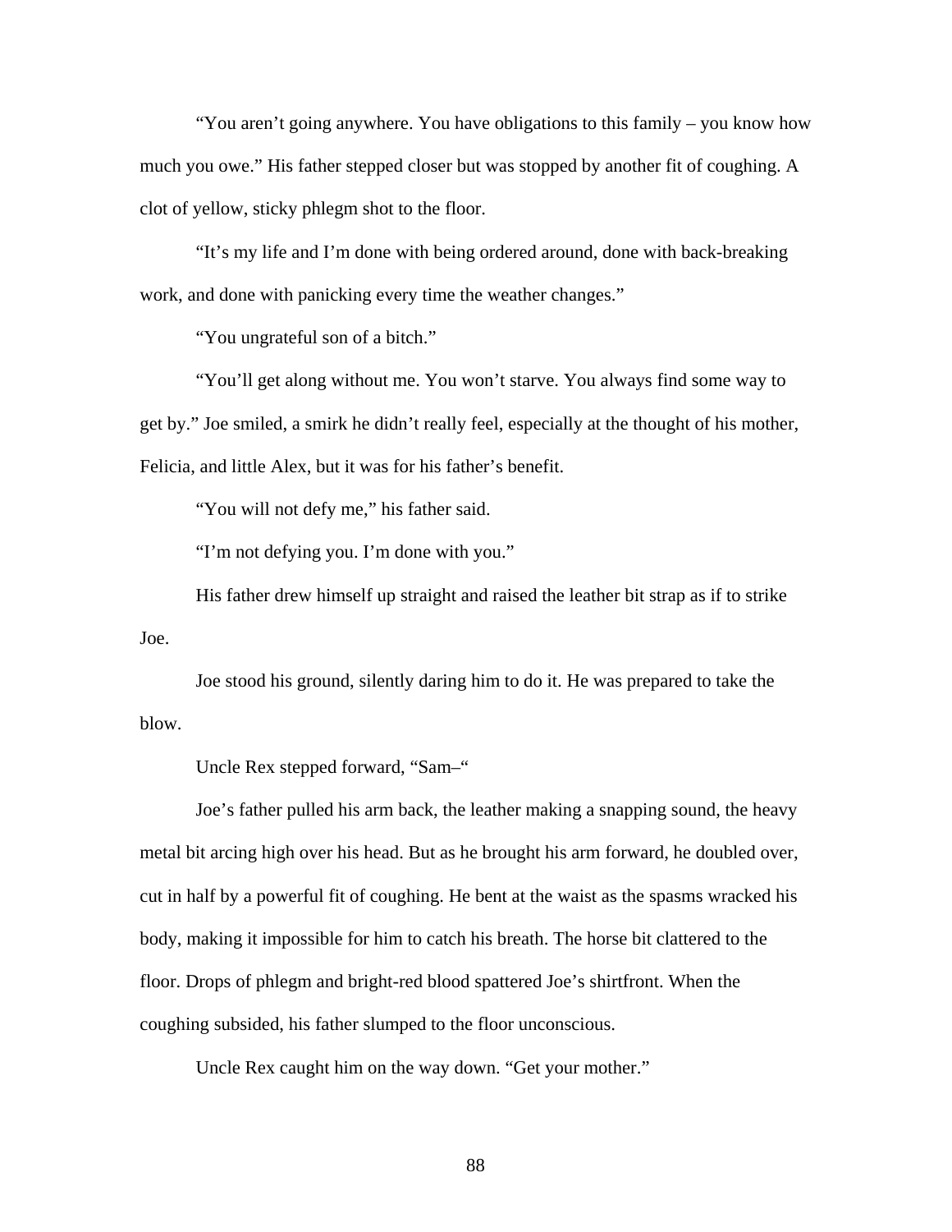"You aren't going anywhere. You have obligations to this family – you know how much you owe." His father stepped closer but was stopped by another fit of coughing. A clot of yellow, sticky phlegm shot to the floor.

"It's my life and I'm done with being ordered around, done with back-breaking work, and done with panicking every time the weather changes."

"You ungrateful son of a bitch."

"You'll get along without me. You won't starve. You always find some way to get by." Joe smiled, a smirk he didn't really feel, especially at the thought of his mother, Felicia, and little Alex, but it was for his father's benefit.

"You will not defy me," his father said.

"I'm not defying you. I'm done with you."

His father drew himself up straight and raised the leather bit strap as if to strike Joe.

Joe stood his ground, silently daring him to do it. He was prepared to take the blow.

Uncle Rex stepped forward, "Sam–"

Joe's father pulled his arm back, the leather making a snapping sound, the heavy metal bit arcing high over his head. But as he brought his arm forward, he doubled over, cut in half by a powerful fit of coughing. He bent at the waist as the spasms wracked his body, making it impossible for him to catch his breath. The horse bit clattered to the floor. Drops of phlegm and bright-red blood spattered Joe's shirtfront. When the coughing subsided, his father slumped to the floor unconscious.

Uncle Rex caught him on the way down. "Get your mother."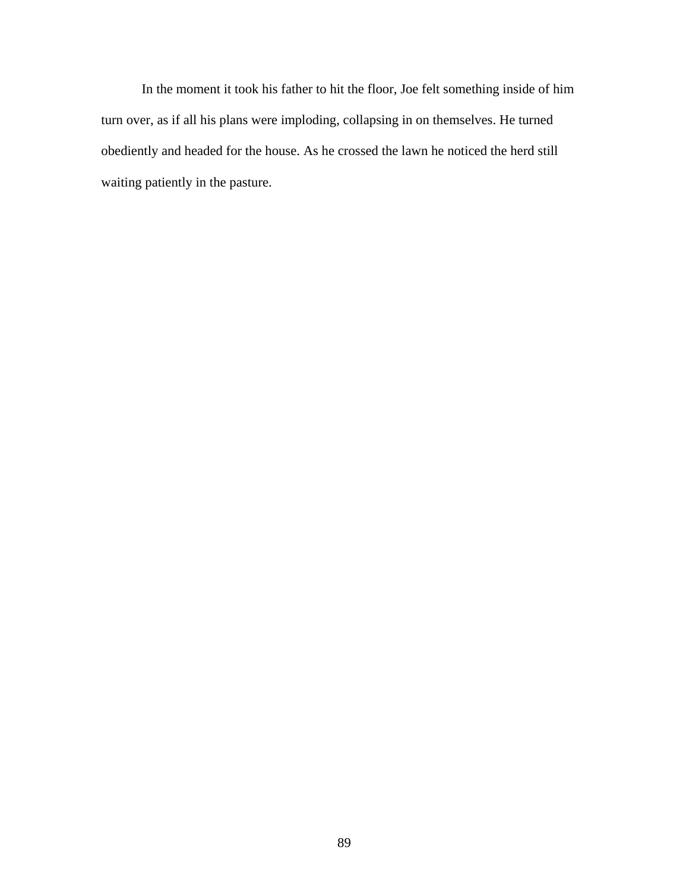In the moment it took his father to hit the floor, Joe felt something inside of him turn over, as if all his plans were imploding, collapsing in on themselves. He turned obediently and headed for the house. As he crossed the lawn he noticed the herd still waiting patiently in the pasture.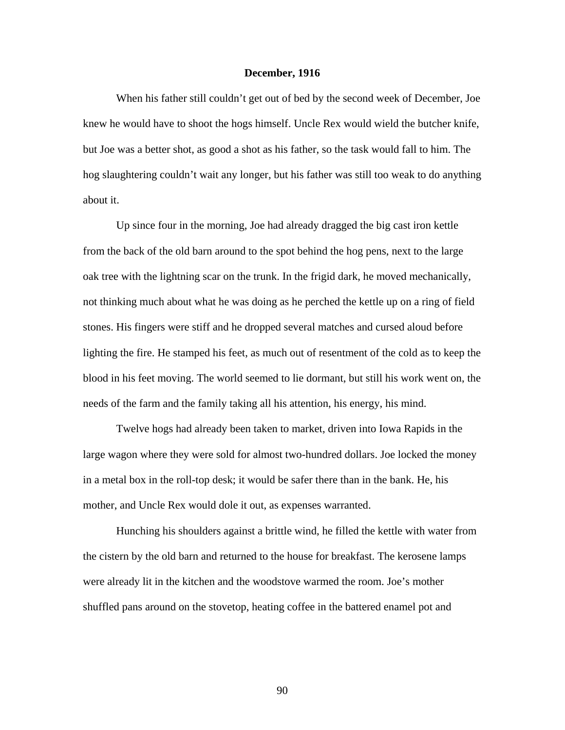**December, 1916**

When his father still couldn't get out of bed by the second week of December, Joe knew he would have to shoot the hogs himself. Uncle Rex would wield the butcher knife, but Joe was a better shot, as good a shot as his father, so the task would fall to him. The hog slaughtering couldn't wait any longer, but his father was still too weak to do anything about it.

Up since four in the morning, Joe had already dragged the big cast iron kettle from the back of the old barn around to the spot behind the hog pens, next to the large oak tree with the lightning scar on the trunk. In the frigid dark, he moved mechanically, not thinking much about what he was doing as he perched the kettle up on a ring of field stones. His fingers were stiff and he dropped several matches and cursed aloud before lighting the fire. He stamped his feet, as much out of resentment of the cold as to keep the blood in his feet moving. The world seemed to lie dormant, but still his work went on, the needs of the farm and the family taking all his attention, his energy, his mind.

Twelve hogs had already been taken to market, driven into Iowa Rapids in the large wagon where they were sold for almost two-hundred dollars. Joe locked the money in a metal box in the roll-top desk; it would be safer there than in the bank. He, his mother, and Uncle Rex would dole it out, as expenses warranted.

Hunching his shoulders against a brittle wind, he filled the kettle with water from the cistern by the old barn and returned to the house for breakfast. The kerosene lamps were already lit in the kitchen and the woodstove warmed the room. Joe's mother shuffled pans around on the stovetop, heating coffee in the battered enamel pot and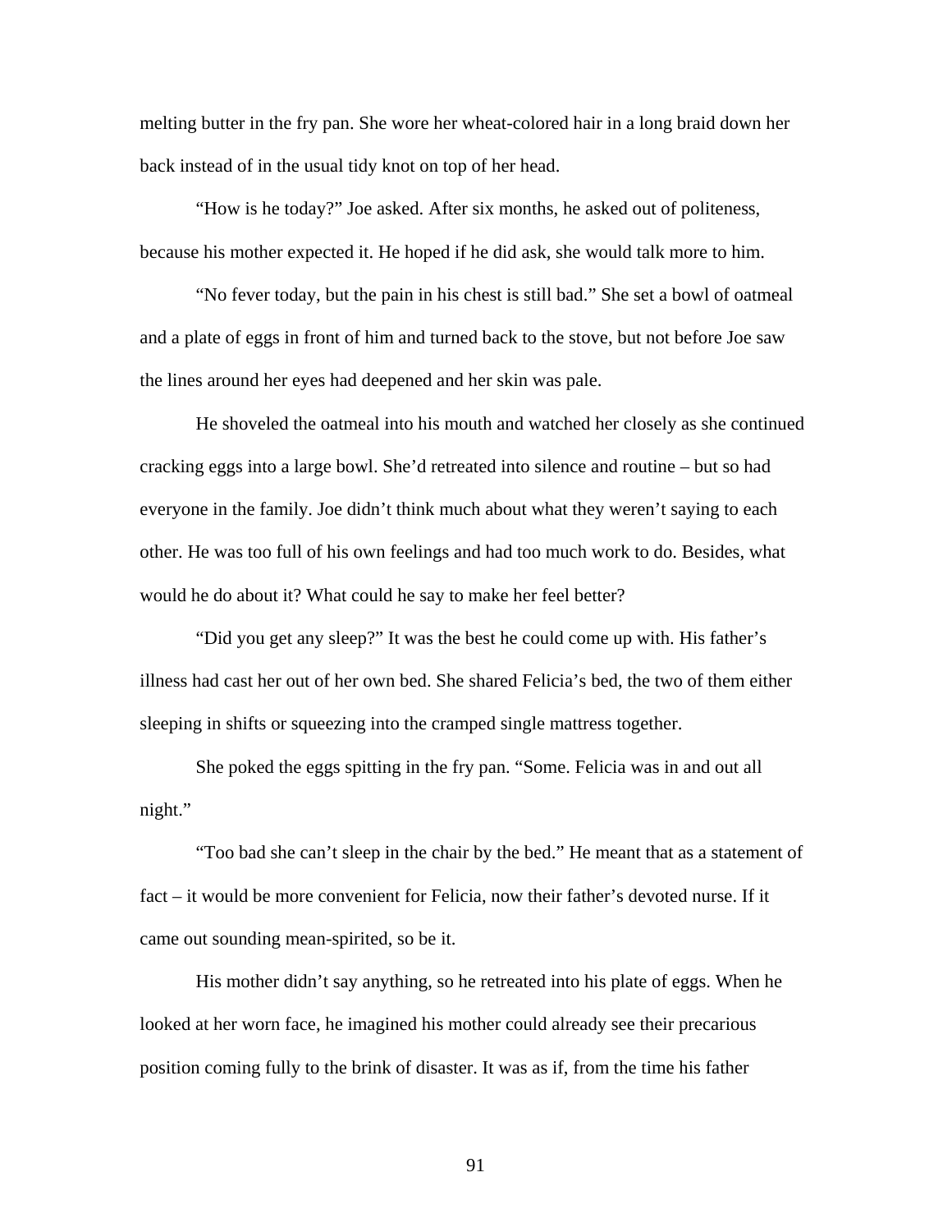melting butter in the fry pan. She wore her wheat-colored hair in a long braid down her back instead of in the usual tidy knot on top of her head.

"How is he today?" Joe asked. After six months, he asked out of politeness, because his mother expected it. He hoped if he did ask, she would talk more to him.

"No fever today, but the pain in his chest is still bad." She set a bowl of oatmeal and a plate of eggs in front of him and turned back to the stove, but not before Joe saw the lines around her eyes had deepened and her skin was pale.

He shoveled the oatmeal into his mouth and watched her closely as she continued cracking eggs into a large bowl. She'd retreated into silence and routine – but so had everyone in the family. Joe didn't think much about what they weren't saying to each other. He was too full of his own feelings and had too much work to do. Besides, what would he do about it? What could he say to make her feel better?

"Did you get any sleep?" It was the best he could come up with. His father's illness had cast her out of her own bed. She shared Felicia's bed, the two of them either sleeping in shifts or squeezing into the cramped single mattress together.

She poked the eggs spitting in the fry pan. "Some. Felicia was in and out all night."

"Too bad she can't sleep in the chair by the bed." He meant that as a statement of fact – it would be more convenient for Felicia, now their father's devoted nurse. If it came out sounding mean-spirited, so be it.

His mother didn't say anything, so he retreated into his plate of eggs. When he looked at her worn face, he imagined his mother could already see their precarious position coming fully to the brink of disaster. It was as if, from the time his father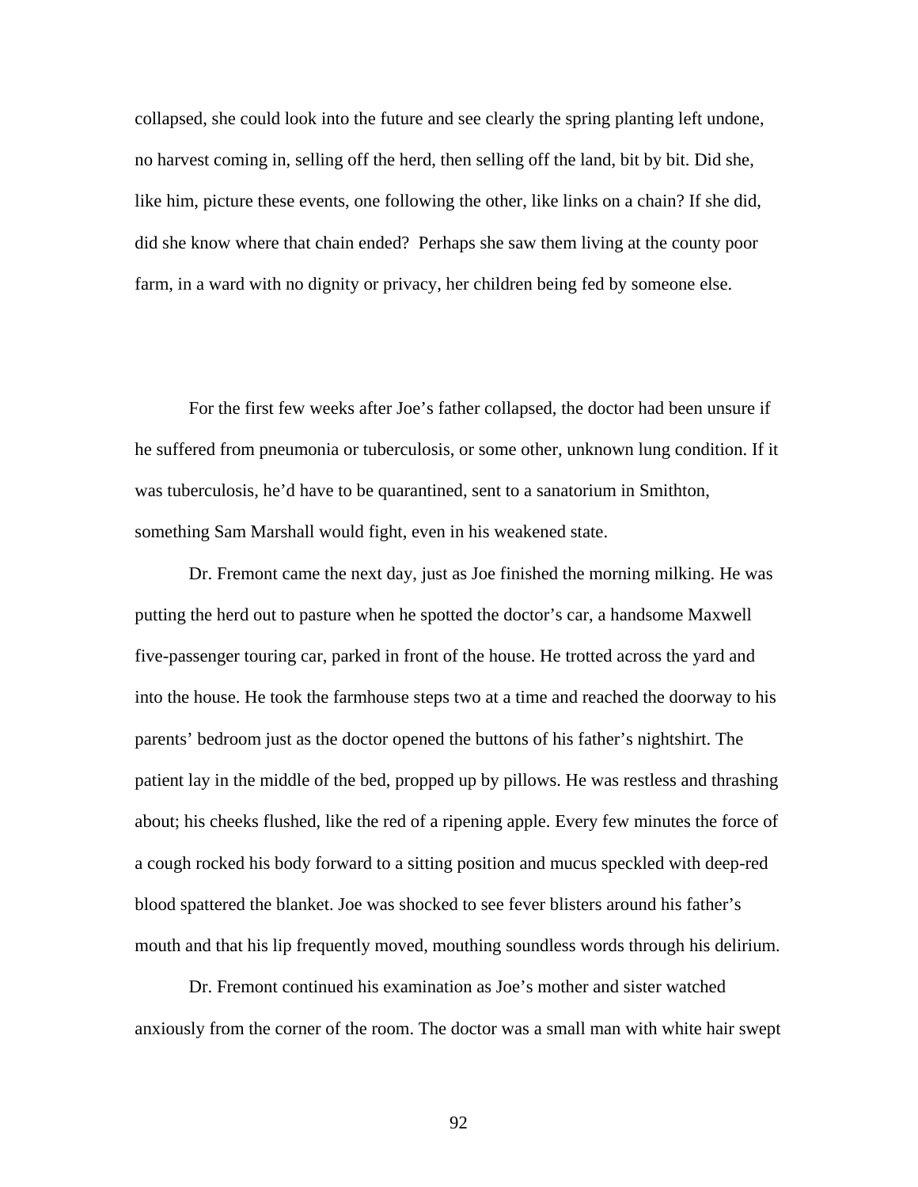collapsed, she could look into the future and see clearly the spring planting left undone, no harvest coming in, selling off the herd, then selling off the land, bit by bit. Did she, like him, picture these events, one following the other, like links on a chain? If she did, did she know where that chain ended? Perhaps she saw them living at the county poor farm, in a ward with no dignity or privacy, her children being fed by someone else.

For the first few weeks after Joe's father collapsed, the doctor had been unsure if he suffered from pneumonia or tuberculosis, or some other, unknown lung condition. If it was tuberculosis, he'd have to be quarantined, sent to a sanatorium in Smithton, something Sam Marshall would fight, even in his weakened state.

Dr. Fremont came the next day, just as Joe finished the morning milking. He was putting the herd out to pasture when he spotted the doctor's car, a handsome Maxwell five-passenger touring car, parked in front of the house. He trotted across the yard and into the house. He took the farmhouse steps two at a time and reached the doorway to his parents' bedroom just as the doctor opened the buttons of his father's nightshirt. The patient lay in the middle of the bed, propped up by pillows. He was restless and thrashing about; his cheeks flushed, like the red of a ripening apple. Every few minutes the force of a cough rocked his body forward to a sitting position and mucus speckled with deep-red blood spattered the blanket. Joe was shocked to see fever blisters around his father's mouth and that his lip frequently moved, mouthing soundless words through his delirium.

Dr. Fremont continued his examination as Joe's mother and sister watched anxiously from the corner of the room. The doctor was a small man with white hair swept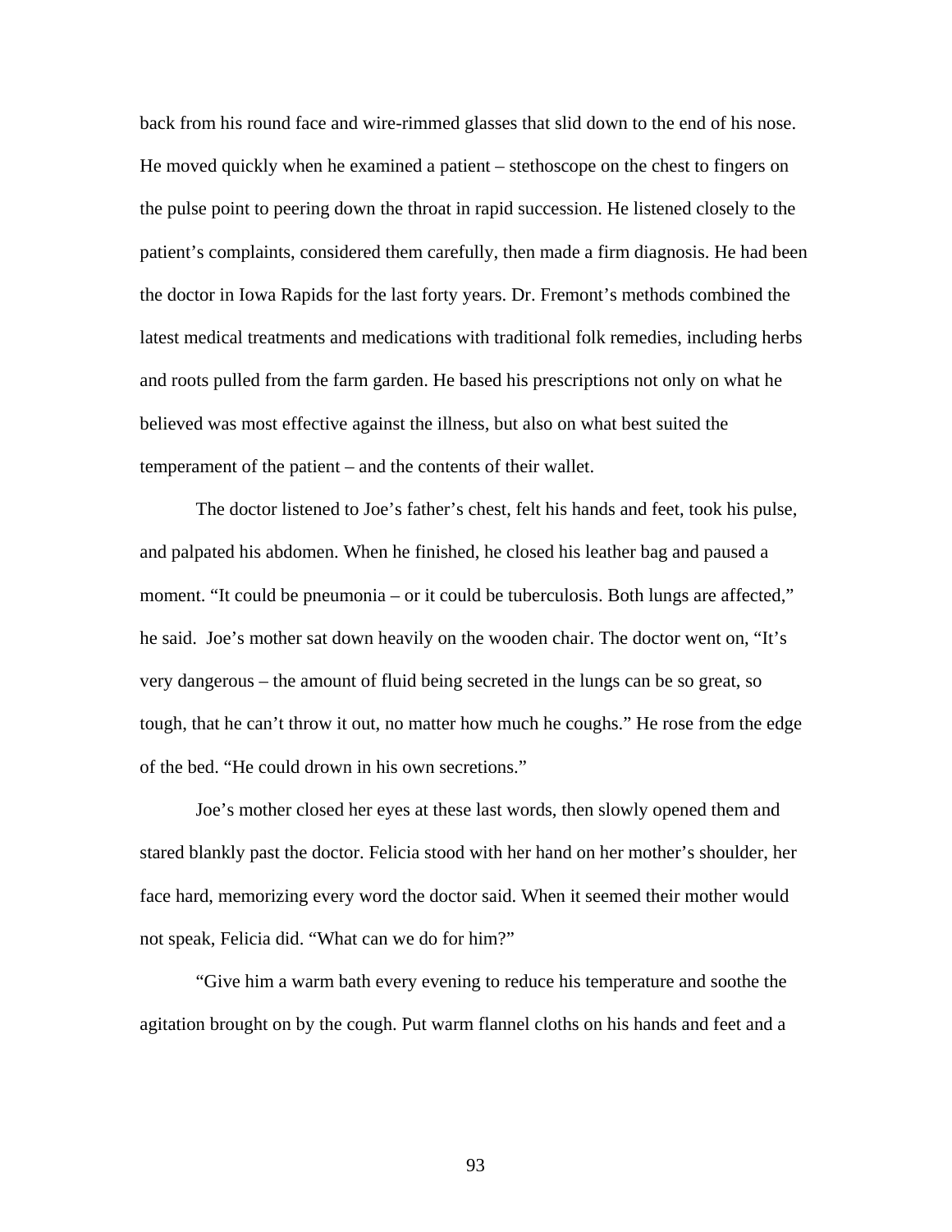back from his round face and wire-rimmed glasses that slid down to the end of his nose. He moved quickly when he examined a patient – stethoscope on the chest to fingers on the pulse point to peering down the throat in rapid succession. He listened closely to the patient's complaints, considered them carefully, then made a firm diagnosis. He had been the doctor in Iowa Rapids for the last forty years. Dr. Fremont's methods combined the latest medical treatments and medications with traditional folk remedies, including herbs and roots pulled from the farm garden. He based his prescriptions not only on what he believed was most effective against the illness, but also on what best suited the temperament of the patient – and the contents of their wallet.

The doctor listened to Joe's father's chest, felt his hands and feet, took his pulse, and palpated his abdomen. When he finished, he closed his leather bag and paused a moment. "It could be pneumonia – or it could be tuberculosis. Both lungs are affected," he said. Joe's mother sat down heavily on the wooden chair. The doctor went on, "It's very dangerous – the amount of fluid being secreted in the lungs can be so great, so tough, that he can't throw it out, no matter how much he coughs." He rose from the edge of the bed. "He could drown in his own secretions."

Joe's mother closed her eyes at these last words, then slowly opened them and stared blankly past the doctor. Felicia stood with her hand on her mother's shoulder, her face hard, memorizing every word the doctor said. When it seemed their mother would not speak, Felicia did. "What can we do for him?"

"Give him a warm bath every evening to reduce his temperature and soothe the agitation brought on by the cough. Put warm flannel cloths on his hands and feet and a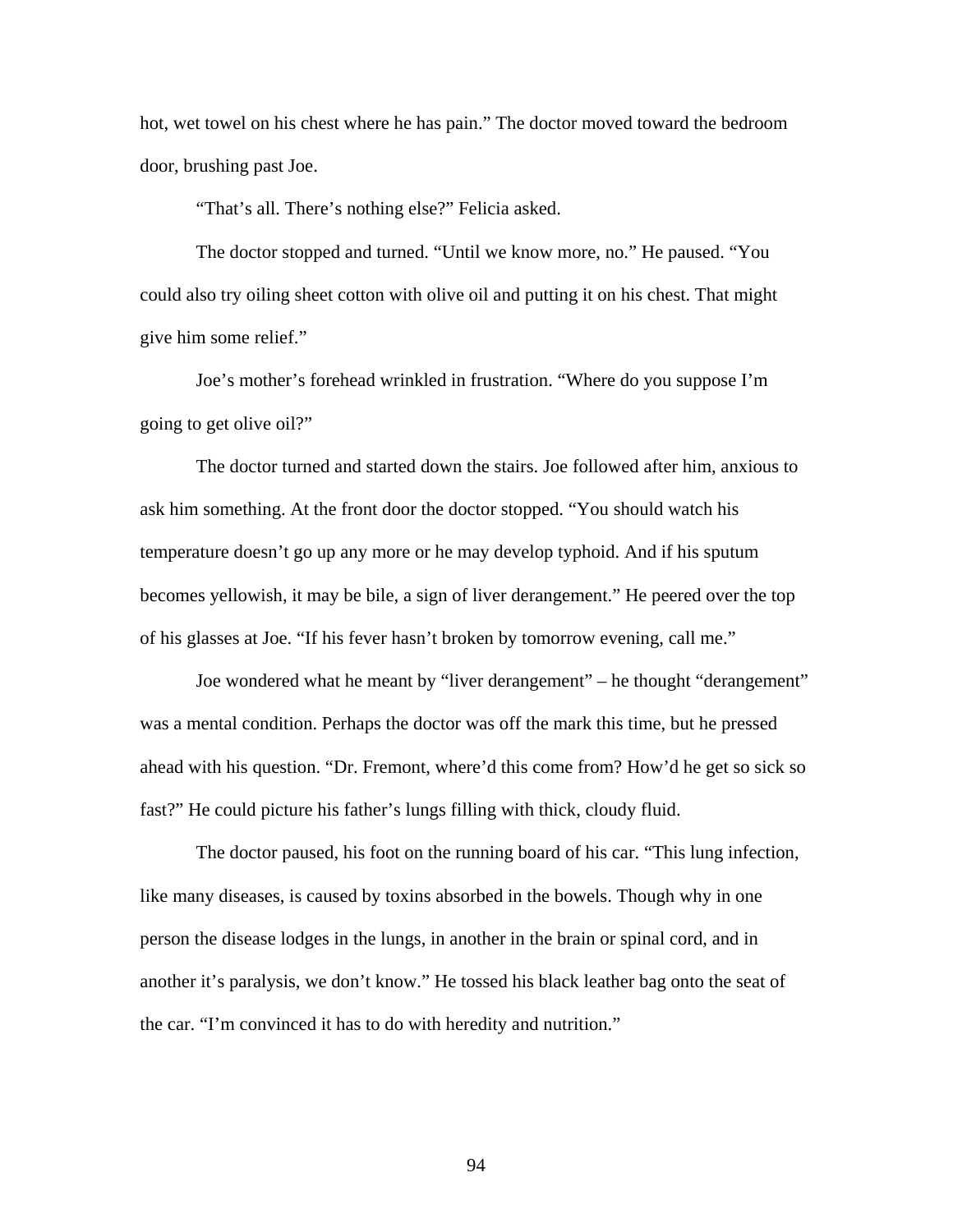hot, wet towel on his chest where he has pain." The doctor moved toward the bedroom door, brushing past Joe.

"That's all. There's nothing else?" Felicia asked.

The doctor stopped and turned. "Until we know more, no." He paused. "You could also try oiling sheet cotton with olive oil and putting it on his chest. That might give him some relief."

Joe's mother's forehead wrinkled in frustration. "Where do you suppose I'm going to get olive oil?"

The doctor turned and started down the stairs. Joe followed after him, anxious to ask him something. At the front door the doctor stopped. "You should watch his temperature doesn't go up any more or he may develop typhoid. And if his sputum becomes yellowish, it may be bile, a sign of liver derangement." He peered over the top of his glasses at Joe. "If his fever hasn't broken by tomorrow evening, call me."

Joe wondered what he meant by "liver derangement" – he thought "derangement" was a mental condition. Perhaps the doctor was off the mark this time, but he pressed ahead with his question. "Dr. Fremont, where'd this come from? How'd he get so sick so fast?" He could picture his father's lungs filling with thick, cloudy fluid.

The doctor paused, his foot on the running board of his car. "This lung infection, like many diseases, is caused by toxins absorbed in the bowels. Though why in one person the disease lodges in the lungs, in another in the brain or spinal cord, and in another it's paralysis, we don't know." He tossed his black leather bag onto the seat of the car. "I'm convinced it has to do with heredity and nutrition."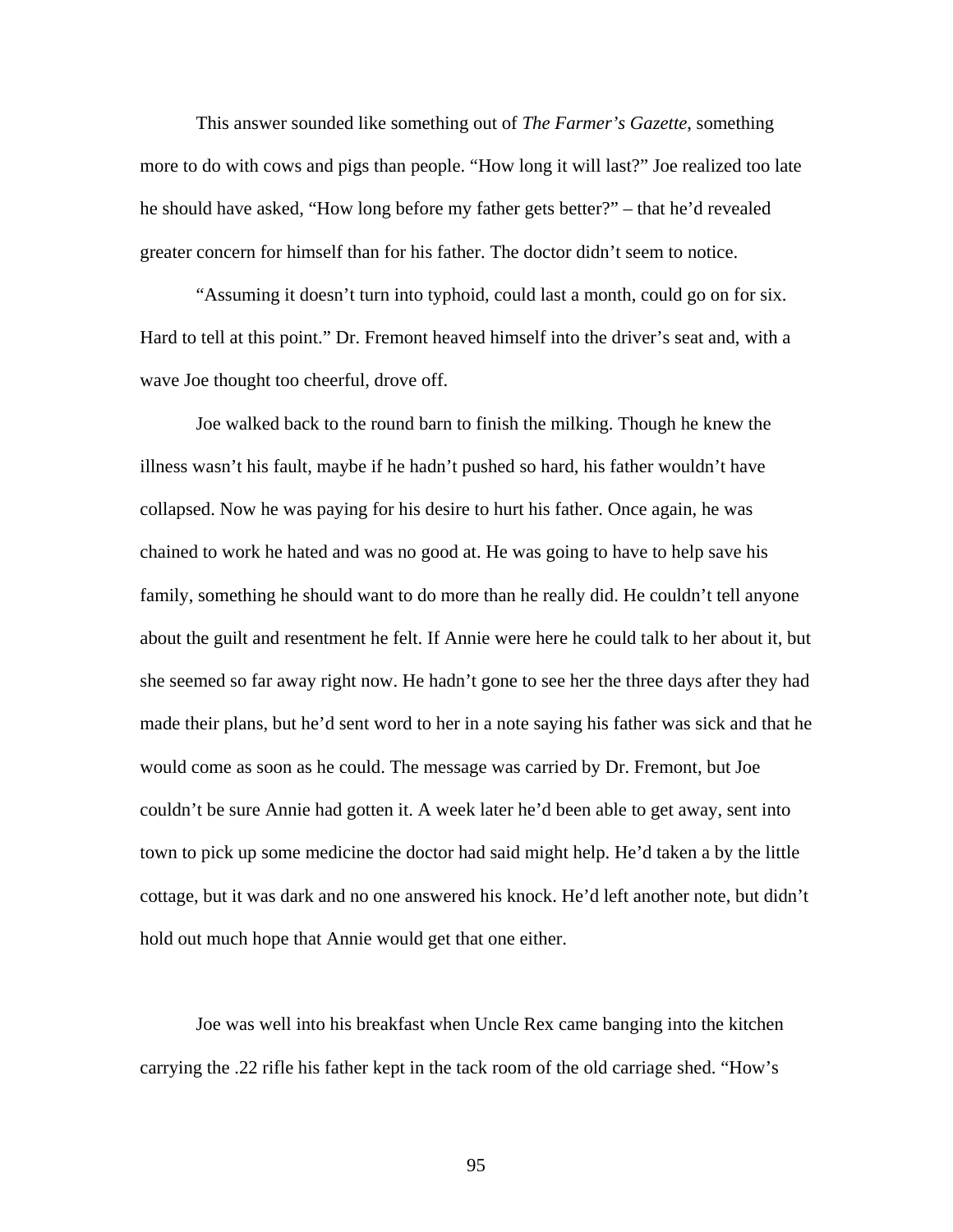This answer sounded like something out of *The Farmer's Gazette*, something more to do with cows and pigs than people. "How long it will last?" Joe realized too late he should have asked, "How long before my father gets better?" – that he'd revealed greater concern for himself than for his father. The doctor didn't seem to notice.

"Assuming it doesn't turn into typhoid, could last a month, could go on for six. Hard to tell at this point." Dr. Fremont heaved himself into the driver's seat and, with a wave Joe thought too cheerful, drove off.

Joe walked back to the round barn to finish the milking. Though he knew the illness wasn't his fault, maybe if he hadn't pushed so hard, his father wouldn't have collapsed. Now he was paying for his desire to hurt his father. Once again, he was chained to work he hated and was no good at. He was going to have to help save his family, something he should want to do more than he really did. He couldn't tell anyone about the guilt and resentment he felt. If Annie were here he could talk to her about it, but she seemed so far away right now. He hadn't gone to see her the three days after they had made their plans, but he'd sent word to her in a note saying his father was sick and that he would come as soon as he could. The message was carried by Dr. Fremont, but Joe couldn't be sure Annie had gotten it. A week later he'd been able to get away, sent into town to pick up some medicine the doctor had said might help. He'd taken a by the little cottage, but it was dark and no one answered his knock. He'd left another note, but didn't hold out much hope that Annie would get that one either.

Joe was well into his breakfast when Uncle Rex came banging into the kitchen carrying the .22 rifle his father kept in the tack room of the old carriage shed. "How's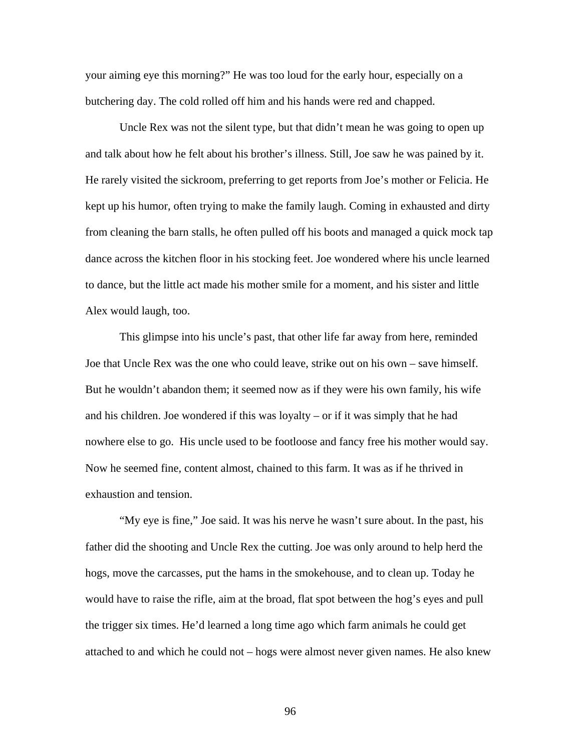your aiming eye this morning?" He was too loud for the early hour, especially on a butchering day. The cold rolled off him and his hands were red and chapped.

Uncle Rex was not the silent type, but that didn't mean he was going to open up and talk about how he felt about his brother's illness. Still, Joe saw he was pained by it. He rarely visited the sickroom, preferring to get reports from Joe's mother or Felicia. He kept up his humor, often trying to make the family laugh. Coming in exhausted and dirty from cleaning the barn stalls, he often pulled off his boots and managed a quick mock tap dance across the kitchen floor in his stocking feet. Joe wondered where his uncle learned to dance, but the little act made his mother smile for a moment, and his sister and little Alex would laugh, too.

This glimpse into his uncle's past, that other life far away from here, reminded Joe that Uncle Rex was the one who could leave, strike out on his own – save himself. But he wouldn't abandon them; it seemed now as if they were his own family, his wife and his children. Joe wondered if this was loyalty – or if it was simply that he had nowhere else to go.  His uncle used to be footloose and fancy free his mother would say. Now he seemed fine, content almost, chained to this farm. It was as if he thrived in exhaustion and tension.

"My eye is fine," Joe said. It was his nerve he wasn't sure about. In the past, his father did the shooting and Uncle Rex the cutting. Joe was only around to help herd the hogs, move the carcasses, put the hams in the smokehouse, and to clean up. Today he would have to raise the rifle, aim at the broad, flat spot between the hog's eyes and pull the trigger six times. He'd learned a long time ago which farm animals he could get attached to and which he could not – hogs were almost never given names. He also knew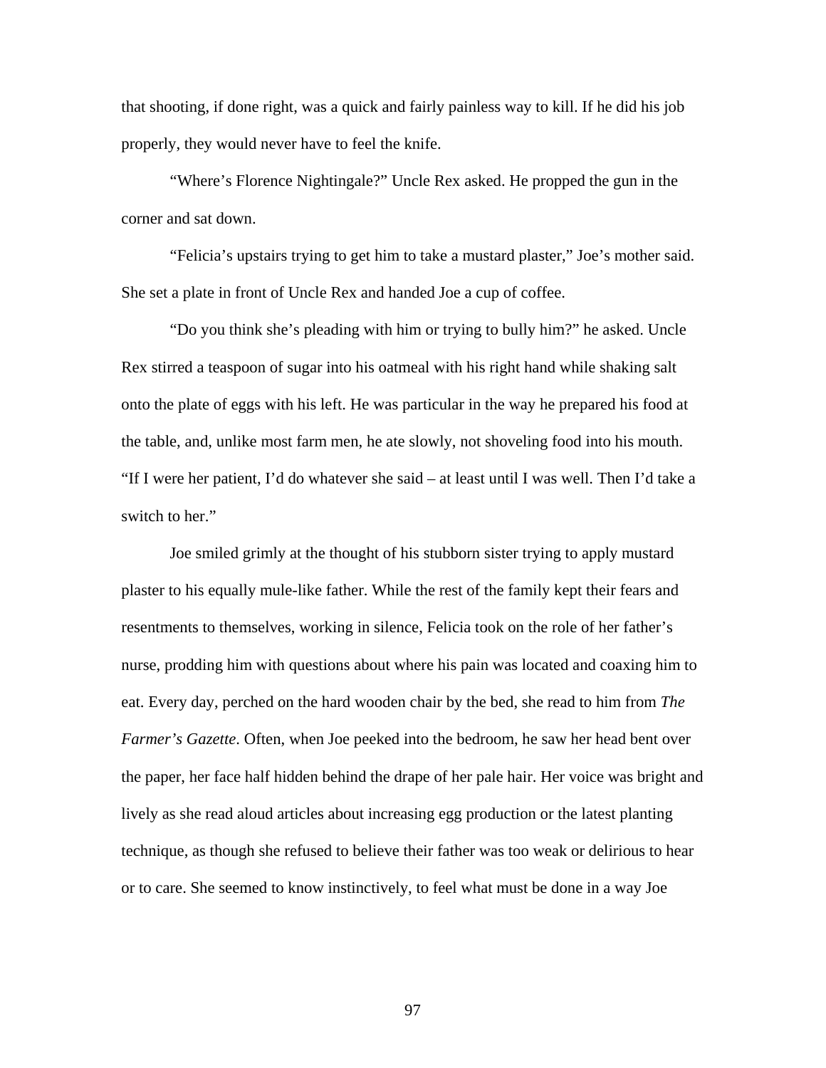that shooting, if done right, was a quick and fairly painless way to kill. If he did his job properly, they would never have to feel the knife.

"Where's Florence Nightingale?" Uncle Rex asked. He propped the gun in the corner and sat down.

"Felicia's upstairs trying to get him to take a mustard plaster," Joe's mother said. She set a plate in front of Uncle Rex and handed Joe a cup of coffee.

"Do you think she's pleading with him or trying to bully him?" he asked. Uncle Rex stirred a teaspoon of sugar into his oatmeal with his right hand while shaking salt onto the plate of eggs with his left. He was particular in the way he prepared his food at the table, and, unlike most farm men, he ate slowly, not shoveling food into his mouth. "If I were her patient, I'd do whatever she said – at least until I was well. Then I'd take a switch to her."

Joe smiled grimly at the thought of his stubborn sister trying to apply mustard plaster to his equally mule-like father. While the rest of the family kept their fears and resentments to themselves, working in silence, Felicia took on the role of her father's nurse, prodding him with questions about where his pain was located and coaxing him to eat. Every day, perched on the hard wooden chair by the bed, she read to him from *The Farmer's Gazette*. Often, when Joe peeked into the bedroom, he saw her head bent over the paper, her face half hidden behind the drape of her pale hair. Her voice was bright and lively as she read aloud articles about increasing egg production or the latest planting technique, as though she refused to believe their father was too weak or delirious to hear or to care. She seemed to know instinctively, to feel what must be done in a way Joe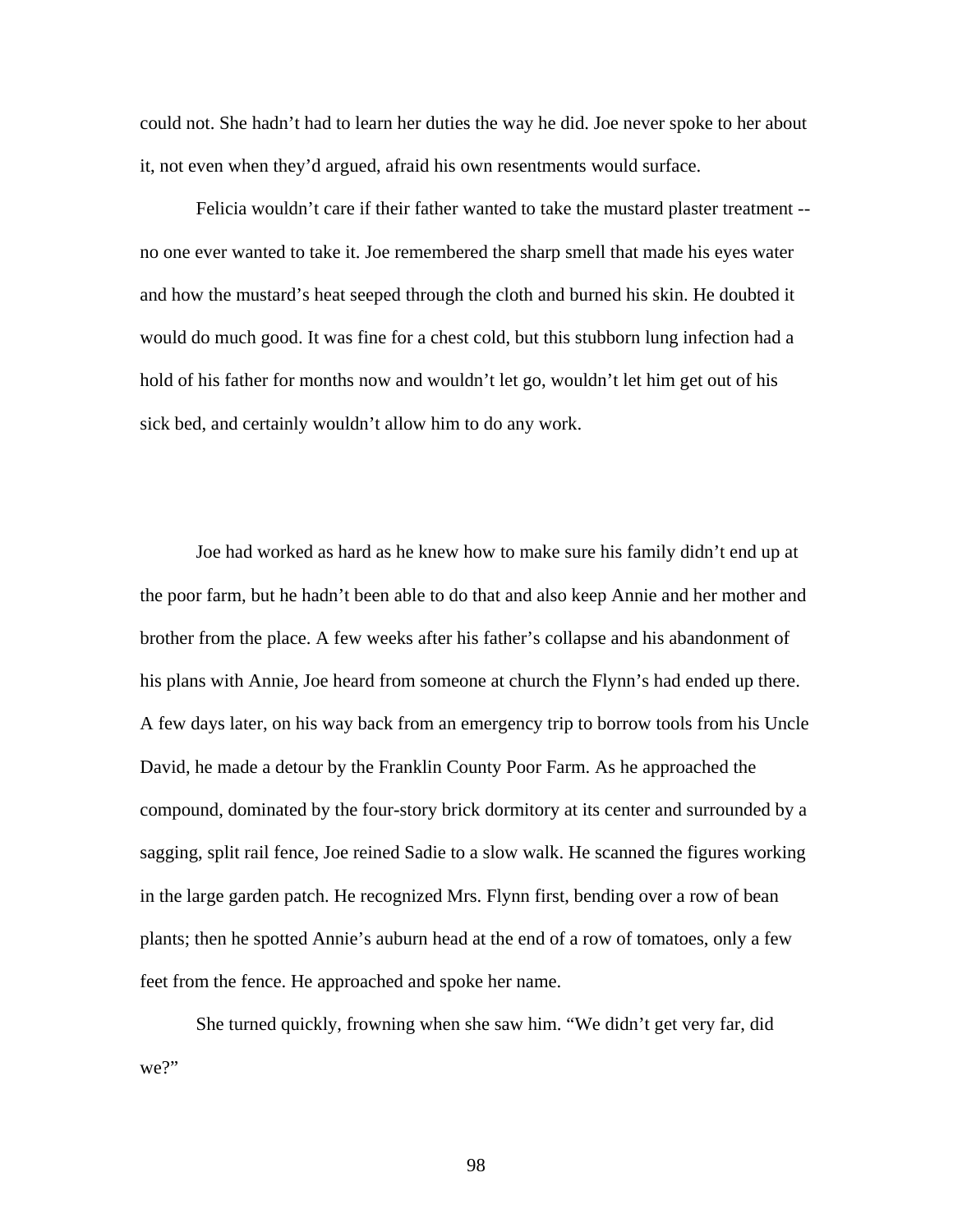could not. She hadn't had to learn her duties the way he did. Joe never spoke to her about it, not even when they'd argued, afraid his own resentments would surface.

Felicia wouldn't care if their father wanted to take the mustard plaster treatment -- no one ever wanted to take it. Joe remembered the sharp smell that made his eyes water and how the mustard's heat seeped through the cloth and burned his skin. He doubted it would do much good. It was fine for a chest cold, but this stubborn lung infection had a hold of his father for months now and wouldn't let go, wouldn't let him get out of his sick bed, and certainly wouldn't allow him to do any work.

Joe had worked as hard as he knew how to make sure his family didn't end up at the poor farm, but he hadn't been able to do that and also keep Annie and her mother and brother from the place. A few weeks after his father's collapse and his abandonment of his plans with Annie, Joe heard from someone at church the Flynn's had ended up there. A few days later, on his way back from an emergency trip to borrow tools from his Uncle David, he made a detour by the Franklin County Poor Farm. As he approached the compound, dominated by the four-story brick dormitory at its center and surrounded by a sagging, split rail fence, Joe reined Sadie to a slow walk. He scanned the figures working in the large garden patch. He recognized Mrs. Flynn first, bending over a row of bean plants; then he spotted Annie's auburn head at the end of a row of tomatoes, only a few feet from the fence. He approached and spoke her name.

She turned quickly, frowning when she saw him. "We didn't get very far, did we?"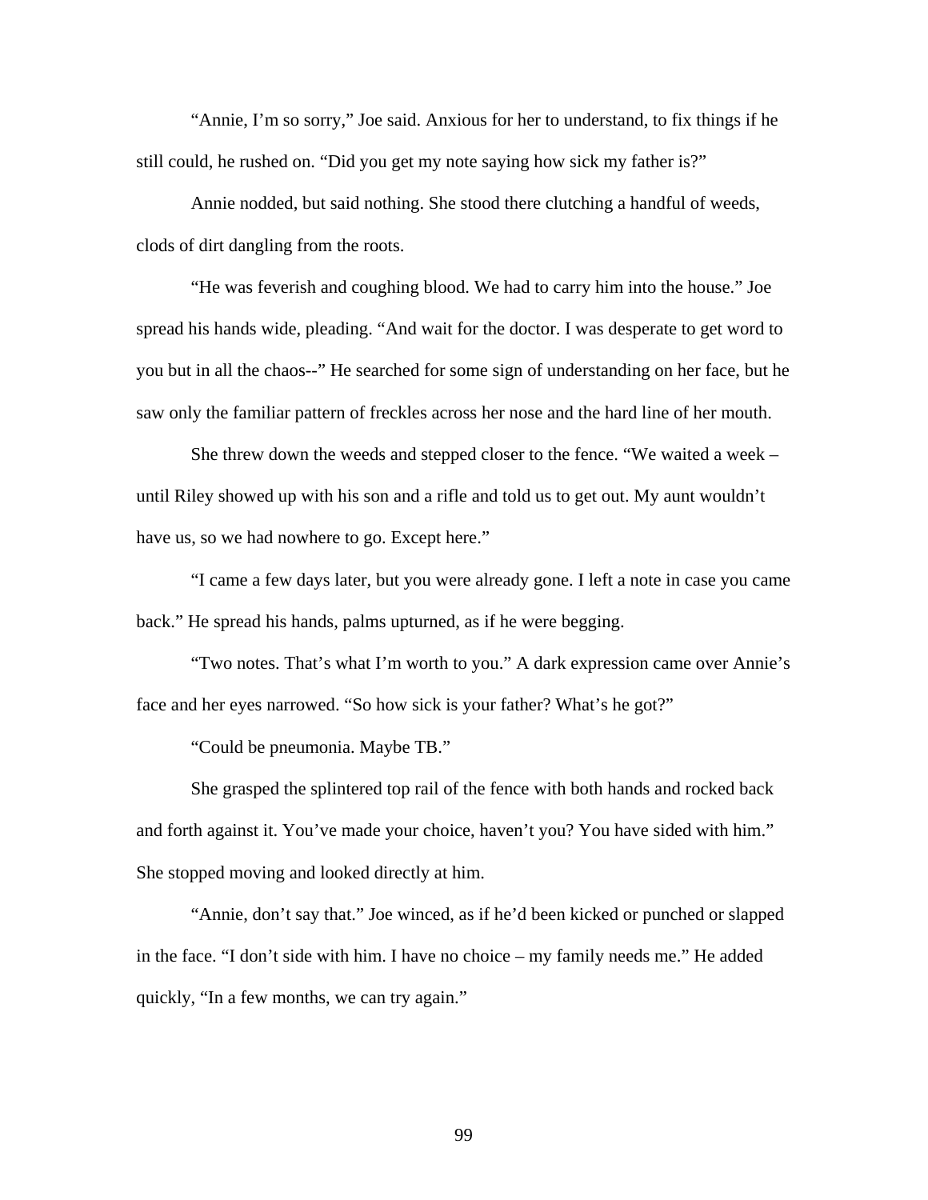"Annie, I'm so sorry," Joe said. Anxious for her to understand, to fix things if he still could, he rushed on. "Did you get my note saying how sick my father is?"

Annie nodded, but said nothing. She stood there clutching a handful of weeds, clods of dirt dangling from the roots.

"He was feverish and coughing blood. We had to carry him into the house." Joe spread his hands wide, pleading. "And wait for the doctor. I was desperate to get word to you but in all the chaos--" He searched for some sign of understanding on her face, but he saw only the familiar pattern of freckles across her nose and the hard line of her mouth.

She threw down the weeds and stepped closer to the fence. "We waited a week – until Riley showed up with his son and a rifle and told us to get out. My aunt wouldn't have us, so we had nowhere to go. Except here."

"I came a few days later, but you were already gone. I left a note in case you came back." He spread his hands, palms upturned, as if he were begging.

"Two notes. That's what I'm worth to you." A dark expression came over Annie's face and her eyes narrowed. "So how sick is your father? What's he got?"

"Could be pneumonia. Maybe TB."

She grasped the splintered top rail of the fence with both hands and rocked back and forth against it. You've made your choice, haven't you? You have sided with him." She stopped moving and looked directly at him.

"Annie, don't say that." Joe winced, as if he'd been kicked or punched or slapped in the face. "I don't side with him. I have no choice – my family needs me." He added quickly, "In a few months, we can try again."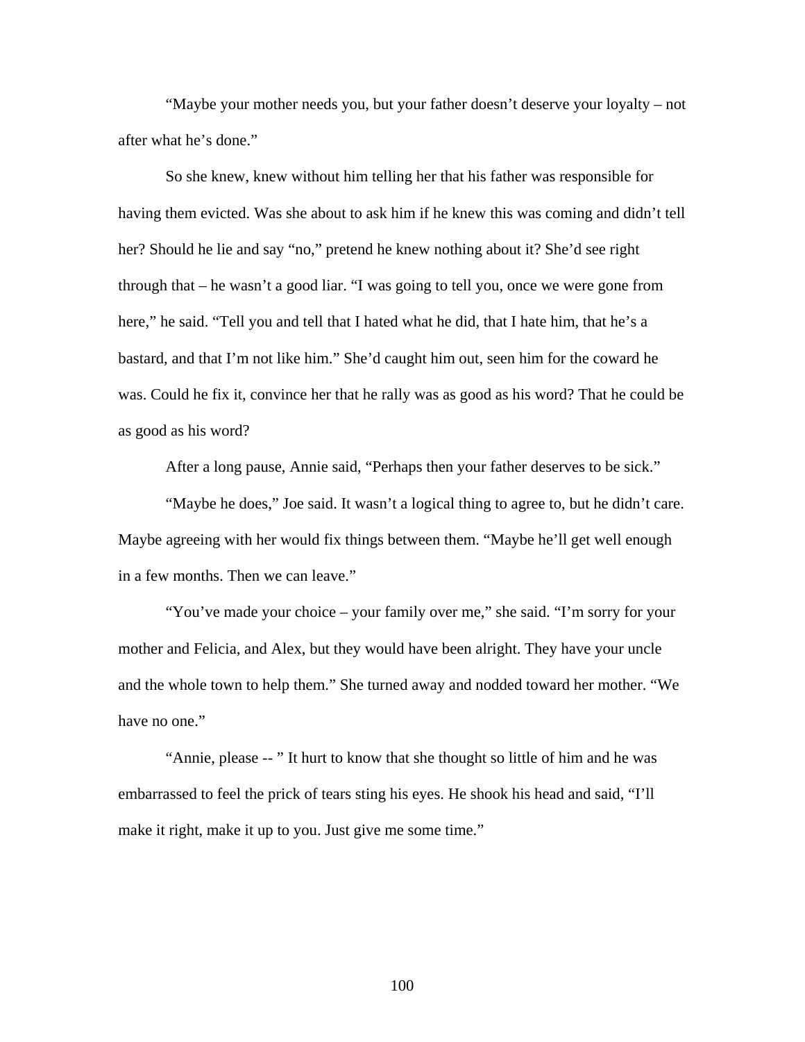"Maybe your mother needs you, but your father doesn't deserve your loyalty – not after what he's done."

So she knew, knew without him telling her that his father was responsible for having them evicted. Was she about to ask him if he knew this was coming and didn't tell her? Should he lie and say "no," pretend he knew nothing about it? She'd see right through that – he wasn't a good liar. "I was going to tell you, once we were gone from here," he said. "Tell you and tell that I hated what he did, that I hate him, that he's a bastard, and that I'm not like him." She'd caught him out, seen him for the coward he was. Could he fix it, convince her that he rally was as good as his word? That he could be as good as his word?

After a long pause, Annie said, "Perhaps then your father deserves to be sick."

"Maybe he does," Joe said. It wasn't a logical thing to agree to, but he didn't care. Maybe agreeing with her would fix things between them. "Maybe he'll get well enough in a few months. Then we can leave."

"You've made your choice – your family over me," she said. "I'm sorry for your mother and Felicia, and Alex, but they would have been alright. They have your uncle and the whole town to help them." She turned away and nodded toward her mother. "We have no one."

"Annie, please -- " It hurt to know that she thought so little of him and he was embarrassed to feel the prick of tears sting his eyes. He shook his head and said, "I'll make it right, make it up to you. Just give me some time."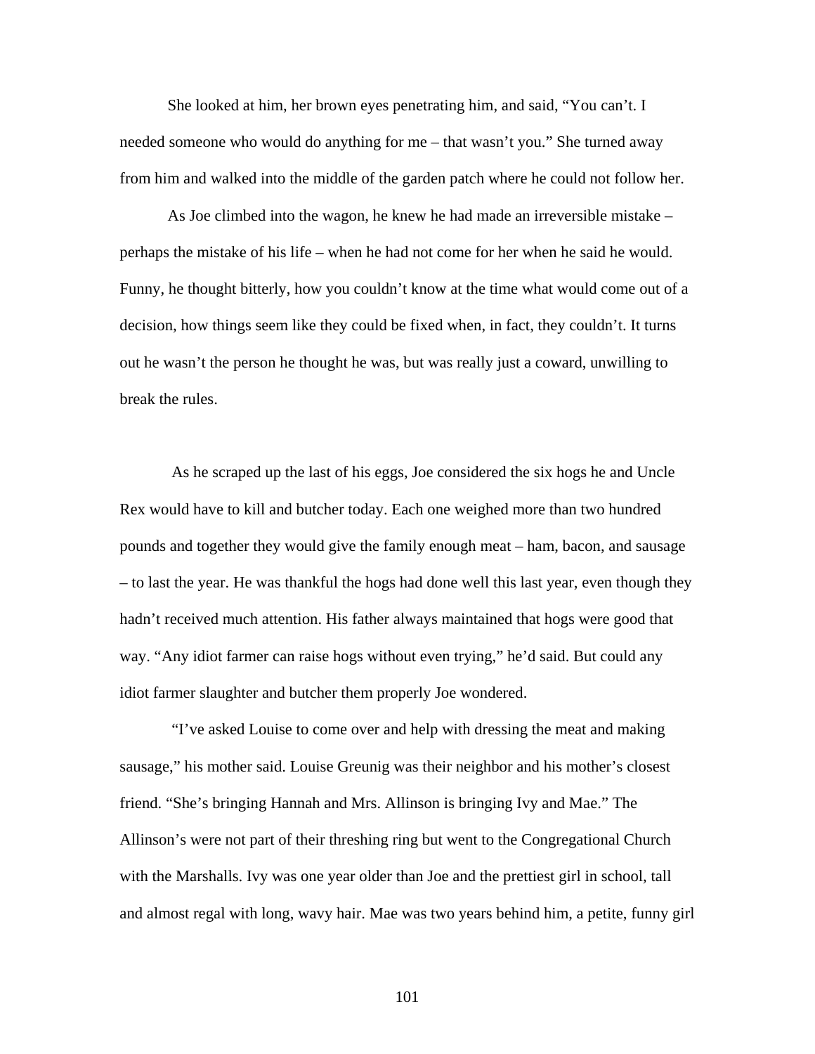She looked at him, her brown eyes penetrating him, and said, "You can't. I needed someone who would do anything for me – that wasn't you." She turned away from him and walked into the middle of the garden patch where he could not follow her.

As Joe climbed into the wagon, he knew he had made an irreversible mistake – perhaps the mistake of his life – when he had not come for her when he said he would. Funny, he thought bitterly, how you couldn't know at the time what would come out of a decision, how things seem like they could be fixed when, in fact, they couldn't. It turns out he wasn't the person he thought he was, but was really just a coward, unwilling to break the rules.

As he scraped up the last of his eggs, Joe considered the six hogs he and Uncle Rex would have to kill and butcher today. Each one weighed more than two hundred pounds and together they would give the family enough meat – ham, bacon, and sausage – to last the year. He was thankful the hogs had done well this last year, even though they hadn't received much attention. His father always maintained that hogs were good that way. "Any idiot farmer can raise hogs without even trying," he'd said. But could any idiot farmer slaughter and butcher them properly Joe wondered.

"I've asked Louise to come over and help with dressing the meat and making sausage," his mother said. Louise Greunig was their neighbor and his mother's closest friend. "She's bringing Hannah and Mrs. Allinson is bringing Ivy and Mae." The Allinson's were not part of their threshing ring but went to the Congregational Church with the Marshalls. Ivy was one year older than Joe and the prettiest girl in school, tall and almost regal with long, wavy hair. Mae was two years behind him, a petite, funny girl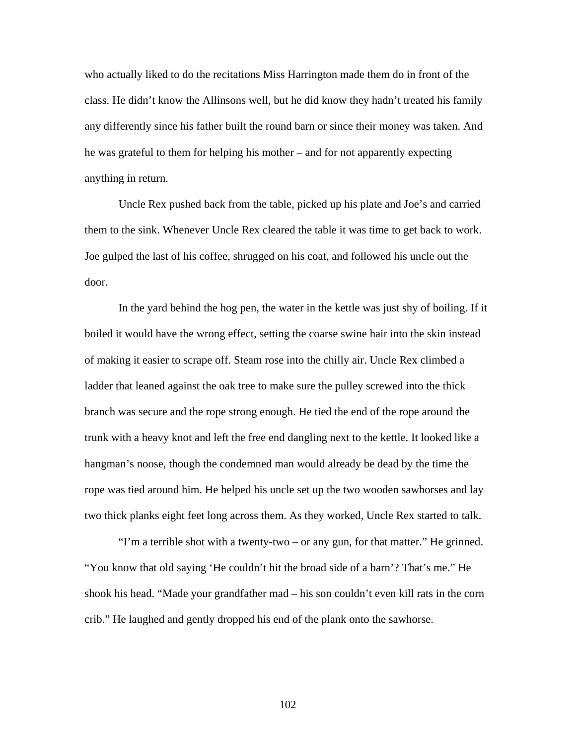who actually liked to do the recitations Miss Harrington made them do in front of the class. He didn't know the Allinsons well, but he did know they hadn't treated his family any differently since his father built the round barn or since their money was taken. And he was grateful to them for helping his mother – and for not apparently expecting anything in return.

Uncle Rex pushed back from the table, picked up his plate and Joe's and carried them to the sink. Whenever Uncle Rex cleared the table it was time to get back to work. Joe gulped the last of his coffee, shrugged on his coat, and followed his uncle out the door.

In the yard behind the hog pen, the water in the kettle was just shy of boiling. If it boiled it would have the wrong effect, setting the coarse swine hair into the skin instead of making it easier to scrape off. Steam rose into the chilly air. Uncle Rex climbed a ladder that leaned against the oak tree to make sure the pulley screwed into the thick branch was secure and the rope strong enough. He tied the end of the rope around the trunk with a heavy knot and left the free end dangling next to the kettle. It looked like a hangman's noose, though the condemned man would already be dead by the time the rope was tied around him. He helped his uncle set up the two wooden sawhorses and lay two thick planks eight feet long across them. As they worked, Uncle Rex started to talk.

"I'm a terrible shot with a twenty-two – or any gun, for that matter." He grinned. "You know that old saying 'He couldn't hit the broad side of a barn'? That's me." He shook his head. "Made your grandfather mad – his son couldn't even kill rats in the corn crib." He laughed and gently dropped his end of the plank onto the sawhorse.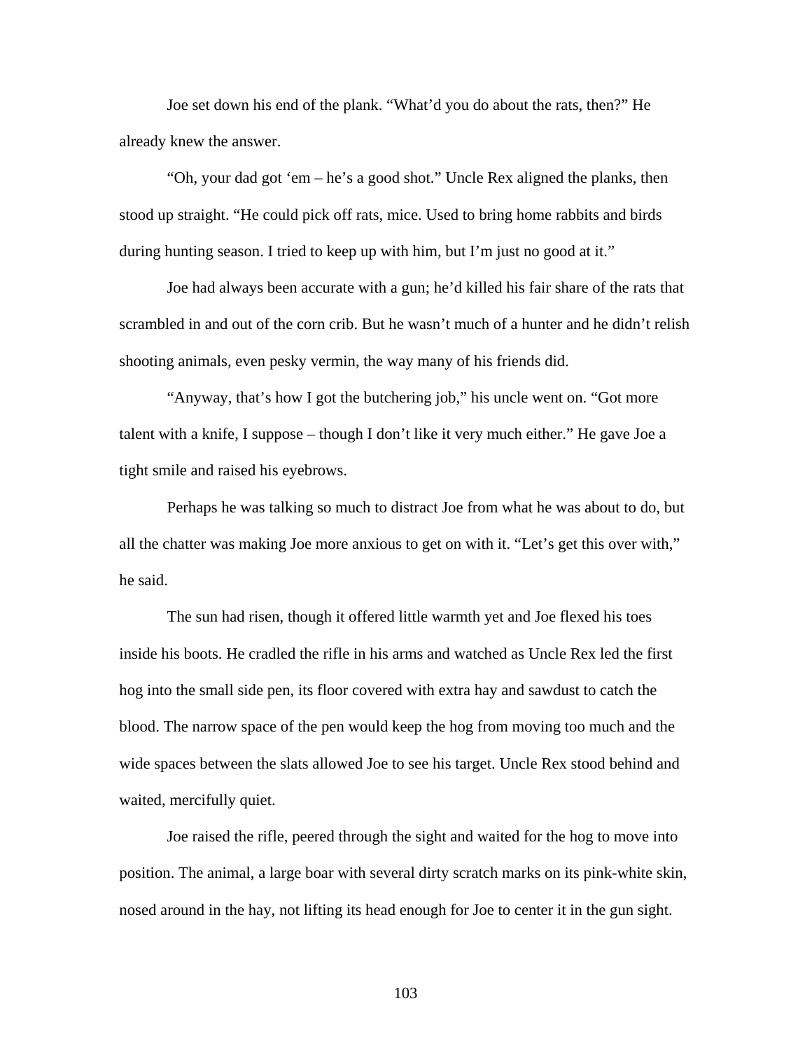Joe set down his end of the plank. "What'd you do about the rats, then?" He already knew the answer.

"Oh, your dad got 'em – he's a good shot." Uncle Rex aligned the planks, then stood up straight. "He could pick off rats, mice. Used to bring home rabbits and birds during hunting season. I tried to keep up with him, but I'm just no good at it."

Joe had always been accurate with a gun; he'd killed his fair share of the rats that scrambled in and out of the corn crib. But he wasn't much of a hunter and he didn't relish shooting animals, even pesky vermin, the way many of his friends did.

"Anyway, that's how I got the butchering job," his uncle went on. "Got more talent with a knife, I suppose – though I don't like it very much either." He gave Joe a tight smile and raised his eyebrows.

Perhaps he was talking so much to distract Joe from what he was about to do, but all the chatter was making Joe more anxious to get on with it. "Let's get this over with," he said.

The sun had risen, though it offered little warmth yet and Joe flexed his toes inside his boots. He cradled the rifle in his arms and watched as Uncle Rex led the first hog into the small side pen, its floor covered with extra hay and sawdust to catch the blood. The narrow space of the pen would keep the hog from moving too much and the wide spaces between the slats allowed Joe to see his target. Uncle Rex stood behind and waited, mercifully quiet.

Joe raised the rifle, peered through the sight and waited for the hog to move into position. The animal, a large boar with several dirty scratch marks on its pink-white skin, nosed around in the hay, not lifting its head enough for Joe to center it in the gun sight.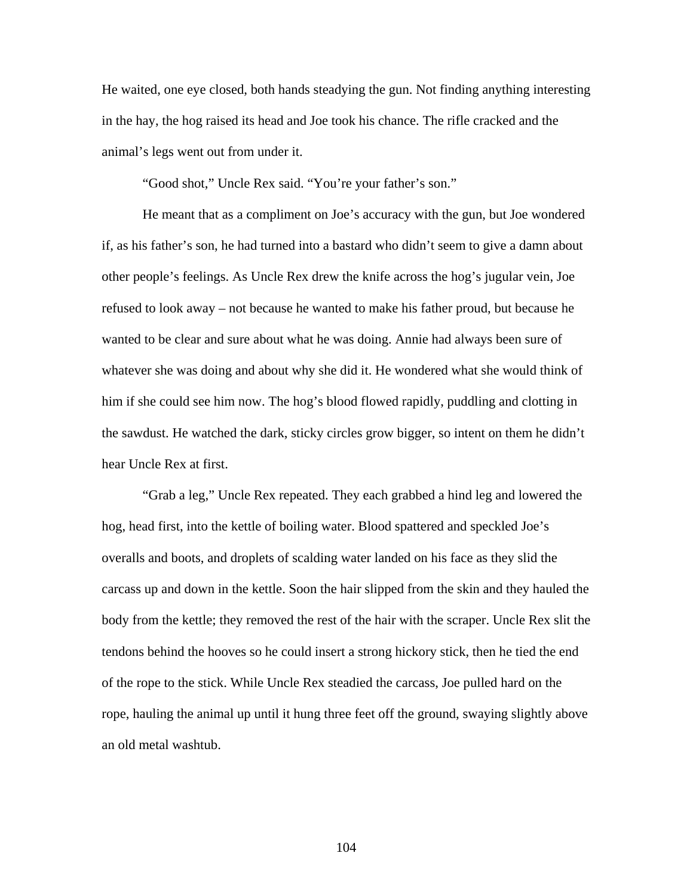He waited, one eye closed, both hands steadying the gun. Not finding anything interesting in the hay, the hog raised its head and Joe took his chance. The rifle cracked and the animal's legs went out from under it.

"Good shot," Uncle Rex said. "You're your father's son."

He meant that as a compliment on Joe's accuracy with the gun, but Joe wondered if, as his father's son, he had turned into a bastard who didn't seem to give a damn about other people's feelings. As Uncle Rex drew the knife across the hog's jugular vein, Joe refused to look away – not because he wanted to make his father proud, but because he wanted to be clear and sure about what he was doing. Annie had always been sure of whatever she was doing and about why she did it. He wondered what she would think of him if she could see him now. The hog's blood flowed rapidly, puddling and clotting in the sawdust. He watched the dark, sticky circles grow bigger, so intent on them he didn't hear Uncle Rex at first.

"Grab a leg," Uncle Rex repeated. They each grabbed a hind leg and lowered the hog, head first, into the kettle of boiling water. Blood spattered and speckled Joe's overalls and boots, and droplets of scalding water landed on his face as they slid the carcass up and down in the kettle. Soon the hair slipped from the skin and they hauled the body from the kettle; they removed the rest of the hair with the scraper. Uncle Rex slit the tendons behind the hooves so he could insert a strong hickory stick, then he tied the end of the rope to the stick. While Uncle Rex steadied the carcass, Joe pulled hard on the rope, hauling the animal up until it hung three feet off the ground, swaying slightly above an old metal washtub.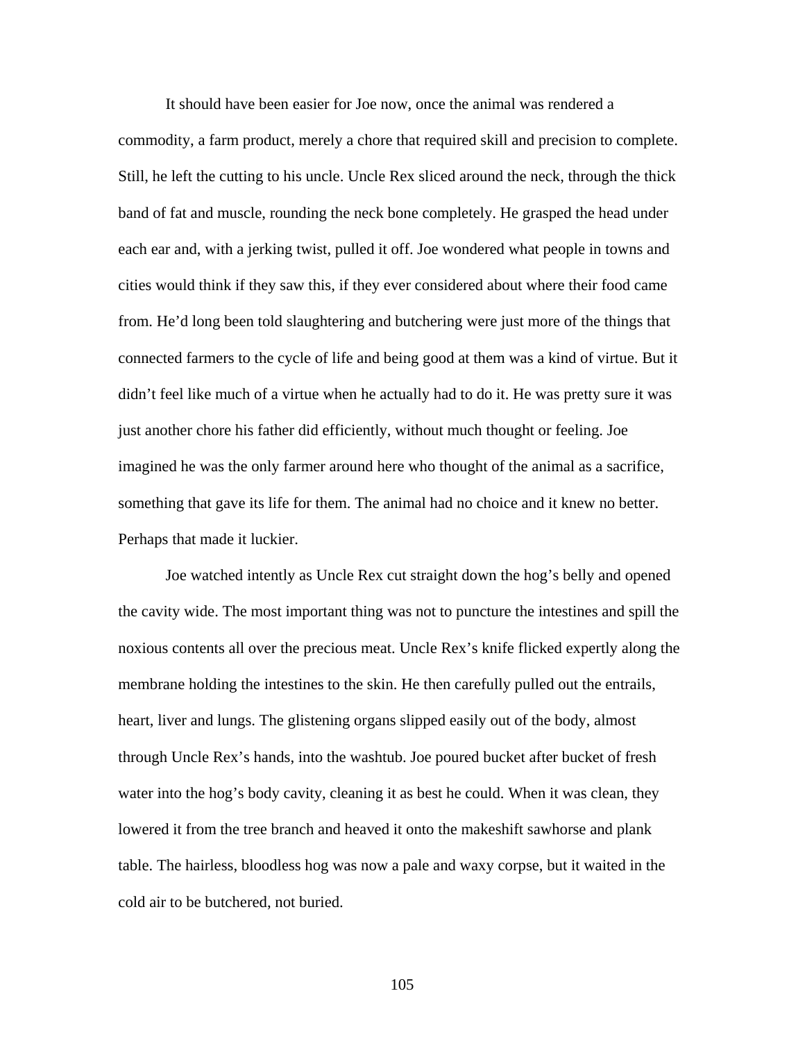It should have been easier for Joe now, once the animal was rendered a commodity, a farm product, merely a chore that required skill and precision to complete. Still, he left the cutting to his uncle. Uncle Rex sliced around the neck, through the thick band of fat and muscle, rounding the neck bone completely. He grasped the head under each ear and, with a jerking twist, pulled it off. Joe wondered what people in towns and cities would think if they saw this, if they ever considered about where their food came from. He'd long been told slaughtering and butchering were just more of the things that connected farmers to the cycle of life and being good at them was a kind of virtue. But it didn't feel like much of a virtue when he actually had to do it. He was pretty sure it was just another chore his father did efficiently, without much thought or feeling. Joe imagined he was the only farmer around here who thought of the animal as a sacrifice, something that gave its life for them. The animal had no choice and it knew no better. Perhaps that made it luckier.

Joe watched intently as Uncle Rex cut straight down the hog's belly and opened the cavity wide. The most important thing was not to puncture the intestines and spill the noxious contents all over the precious meat. Uncle Rex's knife flicked expertly along the membrane holding the intestines to the skin. He then carefully pulled out the entrails, heart, liver and lungs. The glistening organs slipped easily out of the body, almost through Uncle Rex's hands, into the washtub. Joe poured bucket after bucket of fresh water into the hog's body cavity, cleaning it as best he could. When it was clean, they lowered it from the tree branch and heaved it onto the makeshift sawhorse and plank table. The hairless, bloodless hog was now a pale and waxy corpse, but it waited in the cold air to be butchered, not buried.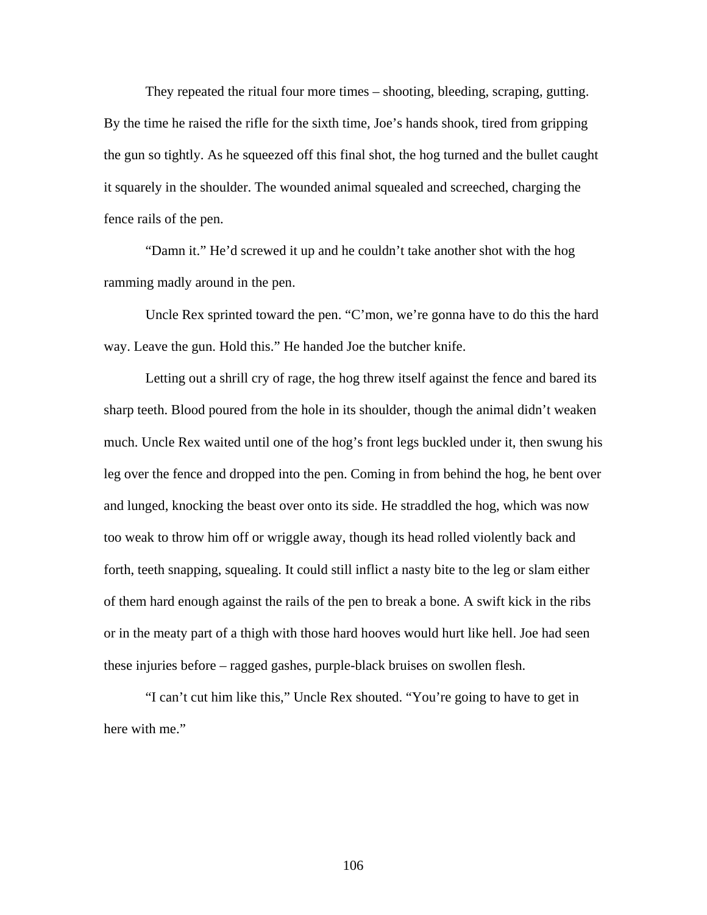They repeated the ritual four more times – shooting, bleeding, scraping, gutting. By the time he raised the rifle for the sixth time, Joe's hands shook, tired from gripping the gun so tightly. As he squeezed off this final shot, the hog turned and the bullet caught it squarely in the shoulder. The wounded animal squealed and screeched, charging the fence rails of the pen.

"Damn it." He'd screwed it up and he couldn't take another shot with the hog ramming madly around in the pen.

Uncle Rex sprinted toward the pen. "C'mon, we're gonna have to do this the hard way. Leave the gun. Hold this." He handed Joe the butcher knife.

Letting out a shrill cry of rage, the hog threw itself against the fence and bared its sharp teeth. Blood poured from the hole in its shoulder, though the animal didn't weaken much. Uncle Rex waited until one of the hog's front legs buckled under it, then swung his leg over the fence and dropped into the pen. Coming in from behind the hog, he bent over and lunged, knocking the beast over onto its side. He straddled the hog, which was now too weak to throw him off or wriggle away, though its head rolled violently back and forth, teeth snapping, squealing. It could still inflict a nasty bite to the leg or slam either of them hard enough against the rails of the pen to break a bone. A swift kick in the ribs or in the meaty part of a thigh with those hard hooves would hurt like hell. Joe had seen these injuries before – ragged gashes, purple-black bruises on swollen flesh.

"I can't cut him like this," Uncle Rex shouted. "You're going to have to get in here with me."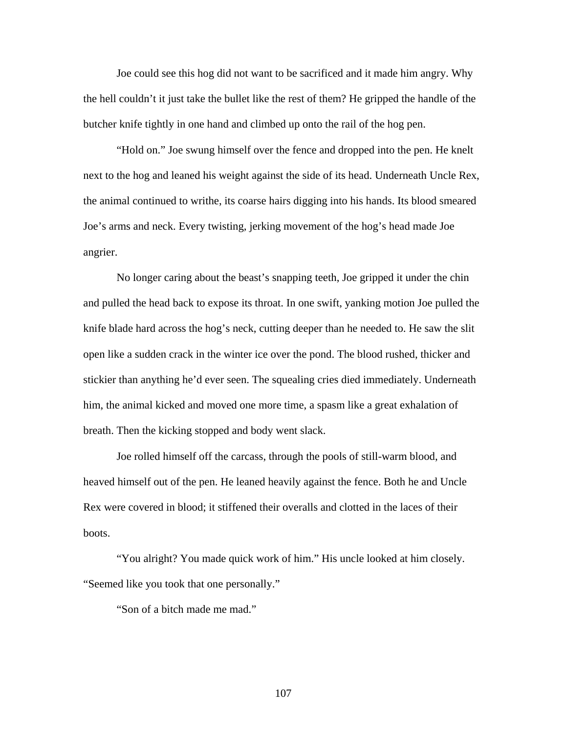Joe could see this hog did not want to be sacrificed and it made him angry. Why the hell couldn't it just take the bullet like the rest of them? He gripped the handle of the butcher knife tightly in one hand and climbed up onto the rail of the hog pen.

"Hold on." Joe swung himself over the fence and dropped into the pen. He knelt next to the hog and leaned his weight against the side of its head. Underneath Uncle Rex, the animal continued to writhe, its coarse hairs digging into his hands. Its blood smeared Joe's arms and neck. Every twisting, jerking movement of the hog's head made Joe angrier.

No longer caring about the beast's snapping teeth, Joe gripped it under the chin and pulled the head back to expose its throat. In one swift, yanking motion Joe pulled the knife blade hard across the hog's neck, cutting deeper than he needed to. He saw the slit open like a sudden crack in the winter ice over the pond. The blood rushed, thicker and stickier than anything he'd ever seen. The squealing cries died immediately. Underneath him, the animal kicked and moved one more time, a spasm like a great exhalation of breath. Then the kicking stopped and body went slack.

Joe rolled himself off the carcass, through the pools of still-warm blood, and heaved himself out of the pen. He leaned heavily against the fence. Both he and Uncle Rex were covered in blood; it stiffened their overalls and clotted in the laces of their boots.

"You alright? You made quick work of him." His uncle looked at him closely. "Seemed like you took that one personally."

"Son of a bitch made me mad."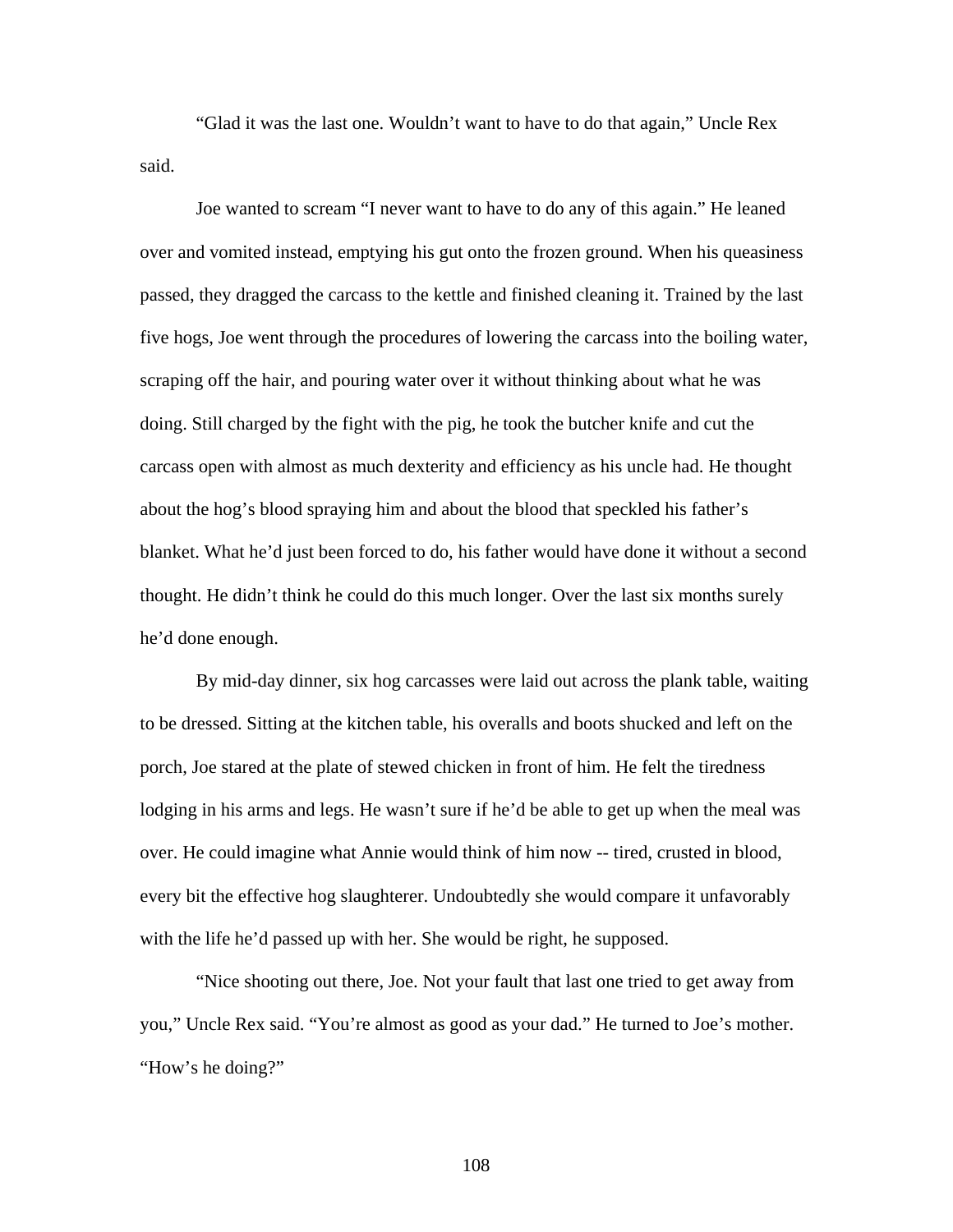"Glad it was the last one. Wouldn't want to have to do that again," Uncle Rex said.

Joe wanted to scream "I never want to have to do any of this again." He leaned over and vomited instead, emptying his gut onto the frozen ground. When his queasiness passed, they dragged the carcass to the kettle and finished cleaning it. Trained by the last five hogs, Joe went through the procedures of lowering the carcass into the boiling water, scraping off the hair, and pouring water over it without thinking about what he was doing. Still charged by the fight with the pig, he took the butcher knife and cut the carcass open with almost as much dexterity and efficiency as his uncle had. He thought about the hog's blood spraying him and about the blood that speckled his father's blanket. What he'd just been forced to do, his father would have done it without a second thought. He didn't think he could do this much longer. Over the last six months surely he'd done enough.

By mid-day dinner, six hog carcasses were laid out across the plank table, waiting to be dressed. Sitting at the kitchen table, his overalls and boots shucked and left on the porch, Joe stared at the plate of stewed chicken in front of him. He felt the tiredness lodging in his arms and legs. He wasn't sure if he'd be able to get up when the meal was over. He could imagine what Annie would think of him now -- tired, crusted in blood, every bit the effective hog slaughterer. Undoubtedly she would compare it unfavorably with the life he'd passed up with her. She would be right, he supposed.

"Nice shooting out there, Joe. Not your fault that last one tried to get away from you," Uncle Rex said. "You're almost as good as your dad." He turned to Joe's mother. "How's he doing?"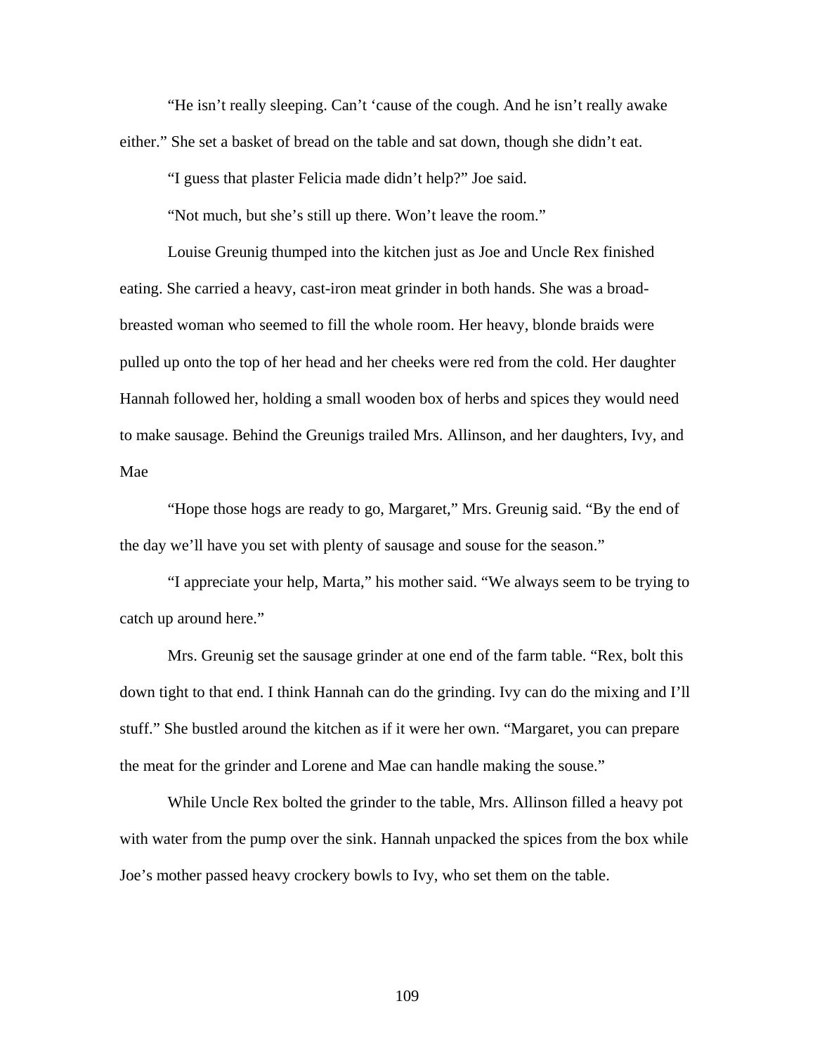"He isn't really sleeping. Can't 'cause of the cough. And he isn't really awake either." She set a basket of bread on the table and sat down, though she didn't eat.

"I guess that plaster Felicia made didn't help?" Joe said.

"Not much, but she's still up there. Won't leave the room."

Louise Greunig thumped into the kitchen just as Joe and Uncle Rex finished eating. She carried a heavy, cast-iron meat grinder in both hands. She was a broad-breasted woman who seemed to fill the whole room. Her heavy, blonde braids were pulled up onto the top of her head and her cheeks were red from the cold. Her daughter Hannah followed her, holding a small wooden box of herbs and spices they would need to make sausage. Behind the Greunigs trailed Mrs. Allinson, and her daughters, Ivy, and Mae

"Hope those hogs are ready to go, Margaret," Mrs. Greunig said. "By the end of the day we'll have you set with plenty of sausage and souse for the season."

"I appreciate your help, Marta," his mother said. "We always seem to be trying to catch up around here."

Mrs. Greunig set the sausage grinder at one end of the farm table. "Rex, bolt this down tight to that end. I think Hannah can do the grinding. Ivy can do the mixing and I'll stuff." She bustled around the kitchen as if it were her own. "Margaret, you can prepare the meat for the grinder and Lorene and Mae can handle making the souse."

While Uncle Rex bolted the grinder to the table, Mrs. Allinson filled a heavy pot with water from the pump over the sink. Hannah unpacked the spices from the box while Joe's mother passed heavy crockery bowls to Ivy, who set them on the table.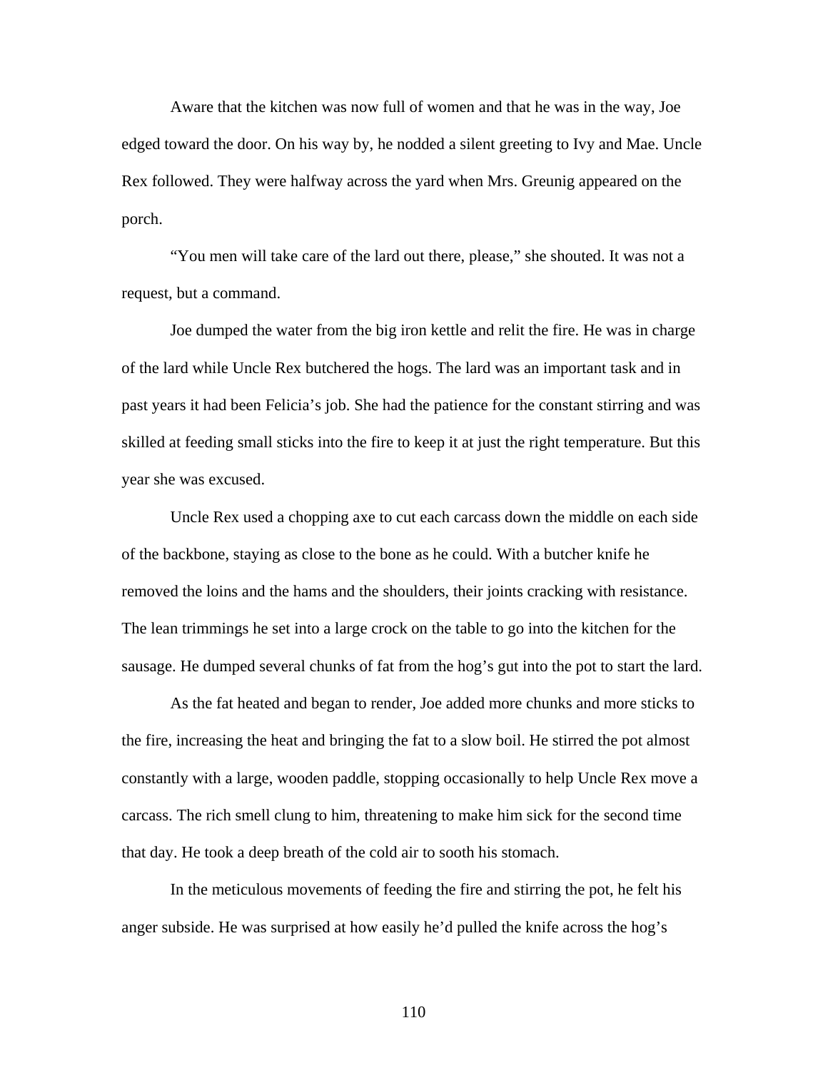Aware that the kitchen was now full of women and that he was in the way, Joe edged toward the door. On his way by, he nodded a silent greeting to Ivy and Mae. Uncle Rex followed. They were halfway across the yard when Mrs. Greunig appeared on the porch.

"You men will take care of the lard out there, please," she shouted. It was not a request, but a command.

Joe dumped the water from the big iron kettle and relit the fire. He was in charge of the lard while Uncle Rex butchered the hogs. The lard was an important task and in past years it had been Felicia's job. She had the patience for the constant stirring and was skilled at feeding small sticks into the fire to keep it at just the right temperature. But this year she was excused.

Uncle Rex used a chopping axe to cut each carcass down the middle on each side of the backbone, staying as close to the bone as he could. With a butcher knife he removed the loins and the hams and the shoulders, their joints cracking with resistance. The lean trimmings he set into a large crock on the table to go into the kitchen for the sausage. He dumped several chunks of fat from the hog's gut into the pot to start the lard.

As the fat heated and began to render, Joe added more chunks and more sticks to the fire, increasing the heat and bringing the fat to a slow boil. He stirred the pot almost constantly with a large, wooden paddle, stopping occasionally to help Uncle Rex move a carcass. The rich smell clung to him, threatening to make him sick for the second time that day. He took a deep breath of the cold air to sooth his stomach.

In the meticulous movements of feeding the fire and stirring the pot, he felt his anger subside. He was surprised at how easily he'd pulled the knife across the hog's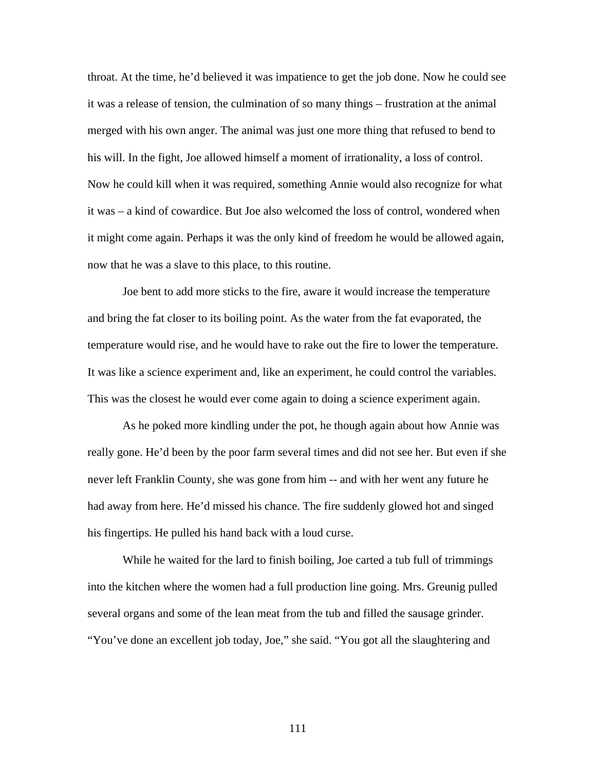throat. At the time, he'd believed it was impatience to get the job done. Now he could see it was a release of tension, the culmination of so many things – frustration at the animal merged with his own anger. The animal was just one more thing that refused to bend to his will. In the fight, Joe allowed himself a moment of irrationality, a loss of control. Now he could kill when it was required, something Annie would also recognize for what it was – a kind of cowardice. But Joe also welcomed the loss of control, wondered when it might come again. Perhaps it was the only kind of freedom he would be allowed again, now that he was a slave to this place, to this routine.

Joe bent to add more sticks to the fire, aware it would increase the temperature and bring the fat closer to its boiling point. As the water from the fat evaporated, the temperature would rise, and he would have to rake out the fire to lower the temperature. It was like a science experiment and, like an experiment, he could control the variables. This was the closest he would ever come again to doing a science experiment again.

As he poked more kindling under the pot, he though again about how Annie was really gone. He'd been by the poor farm several times and did not see her. But even if she never left Franklin County, she was gone from him -- and with her went any future he had away from here. He'd missed his chance. The fire suddenly glowed hot and singed his fingertips. He pulled his hand back with a loud curse.

While he waited for the lard to finish boiling, Joe carted a tub full of trimmings into the kitchen where the women had a full production line going. Mrs. Greunig pulled several organs and some of the lean meat from the tub and filled the sausage grinder. "You've done an excellent job today, Joe," she said. "You got all the slaughtering and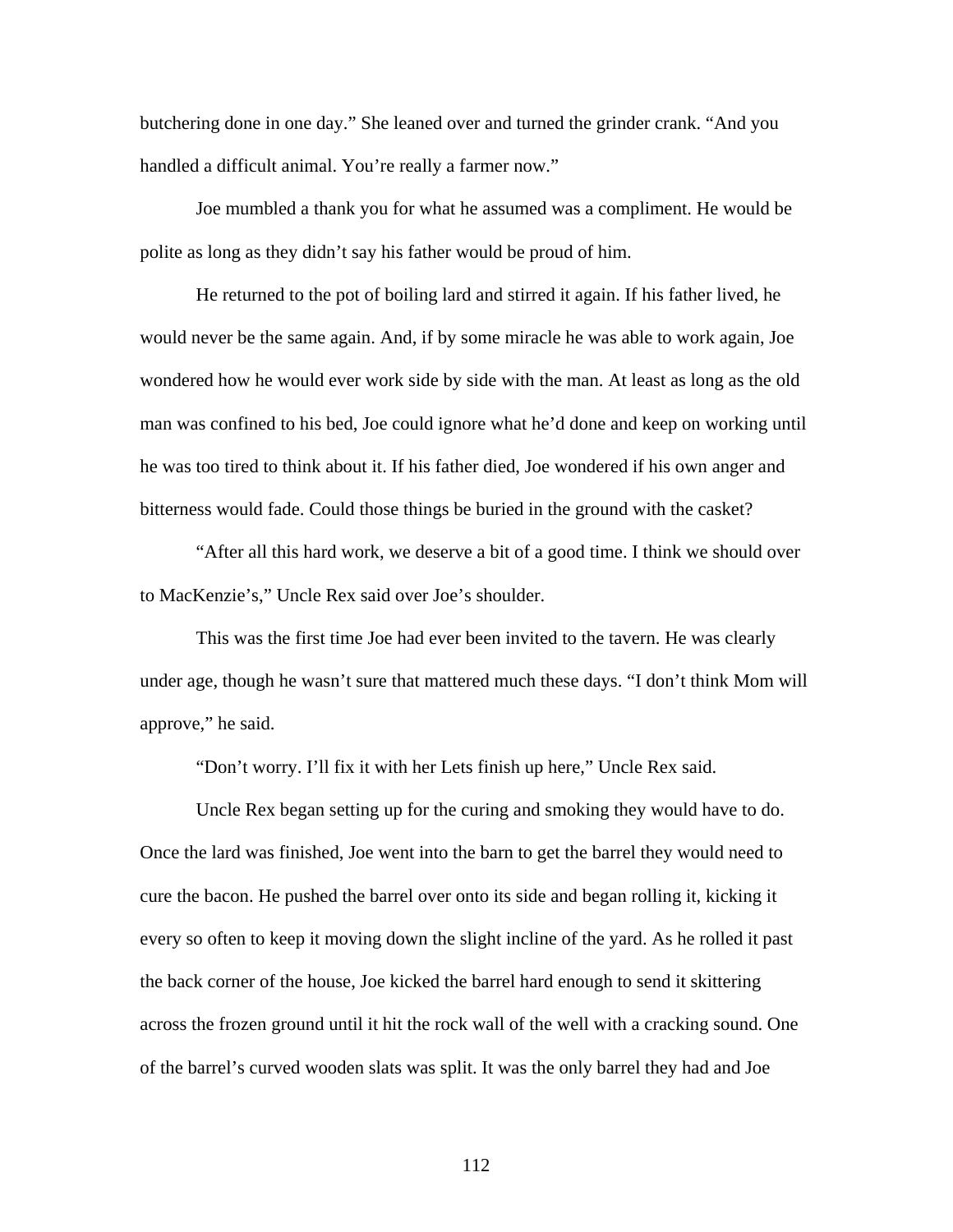butchering done in one day." She leaned over and turned the grinder crank. "And you handled a difficult animal. You're really a farmer now."

Joe mumbled a thank you for what he assumed was a compliment. He would be polite as long as they didn't say his father would be proud of him.

He returned to the pot of boiling lard and stirred it again. If his father lived, he would never be the same again. And, if by some miracle he was able to work again, Joe wondered how he would ever work side by side with the man. At least as long as the old man was confined to his bed, Joe could ignore what he'd done and keep on working until he was too tired to think about it. If his father died, Joe wondered if his own anger and bitterness would fade. Could those things be buried in the ground with the casket?

"After all this hard work, we deserve a bit of a good time. I think we should over to MacKenzie's," Uncle Rex said over Joe's shoulder.

This was the first time Joe had ever been invited to the tavern. He was clearly under age, though he wasn't sure that mattered much these days. "I don't think Mom will approve," he said.

"Don't worry. I'll fix it with her Lets finish up here," Uncle Rex said.

Uncle Rex began setting up for the curing and smoking they would have to do. Once the lard was finished, Joe went into the barn to get the barrel they would need to cure the bacon. He pushed the barrel over onto its side and began rolling it, kicking it every so often to keep it moving down the slight incline of the yard. As he rolled it past the back corner of the house, Joe kicked the barrel hard enough to send it skittering across the frozen ground until it hit the rock wall of the well with a cracking sound. One of the barrel's curved wooden slats was split. It was the only barrel they had and Joe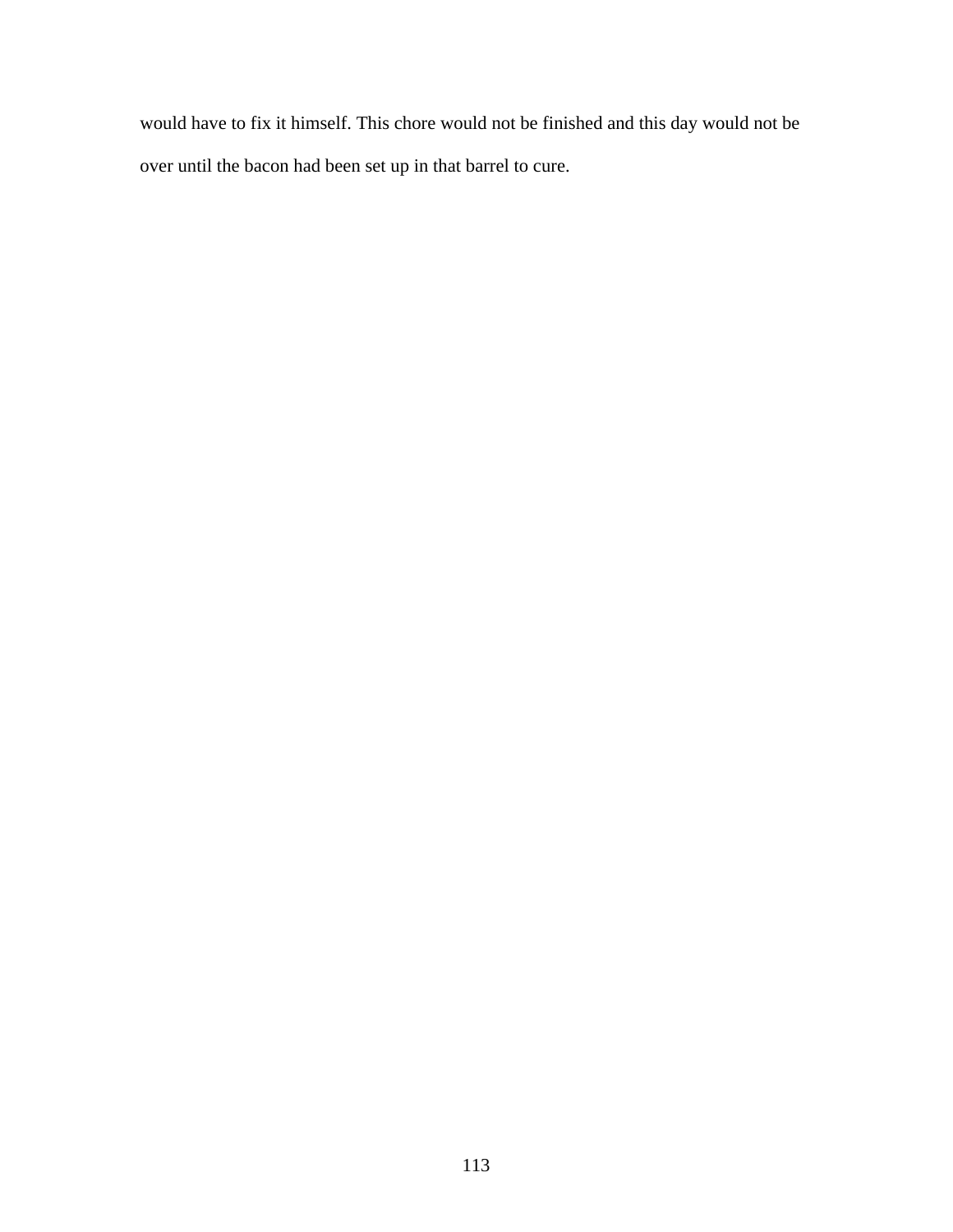would have to fix it himself. This chore would not be finished and this day would not be over until the bacon had been set up in that barrel to cure.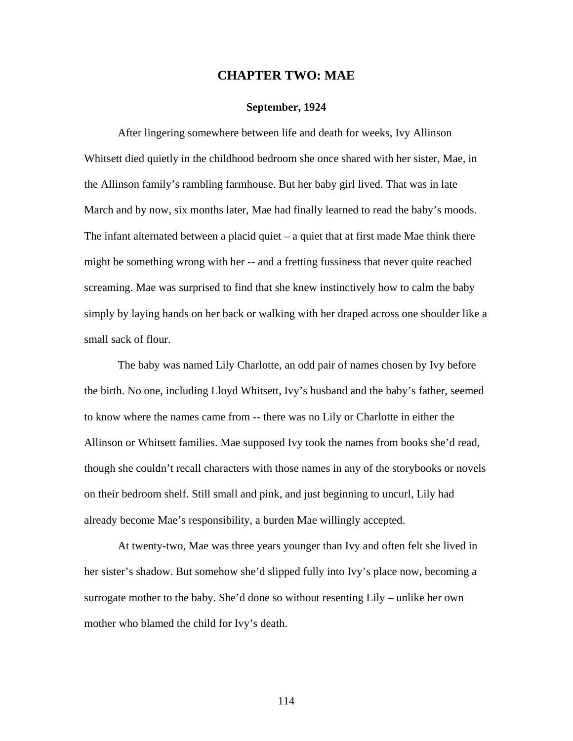## CHAPTER TWO: MAE

### September, 1924

After lingering somewhere between life and death for weeks, Ivy Allinson Whitsett died quietly in the childhood bedroom she once shared with her sister, Mae, in the Allinson family's rambling farmhouse. But her baby girl lived. That was in late March and by now, six months later, Mae had finally learned to read the baby's moods. The infant alternated between a placid quiet – a quiet that at first made Mae think there might be something wrong with her -- and a fretting fussiness that never quite reached screaming. Mae was surprised to find that she knew instinctively how to calm the baby simply by laying hands on her back or walking with her draped across one shoulder like a small sack of flour.

The baby was named Lily Charlotte, an odd pair of names chosen by Ivy before the birth. No one, including Lloyd Whitsett, Ivy's husband and the baby's father, seemed to know where the names came from -- there was no Lily or Charlotte in either the Allinson or Whitsett families. Mae supposed Ivy took the names from books she'd read, though she couldn't recall characters with those names in any of the storybooks or novels on their bedroom shelf. Still small and pink, and just beginning to uncurl, Lily had already become Mae's responsibility, a burden Mae willingly accepted.

At twenty-two, Mae was three years younger than Ivy and often felt she lived in her sister's shadow. But somehow she'd slipped fully into Ivy's place now, becoming a surrogate mother to the baby. She'd done so without resenting Lily – unlike her own mother who blamed the child for Ivy's death.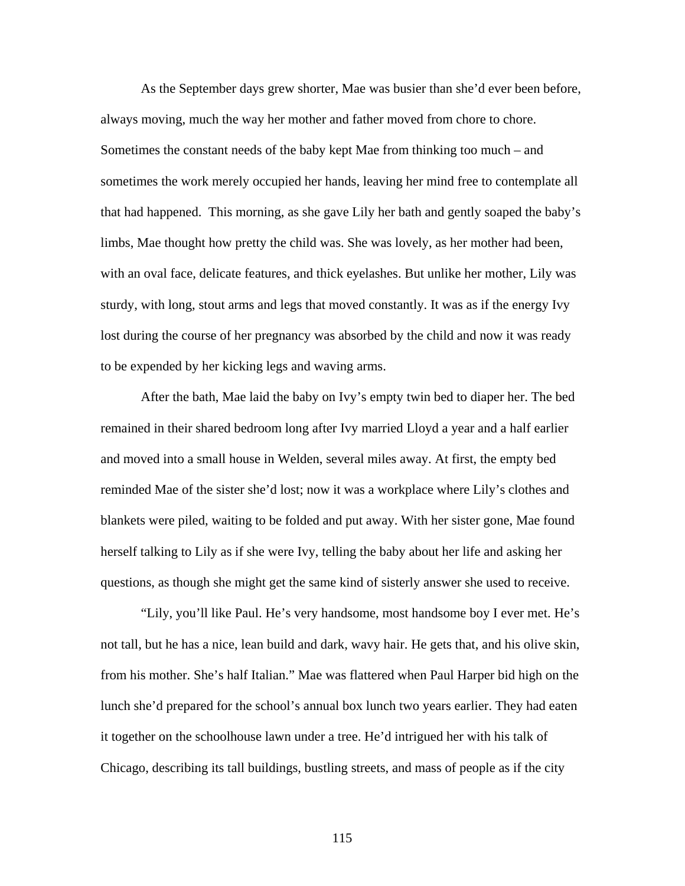As the September days grew shorter, Mae was busier than she'd ever been before, always moving, much the way her mother and father moved from chore to chore. Sometimes the constant needs of the baby kept Mae from thinking too much – and sometimes the work merely occupied her hands, leaving her mind free to contemplate all that had happened. This morning, as she gave Lily her bath and gently soaped the baby's limbs, Mae thought how pretty the child was. She was lovely, as her mother had been, with an oval face, delicate features, and thick eyelashes. But unlike her mother, Lily was sturdy, with long, stout arms and legs that moved constantly. It was as if the energy Ivy lost during the course of her pregnancy was absorbed by the child and now it was ready to be expended by her kicking legs and waving arms.

After the bath, Mae laid the baby on Ivy's empty twin bed to diaper her. The bed remained in their shared bedroom long after Ivy married Lloyd a year and a half earlier and moved into a small house in Welden, several miles away. At first, the empty bed reminded Mae of the sister she'd lost; now it was a workplace where Lily's clothes and blankets were piled, waiting to be folded and put away. With her sister gone, Mae found herself talking to Lily as if she were Ivy, telling the baby about her life and asking her questions, as though she might get the same kind of sisterly answer she used to receive.

"Lily, you'll like Paul. He's very handsome, most handsome boy I ever met. He's not tall, but he has a nice, lean build and dark, wavy hair. He gets that, and his olive skin, from his mother. She's half Italian." Mae was flattered when Paul Harper bid high on the lunch she'd prepared for the school's annual box lunch two years earlier. They had eaten it together on the schoolhouse lawn under a tree. He'd intrigued her with his talk of Chicago, describing its tall buildings, bustling streets, and mass of people as if the city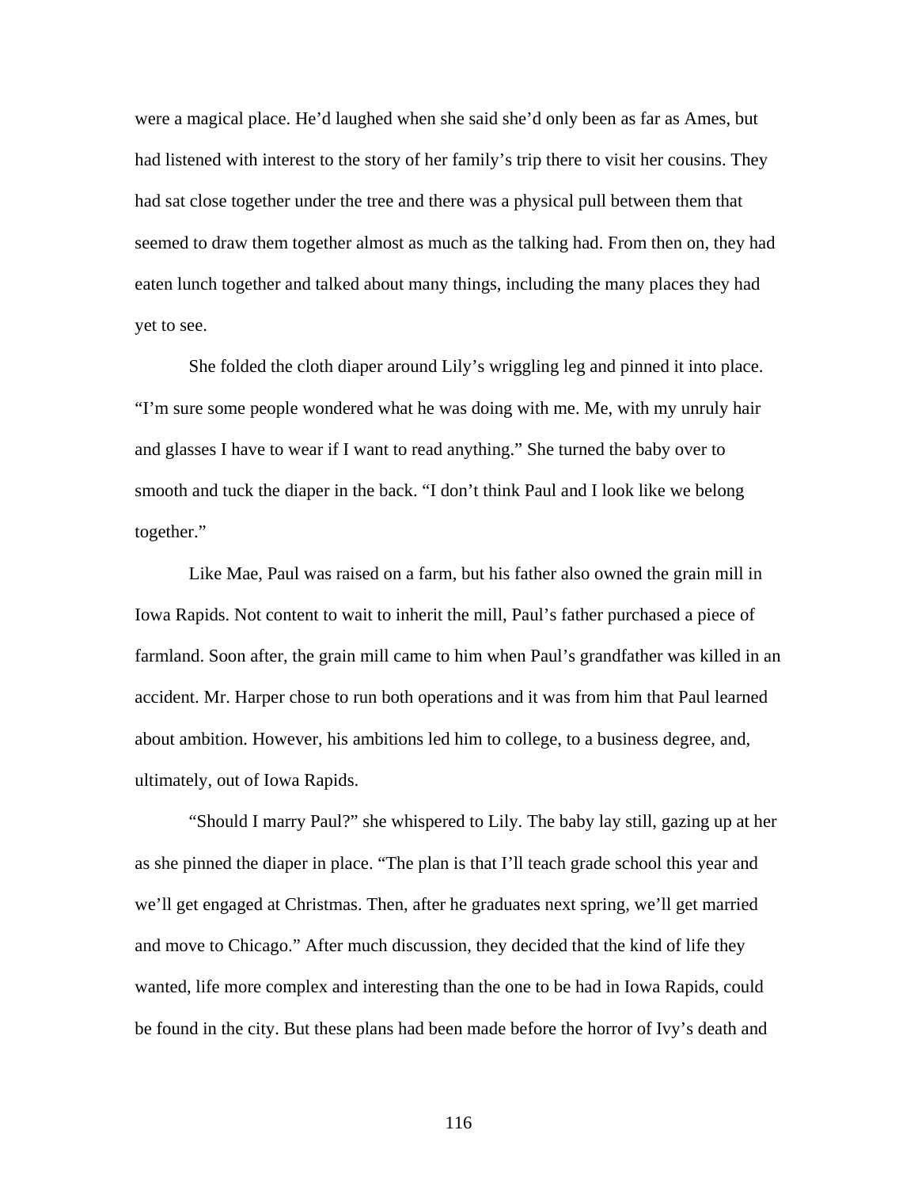were a magical place. He'd laughed when she said she'd only been as far as Ames, but had listened with interest to the story of her family's trip there to visit her cousins. They had sat close together under the tree and there was a physical pull between them that seemed to draw them together almost as much as the talking had. From then on, they had eaten lunch together and talked about many things, including the many places they had yet to see.

She folded the cloth diaper around Lily's wriggling leg and pinned it into place. "I'm sure some people wondered what he was doing with me. Me, with my unruly hair and glasses I have to wear if I want to read anything." She turned the baby over to smooth and tuck the diaper in the back. "I don't think Paul and I look like we belong together."

Like Mae, Paul was raised on a farm, but his father also owned the grain mill in Iowa Rapids. Not content to wait to inherit the mill, Paul's father purchased a piece of farmland. Soon after, the grain mill came to him when Paul's grandfather was killed in an accident. Mr. Harper chose to run both operations and it was from him that Paul learned about ambition. However, his ambitions led him to college, to a business degree, and, ultimately, out of Iowa Rapids.

"Should I marry Paul?" she whispered to Lily. The baby lay still, gazing up at her as she pinned the diaper in place. "The plan is that I'll teach grade school this year and we'll get engaged at Christmas. Then, after he graduates next spring, we'll get married and move to Chicago." After much discussion, they decided that the kind of life they wanted, life more complex and interesting than the one to be had in Iowa Rapids, could be found in the city. But these plans had been made before the horror of Ivy's death and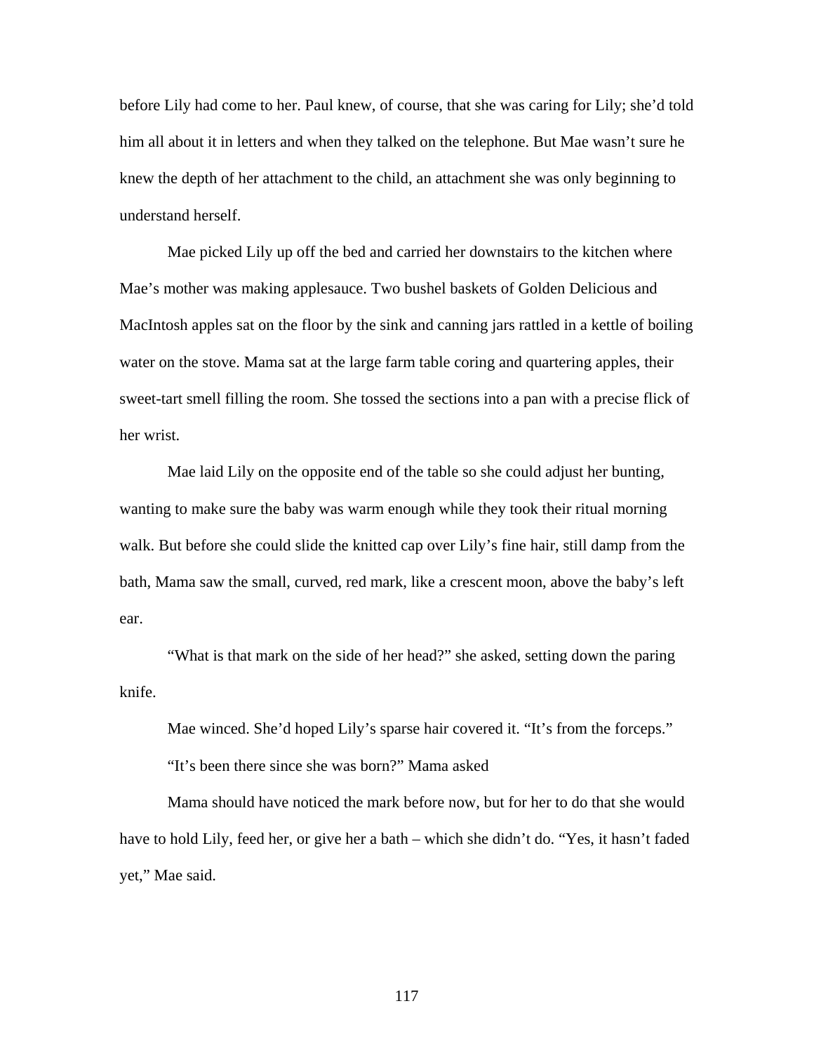before Lily had come to her. Paul knew, of course, that she was caring for Lily; she'd told him all about it in letters and when they talked on the telephone. But Mae wasn't sure he knew the depth of her attachment to the child, an attachment she was only beginning to understand herself.

Mae picked Lily up off the bed and carried her downstairs to the kitchen where Mae's mother was making applesauce. Two bushel baskets of Golden Delicious and MacIntosh apples sat on the floor by the sink and canning jars rattled in a kettle of boiling water on the stove. Mama sat at the large farm table coring and quartering apples, their sweet-tart smell filling the room. She tossed the sections into a pan with a precise flick of her wrist.

Mae laid Lily on the opposite end of the table so she could adjust her bunting, wanting to make sure the baby was warm enough while they took their ritual morning walk. But before she could slide the knitted cap over Lily's fine hair, still damp from the bath, Mama saw the small, curved, red mark, like a crescent moon, above the baby's left ear.

"What is that mark on the side of her head?" she asked, setting down the paring knife.

Mae winced. She'd hoped Lily's sparse hair covered it. "It's from the forceps."

"It's been there since she was born?" Mama asked

Mama should have noticed the mark before now, but for her to do that she would have to hold Lily, feed her, or give her a bath – which she didn't do. "Yes, it hasn't faded yet," Mae said.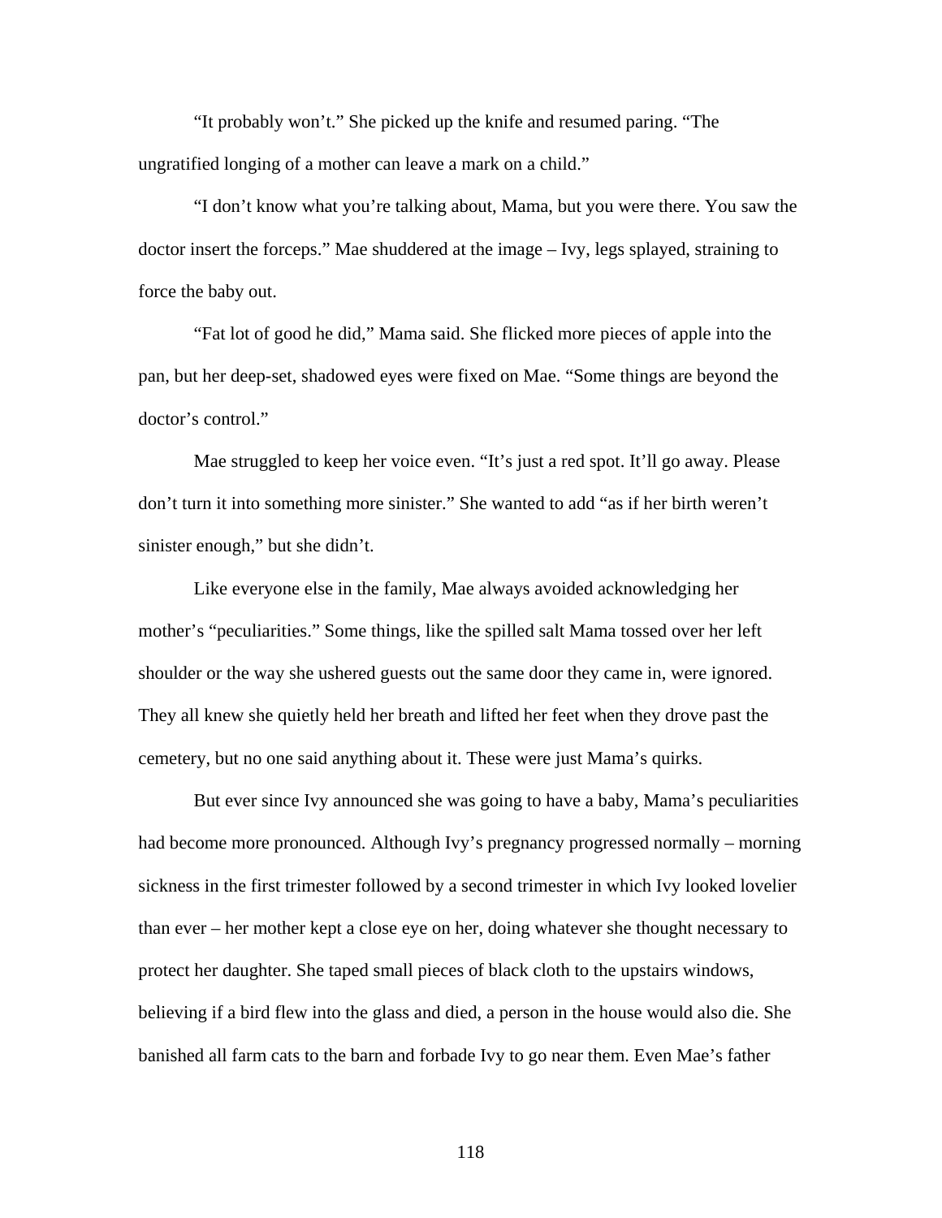"It probably won't." She picked up the knife and resumed paring. "The ungratified longing of a mother can leave a mark on a child."

"I don't know what you're talking about, Mama, but you were there. You saw the doctor insert the forceps." Mae shuddered at the image – Ivy, legs splayed, straining to force the baby out.

"Fat lot of good he did," Mama said. She flicked more pieces of apple into the pan, but her deep-set, shadowed eyes were fixed on Mae. "Some things are beyond the doctor's control."

Mae struggled to keep her voice even. "It's just a red spot. It'll go away. Please don't turn it into something more sinister." She wanted to add "as if her birth weren't sinister enough," but she didn't.

Like everyone else in the family, Mae always avoided acknowledging her mother's "peculiarities." Some things, like the spilled salt Mama tossed over her left shoulder or the way she ushered guests out the same door they came in, were ignored. They all knew she quietly held her breath and lifted her feet when they drove past the cemetery, but no one said anything about it. These were just Mama's quirks.

But ever since Ivy announced she was going to have a baby, Mama's peculiarities had become more pronounced. Although Ivy's pregnancy progressed normally – morning sickness in the first trimester followed by a second trimester in which Ivy looked lovelier than ever – her mother kept a close eye on her, doing whatever she thought necessary to protect her daughter. She taped small pieces of black cloth to the upstairs windows, believing if a bird flew into the glass and died, a person in the house would also die. She banished all farm cats to the barn and forbade Ivy to go near them. Even Mae's father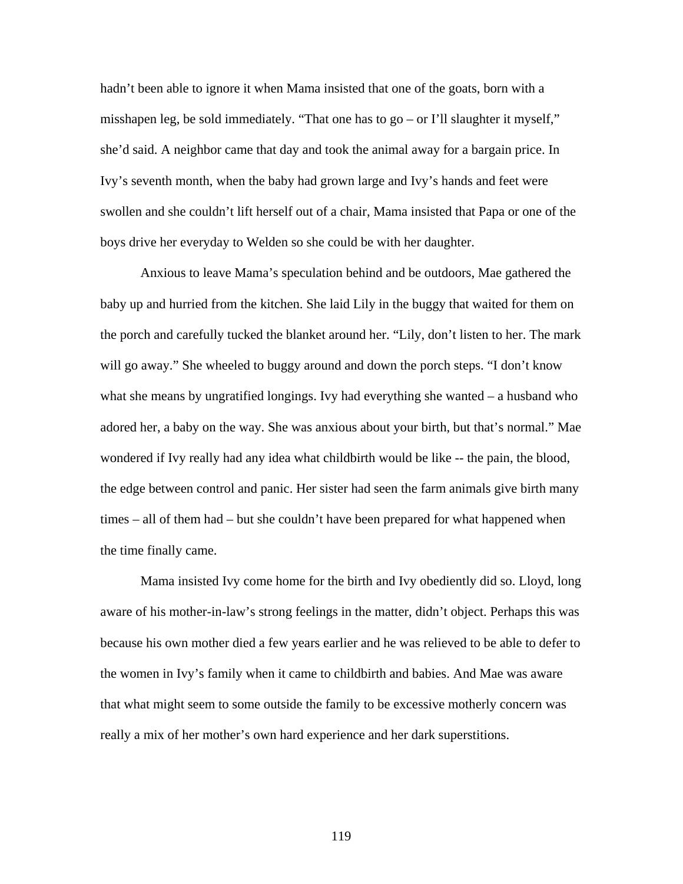hadn't been able to ignore it when Mama insisted that one of the goats, born with a misshapen leg, be sold immediately. "That one has to go – or I'll slaughter it myself," she'd said. A neighbor came that day and took the animal away for a bargain price. In Ivy's seventh month, when the baby had grown large and Ivy's hands and feet were swollen and she couldn't lift herself out of a chair, Mama insisted that Papa or one of the boys drive her everyday to Welden so she could be with her daughter.

Anxious to leave Mama's speculation behind and be outdoors, Mae gathered the baby up and hurried from the kitchen. She laid Lily in the buggy that waited for them on the porch and carefully tucked the blanket around her. "Lily, don't listen to her. The mark will go away." She wheeled to buggy around and down the porch steps. "I don't know what she means by ungratified longings. Ivy had everything she wanted – a husband who adored her, a baby on the way. She was anxious about your birth, but that's normal." Mae wondered if Ivy really had any idea what childbirth would be like -- the pain, the blood, the edge between control and panic. Her sister had seen the farm animals give birth many times – all of them had – but she couldn't have been prepared for what happened when the time finally came.

Mama insisted Ivy come home for the birth and Ivy obediently did so. Lloyd, long aware of his mother-in-law's strong feelings in the matter, didn't object. Perhaps this was because his own mother died a few years earlier and he was relieved to be able to defer to the women in Ivy's family when it came to childbirth and babies. And Mae was aware that what might seem to some outside the family to be excessive motherly concern was really a mix of her mother's own hard experience and her dark superstitions.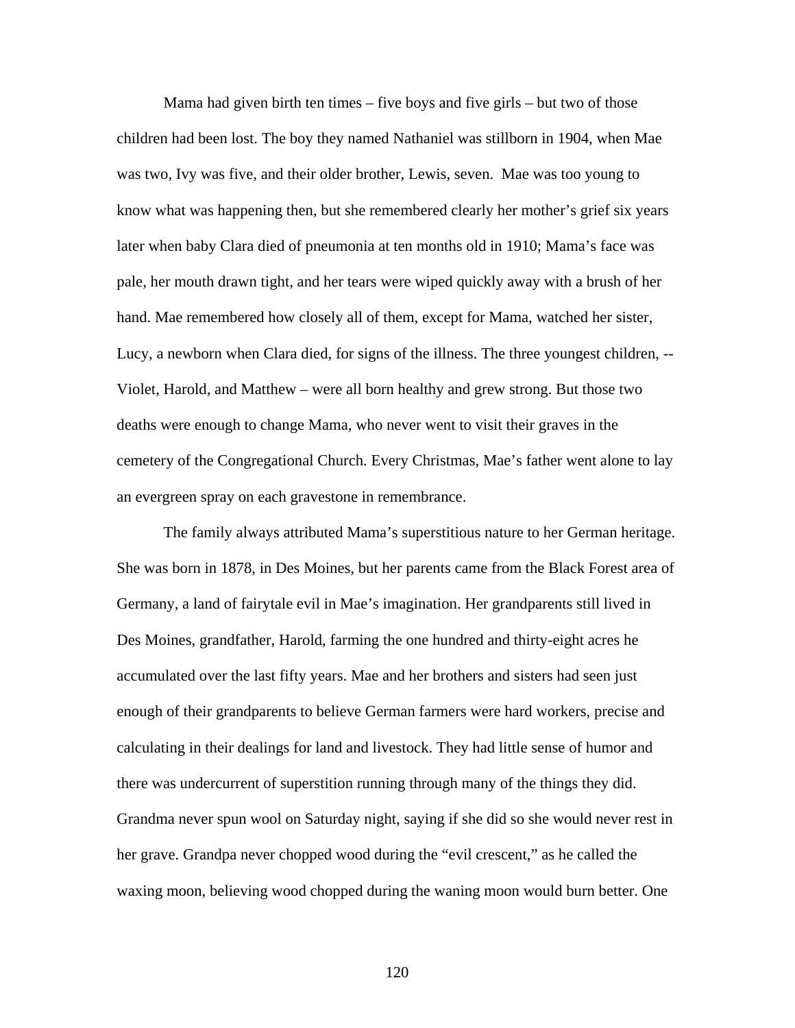Mama had given birth ten times – five boys and five girls – but two of those children had been lost. The boy they named Nathaniel was stillborn in 1904, when Mae was two, Ivy was five, and their older brother, Lewis, seven. Mae was too young to know what was happening then, but she remembered clearly her mother's grief six years later when baby Clara died of pneumonia at ten months old in 1910; Mama's face was pale, her mouth drawn tight, and her tears were wiped quickly away with a brush of her hand. Mae remembered how closely all of them, except for Mama, watched her sister, Lucy, a newborn when Clara died, for signs of the illness. The three youngest children, -- Violet, Harold, and Matthew – were all born healthy and grew strong. But those two deaths were enough to change Mama, who never went to visit their graves in the cemetery of the Congregational Church. Every Christmas, Mae's father went alone to lay an evergreen spray on each gravestone in remembrance.

The family always attributed Mama's superstitious nature to her German heritage. She was born in 1878, in Des Moines, but her parents came from the Black Forest area of Germany, a land of fairytale evil in Mae's imagination. Her grandparents still lived in Des Moines, grandfather, Harold, farming the one hundred and thirty-eight acres he accumulated over the last fifty years. Mae and her brothers and sisters had seen just enough of their grandparents to believe German farmers were hard workers, precise and calculating in their dealings for land and livestock. They had little sense of humor and there was undercurrent of superstition running through many of the things they did. Grandma never spun wool on Saturday night, saying if she did so she would never rest in her grave. Grandpa never chopped wood during the "evil crescent," as he called the waxing moon, believing wood chopped during the waning moon would burn better. One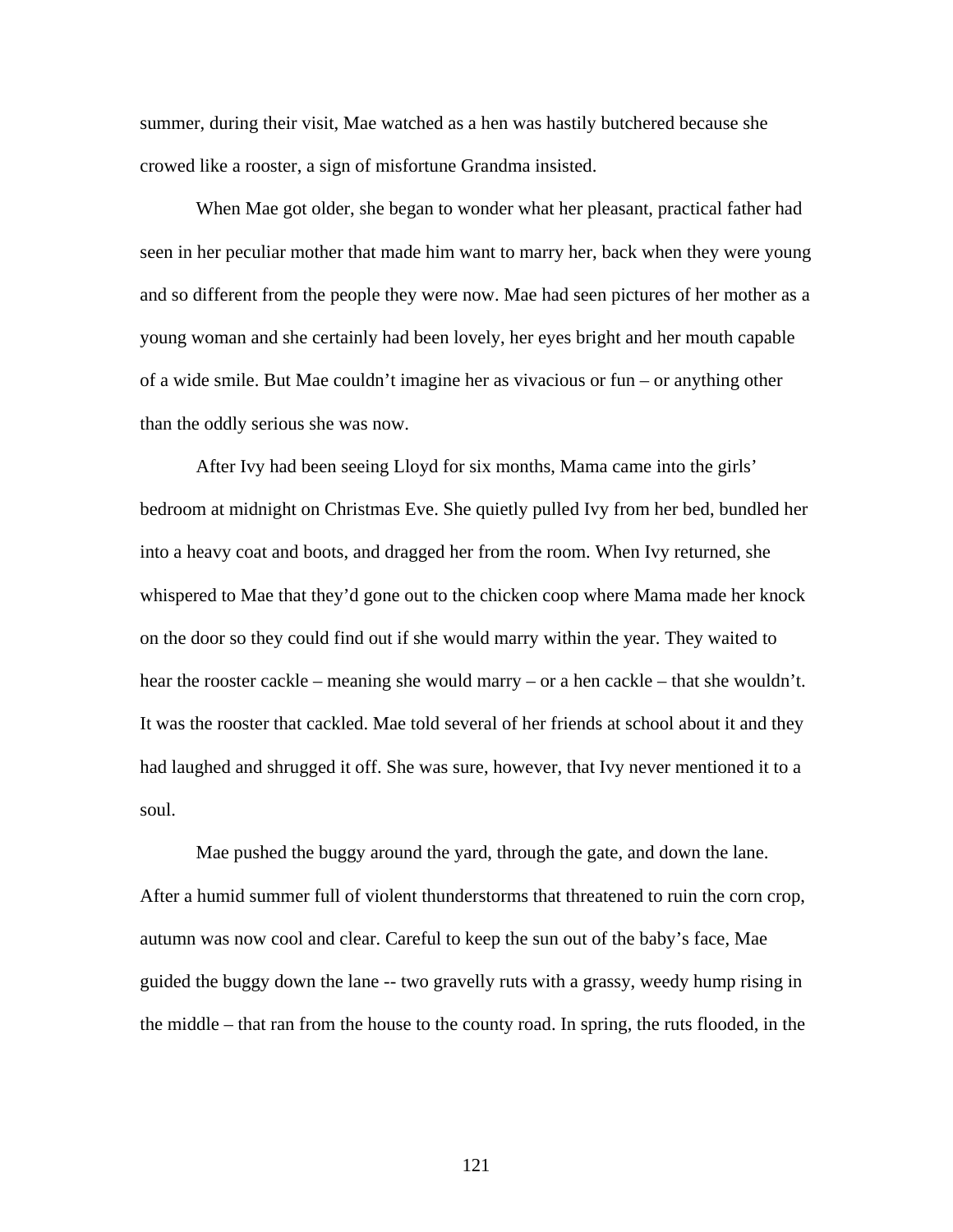summer, during their visit, Mae watched as a hen was hastily butchered because she crowed like a rooster, a sign of misfortune Grandma insisted.

When Mae got older, she began to wonder what her pleasant, practical father had seen in her peculiar mother that made him want to marry her, back when they were young and so different from the people they were now. Mae had seen pictures of her mother as a young woman and she certainly had been lovely, her eyes bright and her mouth capable of a wide smile. But Mae couldn't imagine her as vivacious or fun – or anything other than the oddly serious she was now.

After Ivy had been seeing Lloyd for six months, Mama came into the girls' bedroom at midnight on Christmas Eve. She quietly pulled Ivy from her bed, bundled her into a heavy coat and boots, and dragged her from the room. When Ivy returned, she whispered to Mae that they'd gone out to the chicken coop where Mama made her knock on the door so they could find out if she would marry within the year. They waited to hear the rooster cackle – meaning she would marry – or a hen cackle – that she wouldn't. It was the rooster that cackled. Mae told several of her friends at school about it and they had laughed and shrugged it off. She was sure, however, that Ivy never mentioned it to a soul.

Mae pushed the buggy around the yard, through the gate, and down the lane. After a humid summer full of violent thunderstorms that threatened to ruin the corn crop, autumn was now cool and clear. Careful to keep the sun out of the baby's face, Mae guided the buggy down the lane -- two gravelly ruts with a grassy, weedy hump rising in the middle – that ran from the house to the county road. In spring, the ruts flooded, in the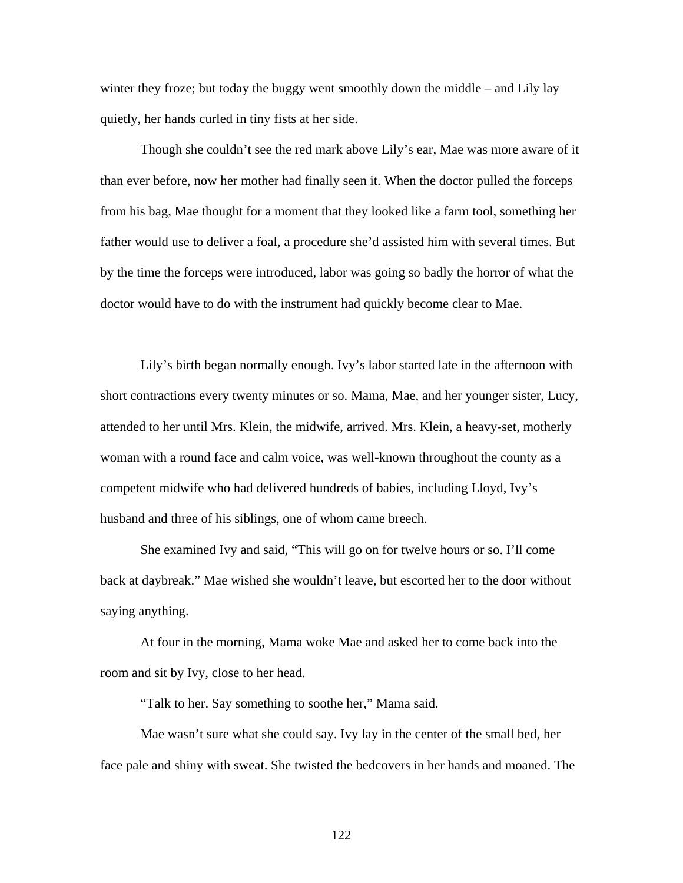winter they froze; but today the buggy went smoothly down the middle – and Lily lay quietly, her hands curled in tiny fists at her side.

Though she couldn't see the red mark above Lily's ear, Mae was more aware of it than ever before, now her mother had finally seen it. When the doctor pulled the forceps from his bag, Mae thought for a moment that they looked like a farm tool, something her father would use to deliver a foal, a procedure she'd assisted him with several times. But by the time the forceps were introduced, labor was going so badly the horror of what the doctor would have to do with the instrument had quickly become clear to Mae.

Lily's birth began normally enough. Ivy's labor started late in the afternoon with short contractions every twenty minutes or so. Mama, Mae, and her younger sister, Lucy, attended to her until Mrs. Klein, the midwife, arrived. Mrs. Klein, a heavy-set, motherly woman with a round face and calm voice, was well-known throughout the county as a competent midwife who had delivered hundreds of babies, including Lloyd, Ivy's husband and three of his siblings, one of whom came breech.

She examined Ivy and said, "This will go on for twelve hours or so. I'll come back at daybreak." Mae wished she wouldn't leave, but escorted her to the door without saying anything.

At four in the morning, Mama woke Mae and asked her to come back into the room and sit by Ivy, close to her head.

"Talk to her. Say something to soothe her," Mama said.

Mae wasn't sure what she could say. Ivy lay in the center of the small bed, her face pale and shiny with sweat. She twisted the bedcovers in her hands and moaned. The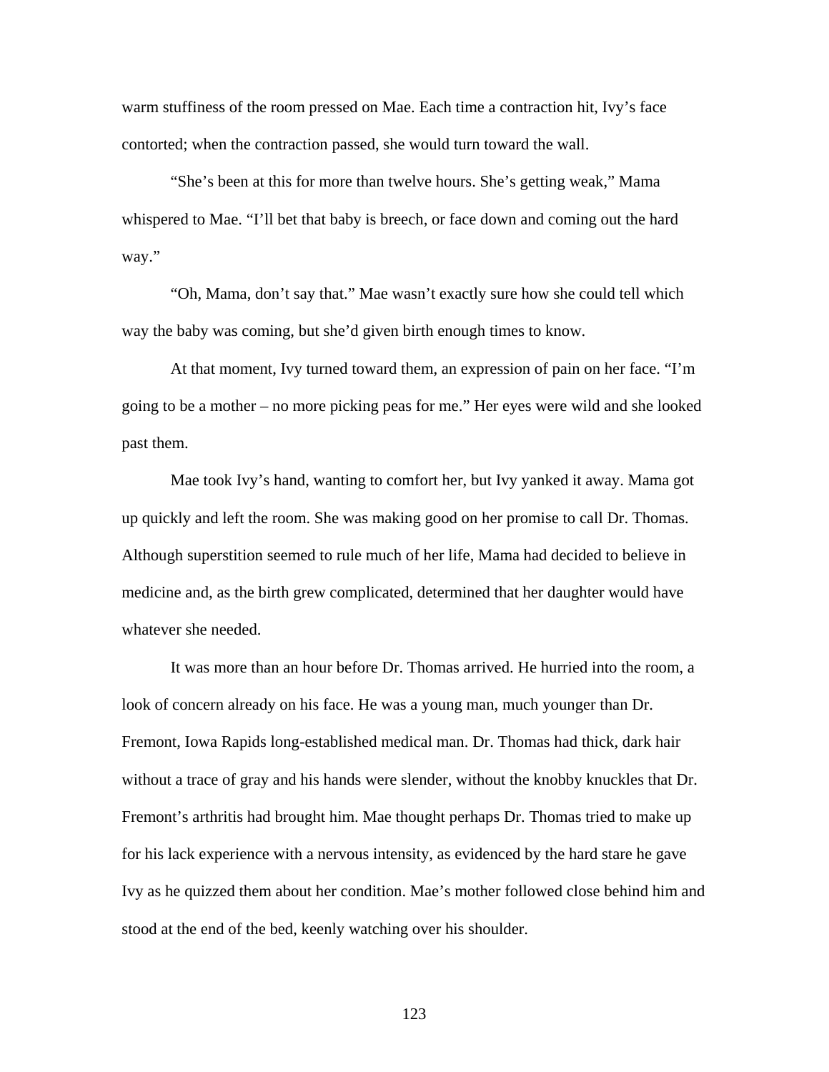warm stuffiness of the room pressed on Mae. Each time a contraction hit, Ivy's face contorted; when the contraction passed, she would turn toward the wall.

"She's been at this for more than twelve hours. She's getting weak," Mama whispered to Mae. "I'll bet that baby is breech, or face down and coming out the hard way."

"Oh, Mama, don't say that." Mae wasn't exactly sure how she could tell which way the baby was coming, but she'd given birth enough times to know.

At that moment, Ivy turned toward them, an expression of pain on her face. "I'm going to be a mother – no more picking peas for me." Her eyes were wild and she looked past them.

Mae took Ivy's hand, wanting to comfort her, but Ivy yanked it away. Mama got up quickly and left the room. She was making good on her promise to call Dr. Thomas. Although superstition seemed to rule much of her life, Mama had decided to believe in medicine and, as the birth grew complicated, determined that her daughter would have whatever she needed.

It was more than an hour before Dr. Thomas arrived. He hurried into the room, a look of concern already on his face. He was a young man, much younger than Dr. Fremont, Iowa Rapids long-established medical man. Dr. Thomas had thick, dark hair without a trace of gray and his hands were slender, without the knobby knuckles that Dr. Fremont's arthritis had brought him. Mae thought perhaps Dr. Thomas tried to make up for his lack experience with a nervous intensity, as evidenced by the hard stare he gave Ivy as he quizzed them about her condition. Mae's mother followed close behind him and stood at the end of the bed, keenly watching over his shoulder.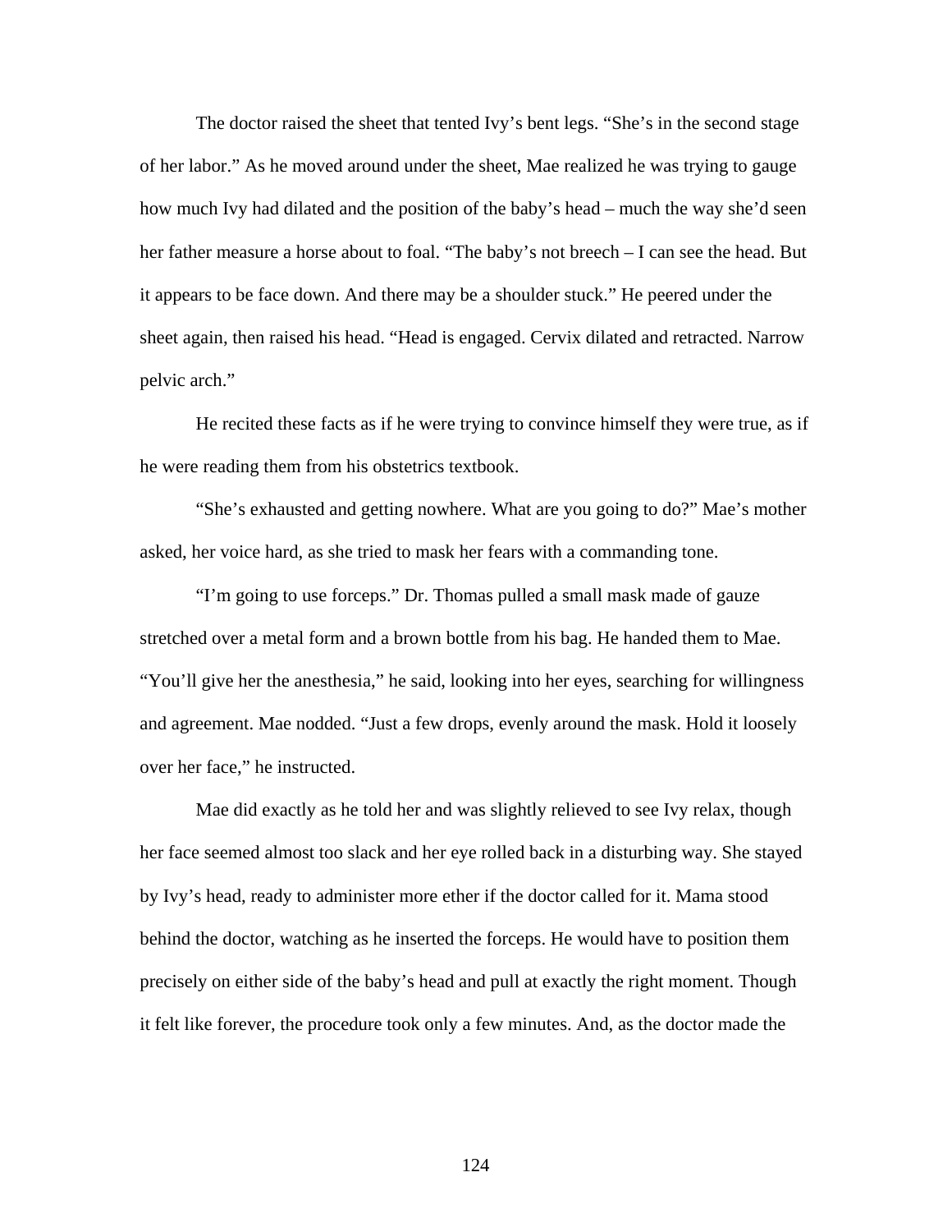The doctor raised the sheet that tented Ivy's bent legs. "She's in the second stage of her labor." As he moved around under the sheet, Mae realized he was trying to gauge how much Ivy had dilated and the position of the baby's head – much the way she'd seen her father measure a horse about to foal. "The baby's not breech – I can see the head. But it appears to be face down. And there may be a shoulder stuck." He peered under the sheet again, then raised his head. "Head is engaged. Cervix dilated and retracted. Narrow pelvic arch."

He recited these facts as if he were trying to convince himself they were true, as if he were reading them from his obstetrics textbook.

"She's exhausted and getting nowhere. What are you going to do?" Mae's mother asked, her voice hard, as she tried to mask her fears with a commanding tone.

"I'm going to use forceps." Dr. Thomas pulled a small mask made of gauze stretched over a metal form and a brown bottle from his bag. He handed them to Mae. "You'll give her the anesthesia," he said, looking into her eyes, searching for willingness and agreement. Mae nodded. "Just a few drops, evenly around the mask. Hold it loosely over her face," he instructed.

Mae did exactly as he told her and was slightly relieved to see Ivy relax, though her face seemed almost too slack and her eye rolled back in a disturbing way. She stayed by Ivy's head, ready to administer more ether if the doctor called for it. Mama stood behind the doctor, watching as he inserted the forceps. He would have to position them precisely on either side of the baby's head and pull at exactly the right moment. Though it felt like forever, the procedure took only a few minutes. And, as the doctor made the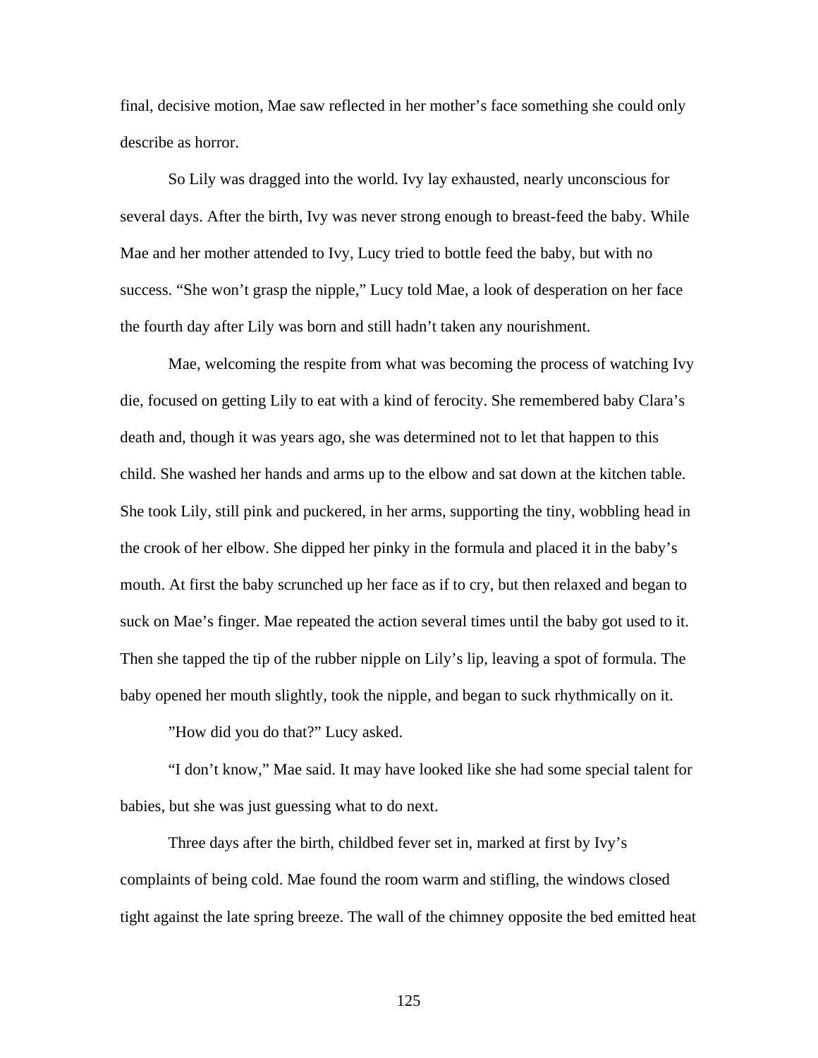final, decisive motion, Mae saw reflected in her mother's face something she could only describe as horror.

So Lily was dragged into the world. Ivy lay exhausted, nearly unconscious for several days. After the birth, Ivy was never strong enough to breast-feed the baby. While Mae and her mother attended to Ivy, Lucy tried to bottle feed the baby, but with no success. "She won't grasp the nipple," Lucy told Mae, a look of desperation on her face the fourth day after Lily was born and still hadn't taken any nourishment.

Mae, welcoming the respite from what was becoming the process of watching Ivy die, focused on getting Lily to eat with a kind of ferocity. She remembered baby Clara's death and, though it was years ago, she was determined not to let that happen to this child. She washed her hands and arms up to the elbow and sat down at the kitchen table. She took Lily, still pink and puckered, in her arms, supporting the tiny, wobbling head in the crook of her elbow. She dipped her pinky in the formula and placed it in the baby's mouth. At first the baby scrunched up her face as if to cry, but then relaxed and began to suck on Mae's finger. Mae repeated the action several times until the baby got used to it. Then she tapped the tip of the rubber nipple on Lily's lip, leaving a spot of formula. The baby opened her mouth slightly, took the nipple, and began to suck rhythmically on it.

"How did you do that?" Lucy asked.

"I don't know," Mae said. It may have looked like she had some special talent for babies, but she was just guessing what to do next.

Three days after the birth, childbed fever set in, marked at first by Ivy's complaints of being cold. Mae found the room warm and stifling, the windows closed tight against the late spring breeze. The wall of the chimney opposite the bed emitted heat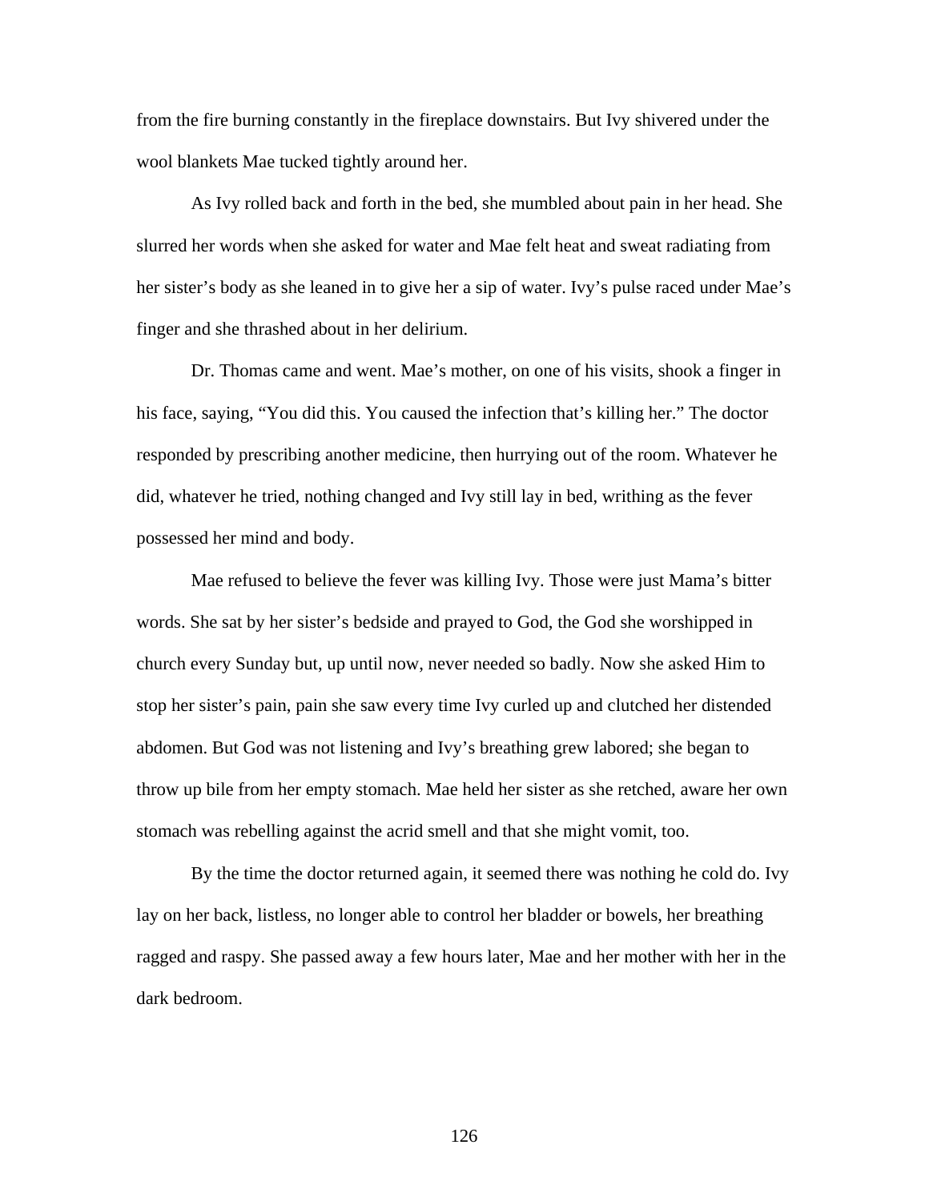from the fire burning constantly in the fireplace downstairs. But Ivy shivered under the wool blankets Mae tucked tightly around her.

As Ivy rolled back and forth in the bed, she mumbled about pain in her head. She slurred her words when she asked for water and Mae felt heat and sweat radiating from her sister's body as she leaned in to give her a sip of water. Ivy's pulse raced under Mae's finger and she thrashed about in her delirium.

Dr. Thomas came and went. Mae's mother, on one of his visits, shook a finger in his face, saying, "You did this. You caused the infection that's killing her." The doctor responded by prescribing another medicine, then hurrying out of the room. Whatever he did, whatever he tried, nothing changed and Ivy still lay in bed, writhing as the fever possessed her mind and body.

Mae refused to believe the fever was killing Ivy. Those were just Mama's bitter words. She sat by her sister's bedside and prayed to God, the God she worshipped in church every Sunday but, up until now, never needed so badly. Now she asked Him to stop her sister's pain, pain she saw every time Ivy curled up and clutched her distended abdomen. But God was not listening and Ivy's breathing grew labored; she began to throw up bile from her empty stomach. Mae held her sister as she retched, aware her own stomach was rebelling against the acrid smell and that she might vomit, too.

By the time the doctor returned again, it seemed there was nothing he cold do. Ivy lay on her back, listless, no longer able to control her bladder or bowels, her breathing ragged and raspy. She passed away a few hours later, Mae and her mother with her in the dark bedroom.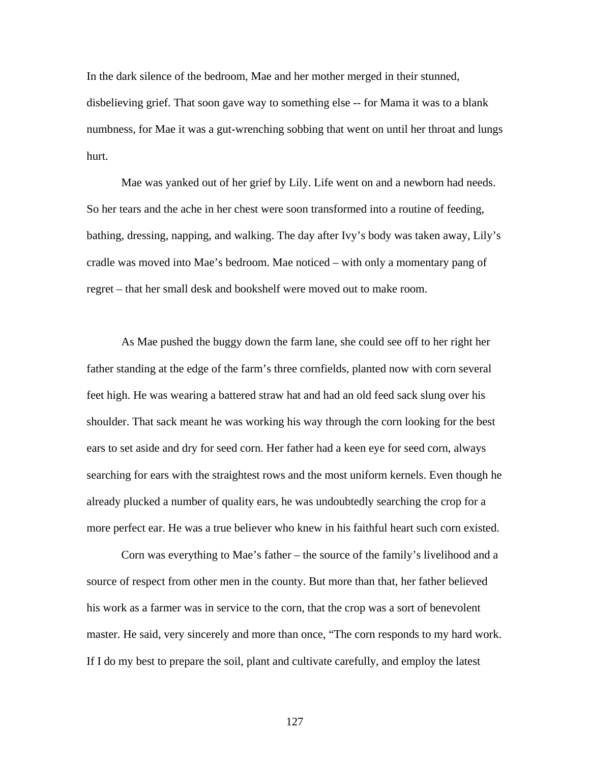In the dark silence of the bedroom, Mae and her mother merged in their stunned, disbelieving grief. That soon gave way to something else -- for Mama it was to a blank numbness, for Mae it was a gut-wrenching sobbing that went on until her throat and lungs hurt.

Mae was yanked out of her grief by Lily. Life went on and a newborn had needs. So her tears and the ache in her chest were soon transformed into a routine of feeding, bathing, dressing, napping, and walking. The day after Ivy's body was taken away, Lily's cradle was moved into Mae's bedroom. Mae noticed – with only a momentary pang of regret – that her small desk and bookshelf were moved out to make room.

As Mae pushed the buggy down the farm lane, she could see off to her right her father standing at the edge of the farm's three cornfields, planted now with corn several feet high. He was wearing a battered straw hat and had an old feed sack slung over his shoulder. That sack meant he was working his way through the corn looking for the best ears to set aside and dry for seed corn. Her father had a keen eye for seed corn, always searching for ears with the straightest rows and the most uniform kernels. Even though he already plucked a number of quality ears, he was undoubtedly searching the crop for a more perfect ear. He was a true believer who knew in his faithful heart such corn existed.

Corn was everything to Mae's father – the source of the family's livelihood and a source of respect from other men in the county. But more than that, her father believed his work as a farmer was in service to the corn, that the crop was a sort of benevolent master. He said, very sincerely and more than once, "The corn responds to my hard work. If I do my best to prepare the soil, plant and cultivate carefully, and employ the latest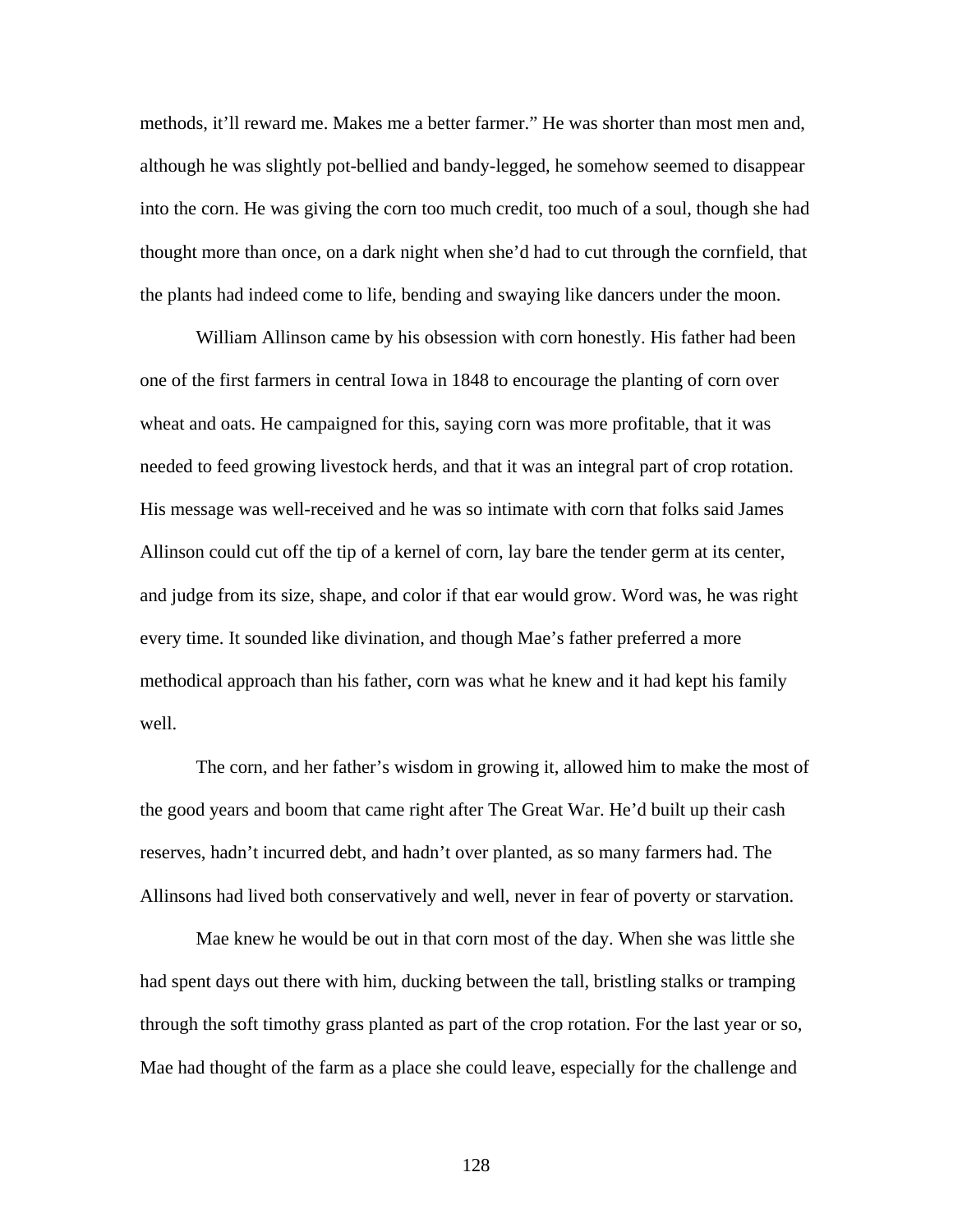methods, it'll reward me. Makes me a better farmer." He was shorter than most men and, although he was slightly pot-bellied and bandy-legged, he somehow seemed to disappear into the corn. He was giving the corn too much credit, too much of a soul, though she had thought more than once, on a dark night when she'd had to cut through the cornfield, that the plants had indeed come to life, bending and swaying like dancers under the moon.

William Allinson came by his obsession with corn honestly. His father had been one of the first farmers in central Iowa in 1848 to encourage the planting of corn over wheat and oats. He campaigned for this, saying corn was more profitable, that it was needed to feed growing livestock herds, and that it was an integral part of crop rotation. His message was well-received and he was so intimate with corn that folks said James Allinson could cut off the tip of a kernel of corn, lay bare the tender germ at its center, and judge from its size, shape, and color if that ear would grow. Word was, he was right every time. It sounded like divination, and though Mae's father preferred a more methodical approach than his father, corn was what he knew and it had kept his family well.

The corn, and her father's wisdom in growing it, allowed him to make the most of the good years and boom that came right after The Great War. He'd built up their cash reserves, hadn't incurred debt, and hadn't over planted, as so many farmers had. The Allinsons had lived both conservatively and well, never in fear of poverty or starvation.

Mae knew he would be out in that corn most of the day. When she was little she had spent days out there with him, ducking between the tall, bristling stalks or tramping through the soft timothy grass planted as part of the crop rotation. For the last year or so, Mae had thought of the farm as a place she could leave, especially for the challenge and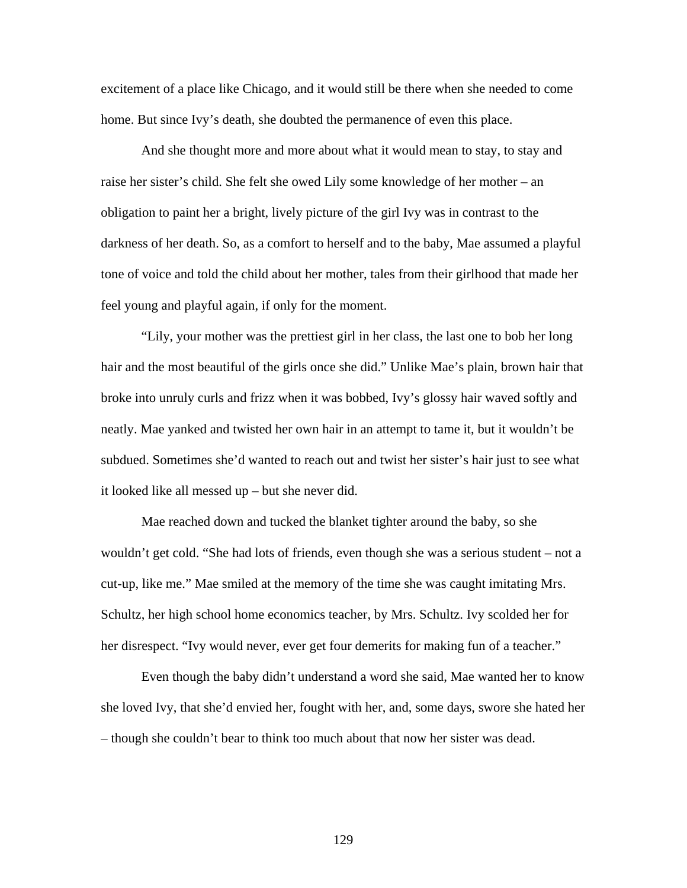excitement of a place like Chicago, and it would still be there when she needed to come home. But since Ivy's death, she doubted the permanence of even this place.

And she thought more and more about what it would mean to stay, to stay and raise her sister's child. She felt she owed Lily some knowledge of her mother – an obligation to paint her a bright, lively picture of the girl Ivy was in contrast to the darkness of her death. So, as a comfort to herself and to the baby, Mae assumed a playful tone of voice and told the child about her mother, tales from their girlhood that made her feel young and playful again, if only for the moment.

"Lily, your mother was the prettiest girl in her class, the last one to bob her long hair and the most beautiful of the girls once she did." Unlike Mae's plain, brown hair that broke into unruly curls and frizz when it was bobbed, Ivy's glossy hair waved softly and neatly. Mae yanked and twisted her own hair in an attempt to tame it, but it wouldn't be subdued. Sometimes she'd wanted to reach out and twist her sister's hair just to see what it looked like all messed up – but she never did.

Mae reached down and tucked the blanket tighter around the baby, so she wouldn't get cold. "She had lots of friends, even though she was a serious student – not a cut-up, like me." Mae smiled at the memory of the time she was caught imitating Mrs. Schultz, her high school home economics teacher, by Mrs. Schultz. Ivy scolded her for her disrespect. "Ivy would never, ever get four demerits for making fun of a teacher."

Even though the baby didn't understand a word she said, Mae wanted her to know she loved Ivy, that she'd envied her, fought with her, and, some days, swore she hated her – though she couldn't bear to think too much about that now her sister was dead.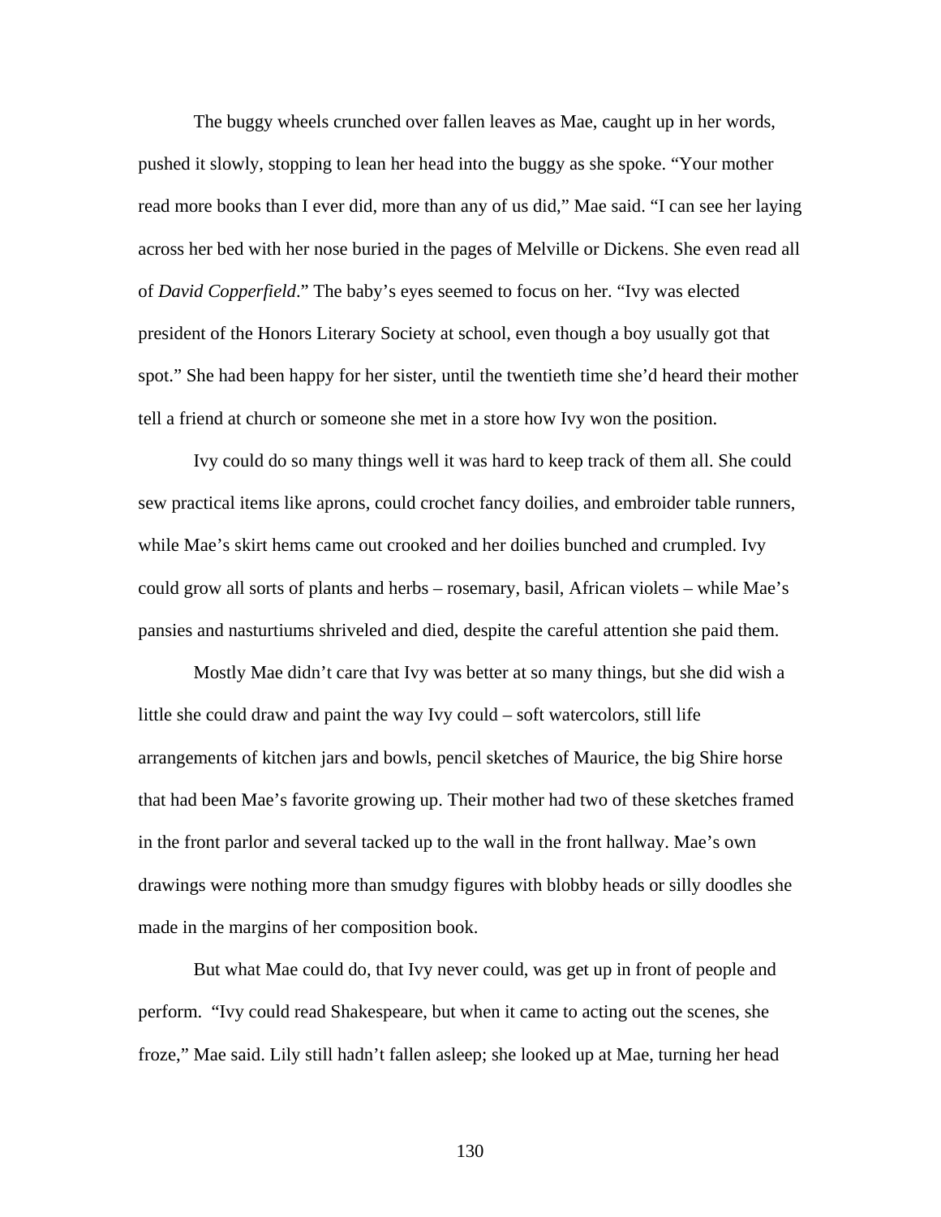The buggy wheels crunched over fallen leaves as Mae, caught up in her words, pushed it slowly, stopping to lean her head into the buggy as she spoke. "Your mother read more books than I ever did, more than any of us did," Mae said. "I can see her laying across her bed with her nose buried in the pages of Melville or Dickens. She even read all of *David Copperfield*." The baby's eyes seemed to focus on her. "Ivy was elected president of the Honors Literary Society at school, even though a boy usually got that spot." She had been happy for her sister, until the twentieth time she'd heard their mother tell a friend at church or someone she met in a store how Ivy won the position.

Ivy could do so many things well it was hard to keep track of them all. She could sew practical items like aprons, could crochet fancy doilies, and embroider table runners, while Mae's skirt hems came out crooked and her doilies bunched and crumpled. Ivy could grow all sorts of plants and herbs – rosemary, basil, African violets – while Mae's pansies and nasturtiums shriveled and died, despite the careful attention she paid them.

Mostly Mae didn't care that Ivy was better at so many things, but she did wish a little she could draw and paint the way Ivy could – soft watercolors, still life arrangements of kitchen jars and bowls, pencil sketches of Maurice, the big Shire horse that had been Mae's favorite growing up. Their mother had two of these sketches framed in the front parlor and several tacked up to the wall in the front hallway. Mae's own drawings were nothing more than smudgy figures with blobby heads or silly doodles she made in the margins of her composition book.

But what Mae could do, that Ivy never could, was get up in front of people and perform. "Ivy could read Shakespeare, but when it came to acting out the scenes, she froze," Mae said. Lily still hadn't fallen asleep; she looked up at Mae, turning her head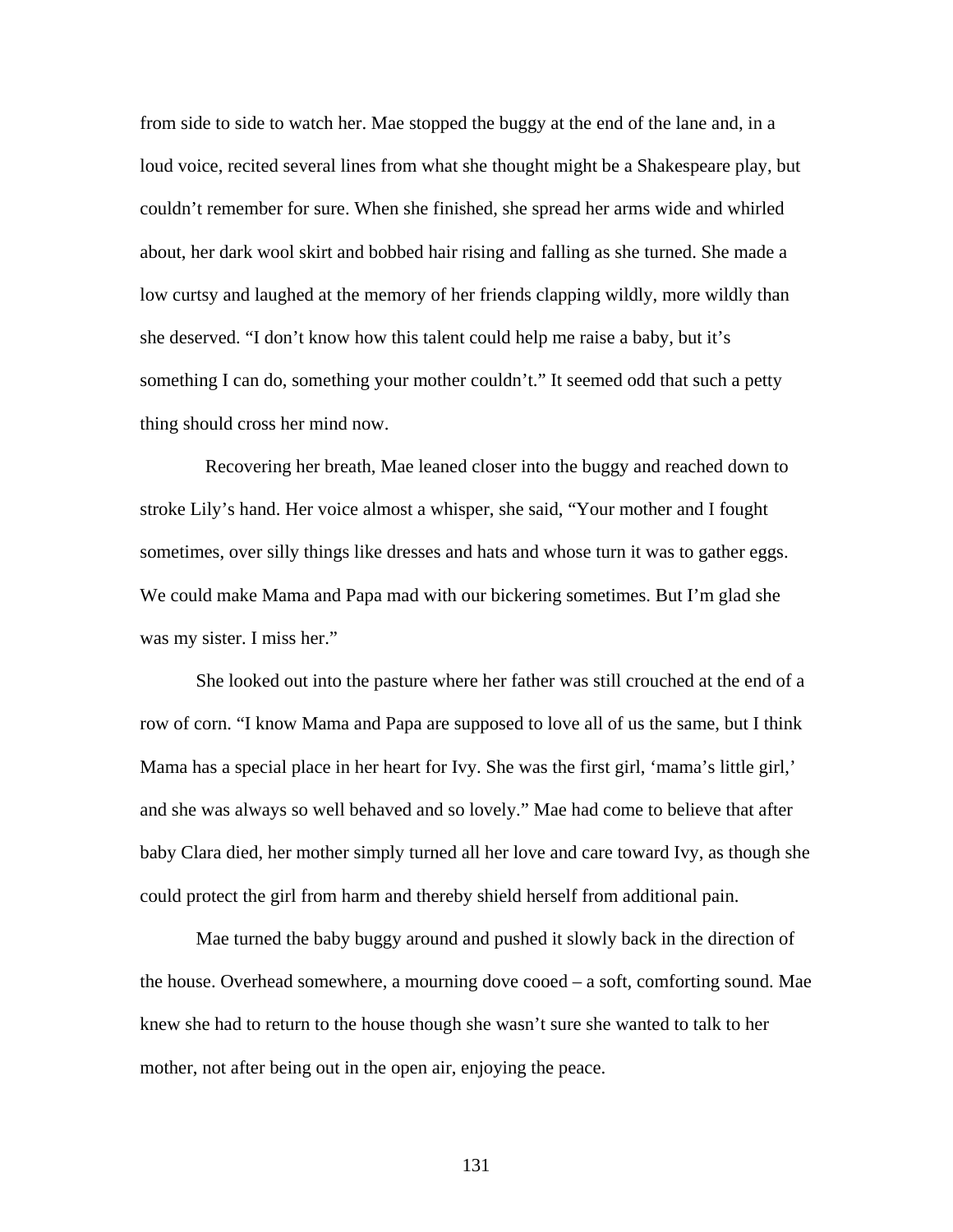from side to side to watch her. Mae stopped the buggy at the end of the lane and, in a loud voice, recited several lines from what she thought might be a Shakespeare play, but couldn't remember for sure. When she finished, she spread her arms wide and whirled about, her dark wool skirt and bobbed hair rising and falling as she turned. She made a low curtsy and laughed at the memory of her friends clapping wildly, more wildly than she deserved. "I don't know how this talent could help me raise a baby, but it's something I can do, something your mother couldn't." It seemed odd that such a petty thing should cross her mind now.

Recovering her breath, Mae leaned closer into the buggy and reached down to stroke Lily's hand. Her voice almost a whisper, she said, "Your mother and I fought sometimes, over silly things like dresses and hats and whose turn it was to gather eggs. We could make Mama and Papa mad with our bickering sometimes. But I'm glad she was my sister. I miss her."

She looked out into the pasture where her father was still crouched at the end of a row of corn. "I know Mama and Papa are supposed to love all of us the same, but I think Mama has a special place in her heart for Ivy. She was the first girl, 'mama's little girl,' and she was always so well behaved and so lovely." Mae had come to believe that after baby Clara died, her mother simply turned all her love and care toward Ivy, as though she could protect the girl from harm and thereby shield herself from additional pain.

Mae turned the baby buggy around and pushed it slowly back in the direction of the house. Overhead somewhere, a mourning dove cooed – a soft, comforting sound. Mae knew she had to return to the house though she wasn't sure she wanted to talk to her mother, not after being out in the open air, enjoying the peace.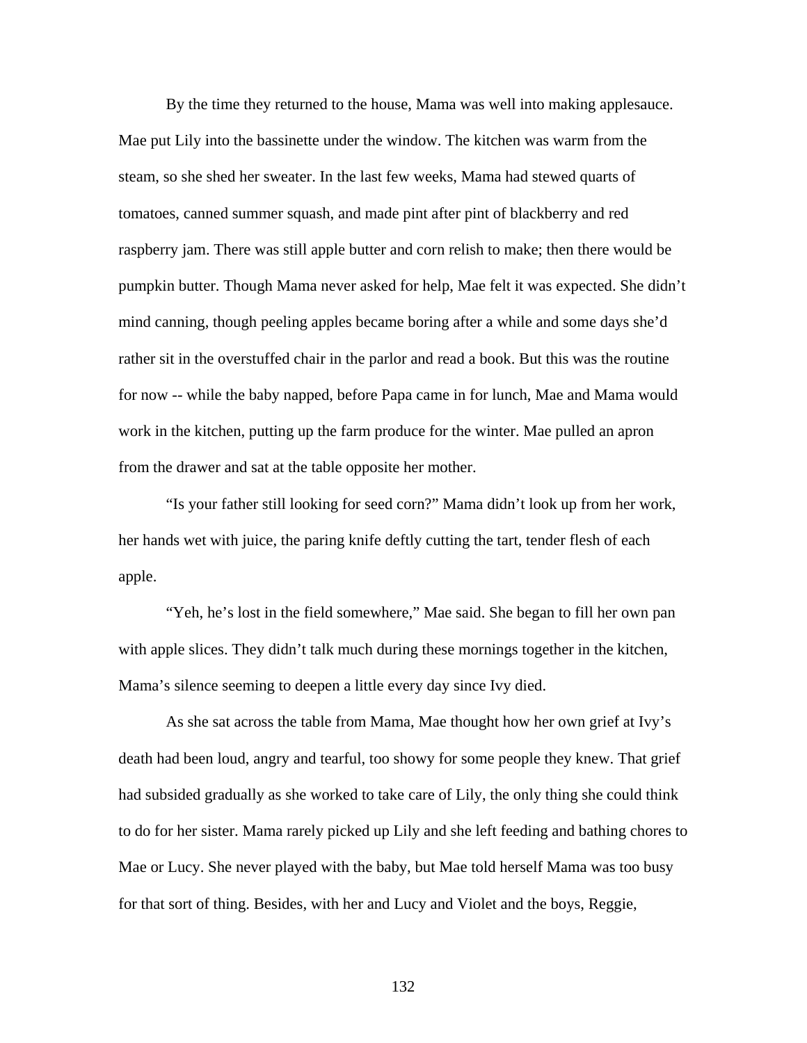By the time they returned to the house, Mama was well into making applesauce. Mae put Lily into the bassinette under the window. The kitchen was warm from the steam, so she shed her sweater. In the last few weeks, Mama had stewed quarts of tomatoes, canned summer squash, and made pint after pint of blackberry and red raspberry jam. There was still apple butter and corn relish to make; then there would be pumpkin butter. Though Mama never asked for help, Mae felt it was expected. She didn't mind canning, though peeling apples became boring after a while and some days she'd rather sit in the overstuffed chair in the parlor and read a book. But this was the routine for now -- while the baby napped, before Papa came in for lunch, Mae and Mama would work in the kitchen, putting up the farm produce for the winter. Mae pulled an apron from the drawer and sat at the table opposite her mother.

"Is your father still looking for seed corn?" Mama didn't look up from her work, her hands wet with juice, the paring knife deftly cutting the tart, tender flesh of each apple.

"Yeh, he's lost in the field somewhere," Mae said. She began to fill her own pan with apple slices. They didn't talk much during these mornings together in the kitchen, Mama's silence seeming to deepen a little every day since Ivy died.

As she sat across the table from Mama, Mae thought how her own grief at Ivy's death had been loud, angry and tearful, too showy for some people they knew. That grief had subsided gradually as she worked to take care of Lily, the only thing she could think to do for her sister. Mama rarely picked up Lily and she left feeding and bathing chores to Mae or Lucy. She never played with the baby, but Mae told herself Mama was too busy for that sort of thing. Besides, with her and Lucy and Violet and the boys, Reggie,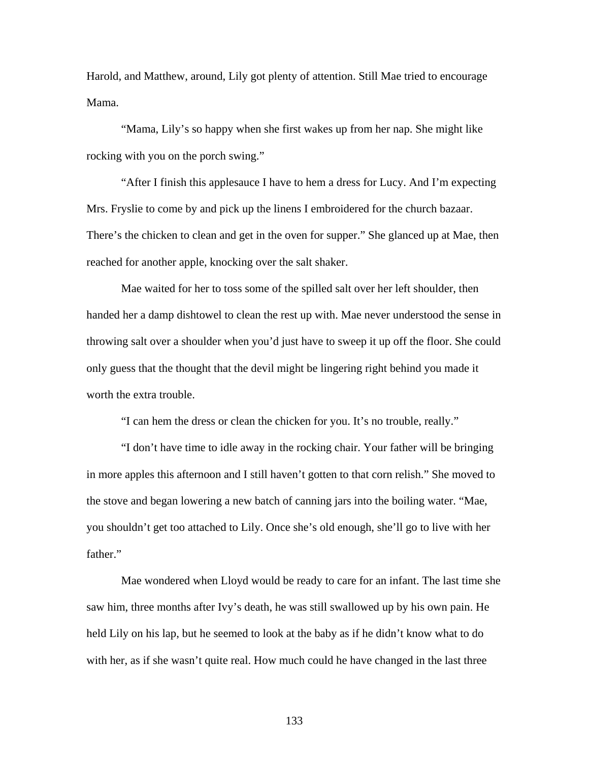Harold, and Matthew, around, Lily got plenty of attention. Still Mae tried to encourage Mama.

"Mama, Lily's so happy when she first wakes up from her nap. She might like rocking with you on the porch swing."

"After I finish this applesauce I have to hem a dress for Lucy. And I'm expecting Mrs. Fryslie to come by and pick up the linens I embroidered for the church bazaar. There's the chicken to clean and get in the oven for supper." She glanced up at Mae, then reached for another apple, knocking over the salt shaker.

Mae waited for her to toss some of the spilled salt over her left shoulder, then handed her a damp dishtowel to clean the rest up with. Mae never understood the sense in throwing salt over a shoulder when you'd just have to sweep it up off the floor. She could only guess that the thought that the devil might be lingering right behind you made it worth the extra trouble.

"I can hem the dress or clean the chicken for you. It's no trouble, really."

"I don't have time to idle away in the rocking chair. Your father will be bringing in more apples this afternoon and I still haven't gotten to that corn relish." She moved to the stove and began lowering a new batch of canning jars into the boiling water. "Mae, you shouldn't get too attached to Lily. Once she's old enough, she'll go to live with her father."

Mae wondered when Lloyd would be ready to care for an infant. The last time she saw him, three months after Ivy's death, he was still swallowed up by his own pain. He held Lily on his lap, but he seemed to look at the baby as if he didn't know what to do with her, as if she wasn't quite real. How much could he have changed in the last three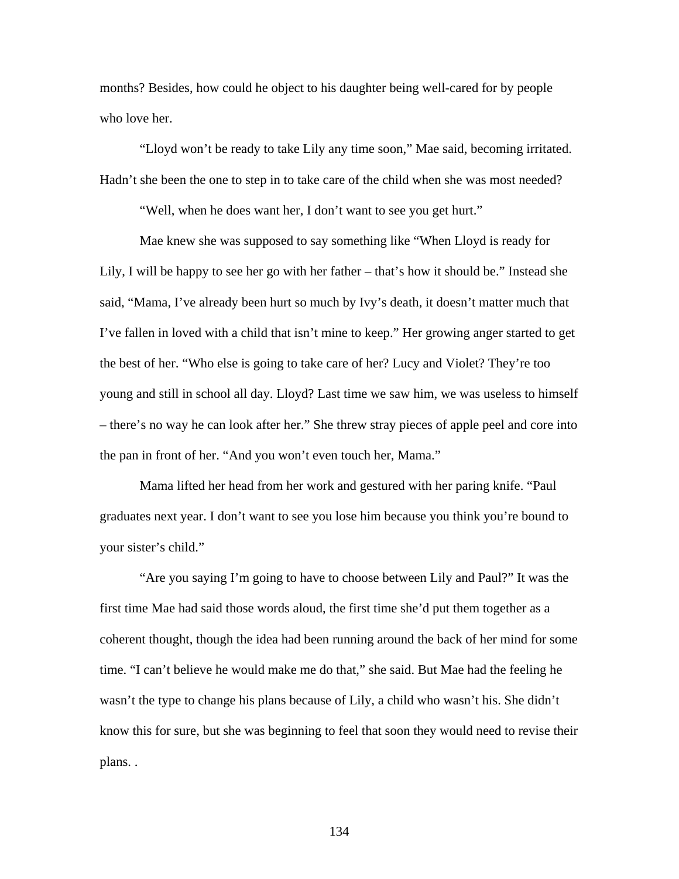months? Besides, how could he object to his daughter being well-cared for by people who love her.

“Lloyd won’t be ready to take Lily any time soon,” Mae said, becoming irritated. Hadn’t she been the one to step in to take care of the child when she was most needed?

“Well, when he does want her, I don’t want to see you get hurt.”

Mae knew she was supposed to say something like “When Lloyd is ready for Lily, I will be happy to see her go with her father – that’s how it should be.” Instead she said, “Mama, I’ve already been hurt so much by Ivy’s death, it doesn’t matter much that I’ve fallen in loved with a child that isn’t mine to keep.” Her growing anger started to get the best of her. “Who else is going to take care of her? Lucy and Violet? They’re too young and still in school all day. Lloyd? Last time we saw him, we was useless to himself – there’s no way he can look after her.” She threw stray pieces of apple peel and core into the pan in front of her. “And you won’t even touch her, Mama.”

Mama lifted her head from her work and gestured with her paring knife. “Paul graduates next year. I don’t want to see you lose him because you think you’re bound to your sister’s child.”

“Are you saying I’m going to have to choose between Lily and Paul?” It was the first time Mae had said those words aloud, the first time she’d put them together as a coherent thought, though the idea had been running around the back of her mind for some time. “I can’t believe he would make me do that,” she said. But Mae had the feeling he wasn’t the type to change his plans because of Lily, a child who wasn’t his. She didn’t know this for sure, but she was beginning to feel that soon they would need to revise their plans. .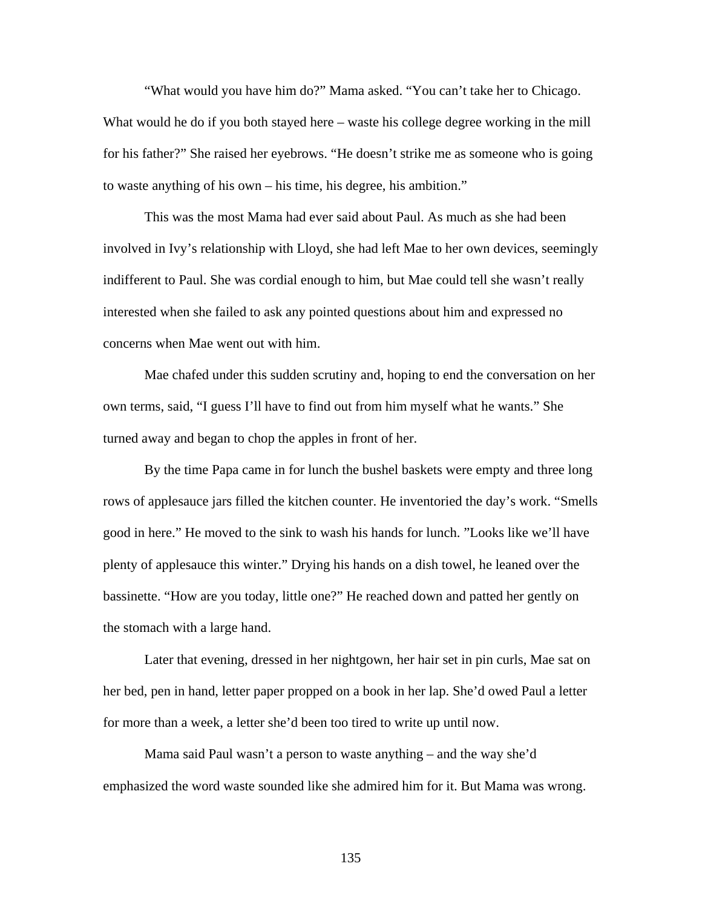"What would you have him do?" Mama asked. "You can't take her to Chicago. What would he do if you both stayed here – waste his college degree working in the mill for his father?" She raised her eyebrows. "He doesn't strike me as someone who is going to waste anything of his own – his time, his degree, his ambition."

This was the most Mama had ever said about Paul. As much as she had been involved in Ivy's relationship with Lloyd, she had left Mae to her own devices, seemingly indifferent to Paul. She was cordial enough to him, but Mae could tell she wasn't really interested when she failed to ask any pointed questions about him and expressed no concerns when Mae went out with him.

Mae chafed under this sudden scrutiny and, hoping to end the conversation on her own terms, said, "I guess I'll have to find out from him myself what he wants." She turned away and began to chop the apples in front of her.

By the time Papa came in for lunch the bushel baskets were empty and three long rows of applesauce jars filled the kitchen counter. He inventoried the day's work. "Smells good in here." He moved to the sink to wash his hands for lunch. "Looks like we'll have plenty of applesauce this winter." Drying his hands on a dish towel, he leaned over the bassinette. "How are you today, little one?" He reached down and patted her gently on the stomach with a large hand.

Later that evening, dressed in her nightgown, her hair set in pin curls, Mae sat on her bed, pen in hand, letter paper propped on a book in her lap. She'd owed Paul a letter for more than a week, a letter she'd been too tired to write up until now.

Mama said Paul wasn't a person to waste anything – and the way she'd emphasized the word waste sounded like she admired him for it. But Mama was wrong.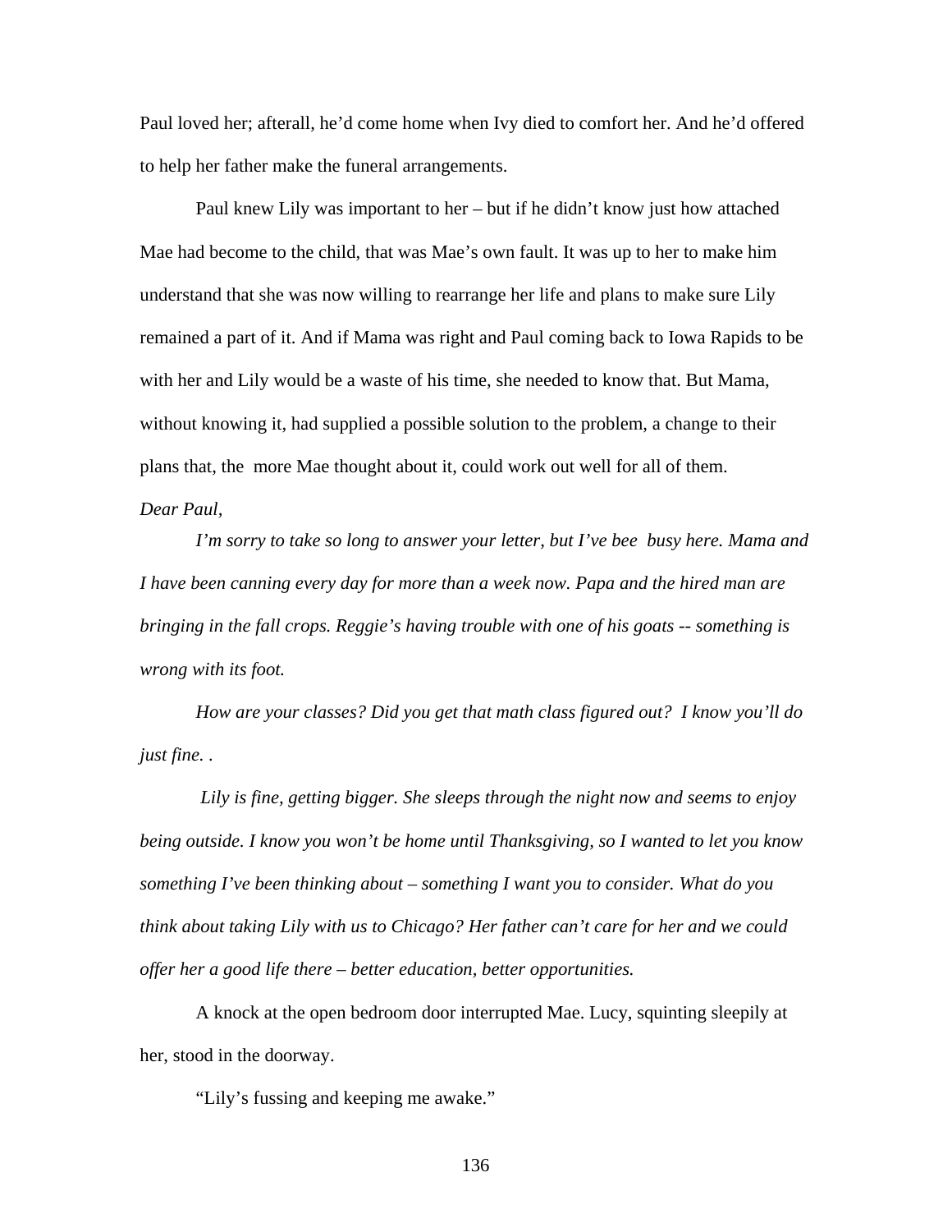Paul loved her; afterall, he'd come home when Ivy died to comfort her. And he'd offered to help her father make the funeral arrangements.

Paul knew Lily was important to her – but if he didn't know just how attached Mae had become to the child, that was Mae's own fault. It was up to her to make him understand that she was now willing to rearrange her life and plans to make sure Lily remained a part of it. And if Mama was right and Paul coming back to Iowa Rapids to be with her and Lily would be a waste of his time, she needed to know that. But Mama, without knowing it, had supplied a possible solution to the problem, a change to their plans that, the  more Mae thought about it, could work out well for all of them.

*Dear Paul,*

*I'm sorry to take so long to answer your letter, but I've bee  busy here. Mama and I have been canning every day for more than a week now. Papa and the hired man are bringing in the fall crops. Reggie's having trouble with one of his goats -- something is wrong with its foot.*

*How are your classes? Did you get that math class figured out?  I know you'll do just fine. .*

*Lily is fine, getting bigger. She sleeps through the night now and seems to enjoy being outside. I know you won't be home until Thanksgiving, so I wanted to let you know something I've been thinking about – something I want you to consider. What do you think about taking Lily with us to Chicago? Her father can't care for her and we could offer her a good life there – better education, better opportunities.*

A knock at the open bedroom door interrupted Mae. Lucy, squinting sleepily at her, stood in the doorway.

"Lily's fussing and keeping me awake."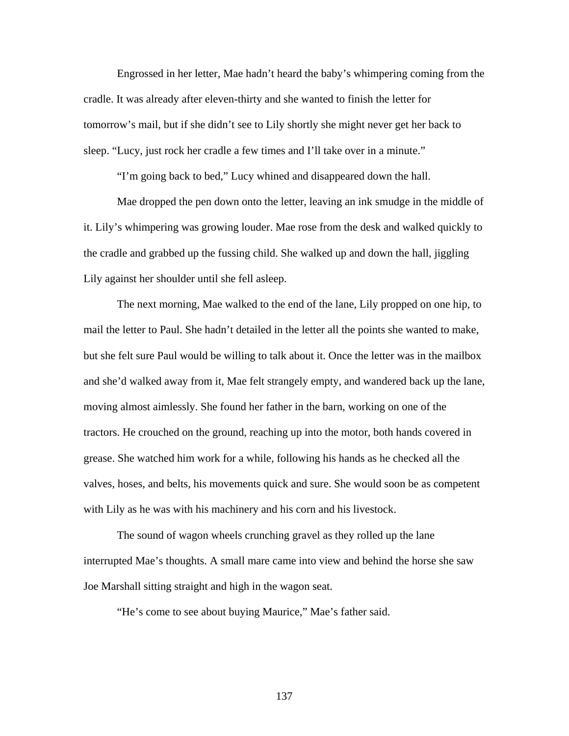Engrossed in her letter, Mae hadn't heard the baby's whimpering coming from the cradle. It was already after eleven-thirty and she wanted to finish the letter for tomorrow's mail, but if she didn't see to Lily shortly she might never get her back to sleep. "Lucy, just rock her cradle a few times and I'll take over in a minute."

"I'm going back to bed," Lucy whined and disappeared down the hall.

Mae dropped the pen down onto the letter, leaving an ink smudge in the middle of it. Lily's whimpering was growing louder. Mae rose from the desk and walked quickly to the cradle and grabbed up the fussing child. She walked up and down the hall, jiggling Lily against her shoulder until she fell asleep.

The next morning, Mae walked to the end of the lane, Lily propped on one hip, to mail the letter to Paul. She hadn't detailed in the letter all the points she wanted to make, but she felt sure Paul would be willing to talk about it. Once the letter was in the mailbox and she'd walked away from it, Mae felt strangely empty, and wandered back up the lane, moving almost aimlessly. She found her father in the barn, working on one of the tractors. He crouched on the ground, reaching up into the motor, both hands covered in grease. She watched him work for a while, following his hands as he checked all the valves, hoses, and belts, his movements quick and sure. She would soon be as competent with Lily as he was with his machinery and his corn and his livestock.

The sound of wagon wheels crunching gravel as they rolled up the lane interrupted Mae's thoughts. A small mare came into view and behind the horse she saw Joe Marshall sitting straight and high in the wagon seat.

"He's come to see about buying Maurice," Mae's father said.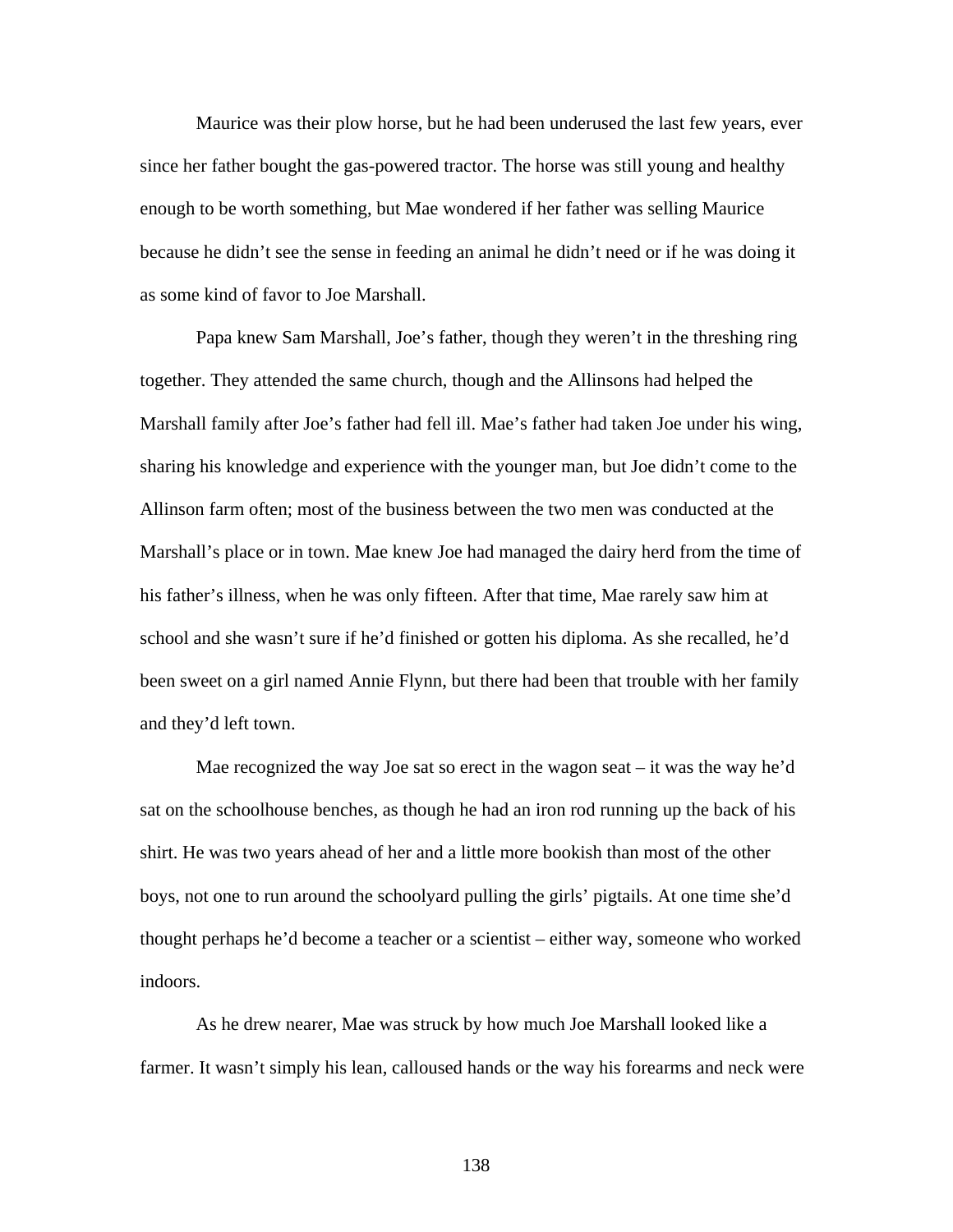Maurice was their plow horse, but he had been underused the last few years, ever since her father bought the gas-powered tractor. The horse was still young and healthy enough to be worth something, but Mae wondered if her father was selling Maurice because he didn't see the sense in feeding an animal he didn't need or if he was doing it as some kind of favor to Joe Marshall.

Papa knew Sam Marshall, Joe's father, though they weren't in the threshing ring together. They attended the same church, though and the Allinsons had helped the Marshall family after Joe's father had fell ill. Mae's father had taken Joe under his wing, sharing his knowledge and experience with the younger man, but Joe didn't come to the Allinson farm often; most of the business between the two men was conducted at the Marshall's place or in town. Mae knew Joe had managed the dairy herd from the time of his father's illness, when he was only fifteen. After that time, Mae rarely saw him at school and she wasn't sure if he'd finished or gotten his diploma. As she recalled, he'd been sweet on a girl named Annie Flynn, but there had been that trouble with her family and they'd left town.

Mae recognized the way Joe sat so erect in the wagon seat – it was the way he'd sat on the schoolhouse benches, as though he had an iron rod running up the back of his shirt. He was two years ahead of her and a little more bookish than most of the other boys, not one to run around the schoolyard pulling the girls' pigtails. At one time she'd thought perhaps he'd become a teacher or a scientist – either way, someone who worked indoors.

As he drew nearer, Mae was struck by how much Joe Marshall looked like a farmer. It wasn't simply his lean, calloused hands or the way his forearms and neck were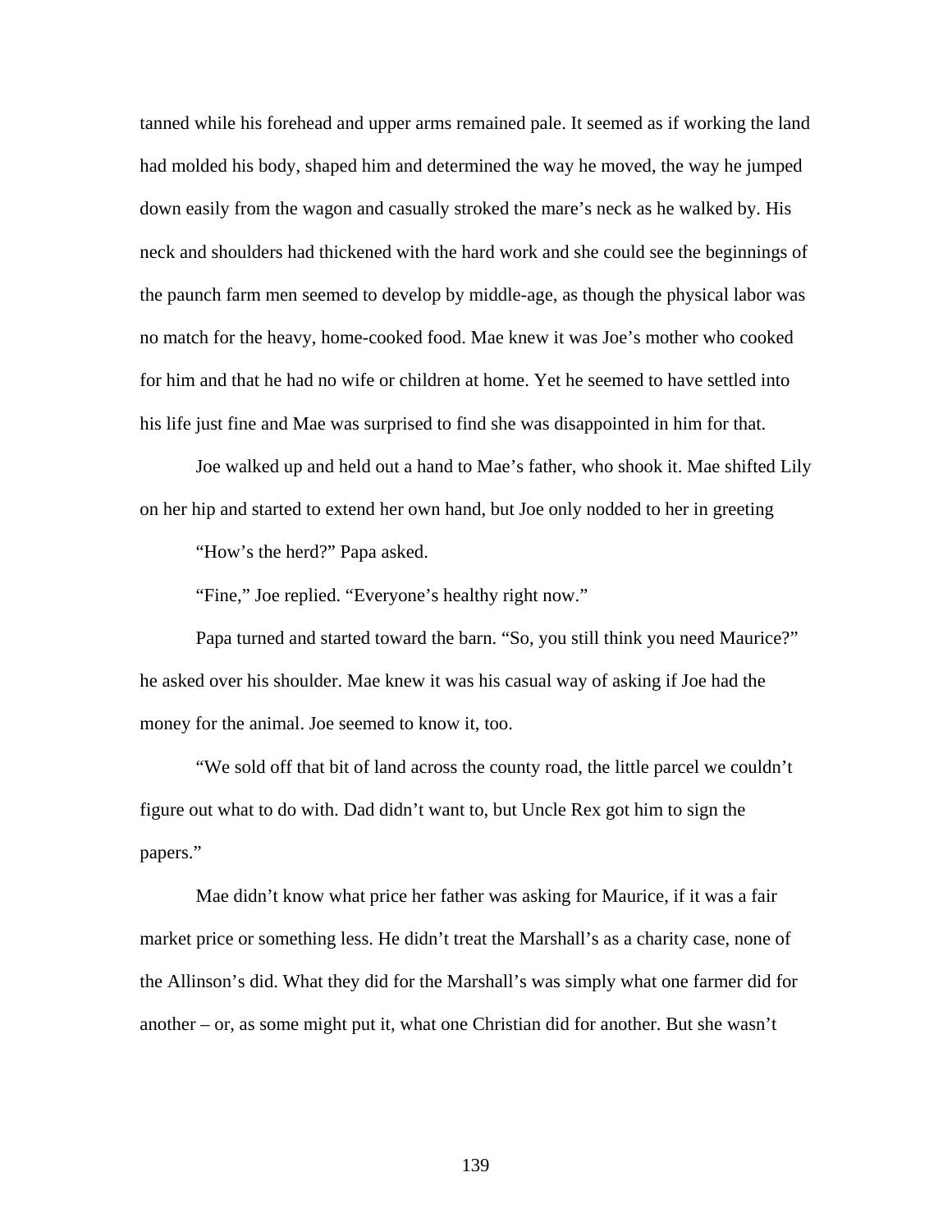tanned while his forehead and upper arms remained pale. It seemed as if working the land had molded his body, shaped him and determined the way he moved, the way he jumped down easily from the wagon and casually stroked the mare's neck as he walked by. His neck and shoulders had thickened with the hard work and she could see the beginnings of the paunch farm men seemed to develop by middle-age, as though the physical labor was no match for the heavy, home-cooked food. Mae knew it was Joe's mother who cooked for him and that he had no wife or children at home. Yet he seemed to have settled into his life just fine and Mae was surprised to find she was disappointed in him for that.

Joe walked up and held out a hand to Mae's father, who shook it. Mae shifted Lily on her hip and started to extend her own hand, but Joe only nodded to her in greeting

"How's the herd?" Papa asked.

"Fine," Joe replied. "Everyone's healthy right now."

Papa turned and started toward the barn. "So, you still think you need Maurice?" he asked over his shoulder. Mae knew it was his casual way of asking if Joe had the money for the animal. Joe seemed to know it, too.

"We sold off that bit of land across the county road, the little parcel we couldn't figure out what to do with. Dad didn't want to, but Uncle Rex got him to sign the papers."

Mae didn't know what price her father was asking for Maurice, if it was a fair market price or something less. He didn't treat the Marshall's as a charity case, none of the Allinson's did. What they did for the Marshall's was simply what one farmer did for another – or, as some might put it, what one Christian did for another. But she wasn't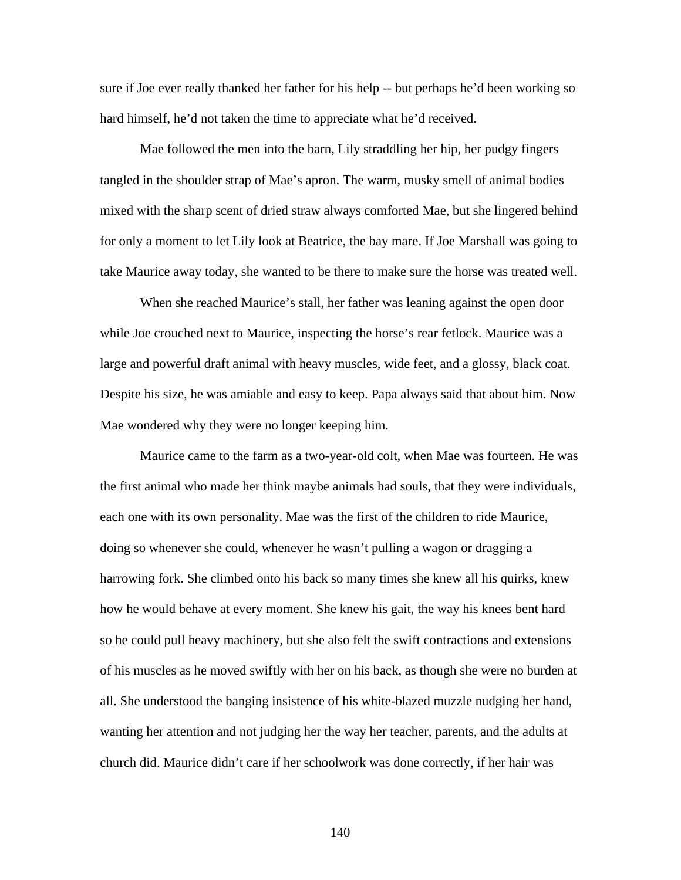sure if Joe ever really thanked her father for his help -- but perhaps he'd been working so hard himself, he'd not taken the time to appreciate what he'd received.

Mae followed the men into the barn, Lily straddling her hip, her pudgy fingers tangled in the shoulder strap of Mae's apron. The warm, musky smell of animal bodies mixed with the sharp scent of dried straw always comforted Mae, but she lingered behind for only a moment to let Lily look at Beatrice, the bay mare. If Joe Marshall was going to take Maurice away today, she wanted to be there to make sure the horse was treated well.

When she reached Maurice's stall, her father was leaning against the open door while Joe crouched next to Maurice, inspecting the horse's rear fetlock. Maurice was a large and powerful draft animal with heavy muscles, wide feet, and a glossy, black coat. Despite his size, he was amiable and easy to keep. Papa always said that about him. Now Mae wondered why they were no longer keeping him.

Maurice came to the farm as a two-year-old colt, when Mae was fourteen. He was the first animal who made her think maybe animals had souls, that they were individuals, each one with its own personality. Mae was the first of the children to ride Maurice, doing so whenever she could, whenever he wasn't pulling a wagon or dragging a harrowing fork. She climbed onto his back so many times she knew all his quirks, knew how he would behave at every moment. She knew his gait, the way his knees bent hard so he could pull heavy machinery, but she also felt the swift contractions and extensions of his muscles as he moved swiftly with her on his back, as though she were no burden at all. She understood the banging insistence of his white-blazed muzzle nudging her hand, wanting her attention and not judging her the way her teacher, parents, and the adults at church did. Maurice didn't care if her schoolwork was done correctly, if her hair was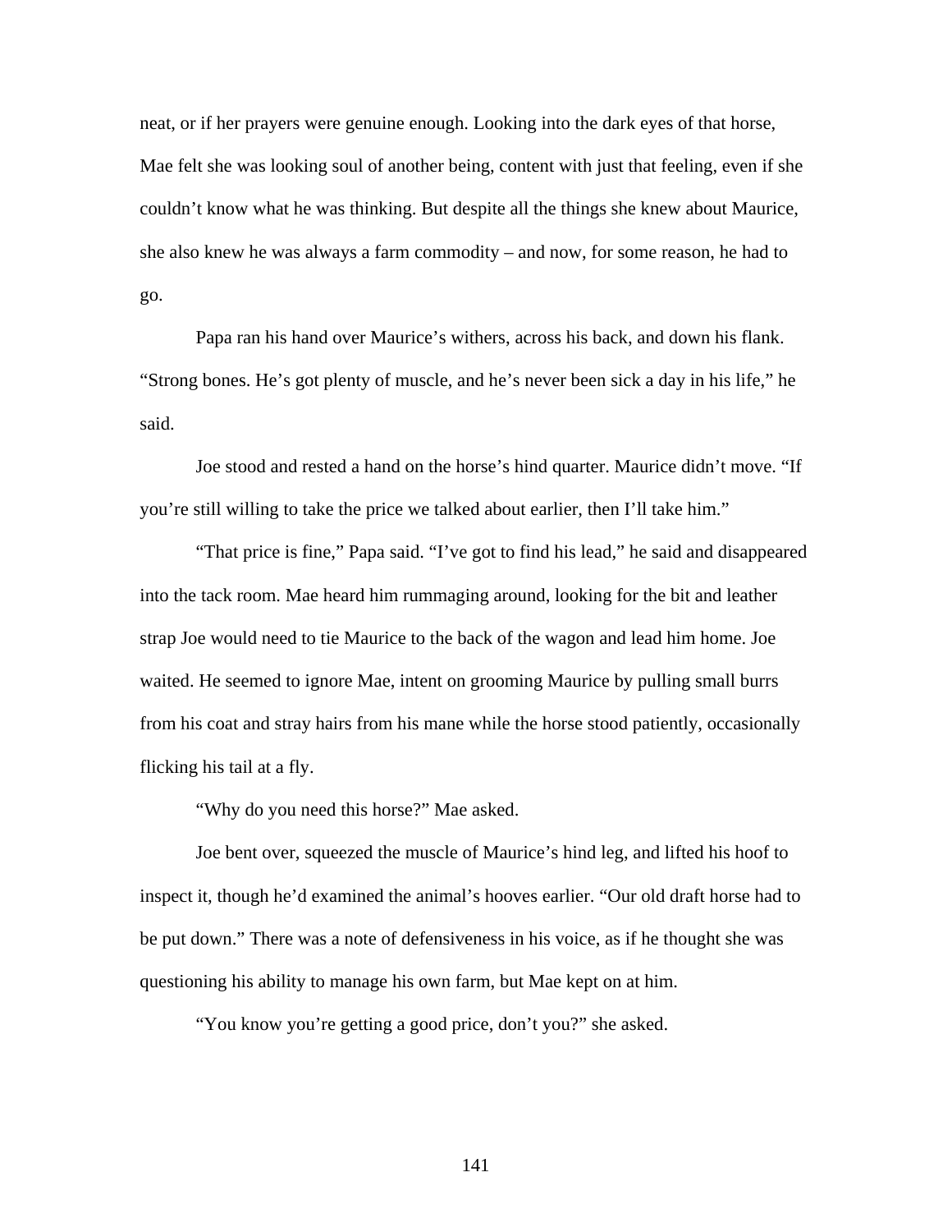neat, or if her prayers were genuine enough. Looking into the dark eyes of that horse, Mae felt she was looking soul of another being, content with just that feeling, even if she couldn't know what he was thinking. But despite all the things she knew about Maurice, she also knew he was always a farm commodity – and now, for some reason, he had to go.

Papa ran his hand over Maurice's withers, across his back, and down his flank. "Strong bones. He's got plenty of muscle, and he's never been sick a day in his life," he said.

Joe stood and rested a hand on the horse's hind quarter. Maurice didn't move. "If you're still willing to take the price we talked about earlier, then I'll take him."

"That price is fine," Papa said. "I've got to find his lead," he said and disappeared into the tack room. Mae heard him rummaging around, looking for the bit and leather strap Joe would need to tie Maurice to the back of the wagon and lead him home. Joe waited. He seemed to ignore Mae, intent on grooming Maurice by pulling small burrs from his coat and stray hairs from his mane while the horse stood patiently, occasionally flicking his tail at a fly.

"Why do you need this horse?" Mae asked.

Joe bent over, squeezed the muscle of Maurice's hind leg, and lifted his hoof to inspect it, though he'd examined the animal's hooves earlier. "Our old draft horse had to be put down." There was a note of defensiveness in his voice, as if he thought she was questioning his ability to manage his own farm, but Mae kept on at him.

"You know you're getting a good price, don't you?" she asked.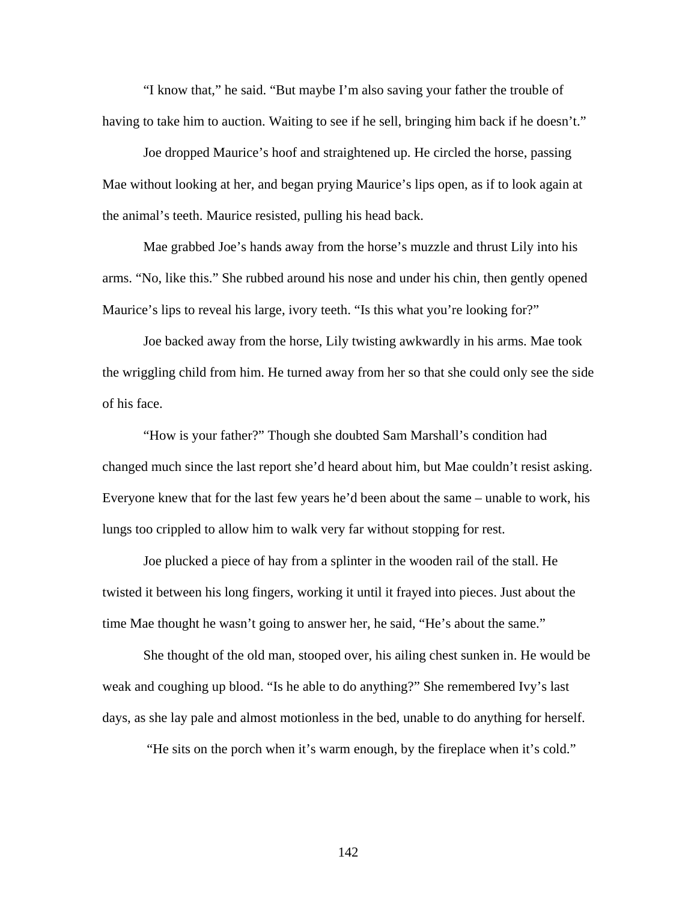“I know that,” he said. “But maybe I’m also saving your father the trouble of having to take him to auction. Waiting to see if he sell, bringing him back if he doesn’t.”

Joe dropped Maurice’s hoof and straightened up. He circled the horse, passing Mae without looking at her, and began prying Maurice’s lips open, as if to look again at the animal’s teeth. Maurice resisted, pulling his head back.

Mae grabbed Joe’s hands away from the horse’s muzzle and thrust Lily into his arms. “No, like this.” She rubbed around his nose and under his chin, then gently opened Maurice’s lips to reveal his large, ivory teeth. “Is this what you’re looking for?”

Joe backed away from the horse, Lily twisting awkwardly in his arms. Mae took the wriggling child from him. He turned away from her so that she could only see the side of his face.

“How is your father?” Though she doubted Sam Marshall’s condition had changed much since the last report she’d heard about him, but Mae couldn’t resist asking. Everyone knew that for the last few years he’d been about the same – unable to work, his lungs too crippled to allow him to walk very far without stopping for rest.

Joe plucked a piece of hay from a splinter in the wooden rail of the stall. He twisted it between his long fingers, working it until it frayed into pieces. Just about the time Mae thought he wasn’t going to answer her, he said, “He’s about the same.”

She thought of the old man, stooped over, his ailing chest sunken in. He would be weak and coughing up blood. “Is he able to do anything?” She remembered Ivy’s last days, as she lay pale and almost motionless in the bed, unable to do anything for herself.

“He sits on the porch when it’s warm enough, by the fireplace when it’s cold.”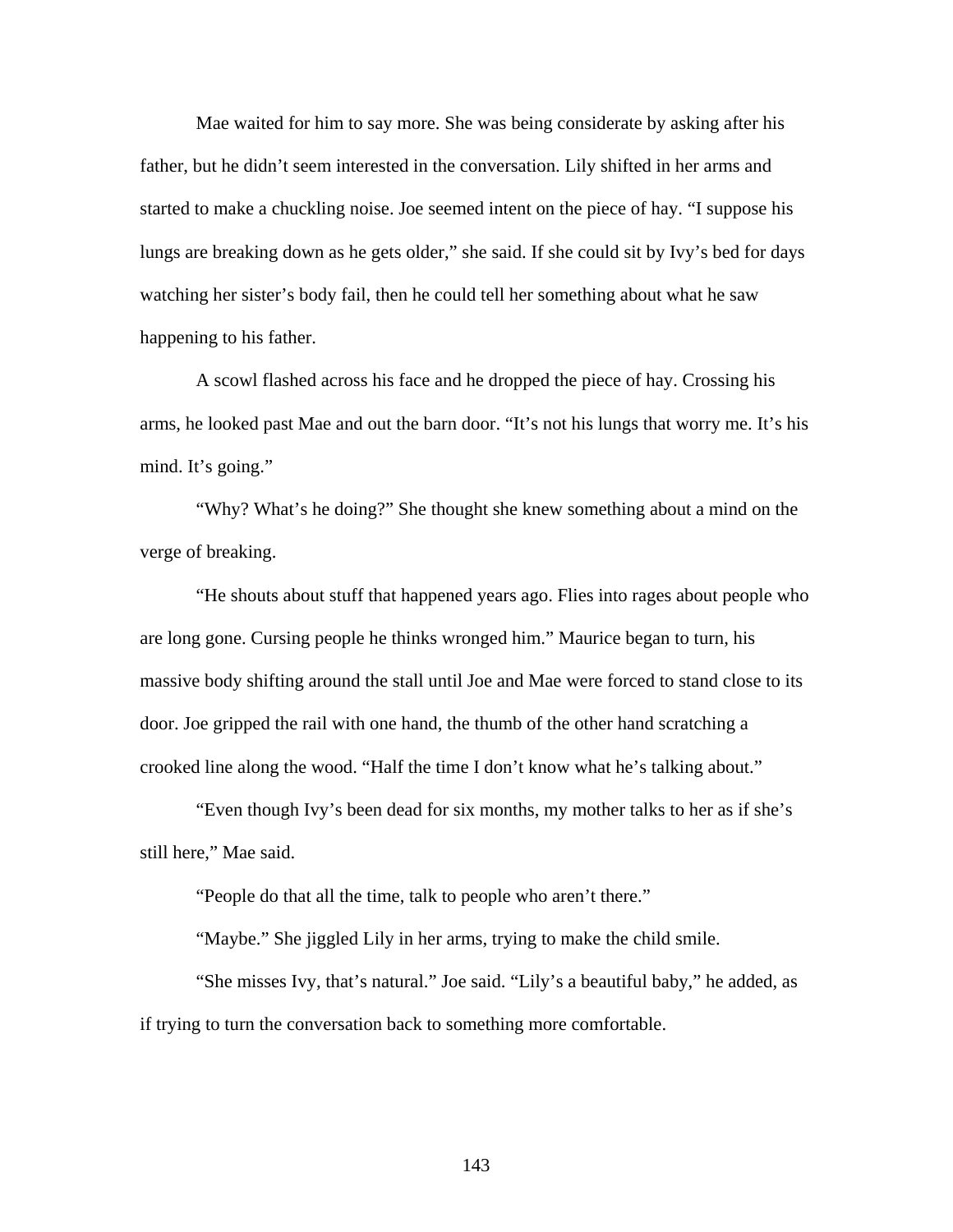Mae waited for him to say more. She was being considerate by asking after his father, but he didn't seem interested in the conversation. Lily shifted in her arms and started to make a chuckling noise. Joe seemed intent on the piece of hay. "I suppose his lungs are breaking down as he gets older," she said. If she could sit by Ivy's bed for days watching her sister's body fail, then he could tell her something about what he saw happening to his father.

A scowl flashed across his face and he dropped the piece of hay. Crossing his arms, he looked past Mae and out the barn door. "It's not his lungs that worry me. It's his mind. It's going."

"Why? What's he doing?" She thought she knew something about a mind on the verge of breaking.

"He shouts about stuff that happened years ago. Flies into rages about people who are long gone. Cursing people he thinks wronged him." Maurice began to turn, his massive body shifting around the stall until Joe and Mae were forced to stand close to its door. Joe gripped the rail with one hand, the thumb of the other hand scratching a crooked line along the wood. "Half the time I don't know what he's talking about."

"Even though Ivy's been dead for six months, my mother talks to her as if she's still here," Mae said.

"People do that all the time, talk to people who aren't there."

"Maybe." She jiggled Lily in her arms, trying to make the child smile.

"She misses Ivy, that's natural." Joe said. "Lily's a beautiful baby," he added, as if trying to turn the conversation back to something more comfortable.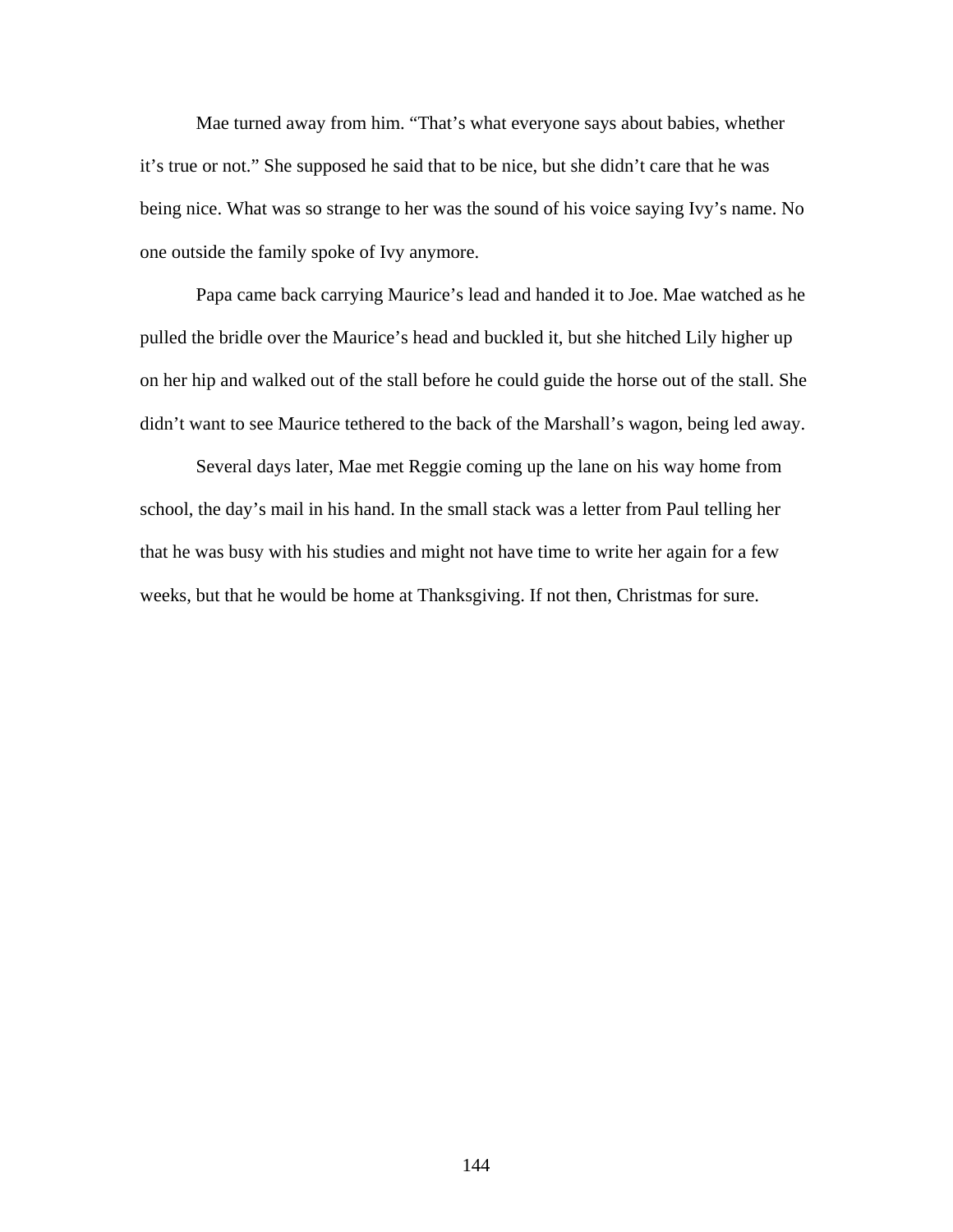Mae turned away from him. “That’s what everyone says about babies, whether it’s true or not.” She supposed he said that to be nice, but she didn’t care that he was being nice. What was so strange to her was the sound of his voice saying Ivy’s name. No one outside the family spoke of Ivy anymore.

Papa came back carrying Maurice’s lead and handed it to Joe. Mae watched as he pulled the bridle over the Maurice’s head and buckled it, but she hitched Lily higher up on her hip and walked out of the stall before he could guide the horse out of the stall. She didn’t want to see Maurice tethered to the back of the Marshall’s wagon, being led away.

Several days later, Mae met Reggie coming up the lane on his way home from school, the day’s mail in his hand. In the small stack was a letter from Paul telling her that he was busy with his studies and might not have time to write her again for a few weeks, but that he would be home at Thanksgiving. If not then, Christmas for sure.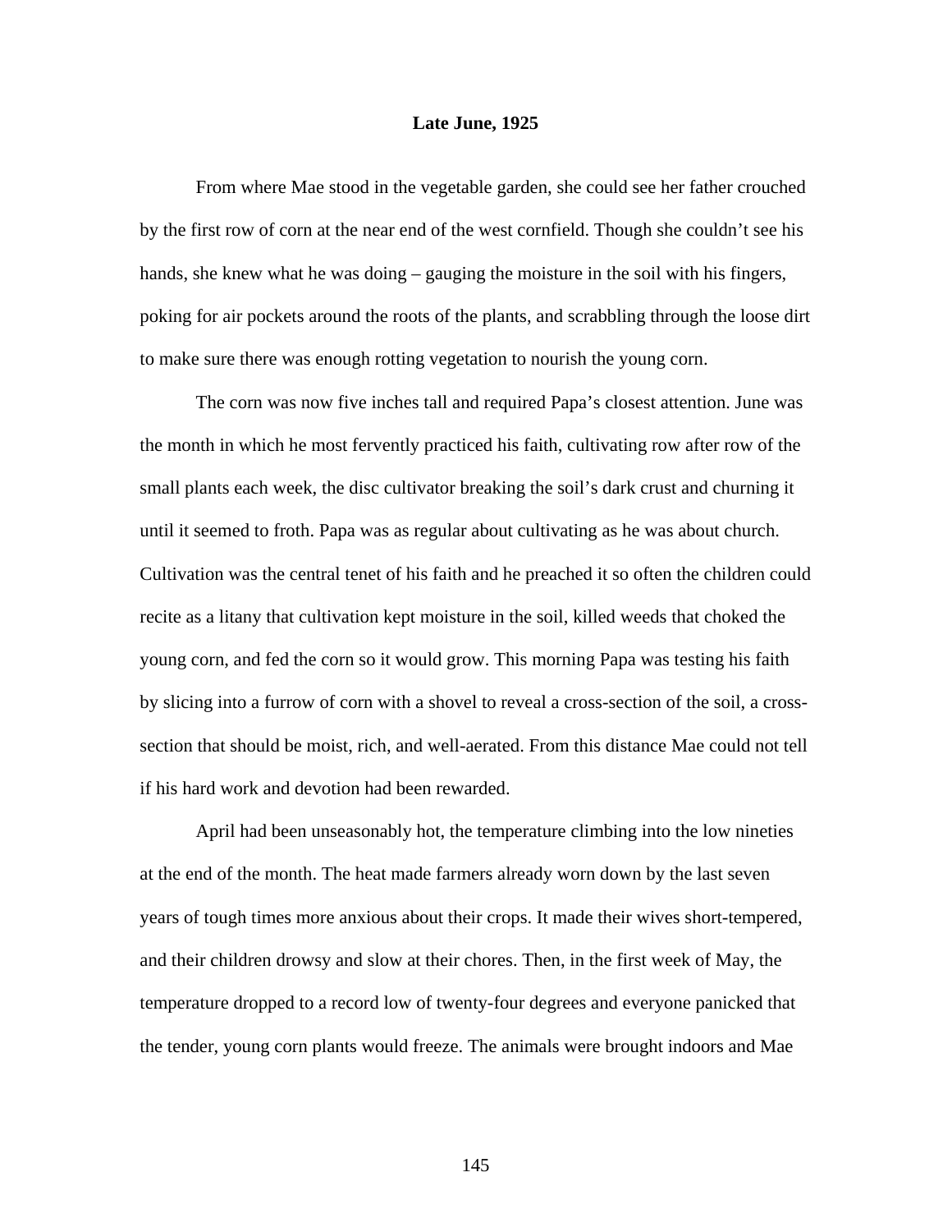**Late June, 1925**

From where Mae stood in the vegetable garden, she could see her father crouched by the first row of corn at the near end of the west cornfield. Though she couldn't see his hands, she knew what he was doing – gauging the moisture in the soil with his fingers, poking for air pockets around the roots of the plants, and scrabbling through the loose dirt to make sure there was enough rotting vegetation to nourish the young corn.

The corn was now five inches tall and required Papa's closest attention. June was the month in which he most fervently practiced his faith, cultivating row after row of the small plants each week, the disc cultivator breaking the soil's dark crust and churning it until it seemed to froth. Papa was as regular about cultivating as he was about church. Cultivation was the central tenet of his faith and he preached it so often the children could recite as a litany that cultivation kept moisture in the soil, killed weeds that choked the young corn, and fed the corn so it would grow. This morning Papa was testing his faith by slicing into a furrow of corn with a shovel to reveal a cross-section of the soil, a cross-section that should be moist, rich, and well-aerated. From this distance Mae could not tell if his hard work and devotion had been rewarded.

April had been unseasonably hot, the temperature climbing into the low nineties at the end of the month. The heat made farmers already worn down by the last seven years of tough times more anxious about their crops. It made their wives short-tempered, and their children drowsy and slow at their chores. Then, in the first week of May, the temperature dropped to a record low of twenty-four degrees and everyone panicked that the tender, young corn plants would freeze. The animals were brought indoors and Mae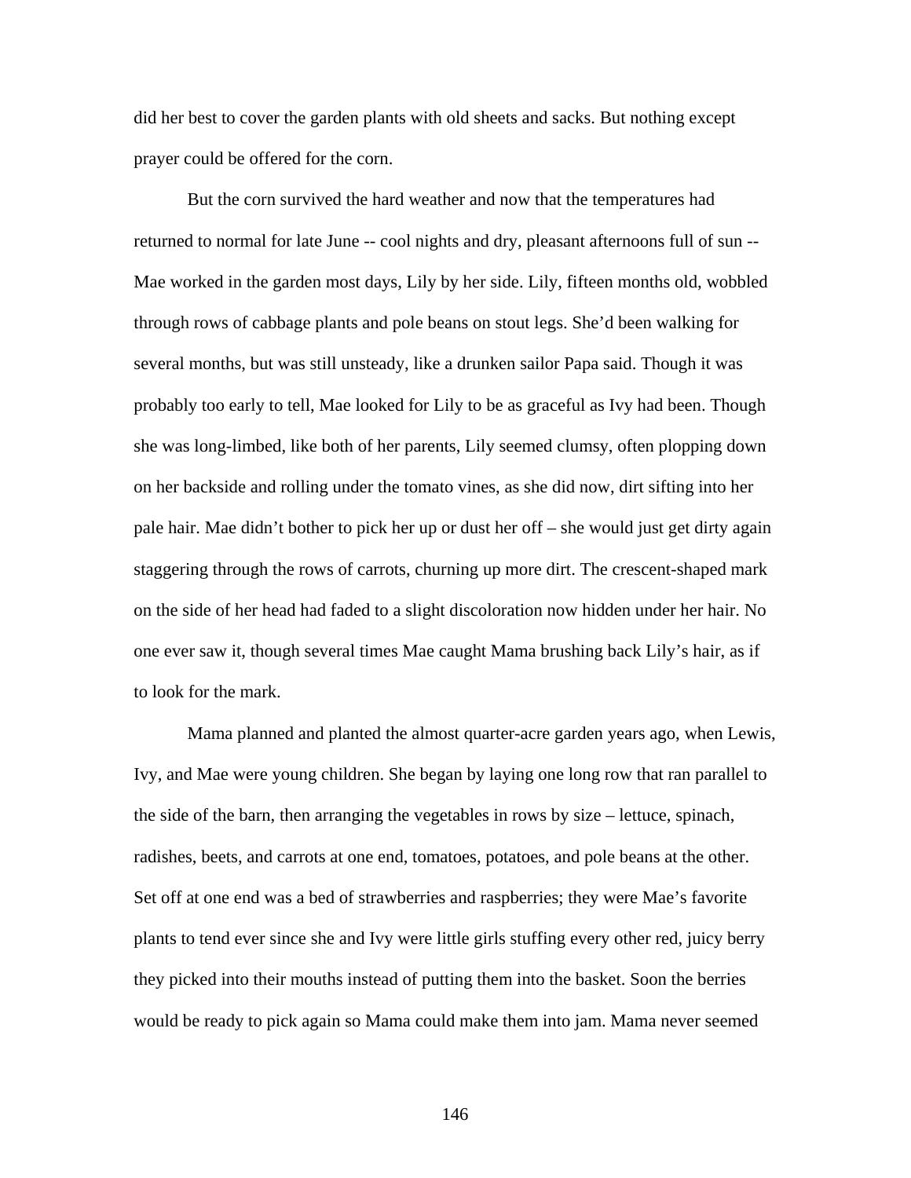did her best to cover the garden plants with old sheets and sacks. But nothing except prayer could be offered for the corn.

But the corn survived the hard weather and now that the temperatures had returned to normal for late June -- cool nights and dry, pleasant afternoons full of sun -- Mae worked in the garden most days, Lily by her side. Lily, fifteen months old, wobbled through rows of cabbage plants and pole beans on stout legs. She'd been walking for several months, but was still unsteady, like a drunken sailor Papa said. Though it was probably too early to tell, Mae looked for Lily to be as graceful as Ivy had been. Though she was long-limbed, like both of her parents, Lily seemed clumsy, often plopping down on her backside and rolling under the tomato vines, as she did now, dirt sifting into her pale hair. Mae didn't bother to pick her up or dust her off – she would just get dirty again staggering through the rows of carrots, churning up more dirt. The crescent-shaped mark on the side of her head had faded to a slight discoloration now hidden under her hair. No one ever saw it, though several times Mae caught Mama brushing back Lily's hair, as if to look for the mark.

Mama planned and planted the almost quarter-acre garden years ago, when Lewis, Ivy, and Mae were young children. She began by laying one long row that ran parallel to the side of the barn, then arranging the vegetables in rows by size – lettuce, spinach, radishes, beets, and carrots at one end, tomatoes, potatoes, and pole beans at the other. Set off at one end was a bed of strawberries and raspberries; they were Mae's favorite plants to tend ever since she and Ivy were little girls stuffing every other red, juicy berry they picked into their mouths instead of putting them into the basket. Soon the berries would be ready to pick again so Mama could make them into jam. Mama never seemed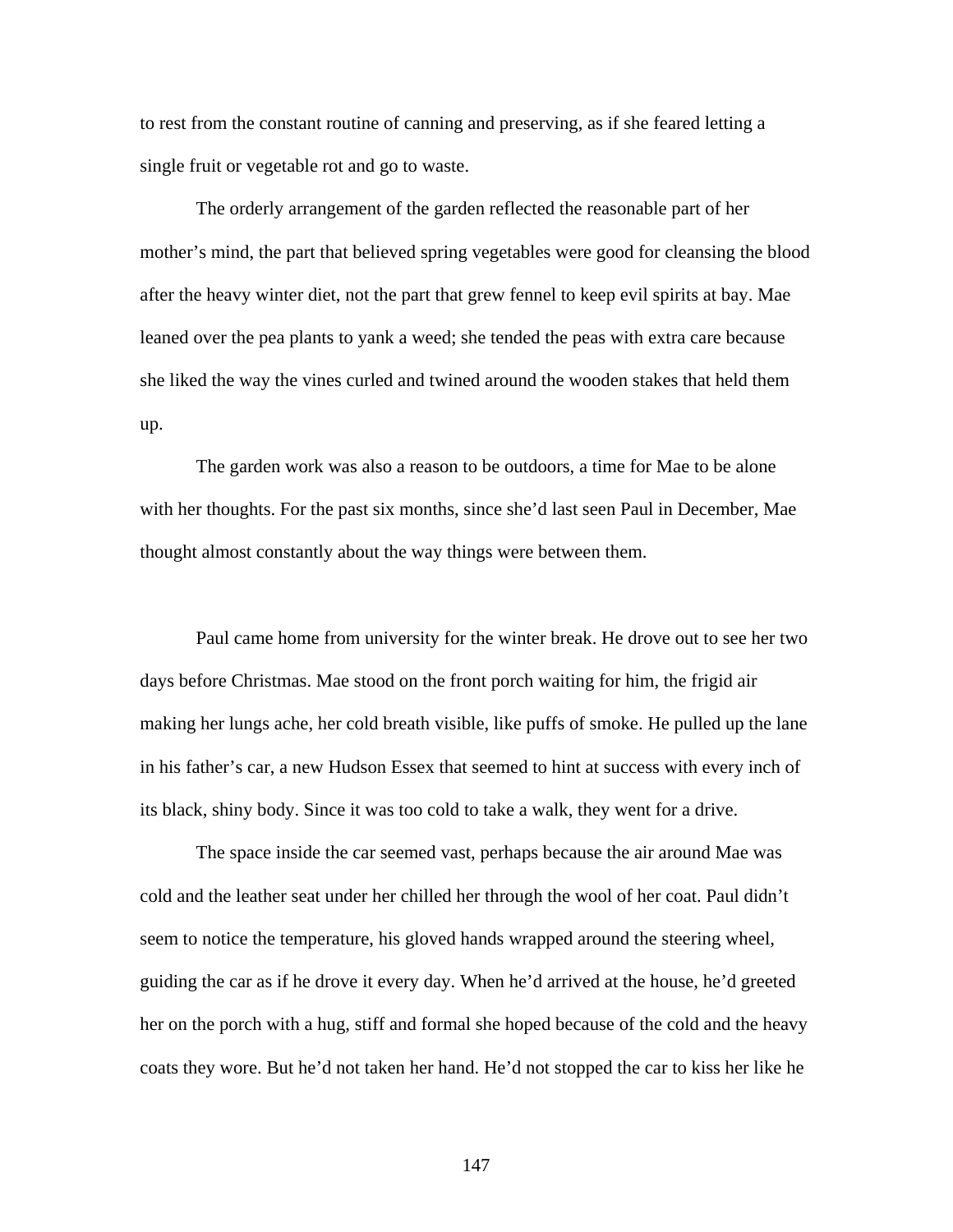to rest from the constant routine of canning and preserving, as if she feared letting a single fruit or vegetable rot and go to waste.

The orderly arrangement of the garden reflected the reasonable part of her mother's mind, the part that believed spring vegetables were good for cleansing the blood after the heavy winter diet, not the part that grew fennel to keep evil spirits at bay. Mae leaned over the pea plants to yank a weed; she tended the peas with extra care because she liked the way the vines curled and twined around the wooden stakes that held them up.

The garden work was also a reason to be outdoors, a time for Mae to be alone with her thoughts. For the past six months, since she'd last seen Paul in December, Mae thought almost constantly about the way things were between them.

Paul came home from university for the winter break. He drove out to see her two days before Christmas. Mae stood on the front porch waiting for him, the frigid air making her lungs ache, her cold breath visible, like puffs of smoke. He pulled up the lane in his father's car, a new Hudson Essex that seemed to hint at success with every inch of its black, shiny body. Since it was too cold to take a walk, they went for a drive.

The space inside the car seemed vast, perhaps because the air around Mae was cold and the leather seat under her chilled her through the wool of her coat. Paul didn't seem to notice the temperature, his gloved hands wrapped around the steering wheel, guiding the car as if he drove it every day. When he'd arrived at the house, he'd greeted her on the porch with a hug, stiff and formal she hoped because of the cold and the heavy coats they wore. But he'd not taken her hand. He'd not stopped the car to kiss her like he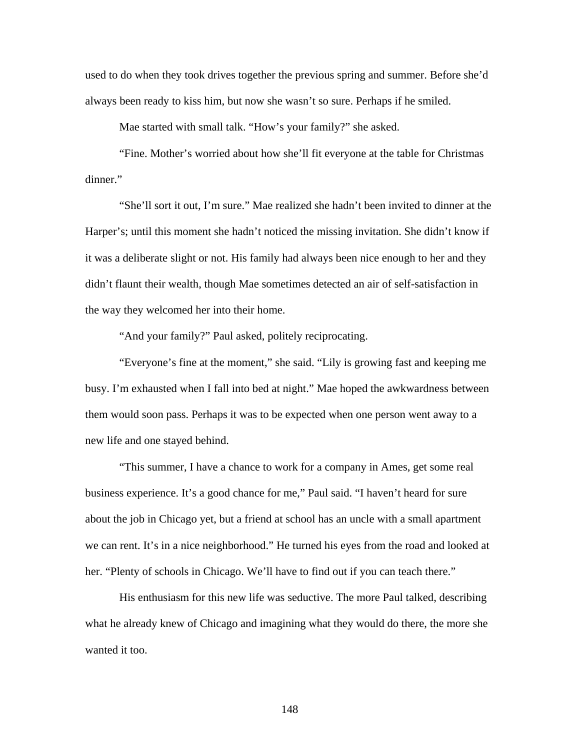used to do when they took drives together the previous spring and summer. Before she'd always been ready to kiss him, but now she wasn't so sure. Perhaps if he smiled.

Mae started with small talk. "How's your family?" she asked.

"Fine. Mother's worried about how she'll fit everyone at the table for Christmas dinner."

"She'll sort it out, I'm sure." Mae realized she hadn't been invited to dinner at the Harper's; until this moment she hadn't noticed the missing invitation. She didn't know if it was a deliberate slight or not. His family had always been nice enough to her and they didn't flaunt their wealth, though Mae sometimes detected an air of self-satisfaction in the way they welcomed her into their home.

"And your family?" Paul asked, politely reciprocating.

"Everyone's fine at the moment," she said. "Lily is growing fast and keeping me busy. I'm exhausted when I fall into bed at night." Mae hoped the awkwardness between them would soon pass. Perhaps it was to be expected when one person went away to a new life and one stayed behind.

"This summer, I have a chance to work for a company in Ames, get some real business experience. It's a good chance for me," Paul said. "I haven't heard for sure about the job in Chicago yet, but a friend at school has an uncle with a small apartment we can rent. It's in a nice neighborhood." He turned his eyes from the road and looked at her. "Plenty of schools in Chicago. We'll have to find out if you can teach there."

His enthusiasm for this new life was seductive. The more Paul talked, describing what he already knew of Chicago and imagining what they would do there, the more she wanted it too.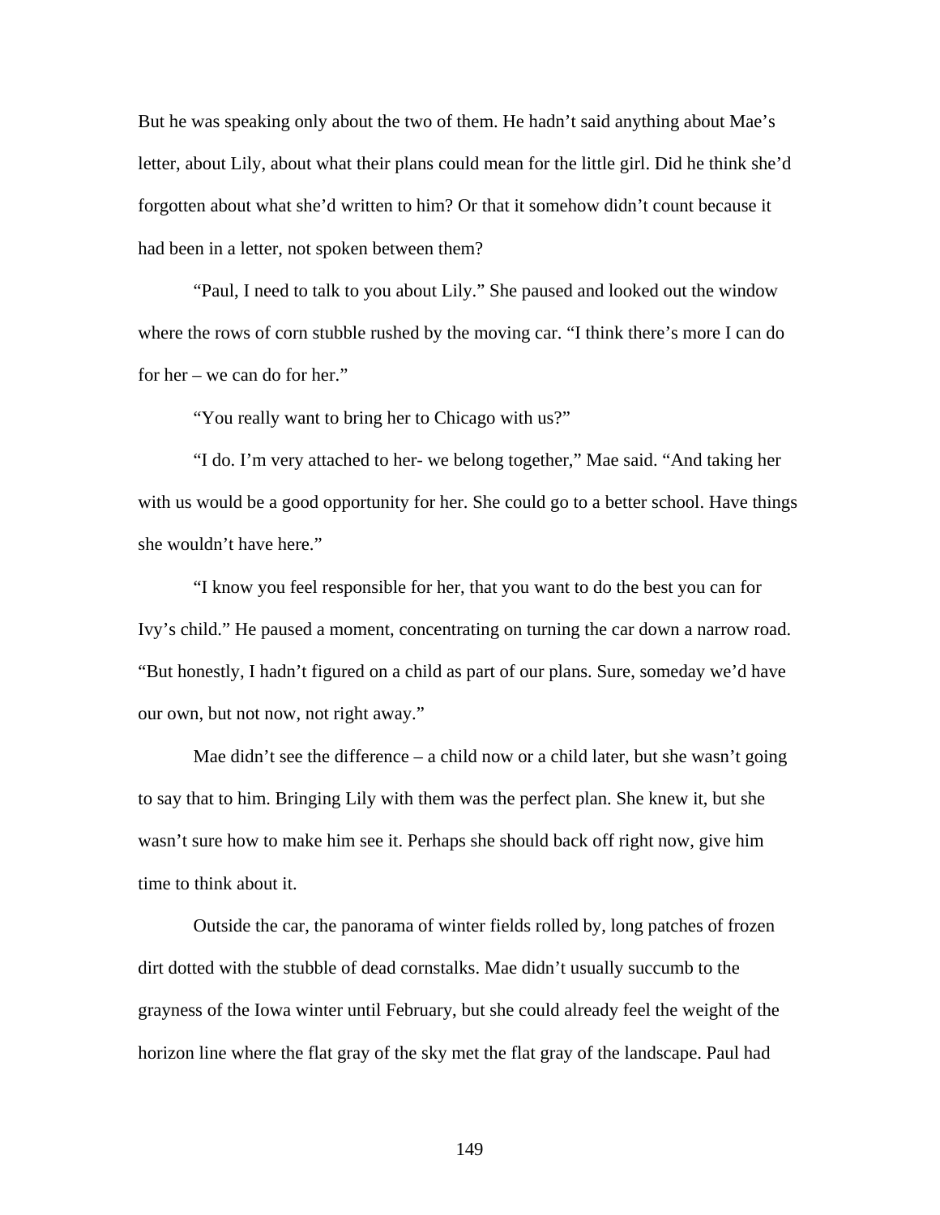But he was speaking only about the two of them. He hadn't said anything about Mae's letter, about Lily, about what their plans could mean for the little girl. Did he think she'd forgotten about what she'd written to him? Or that it somehow didn't count because it had been in a letter, not spoken between them?

"Paul, I need to talk to you about Lily." She paused and looked out the window where the rows of corn stubble rushed by the moving car. "I think there's more I can do for her – we can do for her."

"You really want to bring her to Chicago with us?"

"I do. I'm very attached to her- we belong together," Mae said. "And taking her with us would be a good opportunity for her. She could go to a better school. Have things she wouldn't have here."

"I know you feel responsible for her, that you want to do the best you can for Ivy's child." He paused a moment, concentrating on turning the car down a narrow road. "But honestly, I hadn't figured on a child as part of our plans. Sure, someday we'd have our own, but not now, not right away."

Mae didn't see the difference – a child now or a child later, but she wasn't going to say that to him. Bringing Lily with them was the perfect plan. She knew it, but she wasn't sure how to make him see it. Perhaps she should back off right now, give him time to think about it.

Outside the car, the panorama of winter fields rolled by, long patches of frozen dirt dotted with the stubble of dead cornstalks. Mae didn't usually succumb to the grayness of the Iowa winter until February, but she could already feel the weight of the horizon line where the flat gray of the sky met the flat gray of the landscape. Paul had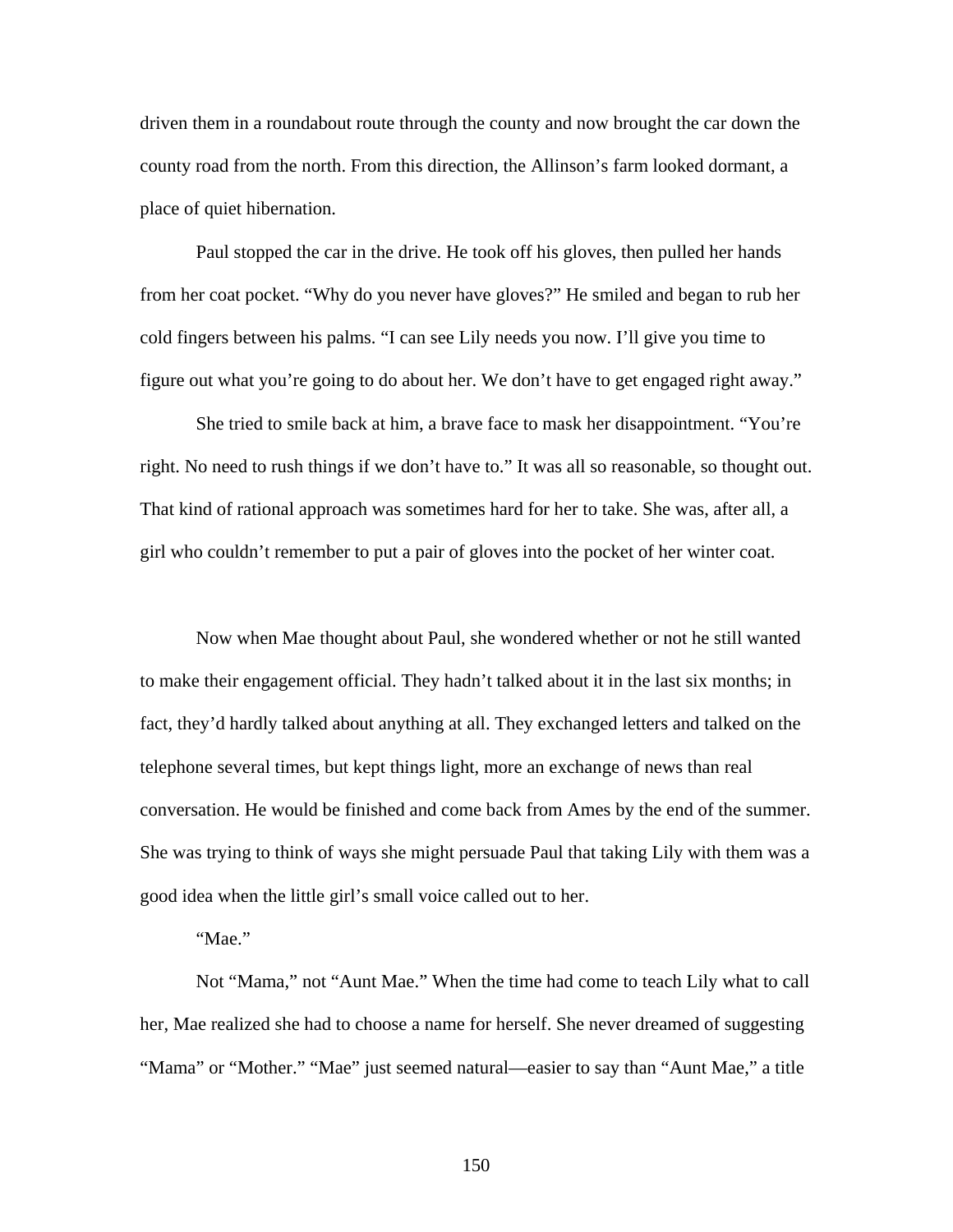driven them in a roundabout route through the county and now brought the car down the county road from the north. From this direction, the Allinson's farm looked dormant, a place of quiet hibernation.

Paul stopped the car in the drive. He took off his gloves, then pulled her hands from her coat pocket. "Why do you never have gloves?" He smiled and began to rub her cold fingers between his palms. "I can see Lily needs you now. I'll give you time to figure out what you're going to do about her. We don't have to get engaged right away."

She tried to smile back at him, a brave face to mask her disappointment. "You're right. No need to rush things if we don't have to." It was all so reasonable, so thought out. That kind of rational approach was sometimes hard for her to take. She was, after all, a girl who couldn't remember to put a pair of gloves into the pocket of her winter coat.

Now when Mae thought about Paul, she wondered whether or not he still wanted to make their engagement official. They hadn't talked about it in the last six months; in fact, they'd hardly talked about anything at all. They exchanged letters and talked on the telephone several times, but kept things light, more an exchange of news than real conversation. He would be finished and come back from Ames by the end of the summer. She was trying to think of ways she might persuade Paul that taking Lily with them was a good idea when the little girl's small voice called out to her.

"Mae."

Not "Mama," not "Aunt Mae." When the time had come to teach Lily what to call her, Mae realized she had to choose a name for herself. She never dreamed of suggesting "Mama" or "Mother." "Mae" just seemed natural—easier to say than "Aunt Mae," a title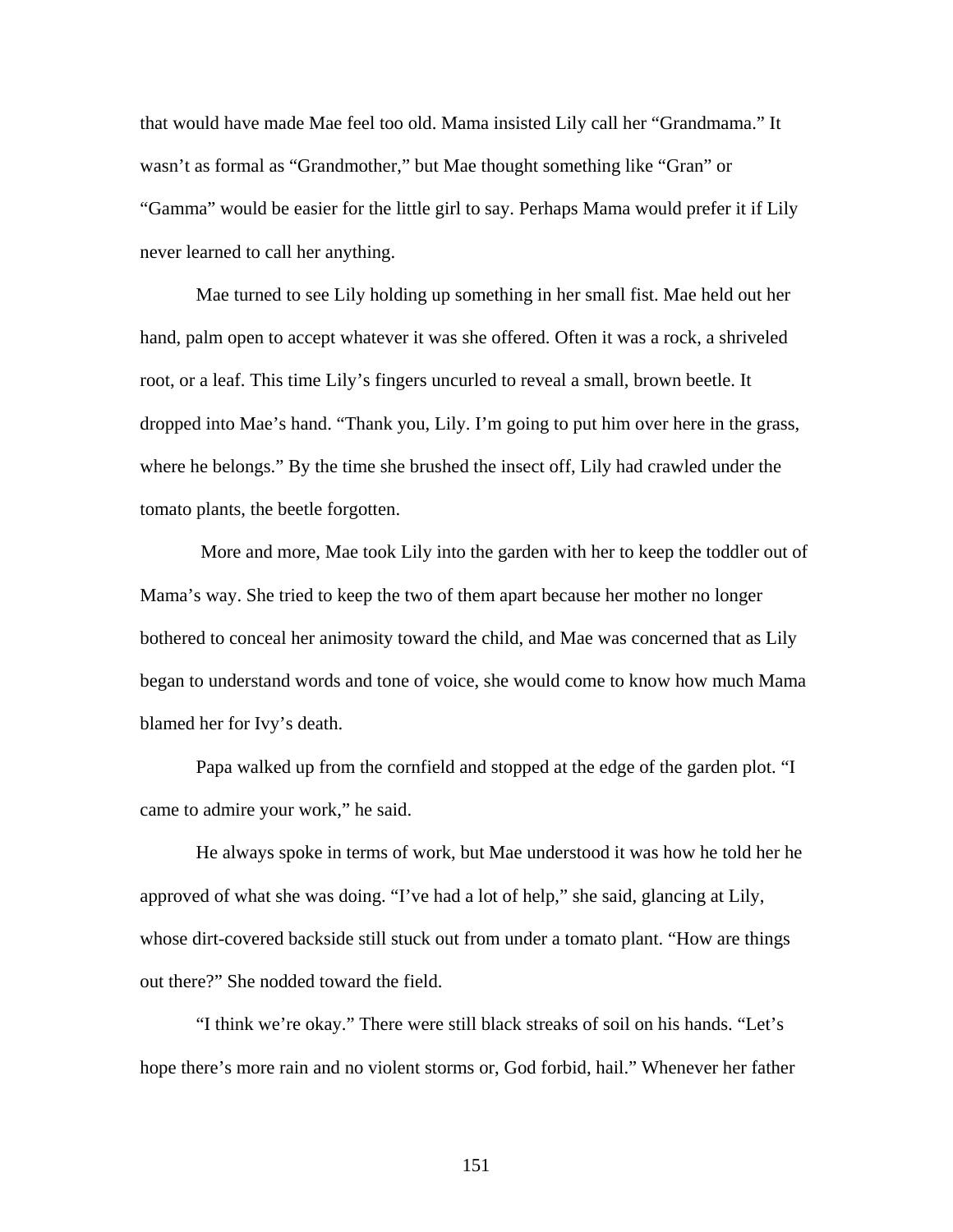that would have made Mae feel too old. Mama insisted Lily call her "Grandmama." It wasn't as formal as "Grandmother," but Mae thought something like "Gran" or "Gamma" would be easier for the little girl to say. Perhaps Mama would prefer it if Lily never learned to call her anything.

Mae turned to see Lily holding up something in her small fist. Mae held out her hand, palm open to accept whatever it was she offered. Often it was a rock, a shriveled root, or a leaf. This time Lily's fingers uncurled to reveal a small, brown beetle. It dropped into Mae's hand. "Thank you, Lily. I'm going to put him over here in the grass, where he belongs." By the time she brushed the insect off, Lily had crawled under the tomato plants, the beetle forgotten.

More and more, Mae took Lily into the garden with her to keep the toddler out of Mama's way. She tried to keep the two of them apart because her mother no longer bothered to conceal her animosity toward the child, and Mae was concerned that as Lily began to understand words and tone of voice, she would come to know how much Mama blamed her for Ivy's death.

Papa walked up from the cornfield and stopped at the edge of the garden plot. "I came to admire your work," he said.

He always spoke in terms of work, but Mae understood it was how he told her he approved of what she was doing. "I've had a lot of help," she said, glancing at Lily, whose dirt-covered backside still stuck out from under a tomato plant. "How are things out there?" She nodded toward the field.

"I think we're okay." There were still black streaks of soil on his hands. "Let's hope there's more rain and no violent storms or, God forbid, hail." Whenever her father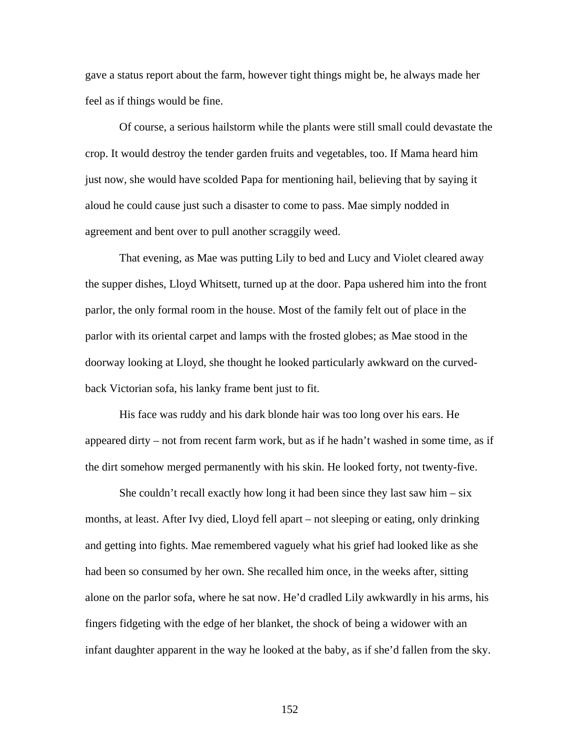gave a status report about the farm, however tight things might be, he always made her feel as if things would be fine.

Of course, a serious hailstorm while the plants were still small could devastate the crop. It would destroy the tender garden fruits and vegetables, too. If Mama heard him just now, she would have scolded Papa for mentioning hail, believing that by saying it aloud he could cause just such a disaster to come to pass. Mae simply nodded in agreement and bent over to pull another scraggily weed.

That evening, as Mae was putting Lily to bed and Lucy and Violet cleared away the supper dishes, Lloyd Whitsett, turned up at the door. Papa ushered him into the front parlor, the only formal room in the house. Most of the family felt out of place in the parlor with its oriental carpet and lamps with the frosted globes; as Mae stood in the doorway looking at Lloyd, she thought he looked particularly awkward on the curved-back Victorian sofa, his lanky frame bent just to fit.

His face was ruddy and his dark blonde hair was too long over his ears. He appeared dirty – not from recent farm work, but as if he hadn't washed in some time, as if the dirt somehow merged permanently with his skin. He looked forty, not twenty-five.

She couldn't recall exactly how long it had been since they last saw him – six months, at least. After Ivy died, Lloyd fell apart – not sleeping or eating, only drinking and getting into fights. Mae remembered vaguely what his grief had looked like as she had been so consumed by her own. She recalled him once, in the weeks after, sitting alone on the parlor sofa, where he sat now. He'd cradled Lily awkwardly in his arms, his fingers fidgeting with the edge of her blanket, the shock of being a widower with an infant daughter apparent in the way he looked at the baby, as if she'd fallen from the sky.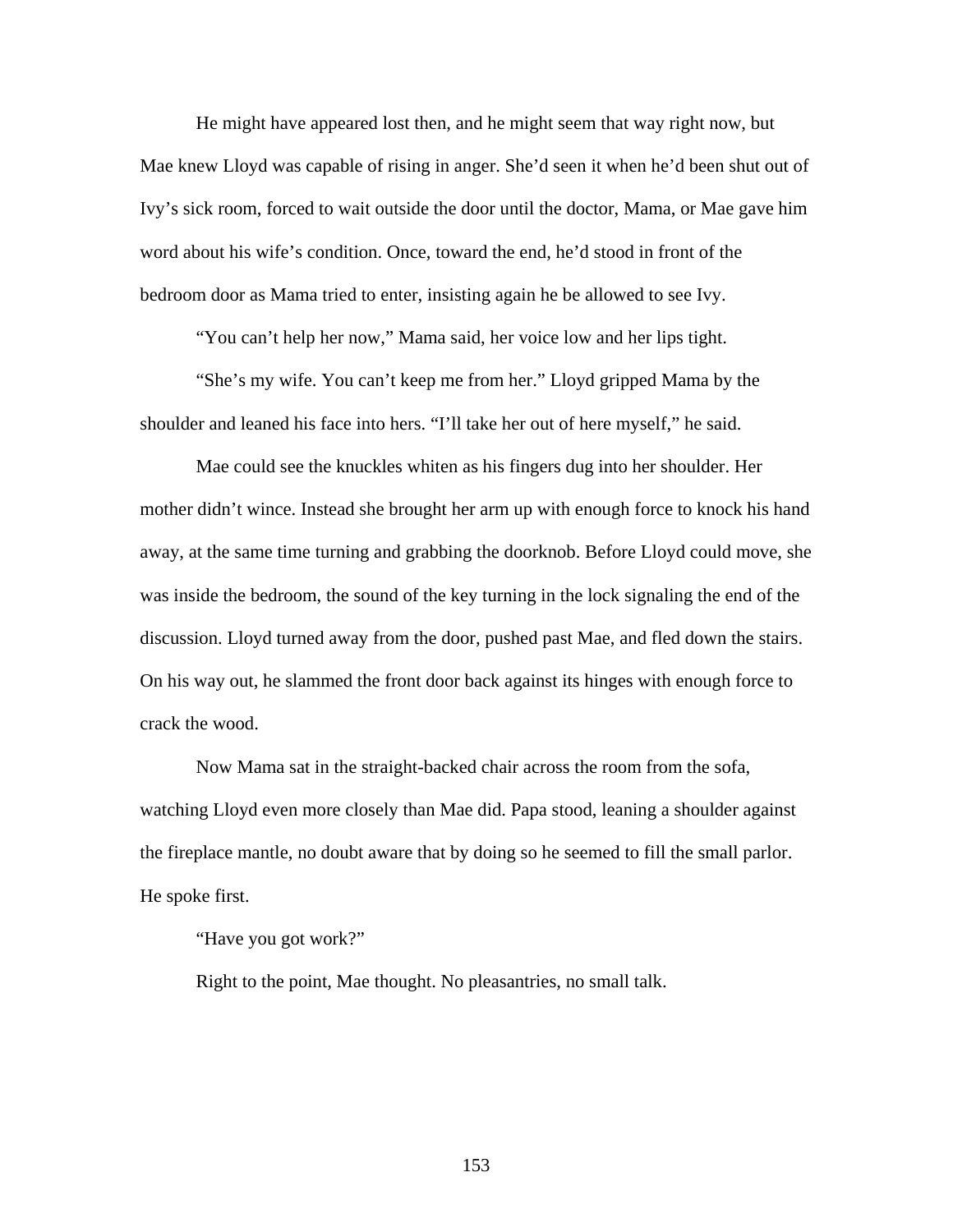He might have appeared lost then, and he might seem that way right now, but Mae knew Lloyd was capable of rising in anger. She'd seen it when he'd been shut out of Ivy's sick room, forced to wait outside the door until the doctor, Mama, or Mae gave him word about his wife's condition. Once, toward the end, he'd stood in front of the bedroom door as Mama tried to enter, insisting again he be allowed to see Ivy.

"You can't help her now," Mama said, her voice low and her lips tight.

"She's my wife. You can't keep me from her." Lloyd gripped Mama by the shoulder and leaned his face into hers. "I'll take her out of here myself," he said.

Mae could see the knuckles whiten as his fingers dug into her shoulder. Her mother didn't wince. Instead she brought her arm up with enough force to knock his hand away, at the same time turning and grabbing the doorknob. Before Lloyd could move, she was inside the bedroom, the sound of the key turning in the lock signaling the end of the discussion. Lloyd turned away from the door, pushed past Mae, and fled down the stairs. On his way out, he slammed the front door back against its hinges with enough force to crack the wood.

Now Mama sat in the straight-backed chair across the room from the sofa, watching Lloyd even more closely than Mae did. Papa stood, leaning a shoulder against the fireplace mantle, no doubt aware that by doing so he seemed to fill the small parlor. He spoke first.

"Have you got work?"

Right to the point, Mae thought. No pleasantries, no small talk.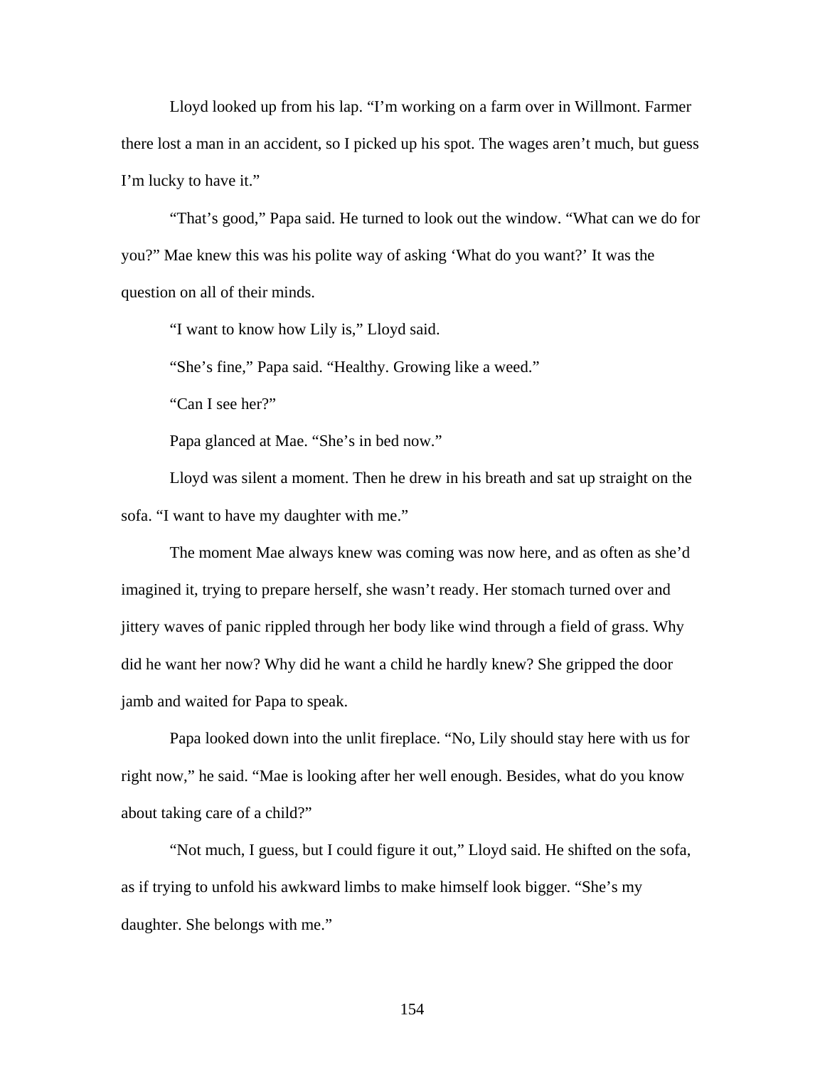Lloyd looked up from his lap. “I’m working on a farm over in Willmont. Farmer there lost a man in an accident, so I picked up his spot. The wages aren’t much, but guess I’m lucky to have it.”

“That’s good,” Papa said. He turned to look out the window. “What can we do for you?” Mae knew this was his polite way of asking ‘What do you want?’ It was the question on all of their minds.

“I want to know how Lily is,” Lloyd said.

“She’s fine,” Papa said. “Healthy. Growing like a weed.”

“Can I see her?”

Papa glanced at Mae. “She’s in bed now.”

Lloyd was silent a moment. Then he drew in his breath and sat up straight on the sofa. “I want to have my daughter with me.”

The moment Mae always knew was coming was now here, and as often as she’d imagined it, trying to prepare herself, she wasn’t ready. Her stomach turned over and jittery waves of panic rippled through her body like wind through a field of grass. Why did he want her now? Why did he want a child he hardly knew? She gripped the door jamb and waited for Papa to speak.

Papa looked down into the unlit fireplace. “No, Lily should stay here with us for right now,” he said. “Mae is looking after her well enough. Besides, what do you know about taking care of a child?”

“Not much, I guess, but I could figure it out,” Lloyd said. He shifted on the sofa, as if trying to unfold his awkward limbs to make himself look bigger. “She’s my daughter. She belongs with me.”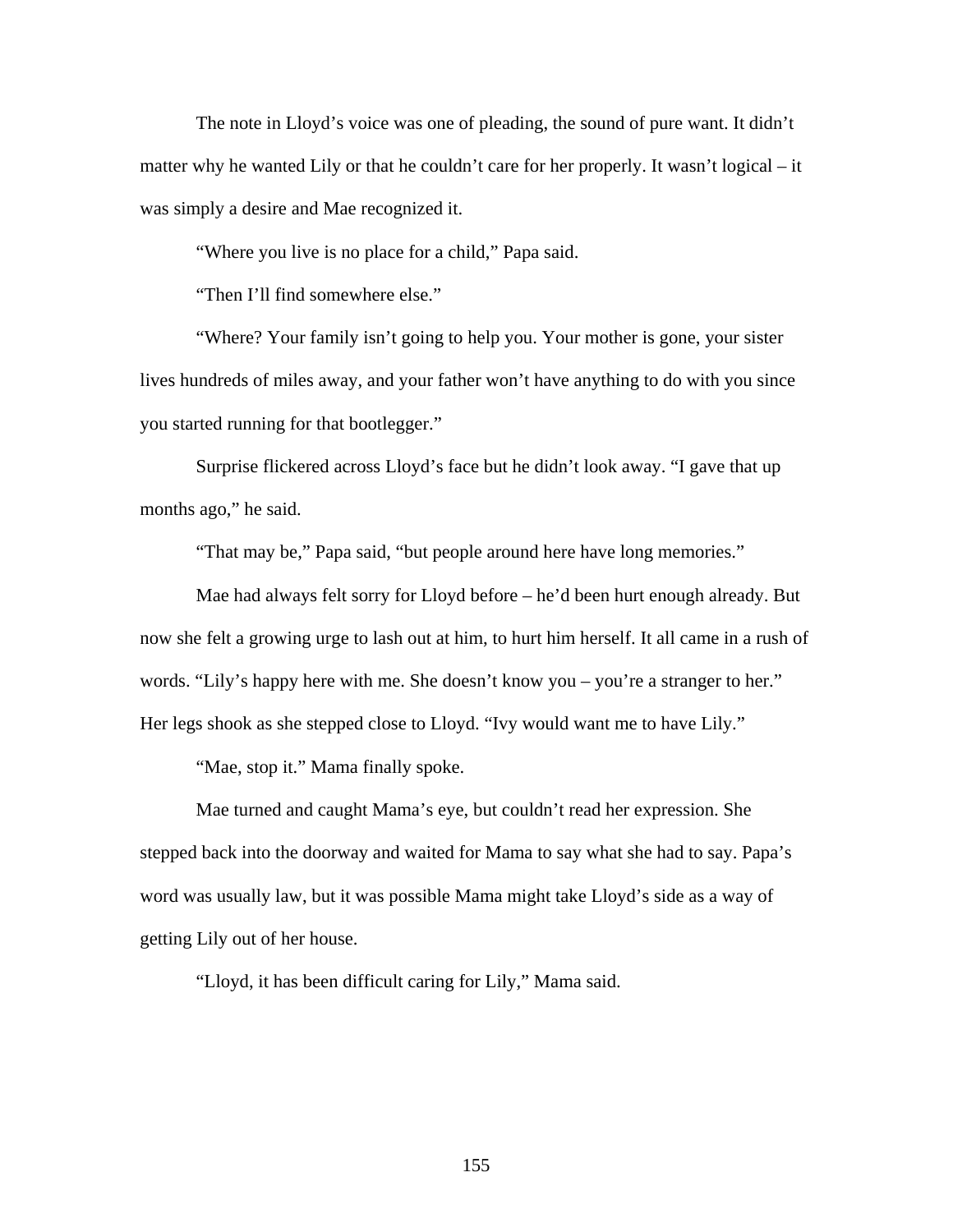The note in Lloyd's voice was one of pleading, the sound of pure want. It didn't matter why he wanted Lily or that he couldn't care for her properly. It wasn't logical – it was simply a desire and Mae recognized it.

"Where you live is no place for a child," Papa said.

"Then I'll find somewhere else."

"Where? Your family isn't going to help you. Your mother is gone, your sister lives hundreds of miles away, and your father won't have anything to do with you since you started running for that bootlegger."

Surprise flickered across Lloyd's face but he didn't look away. "I gave that up months ago," he said.

"That may be," Papa said, "but people around here have long memories."

Mae had always felt sorry for Lloyd before – he'd been hurt enough already. But now she felt a growing urge to lash out at him, to hurt him herself. It all came in a rush of words. "Lily's happy here with me. She doesn't know you – you're a stranger to her." Her legs shook as she stepped close to Lloyd. "Ivy would want me to have Lily."

"Mae, stop it." Mama finally spoke.

Mae turned and caught Mama's eye, but couldn't read her expression. She stepped back into the doorway and waited for Mama to say what she had to say. Papa's word was usually law, but it was possible Mama might take Lloyd's side as a way of getting Lily out of her house.

"Lloyd, it has been difficult caring for Lily," Mama said.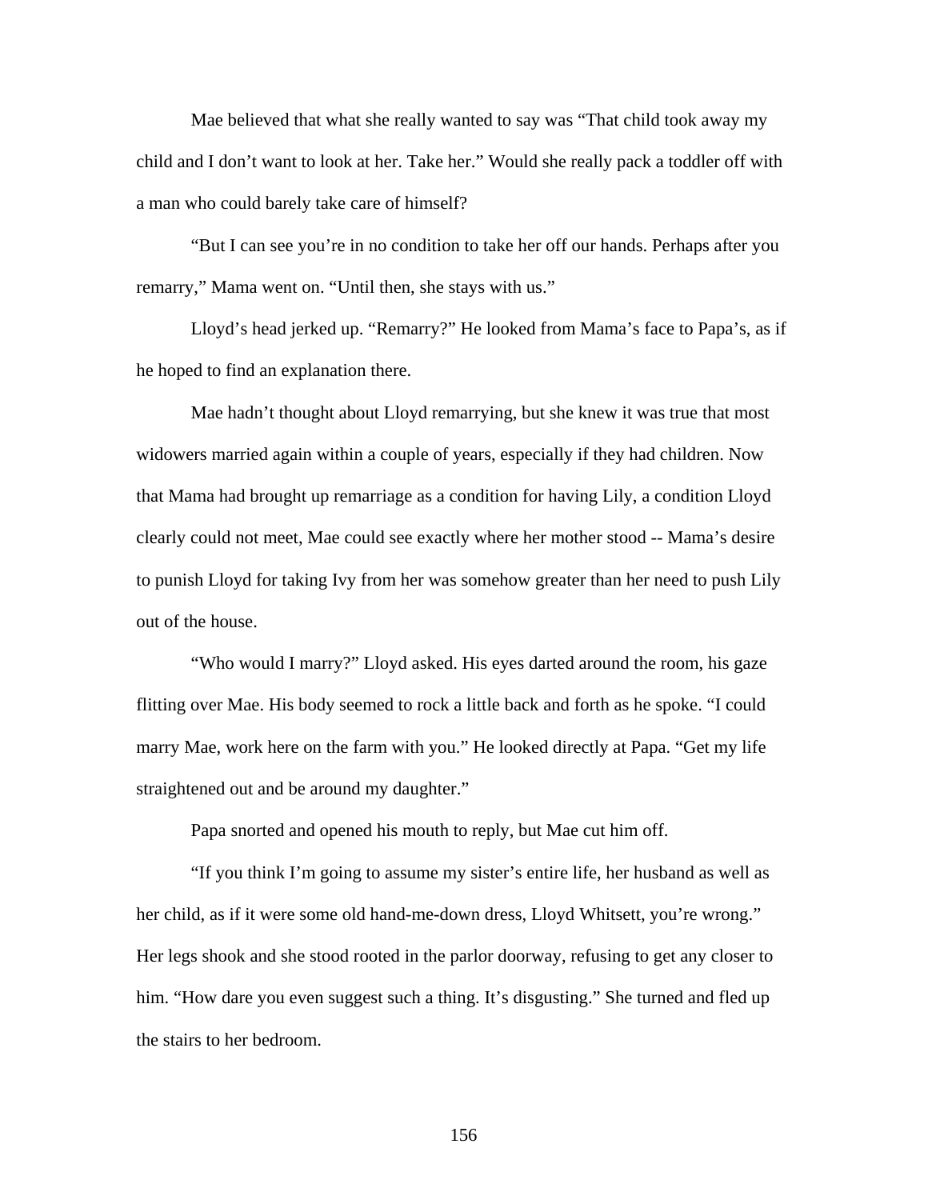Mae believed that what she really wanted to say was “That child took away my child and I don’t want to look at her. Take her.” Would she really pack a toddler off with a man who could barely take care of himself?

“But I can see you’re in no condition to take her off our hands. Perhaps after you remarry,” Mama went on. “Until then, she stays with us.”

Lloyd’s head jerked up. “Remarry?” He looked from Mama’s face to Papa’s, as if he hoped to find an explanation there.

Mae hadn’t thought about Lloyd remarrying, but she knew it was true that most widowers married again within a couple of years, especially if they had children. Now that Mama had brought up remarriage as a condition for having Lily, a condition Lloyd clearly could not meet, Mae could see exactly where her mother stood -- Mama’s desire to punish Lloyd for taking Ivy from her was somehow greater than her need to push Lily out of the house.

“Who would I marry?” Lloyd asked. His eyes darted around the room, his gaze flitting over Mae. His body seemed to rock a little back and forth as he spoke. “I could marry Mae, work here on the farm with you.” He looked directly at Papa. “Get my life straightened out and be around my daughter.”

Papa snorted and opened his mouth to reply, but Mae cut him off.

“If you think I’m going to assume my sister’s entire life, her husband as well as her child, as if it were some old hand-me-down dress, Lloyd Whitsett, you’re wrong.” Her legs shook and she stood rooted in the parlor doorway, refusing to get any closer to him. “How dare you even suggest such a thing. It’s disgusting.” She turned and fled up the stairs to her bedroom.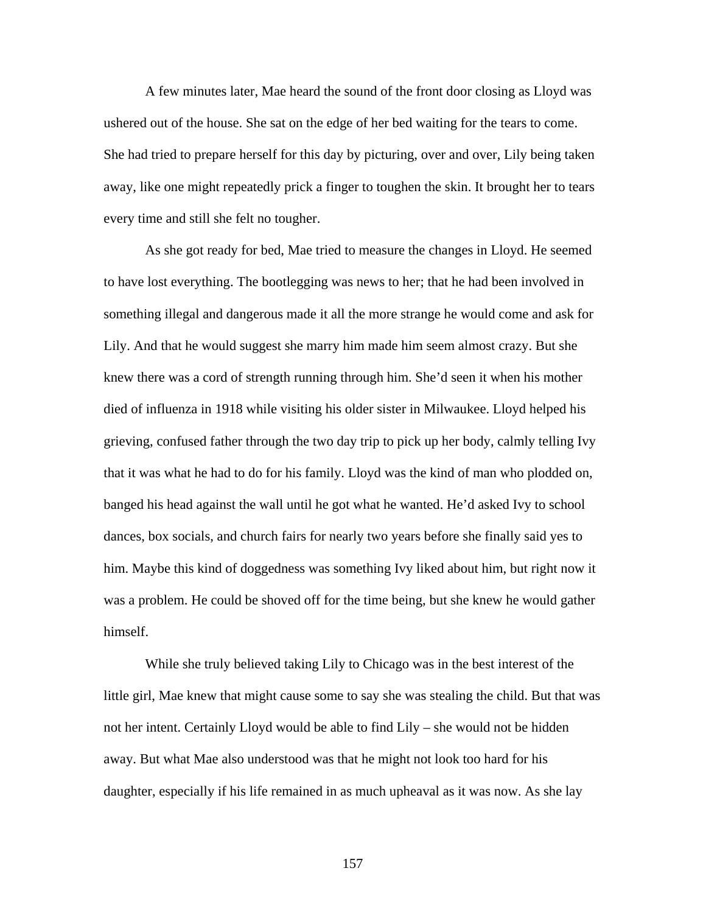A few minutes later, Mae heard the sound of the front door closing as Lloyd was ushered out of the house. She sat on the edge of her bed waiting for the tears to come. She had tried to prepare herself for this day by picturing, over and over, Lily being taken away, like one might repeatedly prick a finger to toughen the skin. It brought her to tears every time and still she felt no tougher.

As she got ready for bed, Mae tried to measure the changes in Lloyd. He seemed to have lost everything. The bootlegging was news to her; that he had been involved in something illegal and dangerous made it all the more strange he would come and ask for Lily. And that he would suggest she marry him made him seem almost crazy. But she knew there was a cord of strength running through him. She'd seen it when his mother died of influenza in 1918 while visiting his older sister in Milwaukee. Lloyd helped his grieving, confused father through the two day trip to pick up her body, calmly telling Ivy that it was what he had to do for his family. Lloyd was the kind of man who plodded on, banged his head against the wall until he got what he wanted. He'd asked Ivy to school dances, box socials, and church fairs for nearly two years before she finally said yes to him. Maybe this kind of doggedness was something Ivy liked about him, but right now it was a problem. He could be shoved off for the time being, but she knew he would gather himself.

While she truly believed taking Lily to Chicago was in the best interest of the little girl, Mae knew that might cause some to say she was stealing the child. But that was not her intent. Certainly Lloyd would be able to find Lily – she would not be hidden away. But what Mae also understood was that he might not look too hard for his daughter, especially if his life remained in as much upheaval as it was now. As she lay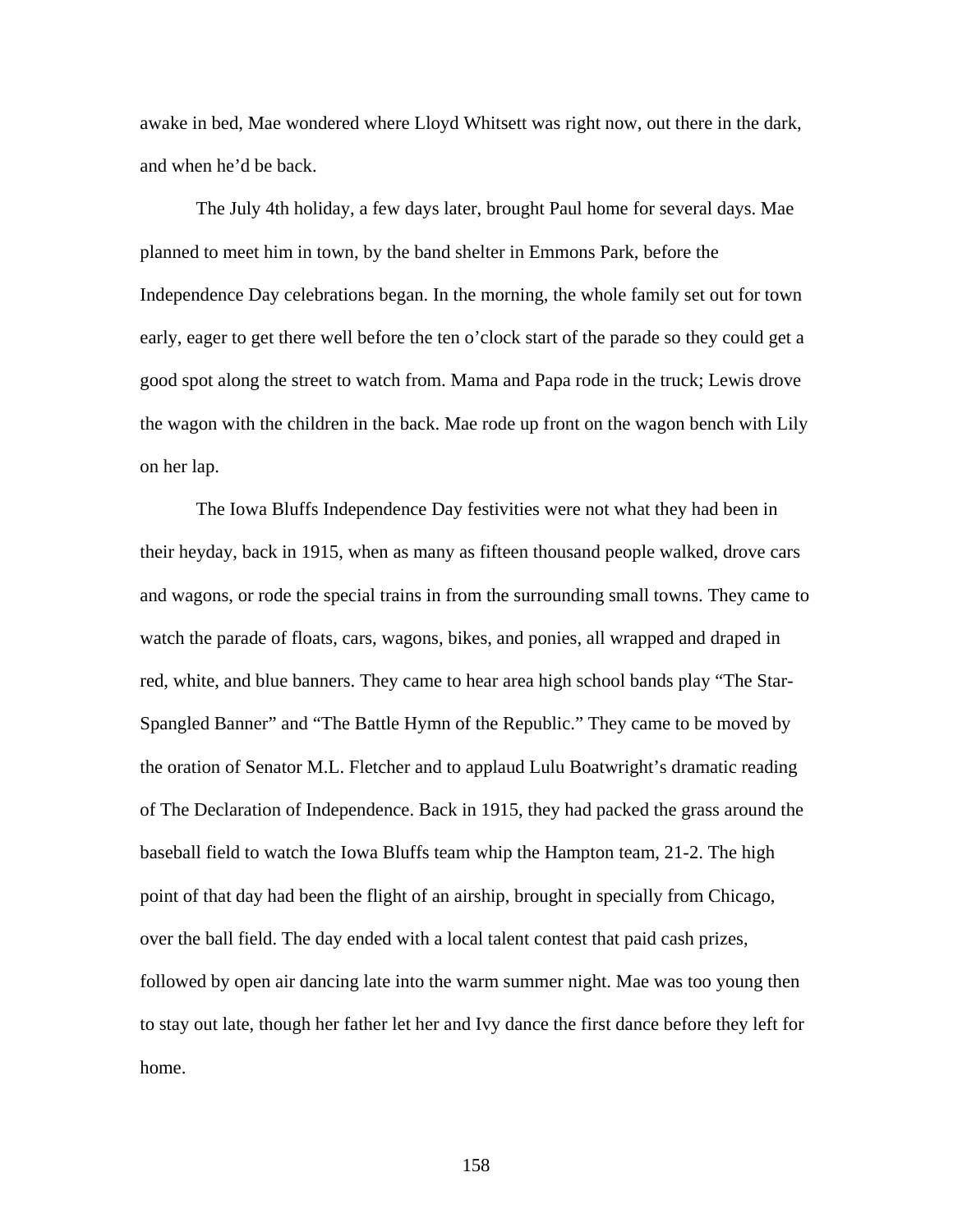awake in bed, Mae wondered where Lloyd Whitsett was right now, out there in the dark, and when he'd be back.

The July 4th holiday, a few days later, brought Paul home for several days. Mae planned to meet him in town, by the band shelter in Emmons Park, before the Independence Day celebrations began. In the morning, the whole family set out for town early, eager to get there well before the ten o'clock start of the parade so they could get a good spot along the street to watch from. Mama and Papa rode in the truck; Lewis drove the wagon with the children in the back. Mae rode up front on the wagon bench with Lily on her lap.

The Iowa Bluffs Independence Day festivities were not what they had been in their heyday, back in 1915, when as many as fifteen thousand people walked, drove cars and wagons, or rode the special trains in from the surrounding small towns. They came to watch the parade of floats, cars, wagons, bikes, and ponies, all wrapped and draped in red, white, and blue banners. They came to hear area high school bands play "The Star-Spangled Banner" and "The Battle Hymn of the Republic." They came to be moved by the oration of Senator M.L. Fletcher and to applaud Lulu Boatwright's dramatic reading of The Declaration of Independence. Back in 1915, they had packed the grass around the baseball field to watch the Iowa Bluffs team whip the Hampton team, 21-2. The high point of that day had been the flight of an airship, brought in specially from Chicago, over the ball field. The day ended with a local talent contest that paid cash prizes, followed by open air dancing late into the warm summer night. Mae was too young then to stay out late, though her father let her and Ivy dance the first dance before they left for home.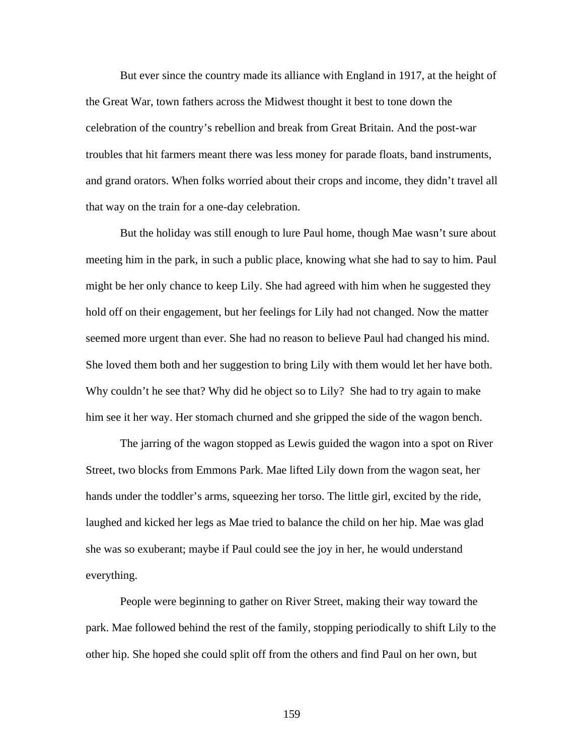But ever since the country made its alliance with England in 1917, at the height of the Great War, town fathers across the Midwest thought it best to tone down the celebration of the country's rebellion and break from Great Britain. And the post-war troubles that hit farmers meant there was less money for parade floats, band instruments, and grand orators. When folks worried about their crops and income, they didn't travel all that way on the train for a one-day celebration.

But the holiday was still enough to lure Paul home, though Mae wasn't sure about meeting him in the park, in such a public place, knowing what she had to say to him. Paul might be her only chance to keep Lily. She had agreed with him when he suggested they hold off on their engagement, but her feelings for Lily had not changed. Now the matter seemed more urgent than ever. She had no reason to believe Paul had changed his mind. She loved them both and her suggestion to bring Lily with them would let her have both. Why couldn't he see that? Why did he object so to Lily? She had to try again to make him see it her way. Her stomach churned and she gripped the side of the wagon bench.

The jarring of the wagon stopped as Lewis guided the wagon into a spot on River Street, two blocks from Emmons Park. Mae lifted Lily down from the wagon seat, her hands under the toddler's arms, squeezing her torso. The little girl, excited by the ride, laughed and kicked her legs as Mae tried to balance the child on her hip. Mae was glad she was so exuberant; maybe if Paul could see the joy in her, he would understand everything.

People were beginning to gather on River Street, making their way toward the park. Mae followed behind the rest of the family, stopping periodically to shift Lily to the other hip. She hoped she could split off from the others and find Paul on her own, but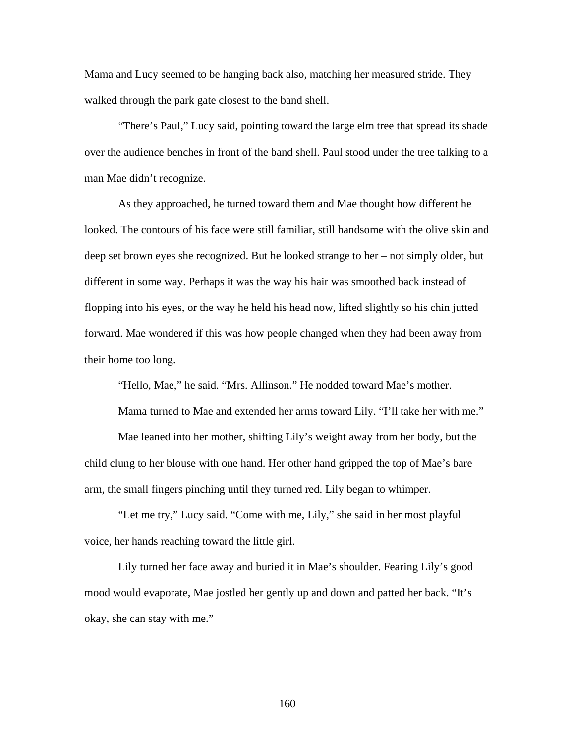Mama and Lucy seemed to be hanging back also, matching her measured stride. They walked through the park gate closest to the band shell.

"There's Paul," Lucy said, pointing toward the large elm tree that spread its shade over the audience benches in front of the band shell. Paul stood under the tree talking to a man Mae didn't recognize.

As they approached, he turned toward them and Mae thought how different he looked. The contours of his face were still familiar, still handsome with the olive skin and deep set brown eyes she recognized. But he looked strange to her – not simply older, but different in some way. Perhaps it was the way his hair was smoothed back instead of flopping into his eyes, or the way he held his head now, lifted slightly so his chin jutted forward. Mae wondered if this was how people changed when they had been away from their home too long.

"Hello, Mae," he said. "Mrs. Allinson." He nodded toward Mae's mother.

Mama turned to Mae and extended her arms toward Lily. "I'll take her with me."

Mae leaned into her mother, shifting Lily's weight away from her body, but the child clung to her blouse with one hand. Her other hand gripped the top of Mae's bare arm, the small fingers pinching until they turned red. Lily began to whimper.

"Let me try," Lucy said. "Come with me, Lily," she said in her most playful voice, her hands reaching toward the little girl.

Lily turned her face away and buried it in Mae's shoulder. Fearing Lily's good mood would evaporate, Mae jostled her gently up and down and patted her back. "It's okay, she can stay with me."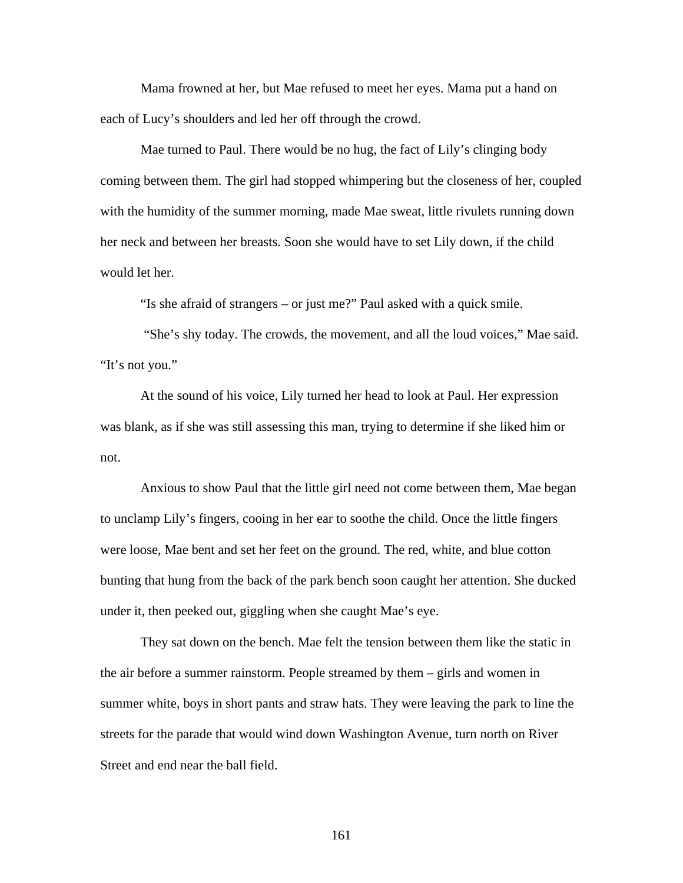Mama frowned at her, but Mae refused to meet her eyes. Mama put a hand on each of Lucy's shoulders and led her off through the crowd.

Mae turned to Paul. There would be no hug, the fact of Lily's clinging body coming between them. The girl had stopped whimpering but the closeness of her, coupled with the humidity of the summer morning, made Mae sweat, little rivulets running down her neck and between her breasts. Soon she would have to set Lily down, if the child would let her.

"Is she afraid of strangers – or just me?" Paul asked with a quick smile.

"She's shy today. The crowds, the movement, and all the loud voices," Mae said. "It's not you."

At the sound of his voice, Lily turned her head to look at Paul. Her expression was blank, as if she was still assessing this man, trying to determine if she liked him or not.

Anxious to show Paul that the little girl need not come between them, Mae began to unclamp Lily's fingers, cooing in her ear to soothe the child. Once the little fingers were loose, Mae bent and set her feet on the ground. The red, white, and blue cotton bunting that hung from the back of the park bench soon caught her attention. She ducked under it, then peeked out, giggling when she caught Mae's eye.

They sat down on the bench. Mae felt the tension between them like the static in the air before a summer rainstorm. People streamed by them – girls and women in summer white, boys in short pants and straw hats. They were leaving the park to line the streets for the parade that would wind down Washington Avenue, turn north on River Street and end near the ball field.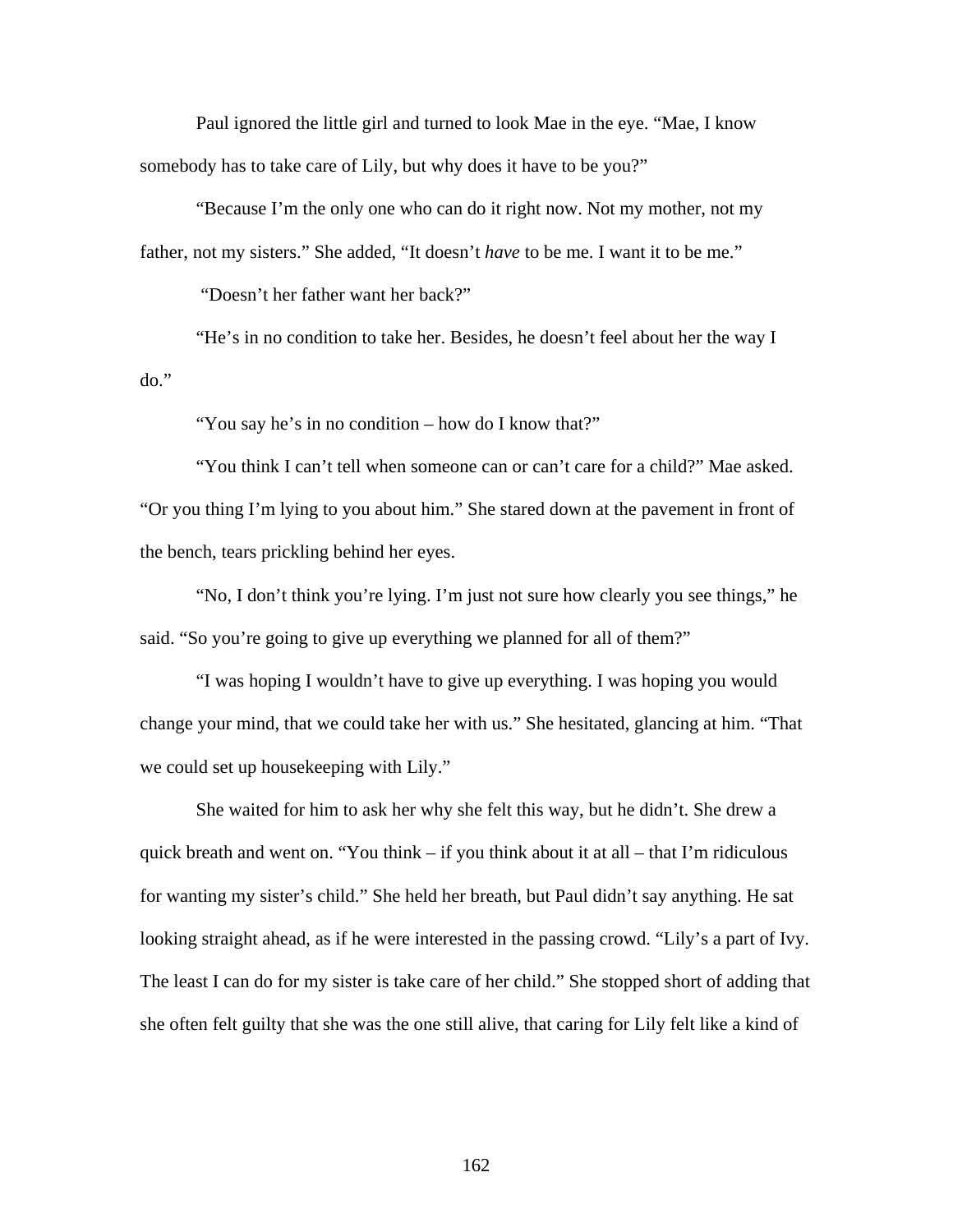Paul ignored the little girl and turned to look Mae in the eye. "Mae, I know somebody has to take care of Lily, but why does it have to be you?"

"Because I'm the only one who can do it right now. Not my mother, not my father, not my sisters." She added, "It doesn't *have* to be me. I want it to be me."

"Doesn't her father want her back?"

"He's in no condition to take her. Besides, he doesn't feel about her the way I do."

"You say he's in no condition – how do I know that?"

"You think I can't tell when someone can or can't care for a child?" Mae asked. "Or you thing I'm lying to you about him." She stared down at the pavement in front of the bench, tears prickling behind her eyes.

"No, I don't think you're lying. I'm just not sure how clearly you see things," he said. "So you're going to give up everything we planned for all of them?"

"I was hoping I wouldn't have to give up everything. I was hoping you would change your mind, that we could take her with us." She hesitated, glancing at him. "That we could set up housekeeping with Lily."

She waited for him to ask her why she felt this way, but he didn't. She drew a quick breath and went on. "You think – if you think about it at all – that I'm ridiculous for wanting my sister's child." She held her breath, but Paul didn't say anything. He sat looking straight ahead, as if he were interested in the passing crowd. "Lily's a part of Ivy. The least I can do for my sister is take care of her child." She stopped short of adding that she often felt guilty that she was the one still alive, that caring for Lily felt like a kind of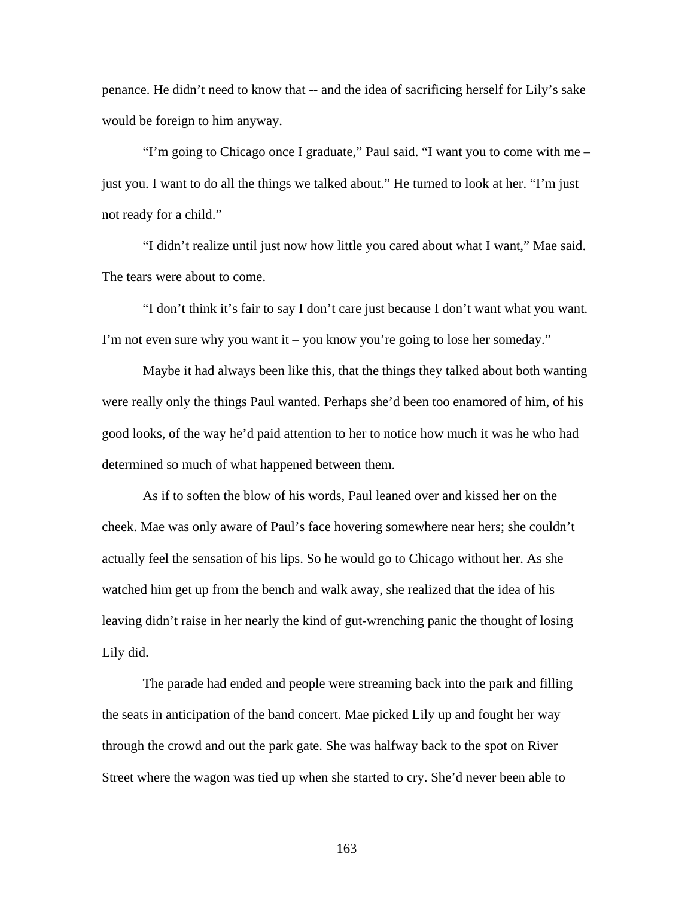penance. He didn't need to know that -- and the idea of sacrificing herself for Lily's sake would be foreign to him anyway.

"I'm going to Chicago once I graduate," Paul said. "I want you to come with me – just you. I want to do all the things we talked about." He turned to look at her. "I'm just not ready for a child."

"I didn't realize until just now how little you cared about what I want," Mae said. The tears were about to come.

"I don't think it's fair to say I don't care just because I don't want what you want. I'm not even sure why you want it – you know you're going to lose her someday."

Maybe it had always been like this, that the things they talked about both wanting were really only the things Paul wanted. Perhaps she'd been too enamored of him, of his good looks, of the way he'd paid attention to her to notice how much it was he who had determined so much of what happened between them.

As if to soften the blow of his words, Paul leaned over and kissed her on the cheek. Mae was only aware of Paul's face hovering somewhere near hers; she couldn't actually feel the sensation of his lips. So he would go to Chicago without her. As she watched him get up from the bench and walk away, she realized that the idea of his leaving didn't raise in her nearly the kind of gut-wrenching panic the thought of losing Lily did.

The parade had ended and people were streaming back into the park and filling the seats in anticipation of the band concert. Mae picked Lily up and fought her way through the crowd and out the park gate. She was halfway back to the spot on River Street where the wagon was tied up when she started to cry. She'd never been able to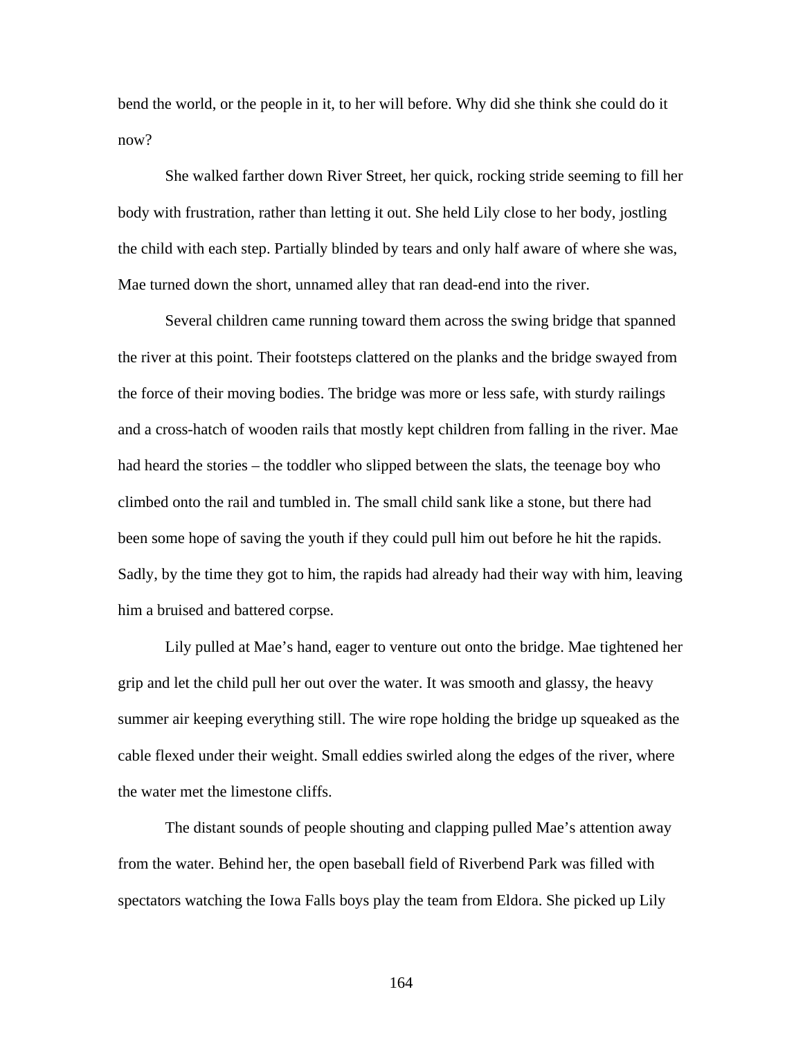bend the world, or the people in it, to her will before. Why did she think she could do it now?

She walked farther down River Street, her quick, rocking stride seeming to fill her body with frustration, rather than letting it out. She held Lily close to her body, jostling the child with each step. Partially blinded by tears and only half aware of where she was, Mae turned down the short, unnamed alley that ran dead-end into the river.

Several children came running toward them across the swing bridge that spanned the river at this point. Their footsteps clattered on the planks and the bridge swayed from the force of their moving bodies. The bridge was more or less safe, with sturdy railings and a cross-hatch of wooden rails that mostly kept children from falling in the river. Mae had heard the stories – the toddler who slipped between the slats, the teenage boy who climbed onto the rail and tumbled in. The small child sank like a stone, but there had been some hope of saving the youth if they could pull him out before he hit the rapids. Sadly, by the time they got to him, the rapids had already had their way with him, leaving him a bruised and battered corpse.

Lily pulled at Mae's hand, eager to venture out onto the bridge. Mae tightened her grip and let the child pull her out over the water. It was smooth and glassy, the heavy summer air keeping everything still. The wire rope holding the bridge up squeaked as the cable flexed under their weight. Small eddies swirled along the edges of the river, where the water met the limestone cliffs.

The distant sounds of people shouting and clapping pulled Mae's attention away from the water. Behind her, the open baseball field of Riverbend Park was filled with spectators watching the Iowa Falls boys play the team from Eldora. She picked up Lily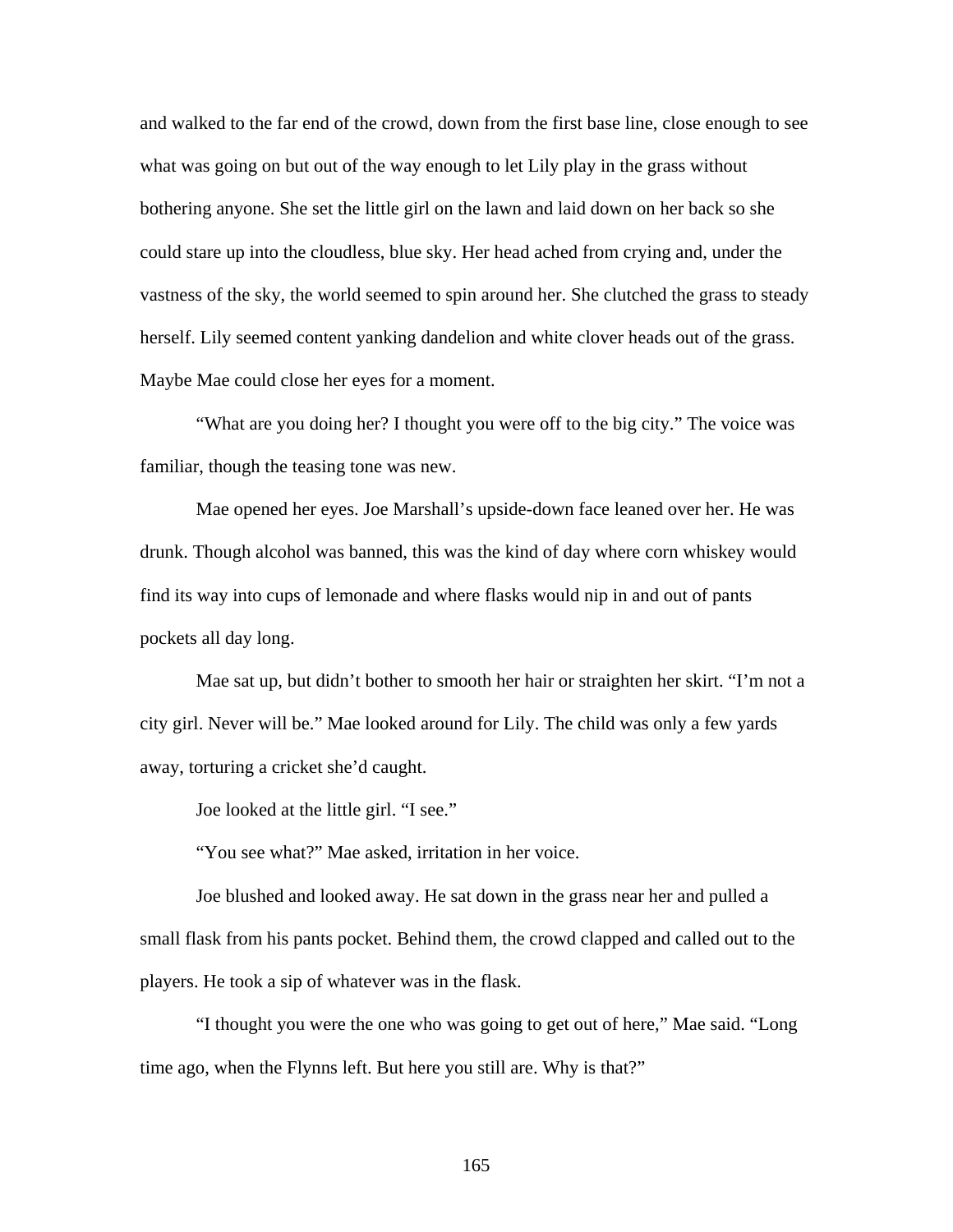and walked to the far end of the crowd, down from the first base line, close enough to see what was going on but out of the way enough to let Lily play in the grass without bothering anyone. She set the little girl on the lawn and laid down on her back so she could stare up into the cloudless, blue sky. Her head ached from crying and, under the vastness of the sky, the world seemed to spin around her. She clutched the grass to steady herself. Lily seemed content yanking dandelion and white clover heads out of the grass. Maybe Mae could close her eyes for a moment.

"What are you doing her? I thought you were off to the big city." The voice was familiar, though the teasing tone was new.

Mae opened her eyes. Joe Marshall's upside-down face leaned over her. He was drunk. Though alcohol was banned, this was the kind of day where corn whiskey would find its way into cups of lemonade and where flasks would nip in and out of pants pockets all day long.

Mae sat up, but didn't bother to smooth her hair or straighten her skirt. "I'm not a city girl. Never will be." Mae looked around for Lily. The child was only a few yards away, torturing a cricket she'd caught.

Joe looked at the little girl. "I see."

"You see what?" Mae asked, irritation in her voice.

Joe blushed and looked away. He sat down in the grass near her and pulled a small flask from his pants pocket. Behind them, the crowd clapped and called out to the players. He took a sip of whatever was in the flask.

"I thought you were the one who was going to get out of here," Mae said. "Long time ago, when the Flynns left. But here you still are. Why is that?"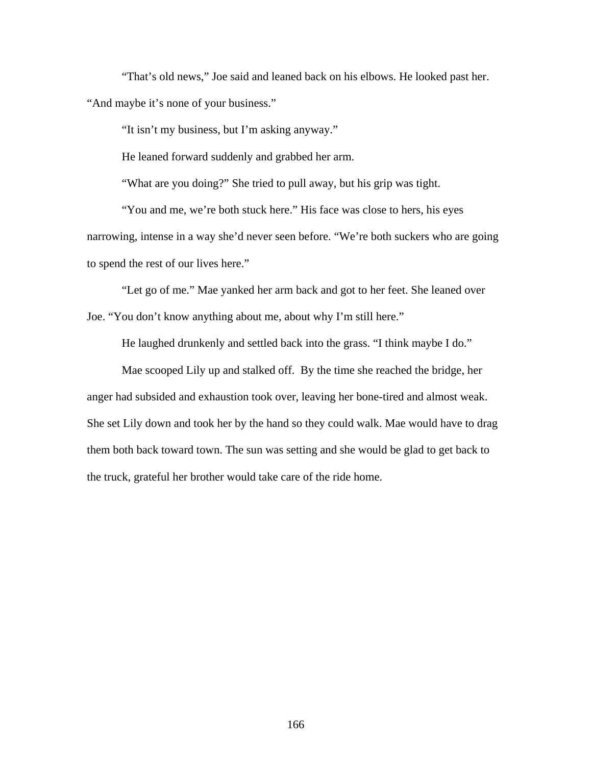"That's old news," Joe said and leaned back on his elbows. He looked past her. "And maybe it's none of your business."

"It isn't my business, but I'm asking anyway."

He leaned forward suddenly and grabbed her arm.

"What are you doing?" She tried to pull away, but his grip was tight.

"You and me, we're both stuck here." His face was close to hers, his eyes narrowing, intense in a way she'd never seen before. "We're both suckers who are going to spend the rest of our lives here."

"Let go of me." Mae yanked her arm back and got to her feet. She leaned over Joe. "You don't know anything about me, about why I'm still here."

He laughed drunkenly and settled back into the grass. "I think maybe I do."

Mae scooped Lily up and stalked off. By the time she reached the bridge, her anger had subsided and exhaustion took over, leaving her bone-tired and almost weak. She set Lily down and took her by the hand so they could walk. Mae would have to drag them both back toward town. The sun was setting and she would be glad to get back to the truck, grateful her brother would take care of the ride home.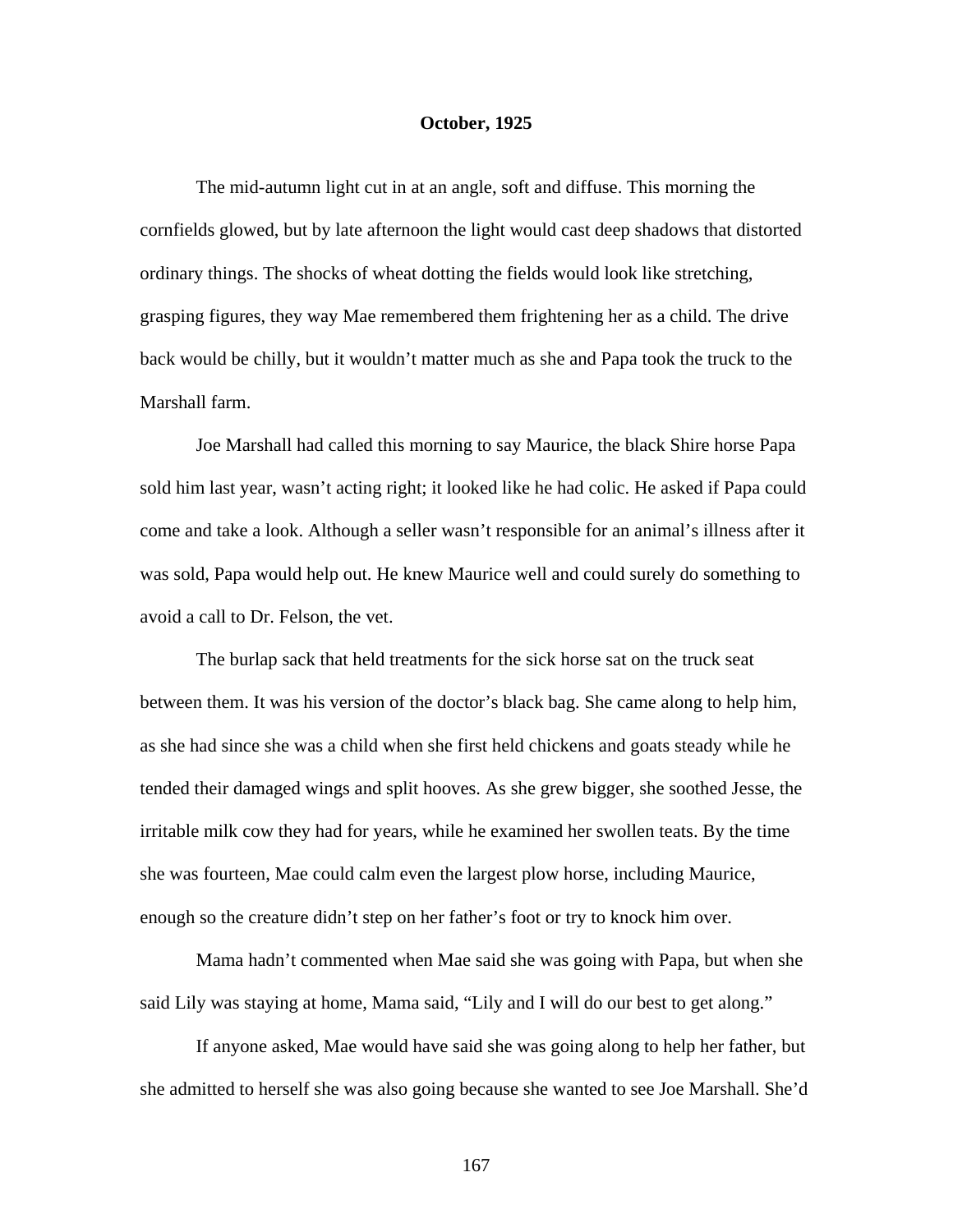**October, 1925**

The mid-autumn light cut in at an angle, soft and diffuse. This morning the cornfields glowed, but by late afternoon the light would cast deep shadows that distorted ordinary things. The shocks of wheat dotting the fields would look like stretching, grasping figures, they way Mae remembered them frightening her as a child. The drive back would be chilly, but it wouldn't matter much as she and Papa took the truck to the Marshall farm.

Joe Marshall had called this morning to say Maurice, the black Shire horse Papa sold him last year, wasn't acting right; it looked like he had colic. He asked if Papa could come and take a look. Although a seller wasn't responsible for an animal's illness after it was sold, Papa would help out. He knew Maurice well and could surely do something to avoid a call to Dr. Felson, the vet.

The burlap sack that held treatments for the sick horse sat on the truck seat between them. It was his version of the doctor's black bag. She came along to help him, as she had since she was a child when she first held chickens and goats steady while he tended their damaged wings and split hooves. As she grew bigger, she soothed Jesse, the irritable milk cow they had for years, while he examined her swollen teats. By the time she was fourteen, Mae could calm even the largest plow horse, including Maurice, enough so the creature didn't step on her father's foot or try to knock him over.

Mama hadn't commented when Mae said she was going with Papa, but when she said Lily was staying at home, Mama said, "Lily and I will do our best to get along."

If anyone asked, Mae would have said she was going along to help her father, but she admitted to herself she was also going because she wanted to see Joe Marshall. She'd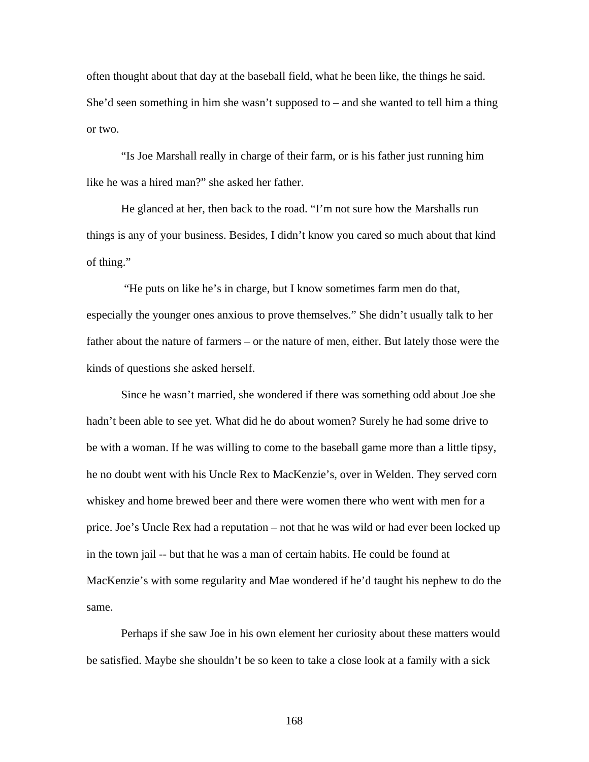often thought about that day at the baseball field, what he been like, the things he said. She'd seen something in him she wasn't supposed to – and she wanted to tell him a thing or two.

"Is Joe Marshall really in charge of their farm, or is his father just running him like he was a hired man?" she asked her father.

He glanced at her, then back to the road. "I'm not sure how the Marshalls run things is any of your business. Besides, I didn't know you cared so much about that kind of thing."

"He puts on like he's in charge, but I know sometimes farm men do that, especially the younger ones anxious to prove themselves." She didn't usually talk to her father about the nature of farmers – or the nature of men, either. But lately those were the kinds of questions she asked herself.

Since he wasn't married, she wondered if there was something odd about Joe she hadn't been able to see yet. What did he do about women? Surely he had some drive to be with a woman. If he was willing to come to the baseball game more than a little tipsy, he no doubt went with his Uncle Rex to MacKenzie's, over in Welden. They served corn whiskey and home brewed beer and there were women there who went with men for a price. Joe's Uncle Rex had a reputation – not that he was wild or had ever been locked up in the town jail -- but that he was a man of certain habits. He could be found at MacKenzie's with some regularity and Mae wondered if he'd taught his nephew to do the same.

Perhaps if she saw Joe in his own element her curiosity about these matters would be satisfied. Maybe she shouldn't be so keen to take a close look at a family with a sick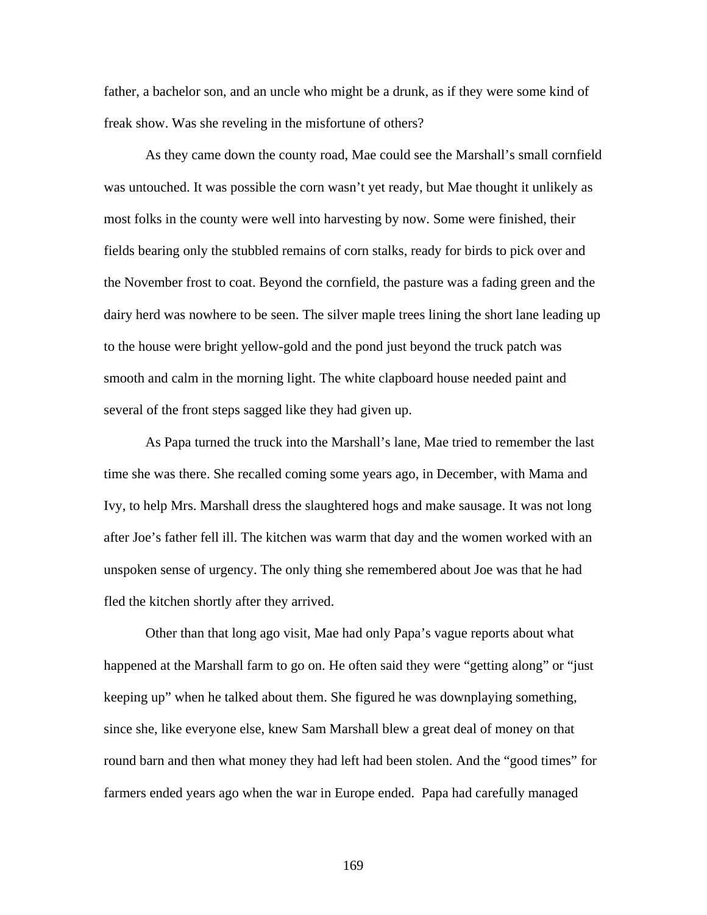father, a bachelor son, and an uncle who might be a drunk, as if they were some kind of freak show. Was she reveling in the misfortune of others?

As they came down the county road, Mae could see the Marshall's small cornfield was untouched. It was possible the corn wasn't yet ready, but Mae thought it unlikely as most folks in the county were well into harvesting by now. Some were finished, their fields bearing only the stubbled remains of corn stalks, ready for birds to pick over and the November frost to coat. Beyond the cornfield, the pasture was a fading green and the dairy herd was nowhere to be seen. The silver maple trees lining the short lane leading up to the house were bright yellow-gold and the pond just beyond the truck patch was smooth and calm in the morning light. The white clapboard house needed paint and several of the front steps sagged like they had given up.

As Papa turned the truck into the Marshall's lane, Mae tried to remember the last time she was there. She recalled coming some years ago, in December, with Mama and Ivy, to help Mrs. Marshall dress the slaughtered hogs and make sausage. It was not long after Joe's father fell ill. The kitchen was warm that day and the women worked with an unspoken sense of urgency. The only thing she remembered about Joe was that he had fled the kitchen shortly after they arrived.

Other than that long ago visit, Mae had only Papa's vague reports about what happened at the Marshall farm to go on. He often said they were "getting along" or "just keeping up" when he talked about them. She figured he was downplaying something, since she, like everyone else, knew Sam Marshall blew a great deal of money on that round barn and then what money they had left had been stolen. And the "good times" for farmers ended years ago when the war in Europe ended.  Papa had carefully managed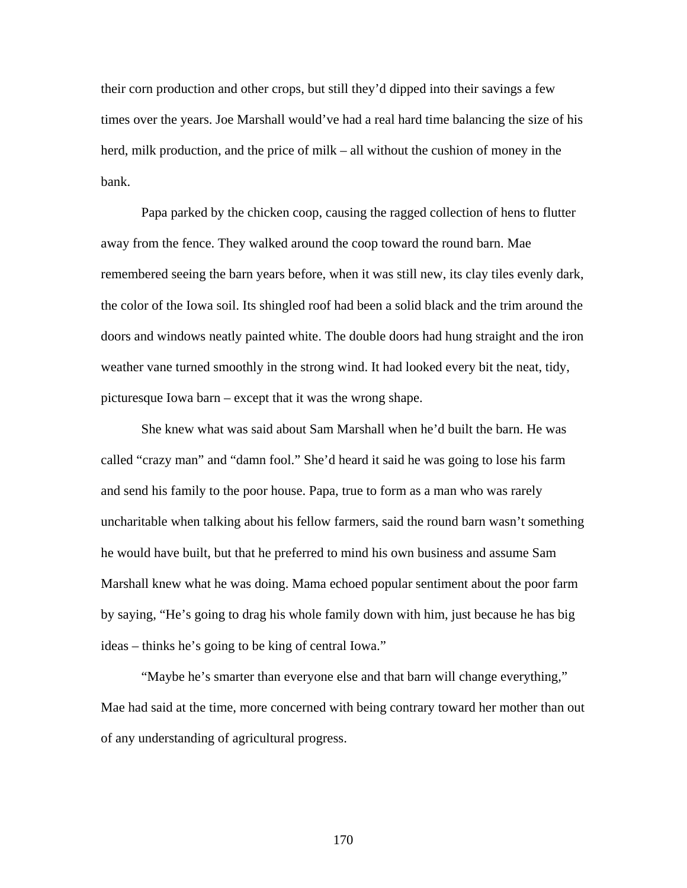their corn production and other crops, but still they'd dipped into their savings a few times over the years. Joe Marshall would've had a real hard time balancing the size of his herd, milk production, and the price of milk – all without the cushion of money in the bank.

Papa parked by the chicken coop, causing the ragged collection of hens to flutter away from the fence. They walked around the coop toward the round barn. Mae remembered seeing the barn years before, when it was still new, its clay tiles evenly dark, the color of the Iowa soil. Its shingled roof had been a solid black and the trim around the doors and windows neatly painted white. The double doors had hung straight and the iron weather vane turned smoothly in the strong wind. It had looked every bit the neat, tidy, picturesque Iowa barn – except that it was the wrong shape.

She knew what was said about Sam Marshall when he'd built the barn. He was called "crazy man" and "damn fool." She'd heard it said he was going to lose his farm and send his family to the poor house. Papa, true to form as a man who was rarely uncharitable when talking about his fellow farmers, said the round barn wasn't something he would have built, but that he preferred to mind his own business and assume Sam Marshall knew what he was doing. Mama echoed popular sentiment about the poor farm by saying, "He's going to drag his whole family down with him, just because he has big ideas – thinks he's going to be king of central Iowa."

"Maybe he's smarter than everyone else and that barn will change everything," Mae had said at the time, more concerned with being contrary toward her mother than out of any understanding of agricultural progress.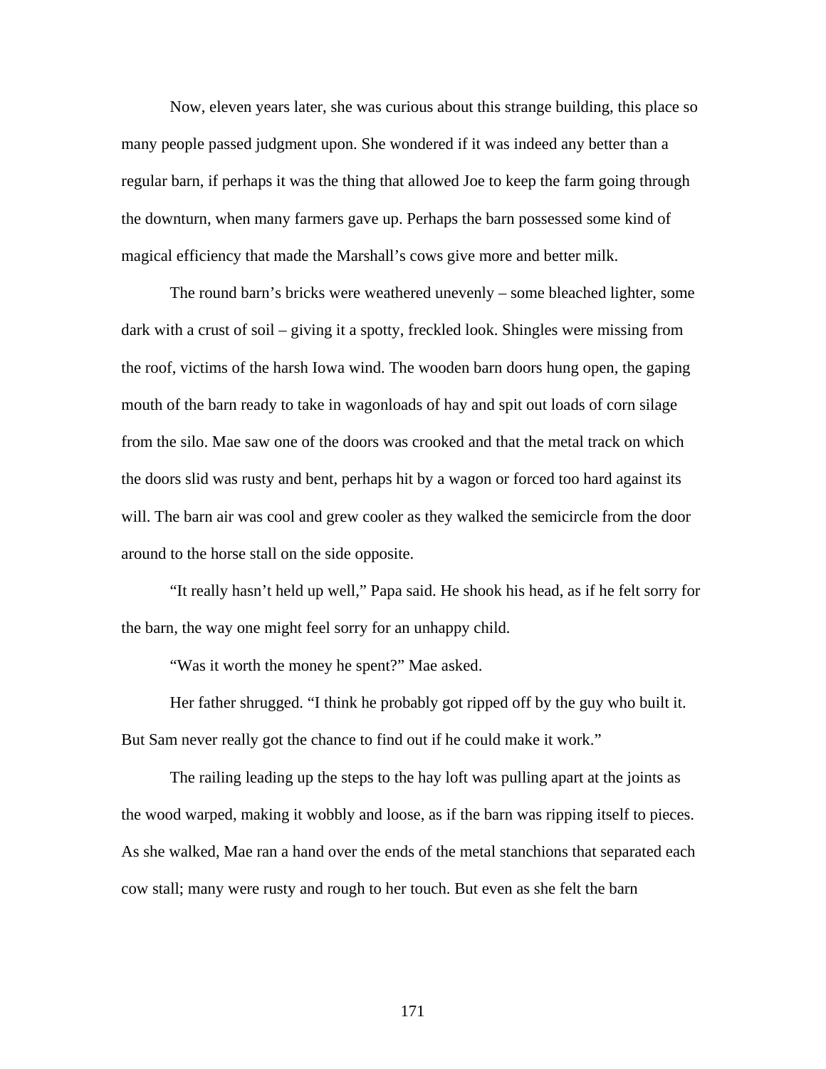Now, eleven years later, she was curious about this strange building, this place so many people passed judgment upon. She wondered if it was indeed any better than a regular barn, if perhaps it was the thing that allowed Joe to keep the farm going through the downturn, when many farmers gave up. Perhaps the barn possessed some kind of magical efficiency that made the Marshall's cows give more and better milk.

The round barn's bricks were weathered unevenly – some bleached lighter, some dark with a crust of soil – giving it a spotty, freckled look. Shingles were missing from the roof, victims of the harsh Iowa wind. The wooden barn doors hung open, the gaping mouth of the barn ready to take in wagonloads of hay and spit out loads of corn silage from the silo. Mae saw one of the doors was crooked and that the metal track on which the doors slid was rusty and bent, perhaps hit by a wagon or forced too hard against its will. The barn air was cool and grew cooler as they walked the semicircle from the door around to the horse stall on the side opposite.

"It really hasn't held up well," Papa said. He shook his head, as if he felt sorry for the barn, the way one might feel sorry for an unhappy child.

"Was it worth the money he spent?" Mae asked.

Her father shrugged. "I think he probably got ripped off by the guy who built it. But Sam never really got the chance to find out if he could make it work."

The railing leading up the steps to the hay loft was pulling apart at the joints as the wood warped, making it wobbly and loose, as if the barn was ripping itself to pieces. As she walked, Mae ran a hand over the ends of the metal stanchions that separated each cow stall; many were rusty and rough to her touch. But even as she felt the barn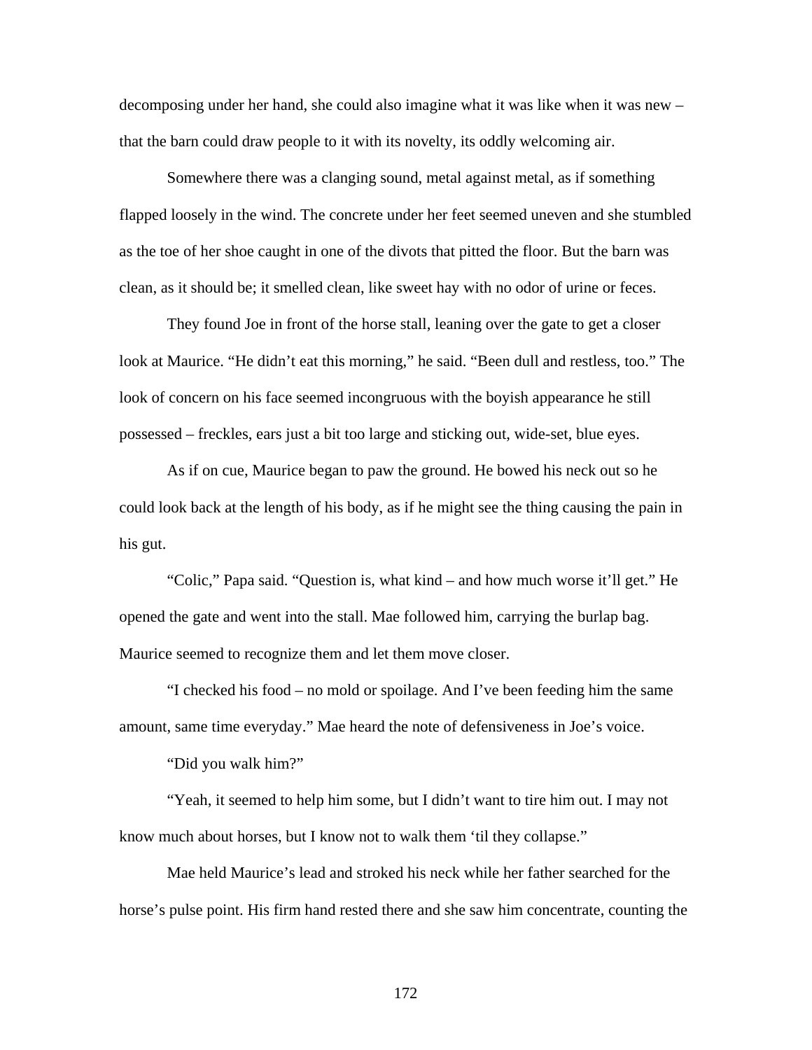decomposing under her hand, she could also imagine what it was like when it was new – that the barn could draw people to it with its novelty, its oddly welcoming air.

Somewhere there was a clanging sound, metal against metal, as if something flapped loosely in the wind. The concrete under her feet seemed uneven and she stumbled as the toe of her shoe caught in one of the divots that pitted the floor. But the barn was clean, as it should be; it smelled clean, like sweet hay with no odor of urine or feces.

They found Joe in front of the horse stall, leaning over the gate to get a closer look at Maurice. "He didn't eat this morning," he said. "Been dull and restless, too." The look of concern on his face seemed incongruous with the boyish appearance he still possessed – freckles, ears just a bit too large and sticking out, wide-set, blue eyes.

As if on cue, Maurice began to paw the ground. He bowed his neck out so he could look back at the length of his body, as if he might see the thing causing the pain in his gut.

"Colic," Papa said. "Question is, what kind – and how much worse it'll get." He opened the gate and went into the stall. Mae followed him, carrying the burlap bag. Maurice seemed to recognize them and let them move closer.

"I checked his food – no mold or spoilage. And I've been feeding him the same amount, same time everyday." Mae heard the note of defensiveness in Joe's voice.

"Did you walk him?"

"Yeah, it seemed to help him some, but I didn't want to tire him out. I may not know much about horses, but I know not to walk them 'til they collapse."

Mae held Maurice's lead and stroked his neck while her father searched for the horse's pulse point. His firm hand rested there and she saw him concentrate, counting the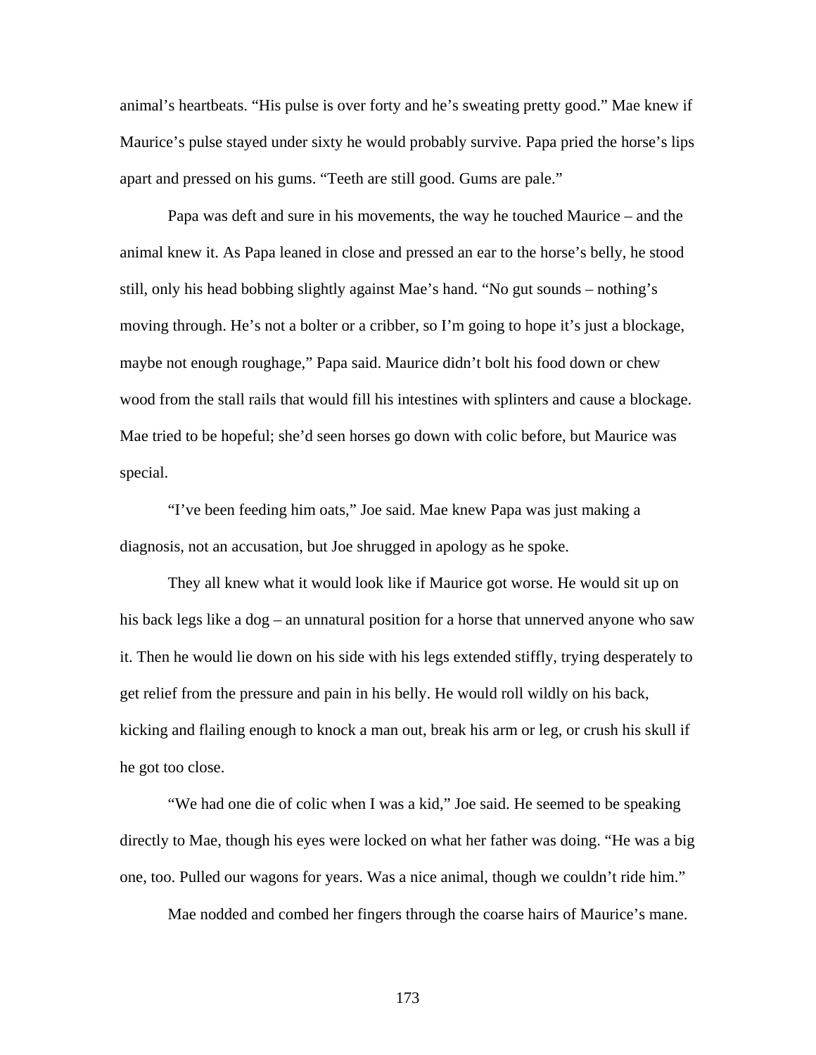animal's heartbeats. "His pulse is over forty and he's sweating pretty good." Mae knew if Maurice's pulse stayed under sixty he would probably survive. Papa pried the horse's lips apart and pressed on his gums. "Teeth are still good. Gums are pale."

Papa was deft and sure in his movements, the way he touched Maurice – and the animal knew it. As Papa leaned in close and pressed an ear to the horse's belly, he stood still, only his head bobbing slightly against Mae's hand. "No gut sounds – nothing's moving through. He's not a bolter or a cribber, so I'm going to hope it's just a blockage, maybe not enough roughage," Papa said. Maurice didn't bolt his food down or chew wood from the stall rails that would fill his intestines with splinters and cause a blockage. Mae tried to be hopeful; she'd seen horses go down with colic before, but Maurice was special.

"I've been feeding him oats," Joe said. Mae knew Papa was just making a diagnosis, not an accusation, but Joe shrugged in apology as he spoke.

They all knew what it would look like if Maurice got worse. He would sit up on his back legs like a dog – an unnatural position for a horse that unnerved anyone who saw it. Then he would lie down on his side with his legs extended stiffly, trying desperately to get relief from the pressure and pain in his belly. He would roll wildly on his back, kicking and flailing enough to knock a man out, break his arm or leg, or crush his skull if he got too close.

"We had one die of colic when I was a kid," Joe said. He seemed to be speaking directly to Mae, though his eyes were locked on what her father was doing. "He was a big one, too. Pulled our wagons for years. Was a nice animal, though we couldn't ride him."

Mae nodded and combed her fingers through the coarse hairs of Maurice's mane.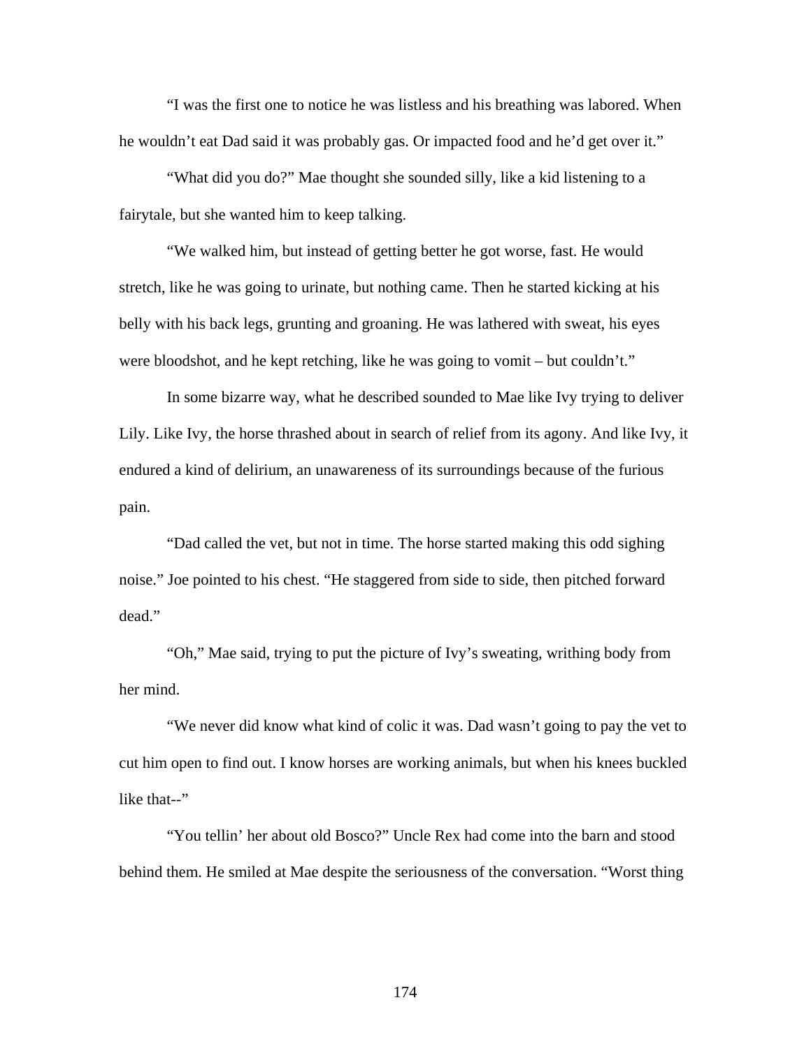"I was the first one to notice he was listless and his breathing was labored. When he wouldn't eat Dad said it was probably gas. Or impacted food and he'd get over it."

"What did you do?" Mae thought she sounded silly, like a kid listening to a fairytale, but she wanted him to keep talking.

"We walked him, but instead of getting better he got worse, fast. He would stretch, like he was going to urinate, but nothing came. Then he started kicking at his belly with his back legs, grunting and groaning. He was lathered with sweat, his eyes were bloodshot, and he kept retching, like he was going to vomit – but couldn't."

In some bizarre way, what he described sounded to Mae like Ivy trying to deliver Lily. Like Ivy, the horse thrashed about in search of relief from its agony. And like Ivy, it endured a kind of delirium, an unawareness of its surroundings because of the furious pain.

"Dad called the vet, but not in time. The horse started making this odd sighing noise." Joe pointed to his chest. "He staggered from side to side, then pitched forward dead."

"Oh," Mae said, trying to put the picture of Ivy's sweating, writhing body from her mind.

"We never did know what kind of colic it was. Dad wasn't going to pay the vet to cut him open to find out. I know horses are working animals, but when his knees buckled like that--"

"You tellin' her about old Bosco?" Uncle Rex had come into the barn and stood behind them. He smiled at Mae despite the seriousness of the conversation. "Worst thing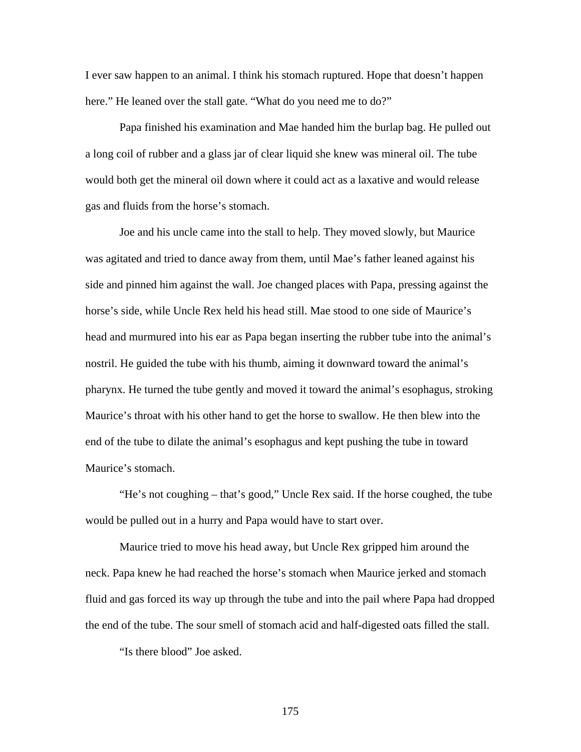I ever saw happen to an animal. I think his stomach ruptured. Hope that doesn't happen here." He leaned over the stall gate. "What do you need me to do?"

Papa finished his examination and Mae handed him the burlap bag. He pulled out a long coil of rubber and a glass jar of clear liquid she knew was mineral oil. The tube would both get the mineral oil down where it could act as a laxative and would release gas and fluids from the horse's stomach.

Joe and his uncle came into the stall to help. They moved slowly, but Maurice was agitated and tried to dance away from them, until Mae's father leaned against his side and pinned him against the wall. Joe changed places with Papa, pressing against the horse's side, while Uncle Rex held his head still. Mae stood to one side of Maurice's head and murmured into his ear as Papa began inserting the rubber tube into the animal's nostril. He guided the tube with his thumb, aiming it downward toward the animal's pharynx. He turned the tube gently and moved it toward the animal's esophagus, stroking Maurice's throat with his other hand to get the horse to swallow. He then blew into the end of the tube to dilate the animal's esophagus and kept pushing the tube in toward Maurice's stomach.

"He's not coughing – that's good," Uncle Rex said. If the horse coughed, the tube would be pulled out in a hurry and Papa would have to start over.

Maurice tried to move his head away, but Uncle Rex gripped him around the neck. Papa knew he had reached the horse's stomach when Maurice jerked and stomach fluid and gas forced its way up through the tube and into the pail where Papa had dropped the end of the tube. The sour smell of stomach acid and half-digested oats filled the stall.

"Is there blood" Joe asked.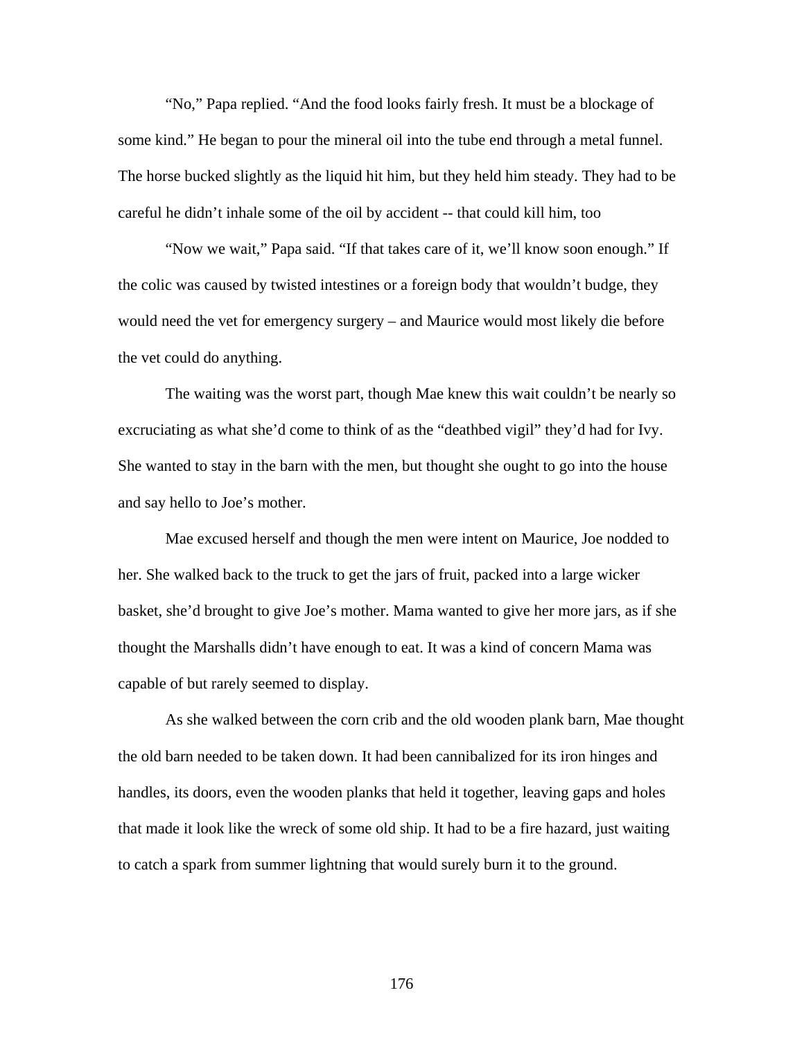“No,” Papa replied. “And the food looks fairly fresh. It must be a blockage of some kind.” He began to pour the mineral oil into the tube end through a metal funnel. The horse bucked slightly as the liquid hit him, but they held him steady. They had to be careful he didn’t inhale some of the oil by accident -- that could kill him, too

“Now we wait,” Papa said. “If that takes care of it, we’ll know soon enough.” If the colic was caused by twisted intestines or a foreign body that wouldn’t budge, they would need the vet for emergency surgery – and Maurice would most likely die before the vet could do anything.

The waiting was the worst part, though Mae knew this wait couldn’t be nearly so excruciating as what she’d come to think of as the “deathbed vigil” they’d had for Ivy. She wanted to stay in the barn with the men, but thought she ought to go into the house and say hello to Joe’s mother.

Mae excused herself and though the men were intent on Maurice, Joe nodded to her. She walked back to the truck to get the jars of fruit, packed into a large wicker basket, she’d brought to give Joe’s mother. Mama wanted to give her more jars, as if she thought the Marshalls didn’t have enough to eat. It was a kind of concern Mama was capable of but rarely seemed to display.

As she walked between the corn crib and the old wooden plank barn, Mae thought the old barn needed to be taken down. It had been cannibalized for its iron hinges and handles, its doors, even the wooden planks that held it together, leaving gaps and holes that made it look like the wreck of some old ship. It had to be a fire hazard, just waiting to catch a spark from summer lightning that would surely burn it to the ground.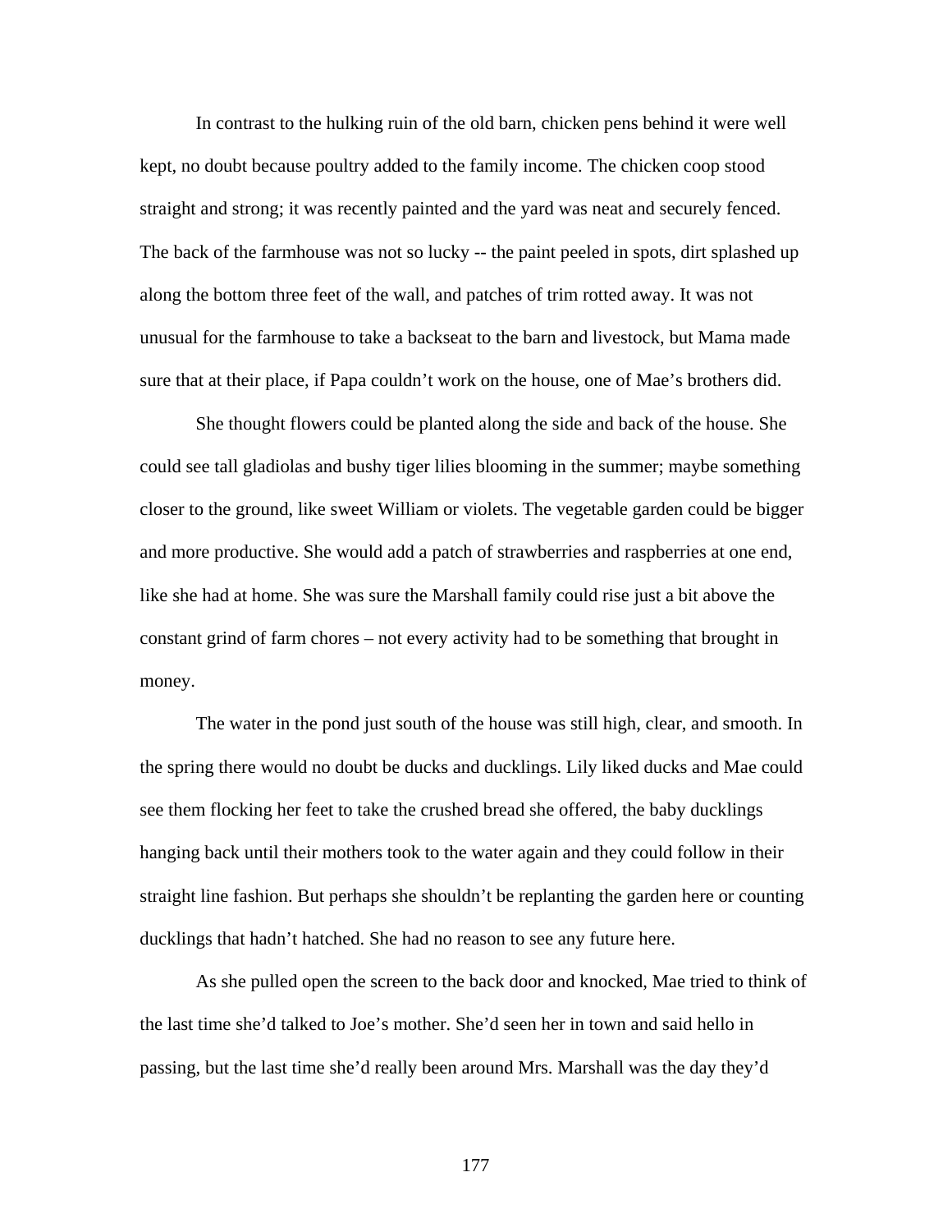In contrast to the hulking ruin of the old barn, chicken pens behind it were well kept, no doubt because poultry added to the family income. The chicken coop stood straight and strong; it was recently painted and the yard was neat and securely fenced. The back of the farmhouse was not so lucky -- the paint peeled in spots, dirt splashed up along the bottom three feet of the wall, and patches of trim rotted away. It was not unusual for the farmhouse to take a backseat to the barn and livestock, but Mama made sure that at their place, if Papa couldn't work on the house, one of Mae's brothers did.

She thought flowers could be planted along the side and back of the house. She could see tall gladiolas and bushy tiger lilies blooming in the summer; maybe something closer to the ground, like sweet William or violets. The vegetable garden could be bigger and more productive. She would add a patch of strawberries and raspberries at one end, like she had at home. She was sure the Marshall family could rise just a bit above the constant grind of farm chores – not every activity had to be something that brought in money.

The water in the pond just south of the house was still high, clear, and smooth. In the spring there would no doubt be ducks and ducklings. Lily liked ducks and Mae could see them flocking her feet to take the crushed bread she offered, the baby ducklings hanging back until their mothers took to the water again and they could follow in their straight line fashion. But perhaps she shouldn't be replanting the garden here or counting ducklings that hadn't hatched. She had no reason to see any future here.

As she pulled open the screen to the back door and knocked, Mae tried to think of the last time she'd talked to Joe's mother. She'd seen her in town and said hello in passing, but the last time she'd really been around Mrs. Marshall was the day they'd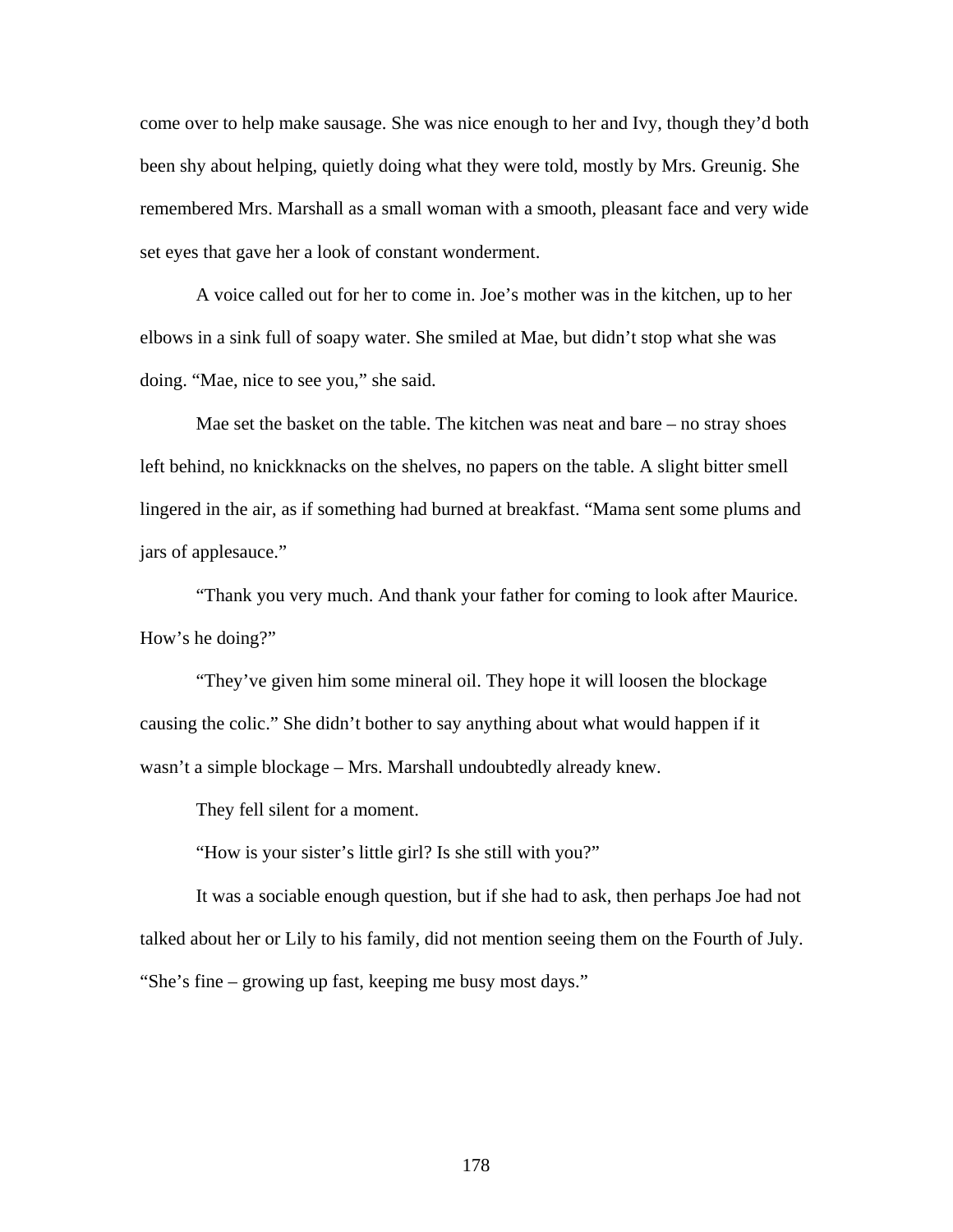come over to help make sausage. She was nice enough to her and Ivy, though they'd both been shy about helping, quietly doing what they were told, mostly by Mrs. Greunig. She remembered Mrs. Marshall as a small woman with a smooth, pleasant face and very wide set eyes that gave her a look of constant wonderment.

A voice called out for her to come in. Joe's mother was in the kitchen, up to her elbows in a sink full of soapy water. She smiled at Mae, but didn't stop what she was doing. "Mae, nice to see you," she said.

Mae set the basket on the table. The kitchen was neat and bare – no stray shoes left behind, no knickknacks on the shelves, no papers on the table. A slight bitter smell lingered in the air, as if something had burned at breakfast. "Mama sent some plums and jars of applesauce."

"Thank you very much. And thank your father for coming to look after Maurice. How's he doing?"

"They've given him some mineral oil. They hope it will loosen the blockage causing the colic." She didn't bother to say anything about what would happen if it wasn't a simple blockage – Mrs. Marshall undoubtedly already knew.

They fell silent for a moment.

"How is your sister's little girl? Is she still with you?"

It was a sociable enough question, but if she had to ask, then perhaps Joe had not talked about her or Lily to his family, did not mention seeing them on the Fourth of July. "She's fine – growing up fast, keeping me busy most days."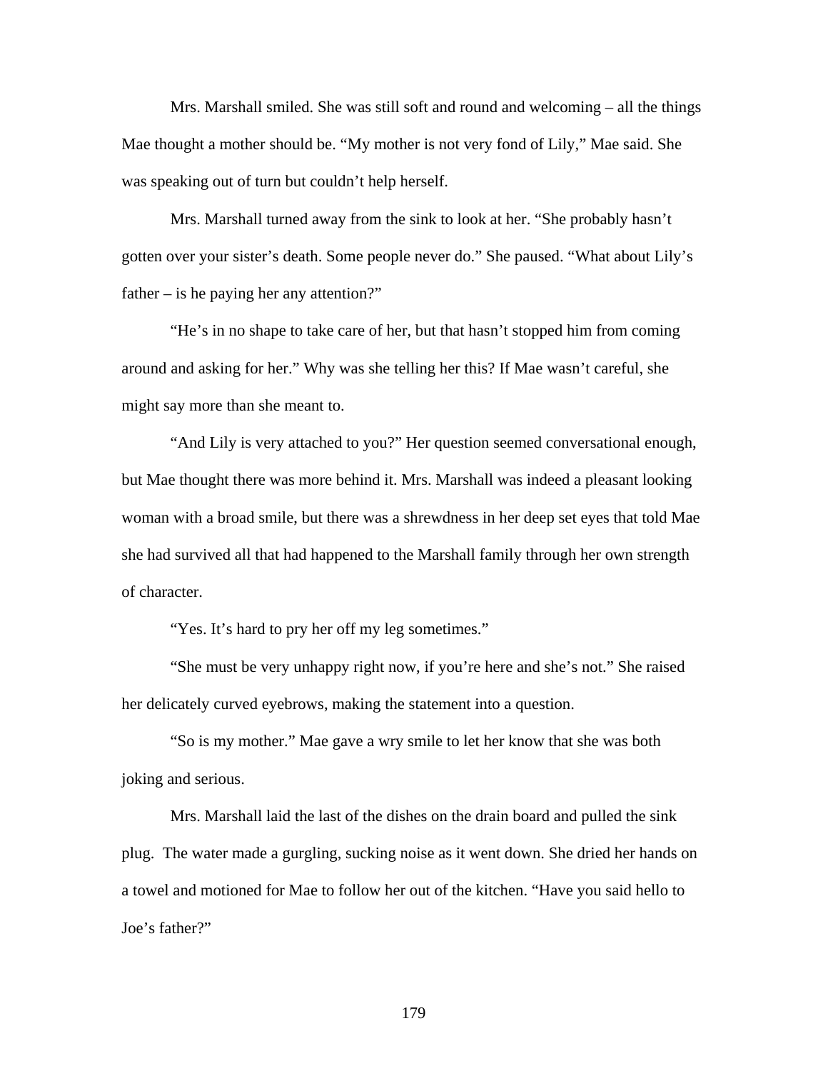Mrs. Marshall smiled. She was still soft and round and welcoming – all the things Mae thought a mother should be. "My mother is not very fond of Lily," Mae said. She was speaking out of turn but couldn't help herself.

Mrs. Marshall turned away from the sink to look at her. "She probably hasn't gotten over your sister's death. Some people never do." She paused. "What about Lily's father – is he paying her any attention?"

"He's in no shape to take care of her, but that hasn't stopped him from coming around and asking for her." Why was she telling her this? If Mae wasn't careful, she might say more than she meant to.

"And Lily is very attached to you?" Her question seemed conversational enough, but Mae thought there was more behind it. Mrs. Marshall was indeed a pleasant looking woman with a broad smile, but there was a shrewdness in her deep set eyes that told Mae she had survived all that had happened to the Marshall family through her own strength of character.

"Yes. It's hard to pry her off my leg sometimes."

"She must be very unhappy right now, if you're here and she's not." She raised her delicately curved eyebrows, making the statement into a question.

"So is my mother." Mae gave a wry smile to let her know that she was both joking and serious.

Mrs. Marshall laid the last of the dishes on the drain board and pulled the sink plug. The water made a gurgling, sucking noise as it went down. She dried her hands on a towel and motioned for Mae to follow her out of the kitchen. "Have you said hello to Joe's father?"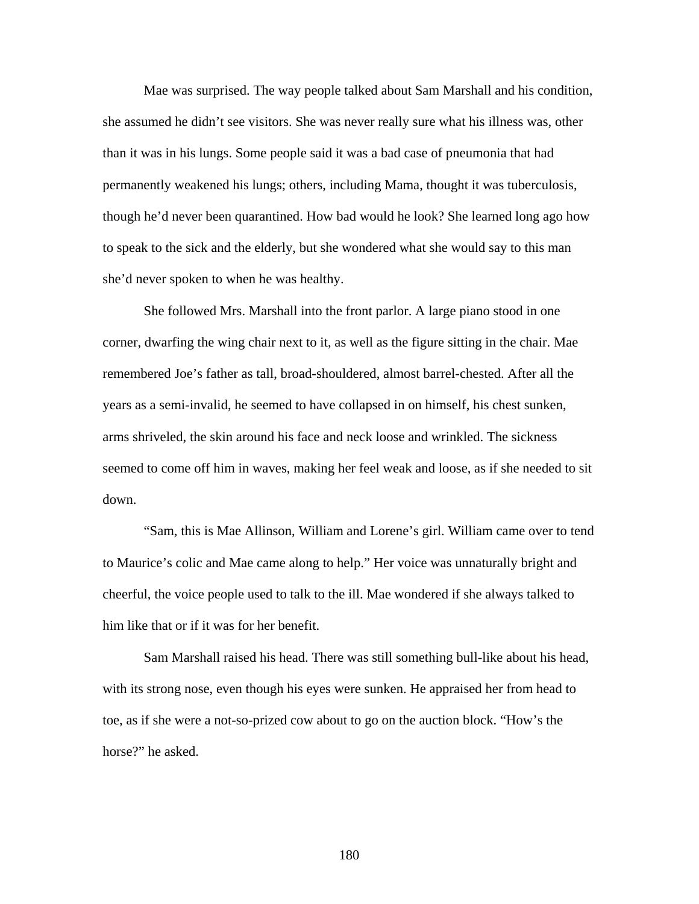Mae was surprised. The way people talked about Sam Marshall and his condition, she assumed he didn't see visitors. She was never really sure what his illness was, other than it was in his lungs. Some people said it was a bad case of pneumonia that had permanently weakened his lungs; others, including Mama, thought it was tuberculosis, though he'd never been quarantined. How bad would he look? She learned long ago how to speak to the sick and the elderly, but she wondered what she would say to this man she'd never spoken to when he was healthy.

She followed Mrs. Marshall into the front parlor. A large piano stood in one corner, dwarfing the wing chair next to it, as well as the figure sitting in the chair. Mae remembered Joe's father as tall, broad-shouldered, almost barrel-chested. After all the years as a semi-invalid, he seemed to have collapsed in on himself, his chest sunken, arms shriveled, the skin around his face and neck loose and wrinkled. The sickness seemed to come off him in waves, making her feel weak and loose, as if she needed to sit down.

"Sam, this is Mae Allinson, William and Lorene's girl. William came over to tend to Maurice's colic and Mae came along to help." Her voice was unnaturally bright and cheerful, the voice people used to talk to the ill. Mae wondered if she always talked to him like that or if it was for her benefit.

Sam Marshall raised his head. There was still something bull-like about his head, with its strong nose, even though his eyes were sunken. He appraised her from head to toe, as if she were a not-so-prized cow about to go on the auction block. "How's the horse?" he asked.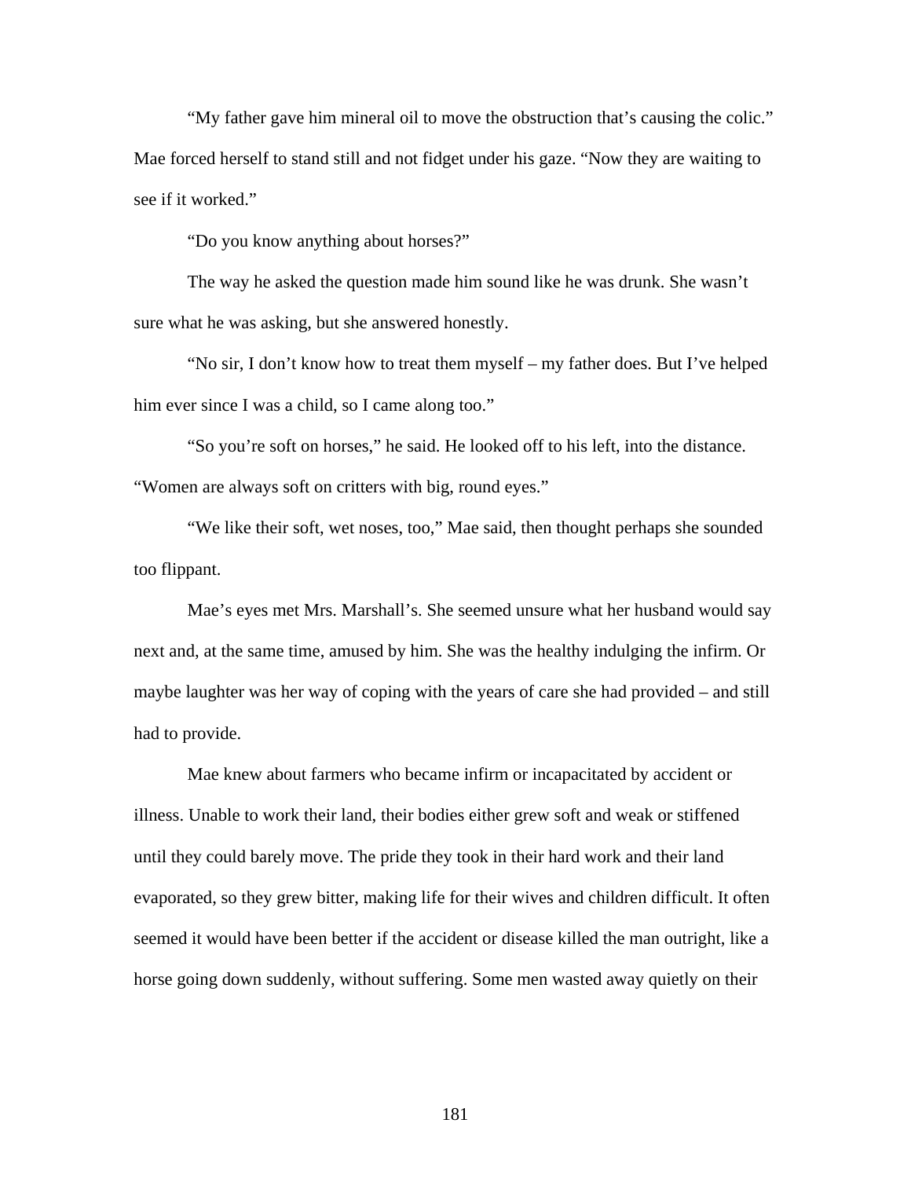"My father gave him mineral oil to move the obstruction that's causing the colic." Mae forced herself to stand still and not fidget under his gaze. "Now they are waiting to see if it worked."

"Do you know anything about horses?"

The way he asked the question made him sound like he was drunk. She wasn't sure what he was asking, but she answered honestly.

"No sir, I don't know how to treat them myself – my father does. But I've helped him ever since I was a child, so I came along too."

"So you're soft on horses," he said. He looked off to his left, into the distance. "Women are always soft on critters with big, round eyes."

"We like their soft, wet noses, too," Mae said, then thought perhaps she sounded too flippant.

Mae's eyes met Mrs. Marshall's. She seemed unsure what her husband would say next and, at the same time, amused by him. She was the healthy indulging the infirm. Or maybe laughter was her way of coping with the years of care she had provided – and still had to provide.

Mae knew about farmers who became infirm or incapacitated by accident or illness. Unable to work their land, their bodies either grew soft and weak or stiffened until they could barely move. The pride they took in their hard work and their land evaporated, so they grew bitter, making life for their wives and children difficult. It often seemed it would have been better if the accident or disease killed the man outright, like a horse going down suddenly, without suffering. Some men wasted away quietly on their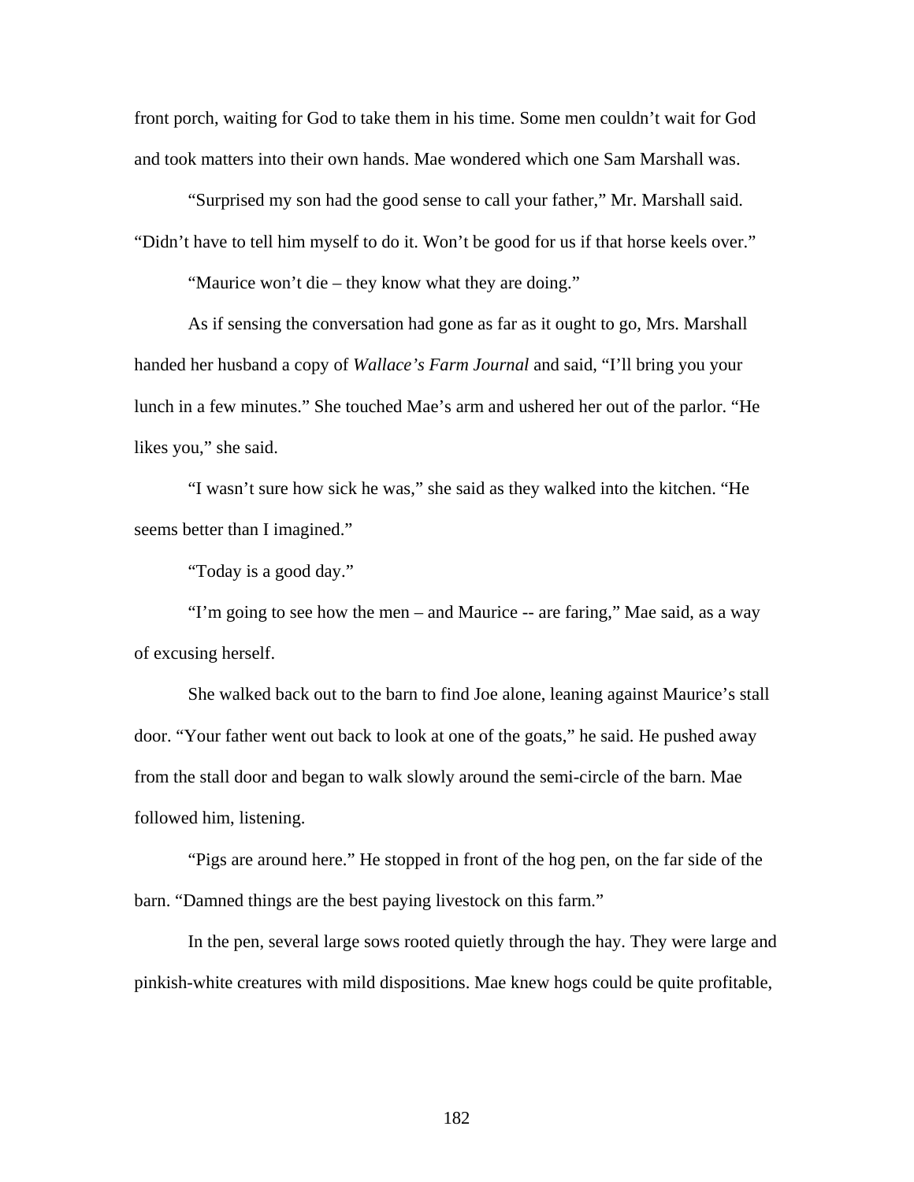front porch, waiting for God to take them in his time. Some men couldn't wait for God and took matters into their own hands. Mae wondered which one Sam Marshall was.

"Surprised my son had the good sense to call your father," Mr. Marshall said. "Didn't have to tell him myself to do it. Won't be good for us if that horse keels over."

"Maurice won't die – they know what they are doing."

As if sensing the conversation had gone as far as it ought to go, Mrs. Marshall handed her husband a copy of *Wallace's Farm Journal* and said, "I'll bring you your lunch in a few minutes." She touched Mae's arm and ushered her out of the parlor. "He likes you," she said.

"I wasn't sure how sick he was," she said as they walked into the kitchen. "He seems better than I imagined."

"Today is a good day."

"I'm going to see how the men – and Maurice -- are faring," Mae said, as a way of excusing herself.

She walked back out to the barn to find Joe alone, leaning against Maurice's stall door. "Your father went out back to look at one of the goats," he said. He pushed away from the stall door and began to walk slowly around the semi-circle of the barn. Mae followed him, listening.

"Pigs are around here." He stopped in front of the hog pen, on the far side of the barn. "Damned things are the best paying livestock on this farm."

In the pen, several large sows rooted quietly through the hay. They were large and pinkish-white creatures with mild dispositions. Mae knew hogs could be quite profitable,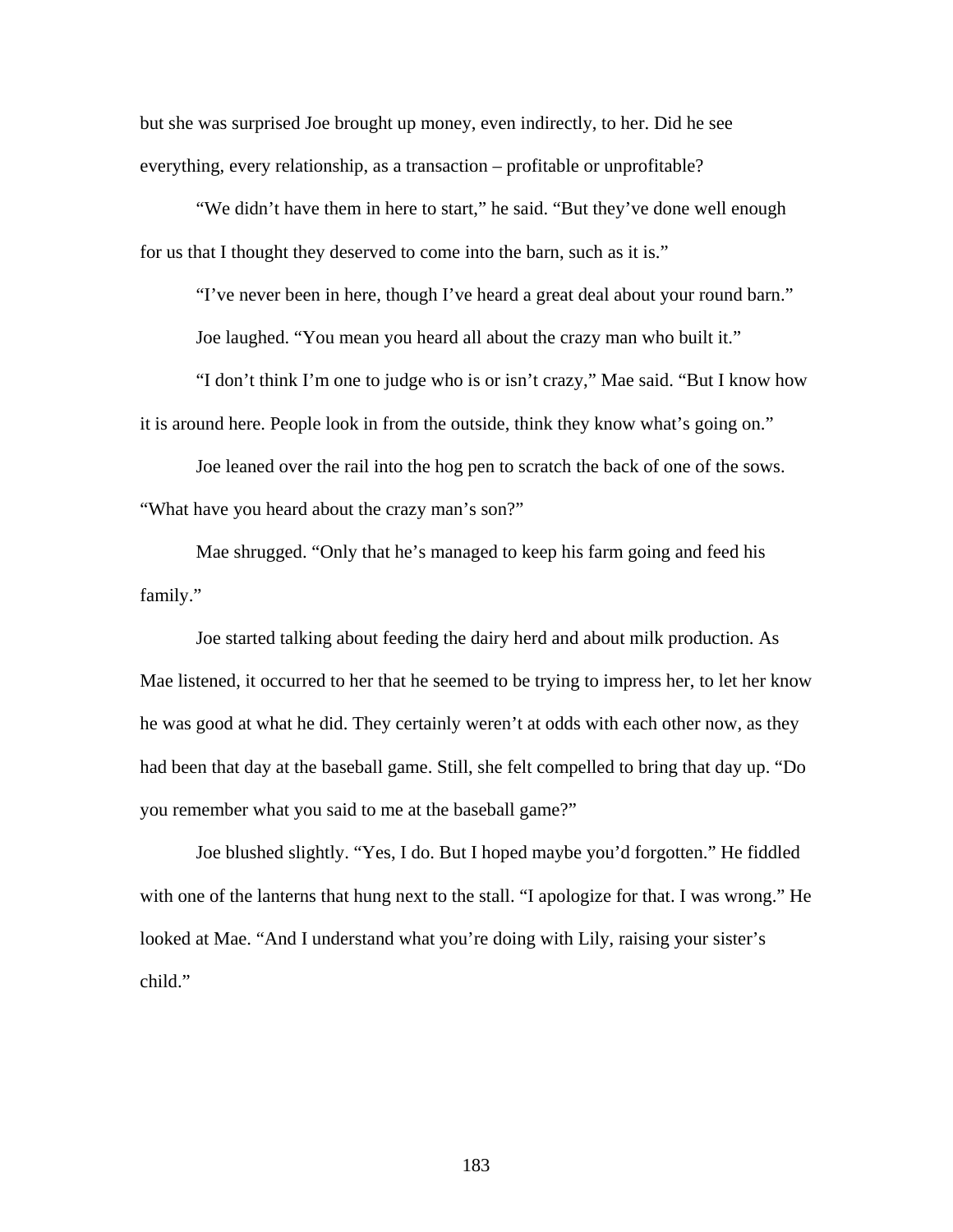but she was surprised Joe brought up money, even indirectly, to her. Did he see everything, every relationship, as a transaction – profitable or unprofitable?

"We didn't have them in here to start," he said. "But they've done well enough for us that I thought they deserved to come into the barn, such as it is."

"I've never been in here, though I've heard a great deal about your round barn."

Joe laughed. "You mean you heard all about the crazy man who built it."

"I don't think I'm one to judge who is or isn't crazy," Mae said. "But I know how it is around here. People look in from the outside, think they know what's going on."

Joe leaned over the rail into the hog pen to scratch the back of one of the sows. "What have you heard about the crazy man's son?"

Mae shrugged. "Only that he's managed to keep his farm going and feed his family."

Joe started talking about feeding the dairy herd and about milk production. As Mae listened, it occurred to her that he seemed to be trying to impress her, to let her know he was good at what he did. They certainly weren't at odds with each other now, as they had been that day at the baseball game. Still, she felt compelled to bring that day up. "Do you remember what you said to me at the baseball game?"

Joe blushed slightly. "Yes, I do. But I hoped maybe you'd forgotten." He fiddled with one of the lanterns that hung next to the stall. "I apologize for that. I was wrong." He looked at Mae. "And I understand what you're doing with Lily, raising your sister's child."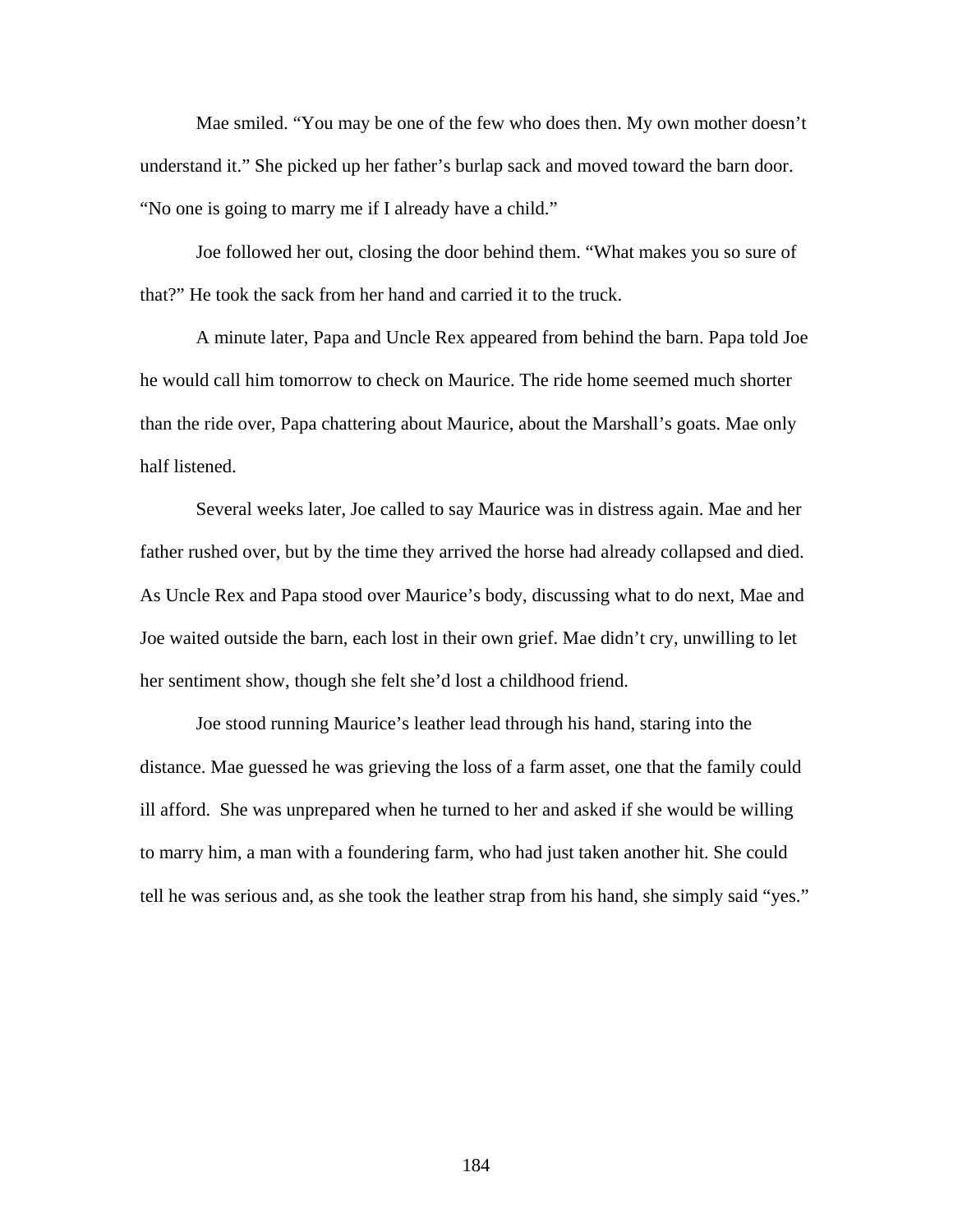Mae smiled. “You may be one of the few who does then. My own mother doesn’t understand it.” She picked up her father’s burlap sack and moved toward the barn door. “No one is going to marry me if I already have a child.”

Joe followed her out, closing the door behind them. “What makes you so sure of that?” He took the sack from her hand and carried it to the truck.

A minute later, Papa and Uncle Rex appeared from behind the barn. Papa told Joe he would call him tomorrow to check on Maurice. The ride home seemed much shorter than the ride over, Papa chattering about Maurice, about the Marshall’s goats. Mae only half listened.

Several weeks later, Joe called to say Maurice was in distress again. Mae and her father rushed over, but by the time they arrived the horse had already collapsed and died. As Uncle Rex and Papa stood over Maurice’s body, discussing what to do next, Mae and Joe waited outside the barn, each lost in their own grief. Mae didn’t cry, unwilling to let her sentiment show, though she felt she’d lost a childhood friend.

Joe stood running Maurice’s leather lead through his hand, staring into the distance. Mae guessed he was grieving the loss of a farm asset, one that the family could ill afford. She was unprepared when he turned to her and asked if she would be willing to marry him, a man with a foundering farm, who had just taken another hit. She could tell he was serious and, as she took the leather strap from his hand, she simply said “yes.”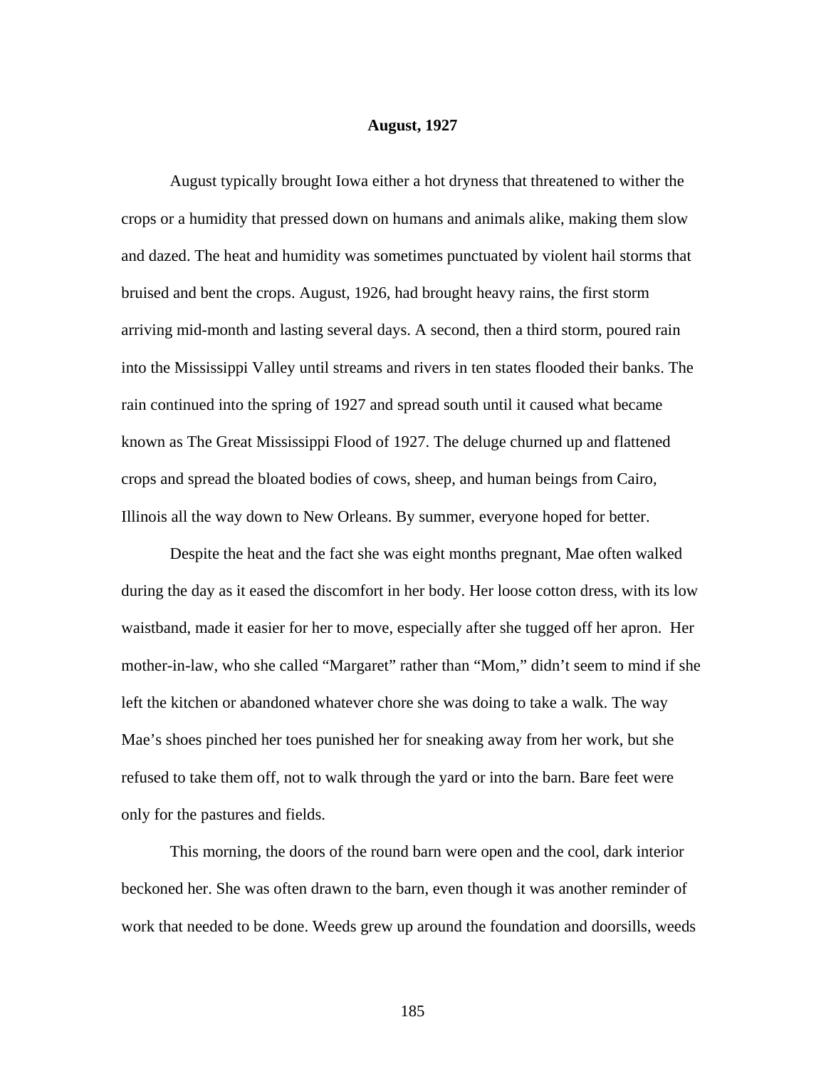**August, 1927**

August typically brought Iowa either a hot dryness that threatened to wither the crops or a humidity that pressed down on humans and animals alike, making them slow and dazed. The heat and humidity was sometimes punctuated by violent hail storms that bruised and bent the crops. August, 1926, had brought heavy rains, the first storm arriving mid-month and lasting several days. A second, then a third storm, poured rain into the Mississippi Valley until streams and rivers in ten states flooded their banks. The rain continued into the spring of 1927 and spread south until it caused what became known as The Great Mississippi Flood of 1927. The deluge churned up and flattened crops and spread the bloated bodies of cows, sheep, and human beings from Cairo, Illinois all the way down to New Orleans. By summer, everyone hoped for better.

Despite the heat and the fact she was eight months pregnant, Mae often walked during the day as it eased the discomfort in her body. Her loose cotton dress, with its low waistband, made it easier for her to move, especially after she tugged off her apron. Her mother-in-law, who she called “Margaret” rather than “Mom,” didn’t seem to mind if she left the kitchen or abandoned whatever chore she was doing to take a walk. The way Mae’s shoes pinched her toes punished her for sneaking away from her work, but she refused to take them off, not to walk through the yard or into the barn. Bare feet were only for the pastures and fields.

This morning, the doors of the round barn were open and the cool, dark interior beckoned her. She was often drawn to the barn, even though it was another reminder of work that needed to be done. Weeds grew up around the foundation and doorsills, weeds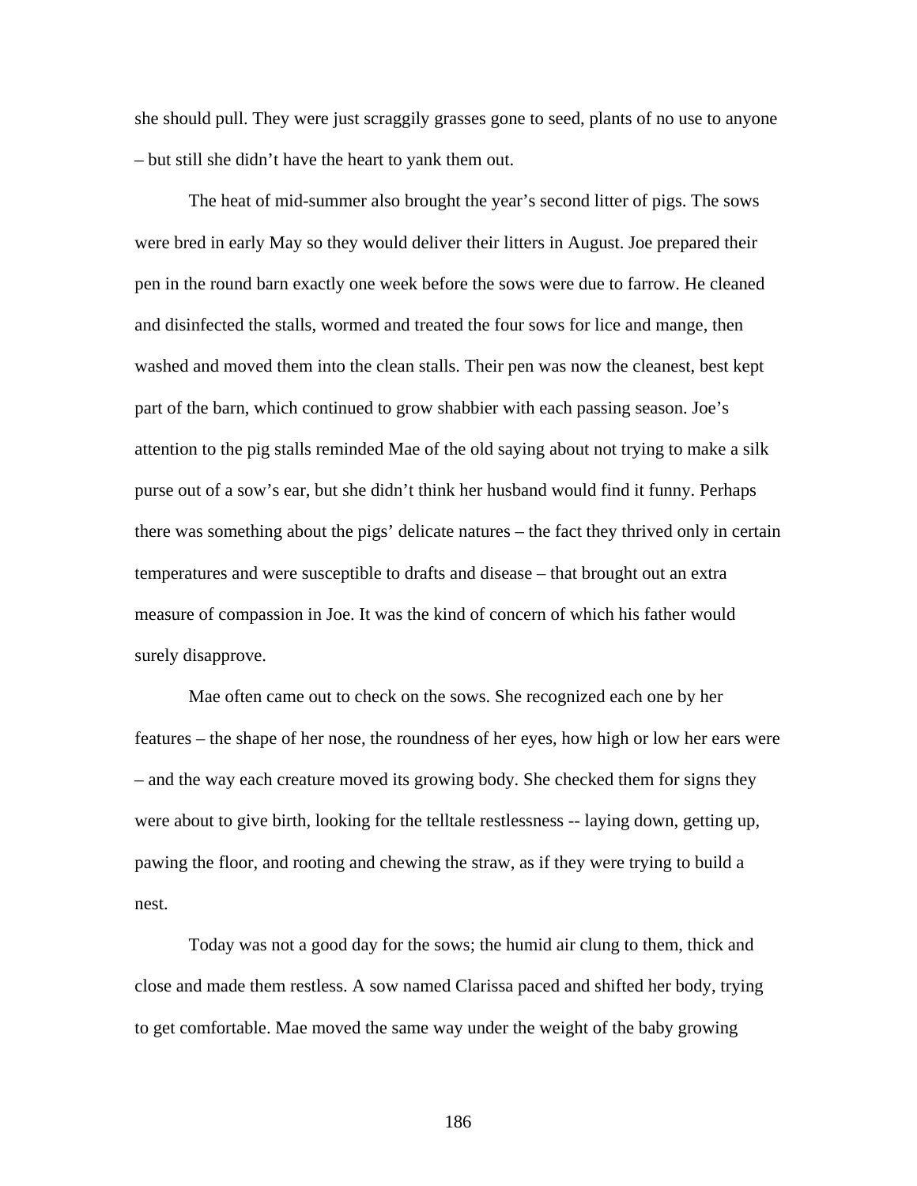she should pull. They were just scraggily grasses gone to seed, plants of no use to anyone – but still she didn't have the heart to yank them out.

The heat of mid-summer also brought the year's second litter of pigs. The sows were bred in early May so they would deliver their litters in August. Joe prepared their pen in the round barn exactly one week before the sows were due to farrow. He cleaned and disinfected the stalls, wormed and treated the four sows for lice and mange, then washed and moved them into the clean stalls. Their pen was now the cleanest, best kept part of the barn, which continued to grow shabbier with each passing season. Joe's attention to the pig stalls reminded Mae of the old saying about not trying to make a silk purse out of a sow's ear, but she didn't think her husband would find it funny. Perhaps there was something about the pigs' delicate natures – the fact they thrived only in certain temperatures and were susceptible to drafts and disease – that brought out an extra measure of compassion in Joe. It was the kind of concern of which his father would surely disapprove.

Mae often came out to check on the sows. She recognized each one by her features – the shape of her nose, the roundness of her eyes, how high or low her ears were – and the way each creature moved its growing body. She checked them for signs they were about to give birth, looking for the telltale restlessness -- laying down, getting up, pawing the floor, and rooting and chewing the straw, as if they were trying to build a nest.

Today was not a good day for the sows; the humid air clung to them, thick and close and made them restless. A sow named Clarissa paced and shifted her body, trying to get comfortable. Mae moved the same way under the weight of the baby growing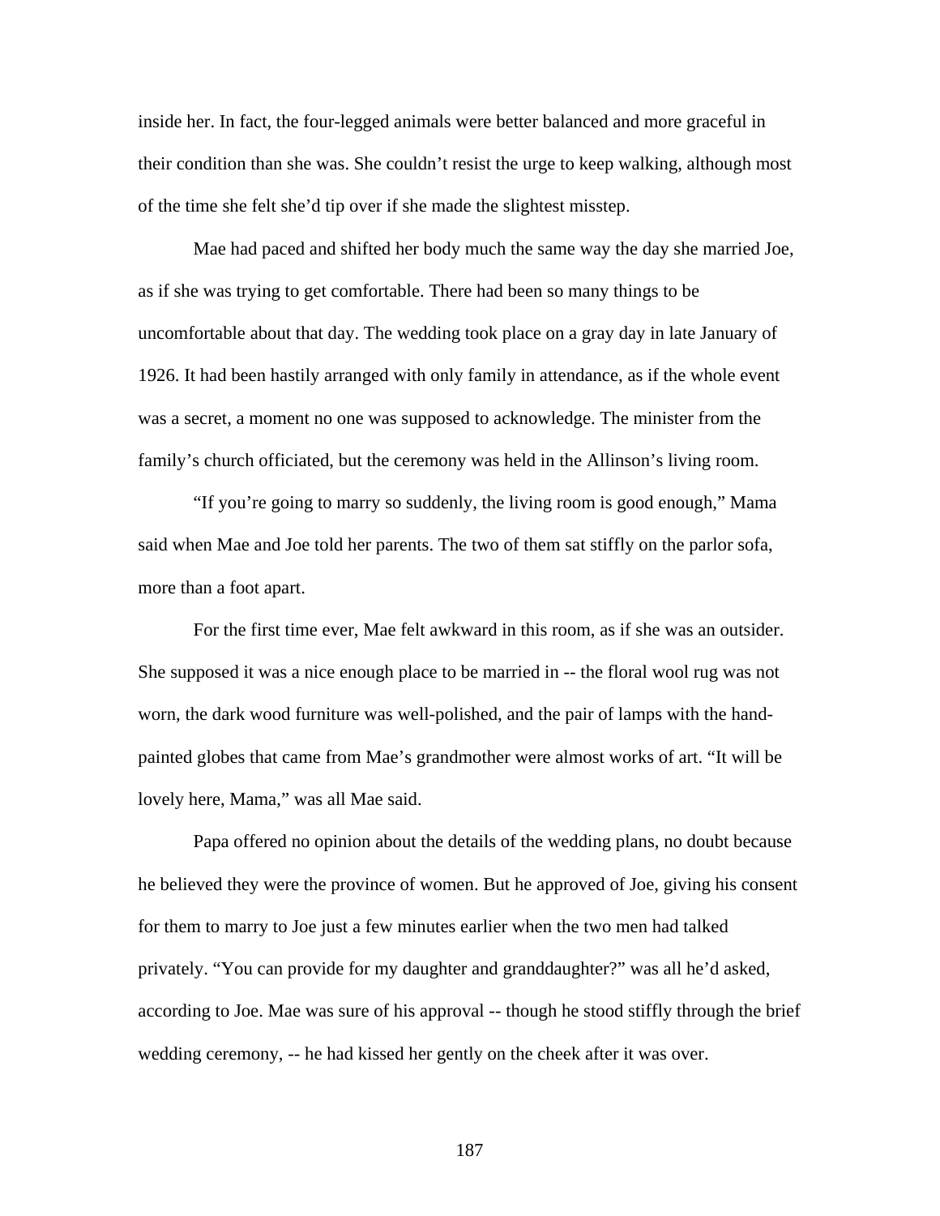inside her. In fact, the four-legged animals were better balanced and more graceful in their condition than she was. She couldn't resist the urge to keep walking, although most of the time she felt she'd tip over if she made the slightest misstep.

Mae had paced and shifted her body much the same way the day she married Joe, as if she was trying to get comfortable. There had been so many things to be uncomfortable about that day. The wedding took place on a gray day in late January of 1926. It had been hastily arranged with only family in attendance, as if the whole event was a secret, a moment no one was supposed to acknowledge. The minister from the family's church officiated, but the ceremony was held in the Allinson's living room.

"If you're going to marry so suddenly, the living room is good enough," Mama said when Mae and Joe told her parents. The two of them sat stiffly on the parlor sofa, more than a foot apart.

For the first time ever, Mae felt awkward in this room, as if she was an outsider. She supposed it was a nice enough place to be married in -- the floral wool rug was not worn, the dark wood furniture was well-polished, and the pair of lamps with the hand-painted globes that came from Mae's grandmother were almost works of art. "It will be lovely here, Mama," was all Mae said.

Papa offered no opinion about the details of the wedding plans, no doubt because he believed they were the province of women. But he approved of Joe, giving his consent for them to marry to Joe just a few minutes earlier when the two men had talked privately. "You can provide for my daughter and granddaughter?" was all he'd asked, according to Joe. Mae was sure of his approval -- though he stood stiffly through the brief wedding ceremony, -- he had kissed her gently on the cheek after it was over.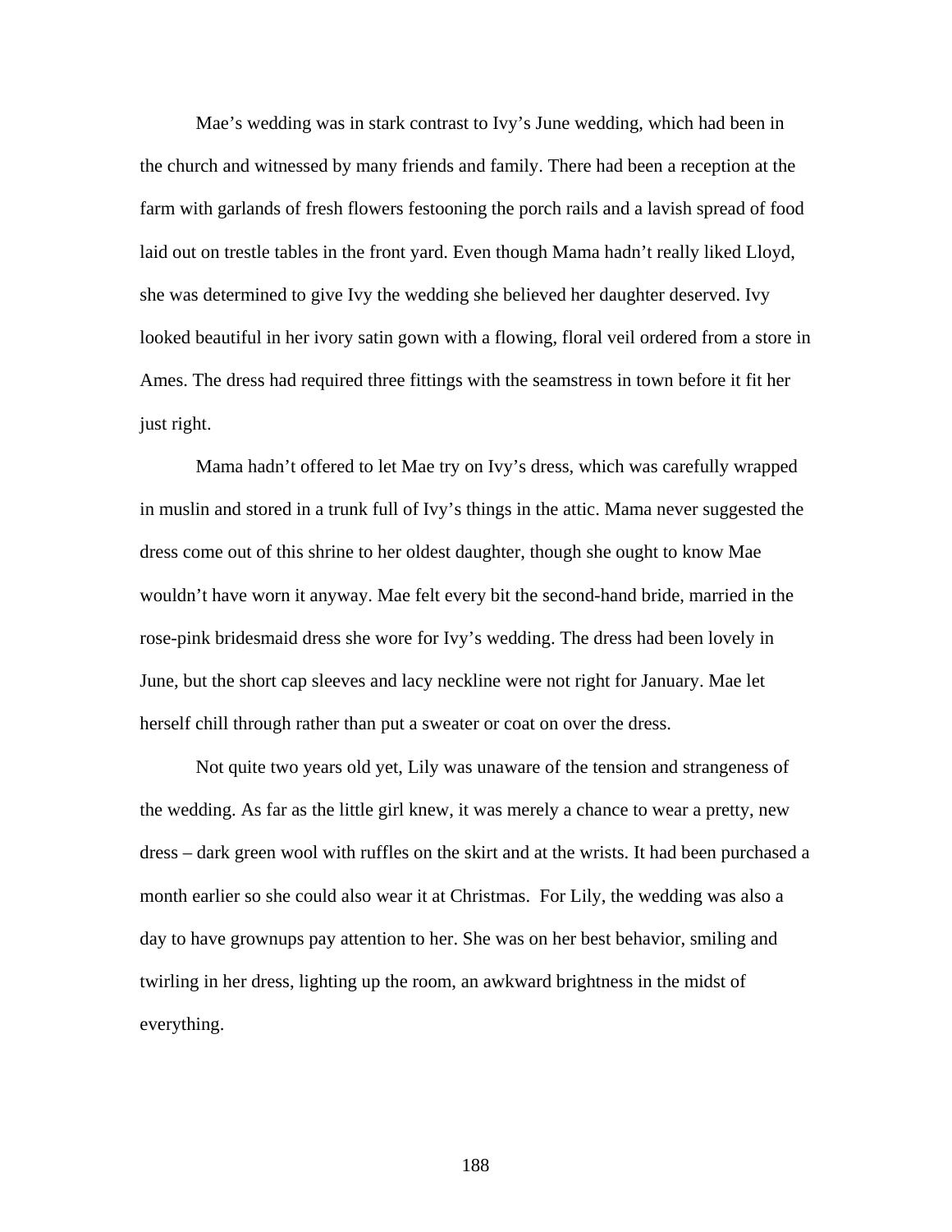Mae's wedding was in stark contrast to Ivy's June wedding, which had been in the church and witnessed by many friends and family. There had been a reception at the farm with garlands of fresh flowers festooning the porch rails and a lavish spread of food laid out on trestle tables in the front yard. Even though Mama hadn't really liked Lloyd, she was determined to give Ivy the wedding she believed her daughter deserved. Ivy looked beautiful in her ivory satin gown with a flowing, floral veil ordered from a store in Ames. The dress had required three fittings with the seamstress in town before it fit her just right.

Mama hadn't offered to let Mae try on Ivy's dress, which was carefully wrapped in muslin and stored in a trunk full of Ivy's things in the attic. Mama never suggested the dress come out of this shrine to her oldest daughter, though she ought to know Mae wouldn't have worn it anyway. Mae felt every bit the second-hand bride, married in the rose-pink bridesmaid dress she wore for Ivy's wedding. The dress had been lovely in June, but the short cap sleeves and lacy neckline were not right for January. Mae let herself chill through rather than put a sweater or coat on over the dress.

Not quite two years old yet, Lily was unaware of the tension and strangeness of the wedding. As far as the little girl knew, it was merely a chance to wear a pretty, new dress – dark green wool with ruffles on the skirt and at the wrists. It had been purchased a month earlier so she could also wear it at Christmas.  For Lily, the wedding was also a day to have grownups pay attention to her. She was on her best behavior, smiling and twirling in her dress, lighting up the room, an awkward brightness in the midst of everything.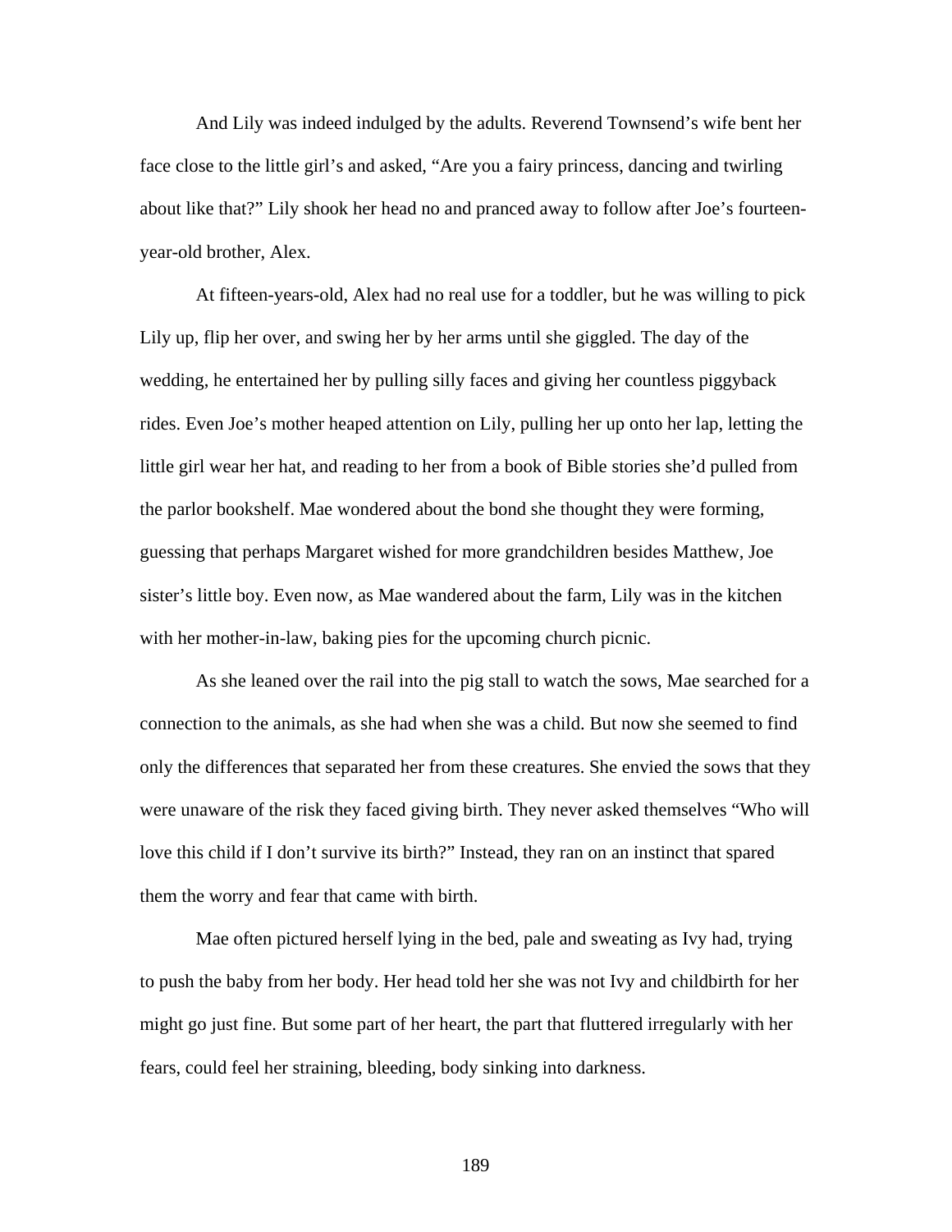And Lily was indeed indulged by the adults. Reverend Townsend's wife bent her face close to the little girl's and asked, "Are you a fairy princess, dancing and twirling about like that?" Lily shook her head no and pranced away to follow after Joe's fourteen-year-old brother, Alex.

At fifteen-years-old, Alex had no real use for a toddler, but he was willing to pick Lily up, flip her over, and swing her by her arms until she giggled. The day of the wedding, he entertained her by pulling silly faces and giving her countless piggyback rides. Even Joe's mother heaped attention on Lily, pulling her up onto her lap, letting the little girl wear her hat, and reading to her from a book of Bible stories she'd pulled from the parlor bookshelf. Mae wondered about the bond she thought they were forming, guessing that perhaps Margaret wished for more grandchildren besides Matthew, Joe sister's little boy. Even now, as Mae wandered about the farm, Lily was in the kitchen with her mother-in-law, baking pies for the upcoming church picnic.

As she leaned over the rail into the pig stall to watch the sows, Mae searched for a connection to the animals, as she had when she was a child. But now she seemed to find only the differences that separated her from these creatures. She envied the sows that they were unaware of the risk they faced giving birth. They never asked themselves "Who will love this child if I don't survive its birth?" Instead, they ran on an instinct that spared them the worry and fear that came with birth.

Mae often pictured herself lying in the bed, pale and sweating as Ivy had, trying to push the baby from her body. Her head told her she was not Ivy and childbirth for her might go just fine. But some part of her heart, the part that fluttered irregularly with her fears, could feel her straining, bleeding, body sinking into darkness.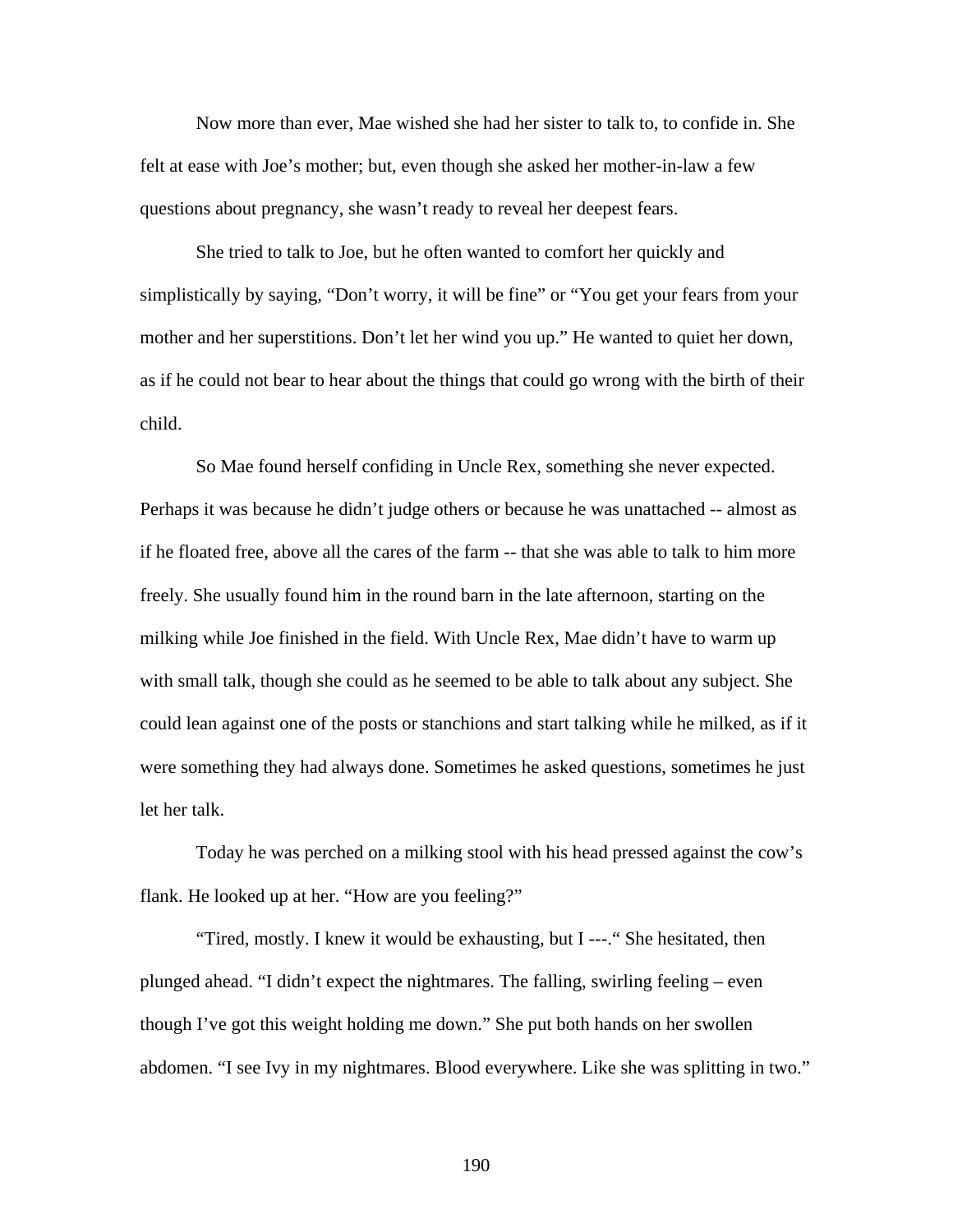Now more than ever, Mae wished she had her sister to talk to, to confide in. She felt at ease with Joe's mother; but, even though she asked her mother-in-law a few questions about pregnancy, she wasn't ready to reveal her deepest fears.

She tried to talk to Joe, but he often wanted to comfort her quickly and simplistically by saying, "Don't worry, it will be fine" or "You get your fears from your mother and her superstitions. Don't let her wind you up." He wanted to quiet her down, as if he could not bear to hear about the things that could go wrong with the birth of their child.

So Mae found herself confiding in Uncle Rex, something she never expected. Perhaps it was because he didn't judge others or because he was unattached -- almost as if he floated free, above all the cares of the farm -- that she was able to talk to him more freely. She usually found him in the round barn in the late afternoon, starting on the milking while Joe finished in the field. With Uncle Rex, Mae didn't have to warm up with small talk, though she could as he seemed to be able to talk about any subject. She could lean against one of the posts or stanchions and start talking while he milked, as if it were something they had always done. Sometimes he asked questions, sometimes he just let her talk.

Today he was perched on a milking stool with his head pressed against the cow's flank. He looked up at her. "How are you feeling?"

"Tired, mostly. I knew it would be exhausting, but I ---." She hesitated, then plunged ahead. "I didn't expect the nightmares. The falling, swirling feeling – even though I've got this weight holding me down." She put both hands on her swollen abdomen. "I see Ivy in my nightmares. Blood everywhere. Like she was splitting in two."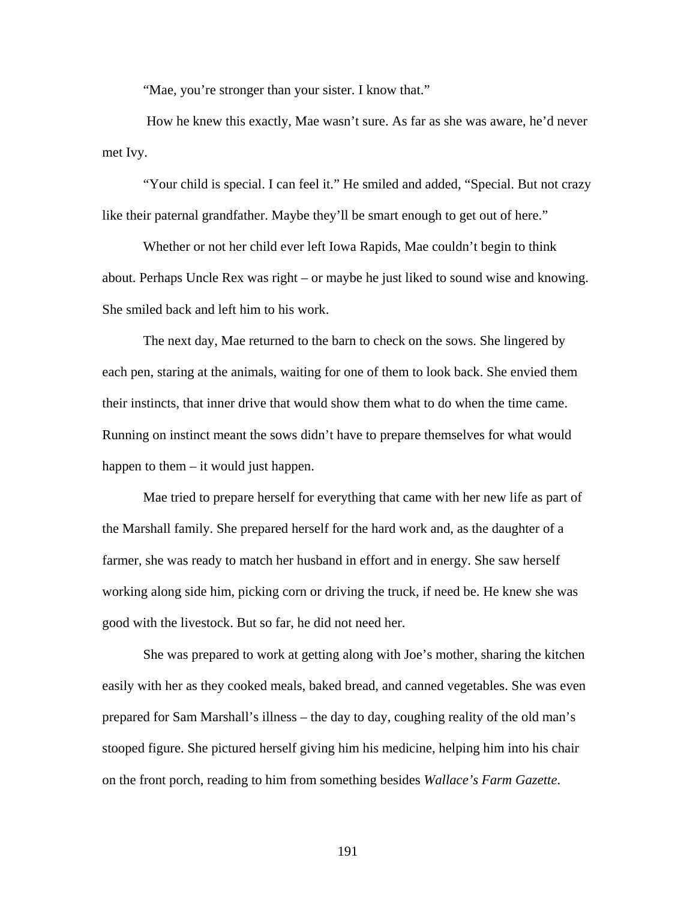"Mae, you're stronger than your sister. I know that."

How he knew this exactly, Mae wasn't sure. As far as she was aware, he'd never met Ivy.

"Your child is special. I can feel it." He smiled and added, "Special. But not crazy like their paternal grandfather. Maybe they'll be smart enough to get out of here."

Whether or not her child ever left Iowa Rapids, Mae couldn't begin to think about. Perhaps Uncle Rex was right – or maybe he just liked to sound wise and knowing. She smiled back and left him to his work.

The next day, Mae returned to the barn to check on the sows. She lingered by each pen, staring at the animals, waiting for one of them to look back. She envied them their instincts, that inner drive that would show them what to do when the time came. Running on instinct meant the sows didn't have to prepare themselves for what would happen to them – it would just happen.

Mae tried to prepare herself for everything that came with her new life as part of the Marshall family. She prepared herself for the hard work and, as the daughter of a farmer, she was ready to match her husband in effort and in energy. She saw herself working along side him, picking corn or driving the truck, if need be. He knew she was good with the livestock. But so far, he did not need her.

She was prepared to work at getting along with Joe's mother, sharing the kitchen easily with her as they cooked meals, baked bread, and canned vegetables. She was even prepared for Sam Marshall's illness – the day to day, coughing reality of the old man's stooped figure. She pictured herself giving him his medicine, helping him into his chair on the front porch, reading to him from something besides *Wallace's Farm Gazette*.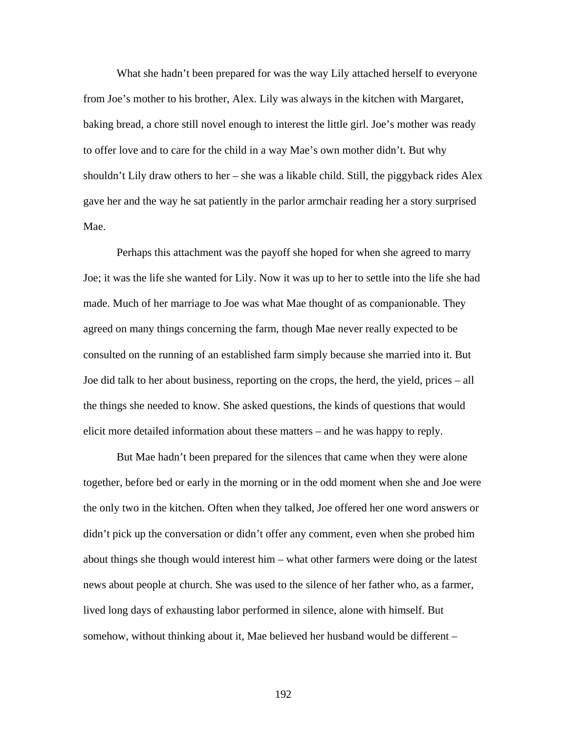What she hadn't been prepared for was the way Lily attached herself to everyone from Joe's mother to his brother, Alex. Lily was always in the kitchen with Margaret, baking bread, a chore still novel enough to interest the little girl. Joe's mother was ready to offer love and to care for the child in a way Mae's own mother didn't. But why shouldn't Lily draw others to her – she was a likable child. Still, the piggyback rides Alex gave her and the way he sat patiently in the parlor armchair reading her a story surprised Mae.

Perhaps this attachment was the payoff she hoped for when she agreed to marry Joe; it was the life she wanted for Lily. Now it was up to her to settle into the life she had made. Much of her marriage to Joe was what Mae thought of as companionable. They agreed on many things concerning the farm, though Mae never really expected to be consulted on the running of an established farm simply because she married into it. But Joe did talk to her about business, reporting on the crops, the herd, the yield, prices – all the things she needed to know. She asked questions, the kinds of questions that would elicit more detailed information about these matters – and he was happy to reply.

But Mae hadn't been prepared for the silences that came when they were alone together, before bed or early in the morning or in the odd moment when she and Joe were the only two in the kitchen. Often when they talked, Joe offered her one word answers or didn't pick up the conversation or didn't offer any comment, even when she probed him about things she though would interest him – what other farmers were doing or the latest news about people at church. She was used to the silence of her father who, as a farmer, lived long days of exhausting labor performed in silence, alone with himself. But somehow, without thinking about it, Mae believed her husband would be different –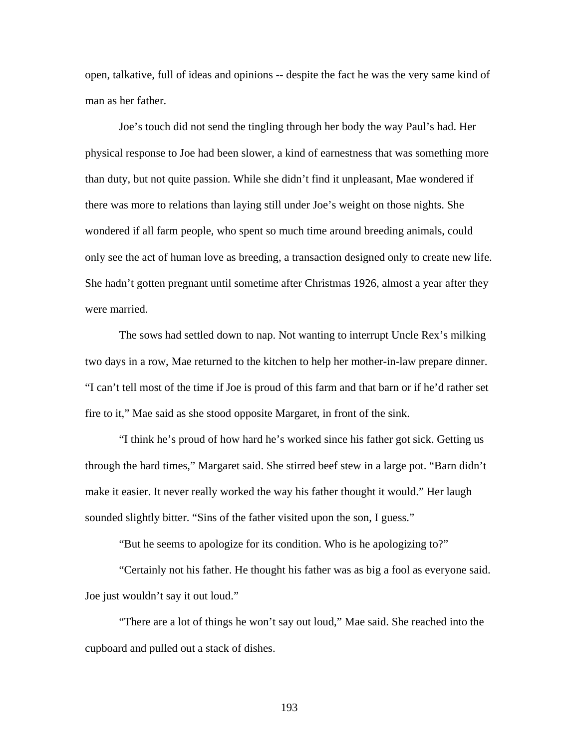open, talkative, full of ideas and opinions -- despite the fact he was the very same kind of man as her father.

Joe's touch did not send the tingling through her body the way Paul's had. Her physical response to Joe had been slower, a kind of earnestness that was something more than duty, but not quite passion. While she didn't find it unpleasant, Mae wondered if there was more to relations than laying still under Joe's weight on those nights. She wondered if all farm people, who spent so much time around breeding animals, could only see the act of human love as breeding, a transaction designed only to create new life. She hadn't gotten pregnant until sometime after Christmas 1926, almost a year after they were married.

The sows had settled down to nap. Not wanting to interrupt Uncle Rex's milking two days in a row, Mae returned to the kitchen to help her mother-in-law prepare dinner. "I can't tell most of the time if Joe is proud of this farm and that barn or if he'd rather set fire to it," Mae said as she stood opposite Margaret, in front of the sink.

"I think he's proud of how hard he's worked since his father got sick. Getting us through the hard times," Margaret said. She stirred beef stew in a large pot. "Barn didn't make it easier. It never really worked the way his father thought it would." Her laugh sounded slightly bitter. "Sins of the father visited upon the son, I guess."

"But he seems to apologize for its condition. Who is he apologizing to?"

"Certainly not his father. He thought his father was as big a fool as everyone said. Joe just wouldn't say it out loud."

"There are a lot of things he won't say out loud," Mae said. She reached into the cupboard and pulled out a stack of dishes.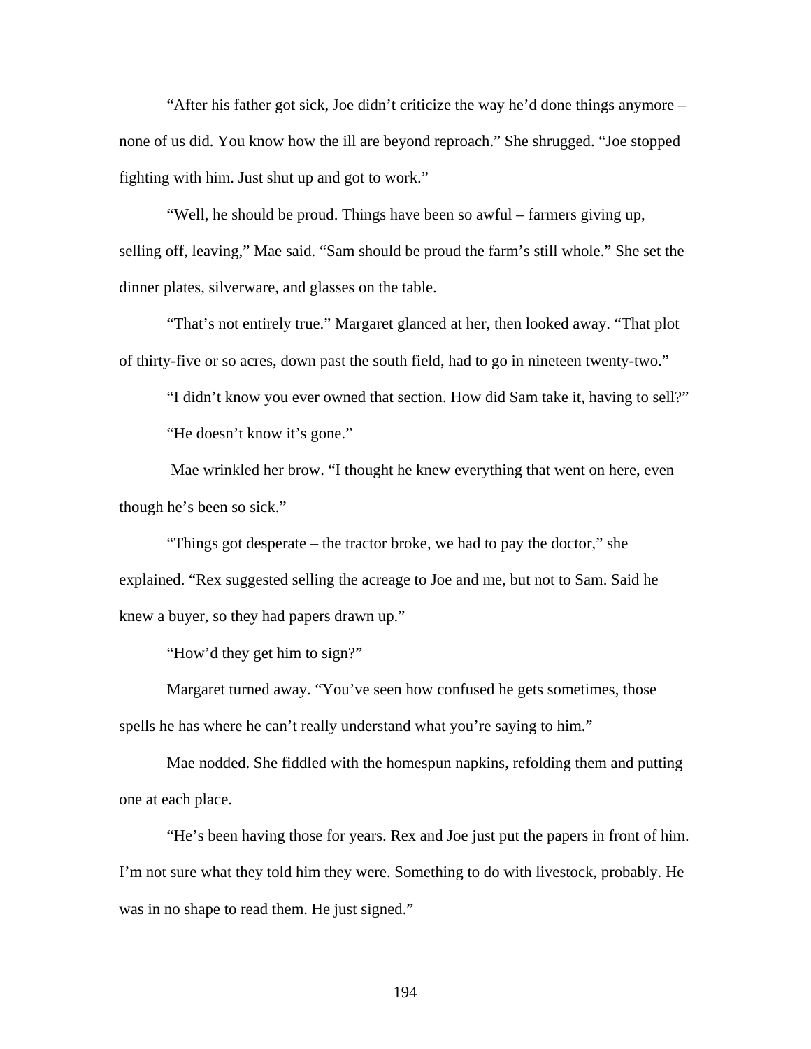"After his father got sick, Joe didn't criticize the way he'd done things anymore – none of us did. You know how the ill are beyond reproach." She shrugged. "Joe stopped fighting with him. Just shut up and got to work."

"Well, he should be proud. Things have been so awful – farmers giving up, selling off, leaving," Mae said. "Sam should be proud the farm's still whole." She set the dinner plates, silverware, and glasses on the table.

"That's not entirely true." Margaret glanced at her, then looked away. "That plot of thirty-five or so acres, down past the south field, had to go in nineteen twenty-two."

"I didn't know you ever owned that section. How did Sam take it, having to sell?"

"He doesn't know it's gone."

Mae wrinkled her brow. "I thought he knew everything that went on here, even though he's been so sick."

"Things got desperate – the tractor broke, we had to pay the doctor," she explained. "Rex suggested selling the acreage to Joe and me, but not to Sam. Said he knew a buyer, so they had papers drawn up."

"How'd they get him to sign?"

Margaret turned away. "You've seen how confused he gets sometimes, those spells he has where he can't really understand what you're saying to him."

Mae nodded. She fiddled with the homespun napkins, refolding them and putting one at each place.

"He's been having those for years. Rex and Joe just put the papers in front of him. I'm not sure what they told him they were. Something to do with livestock, probably. He was in no shape to read them. He just signed."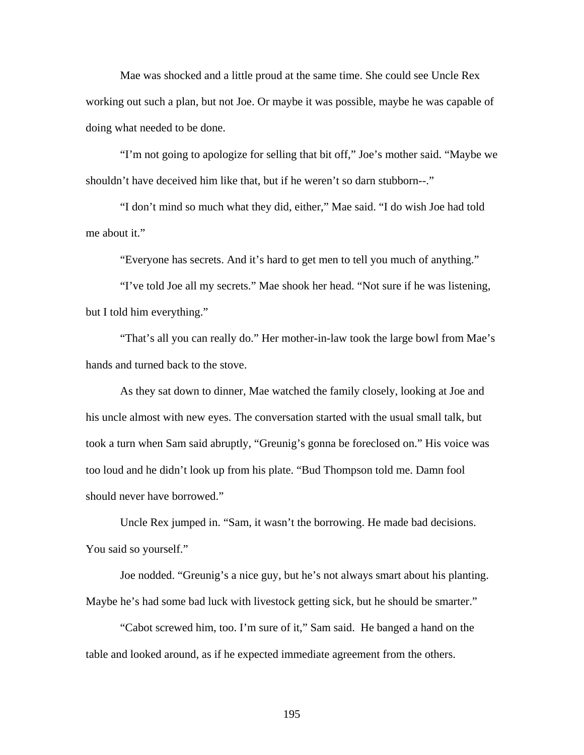Mae was shocked and a little proud at the same time. She could see Uncle Rex working out such a plan, but not Joe. Or maybe it was possible, maybe he was capable of doing what needed to be done.

"I'm not going to apologize for selling that bit off," Joe's mother said. "Maybe we shouldn't have deceived him like that, but if he weren't so darn stubborn--."

"I don't mind so much what they did, either," Mae said. "I do wish Joe had told me about it."

"Everyone has secrets. And it's hard to get men to tell you much of anything."

"I've told Joe all my secrets." Mae shook her head. "Not sure if he was listening, but I told him everything."

"That's all you can really do." Her mother-in-law took the large bowl from Mae's hands and turned back to the stove.

As they sat down to dinner, Mae watched the family closely, looking at Joe and his uncle almost with new eyes. The conversation started with the usual small talk, but took a turn when Sam said abruptly, "Greunig's gonna be foreclosed on." His voice was too loud and he didn't look up from his plate. "Bud Thompson told me. Damn fool should never have borrowed."

Uncle Rex jumped in. "Sam, it wasn't the borrowing. He made bad decisions. You said so yourself."

Joe nodded. "Greunig's a nice guy, but he's not always smart about his planting. Maybe he's had some bad luck with livestock getting sick, but he should be smarter."

"Cabot screwed him, too. I'm sure of it," Sam said. He banged a hand on the table and looked around, as if he expected immediate agreement from the others.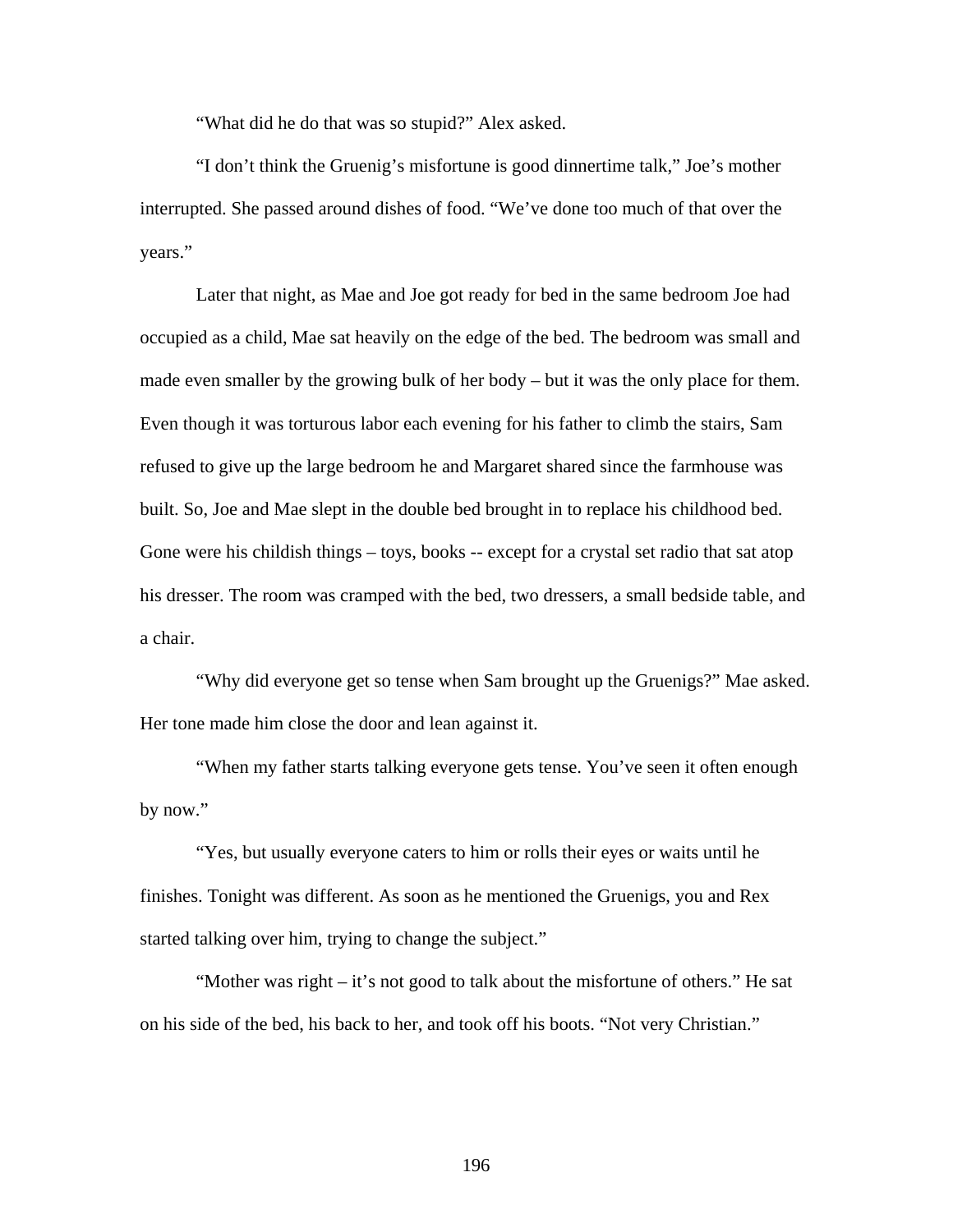"What did he do that was so stupid?" Alex asked.

"I don't think the Gruenig's misfortune is good dinnertime talk," Joe's mother interrupted. She passed around dishes of food. "We've done too much of that over the years."

Later that night, as Mae and Joe got ready for bed in the same bedroom Joe had occupied as a child, Mae sat heavily on the edge of the bed. The bedroom was small and made even smaller by the growing bulk of her body – but it was the only place for them. Even though it was torturous labor each evening for his father to climb the stairs, Sam refused to give up the large bedroom he and Margaret shared since the farmhouse was built. So, Joe and Mae slept in the double bed brought in to replace his childhood bed. Gone were his childish things – toys, books -- except for a crystal set radio that sat atop his dresser. The room was cramped with the bed, two dressers, a small bedside table, and a chair.

"Why did everyone get so tense when Sam brought up the Gruenigs?" Mae asked. Her tone made him close the door and lean against it.

"When my father starts talking everyone gets tense. You've seen it often enough by now."

"Yes, but usually everyone caters to him or rolls their eyes or waits until he finishes. Tonight was different. As soon as he mentioned the Gruenigs, you and Rex started talking over him, trying to change the subject."

"Mother was right – it's not good to talk about the misfortune of others." He sat on his side of the bed, his back to her, and took off his boots. "Not very Christian."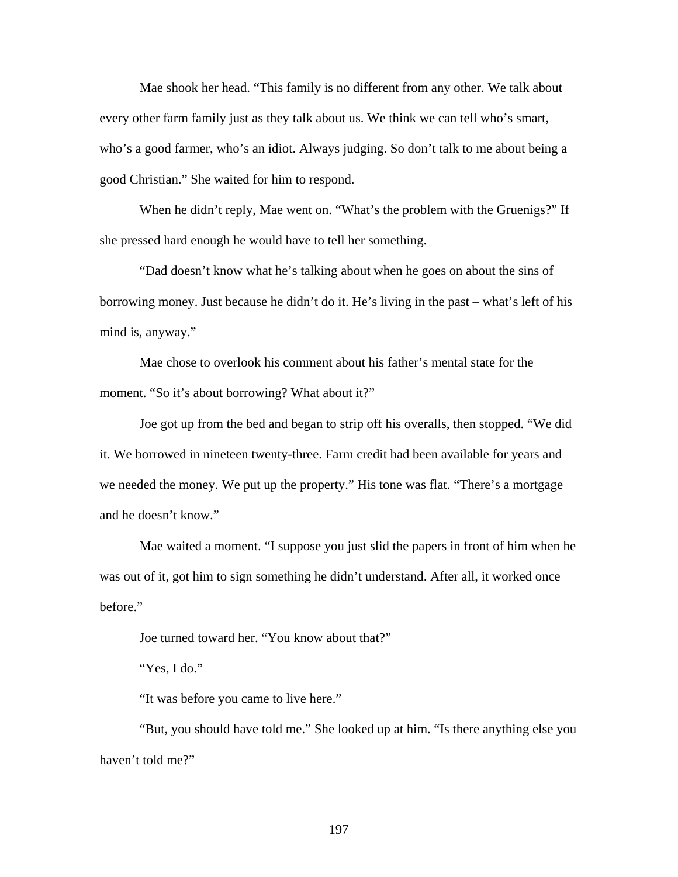Mae shook her head. “This family is no different from any other. We talk about every other farm family just as they talk about us. We think we can tell who’s smart, who’s a good farmer, who’s an idiot. Always judging. So don’t talk to me about being a good Christian.” She waited for him to respond.

When he didn’t reply, Mae went on. “What’s the problem with the Gruenigs?” If she pressed hard enough he would have to tell her something.

“Dad doesn’t know what he’s talking about when he goes on about the sins of borrowing money. Just because he didn’t do it. He’s living in the past – what’s left of his mind is, anyway.”

Mae chose to overlook his comment about his father’s mental state for the moment. “So it’s about borrowing? What about it?”

Joe got up from the bed and began to strip off his overalls, then stopped. “We did it. We borrowed in nineteen twenty-three. Farm credit had been available for years and we needed the money. We put up the property.” His tone was flat. “There’s a mortgage and he doesn’t know.”

Mae waited a moment. “I suppose you just slid the papers in front of him when he was out of it, got him to sign something he didn’t understand. After all, it worked once before.”

Joe turned toward her. “You know about that?”

“Yes, I do.”

“It was before you came to live here.”

“But, you should have told me.” She looked up at him. “Is there anything else you haven’t told me?”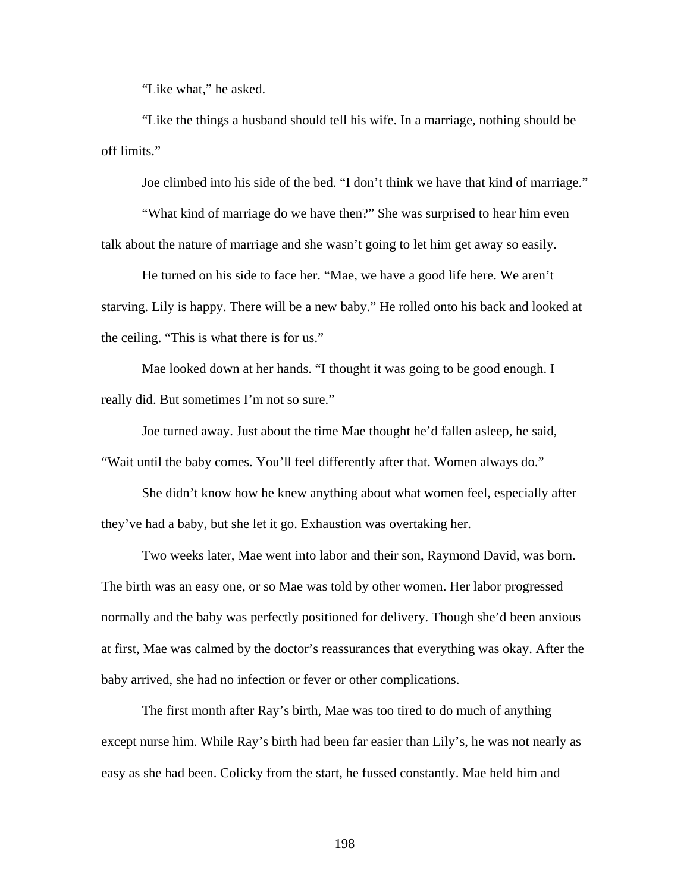“Like what,” he asked.

“Like the things a husband should tell his wife. In a marriage, nothing should be off limits.”

Joe climbed into his side of the bed. “I don’t think we have that kind of marriage.”

“What kind of marriage do we have then?” She was surprised to hear him even talk about the nature of marriage and she wasn’t going to let him get away so easily.

He turned on his side to face her. “Mae, we have a good life here. We aren’t starving. Lily is happy. There will be a new baby.” He rolled onto his back and looked at the ceiling. “This is what there is for us.”

Mae looked down at her hands. “I thought it was going to be good enough. I really did. But sometimes I’m not so sure.”

Joe turned away. Just about the time Mae thought he’d fallen asleep, he said, “Wait until the baby comes. You’ll feel differently after that. Women always do.”

She didn’t know how he knew anything about what women feel, especially after they’ve had a baby, but she let it go. Exhaustion was overtaking her.

Two weeks later, Mae went into labor and their son, Raymond David, was born. The birth was an easy one, or so Mae was told by other women. Her labor progressed normally and the baby was perfectly positioned for delivery. Though she’d been anxious at first, Mae was calmed by the doctor’s reassurances that everything was okay. After the baby arrived, she had no infection or fever or other complications.

The first month after Ray’s birth, Mae was too tired to do much of anything except nurse him. While Ray’s birth had been far easier than Lily’s, he was not nearly as easy as she had been. Colicky from the start, he fussed constantly. Mae held him and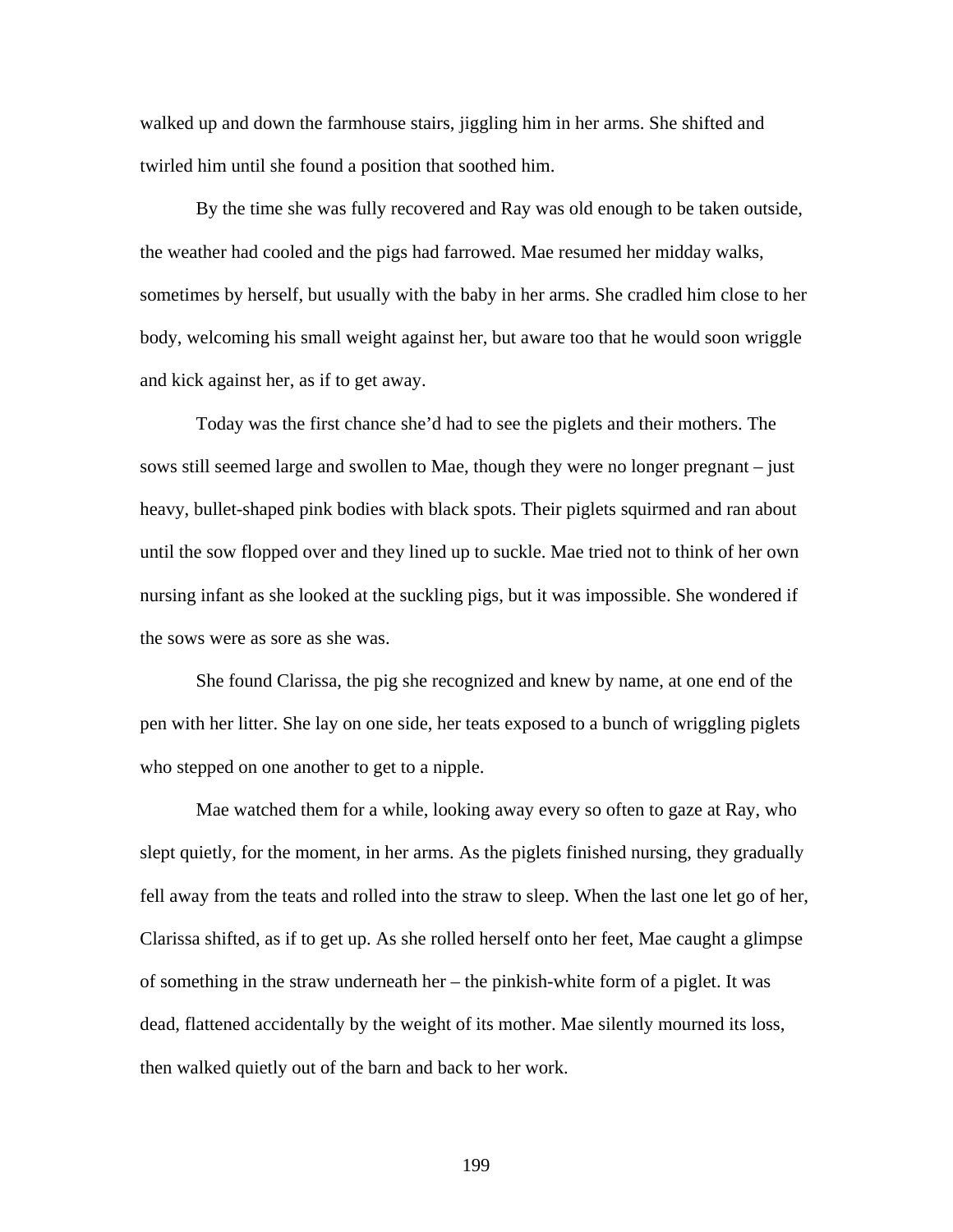walked up and down the farmhouse stairs, jiggling him in her arms. She shifted and twirled him until she found a position that soothed him.

By the time she was fully recovered and Ray was old enough to be taken outside, the weather had cooled and the pigs had farrowed. Mae resumed her midday walks, sometimes by herself, but usually with the baby in her arms. She cradled him close to her body, welcoming his small weight against her, but aware too that he would soon wriggle and kick against her, as if to get away.

Today was the first chance she'd had to see the piglets and their mothers. The sows still seemed large and swollen to Mae, though they were no longer pregnant – just heavy, bullet-shaped pink bodies with black spots. Their piglets squirmed and ran about until the sow flopped over and they lined up to suckle. Mae tried not to think of her own nursing infant as she looked at the suckling pigs, but it was impossible. She wondered if the sows were as sore as she was.

She found Clarissa, the pig she recognized and knew by name, at one end of the pen with her litter. She lay on one side, her teats exposed to a bunch of wriggling piglets who stepped on one another to get to a nipple.

Mae watched them for a while, looking away every so often to gaze at Ray, who slept quietly, for the moment, in her arms. As the piglets finished nursing, they gradually fell away from the teats and rolled into the straw to sleep. When the last one let go of her, Clarissa shifted, as if to get up. As she rolled herself onto her feet, Mae caught a glimpse of something in the straw underneath her – the pinkish-white form of a piglet. It was dead, flattened accidentally by the weight of its mother. Mae silently mourned its loss, then walked quietly out of the barn and back to her work.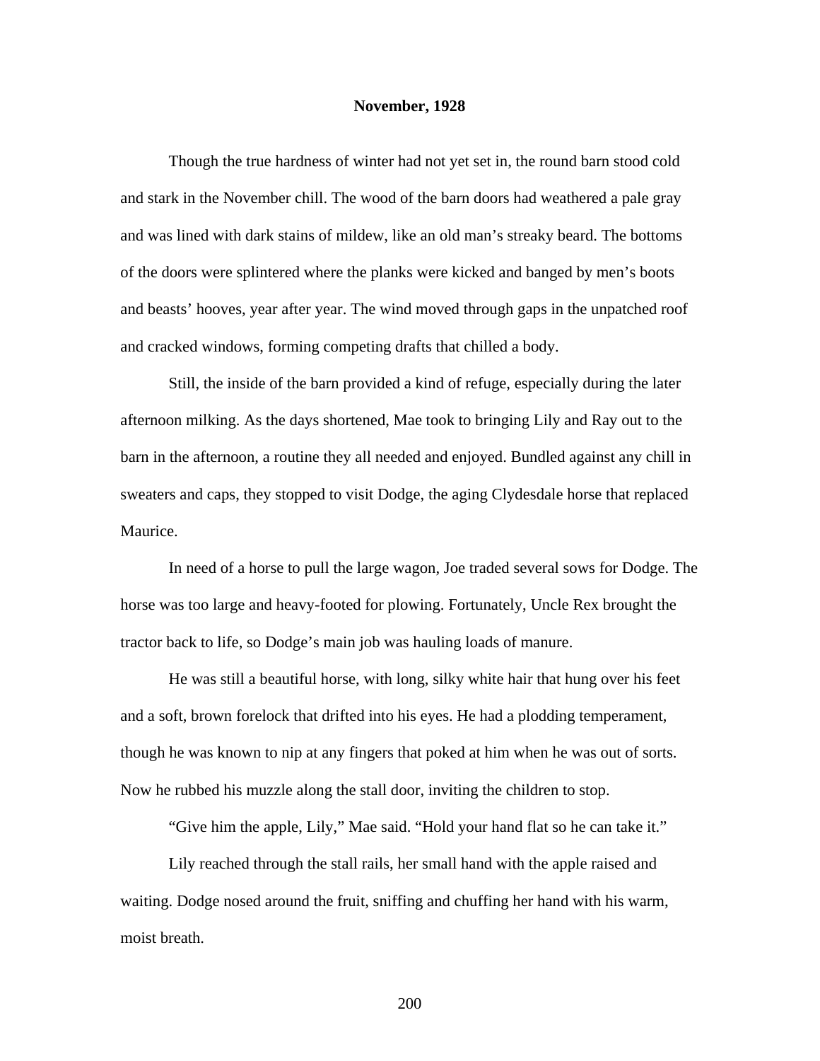**November, 1928**

Though the true hardness of winter had not yet set in, the round barn stood cold and stark in the November chill. The wood of the barn doors had weathered a pale gray and was lined with dark stains of mildew, like an old man's streaky beard. The bottoms of the doors were splintered where the planks were kicked and banged by men's boots and beasts' hooves, year after year. The wind moved through gaps in the unpatched roof and cracked windows, forming competing drafts that chilled a body.

Still, the inside of the barn provided a kind of refuge, especially during the later afternoon milking. As the days shortened, Mae took to bringing Lily and Ray out to the barn in the afternoon, a routine they all needed and enjoyed. Bundled against any chill in sweaters and caps, they stopped to visit Dodge, the aging Clydesdale horse that replaced Maurice.

In need of a horse to pull the large wagon, Joe traded several sows for Dodge. The horse was too large and heavy-footed for plowing. Fortunately, Uncle Rex brought the tractor back to life, so Dodge's main job was hauling loads of manure.

He was still a beautiful horse, with long, silky white hair that hung over his feet and a soft, brown forelock that drifted into his eyes. He had a plodding temperament, though he was known to nip at any fingers that poked at him when he was out of sorts. Now he rubbed his muzzle along the stall door, inviting the children to stop.

"Give him the apple, Lily," Mae said. "Hold your hand flat so he can take it."

Lily reached through the stall rails, her small hand with the apple raised and waiting. Dodge nosed around the fruit, sniffing and chuffing her hand with his warm, moist breath.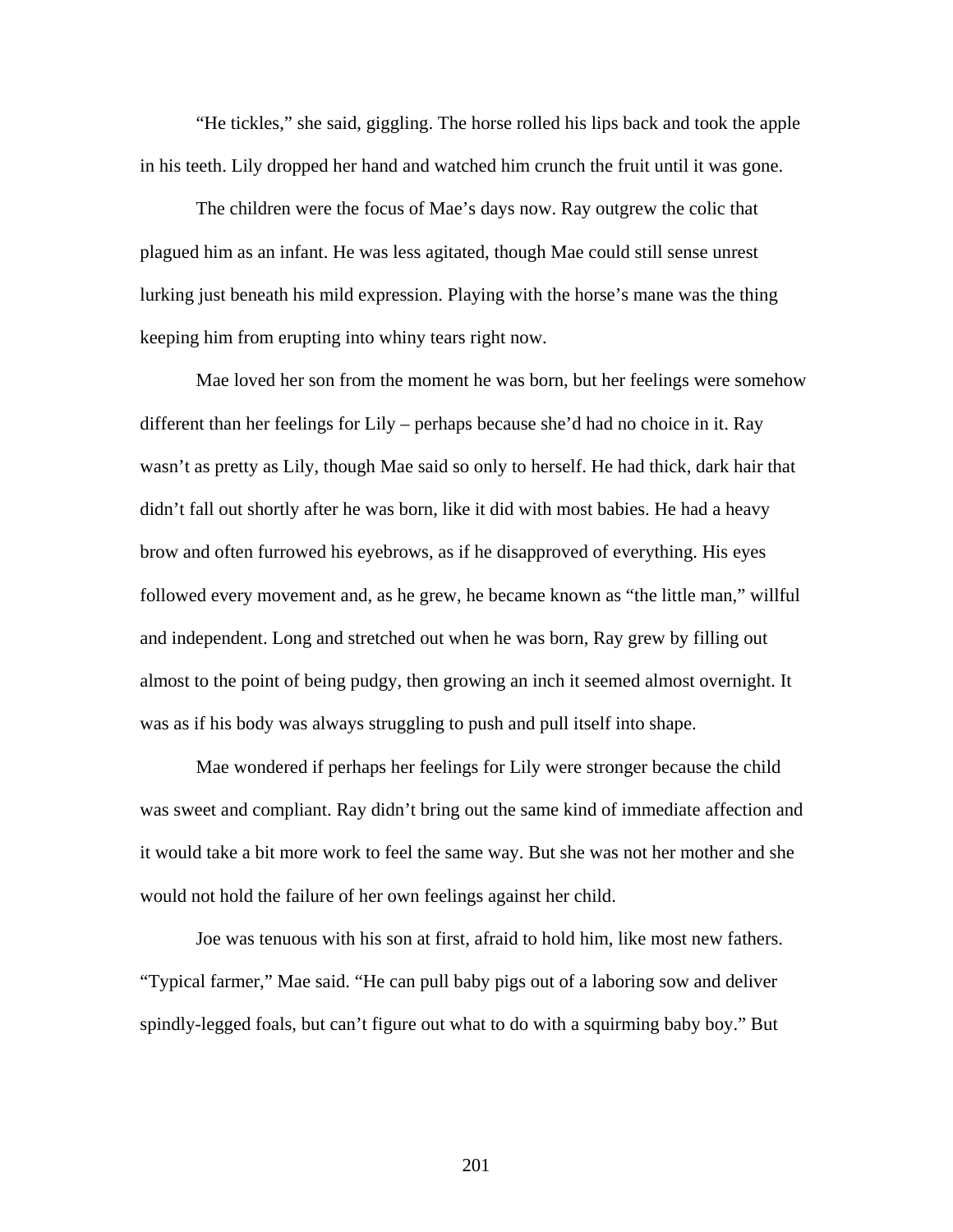"He tickles," she said, giggling. The horse rolled his lips back and took the apple in his teeth. Lily dropped her hand and watched him crunch the fruit until it was gone.

The children were the focus of Mae's days now. Ray outgrew the colic that plagued him as an infant. He was less agitated, though Mae could still sense unrest lurking just beneath his mild expression. Playing with the horse's mane was the thing keeping him from erupting into whiny tears right now.

Mae loved her son from the moment he was born, but her feelings were somehow different than her feelings for Lily – perhaps because she'd had no choice in it. Ray wasn't as pretty as Lily, though Mae said so only to herself. He had thick, dark hair that didn't fall out shortly after he was born, like it did with most babies. He had a heavy brow and often furrowed his eyebrows, as if he disapproved of everything. His eyes followed every movement and, as he grew, he became known as "the little man," willful and independent. Long and stretched out when he was born, Ray grew by filling out almost to the point of being pudgy, then growing an inch it seemed almost overnight. It was as if his body was always struggling to push and pull itself into shape.

Mae wondered if perhaps her feelings for Lily were stronger because the child was sweet and compliant. Ray didn't bring out the same kind of immediate affection and it would take a bit more work to feel the same way. But she was not her mother and she would not hold the failure of her own feelings against her child.

Joe was tenuous with his son at first, afraid to hold him, like most new fathers. "Typical farmer," Mae said. "He can pull baby pigs out of a laboring sow and deliver spindly-legged foals, but can't figure out what to do with a squirming baby boy." But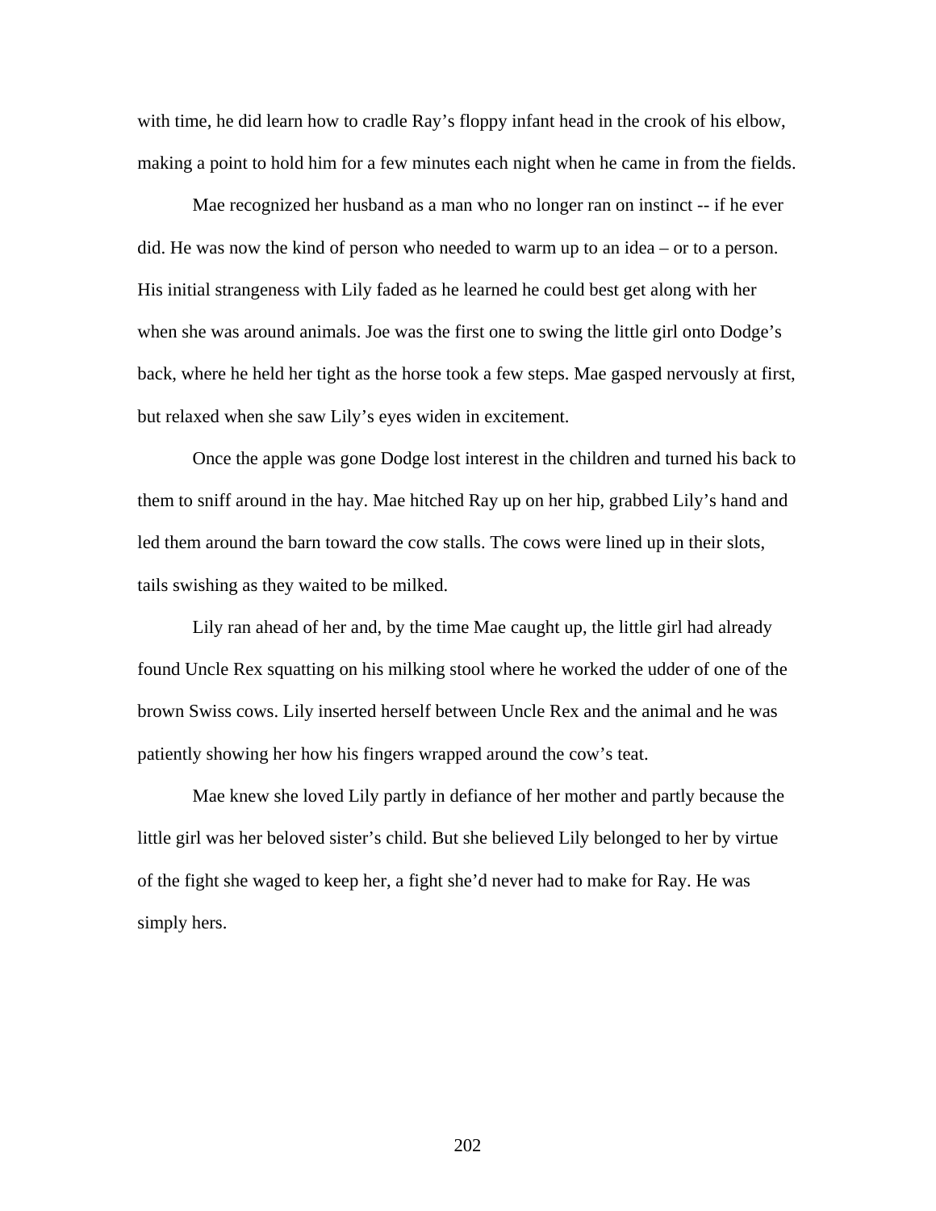with time, he did learn how to cradle Ray's floppy infant head in the crook of his elbow, making a point to hold him for a few minutes each night when he came in from the fields.

Mae recognized her husband as a man who no longer ran on instinct -- if he ever did. He was now the kind of person who needed to warm up to an idea – or to a person. His initial strangeness with Lily faded as he learned he could best get along with her when she was around animals. Joe was the first one to swing the little girl onto Dodge's back, where he held her tight as the horse took a few steps. Mae gasped nervously at first, but relaxed when she saw Lily's eyes widen in excitement.

Once the apple was gone Dodge lost interest in the children and turned his back to them to sniff around in the hay. Mae hitched Ray up on her hip, grabbed Lily's hand and led them around the barn toward the cow stalls. The cows were lined up in their slots, tails swishing as they waited to be milked.

Lily ran ahead of her and, by the time Mae caught up, the little girl had already found Uncle Rex squatting on his milking stool where he worked the udder of one of the brown Swiss cows. Lily inserted herself between Uncle Rex and the animal and he was patiently showing her how his fingers wrapped around the cow's teat.

Mae knew she loved Lily partly in defiance of her mother and partly because the little girl was her beloved sister's child. But she believed Lily belonged to her by virtue of the fight she waged to keep her, a fight she'd never had to make for Ray. He was simply hers.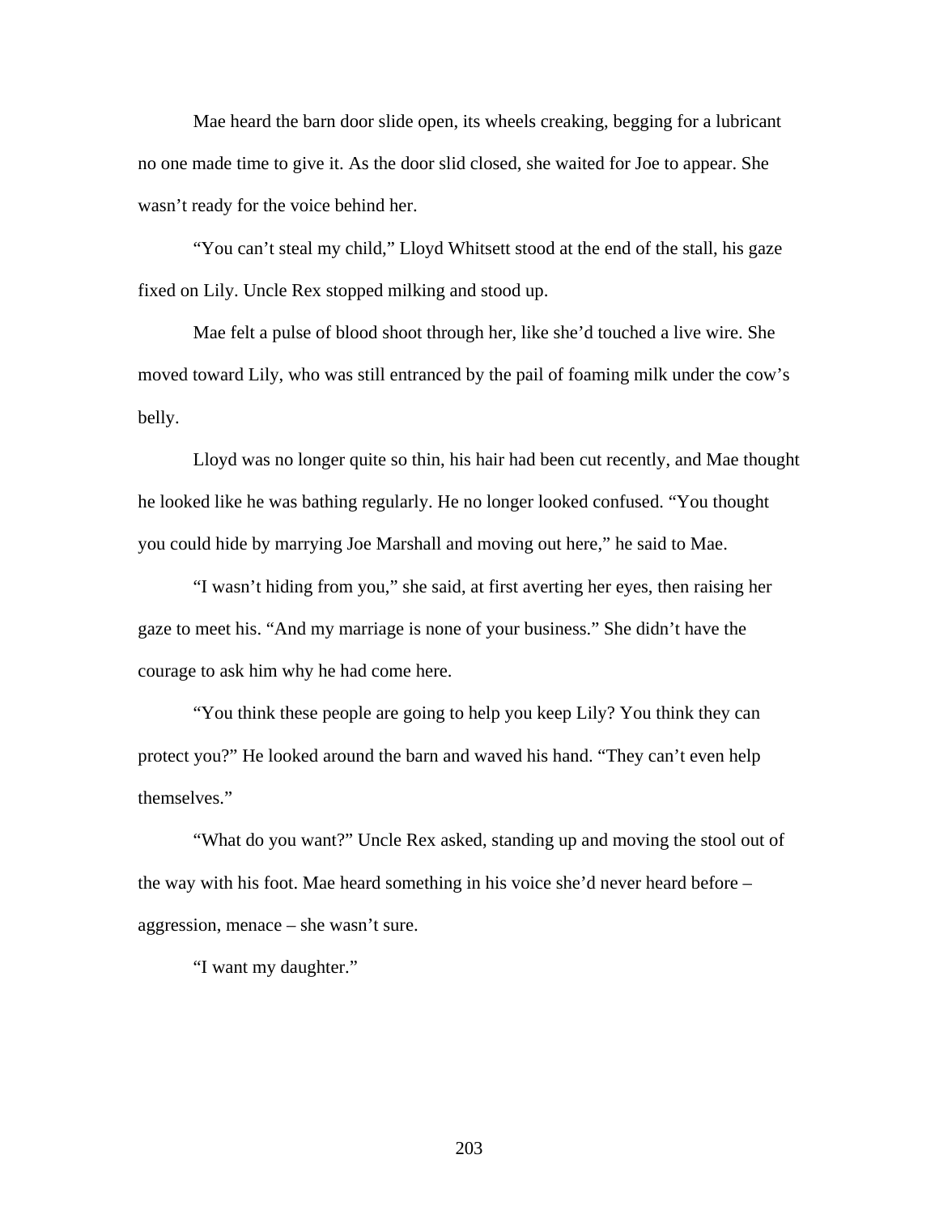Mae heard the barn door slide open, its wheels creaking, begging for a lubricant no one made time to give it. As the door slid closed, she waited for Joe to appear. She wasn't ready for the voice behind her.

"You can't steal my child," Lloyd Whitsett stood at the end of the stall, his gaze fixed on Lily. Uncle Rex stopped milking and stood up.

Mae felt a pulse of blood shoot through her, like she'd touched a live wire. She moved toward Lily, who was still entranced by the pail of foaming milk under the cow's belly.

Lloyd was no longer quite so thin, his hair had been cut recently, and Mae thought he looked like he was bathing regularly. He no longer looked confused. "You thought you could hide by marrying Joe Marshall and moving out here," he said to Mae.

"I wasn't hiding from you," she said, at first averting her eyes, then raising her gaze to meet his. "And my marriage is none of your business." She didn't have the courage to ask him why he had come here.

"You think these people are going to help you keep Lily? You think they can protect you?" He looked around the barn and waved his hand. "They can't even help themselves."

"What do you want?" Uncle Rex asked, standing up and moving the stool out of the way with his foot. Mae heard something in his voice she'd never heard before – aggression, menace – she wasn't sure.

"I want my daughter."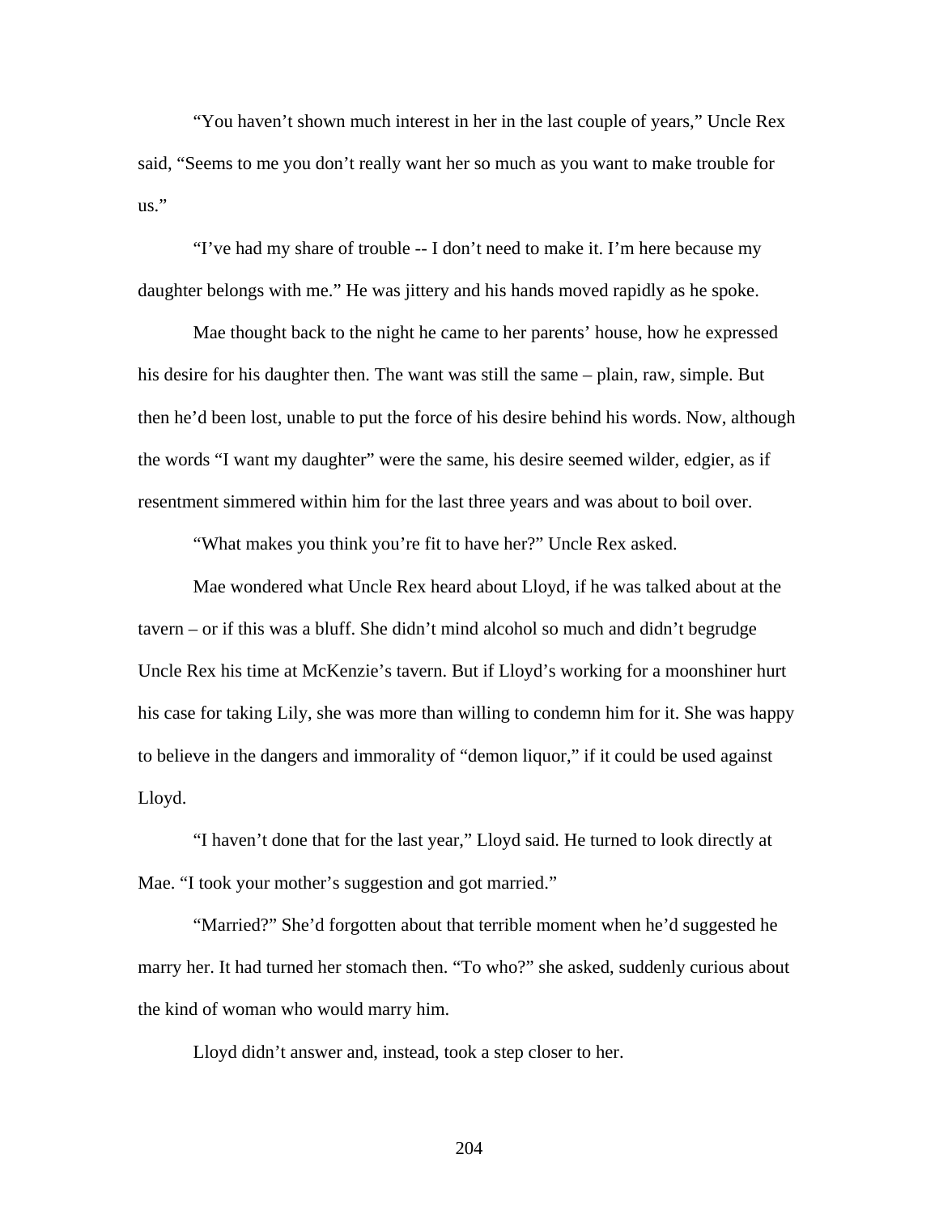"You haven't shown much interest in her in the last couple of years," Uncle Rex said, "Seems to me you don't really want her so much as you want to make trouble for us."

"I've had my share of trouble -- I don't need to make it. I'm here because my daughter belongs with me." He was jittery and his hands moved rapidly as he spoke.

Mae thought back to the night he came to her parents' house, how he expressed his desire for his daughter then. The want was still the same – plain, raw, simple. But then he'd been lost, unable to put the force of his desire behind his words. Now, although the words "I want my daughter" were the same, his desire seemed wilder, edgier, as if resentment simmered within him for the last three years and was about to boil over.

"What makes you think you're fit to have her?" Uncle Rex asked.

Mae wondered what Uncle Rex heard about Lloyd, if he was talked about at the tavern – or if this was a bluff. She didn't mind alcohol so much and didn't begrudge Uncle Rex his time at McKenzie's tavern. But if Lloyd's working for a moonshiner hurt his case for taking Lily, she was more than willing to condemn him for it. She was happy to believe in the dangers and immorality of "demon liquor," if it could be used against Lloyd.

"I haven't done that for the last year," Lloyd said. He turned to look directly at Mae. "I took your mother's suggestion and got married."

"Married?" She'd forgotten about that terrible moment when he'd suggested he marry her. It had turned her stomach then. "To who?" she asked, suddenly curious about the kind of woman who would marry him.

Lloyd didn't answer and, instead, took a step closer to her.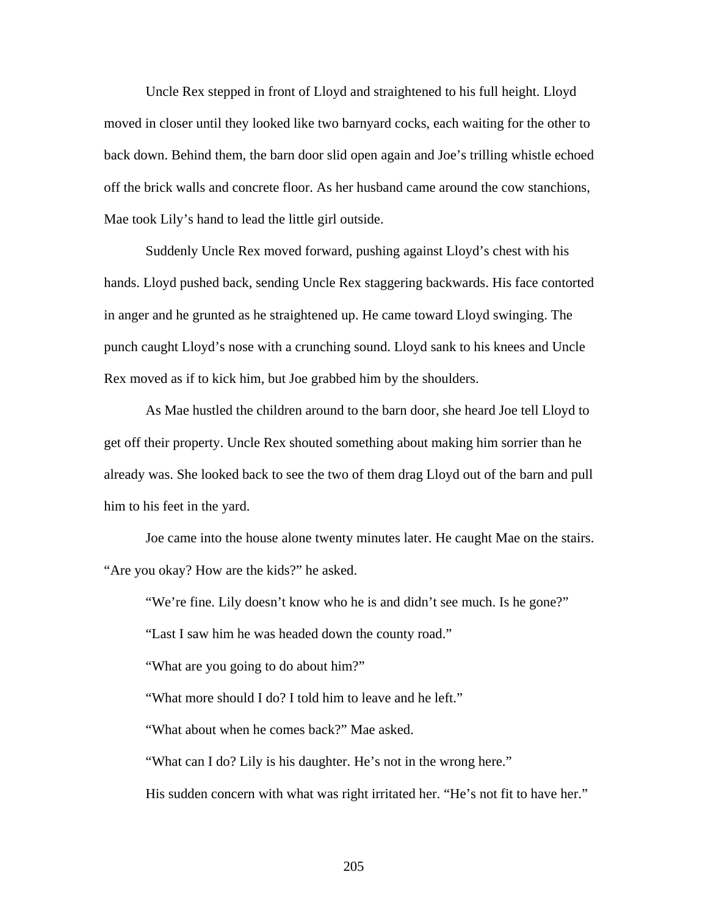Uncle Rex stepped in front of Lloyd and straightened to his full height. Lloyd moved in closer until they looked like two barnyard cocks, each waiting for the other to back down. Behind them, the barn door slid open again and Joe's trilling whistle echoed off the brick walls and concrete floor. As her husband came around the cow stanchions, Mae took Lily's hand to lead the little girl outside.

Suddenly Uncle Rex moved forward, pushing against Lloyd's chest with his hands. Lloyd pushed back, sending Uncle Rex staggering backwards. His face contorted in anger and he grunted as he straightened up. He came toward Lloyd swinging. The punch caught Lloyd's nose with a crunching sound. Lloyd sank to his knees and Uncle Rex moved as if to kick him, but Joe grabbed him by the shoulders.

As Mae hustled the children around to the barn door, she heard Joe tell Lloyd to get off their property. Uncle Rex shouted something about making him sorrier than he already was. She looked back to see the two of them drag Lloyd out of the barn and pull him to his feet in the yard.

Joe came into the house alone twenty minutes later. He caught Mae on the stairs. "Are you okay? How are the kids?" he asked.

"We're fine. Lily doesn't know who he is and didn't see much. Is he gone?"

"Last I saw him he was headed down the county road."

"What are you going to do about him?"

"What more should I do? I told him to leave and he left."

"What about when he comes back?" Mae asked.

"What can I do? Lily is his daughter. He's not in the wrong here."

His sudden concern with what was right irritated her. "He's not fit to have her."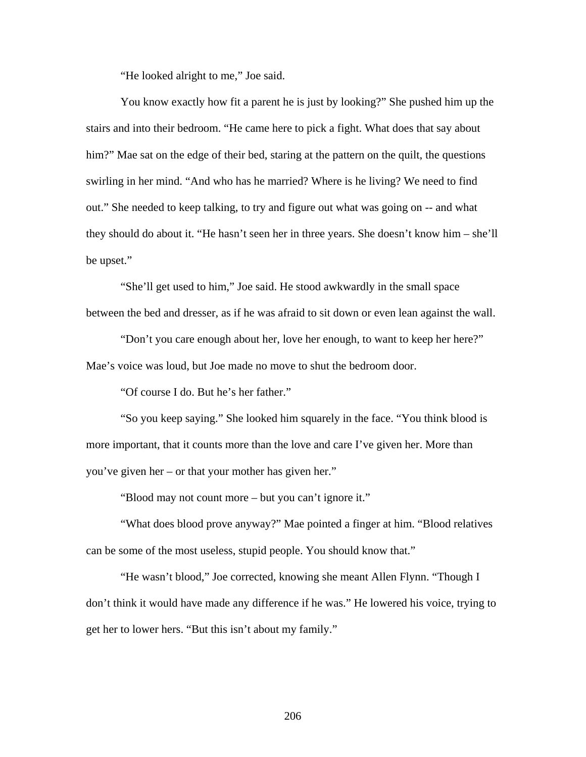"He looked alright to me," Joe said.

You know exactly how fit a parent he is just by looking?" She pushed him up the stairs and into their bedroom. "He came here to pick a fight. What does that say about him?" Mae sat on the edge of their bed, staring at the pattern on the quilt, the questions swirling in her mind. "And who has he married? Where is he living? We need to find out." She needed to keep talking, to try and figure out what was going on -- and what they should do about it. "He hasn't seen her in three years. She doesn't know him – she'll be upset."

"She'll get used to him," Joe said. He stood awkwardly in the small space between the bed and dresser, as if he was afraid to sit down or even lean against the wall.

"Don't you care enough about her, love her enough, to want to keep her here?" Mae's voice was loud, but Joe made no move to shut the bedroom door.

"Of course I do. But he's her father."

"So you keep saying." She looked him squarely in the face. "You think blood is more important, that it counts more than the love and care I've given her. More than you've given her – or that your mother has given her."

"Blood may not count more – but you can't ignore it."

"What does blood prove anyway?" Mae pointed a finger at him. "Blood relatives can be some of the most useless, stupid people. You should know that."

"He wasn't blood," Joe corrected, knowing she meant Allen Flynn. "Though I don't think it would have made any difference if he was." He lowered his voice, trying to get her to lower hers. "But this isn't about my family."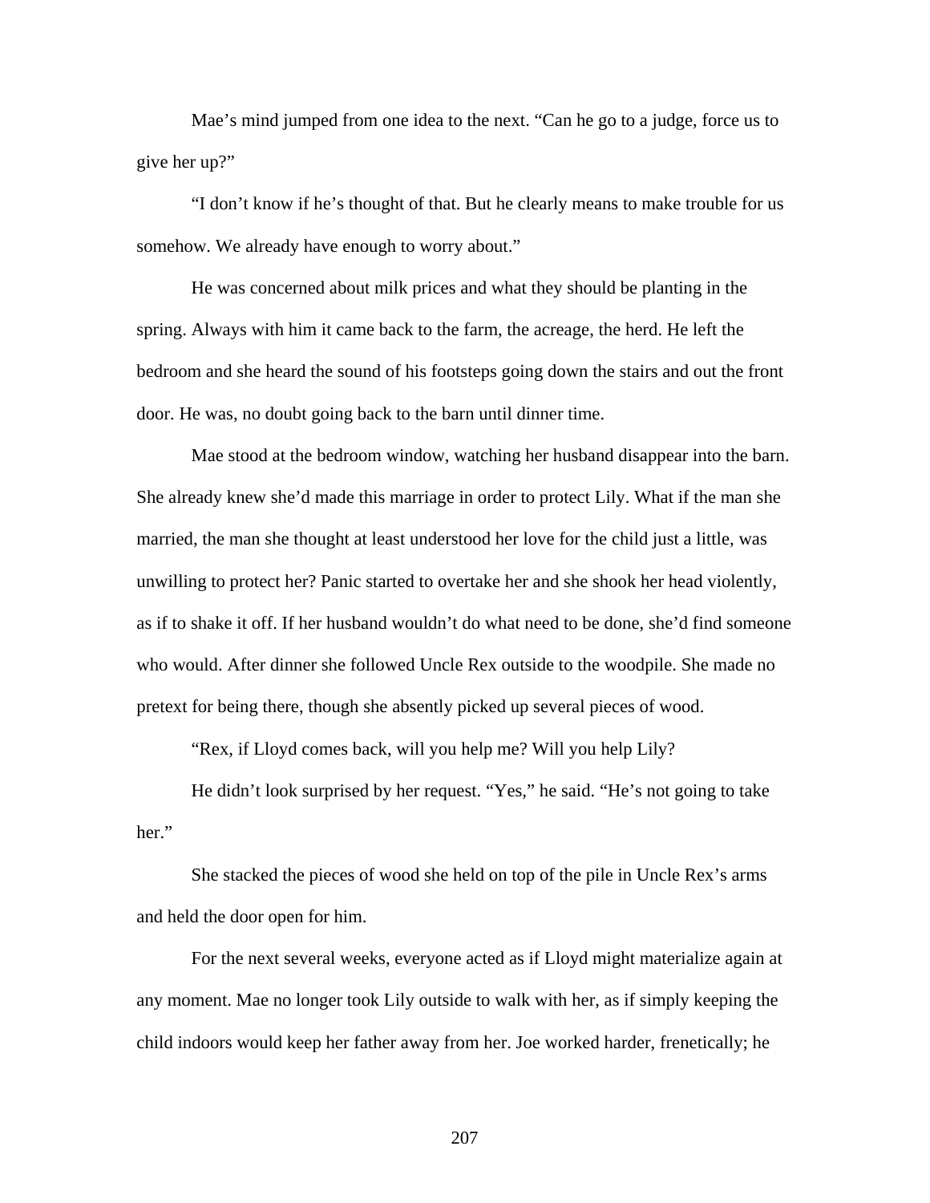Mae's mind jumped from one idea to the next. "Can he go to a judge, force us to give her up?"

"I don't know if he's thought of that. But he clearly means to make trouble for us somehow. We already have enough to worry about."

He was concerned about milk prices and what they should be planting in the spring. Always with him it came back to the farm, the acreage, the herd. He left the bedroom and she heard the sound of his footsteps going down the stairs and out the front door. He was, no doubt going back to the barn until dinner time.

Mae stood at the bedroom window, watching her husband disappear into the barn. She already knew she'd made this marriage in order to protect Lily. What if the man she married, the man she thought at least understood her love for the child just a little, was unwilling to protect her? Panic started to overtake her and she shook her head violently, as if to shake it off. If her husband wouldn't do what need to be done, she'd find someone who would. After dinner she followed Uncle Rex outside to the woodpile. She made no pretext for being there, though she absently picked up several pieces of wood.

"Rex, if Lloyd comes back, will you help me? Will you help Lily?

He didn't look surprised by her request. "Yes," he said. "He's not going to take her."

She stacked the pieces of wood she held on top of the pile in Uncle Rex's arms and held the door open for him.

For the next several weeks, everyone acted as if Lloyd might materialize again at any moment. Mae no longer took Lily outside to walk with her, as if simply keeping the child indoors would keep her father away from her. Joe worked harder, frenetically; he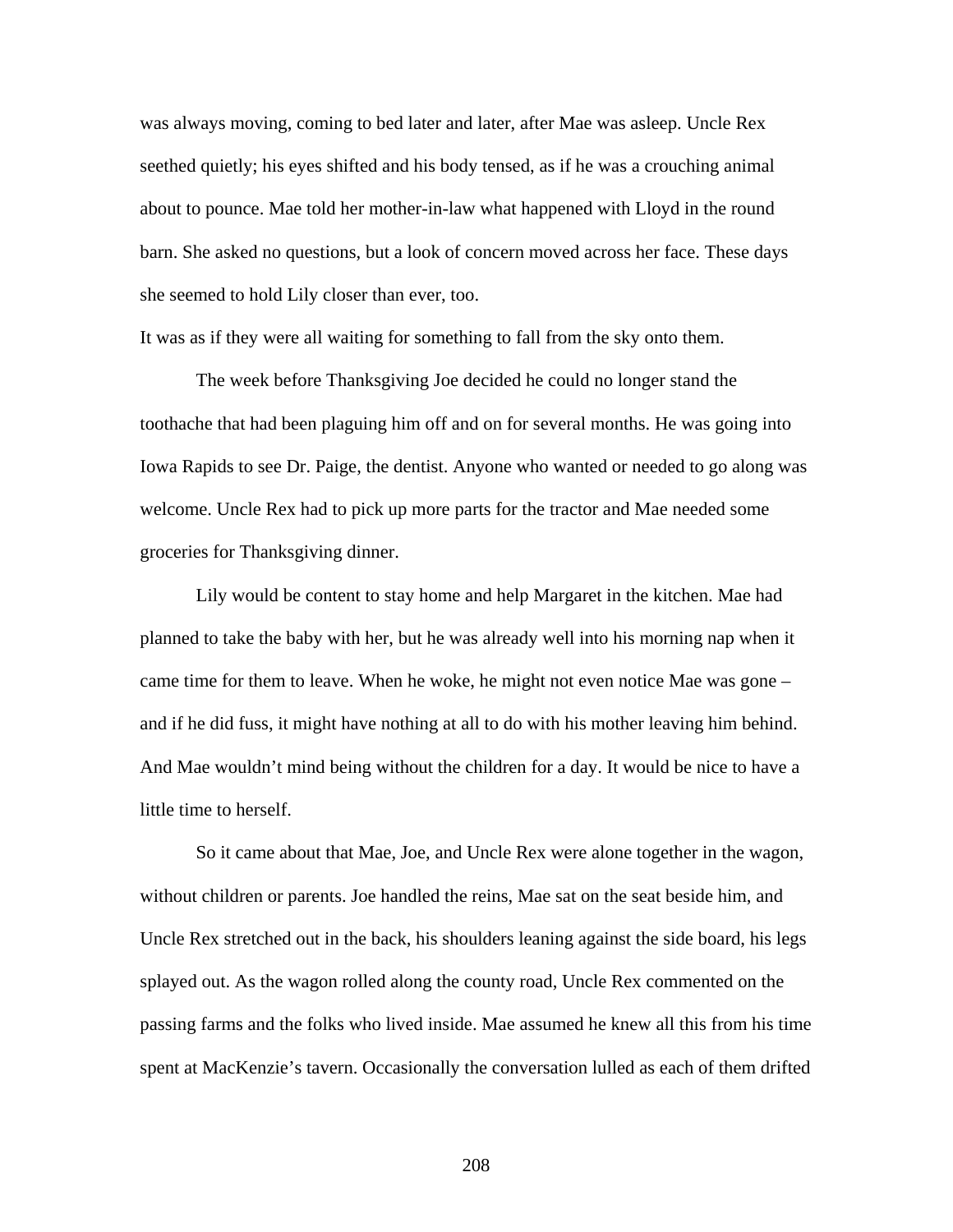was always moving, coming to bed later and later, after Mae was asleep. Uncle Rex seethed quietly; his eyes shifted and his body tensed, as if he was a crouching animal about to pounce. Mae told her mother-in-law what happened with Lloyd in the round barn. She asked no questions, but a look of concern moved across her face. These days she seemed to hold Lily closer than ever, too.

It was as if they were all waiting for something to fall from the sky onto them.

The week before Thanksgiving Joe decided he could no longer stand the toothache that had been plaguing him off and on for several months. He was going into Iowa Rapids to see Dr. Paige, the dentist. Anyone who wanted or needed to go along was welcome. Uncle Rex had to pick up more parts for the tractor and Mae needed some groceries for Thanksgiving dinner.

Lily would be content to stay home and help Margaret in the kitchen. Mae had planned to take the baby with her, but he was already well into his morning nap when it came time for them to leave. When he woke, he might not even notice Mae was gone – and if he did fuss, it might have nothing at all to do with his mother leaving him behind. And Mae wouldn't mind being without the children for a day. It would be nice to have a little time to herself.

So it came about that Mae, Joe, and Uncle Rex were alone together in the wagon, without children or parents. Joe handled the reins, Mae sat on the seat beside him, and Uncle Rex stretched out in the back, his shoulders leaning against the side board, his legs splayed out. As the wagon rolled along the county road, Uncle Rex commented on the passing farms and the folks who lived inside. Mae assumed he knew all this from his time spent at MacKenzie's tavern. Occasionally the conversation lulled as each of them drifted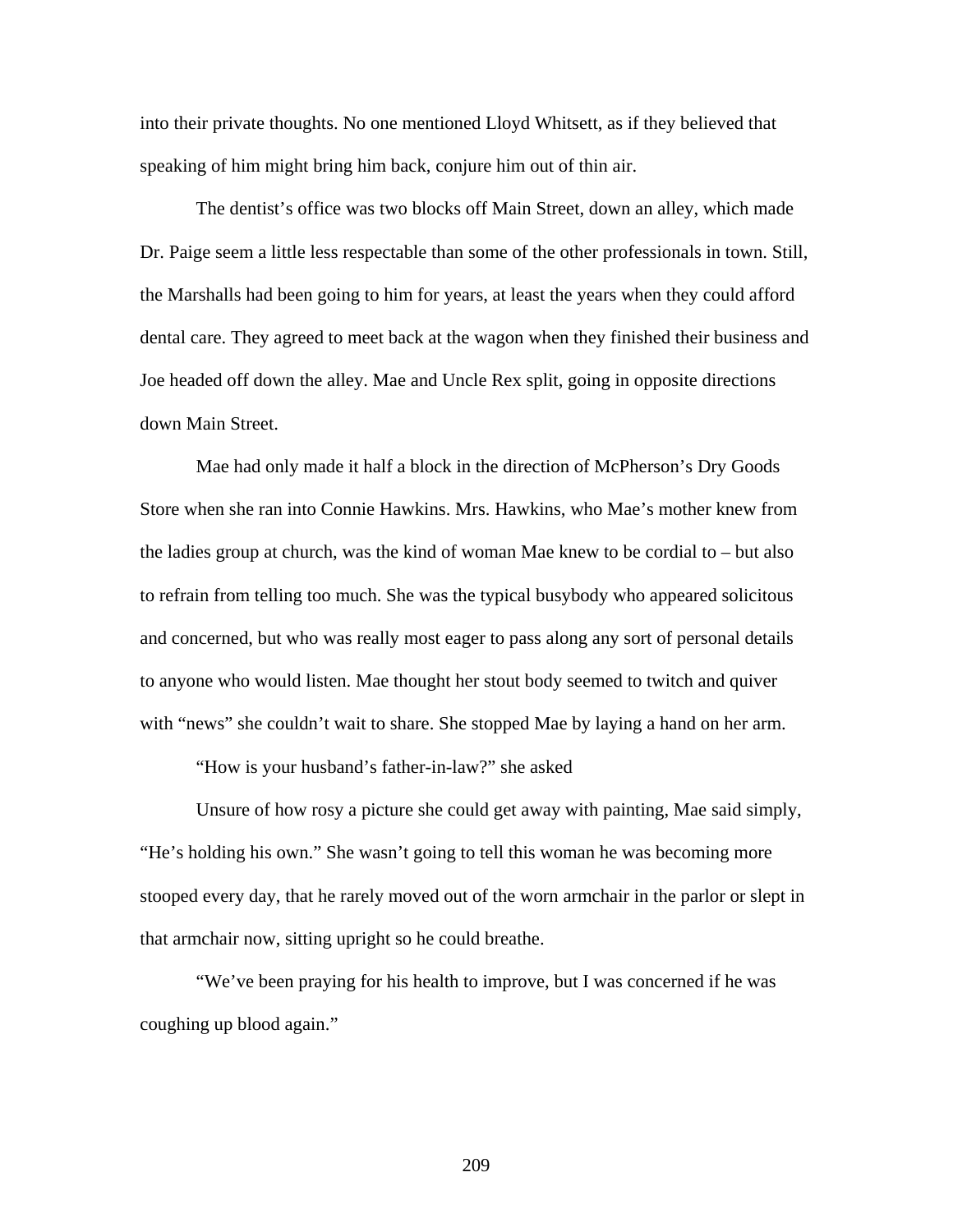into their private thoughts. No one mentioned Lloyd Whitsett, as if they believed that speaking of him might bring him back, conjure him out of thin air.

The dentist's office was two blocks off Main Street, down an alley, which made Dr. Paige seem a little less respectable than some of the other professionals in town. Still, the Marshalls had been going to him for years, at least the years when they could afford dental care. They agreed to meet back at the wagon when they finished their business and Joe headed off down the alley. Mae and Uncle Rex split, going in opposite directions down Main Street.

Mae had only made it half a block in the direction of McPherson's Dry Goods Store when she ran into Connie Hawkins. Mrs. Hawkins, who Mae's mother knew from the ladies group at church, was the kind of woman Mae knew to be cordial to – but also to refrain from telling too much. She was the typical busybody who appeared solicitous and concerned, but who was really most eager to pass along any sort of personal details to anyone who would listen. Mae thought her stout body seemed to twitch and quiver with "news" she couldn't wait to share. She stopped Mae by laying a hand on her arm.

"How is your husband's father-in-law?" she asked

Unsure of how rosy a picture she could get away with painting, Mae said simply, "He's holding his own." She wasn't going to tell this woman he was becoming more stooped every day, that he rarely moved out of the worn armchair in the parlor or slept in that armchair now, sitting upright so he could breathe.

"We've been praying for his health to improve, but I was concerned if he was coughing up blood again."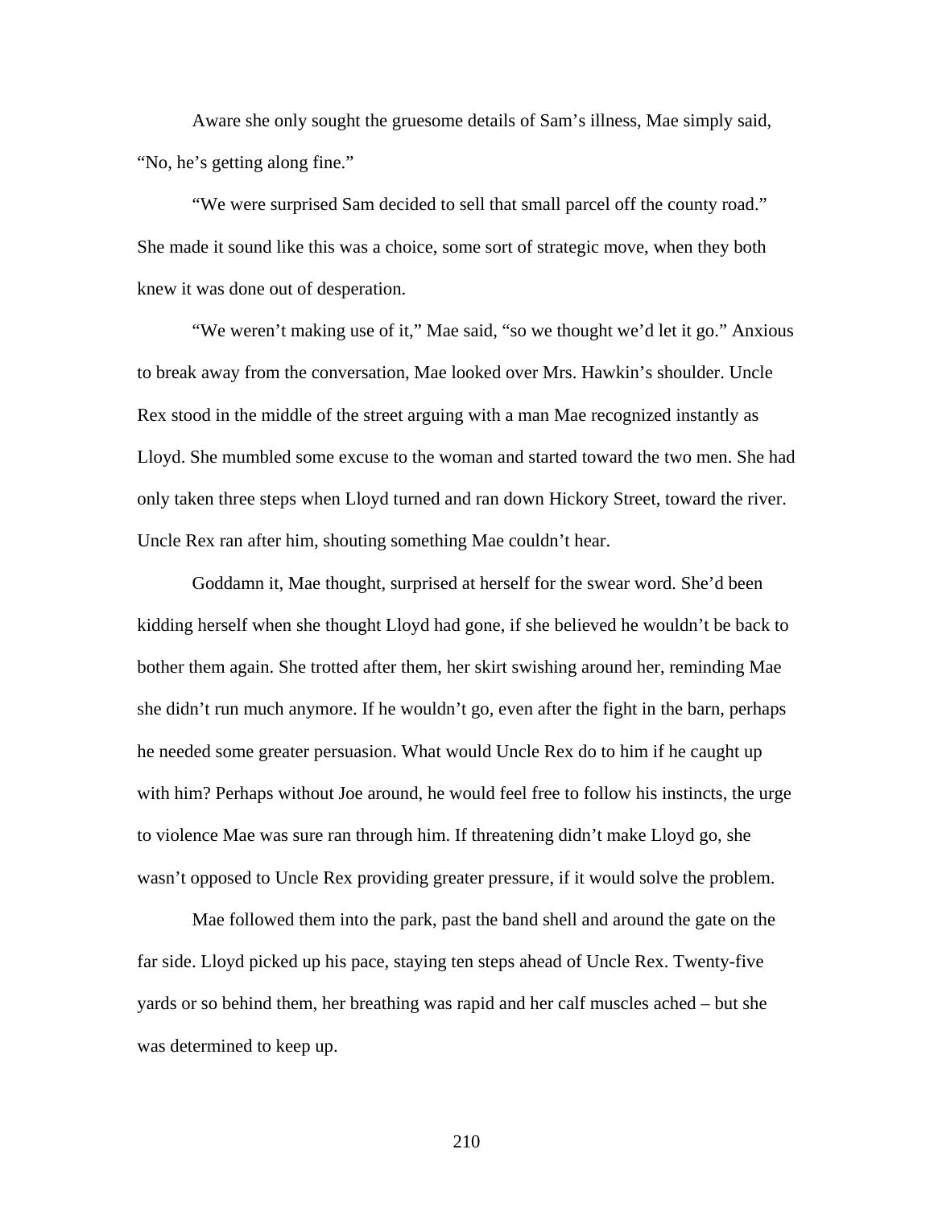Aware she only sought the gruesome details of Sam's illness, Mae simply said, "No, he's getting along fine."

"We were surprised Sam decided to sell that small parcel off the county road." She made it sound like this was a choice, some sort of strategic move, when they both knew it was done out of desperation.

"We weren't making use of it," Mae said, "so we thought we'd let it go." Anxious to break away from the conversation, Mae looked over Mrs. Hawkin's shoulder. Uncle Rex stood in the middle of the street arguing with a man Mae recognized instantly as Lloyd. She mumbled some excuse to the woman and started toward the two men. She had only taken three steps when Lloyd turned and ran down Hickory Street, toward the river. Uncle Rex ran after him, shouting something Mae couldn't hear.

Goddamn it, Mae thought, surprised at herself for the swear word. She'd been kidding herself when she thought Lloyd had gone, if she believed he wouldn't be back to bother them again. She trotted after them, her skirt swishing around her, reminding Mae she didn't run much anymore. If he wouldn't go, even after the fight in the barn, perhaps he needed some greater persuasion. What would Uncle Rex do to him if he caught up with him? Perhaps without Joe around, he would feel free to follow his instincts, the urge to violence Mae was sure ran through him. If threatening didn't make Lloyd go, she wasn't opposed to Uncle Rex providing greater pressure, if it would solve the problem.

Mae followed them into the park, past the band shell and around the gate on the far side. Lloyd picked up his pace, staying ten steps ahead of Uncle Rex. Twenty-five yards or so behind them, her breathing was rapid and her calf muscles ached – but she was determined to keep up.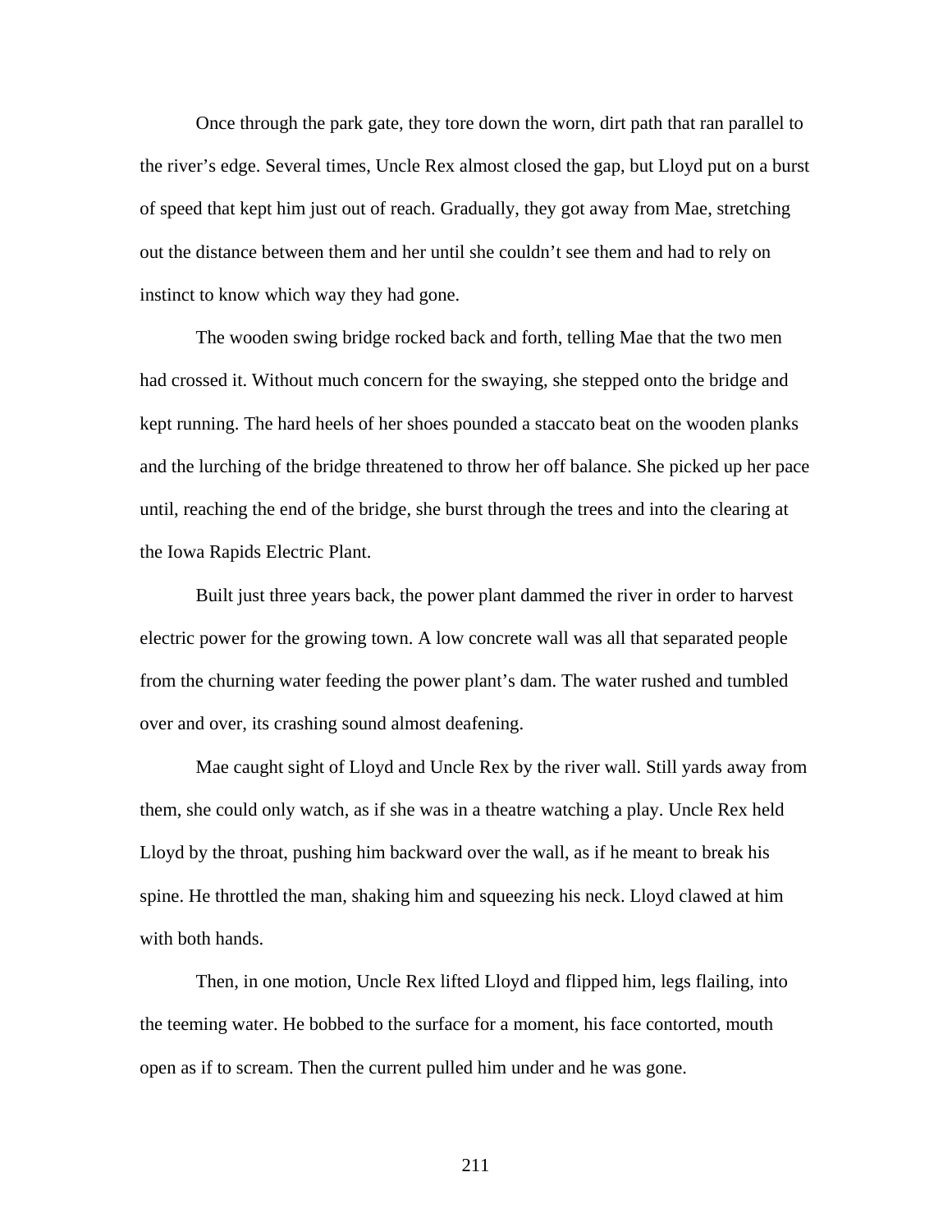Once through the park gate, they tore down the worn, dirt path that ran parallel to the river's edge. Several times, Uncle Rex almost closed the gap, but Lloyd put on a burst of speed that kept him just out of reach. Gradually, they got away from Mae, stretching out the distance between them and her until she couldn't see them and had to rely on instinct to know which way they had gone.

The wooden swing bridge rocked back and forth, telling Mae that the two men had crossed it. Without much concern for the swaying, she stepped onto the bridge and kept running. The hard heels of her shoes pounded a staccato beat on the wooden planks and the lurching of the bridge threatened to throw her off balance. She picked up her pace until, reaching the end of the bridge, she burst through the trees and into the clearing at the Iowa Rapids Electric Plant.

Built just three years back, the power plant dammed the river in order to harvest electric power for the growing town. A low concrete wall was all that separated people from the churning water feeding the power plant's dam. The water rushed and tumbled over and over, its crashing sound almost deafening.

Mae caught sight of Lloyd and Uncle Rex by the river wall. Still yards away from them, she could only watch, as if she was in a theatre watching a play. Uncle Rex held Lloyd by the throat, pushing him backward over the wall, as if he meant to break his spine. He throttled the man, shaking him and squeezing his neck. Lloyd clawed at him with both hands.

Then, in one motion, Uncle Rex lifted Lloyd and flipped him, legs flailing, into the teeming water. He bobbed to the surface for a moment, his face contorted, mouth open as if to scream. Then the current pulled him under and he was gone.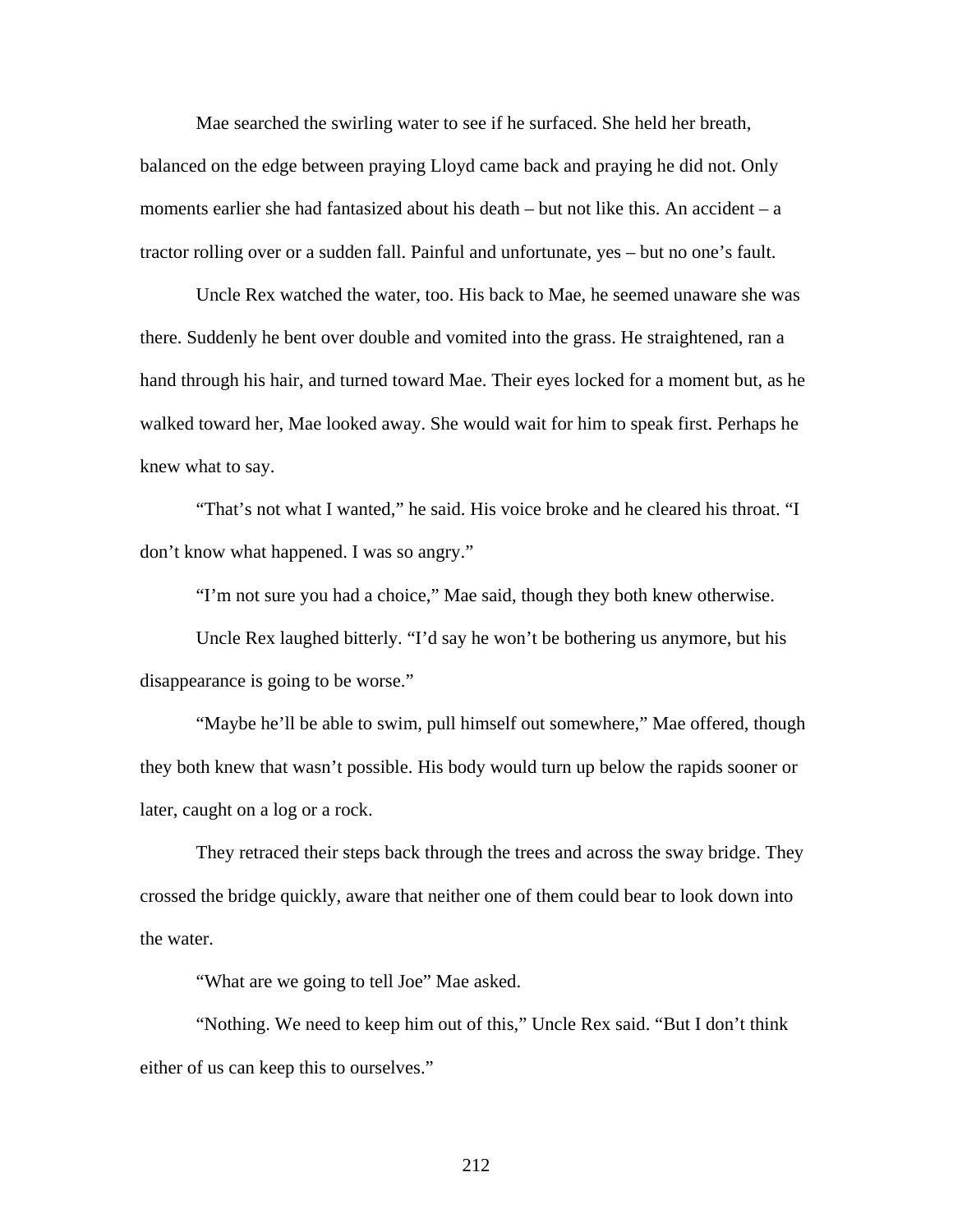Mae searched the swirling water to see if he surfaced. She held her breath, balanced on the edge between praying Lloyd came back and praying he did not. Only moments earlier she had fantasized about his death – but not like this. An accident – a tractor rolling over or a sudden fall. Painful and unfortunate, yes – but no one's fault.

Uncle Rex watched the water, too. His back to Mae, he seemed unaware she was there. Suddenly he bent over double and vomited into the grass. He straightened, ran a hand through his hair, and turned toward Mae. Their eyes locked for a moment but, as he walked toward her, Mae looked away. She would wait for him to speak first. Perhaps he knew what to say.

"That's not what I wanted," he said. His voice broke and he cleared his throat. "I don't know what happened. I was so angry."

"I'm not sure you had a choice," Mae said, though they both knew otherwise.

Uncle Rex laughed bitterly. "I'd say he won't be bothering us anymore, but his disappearance is going to be worse."

"Maybe he'll be able to swim, pull himself out somewhere," Mae offered, though they both knew that wasn't possible. His body would turn up below the rapids sooner or later, caught on a log or a rock.

They retraced their steps back through the trees and across the sway bridge. They crossed the bridge quickly, aware that neither one of them could bear to look down into the water.

"What are we going to tell Joe" Mae asked.

"Nothing. We need to keep him out of this," Uncle Rex said. "But I don't think either of us can keep this to ourselves."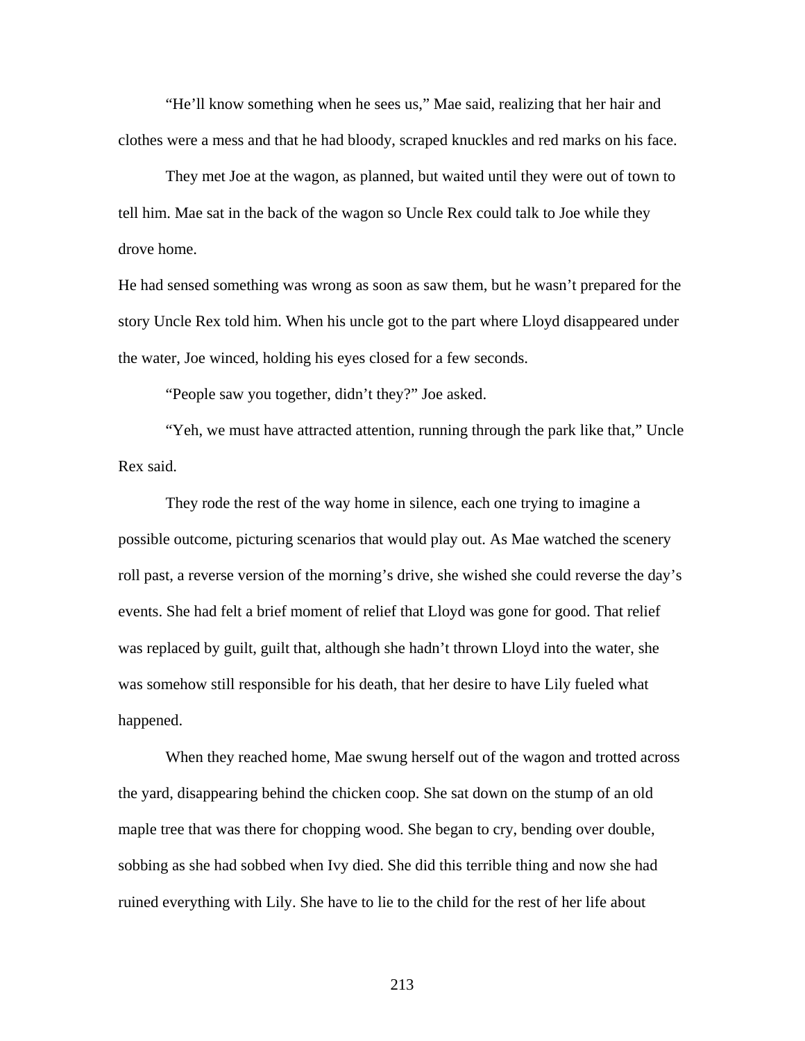"He'll know something when he sees us," Mae said, realizing that her hair and clothes were a mess and that he had bloody, scraped knuckles and red marks on his face.

They met Joe at the wagon, as planned, but waited until they were out of town to tell him. Mae sat in the back of the wagon so Uncle Rex could talk to Joe while they drove home.

He had sensed something was wrong as soon as saw them, but he wasn't prepared for the story Uncle Rex told him. When his uncle got to the part where Lloyd disappeared under the water, Joe winced, holding his eyes closed for a few seconds.

"People saw you together, didn't they?" Joe asked.

"Yeh, we must have attracted attention, running through the park like that," Uncle Rex said.

They rode the rest of the way home in silence, each one trying to imagine a possible outcome, picturing scenarios that would play out. As Mae watched the scenery roll past, a reverse version of the morning's drive, she wished she could reverse the day's events. She had felt a brief moment of relief that Lloyd was gone for good. That relief was replaced by guilt, guilt that, although she hadn't thrown Lloyd into the water, she was somehow still responsible for his death, that her desire to have Lily fueled what happened.

When they reached home, Mae swung herself out of the wagon and trotted across the yard, disappearing behind the chicken coop. She sat down on the stump of an old maple tree that was there for chopping wood. She began to cry, bending over double, sobbing as she had sobbed when Ivy died. She did this terrible thing and now she had ruined everything with Lily. She have to lie to the child for the rest of her life about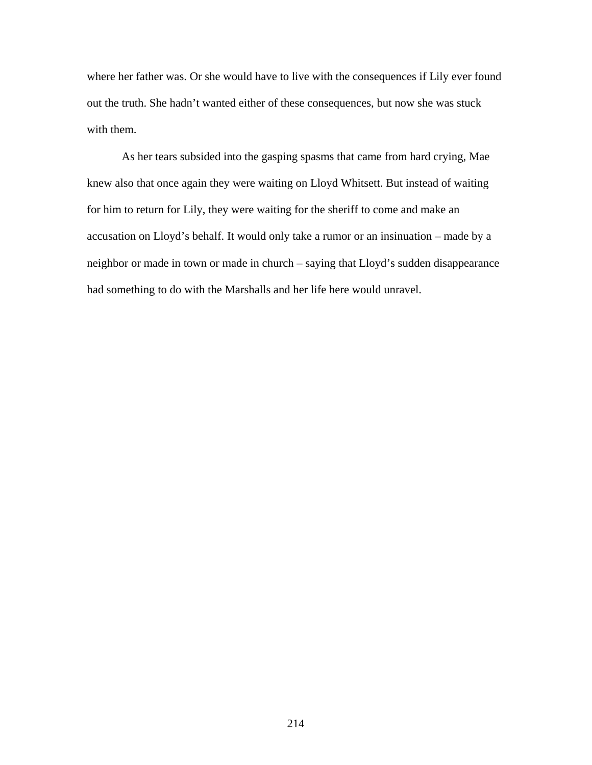where her father was. Or she would have to live with the consequences if Lily ever found out the truth. She hadn't wanted either of these consequences, but now she was stuck with them.

As her tears subsided into the gasping spasms that came from hard crying, Mae knew also that once again they were waiting on Lloyd Whitsett. But instead of waiting for him to return for Lily, they were waiting for the sheriff to come and make an accusation on Lloyd's behalf. It would only take a rumor or an insinuation – made by a neighbor or made in town or made in church – saying that Lloyd's sudden disappearance had something to do with the Marshalls and her life here would unravel.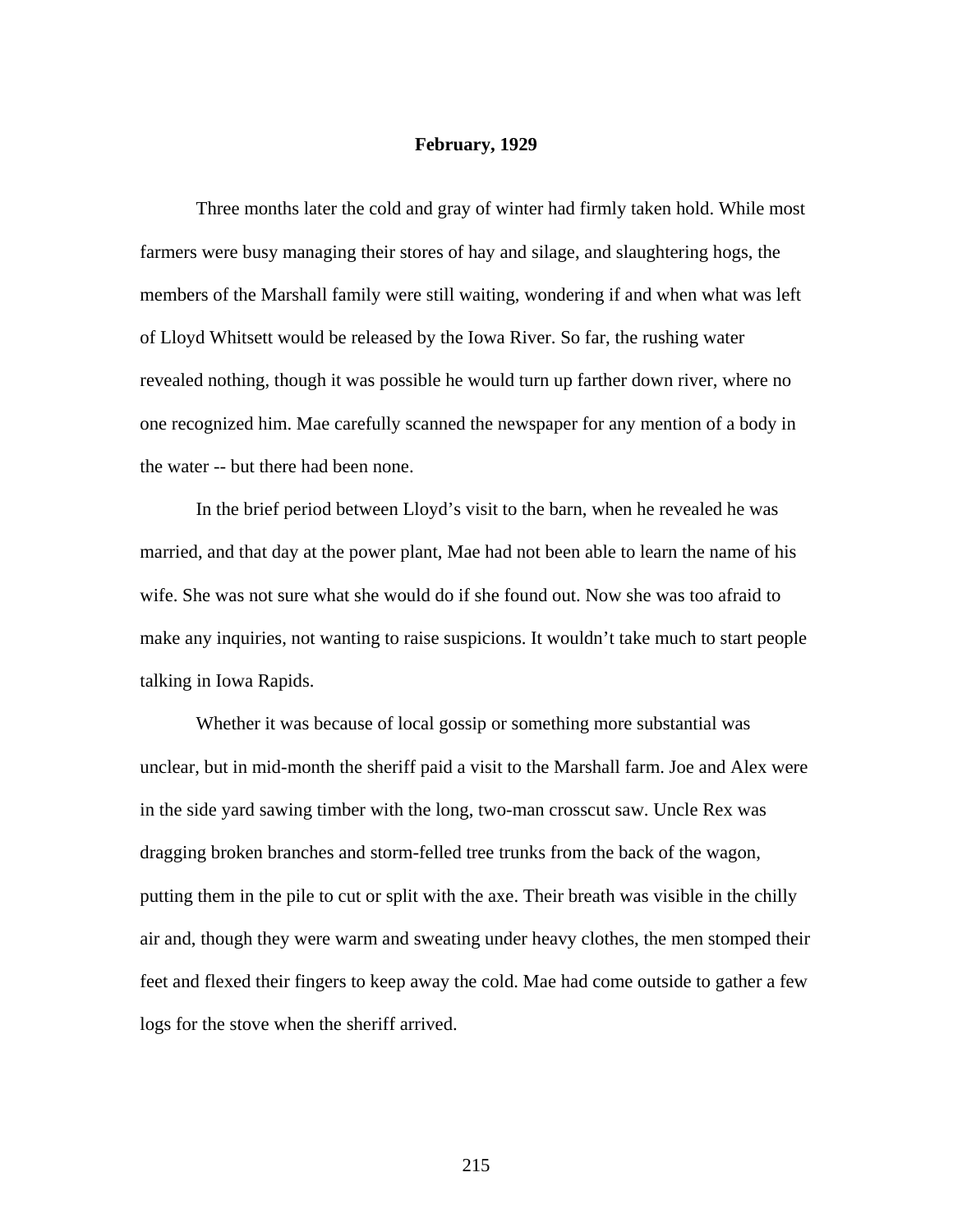**February, 1929**

Three months later the cold and gray of winter had firmly taken hold. While most farmers were busy managing their stores of hay and silage, and slaughtering hogs, the members of the Marshall family were still waiting, wondering if and when what was left of Lloyd Whitsett would be released by the Iowa River. So far, the rushing water revealed nothing, though it was possible he would turn up farther down river, where no one recognized him. Mae carefully scanned the newspaper for any mention of a body in the water -- but there had been none.

In the brief period between Lloyd's visit to the barn, when he revealed he was married, and that day at the power plant, Mae had not been able to learn the name of his wife. She was not sure what she would do if she found out. Now she was too afraid to make any inquiries, not wanting to raise suspicions. It wouldn't take much to start people talking in Iowa Rapids.

Whether it was because of local gossip or something more substantial was unclear, but in mid-month the sheriff paid a visit to the Marshall farm. Joe and Alex were in the side yard sawing timber with the long, two-man crosscut saw. Uncle Rex was dragging broken branches and storm-felled tree trunks from the back of the wagon, putting them in the pile to cut or split with the axe. Their breath was visible in the chilly air and, though they were warm and sweating under heavy clothes, the men stomped their feet and flexed their fingers to keep away the cold. Mae had come outside to gather a few logs for the stove when the sheriff arrived.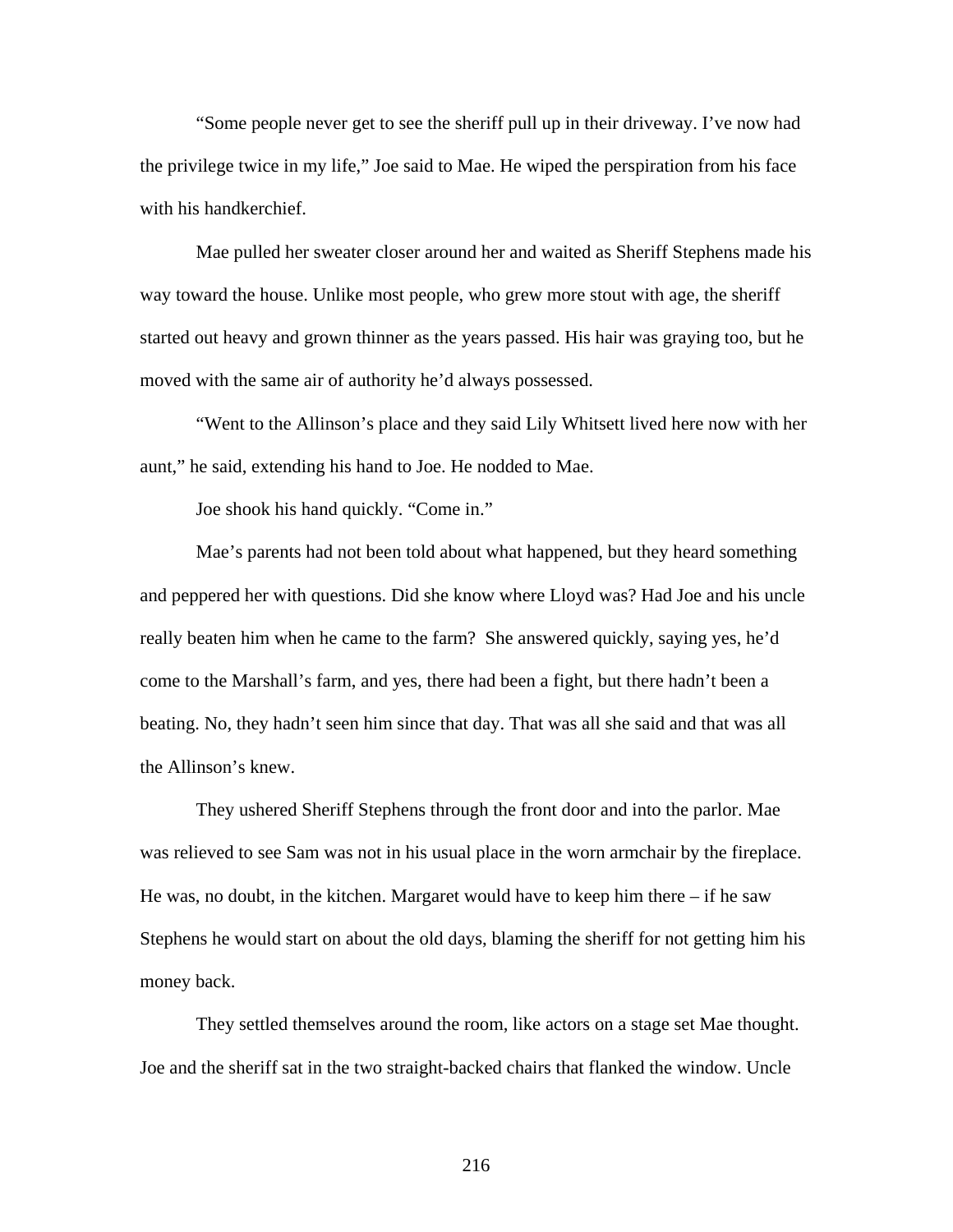"Some people never get to see the sheriff pull up in their driveway. I've now had the privilege twice in my life," Joe said to Mae. He wiped the perspiration from his face with his handkerchief.

Mae pulled her sweater closer around her and waited as Sheriff Stephens made his way toward the house. Unlike most people, who grew more stout with age, the sheriff started out heavy and grown thinner as the years passed. His hair was graying too, but he moved with the same air of authority he'd always possessed.

"Went to the Allinson's place and they said Lily Whitsett lived here now with her aunt," he said, extending his hand to Joe. He nodded to Mae.

Joe shook his hand quickly. "Come in."

Mae's parents had not been told about what happened, but they heard something and peppered her with questions. Did she know where Lloyd was? Had Joe and his uncle really beaten him when he came to the farm?  She answered quickly, saying yes, he'd come to the Marshall's farm, and yes, there had been a fight, but there hadn't been a beating. No, they hadn't seen him since that day. That was all she said and that was all the Allinson's knew.

They ushered Sheriff Stephens through the front door and into the parlor. Mae was relieved to see Sam was not in his usual place in the worn armchair by the fireplace. He was, no doubt, in the kitchen. Margaret would have to keep him there – if he saw Stephens he would start on about the old days, blaming the sheriff for not getting him his money back.

They settled themselves around the room, like actors on a stage set Mae thought. Joe and the sheriff sat in the two straight-backed chairs that flanked the window. Uncle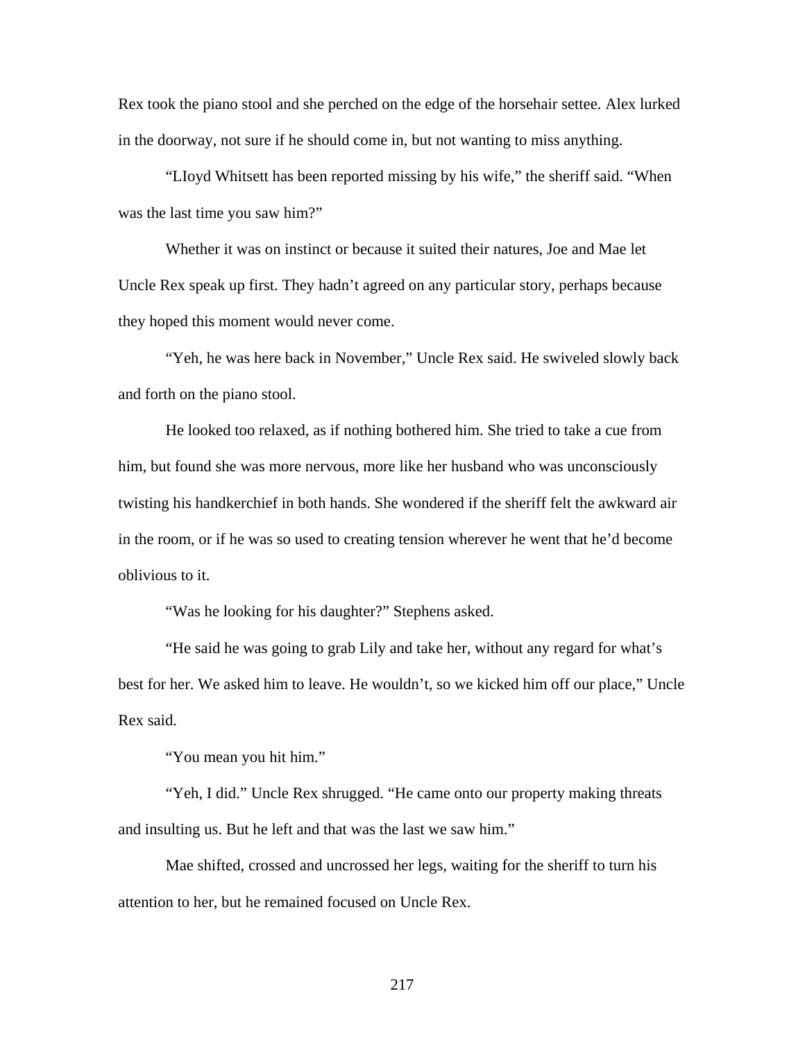Rex took the piano stool and she perched on the edge of the horsehair settee. Alex lurked in the doorway, not sure if he should come in, but not wanting to miss anything.

"LIoyd Whitsett has been reported missing by his wife," the sheriff said. "When was the last time you saw him?"

Whether it was on instinct or because it suited their natures, Joe and Mae let Uncle Rex speak up first. They hadn't agreed on any particular story, perhaps because they hoped this moment would never come.

"Yeh, he was here back in November," Uncle Rex said. He swiveled slowly back and forth on the piano stool.

He looked too relaxed, as if nothing bothered him. She tried to take a cue from him, but found she was more nervous, more like her husband who was unconsciously twisting his handkerchief in both hands. She wondered if the sheriff felt the awkward air in the room, or if he was so used to creating tension wherever he went that he'd become oblivious to it.

"Was he looking for his daughter?" Stephens asked.

"He said he was going to grab Lily and take her, without any regard for what's best for her. We asked him to leave. He wouldn't, so we kicked him off our place," Uncle Rex said.

"You mean you hit him."

"Yeh, I did." Uncle Rex shrugged. "He came onto our property making threats and insulting us. But he left and that was the last we saw him."

Mae shifted, crossed and uncrossed her legs, waiting for the sheriff to turn his attention to her, but he remained focused on Uncle Rex.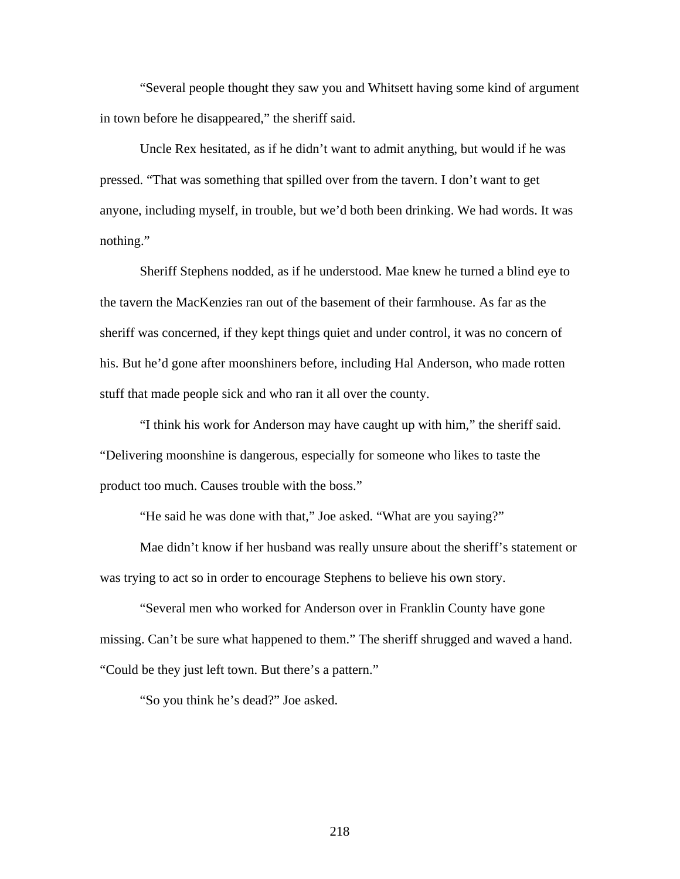"Several people thought they saw you and Whitsett having some kind of argument in town before he disappeared," the sheriff said.

Uncle Rex hesitated, as if he didn't want to admit anything, but would if he was pressed. "That was something that spilled over from the tavern. I don't want to get anyone, including myself, in trouble, but we'd both been drinking. We had words. It was nothing."

Sheriff Stephens nodded, as if he understood. Mae knew he turned a blind eye to the tavern the MacKenzies ran out of the basement of their farmhouse. As far as the sheriff was concerned, if they kept things quiet and under control, it was no concern of his. But he'd gone after moonshiners before, including Hal Anderson, who made rotten stuff that made people sick and who ran it all over the county.

"I think his work for Anderson may have caught up with him," the sheriff said. "Delivering moonshine is dangerous, especially for someone who likes to taste the product too much. Causes trouble with the boss."

"He said he was done with that," Joe asked. "What are you saying?"

Mae didn't know if her husband was really unsure about the sheriff's statement or was trying to act so in order to encourage Stephens to believe his own story.

"Several men who worked for Anderson over in Franklin County have gone missing. Can't be sure what happened to them." The sheriff shrugged and waved a hand. "Could be they just left town. But there's a pattern."

"So you think he's dead?" Joe asked.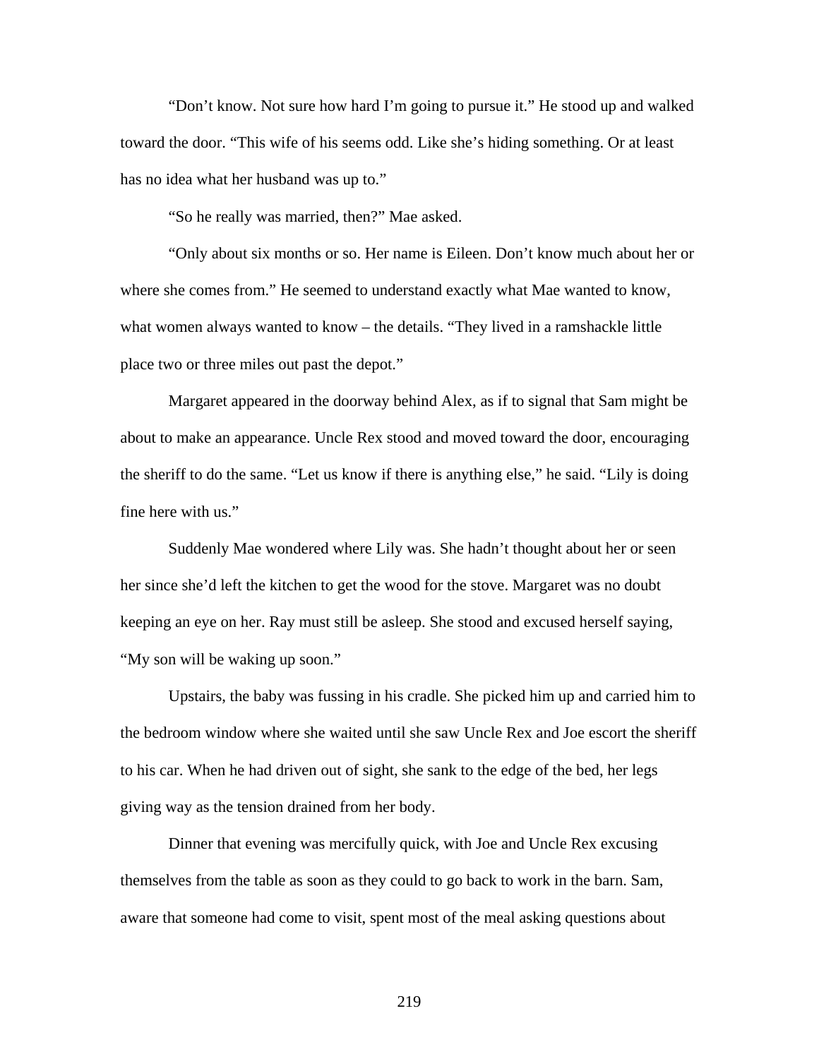"Don't know. Not sure how hard I'm going to pursue it." He stood up and walked toward the door. "This wife of his seems odd. Like she's hiding something. Or at least has no idea what her husband was up to."

"So he really was married, then?" Mae asked.

"Only about six months or so. Her name is Eileen. Don't know much about her or where she comes from." He seemed to understand exactly what Mae wanted to know, what women always wanted to know – the details. "They lived in a ramshackle little place two or three miles out past the depot."

Margaret appeared in the doorway behind Alex, as if to signal that Sam might be about to make an appearance. Uncle Rex stood and moved toward the door, encouraging the sheriff to do the same. "Let us know if there is anything else," he said. "Lily is doing fine here with us."

Suddenly Mae wondered where Lily was. She hadn't thought about her or seen her since she'd left the kitchen to get the wood for the stove. Margaret was no doubt keeping an eye on her. Ray must still be asleep. She stood and excused herself saying, "My son will be waking up soon."

Upstairs, the baby was fussing in his cradle. She picked him up and carried him to the bedroom window where she waited until she saw Uncle Rex and Joe escort the sheriff to his car. When he had driven out of sight, she sank to the edge of the bed, her legs giving way as the tension drained from her body.

Dinner that evening was mercifully quick, with Joe and Uncle Rex excusing themselves from the table as soon as they could to go back to work in the barn. Sam, aware that someone had come to visit, spent most of the meal asking questions about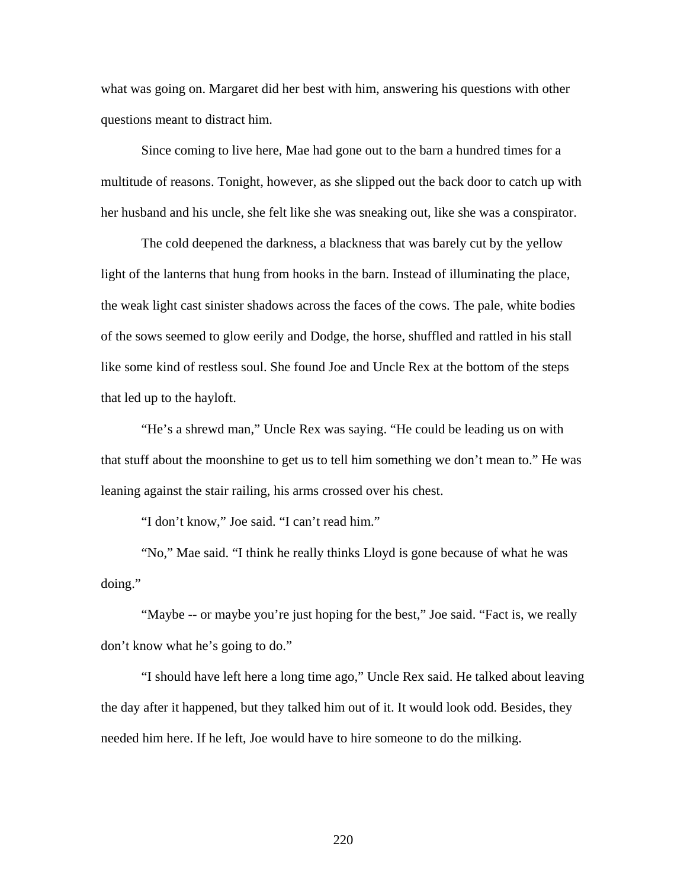what was going on. Margaret did her best with him, answering his questions with other questions meant to distract him.

Since coming to live here, Mae had gone out to the barn a hundred times for a multitude of reasons. Tonight, however, as she slipped out the back door to catch up with her husband and his uncle, she felt like she was sneaking out, like she was a conspirator.

The cold deepened the darkness, a blackness that was barely cut by the yellow light of the lanterns that hung from hooks in the barn. Instead of illuminating the place, the weak light cast sinister shadows across the faces of the cows. The pale, white bodies of the sows seemed to glow eerily and Dodge, the horse, shuffled and rattled in his stall like some kind of restless soul. She found Joe and Uncle Rex at the bottom of the steps that led up to the hayloft.

"He's a shrewd man," Uncle Rex was saying. "He could be leading us on with that stuff about the moonshine to get us to tell him something we don't mean to." He was leaning against the stair railing, his arms crossed over his chest.

"I don't know," Joe said. "I can't read him."

"No," Mae said. "I think he really thinks Lloyd is gone because of what he was doing."

"Maybe -- or maybe you're just hoping for the best," Joe said. "Fact is, we really don't know what he's going to do."

"I should have left here a long time ago," Uncle Rex said. He talked about leaving the day after it happened, but they talked him out of it. It would look odd. Besides, they needed him here. If he left, Joe would have to hire someone to do the milking.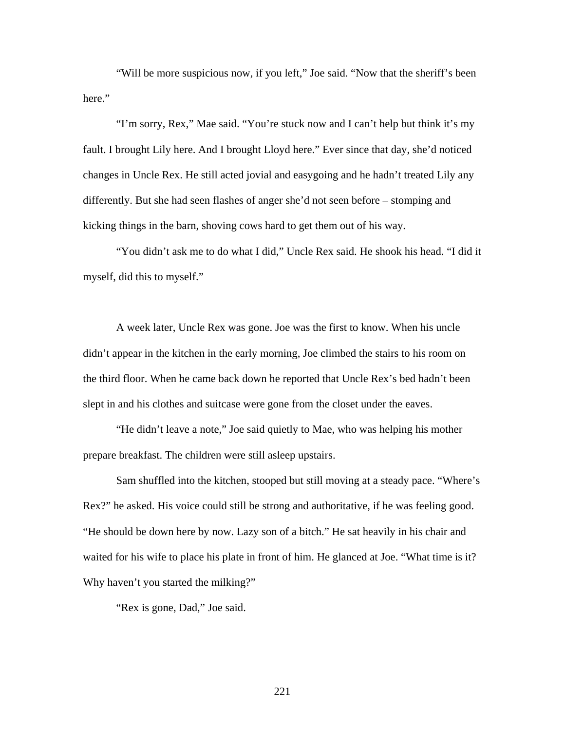"Will be more suspicious now, if you left," Joe said. "Now that the sheriff's been here."

"I'm sorry, Rex," Mae said. "You're stuck now and I can't help but think it's my fault. I brought Lily here. And I brought Lloyd here." Ever since that day, she'd noticed changes in Uncle Rex. He still acted jovial and easygoing and he hadn't treated Lily any differently. But she had seen flashes of anger she'd not seen before – stomping and kicking things in the barn, shoving cows hard to get them out of his way.

"You didn't ask me to do what I did," Uncle Rex said. He shook his head. "I did it myself, did this to myself."

A week later, Uncle Rex was gone. Joe was the first to know. When his uncle didn't appear in the kitchen in the early morning, Joe climbed the stairs to his room on the third floor. When he came back down he reported that Uncle Rex's bed hadn't been slept in and his clothes and suitcase were gone from the closet under the eaves.

"He didn't leave a note," Joe said quietly to Mae, who was helping his mother prepare breakfast. The children were still asleep upstairs.

Sam shuffled into the kitchen, stooped but still moving at a steady pace. "Where's Rex?" he asked. His voice could still be strong and authoritative, if he was feeling good. "He should be down here by now. Lazy son of a bitch." He sat heavily in his chair and waited for his wife to place his plate in front of him. He glanced at Joe. "What time is it? Why haven't you started the milking?"

"Rex is gone, Dad," Joe said.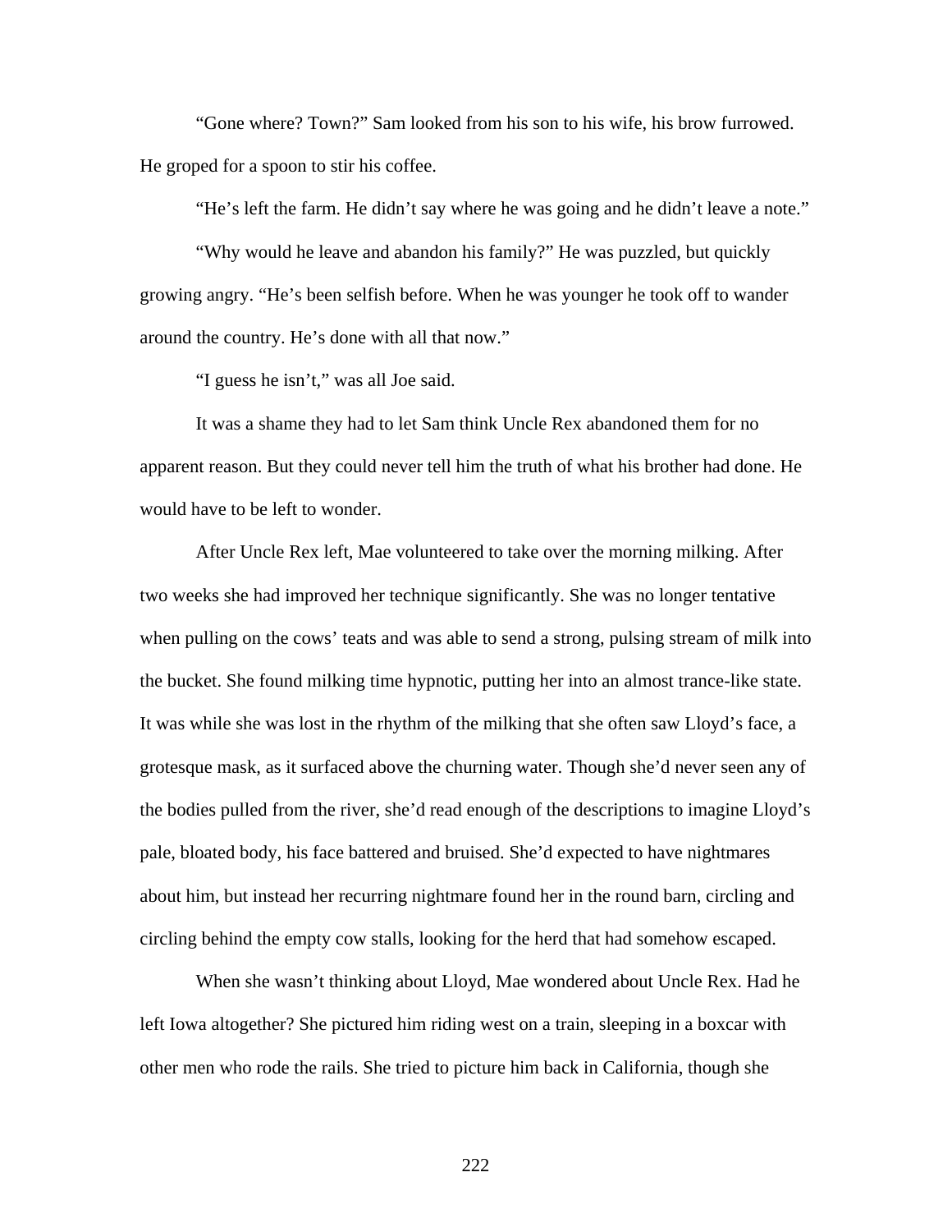"Gone where? Town?" Sam looked from his son to his wife, his brow furrowed. He groped for a spoon to stir his coffee.

"He's left the farm. He didn't say where he was going and he didn't leave a note."

"Why would he leave and abandon his family?" He was puzzled, but quickly growing angry. "He's been selfish before. When he was younger he took off to wander around the country. He's done with all that now."

"I guess he isn't," was all Joe said.

It was a shame they had to let Sam think Uncle Rex abandoned them for no apparent reason. But they could never tell him the truth of what his brother had done. He would have to be left to wonder.

After Uncle Rex left, Mae volunteered to take over the morning milking. After two weeks she had improved her technique significantly. She was no longer tentative when pulling on the cows' teats and was able to send a strong, pulsing stream of milk into the bucket. She found milking time hypnotic, putting her into an almost trance-like state. It was while she was lost in the rhythm of the milking that she often saw Lloyd's face, a grotesque mask, as it surfaced above the churning water. Though she'd never seen any of the bodies pulled from the river, she'd read enough of the descriptions to imagine Lloyd's pale, bloated body, his face battered and bruised. She'd expected to have nightmares about him, but instead her recurring nightmare found her in the round barn, circling and circling behind the empty cow stalls, looking for the herd that had somehow escaped.

When she wasn't thinking about Lloyd, Mae wondered about Uncle Rex. Had he left Iowa altogether? She pictured him riding west on a train, sleeping in a boxcar with other men who rode the rails. She tried to picture him back in California, though she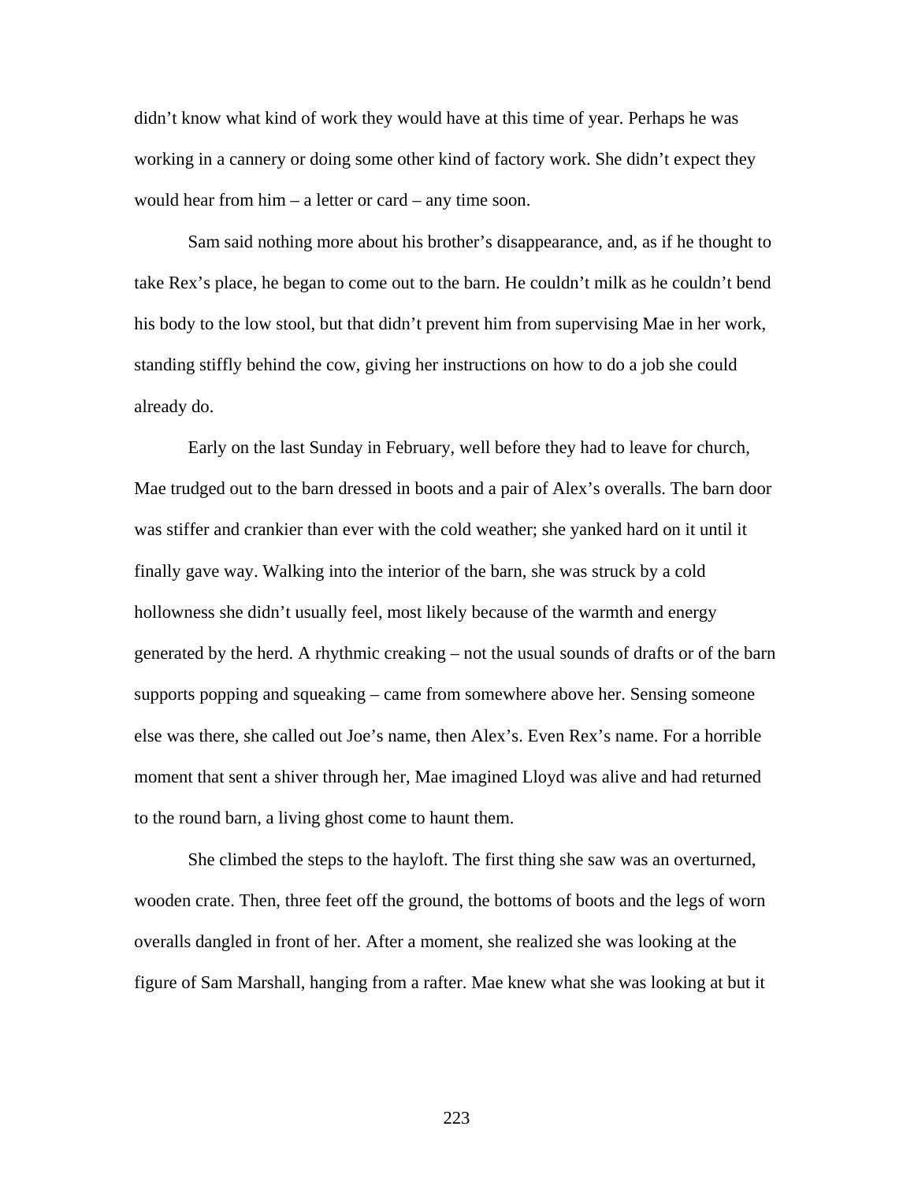didn't know what kind of work they would have at this time of year. Perhaps he was working in a cannery or doing some other kind of factory work. She didn't expect they would hear from him – a letter or card – any time soon.

Sam said nothing more about his brother's disappearance, and, as if he thought to take Rex's place, he began to come out to the barn. He couldn't milk as he couldn't bend his body to the low stool, but that didn't prevent him from supervising Mae in her work, standing stiffly behind the cow, giving her instructions on how to do a job she could already do.

Early on the last Sunday in February, well before they had to leave for church, Mae trudged out to the barn dressed in boots and a pair of Alex's overalls. The barn door was stiffer and crankier than ever with the cold weather; she yanked hard on it until it finally gave way. Walking into the interior of the barn, she was struck by a cold hollowness she didn't usually feel, most likely because of the warmth and energy generated by the herd. A rhythmic creaking – not the usual sounds of drafts or of the barn supports popping and squeaking – came from somewhere above her. Sensing someone else was there, she called out Joe's name, then Alex's. Even Rex's name. For a horrible moment that sent a shiver through her, Mae imagined Lloyd was alive and had returned to the round barn, a living ghost come to haunt them.

She climbed the steps to the hayloft. The first thing she saw was an overturned, wooden crate. Then, three feet off the ground, the bottoms of boots and the legs of worn overalls dangled in front of her. After a moment, she realized she was looking at the figure of Sam Marshall, hanging from a rafter. Mae knew what she was looking at but it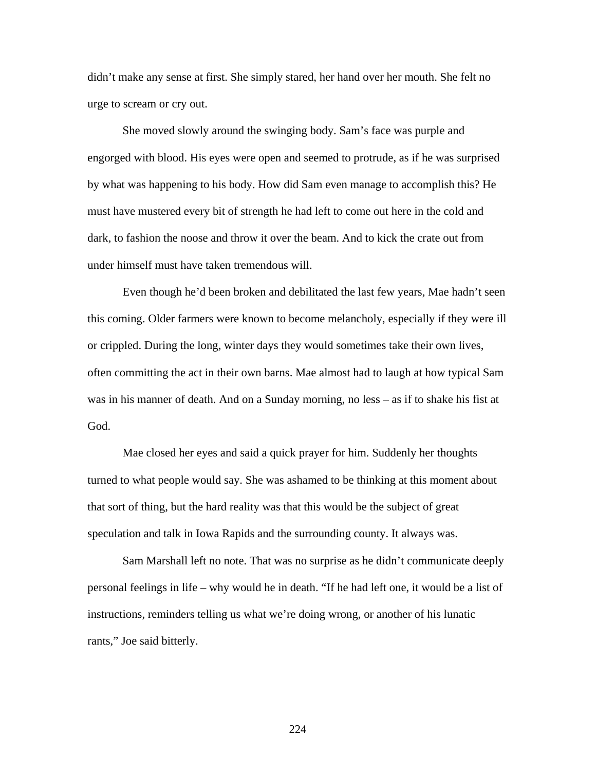didn’t make any sense at first. She simply stared, her hand over her mouth. She felt no urge to scream or cry out.

She moved slowly around the swinging body. Sam’s face was purple and engorged with blood. His eyes were open and seemed to protrude, as if he was surprised by what was happening to his body. How did Sam even manage to accomplish this? He must have mustered every bit of strength he had left to come out here in the cold and dark, to fashion the noose and throw it over the beam. And to kick the crate out from under himself must have taken tremendous will.

Even though he’d been broken and debilitated the last few years, Mae hadn’t seen this coming. Older farmers were known to become melancholy, especially if they were ill or crippled. During the long, winter days they would sometimes take their own lives, often committing the act in their own barns. Mae almost had to laugh at how typical Sam was in his manner of death. And on a Sunday morning, no less – as if to shake his fist at God.

Mae closed her eyes and said a quick prayer for him. Suddenly her thoughts turned to what people would say. She was ashamed to be thinking at this moment about that sort of thing, but the hard reality was that this would be the subject of great speculation and talk in Iowa Rapids and the surrounding county. It always was.

Sam Marshall left no note. That was no surprise as he didn’t communicate deeply personal feelings in life – why would he in death. “If he had left one, it would be a list of instructions, reminders telling us what we’re doing wrong, or another of his lunatic rants,” Joe said bitterly.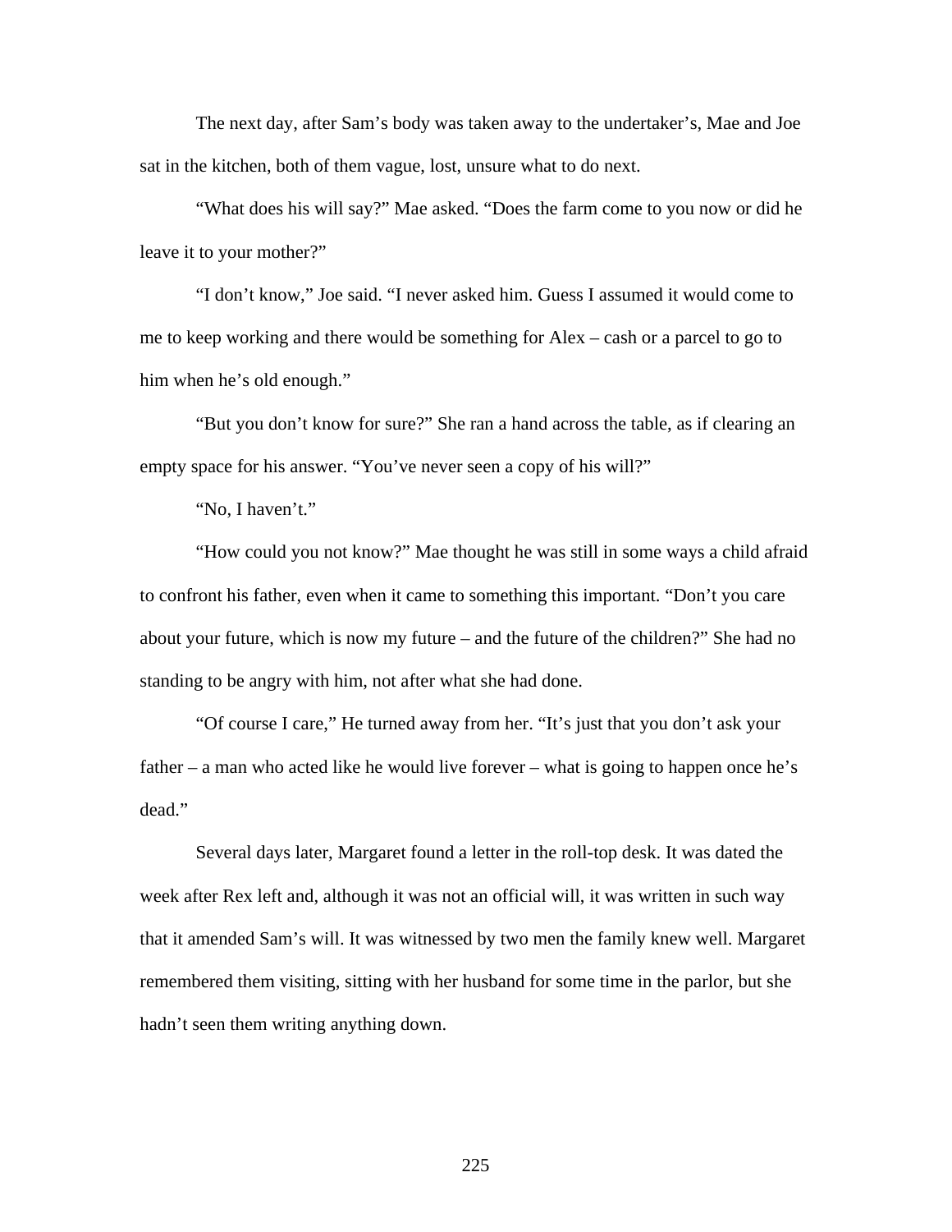The next day, after Sam's body was taken away to the undertaker's, Mae and Joe sat in the kitchen, both of them vague, lost, unsure what to do next.

"What does his will say?" Mae asked. "Does the farm come to you now or did he leave it to your mother?"

"I don't know," Joe said. "I never asked him. Guess I assumed it would come to me to keep working and there would be something for Alex – cash or a parcel to go to him when he's old enough."

"But you don't know for sure?" She ran a hand across the table, as if clearing an empty space for his answer. "You've never seen a copy of his will?"

"No, I haven't."

"How could you not know?" Mae thought he was still in some ways a child afraid to confront his father, even when it came to something this important. "Don't you care about your future, which is now my future – and the future of the children?" She had no standing to be angry with him, not after what she had done.

"Of course I care," He turned away from her. "It's just that you don't ask your father – a man who acted like he would live forever – what is going to happen once he's dead."

Several days later, Margaret found a letter in the roll-top desk. It was dated the week after Rex left and, although it was not an official will, it was written in such way that it amended Sam's will. It was witnessed by two men the family knew well. Margaret remembered them visiting, sitting with her husband for some time in the parlor, but she hadn't seen them writing anything down.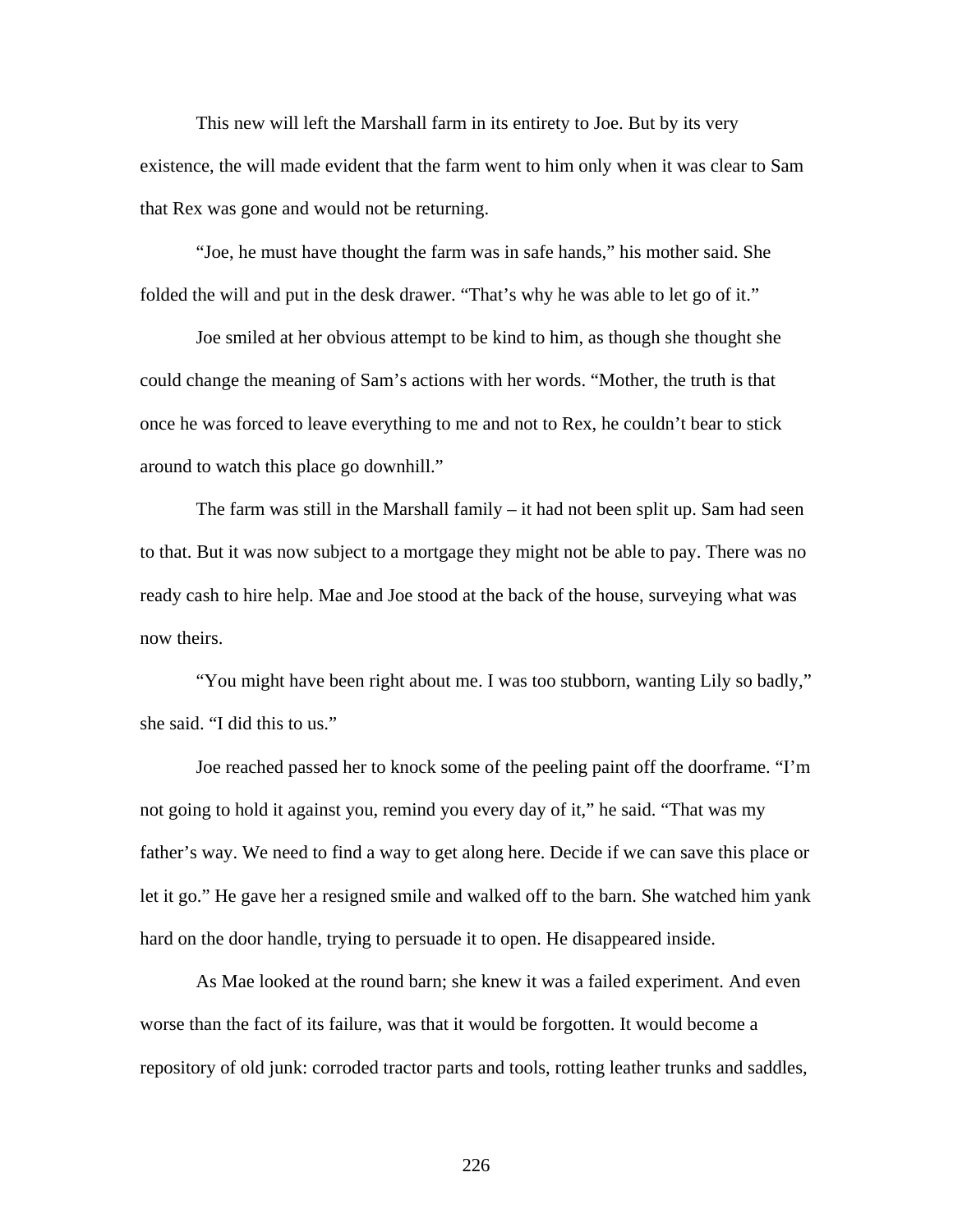This new will left the Marshall farm in its entirety to Joe. But by its very existence, the will made evident that the farm went to him only when it was clear to Sam that Rex was gone and would not be returning.

"Joe, he must have thought the farm was in safe hands," his mother said. She folded the will and put in the desk drawer. "That's why he was able to let go of it."

Joe smiled at her obvious attempt to be kind to him, as though she thought she could change the meaning of Sam's actions with her words. "Mother, the truth is that once he was forced to leave everything to me and not to Rex, he couldn't bear to stick around to watch this place go downhill."

The farm was still in the Marshall family – it had not been split up. Sam had seen to that. But it was now subject to a mortgage they might not be able to pay. There was no ready cash to hire help. Mae and Joe stood at the back of the house, surveying what was now theirs.

"You might have been right about me. I was too stubborn, wanting Lily so badly," she said. "I did this to us."

Joe reached passed her to knock some of the peeling paint off the doorframe. "I'm not going to hold it against you, remind you every day of it," he said. "That was my father's way. We need to find a way to get along here. Decide if we can save this place or let it go." He gave her a resigned smile and walked off to the barn. She watched him yank hard on the door handle, trying to persuade it to open. He disappeared inside.

As Mae looked at the round barn; she knew it was a failed experiment. And even worse than the fact of its failure, was that it would be forgotten. It would become a repository of old junk: corroded tractor parts and tools, rotting leather trunks and saddles,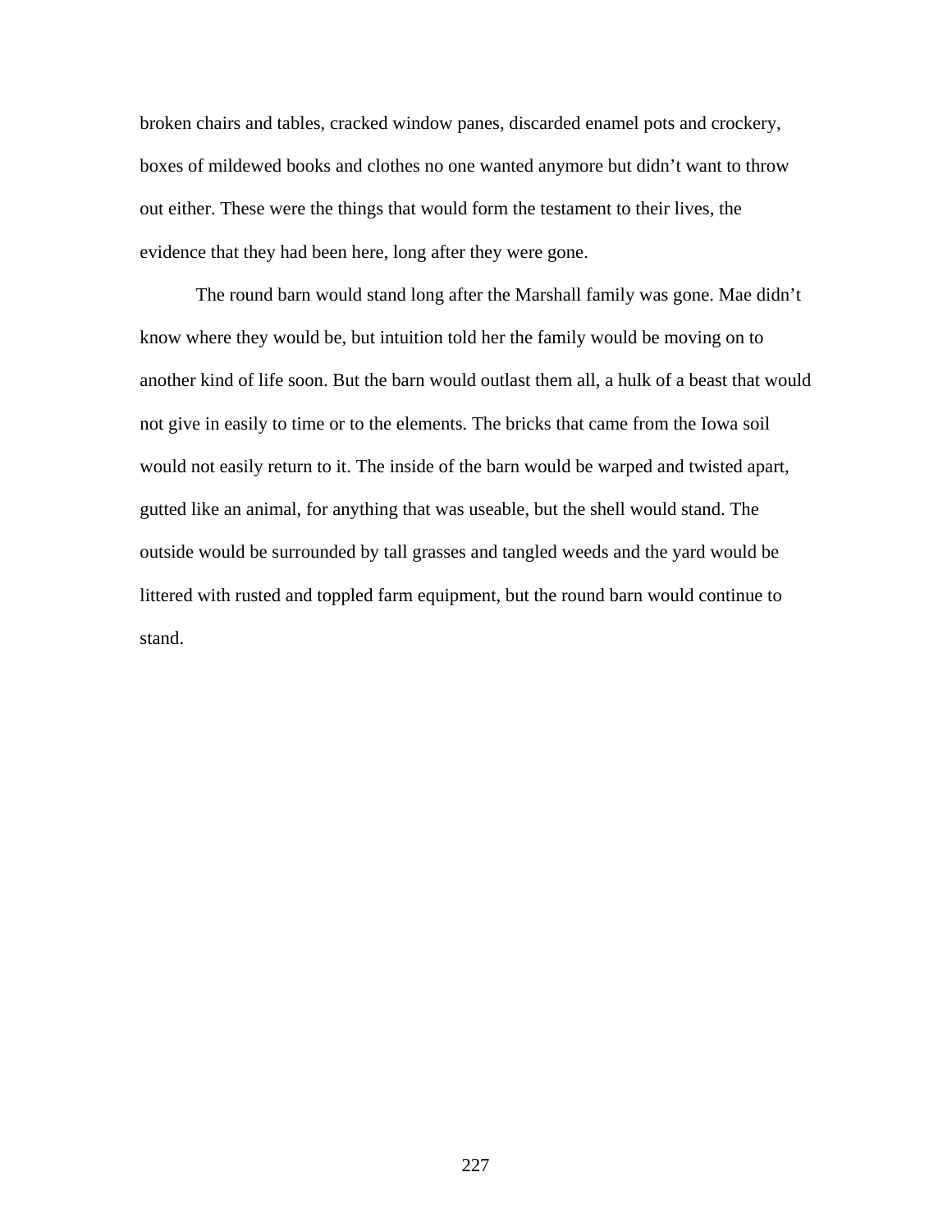broken chairs and tables, cracked window panes, discarded enamel pots and crockery, boxes of mildewed books and clothes no one wanted anymore but didn't want to throw out either. These were the things that would form the testament to their lives, the evidence that they had been here, long after they were gone.

The round barn would stand long after the Marshall family was gone. Mae didn't know where they would be, but intuition told her the family would be moving on to another kind of life soon. But the barn would outlast them all, a hulk of a beast that would not give in easily to time or to the elements. The bricks that came from the Iowa soil would not easily return to it. The inside of the barn would be warped and twisted apart, gutted like an animal, for anything that was useable, but the shell would stand. The outside would be surrounded by tall grasses and tangled weeds and the yard would be littered with rusted and toppled farm equipment, but the round barn would continue to stand.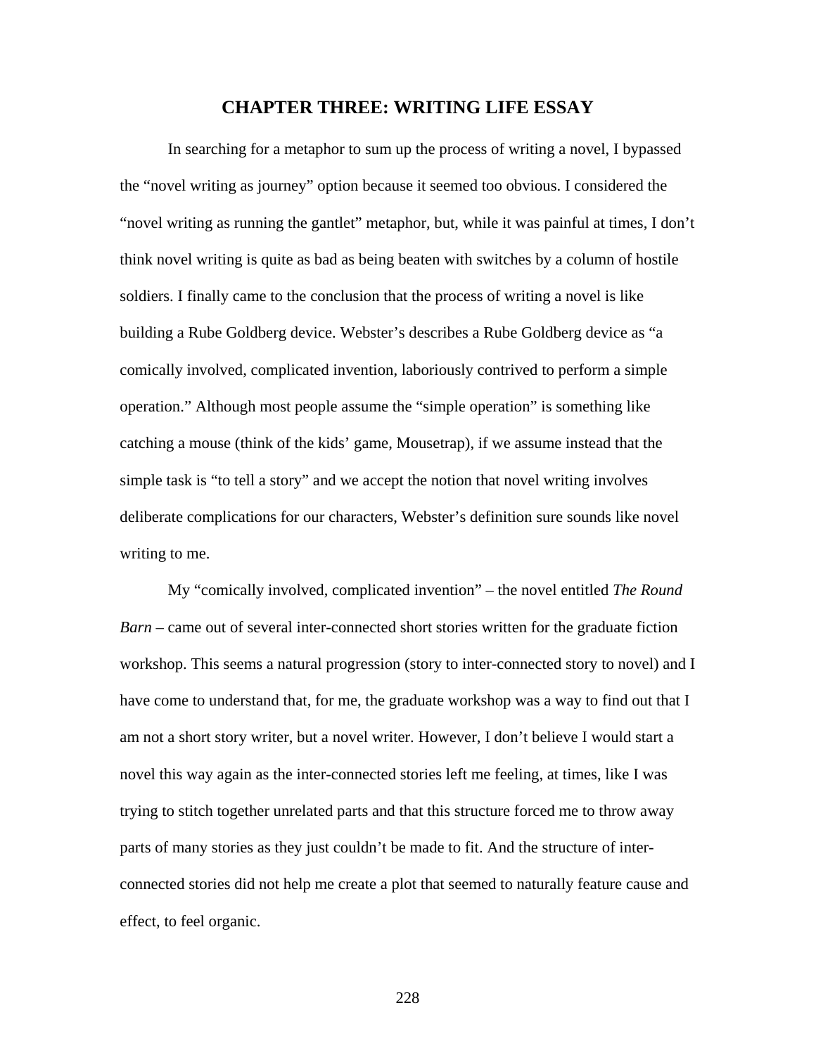# CHAPTER THREE: WRITING LIFE ESSAY

In searching for a metaphor to sum up the process of writing a novel, I bypassed the "novel writing as journey" option because it seemed too obvious. I considered the "novel writing as running the gantlet" metaphor, but, while it was painful at times, I don't think novel writing is quite as bad as being beaten with switches by a column of hostile soldiers. I finally came to the conclusion that the process of writing a novel is like building a Rube Goldberg device. Webster's describes a Rube Goldberg device as "a comically involved, complicated invention, laboriously contrived to perform a simple operation." Although most people assume the "simple operation" is something like catching a mouse (think of the kids' game, Mousetrap), if we assume instead that the simple task is "to tell a story" and we accept the notion that novel writing involves deliberate complications for our characters, Webster's definition sure sounds like novel writing to me.

My "comically involved, complicated invention" – the novel entitled *The Round Barn* – came out of several inter-connected short stories written for the graduate fiction workshop. This seems a natural progression (story to inter-connected story to novel) and I have come to understand that, for me, the graduate workshop was a way to find out that I am not a short story writer, but a novel writer. However, I don't believe I would start a novel this way again as the inter-connected stories left me feeling, at times, like I was trying to stitch together unrelated parts and that this structure forced me to throw away parts of many stories as they just couldn't be made to fit. And the structure of inter-connected stories did not help me create a plot that seemed to naturally feature cause and effect, to feel organic.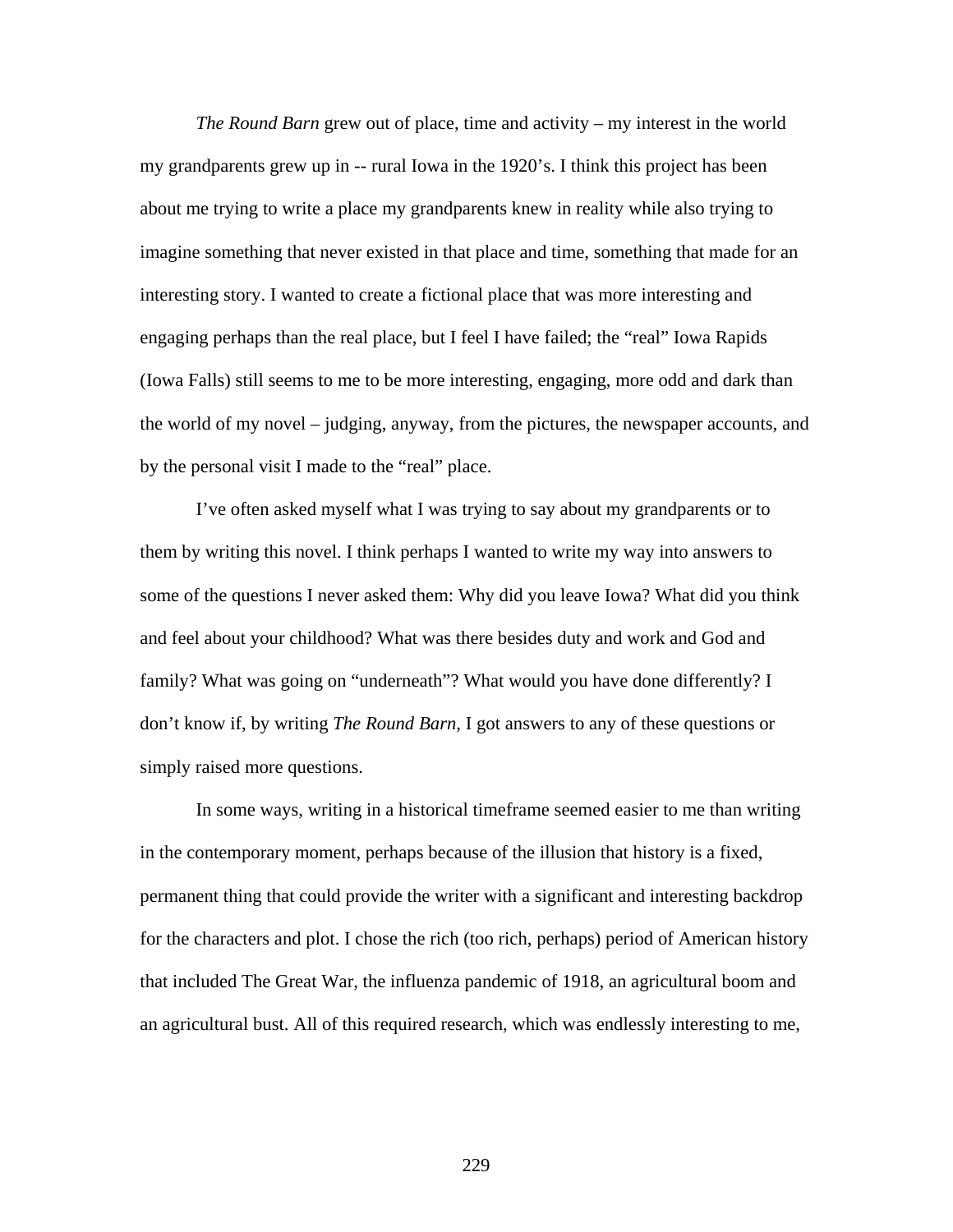*The Round Barn* grew out of place, time and activity – my interest in the world my grandparents grew up in -- rural Iowa in the 1920's. I think this project has been about me trying to write a place my grandparents knew in reality while also trying to imagine something that never existed in that place and time, something that made for an interesting story. I wanted to create a fictional place that was more interesting and engaging perhaps than the real place, but I feel I have failed; the "real" Iowa Rapids (Iowa Falls) still seems to me to be more interesting, engaging, more odd and dark than the world of my novel – judging, anyway, from the pictures, the newspaper accounts, and by the personal visit I made to the "real" place.

I've often asked myself what I was trying to say about my grandparents or to them by writing this novel. I think perhaps I wanted to write my way into answers to some of the questions I never asked them: Why did you leave Iowa? What did you think and feel about your childhood? What was there besides duty and work and God and family? What was going on "underneath"? What would you have done differently? I don't know if, by writing *The Round Barn,* I got answers to any of these questions or simply raised more questions.

In some ways, writing in a historical timeframe seemed easier to me than writing in the contemporary moment, perhaps because of the illusion that history is a fixed, permanent thing that could provide the writer with a significant and interesting backdrop for the characters and plot. I chose the rich (too rich, perhaps) period of American history that included The Great War, the influenza pandemic of 1918, an agricultural boom and an agricultural bust. All of this required research, which was endlessly interesting to me,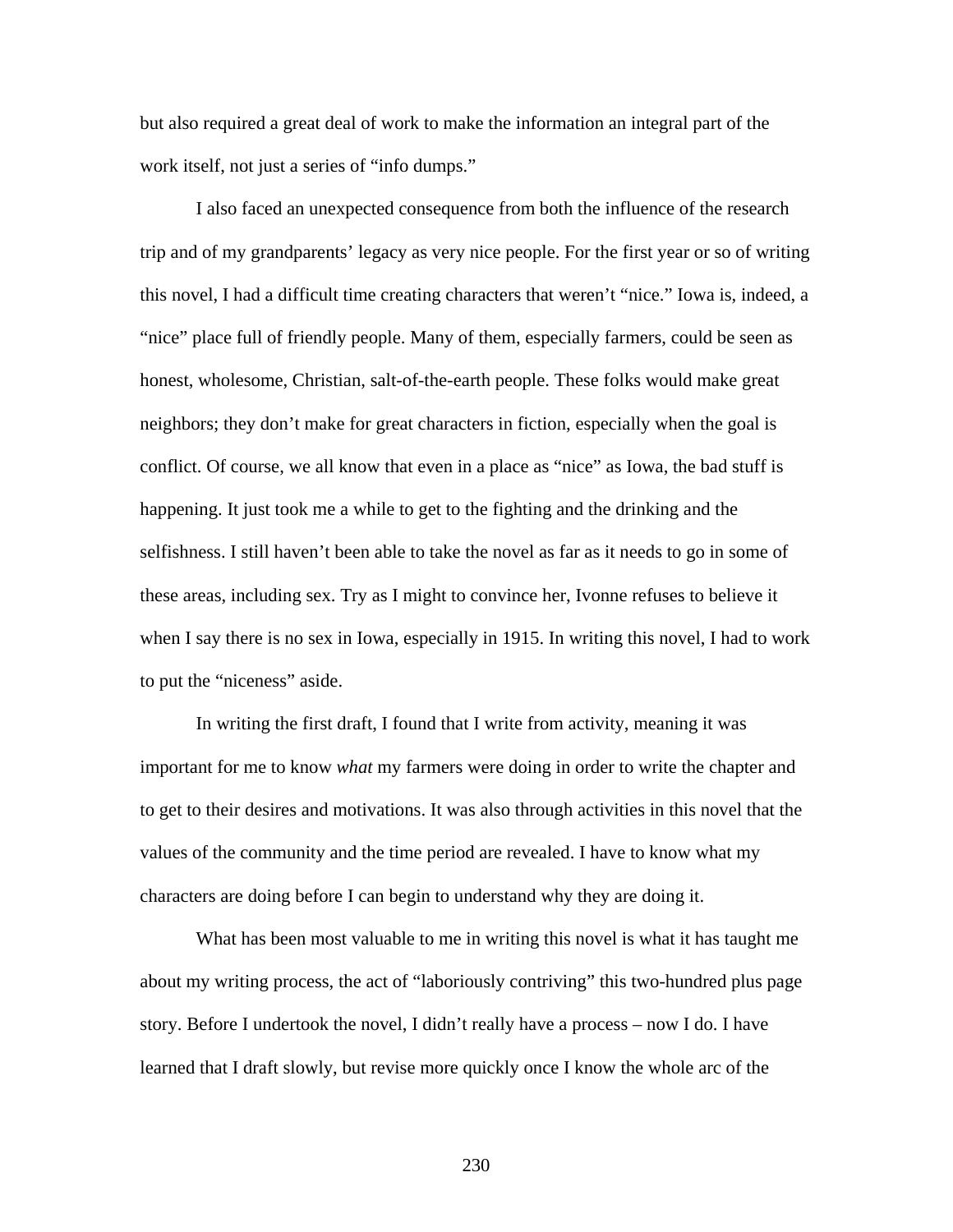but also required a great deal of work to make the information an integral part of the work itself, not just a series of "info dumps."

I also faced an unexpected consequence from both the influence of the research trip and of my grandparents' legacy as very nice people. For the first year or so of writing this novel, I had a difficult time creating characters that weren't "nice." Iowa is, indeed, a "nice" place full of friendly people. Many of them, especially farmers, could be seen as honest, wholesome, Christian, salt-of-the-earth people. These folks would make great neighbors; they don't make for great characters in fiction, especially when the goal is conflict. Of course, we all know that even in a place as "nice" as Iowa, the bad stuff is happening. It just took me a while to get to the fighting and the drinking and the selfishness. I still haven't been able to take the novel as far as it needs to go in some of these areas, including sex. Try as I might to convince her, Ivonne refuses to believe it when I say there is no sex in Iowa, especially in 1915. In writing this novel, I had to work to put the "niceness" aside.

In writing the first draft, I found that I write from activity, meaning it was important for me to know *what* my farmers were doing in order to write the chapter and to get to their desires and motivations. It was also through activities in this novel that the values of the community and the time period are revealed. I have to know what my characters are doing before I can begin to understand why they are doing it.

What has been most valuable to me in writing this novel is what it has taught me about my writing process, the act of "laboriously contriving" this two-hundred plus page story. Before I undertook the novel, I didn't really have a process – now I do. I have learned that I draft slowly, but revise more quickly once I know the whole arc of the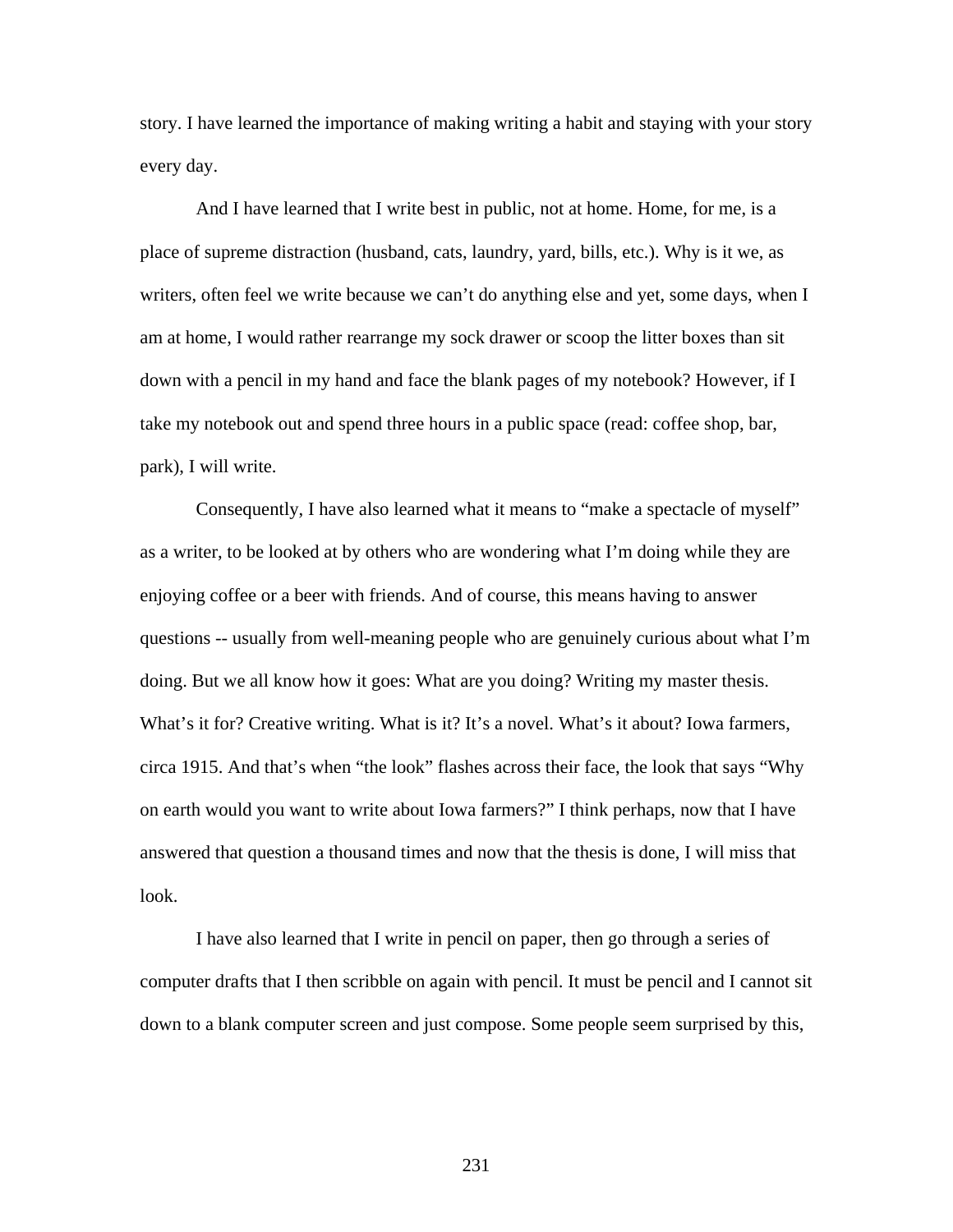story. I have learned the importance of making writing a habit and staying with your story every day.

And I have learned that I write best in public, not at home. Home, for me, is a place of supreme distraction (husband, cats, laundry, yard, bills, etc.). Why is it we, as writers, often feel we write because we can't do anything else and yet, some days, when I am at home, I would rather rearrange my sock drawer or scoop the litter boxes than sit down with a pencil in my hand and face the blank pages of my notebook? However, if I take my notebook out and spend three hours in a public space (read: coffee shop, bar, park), I will write.

Consequently, I have also learned what it means to "make a spectacle of myself" as a writer, to be looked at by others who are wondering what I'm doing while they are enjoying coffee or a beer with friends. And of course, this means having to answer questions -- usually from well-meaning people who are genuinely curious about what I'm doing. But we all know how it goes: What are you doing? Writing my master thesis. What's it for? Creative writing. What is it? It's a novel. What's it about? Iowa farmers, circa 1915. And that's when "the look" flashes across their face, the look that says "Why on earth would you want to write about Iowa farmers?" I think perhaps, now that I have answered that question a thousand times and now that the thesis is done, I will miss that look.

I have also learned that I write in pencil on paper, then go through a series of computer drafts that I then scribble on again with pencil. It must be pencil and I cannot sit down to a blank computer screen and just compose. Some people seem surprised by this,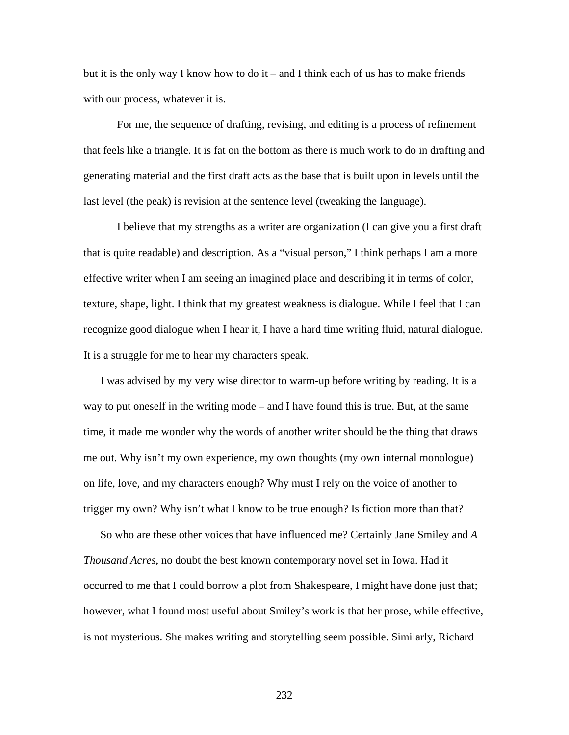but it is the only way I know how to do it – and I think each of us has to make friends with our process, whatever it is.

For me, the sequence of drafting, revising, and editing is a process of refinement that feels like a triangle. It is fat on the bottom as there is much work to do in drafting and generating material and the first draft acts as the base that is built upon in levels until the last level (the peak) is revision at the sentence level (tweaking the language).

I believe that my strengths as a writer are organization (I can give you a first draft that is quite readable) and description. As a "visual person," I think perhaps I am a more effective writer when I am seeing an imagined place and describing it in terms of color, texture, shape, light. I think that my greatest weakness is dialogue. While I feel that I can recognize good dialogue when I hear it, I have a hard time writing fluid, natural dialogue. It is a struggle for me to hear my characters speak.

I was advised by my very wise director to warm-up before writing by reading. It is a way to put oneself in the writing mode – and I have found this is true. But, at the same time, it made me wonder why the words of another writer should be the thing that draws me out. Why isn't my own experience, my own thoughts (my own internal monologue) on life, love, and my characters enough? Why must I rely on the voice of another to trigger my own? Why isn't what I know to be true enough? Is fiction more than that?

So who are these other voices that have influenced me? Certainly Jane Smiley and *A Thousand Acres*, no doubt the best known contemporary novel set in Iowa. Had it occurred to me that I could borrow a plot from Shakespeare, I might have done just that; however, what I found most useful about Smiley's work is that her prose, while effective, is not mysterious. She makes writing and storytelling seem possible. Similarly, Richard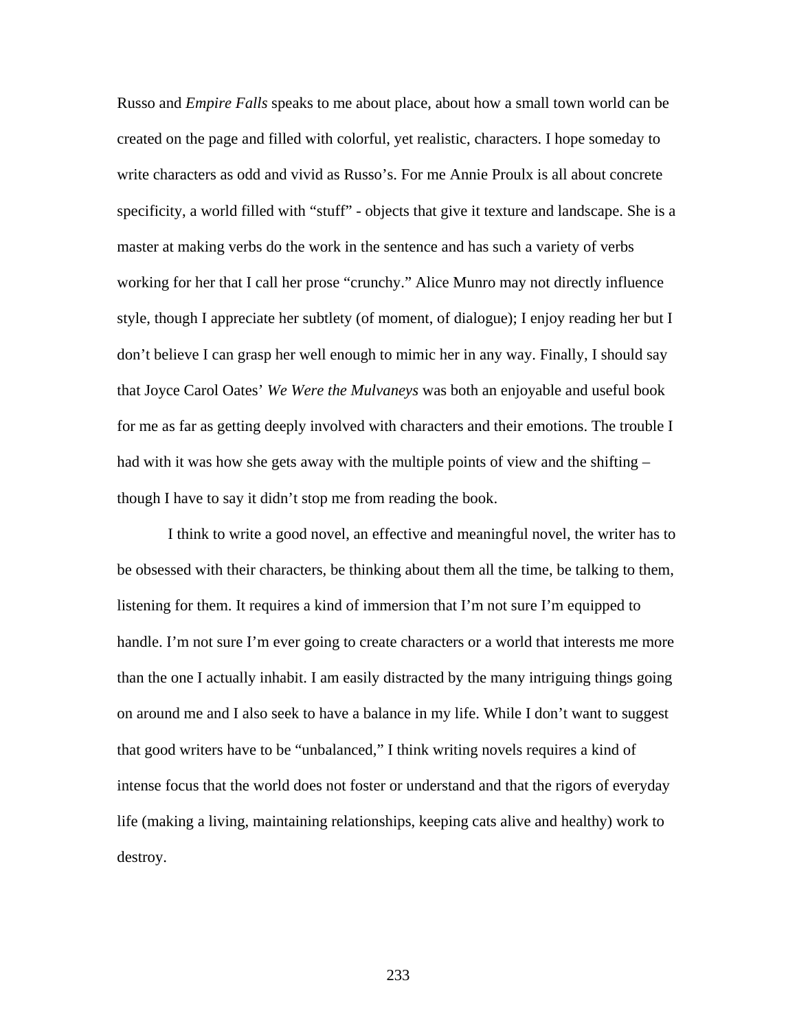Russo and *Empire Falls* speaks to me about place, about how a small town world can be created on the page and filled with colorful, yet realistic, characters. I hope someday to write characters as odd and vivid as Russo's. For me Annie Proulx is all about concrete specificity, a world filled with "stuff" - objects that give it texture and landscape. She is a master at making verbs do the work in the sentence and has such a variety of verbs working for her that I call her prose "crunchy." Alice Munro may not directly influence style, though I appreciate her subtlety (of moment, of dialogue); I enjoy reading her but I don't believe I can grasp her well enough to mimic her in any way. Finally, I should say that Joyce Carol Oates' *We Were the Mulvaneys* was both an enjoyable and useful book for me as far as getting deeply involved with characters and their emotions. The trouble I had with it was how she gets away with the multiple points of view and the shifting – though I have to say it didn't stop me from reading the book.

I think to write a good novel, an effective and meaningful novel, the writer has to be obsessed with their characters, be thinking about them all the time, be talking to them, listening for them. It requires a kind of immersion that I'm not sure I'm equipped to handle. I'm not sure I'm ever going to create characters or a world that interests me more than the one I actually inhabit. I am easily distracted by the many intriguing things going on around me and I also seek to have a balance in my life. While I don't want to suggest that good writers have to be "unbalanced," I think writing novels requires a kind of intense focus that the world does not foster or understand and that the rigors of everyday life (making a living, maintaining relationships, keeping cats alive and healthy) work to destroy.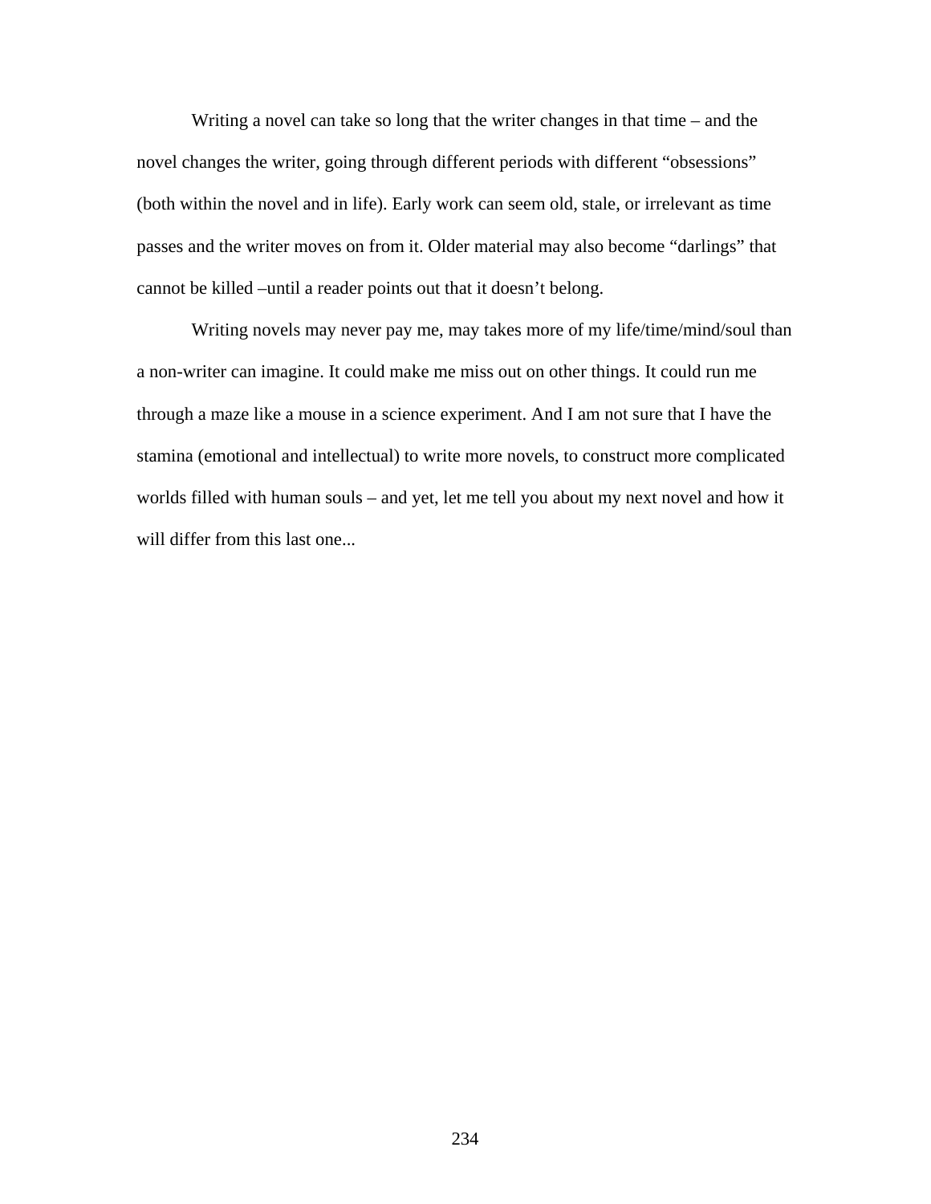Writing a novel can take so long that the writer changes in that time – and the novel changes the writer, going through different periods with different “obsessions” (both within the novel and in life). Early work can seem old, stale, or irrelevant as time passes and the writer moves on from it. Older material may also become “darlings” that cannot be killed –until a reader points out that it doesn’t belong.

Writing novels may never pay me, may takes more of my life/time/mind/soul than a non-writer can imagine. It could make me miss out on other things. It could run me through a maze like a mouse in a science experiment. And I am not sure that I have the stamina (emotional and intellectual) to write more novels, to construct more complicated worlds filled with human souls – and yet, let me tell you about my next novel and how it will differ from this last one...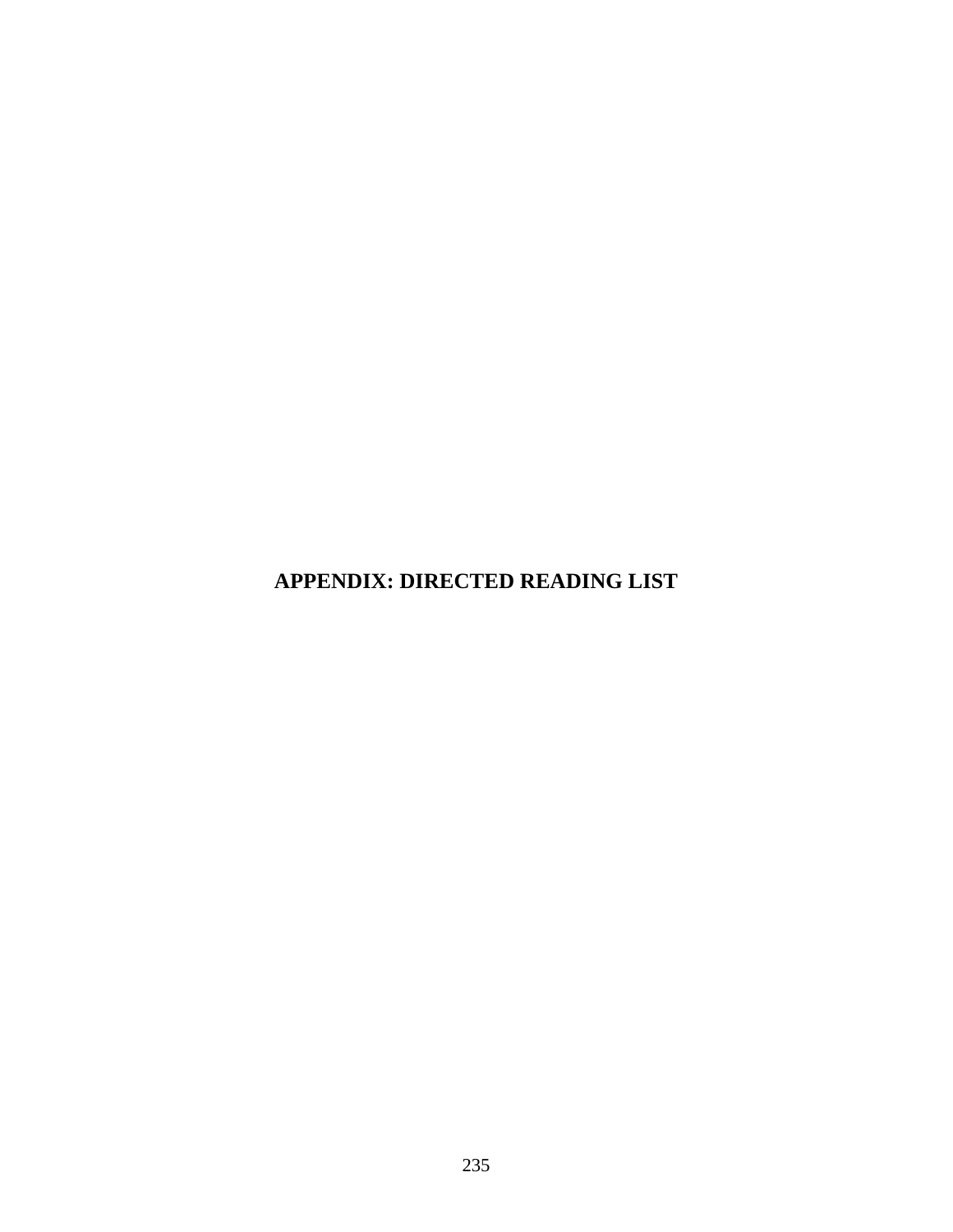# APPENDIX: DIRECTED READING LIST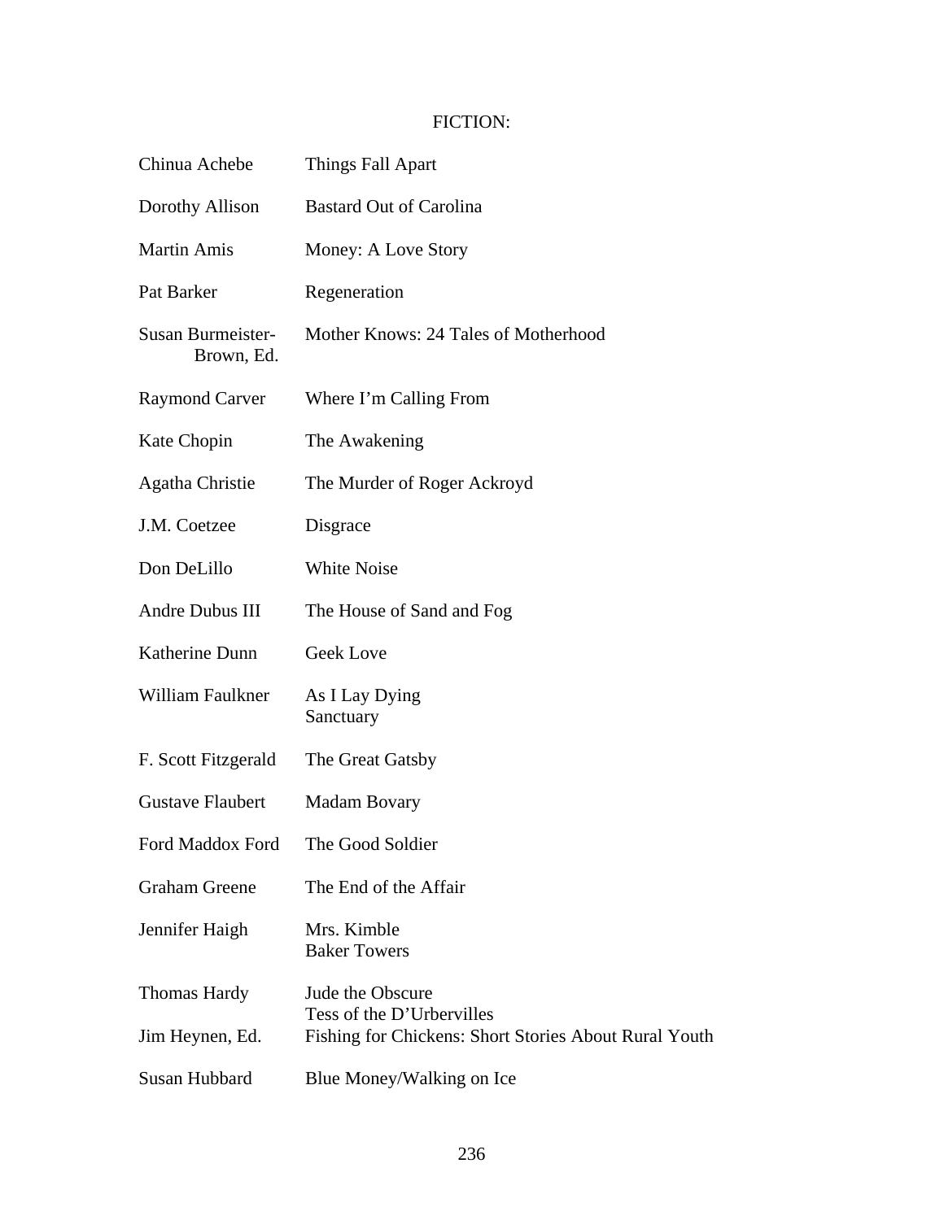## FICTION:

| | |
|---|---|
| Chinua Achebe | Things Fall Apart |
| Dorothy Allison | Bastard Out of Carolina |
| Martin Amis | Money: A Love Story |
| Pat Barker | Regeneration |
| Susan Burmeister-Brown, Ed. | Mother Knows: 24 Tales of Motherhood |
| Raymond Carver | Where I'm Calling From |
| Kate Chopin | The Awakening |
| Agatha Christie | The Murder of Roger Ackroyd |
| J.M. Coetzee | Disgrace |
| Don DeLillo | White Noise |
| Andre Dubus III | The House of Sand and Fog |
| Katherine Dunn | Geek Love |
| William Faulkner | As I Lay Dying<br>Sanctuary |
| F. Scott Fitzgerald | The Great Gatsby |
| Gustave Flaubert | Madam Bovary |
| Ford Maddox Ford | The Good Soldier |
| Graham Greene | The End of the Affair |
| Jennifer Haigh | Mrs. Kimble<br>Baker Towers |
| Thomas Hardy | Jude the Obscure<br>Tess of the D'Urbervilles |
| Jim Heynen, Ed. | Fishing for Chickens: Short Stories About Rural Youth |
| Susan Hubbard | Blue Money/Walking on Ice |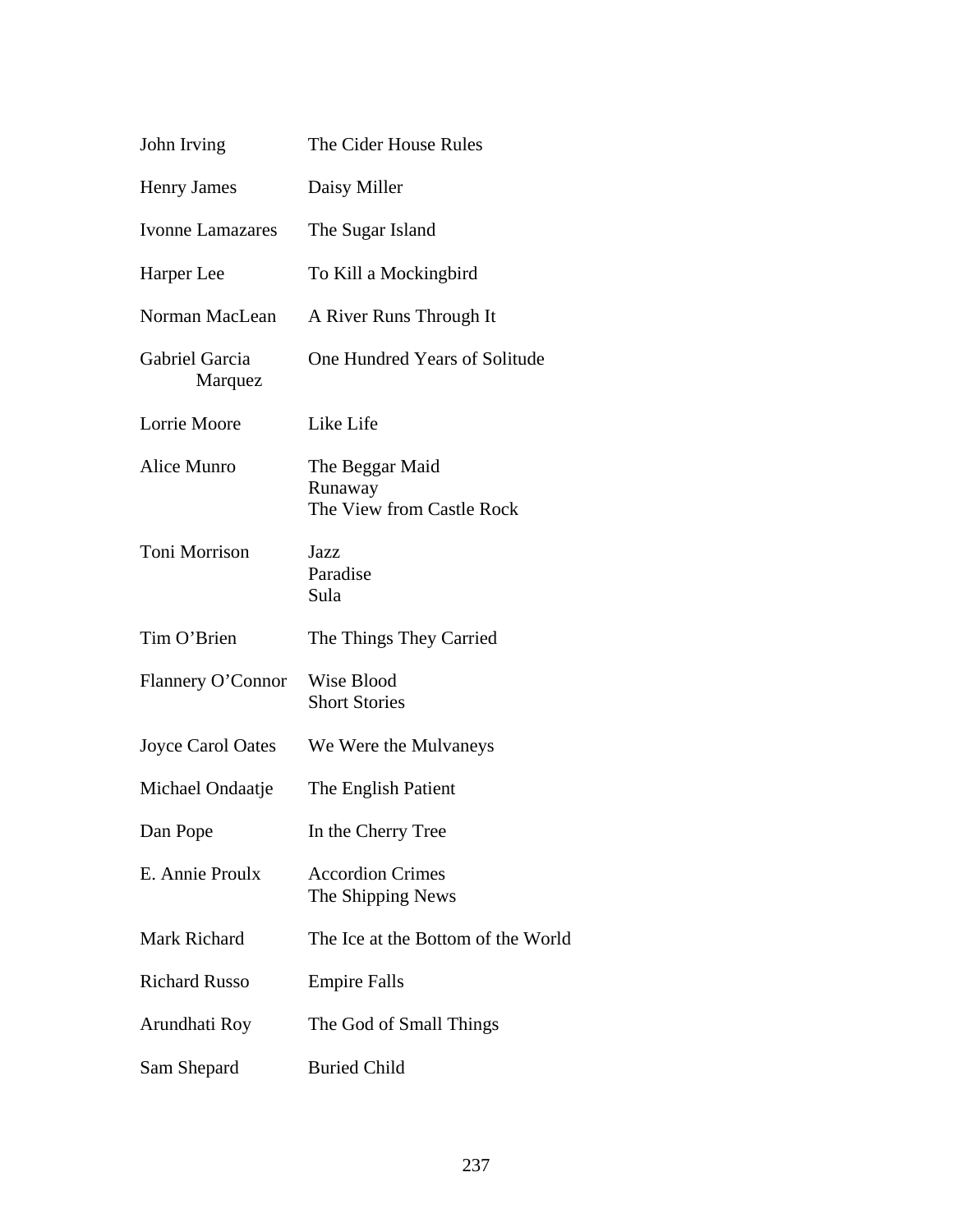| | |
|---|---|
| John Irving | The Cider House Rules |
| Henry James | Daisy Miller |
| Ivonne Lamazares | The Sugar Island |
| Harper Lee | To Kill a Mockingbird |
| Norman MacLean | A River Runs Through It |
| Gabriel Garcia Marquez | One Hundred Years of Solitude |
| Lorrie Moore | Like Life |
| Alice Munro | The Beggar Maid<br>Runaway<br>The View from Castle Rock |
| Toni Morrison | Jazz<br>Paradise<br>Sula |
| Tim O'Brien | The Things They Carried |
| Flannery O'Connor | Wise Blood<br>Short Stories |
| Joyce Carol Oates | We Were the Mulvaneys |
| Michael Ondaatje | The English Patient |
| Dan Pope | In the Cherry Tree |
| E. Annie Proulx | Accordion Crimes<br>The Shipping News |
| Mark Richard | The Ice at the Bottom of the World |
| Richard Russo | Empire Falls |
| Arundhati Roy | The God of Small Things |
| Sam Shepard | Buried Child |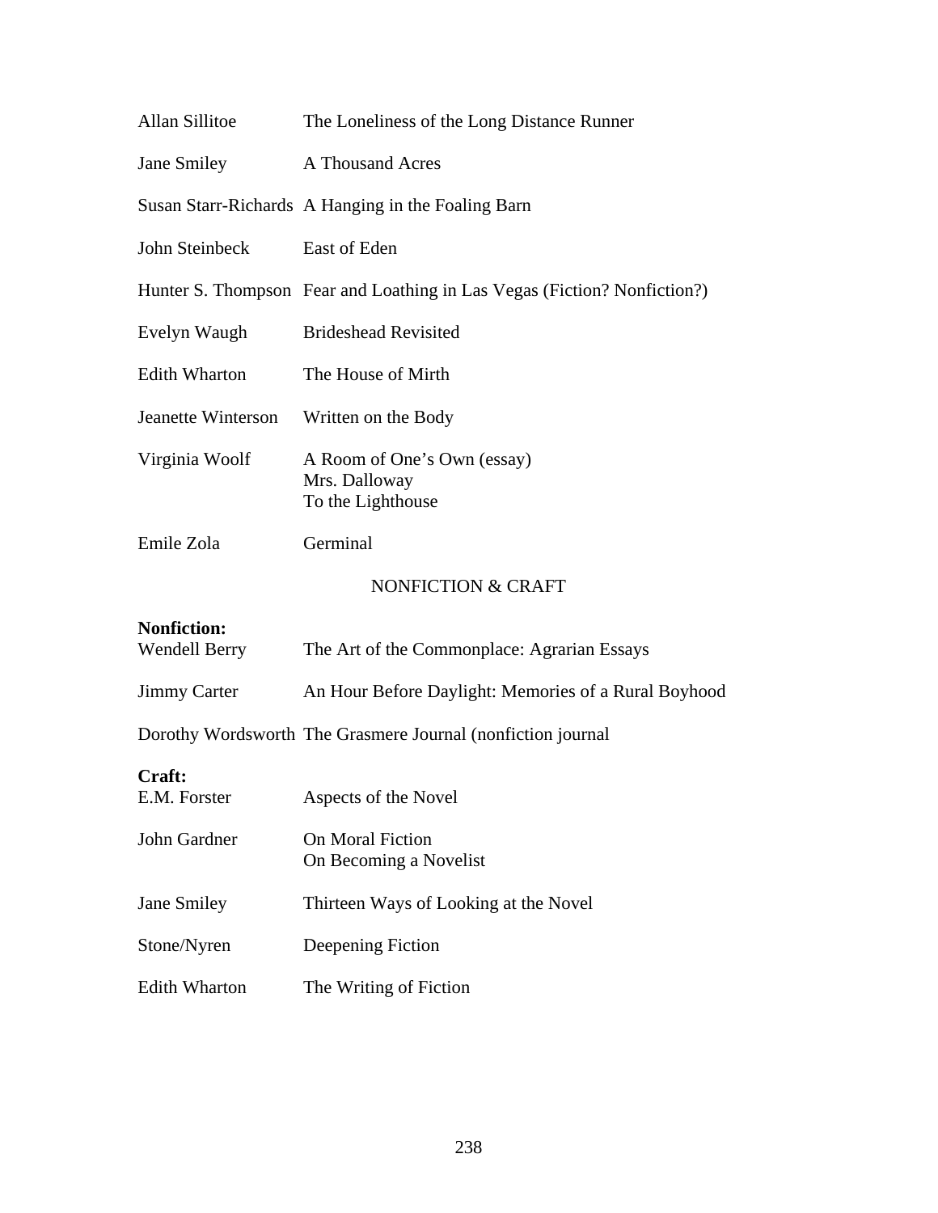| | |
|---|---|
| Allan Sillitoe | The Loneliness of the Long Distance Runner |
| Jane Smiley | A Thousand Acres |
| Susan Starr-Richards | A Hanging in the Foaling Barn |
| John Steinbeck | East of Eden |
| Hunter S. Thompson | Fear and Loathing in Las Vegas (Fiction? Nonfiction?) |
| Evelyn Waugh | Brideshead Revisited |
| Edith Wharton | The House of Mirth |
| Jeanette Winterson | Written on the Body |
| Virginia Woolf | A Room of One's Own (essay)<br>Mrs. Dalloway<br>To the Lighthouse |
| Emile Zola | Germinal |

NONFICTION & CRAFT

**Nonfiction:**

| | |
|---|---|
| Wendell Berry | The Art of the Commonplace: Agrarian Essays |
| Jimmy Carter | An Hour Before Daylight: Memories of a Rural Boyhood |
| Dorothy Wordsworth | The Grasmere Journal (nonfiction journal |

**Craft:**

| | |
|---|---|
| E.M. Forster | Aspects of the Novel |
| John Gardner | On Moral Fiction<br>On Becoming a Novelist |
| Jane Smiley | Thirteen Ways of Looking at the Novel |
| Stone/Nyren | Deepening Fiction |
| Edith Wharton | The Writing of Fiction |